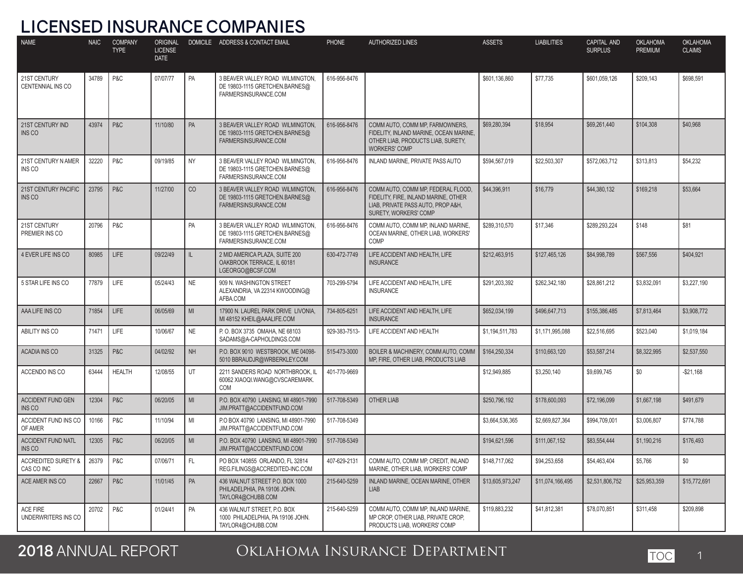# LICENSED INSURANCE COMPANIES

| NAME | NAIC | COMPANY TYPE | ORIGINAL LICENSE DATE | DOMICILE | ADDRESS & CONTACT EMAIL | PHONE | AUTHORIZED LINES | ASSETS | LIABILITIES | CAPITAL AND SURPLUS | OKLAHOMA PREMIUM | OKLAHOMA CLAIMS |
|---|---|---|---|---|---|---|---|---|---|---|---|---|
| 21ST CENTURY CENTENNIAL INS CO | 34789 | P&C | 07/07/77 | PA | 3 BEAVER VALLEY ROAD WILMINGTON, DE 19803-1115 GRETCHEN.BARNES@FARMERSINSURANCE.COM | 616-956-8476 | | $601,136,860 | $77,735 | $601,059,126 | $209,143 | $698,591 |
| 21ST CENTURY IND INS CO | 43974 | P&C | 11/10/80 | PA | 3 BEAVER VALLEY ROAD WILMINGTON, DE 19803-1115 GRETCHEN.BARNES@FARMERSINSURANCE.COM | 616-956-8476 | COMM AUTO, COMM MP, FARMOWNERS, FIDELITY, INLAND MARINE, OCEAN MARINE, OTHER LIAB, PRODUCTS LIAB, SURETY, WORKERS' COMP | $69,280,394 | $18,954 | $69,261,440 | $104,308 | $40,968 |
| 21ST CENTURY N AMER INS CO | 32220 | P&C | 09/19/85 | NY | 3 BEAVER VALLEY ROAD WILMINGTON, DE 19803-1115 GRETCHEN.BARNES@FARMERSINSURANCE.COM | 616-956-8476 | INLAND MARINE, PRIVATE PASS AUTO | $594,567,019 | $22,503,307 | $572,063,712 | $313,813 | $54,232 |
| 21ST CENTURY PACIFIC INS CO | 23795 | P&C | 11/27/00 | CO | 3 BEAVER VALLEY ROAD WILMINGTON, DE 19803-1115 GRETCHEN.BARNES@FARMERSINSURANCE.COM | 616-956-8476 | COMM AUTO, COMM MP, FEDERAL FLOOD, FIDELITY, FIRE, INLAND MARINE, OTHER LIAB, PRIVATE PASS AUTO, PROP A&H, SURETY, WORKERS' COMP | $44,396,911 | $16,779 | $44,380,132 | $169,218 | $53,664 |
| 21ST CENTURY PREMIER INS CO | 20796 | P&C | | PA | 3 BEAVER VALLEY ROAD WILMINGTON, DE 19803-1115 GRETCHEN.BARNES@FARMERSINSURANCE.COM | 616-956-8476 | COMM AUTO, COMM MP, INLAND MARINE, OCEAN MARINE, OTHER LIAB, WORKERS' COMP | $289,310,570 | $17,346 | $289,293,224 | $148 | $81 |
| 4 EVER LIFE INS CO | 80985 | LIFE | 09/22/49 | IL | 2 MID AMERICA PLAZA, SUITE 200 OAKBROOK TERRACE, IL 60181 LGEORGO@BCSF.COM | 630-472-7749 | LIFE ACCIDENT AND HEALTH, LIFE INSURANCE | $212,463,915 | $127,465,126 | $84,998,789 | $567,556 | $404,921 |
| 5 STAR LIFE INS CO | 77879 | LIFE | 05/24/43 | NE | 909 N. WASHINGTON STREET ALEXANDRIA, VA 22314 KWOODING@AFBA.COM | 703-299-5794 | LIFE ACCIDENT AND HEALTH, LIFE INSURANCE | $291,203,392 | $262,342,180 | $28,861,212 | $3,832,091 | $3,227,190 |
| AAA LIFE INS CO | 71854 | LIFE | 06/05/69 | MI | 17900 N. LAUREL PARK DRIVE LIVONIA, MI 48152 KHEIL@AAALIFE.COM | 734-805-6251 | LIFE ACCIDENT AND HEALTH, LIFE INSURANCE | $652,034,199 | $496,647,713 | $155,386,485 | $7,813,464 | $3,908,772 |
| ABILITY INS CO | 71471 | LIFE | 10/06/67 | NE | P. O. BOX 3735 OMAHA, NE 68103 SADAMS@A-CAPHOLDINGS.COM | 929-383-7513- | LIFE ACCIDENT AND HEALTH | $1,194,511,783 | $1,171,995,088 | $22,516,695 | $523,040 | $1,019,184 |
| ACADIA INS CO | 31325 | P&C | 04/02/92 | NH | P.O. BOX 9010 WESTBROOK, ME 04098-5010 BBRAUDJR@WRBERKLEY.COM | 515-473-3000 | BOILER & MACHINERY, COMM AUTO, COMM MP, FIRE, OTHER LIAB, PRODUCTS LIAB | $164,250,334 | $110,663,120 | $53,587,214 | $8,322,995 | $2,537,550 |
| ACCENDO INS CO | 63444 | HEALTH | 12/08/55 | UT | 2211 SANDERS ROAD NORTHBROOK, IL 60062 XIAOQI.WANG@CVSCAREMARK.COM | 401-770-9669 | | $12,949,885 | $3,250,140 | $9,699,745 | $0 | -$21,168 |
| ACCIDENT FUND GEN INS CO | 12304 | P&C | 06/20/05 | MI | P.O. BOX 40790 LANSING, MI 48901-7990 JIM.PRATT@ACCIDENTFUND.COM | 517-708-5349 | OTHER LIAB | $250,796,192 | $178,600,093 | $72,196,099 | $1,667,198 | $491,679 |
| ACCIDENT FUND INS CO OF AMER | 10166 | P&C | 11/10/94 | MI | P.O BOX 40790 LANSING, MI 48901-7990 JIM.PRATT@ACCIDENTFUND.COM | 517-708-5349 | | $3,664,536,365 | $2,669,827,364 | $994,709,001 | $3,006,807 | $774,788 |
| ACCIDENT FUND NATL INS CO | 12305 | P&C | 06/20/05 | MI | P.O. BOX 40790 LANSING, MI 48901-7990 JIM.PRATT@ACCIDENTFUND.COM | 517-708-5349 | | $194,621,596 | $111,067,152 | $83,554,444 | $1,190,216 | $176,493 |
| ACCREDITED SURETY & CAS CO INC | 26379 | P&C | 07/06/71 | FL | PO BOX 140855 ORLANDO, FL 32814 REG.FILINGS@ACCREDITED-INC.COM | 407-629-2131 | COMM AUTO, COMM MP, CREDIT, INLAND MARINE, OTHER LIAB, WORKERS' COMP | $148,717,062 | $94,253,658 | $54,463,404 | $5,766 | $0 |
| ACE AMER INS CO | 22667 | P&C | 11/01/45 | PA | 436 WALNUT STREET P.O. BOX 1000 PHILADELPHIA, PA 19106 JOHN.TAYLOR4@CHUBB.COM | 215-640-5259 | INLAND MARINE, OCEAN MARINE, OTHER LIAB | $13,605,973,247 | $11,074,166,495 | $2,531,806,752 | $25,953,359 | $15,772,691 |
| ACE FIRE UNDERWRITERS INS CO | 20702 | P&C | 01/24/41 | PA | 436 WALNUT STREET, P.O. BOX 1000 PHILADELPHIA, PA 19106 JOHN.TAYLOR4@CHUBB.COM | 215-640-5259 | COMM AUTO, COMM MP, INLAND MARINE, MP CROP, OTHER LIAB, PRIVATE CROP, PRODUCTS LIAB, WORKERS' COMP | $119,883,232 | $41,812,381 | $78,070,851 | $311,458 | $209,898 |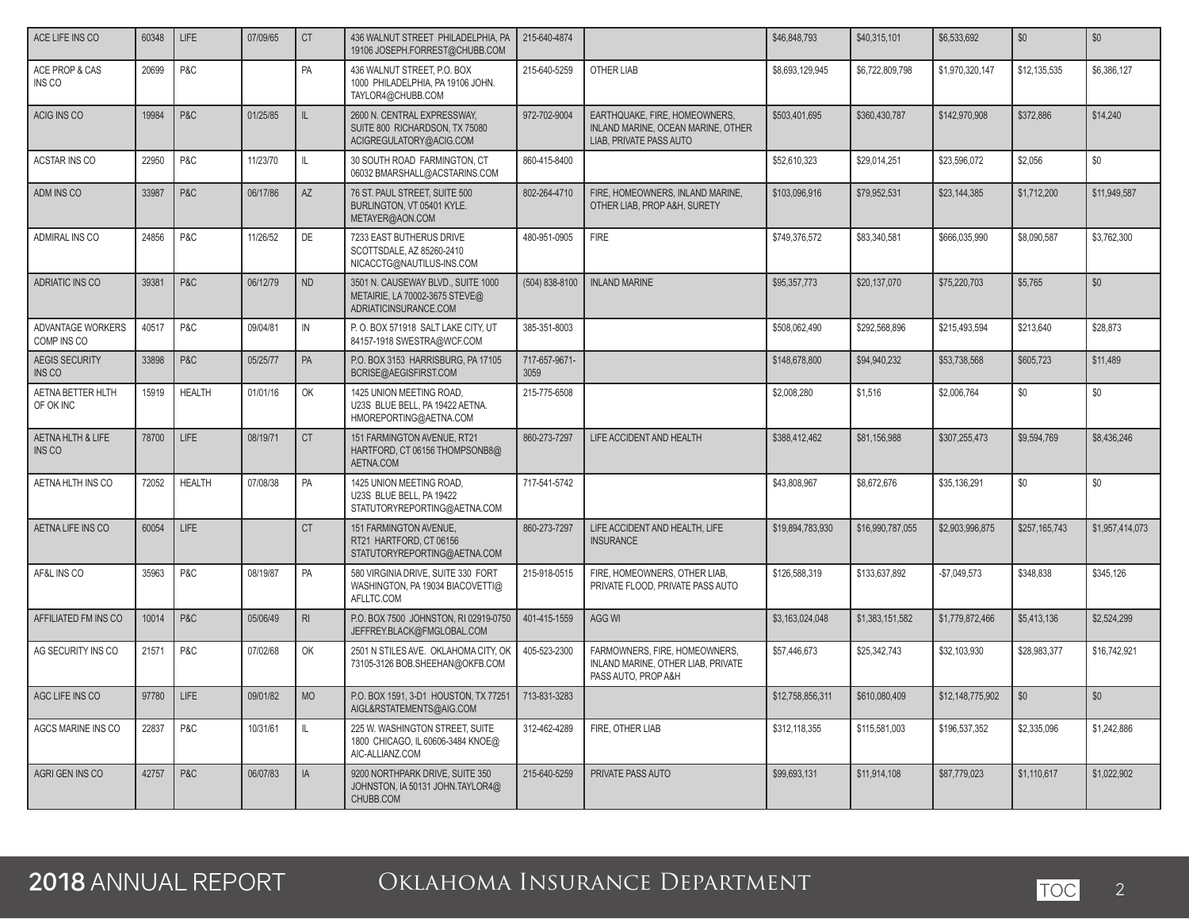| ACE LIFE INS CO | 60348 | LIFE | 07/09/65 | CT | 436 WALNUT STREET PHILADELPHIA, PA 19106 JOSEPH.FORREST@CHUBB.COM | 215-640-4874 | | $46,848,793 | $40,315,101 | $6,533,692 | $0 | $0 |
|---|---|---|---|---|---|---|---|---|---|---|---|---|
| ACE PROP & CAS INS CO | 20699 | P&C | | PA | 436 WALNUT STREET, P.O. BOX 1000 PHILADELPHIA, PA 19106 JOHN.TAYLOR4@CHUBB.COM | 215-640-5259 | OTHER LIAB | $8,693,129,945 | $6,722,809,798 | $1,970,320,147 | $12,135,535 | $6,386,127 |
| ACIG INS CO | 19984 | P&C | 01/25/85 | IL | 2600 N. CENTRAL EXPRESSWAY, SUITE 800 RICHARDSON, TX 75080 ACIGREGULATORY@ACIG.COM | 972-702-9004 | EARTHQUAKE, FIRE, HOMEOWNERS, INLAND MARINE, OCEAN MARINE, OTHER LIAB, PRIVATE PASS AUTO | $503,401,695 | $360,430,787 | $142,970,908 | $372,886 | $14,240 |
| ACSTAR INS CO | 22950 | P&C | 11/23/70 | IL | 30 SOUTH ROAD FARMINGTON, CT 06032 BMARSHALL@ACSTARINS.COM | 860-415-8400 | | $52,610,323 | $29,014,251 | $23,596,072 | $2,056 | $0 |
| ADM INS CO | 33987 | P&C | 06/17/86 | AZ | 76 ST. PAUL STREET, SUITE 500 BURLINGTON, VT 05401 KYLE.METAYER@AON.COM | 802-264-4710 | FIRE, HOMEOWNERS, INLAND MARINE, OTHER LIAB, PROP A&H, SURETY | $103,096,916 | $79,952,531 | $23,144,385 | $1,712,200 | $11,949,587 |
| ADMIRAL INS CO | 24856 | P&C | 11/26/52 | DE | 7233 EAST BUTHERUS DRIVE SCOTTSDALE, AZ 85260-2410 NICACCTG@NAUTILUS-INS.COM | 480-951-0905 | FIRE | $749,376,572 | $83,340,581 | $666,035,990 | $8,090,587 | $3,762,300 |
| ADRIATIC INS CO | 39381 | P&C | 06/12/79 | ND | 3501 N. CAUSEWAY BLVD., SUITE 1000 METAIRIE, LA 70002-3675 STEVE@ADRIATICINSURANCE.COM | (504) 838-8100 | INLAND MARINE | $95,357,773 | $20,137,070 | $75,220,703 | $5,765 | $0 |
| ADVANTAGE WORKERS COMP INS CO | 40517 | P&C | 09/04/81 | IN | P. O. BOX 571918 SALT LAKE CITY, UT 84157-1918 SWESTRA@WCF.COM | 385-351-8003 | | $508,062,490 | $292,568,896 | $215,493,594 | $213,640 | $28,873 |
| AEGIS SECURITY INS CO | 33898 | P&C | 05/25/77 | PA | P.O. BOX 3153 HARRISBURG, PA 17105 BCRISE@AEGISFIRST.COM | 717-657-9671-3059 | | $148,678,800 | $94,940,232 | $53,738,568 | $605,723 | $11,489 |
| AETNA BETTER HLTH OF OK INC | 15919 | HEALTH | 01/01/16 | OK | 1425 UNION MEETING ROAD, U23S BLUE BELL, PA 19422 AETNA.HMOREPORTING@AETNA.COM | 215-775-6508 | | $2,008,280 | $1,516 | $2,006,764 | $0 | $0 |
| AETNA HLTH & LIFE INS CO | 78700 | LIFE | 08/19/71 | CT | 151 FARMINGTON AVENUE, RT21 HARTFORD, CT 06156 THOMPSONB8@AETNA.COM | 860-273-7297 | LIFE ACCIDENT AND HEALTH | $388,412,462 | $81,156,988 | $307,255,473 | $9,594,769 | $8,436,246 |
| AETNA HLTH INS CO | 72052 | HEALTH | 07/08/38 | PA | 1425 UNION MEETING ROAD, U23S BLUE BELL, PA 19422 STATUTORYREPORTING@AETNA.COM | 717-541-5742 | | $43,808,967 | $8,672,676 | $35,136,291 | $0 | $0 |
| AETNA LIFE INS CO | 60054 | LIFE | | CT | 151 FARMINGTON AVENUE, RT21 HARTFORD, CT 06156 STATUTORYREPORTING@AETNA.COM | 860-273-7297 | LIFE ACCIDENT AND HEALTH, LIFE INSURANCE | $19,894,783,930 | $16,990,787,055 | $2,903,996,875 | $257,165,743 | $1,957,414,073 |
| AF&L INS CO | 35963 | P&C | 08/19/87 | PA | 580 VIRGINIA DRIVE, SUITE 330 FORT WASHINGTON, PA 19034 BIACOVETTI@AFLLTC.COM | 215-918-0515 | FIRE, HOMEOWNERS, OTHER LIAB, PRIVATE FLOOD, PRIVATE PASS AUTO | $126,588,319 | $133,637,892 | -$7,049,573 | $348,838 | $345,126 |
| AFFILIATED FM INS CO | 10014 | P&C | 05/06/49 | RI | P.O. BOX 7500 JOHNSTON, RI 02919-0750 JEFFREY.BLACK@FMGLOBAL.COM | 401-415-1559 | AGG WI | $3,163,024,048 | $1,383,151,582 | $1,779,872,466 | $5,413,136 | $2,524,299 |
| AG SECURITY INS CO | 21571 | P&C | 07/02/68 | OK | 2501 N STILES AVE. OKLAHOMA CITY, OK 73105-3126 BOB.SHEEHAN@OKFB.COM | 405-523-2300 | FARMOWNERS, FIRE, HOMEOWNERS, INLAND MARINE, OTHER LIAB, PRIVATE PASS AUTO, PROP A&H | $57,446,673 | $25,342,743 | $32,103,930 | $28,983,377 | $16,742,921 |
| AGC LIFE INS CO | 97780 | LIFE | 09/01/82 | MO | P.O. BOX 1591, 3-D1 HOUSTON, TX 77251 AIGL&RSTATEMENTS@AIG.COM | 713-831-3283 | | $12,758,856,311 | $610,080,409 | $12,148,775,902 | $0 | $0 |
| AGCS MARINE INS CO | 22837 | P&C | 10/31/61 | IL | 225 W. WASHINGTON STREET, SUITE 1800 CHICAGO, IL 60606-3484 KNOE@AIC-ALLIANZ.COM | 312-462-4289 | FIRE, OTHER LIAB | $312,118,355 | $115,581,003 | $196,537,352 | $2,335,096 | $1,242,886 |
| AGRI GEN INS CO | 42757 | P&C | 06/07/83 | IA | 9200 NORTHPARK DRIVE, SUITE 350 JOHNSTON, IA 50131 JOHN.TAYLOR4@CHUBB.COM | 215-640-5259 | PRIVATE PASS AUTO | $99,693,131 | $11,914,108 | $87,779,023 | $1,110,617 | $1,022,902 |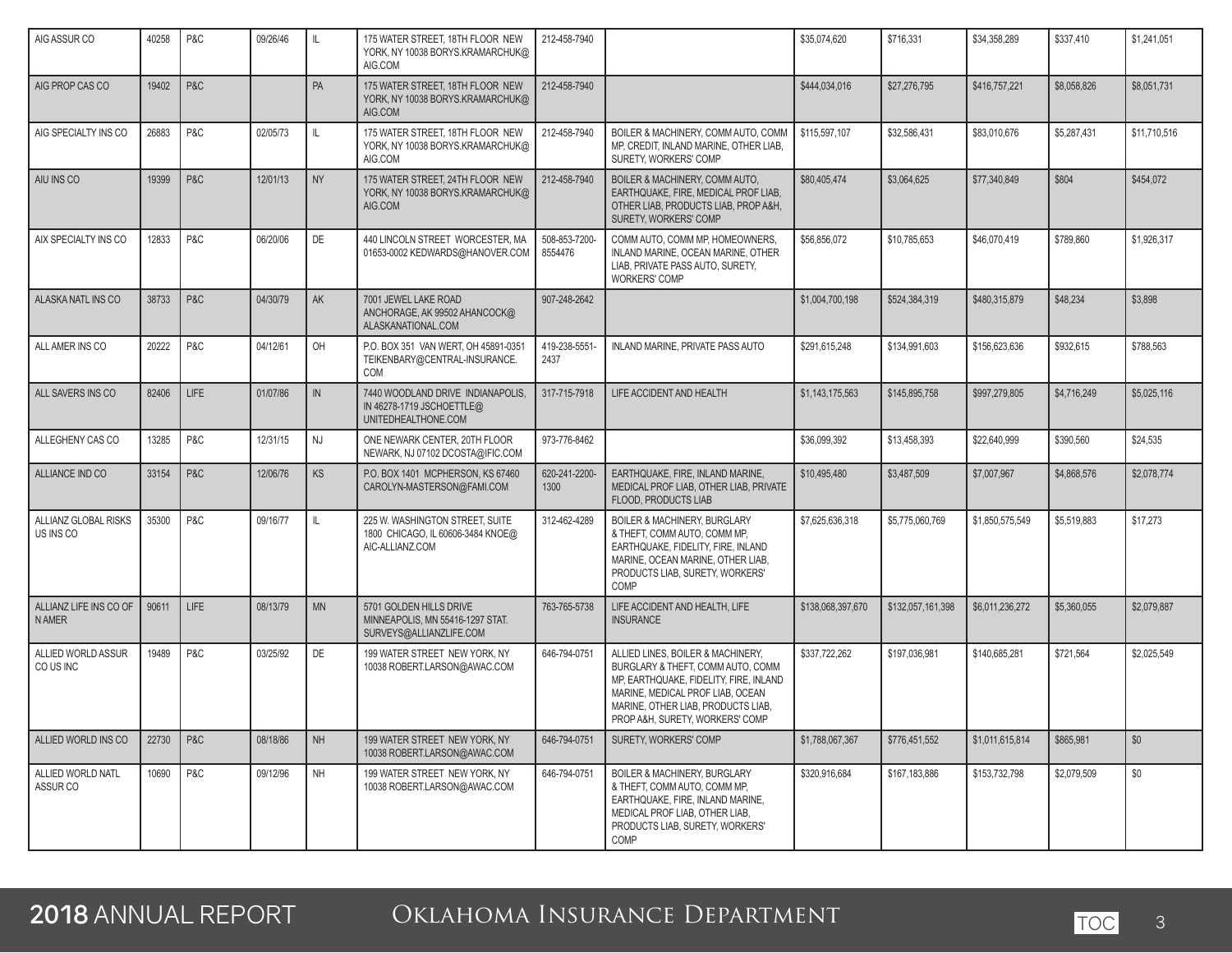| | | | | | | | | | | | | |
|---|---|---|---|---|---|---|---|---|---|---|---|---|
| AIG ASSUR CO | 40258 | P&C | 09/26/46 | IL | 175 WATER STREET, 18TH FLOOR NEW YORK, NY 10038 BORYS.KRAMARCHUK@AIG.COM | 212-458-7940 | | $35,074,620 | $716,331 | $34,358,289 | $337,410 | $1,241,051 |
| AIG PROP CAS CO | 19402 | P&C | | PA | 175 WATER STREET, 18TH FLOOR NEW YORK, NY 10038 BORYS.KRAMARCHUK@AIG.COM | 212-458-7940 | | $444,034,016 | $27,276,795 | $416,757,221 | $8,058,826 | $8,051,731 |
| AIG SPECIALTY INS CO | 26883 | P&C | 02/05/73 | IL | 175 WATER STREET, 18TH FLOOR NEW YORK, NY 10038 BORYS.KRAMARCHUK@AIG.COM | 212-458-7940 | BOILER & MACHINERY, COMM AUTO, COMM MP, CREDIT, INLAND MARINE, OTHER LIAB, SURETY, WORKERS' COMP | $115,597,107 | $32,586,431 | $83,010,676 | $5,287,431 | $11,710,516 |
| AIU INS CO | 19399 | P&C | 12/01/13 | NY | 175 WATER STREET, 24TH FLOOR NEW YORK, NY 10038 BORYS.KRAMARCHUK@AIG.COM | 212-458-7940 | BOILER & MACHINERY, COMM AUTO, EARTHQUAKE, FIRE, MEDICAL PROF LIAB, OTHER LIAB, PRODUCTS LIAB, PROP A&H, SURETY, WORKERS' COMP | $80,405,474 | $3,064,625 | $77,340,849 | $804 | $454,072 |
| AIX SPECIALTY INS CO | 12833 | P&C | 06/20/06 | DE | 440 LINCOLN STREET WORCESTER, MA 01653-0002 KEDWARDS@HANOVER.COM | 508-853-7200-8554476 | COMM AUTO, COMM MP, HOMEOWNERS, INLAND MARINE, OCEAN MARINE, OTHER LIAB, PRIVATE PASS AUTO, SURETY, WORKERS' COMP | $56,856,072 | $10,785,653 | $46,070,419 | $789,860 | $1,926,317 |
| ALASKA NATL INS CO | 38733 | P&C | 04/30/79 | AK | 7001 JEWEL LAKE ROAD ANCHORAGE, AK 99502 AHANCOCK@ALASKANATIONAL.COM | 907-248-2642 | | $1,004,700,198 | $524,384,319 | $480,315,879 | $48,234 | $3,898 |
| ALL AMER INS CO | 20222 | P&C | 04/12/61 | OH | P.O. BOX 351 VAN WERT, OH 45891-0351 TEIKENBARY@CENTRAL-INSURANCE.COM | 419-238-5551-2437 | INLAND MARINE, PRIVATE PASS AUTO | $291,615,248 | $134,991,603 | $156,623,636 | $932,615 | $788,563 |
| ALL SAVERS INS CO | 82406 | LIFE | 01/07/86 | IN | 7440 WOODLAND DRIVE INDIANAPOLIS, IN 46278-1719 JSCHOETTLE@UNITEDHEALTHONE.COM | 317-715-7918 | LIFE ACCIDENT AND HEALTH | $1,143,175,563 | $145,895,758 | $997,279,805 | $4,716,249 | $5,025,116 |
| ALLEGHENY CAS CO | 13285 | P&C | 12/31/15 | NJ | ONE NEWARK CENTER, 20TH FLOOR NEWARK, NJ 07102 DCOSTA@IFIC.COM | 973-776-8462 | | $36,099,392 | $13,458,393 | $22,640,999 | $390,560 | $24,535 |
| ALLIANCE IND CO | 33154 | P&C | 12/06/76 | KS | P.O. BOX 1401 MCPHERSON, KS 67460 CAROLYN-MASTERSON@FAMI.COM | 620-241-2200-1300 | EARTHQUAKE, FIRE, INLAND MARINE, MEDICAL PROF LIAB, OTHER LIAB, PRIVATE FLOOD, PRODUCTS LIAB | $10,495,480 | $3,487,509 | $7,007,967 | $4,868,576 | $2,078,774 |
| ALLIANZ GLOBAL RISKS US INS CO | 35300 | P&C | 09/16/77 | IL | 225 W. WASHINGTON STREET, SUITE 1800 CHICAGO, IL 60606-3484 KNOE@AIC-ALLIANZ.COM | 312-462-4289 | BOILER & MACHINERY, BURGLARY & THEFT, COMM AUTO, COMM MP, EARTHQUAKE, FIDELITY, FIRE, INLAND MARINE, OCEAN MARINE, OTHER LIAB, PRODUCTS LIAB, SURETY, WORKERS' COMP | $7,625,636,318 | $5,775,060,769 | $1,850,575,549 | $5,519,883 | $17,273 |
| ALLIANZ LIFE INS CO OF N AMER | 90611 | LIFE | 08/13/79 | MN | 5701 GOLDEN HILLS DRIVE MINNEAPOLIS, MN 55416-1297 STAT.SURVEYS@ALLIANZLIFE.COM | 763-765-5738 | LIFE ACCIDENT AND HEALTH, LIFE INSURANCE | $138,068,397,670 | $132,057,161,398 | $6,011,236,272 | $5,360,055 | $2,079,887 |
| ALLIED WORLD ASSUR CO US INC | 19489 | P&C | 03/25/92 | DE | 199 WATER STREET NEW YORK, NY 10038 ROBERT.LARSON@AWAC.COM | 646-794-0751 | ALLIED LINES, BOILER & MACHINERY, BURGLARY & THEFT, COMM AUTO, COMM MP, EARTHQUAKE, FIDELITY, FIRE, INLAND MARINE, MEDICAL PROF LIAB, OCEAN MARINE, OTHER LIAB, PRODUCTS LIAB, PROP A&H, SURETY, WORKERS' COMP | $337,722,262 | $197,036,981 | $140,685,281 | $721,564 | $2,025,549 |
| ALLIED WORLD INS CO | 22730 | P&C | 08/18/86 | NH | 199 WATER STREET NEW YORK, NY 10038 ROBERT.LARSON@AWAC.COM | 646-794-0751 | SURETY, WORKERS' COMP | $1,788,067,367 | $776,451,552 | $1,011,615,814 | $865,981 | $0 |
| ALLIED WORLD NATL ASSUR CO | 10690 | P&C | 09/12/96 | NH | 199 WATER STREET NEW YORK, NY 10038 ROBERT.LARSON@AWAC.COM | 646-794-0751 | BOILER & MACHINERY, BURGLARY & THEFT, COMM AUTO, COMM MP, EARTHQUAKE, FIRE, INLAND MARINE, MEDICAL PROF LIAB, OTHER LIAB, PRODUCTS LIAB, SURETY, WORKERS' COMP | $320,916,684 | $167,183,886 | $153,732,798 | $2,079,509 | $0 |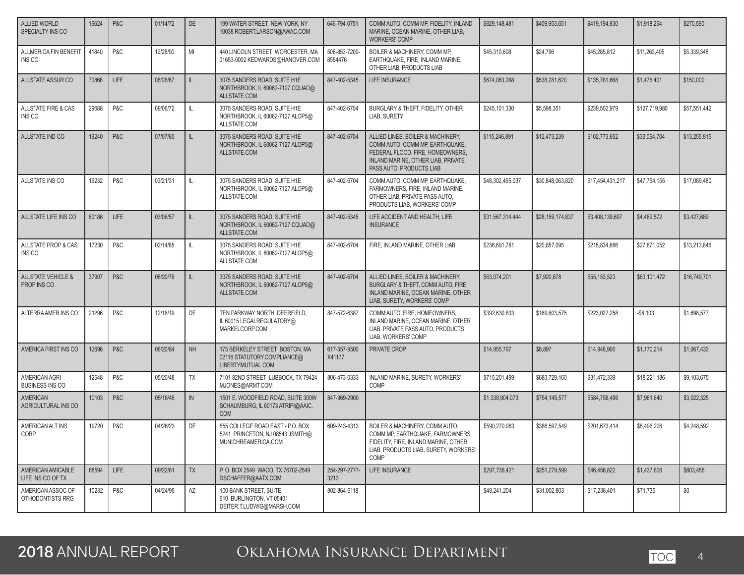| ALLIED WORLD SPECIALTY INS CO | 16624 | P&C | 01/14/72 | DE | 199 WATER STREET NEW YORK, NY 10038 ROBERT.LARSON@AWAC.COM | 646-794-0751 | COMM AUTO, COMM MP, FIDELITY, INLAND MARINE, OCEAN MARINE, OTHER LIAB, WORKERS' COMP | $829,148,481 | $409,953,651 | $419,194,830 | $1,918,254 | $270,590 |
|---|---|---|---|---|---|---|---|---|---|---|---|---|
| ALLMERICA FIN BENEFIT INS CO | 41840 | P&C | 12/28/00 | MI | 440 LINCOLN STREET WORCESTER, MA 01653-0002 KEDWARDS@HANOVER.COM | 508-853-7200-8554476 | BOILER & MACHINERY, COMM MP, EARTHQUAKE, FIRE, INLAND MARINE, OTHER LIAB, PRODUCTS LIAB | $45,310,608 | $24,796 | $45,285,812 | $11,263,405 | $5,339,348 |
| ALLSTATE ASSUR CO | 70866 | LIFE | 06/28/67 | IL | 3075 SANDERS ROAD, SUITE H1E NORTHBROOK, IL 60062-7127 CQUAD@ALLSTATE.COM | 847-402-5345 | LIFE INSURANCE | $674,063,288 | $538,281,620 | $135,781,668 | $1,476,401 | $150,000 |
| ALLSTATE FIRE & CAS INS CO | 29688 | P&C | 09/06/72 | IL | 3075 SANDERS ROAD, SUITE H1E NORTHBROOK, IL 60062-7127 ALOP5@ALLSTATE.COM | 847-402-6704 | BURGLARY & THEFT, FIDELITY, OTHER LIAB, SURETY | $245,101,330 | $5,598,351 | $239,502,979 | $127,719,980 | $57,551,442 |
| ALLSTATE IND CO | 19240 | P&C | 07/07/60 | IL | 3075 SANDERS ROAD, SUITE H1E NORTHBROOK, IL 60062-7127 ALOP5@ALLSTATE.COM | 847-402-6704 | ALLIED LINES, BOILER & MACHINERY, COMM AUTO, COMM MP, EARTHQUAKE, FEDERAL FLOOD, FIRE, HOMEOWNERS, INLAND MARINE, OTHER LIAB, PRIVATE PASS AUTO, PRODUCTS LIAB | $115,246,891 | $12,473,239 | $102,773,652 | $33,064,704 | $13,255,815 |
| ALLSTATE INS CO | 19232 | P&C | 03/21/31 | IL | 3075 SANDERS ROAD, SUITE H1E NORTHBROOK, IL 60062-7127 ALOP5@ALLSTATE.COM | 847-402-6704 | COMM AUTO, COMM MP, EARTHQUAKE, FARMOWNERS, FIRE, INLAND MARINE, OTHER LIAB, PRIVATE PASS AUTO, PRODUCTS LIAB, WORKERS' COMP | $48,302,495,037 | $30,848,063,820 | $17,454,431,217 | $47,754,155 | $17,089,480 |
| ALLSTATE LIFE INS CO | 60186 | LIFE | 03/06/57 | IL | 3075 SANDERS ROAD, SUITE H1E NORTHBROOK, IL 60062-7127 CQUAD@ALLSTATE.COM | 847-402-5345 | LIFE ACCIDENT AND HEALTH, LIFE INSURANCE | $31,567,314,444 | $28,159,174,837 | $3,408,139,607 | $4,489,572 | $3,427,689 |
| ALLSTATE PROP & CAS INS CO | 17230 | P&C | 02/14/85 | IL | 3075 SANDERS ROAD, SUITE H1E NORTHBROOK, IL 60062-7127 ALOP5@ALLSTATE.COM | 847-402-6704 | FIRE, INLAND MARINE, OTHER LIAB | $236,691,781 | $20,857,095 | $215,834,686 | $27,871,052 | $13,213,846 |
| ALLSTATE VEHICLE & PROP INS CO | 37907 | P&C | 08/20/79 | IL | 3075 SANDERS ROAD, SUITE H1E NORTHBROOK, IL 60062-7127 ALOP5@ALLSTATE.COM | 847-402-6704 | ALLIED LINES, BOILER & MACHINERY, BURGLARY & THEFT, COMM AUTO, FIRE, INLAND MARINE, OCEAN MARINE, OTHER LIAB, SURETY, WORKERS' COMP | $63,074,201 | $7,920,678 | $55,153,523 | $63,101,472 | $16,749,701 |
| ALTERRA AMER INS CO | 21296 | P&C | 12/18/19 | DE | TEN PARKWAY NORTH DEERFIELD, IL 60015 LEGALREGULATORY@MARKELCORP.COM | 847-572-6387 | COMM AUTO, FIRE, HOMEOWNERS, INLAND MARINE, OCEAN MARINE, OTHER LIAB, PRIVATE PASS AUTO, PRODUCTS LIAB, WORKERS' COMP | $392,630,833 | $169,603,575 | $223,027,258 | -$8,103 | $1,698,577 |
| AMERICA FIRST INS CO | 12696 | P&C | 06/20/84 | NH | 175 BERKELEY STREET BOSTON, MA 02116 STATUTORY.COMPLIANCE@LIBERTYMUTUAL.COM | 617-357-9500 X41177 | PRIVATE CROP | $14,955,797 | $8,897 | $14,946,900 | $1,170,214 | $1,067,433 |
| AMERICAN AGRI BUSINESS INS CO | 12548 | P&C | 05/20/48 | TX | 7101 82ND STREET LUBBOCK, TX 79424 MJONES@ARMT.COM | 806-473-0333 | INLAND MARINE, SURETY, WORKERS' COMP | $715,201,499 | $683,729,160 | $31,472,339 | $18,221,186 | $9,103,675 |
| AMERICAN AGRICULTURAL INS CO | 10103 | P&C | 05/18/48 | IN | 1501 E. WOODFIELD ROAD, SUITE 300W SCHAUMBURG, IL 60173 ATRIPI@AAIC.COM | 847-969-2900 | | $1,338,904,073 | $754,145,577 | $584,758,496 | $7,961,640 | $3,022,325 |
| AMERICAN ALT INS CORP | 19720 | P&C | 04/26/23 | DE | 555 COLLEGE ROAD EAST - P.O. BOX 5241 PRINCETON, NJ 08543 JSMITH@MUNICHREAMERICA.COM | 609-243-4313 | BOILER & MACHINERY, COMM AUTO, COMM MP, EARTHQUAKE, FARMOWNERS, FIDELITY, FIRE, INLAND MARINE, OTHER LIAB, PRODUCTS LIAB, SURETY, WORKERS' COMP | $590,270,963 | $388,597,549 | $201,673,414 | $8,496,206 | $4,248,592 |
| AMERICAN AMICABLE LIFE INS CO OF TX | 68594 | LIFE | 09/22/81 | TX | P. O. BOX 2549 WACO, TX 76702-2549 DSCHAFFER@AATX.COM | 254-297-2777-3213 | LIFE INSURANCE | $297,736,421 | $251,279,599 | $46,456,822 | $1,437,606 | $603,456 |
| AMERICAN ASSOC OF OTHODONTISTS RRG | 10232 | P&C | 04/24/95 | AZ | 100 BANK STREET, SUITE 610 BURLINGTON, VT 05401 DEITER.T.LUDWIG@MARSH.COM | 802-864-6118 | | $48,241,204 | $31,002,803 | $17,238,401 | $71,735 | $0 |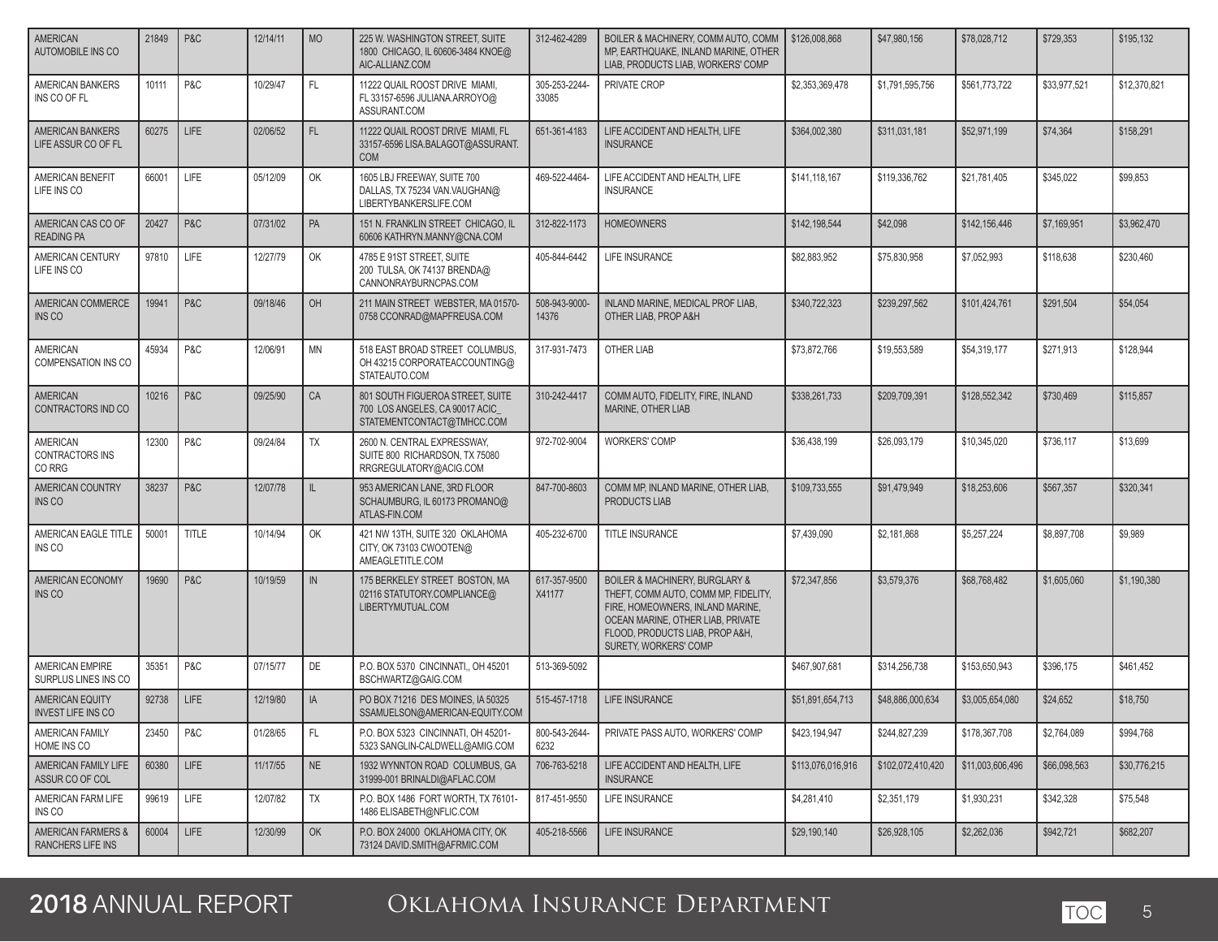| AMERICAN AUTOMOBILE INS CO | 21849 | P&C | 12/14/11 | MO | 225 W. WASHINGTON STREET, SUITE 1800 CHICAGO, IL 60606-3484 KNOE@AIC-ALLIANZ.COM | 312-462-4289 | BOILER & MACHINERY, COMM AUTO, COMM MP, EARTHQUAKE, INLAND MARINE, OTHER LIAB, PRODUCTS LIAB, WORKERS' COMP | $126,008,868 | $47,980,156 | $78,028,712 | $729,353 | $195,132 |
|---|---|---|---|---|---|---|---|---|---|---|---|---|
| AMERICAN BANKERS INS CO OF FL | 10111 | P&C | 10/29/47 | FL | 11222 QUAIL ROOST DRIVE MIAMI, FL 33157-6596 JULIANA.ARROYO@ASSURANT.COM | 305-253-2244-33085 | PRIVATE CROP | $2,353,369,478 | $1,791,595,756 | $561,773,722 | $33,977,521 | $12,370,821 |
| AMERICAN BANKERS LIFE ASSUR CO OF FL | 60275 | LIFE | 02/06/52 | FL | 11222 QUAIL ROOST DRIVE MIAMI, FL 33157-6596 LISA.BALAGOT@ASSURANT.COM | 651-361-4183 | LIFE ACCIDENT AND HEALTH, LIFE INSURANCE | $364,002,380 | $311,031,181 | $52,971,199 | $74,364 | $158,291 |
| AMERICAN BENEFIT LIFE INS CO | 66001 | LIFE | 05/12/09 | OK | 1605 LBJ FREEWAY, SUITE 700 DALLAS, TX 75234 VAN.VAUGHAN@LIBERTYBANKERSLIFE.COM | 469-522-4464- | LIFE ACCIDENT AND HEALTH, LIFE INSURANCE | $141,118,167 | $119,336,762 | $21,781,405 | $345,022 | $99,853 |
| AMERICAN CAS CO OF READING PA | 20427 | P&C | 07/31/02 | PA | 151 N. FRANKLIN STREET CHICAGO, IL 60606 KATHRYN.MANNY@CNA.COM | 312-822-1173 | HOMEOWNERS | $142,198,544 | $42,098 | $142,156,446 | $7,169,951 | $3,962,470 |
| AMERICAN CENTURY LIFE INS CO | 97810 | LIFE | 12/27/79 | OK | 4785 E 91ST STREET, SUITE 200 TULSA, OK 74137 BRENDA@CANNONRAYBURNCPAS.COM | 405-844-6442 | LIFE INSURANCE | $82,883,952 | $75,830,958 | $7,052,993 | $118,638 | $230,460 |
| AMERICAN COMMERCE INS CO | 19941 | P&C | 09/18/46 | OH | 211 MAIN STREET WEBSTER, MA 01570-0758 CCONRAD@MAPFREUSA.COM | 508-943-9000-14376 | INLAND MARINE, MEDICAL PROF LIAB, OTHER LIAB, PROP A&H | $340,722,323 | $239,297,562 | $101,424,761 | $291,504 | $54,054 |
| AMERICAN COMPENSATION INS CO | 45934 | P&C | 12/06/91 | MN | 518 EAST BROAD STREET COLUMBUS, OH 43215 CORPORATEACCOUNTING@STATEAUTO.COM | 317-931-7473 | OTHER LIAB | $73,872,766 | $19,553,589 | $54,319,177 | $271,913 | $128,944 |
| AMERICAN CONTRACTORS IND CO | 10216 | P&C | 09/25/90 | CA | 801 SOUTH FIGUEROA STREET, SUITE 700 LOS ANGELES, CA 90017 ACIC_STATEMENTCONTACT@TMHCC.COM | 310-242-4417 | COMM AUTO, FIDELITY, FIRE, INLAND MARINE, OTHER LIAB | $338,261,733 | $209,709,391 | $128,552,342 | $730,469 | $115,857 |
| AMERICAN CONTRACTORS INS CO RRG | 12300 | P&C | 09/24/84 | TX | 2600 N. CENTRAL EXPRESSWAY, SUITE 800 RICHARDSON, TX 75080 RRGREGULATORY@ACIG.COM | 972-702-9004 | WORKERS' COMP | $36,438,199 | $26,093,179 | $10,345,020 | $736,117 | $13,699 |
| AMERICAN COUNTRY INS CO | 38237 | P&C | 12/07/78 | IL | 953 AMERICAN LANE, 3RD FLOOR SCHAUMBURG, IL 60173 PROMANO@ATLAS-FIN.COM | 847-700-8603 | COMM MP, INLAND MARINE, OTHER LIAB, PRODUCTS LIAB | $109,733,555 | $91,479,949 | $18,253,606 | $567,357 | $320,341 |
| AMERICAN EAGLE TITLE INS CO | 50001 | TITLE | 10/14/94 | OK | 421 NW 13TH, SUITE 320 OKLAHOMA CITY, OK 73103 CWOOTEN@AMEAGLETITLE.COM | 405-232-6700 | TITLE INSURANCE | $7,439,090 | $2,181,868 | $5,257,224 | $8,897,708 | $9,989 |
| AMERICAN ECONOMY INS CO | 19690 | P&C | 10/19/59 | IN | 175 BERKELEY STREET BOSTON, MA 02116 STATUTORY.COMPLIANCE@LIBERTYMUTUAL.COM | 617-357-9500 X41177 | BOILER & MACHINERY, BURGLARY & THEFT, COMM AUTO, COMM MP, FIDELITY, FIRE, HOMEOWNERS, INLAND MARINE, OCEAN MARINE, OTHER LIAB, PRIVATE FLOOD, PRODUCTS LIAB, PROP A&H, SURETY, WORKERS' COMP | $72,347,856 | $3,579,376 | $68,768,482 | $1,605,060 | $1,190,380 |
| AMERICAN EMPIRE SURPLUS LINES INS CO | 35351 | P&C | 07/15/77 | DE | P.O. BOX 5370 CINCINNATI,, OH 45201 BSCHWARTZ@GAIG.COM | 513-369-5092 | | $467,907,681 | $314,256,738 | $153,650,943 | $396,175 | $461,452 |
| AMERICAN EQUITY INVEST LIFE INS CO | 92738 | LIFE | 12/19/80 | IA | PO BOX 71216 DES MOINES, IA 50325 SSAMUELSON@AMERICAN-EQUITY.COM | 515-457-1718 | LIFE INSURANCE | $51,891,654,713 | $48,886,000,634 | $3,005,654,080 | $24,652 | $18,750 |
| AMERICAN FAMILY HOME INS CO | 23450 | P&C | 01/28/65 | FL | P.O. BOX 5323 CINCINNATI, OH 45201-5323 SANGLIN-CALDWELL@AMIG.COM | 800-543-2644-6232 | PRIVATE PASS AUTO, WORKERS' COMP | $423,194,947 | $244,827,239 | $178,367,708 | $2,764,089 | $994,768 |
| AMERICAN FAMILY LIFE ASSUR CO OF COL | 60380 | LIFE | 11/17/55 | NE | 1932 WYNNTON ROAD COLUMBUS, GA 31999-001 BRINALDI@AFLAC.COM | 706-763-5218 | LIFE ACCIDENT AND HEALTH, LIFE INSURANCE | $113,076,016,916 | $102,072,410,420 | $11,003,606,496 | $66,098,563 | $30,776,215 |
| AMERICAN FARM LIFE INS CO | 99619 | LIFE | 12/07/82 | TX | P.O. BOX 1486 FORT WORTH, TX 76101-1486 ELISABETH@NFLIC.COM | 817-451-9550 | LIFE INSURANCE | $4,281,410 | $2,351,179 | $1,930,231 | $342,328 | $75,548 |
| AMERICAN FARMERS & RANCHERS LIFE INS | 60004 | LIFE | 12/30/99 | OK | P.O. BOX 24000 OKLAHOMA CITY, OK 73124 DAVID.SMITH@AFRMIC.COM | 405-218-5566 | LIFE INSURANCE | $29,190,140 | $26,928,105 | $2,262,036 | $942,721 | $682,207 |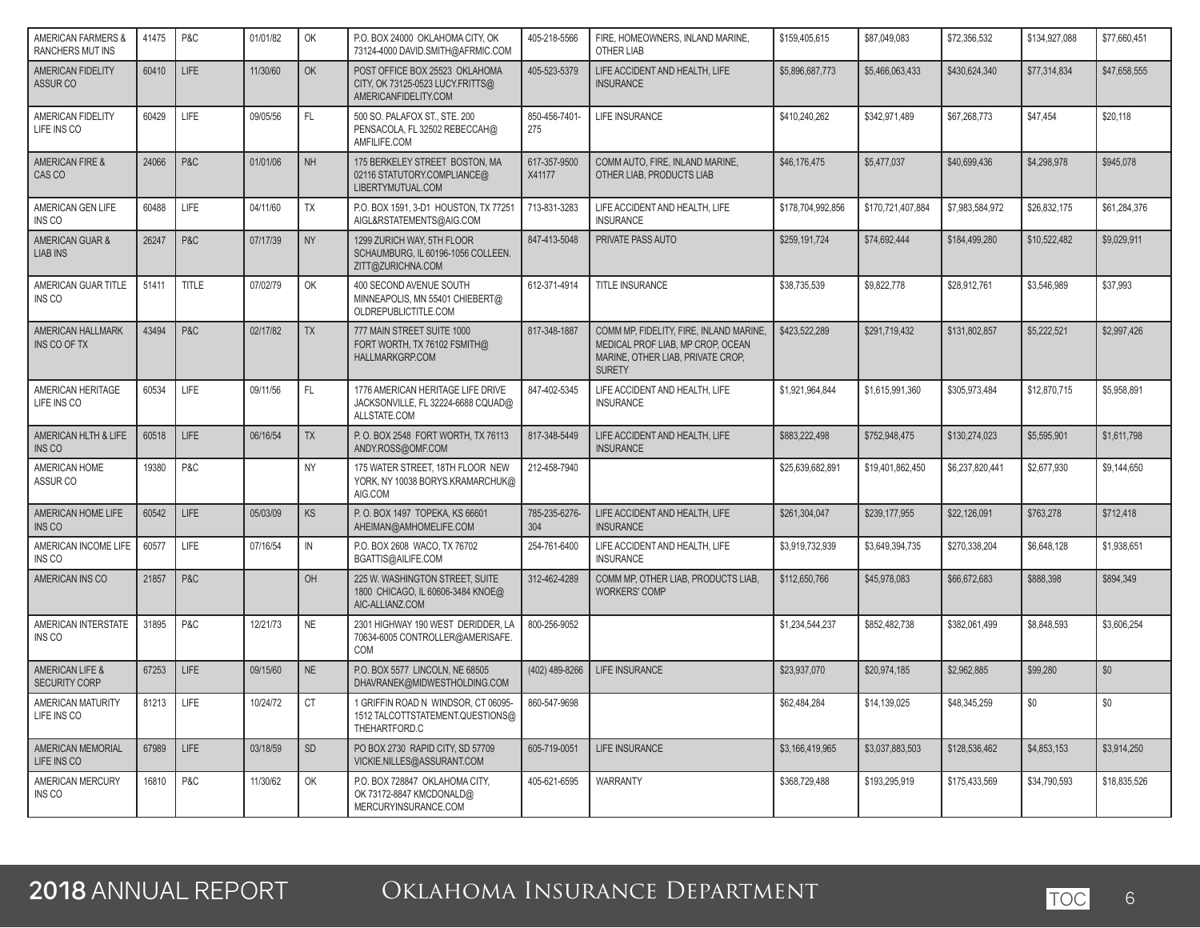| AMERICAN FARMERS & RANCHERS MUT INS | 41475 | P&C | 01/01/82 | OK | P.O. BOX 24000 OKLAHOMA CITY, OK 73124-4000 DAVID.SMITH@AFRMIC.COM | 405-218-5566 | FIRE, HOMEOWNERS, INLAND MARINE, OTHER LIAB | $159,405,615 | $87,049,083 | $72,356,532 | $134,927,088 | $77,660,451 |
|---|---|---|---|---|---|---|---|---|---|---|---|---|
| AMERICAN FIDELITY ASSUR CO | 60410 | LIFE | 11/30/60 | OK | POST OFFICE BOX 25523 OKLAHOMA CITY, OK 73125-0523 LUCY.FRITTS@AMERICANFIDELITY.COM | 405-523-5379 | LIFE ACCIDENT AND HEALTH, LIFE INSURANCE | $5,896,687,773 | $5,466,063,433 | $430,624,340 | $77,314,834 | $47,658,555 |
| AMERICAN FIDELITY LIFE INS CO | 60429 | LIFE | 09/05/56 | FL | 500 SO. PALAFOX ST., STE. 200 PENSACOLA, FL 32502 REBECCAH@AMFILIFE.COM | 850-456-7401-275 | LIFE INSURANCE | $410,240,262 | $342,971,489 | $67,268,773 | $47,454 | $20,118 |
| AMERICAN FIRE & CAS CO | 24066 | P&C | 01/01/06 | NH | 175 BERKELEY STREET BOSTON, MA 02116 STATUTORY.COMPLIANCE@LIBERTYMUTUAL.COM | 617-357-9500 X41177 | COMM AUTO, FIRE, INLAND MARINE, OTHER LIAB, PRODUCTS LIAB | $46,176,475 | $5,477,037 | $40,699,436 | $4,298,978 | $945,078 |
| AMERICAN GEN LIFE INS CO | 60488 | LIFE | 04/11/60 | TX | P.O. BOX 1591, 3-D1 HOUSTON, TX 77251 AIGL&RSTATEMENTS@AIG.COM | 713-831-3283 | LIFE ACCIDENT AND HEALTH, LIFE INSURANCE | $178,704,992,856 | $170,721,407,884 | $7,983,584,972 | $26,832,175 | $61,284,376 |
| AMERICAN GUAR & LIAB INS | 26247 | P&C | 07/17/39 | NY | 1299 ZURICH WAY, 5TH FLOOR SCHAUMBURG, IL 60196-1056 COLLEEN.ZITT@ZURICHNA.COM | 847-413-5048 | PRIVATE PASS AUTO | $259,191,724 | $74,692,444 | $184,499,280 | $10,522,482 | $9,029,911 |
| AMERICAN GUAR TITLE INS CO | 51411 | TITLE | 07/02/79 | OK | 400 SECOND AVENUE SOUTH MINNEAPOLIS, MN 55401 CHIEBERT@OLDREPUBLICTITLE.COM | 612-371-4914 | TITLE INSURANCE | $38,735,539 | $9,822,778 | $28,912,761 | $3,546,989 | $37,993 |
| AMERICAN HALLMARK INS CO OF TX | 43494 | P&C | 02/17/82 | TX | 777 MAIN STREET SUITE 1000 FORT WORTH, TX 76102 FSMITH@HALLMARKGRP.COM | 817-348-1887 | COMM MP, FIDELITY, FIRE, INLAND MARINE, MEDICAL PROF LIAB, MP CROP, OCEAN MARINE, OTHER LIAB, PRIVATE CROP, SURETY | $423,522,289 | $291,719,432 | $131,802,857 | $5,222,521 | $2,997,426 |
| AMERICAN HERITAGE LIFE INS CO | 60534 | LIFE | 09/11/56 | FL | 1776 AMERICAN HERITAGE LIFE DRIVE JACKSONVILLE, FL 32224-6688 CQUAD@ALLSTATE.COM | 847-402-5345 | LIFE ACCIDENT AND HEALTH, LIFE INSURANCE | $1,921,964,844 | $1,615,991,360 | $305,973,484 | $12,870,715 | $5,958,891 |
| AMERICAN HLTH & LIFE INS CO | 60518 | LIFE | 06/16/54 | TX | P. O. BOX 2548 FORT WORTH, TX 76113 ANDY.ROSS@OMF.COM | 817-348-5449 | LIFE ACCIDENT AND HEALTH, LIFE INSURANCE | $883,222,498 | $752,948,475 | $130,274,023 | $5,595,901 | $1,611,798 |
| AMERICAN HOME ASSUR CO | 19380 | P&C | | NY | 175 WATER STREET, 18TH FLOOR NEW YORK, NY 10038 BORYS.KRAMARCHUK@AIG.COM | 212-458-7940 | | $25,639,682,891 | $19,401,862,450 | $6,237,820,441 | $2,677,930 | $9,144,650 |
| AMERICAN HOME LIFE INS CO | 60542 | LIFE | 05/03/09 | KS | P. O. BOX 1497 TOPEKA, KS 66601 AHEIMAN@AMHOMELIFE.COM | 785-235-6276-304 | LIFE ACCIDENT AND HEALTH, LIFE INSURANCE | $261,304,047 | $239,177,955 | $22,126,091 | $763,278 | $712,418 |
| AMERICAN INCOME LIFE INS CO | 60577 | LIFE | 07/16/54 | IN | P.O. BOX 2608 WACO, TX 76702 BGATTIS@AILIFE.COM | 254-761-6400 | LIFE ACCIDENT AND HEALTH, LIFE INSURANCE | $3,919,732,939 | $3,649,394,735 | $270,338,204 | $6,648,128 | $1,938,651 |
| AMERICAN INS CO | 21857 | P&C | | OH | 225 W. WASHINGTON STREET, SUITE 1800 CHICAGO, IL 60606-3484 KNOE@AIC-ALLIANZ.COM | 312-462-4289 | COMM MP, OTHER LIAB, PRODUCTS LIAB, WORKERS' COMP | $112,650,766 | $45,978,083 | $66,672,683 | $888,398 | $894,349 |
| AMERICAN INTERSTATE INS CO | 31895 | P&C | 12/21/73 | NE | 2301 HIGHWAY 190 WEST DERIDDER, LA 70634-6005 CONTROLLER@AMERISAFE.COM | 800-256-9052 | | $1,234,544,237 | $852,482,738 | $382,061,499 | $8,848,593 | $3,606,254 |
| AMERICAN LIFE & SECURITY CORP | 67253 | LIFE | 09/15/60 | NE | P.O. BOX 5577 LINCOLN, NE 68505 DHAVRANEK@MIDWESTHOLDING.COM | (402) 489-8266 | LIFE INSURANCE | $23,937,070 | $20,974,185 | $2,962,885 | $99,280 | $0 |
| AMERICAN MATURITY LIFE INS CO | 81213 | LIFE | 10/24/72 | CT | 1 GRIFFIN ROAD N WINDSOR, CT 06095-1512 TALCOTTSTATEMENT.QUESTIONS@THEHARTFORD.C | 860-547-9698 | | $62,484,284 | $14,139,025 | $48,345,259 | $0 | $0 |
| AMERICAN MEMORIAL LIFE INS CO | 67989 | LIFE | 03/18/59 | SD | PO BOX 2730 RAPID CITY, SD 57709 VICKIE.NILLES@ASSURANT.COM | 605-719-0051 | LIFE INSURANCE | $3,166,419,965 | $3,037,883,503 | $128,536,462 | $4,853,153 | $3,914,250 |
| AMERICAN MERCURY INS CO | 16810 | P&C | 11/30/62 | OK | P.O. BOX 728847 OKLAHOMA CITY, OK 73172-8847 KMCDONALD@MERCURYINSURANCE.COM | 405-621-6595 | WARRANTY | $368,729,488 | $193,295,919 | $175,433,569 | $34,790,593 | $18,835,526 |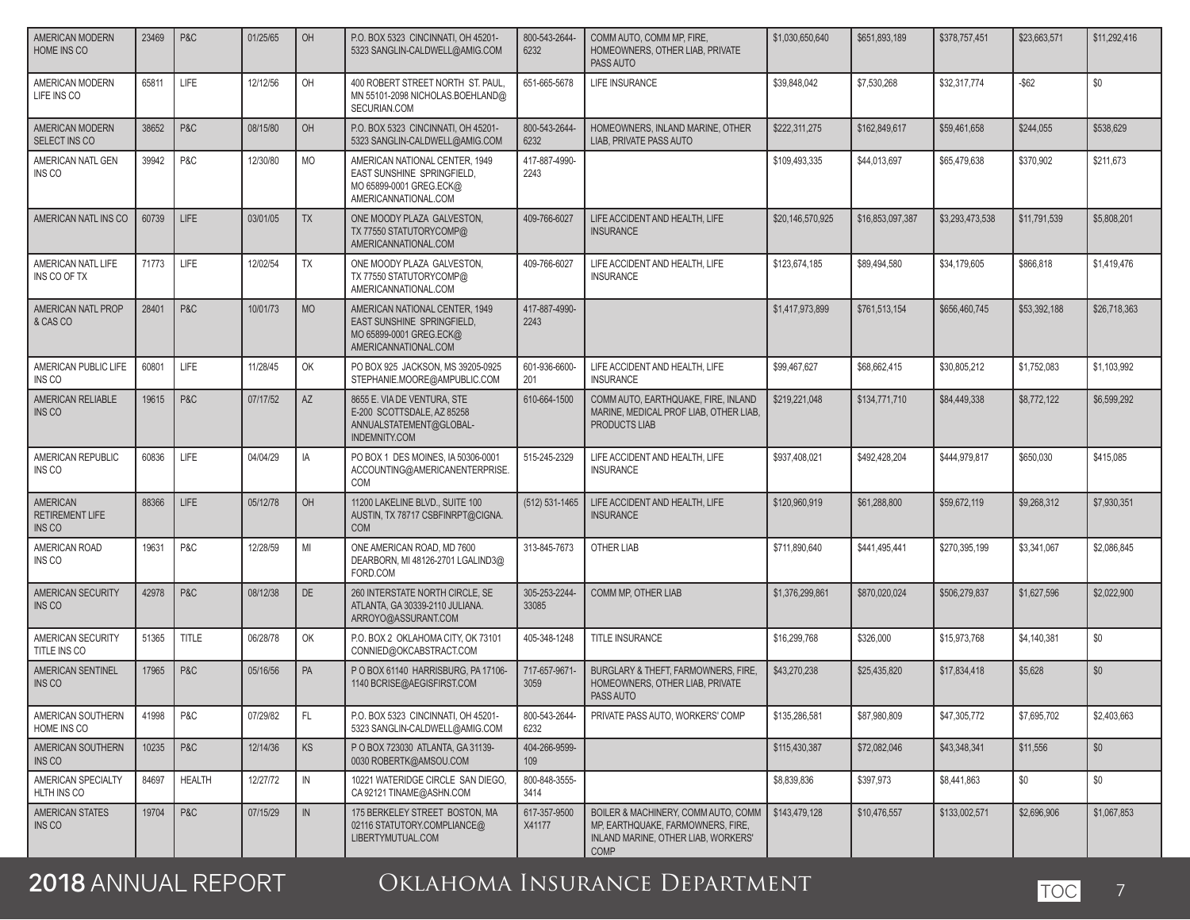| | | | | | | | | | | | | |
|---|---|---|---|---|---|---|---|---|---|---|---|---|
| AMERICAN MODERN HOME INS CO | 23469 | P&C | 01/25/65 | OH | P.O. BOX 5323 CINCINNATI, OH 45201-5323 SANGLIN-CALDWELL@AMIG.COM | 800-543-2644-6232 | COMM AUTO, COMM MP, FIRE, HOMEOWNERS, OTHER LIAB, PRIVATE PASS AUTO | $1,030,650,640 | $651,893,189 | $378,757,451 | $23,663,571 | $11,292,416 |
| AMERICAN MODERN LIFE INS CO | 65811 | LIFE | 12/12/56 | OH | 400 ROBERT STREET NORTH ST. PAUL, MN 55101-2098 NICHOLAS.BOEHLAND@SECURIAN.COM | 651-665-5678 | LIFE INSURANCE | $39,848,042 | $7,530,268 | $32,317,774 | -$62 | $0 |
| AMERICAN MODERN SELECT INS CO | 38652 | P&C | 08/15/80 | OH | P.O. BOX 5323 CINCINNATI, OH 45201-5323 SANGLIN-CALDWELL@AMIG.COM | 800-543-2644-6232 | HOMEOWNERS, INLAND MARINE, OTHER LIAB, PRIVATE PASS AUTO | $222,311,275 | $162,849,617 | $59,461,658 | $244,055 | $538,629 |
| AMERICAN NATL GEN INS CO | 39942 | P&C | 12/30/80 | MO | AMERICAN NATIONAL CENTER, 1949 EAST SUNSHINE SPRINGFIELD, MO 65899-0001 GREG.ECK@AMERICANNATIONAL.COM | 417-887-4990-2243 | | $109,493,335 | $44,013,697 | $65,479,638 | $370,902 | $211,673 |
| AMERICAN NATL INS CO | 60739 | LIFE | 03/01/05 | TX | ONE MOODY PLAZA GALVESTON, TX 77550 STATUTORYCOMP@AMERICANNATIONAL.COM | 409-766-6027 | LIFE ACCIDENT AND HEALTH, LIFE INSURANCE | $20,146,570,925 | $16,853,097,387 | $3,293,473,538 | $11,791,539 | $5,808,201 |
| AMERICAN NATL LIFE INS CO OF TX | 71773 | LIFE | 12/02/54 | TX | ONE MOODY PLAZA GALVESTON, TX 77550 STATUTORYCOMP@AMERICANNATIONAL.COM | 409-766-6027 | LIFE ACCIDENT AND HEALTH, LIFE INSURANCE | $123,674,185 | $89,494,580 | $34,179,605 | $866,818 | $1,419,476 |
| AMERICAN NATL PROP & CAS CO | 28401 | P&C | 10/01/73 | MO | AMERICAN NATIONAL CENTER, 1949 EAST SUNSHINE SPRINGFIELD, MO 65899-0001 GREG.ECK@AMERICANNATIONAL.COM | 417-887-4990-2243 | | $1,417,973,899 | $761,513,154 | $656,460,745 | $53,392,188 | $26,718,363 |
| AMERICAN PUBLIC LIFE INS CO | 60801 | LIFE | 11/28/45 | OK | PO BOX 925 JACKSON, MS 39205-0925 STEPHANIE.MOORE@AMPUBLIC.COM | 601-936-6600-201 | LIFE ACCIDENT AND HEALTH, LIFE INSURANCE | $99,467,627 | $68,662,415 | $30,805,212 | $1,752,083 | $1,103,992 |
| AMERICAN RELIABLE INS CO | 19615 | P&C | 07/17/52 | AZ | 8655 E. VIA DE VENTURA, STE E-200 SCOTTSDALE, AZ 85258 ANNUALSTATEMENT@GLOBAL-INDEMNITY.COM | 610-664-1500 | COMM AUTO, EARTHQUAKE, FIRE, INLAND MARINE, MEDICAL PROF LIAB, OTHER LIAB, PRODUCTS LIAB | $219,221,048 | $134,771,710 | $84,449,338 | $8,772,122 | $6,599,292 |
| AMERICAN REPUBLIC INS CO | 60836 | LIFE | 04/04/29 | IA | PO BOX 1 DES MOINES, IA 50306-0001 ACCOUNTING@AMERICANENTERPRISE.COM | 515-245-2329 | LIFE ACCIDENT AND HEALTH, LIFE INSURANCE | $937,408,021 | $492,428,204 | $444,979,817 | $650,030 | $415,085 |
| AMERICAN RETIREMENT LIFE INS CO | 88366 | LIFE | 05/12/78 | OH | 11200 LAKELINE BLVD., SUITE 100 AUSTIN, TX 78717 CSBFINRPT@CIGNA.COM | (512) 531-1465 | LIFE ACCIDENT AND HEALTH, LIFE INSURANCE | $120,960,919 | $61,288,800 | $59,672,119 | $9,268,312 | $7,930,351 |
| AMERICAN ROAD INS CO | 19631 | P&C | 12/28/59 | MI | ONE AMERICAN ROAD, MD 7600 DEARBORN, MI 48126-2701 LGALIND3@FORD.COM | 313-845-7673 | OTHER LIAB | $711,890,640 | $441,495,441 | $270,395,199 | $3,341,067 | $2,086,845 |
| AMERICAN SECURITY INS CO | 42978 | P&C | 08/12/38 | DE | 260 INTERSTATE NORTH CIRCLE, SE ATLANTA, GA 30339-2110 JULIANA.ARROYO@ASSURANT.COM | 305-253-2244-33085 | COMM MP, OTHER LIAB | $1,376,299,861 | $870,020,024 | $506,279,837 | $1,627,596 | $2,022,900 |
| AMERICAN SECURITY TITLE INS CO | 51365 | TITLE | 06/28/78 | OK | P.O. BOX 2 OKLAHOMA CITY, OK 73101 CONNIED@OKCABSTRACT.COM | 405-348-1248 | TITLE INSURANCE | $16,299,768 | $326,000 | $15,973,768 | $4,140,381 | $0 |
| AMERICAN SENTINEL INS CO | 17965 | P&C | 05/16/56 | PA | P O BOX 61140 HARRISBURG, PA 17106-1140 BCRISE@AEGISFIRST.COM | 717-657-9671-3059 | BURGLARY & THEFT, FARMOWNERS, FIRE, HOMEOWNERS, OTHER LIAB, PRIVATE PASS AUTO | $43,270,238 | $25,435,820 | $17,834,418 | $5,628 | $0 |
| AMERICAN SOUTHERN HOME INS CO | 41998 | P&C | 07/29/82 | FL | P.O. BOX 5323 CINCINNATI, OH 45201-5323 SANGLIN-CALDWELL@AMIG.COM | 800-543-2644-6232 | PRIVATE PASS AUTO, WORKERS' COMP | $135,286,581 | $87,980,809 | $47,305,772 | $7,695,702 | $2,403,663 |
| AMERICAN SOUTHERN INS CO | 10235 | P&C | 12/14/36 | KS | P O BOX 723030 ATLANTA, GA 31139-0030 ROBERTK@AMSOU.COM | 404-266-9599-109 | | $115,430,387 | $72,082,046 | $43,348,341 | $11,556 | $0 |
| AMERICAN SPECIALTY HLTH INS CO | 84697 | HEALTH | 12/27/72 | IN | 10221 WATERIDGE CIRCLE SAN DIEGO, CA 92121 TINAME@ASHN.COM | 800-848-3555-3414 | | $8,839,836 | $397,973 | $8,441,863 | $0 | $0 |
| AMERICAN STATES INS CO | 19704 | P&C | 07/15/29 | IN | 175 BERKELEY STREET BOSTON, MA 02116 STATUTORY.COMPLIANCE@LIBERTYMUTUAL.COM | 617-357-9500 X41177 | BOILER & MACHINERY, COMM AUTO, COMM MP, EARTHQUAKE, FARMOWNERS, FIRE, INLAND MARINE, OTHER LIAB, WORKERS' COMP | $143,479,128 | $10,476,557 | $133,002,571 | $2,696,906 | $1,067,853 |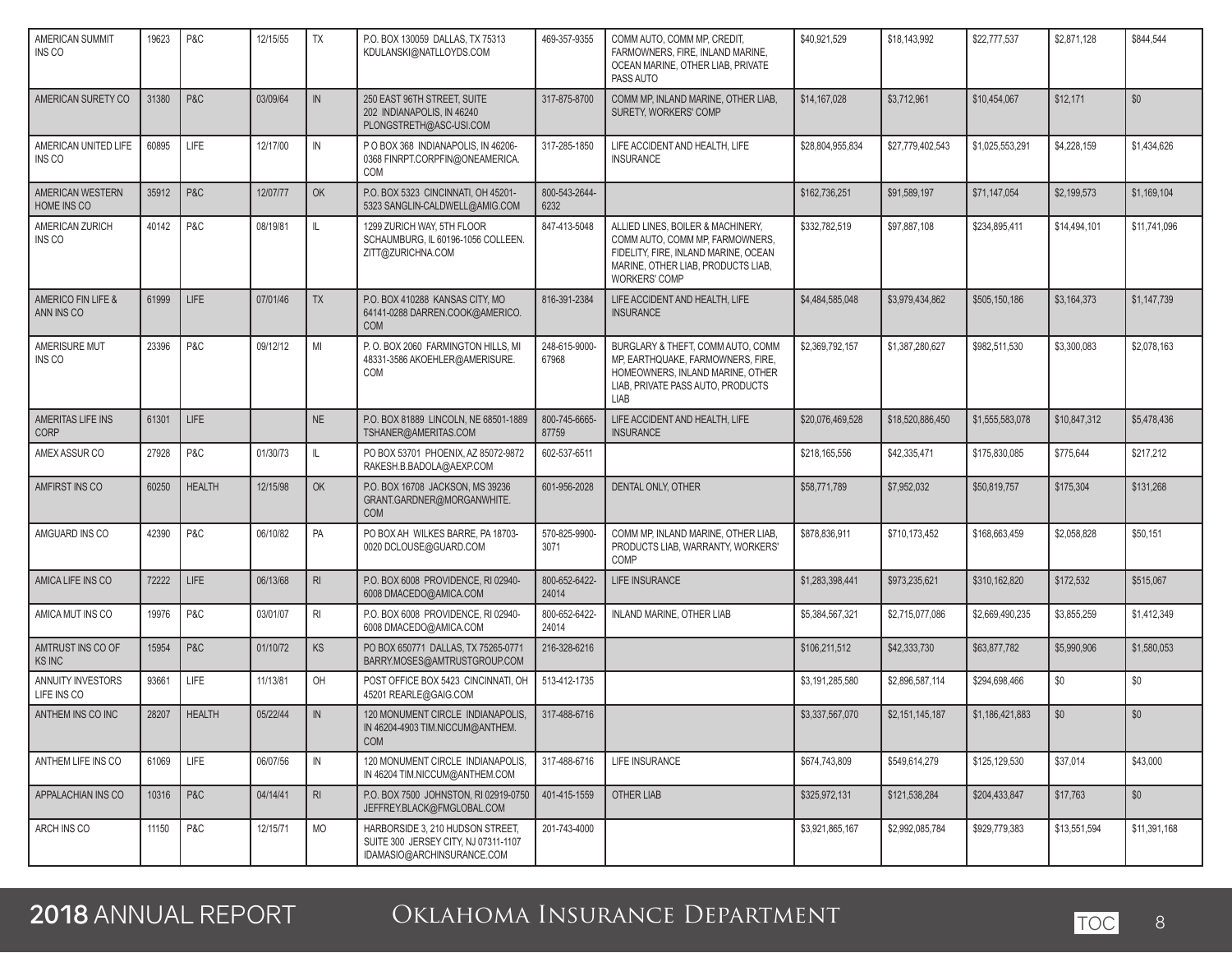| | | | | | | | | | | | | |
|---|---|---|---|---|---|---|---|---|---|---|---|---|
| AMERICAN SUMMIT INS CO | 19623 | P&C | 12/15/55 | TX | P.O. BOX 130059 DALLAS, TX 75313 KDULANSKI@NATLLOYDS.COM | 469-357-9355 | COMM AUTO, COMM MP, CREDIT, FARMOWNERS, FIRE, INLAND MARINE, OCEAN MARINE, OTHER LIAB, PRIVATE PASS AUTO | $40,921,529 | $18,143,992 | $22,777,537 | $2,871,128 | $844,544 |
| AMERICAN SURETY CO | 31380 | P&C | 03/09/64 | IN | 250 EAST 96TH STREET, SUITE 202 INDIANAPOLIS, IN 46240 PLONGSTRETH@ASC-USI.COM | 317-875-8700 | COMM MP, INLAND MARINE, OTHER LIAB, SURETY, WORKERS' COMP | $14,167,028 | $3,712,961 | $10,454,067 | $12,171 | $0 |
| AMERICAN UNITED LIFE INS CO | 60895 | LIFE | 12/17/00 | IN | P O BOX 368 INDIANAPOLIS, IN 46206-0368 FINRPT.CORPFIN@ONEAMERICA.COM | 317-285-1850 | LIFE ACCIDENT AND HEALTH, LIFE INSURANCE | $28,804,955,834 | $27,779,402,543 | $1,025,553,291 | $4,228,159 | $1,434,626 |
| AMERICAN WESTERN HOME INS CO | 35912 | P&C | 12/07/77 | OK | P.O. BOX 5323 CINCINNATI, OH 45201-5323 SANGLIN-CALDWELL@AMIG.COM | 800-543-2644-6232 | | $162,736,251 | $91,589,197 | $71,147,054 | $2,199,573 | $1,169,104 |
| AMERICAN ZURICH INS CO | 40142 | P&C | 08/19/81 | IL | 1299 ZURICH WAY, 5TH FLOOR SCHAUMBURG, IL 60196-1056 COLLEEN.ZITT@ZURICHNA.COM | 847-413-5048 | ALLIED LINES, BOILER & MACHINERY, COMM AUTO, COMM MP, FARMOWNERS, FIDELITY, FIRE, INLAND MARINE, OCEAN MARINE, OTHER LIAB, PRODUCTS LIAB, WORKERS' COMP | $332,782,519 | $97,887,108 | $234,895,411 | $14,494,101 | $11,741,096 |
| AMERICO FIN LIFE & ANN INS CO | 61999 | LIFE | 07/01/46 | TX | P.O. BOX 410288 KANSAS CITY, MO 64141-0288 DARREN.COOK@AMERICO.COM | 816-391-2384 | LIFE ACCIDENT AND HEALTH, LIFE INSURANCE | $4,484,585,048 | $3,979,434,862 | $505,150,186 | $3,164,373 | $1,147,739 |
| AMERISURE MUT INS CO | 23396 | P&C | 09/12/12 | MI | P. O. BOX 2060 FARMINGTON HILLS, MI 48331-3586 AKOEHLER@AMERISURE.COM | 248-615-9000-67968 | BURGLARY & THEFT, COMM AUTO, COMM MP, EARTHQUAKE, FARMOWNERS, FIRE, HOMEOWNERS, INLAND MARINE, OTHER LIAB, PRIVATE PASS AUTO, PRODUCTS LIAB | $2,369,792,157 | $1,387,280,627 | $982,511,530 | $3,300,083 | $2,078,163 |
| AMERITAS LIFE INS CORP | 61301 | LIFE | | NE | P.O. BOX 81889 LINCOLN, NE 68501-1889 TSHANER@AMERITAS.COM | 800-745-6665-87759 | LIFE ACCIDENT AND HEALTH, LIFE INSURANCE | $20,076,469,528 | $18,520,886,450 | $1,555,583,078 | $10,847,312 | $5,478,436 |
| AMEX ASSUR CO | 27928 | P&C | 01/30/73 | IL | PO BOX 53701 PHOENIX, AZ 85072-9872 RAKESH.B.BADOLA@AEXP.COM | 602-537-6511 | | $218,165,556 | $42,335,471 | $175,830,085 | $775,644 | $217,212 |
| AMFIRST INS CO | 60250 | HEALTH | 12/15/98 | OK | P.O. BOX 16708 JACKSON, MS 39236 GRANT.GARDNER@MORGANWHITE.COM | 601-956-2028 | DENTAL ONLY, OTHER | $58,771,789 | $7,952,032 | $50,819,757 | $175,304 | $131,268 |
| AMGUARD INS CO | 42390 | P&C | 06/10/82 | PA | PO BOX AH WILKES BARRE, PA 18703-0020 DCLOUSE@GUARD.COM | 570-825-9900-3071 | COMM MP, INLAND MARINE, OTHER LIAB, PRODUCTS LIAB, WARRANTY, WORKERS' COMP | $878,836,911 | $710,173,452 | $168,663,459 | $2,058,828 | $50,151 |
| AMICA LIFE INS CO | 72222 | LIFE | 06/13/68 | RI | P.O. BOX 6008 PROVIDENCE, RI 02940-6008 DMACEDO@AMICA.COM | 800-652-6422-24014 | LIFE INSURANCE | $1,283,398,441 | $973,235,621 | $310,162,820 | $172,532 | $515,067 |
| AMICA MUT INS CO | 19976 | P&C | 03/01/07 | RI | P.O. BOX 6008 PROVIDENCE, RI 02940-6008 DMACEDO@AMICA.COM | 800-652-6422-24014 | INLAND MARINE, OTHER LIAB | $5,384,567,321 | $2,715,077,086 | $2,669,490,235 | $3,855,259 | $1,412,349 |
| AMTRUST INS CO OF KS INC | 15954 | P&C | 01/10/72 | KS | PO BOX 650771 DALLAS, TX 75265-0771 BARRY.MOSES@AMTRUSTGROUP.COM | 216-328-6216 | | $106,211,512 | $42,333,730 | $63,877,782 | $5,990,906 | $1,580,053 |
| ANNUITY INVESTORS LIFE INS CO | 93661 | LIFE | 11/13/81 | OH | POST OFFICE BOX 5423 CINCINNATI, OH 45201 REARLE@GAIG.COM | 513-412-1735 | | $3,191,285,580 | $2,896,587,114 | $294,698,466 | $0 | $0 |
| ANTHEM INS CO INC | 28207 | HEALTH | 05/22/44 | IN | 120 MONUMENT CIRCLE INDIANAPOLIS, IN 46204-4903 TIM.NICCUM@ANTHEM.COM | 317-488-6716 | | $3,337,567,070 | $2,151,145,187 | $1,186,421,883 | $0 | $0 |
| ANTHEM LIFE INS CO | 61069 | LIFE | 06/07/56 | IN | 120 MONUMENT CIRCLE INDIANAPOLIS, IN 46204 TIM.NICCUM@ANTHEM.COM | 317-488-6716 | LIFE INSURANCE | $674,743,809 | $549,614,279 | $125,129,530 | $37,014 | $43,000 |
| APPALACHIAN INS CO | 10316 | P&C | 04/14/41 | RI | P.O. BOX 7500 JOHNSTON, RI 02919-0750 JEFFREY.BLACK@FMGLOBAL.COM | 401-415-1559 | OTHER LIAB | $325,972,131 | $121,538,284 | $204,433,847 | $17,763 | $0 |
| ARCH INS CO | 11150 | P&C | 12/15/71 | MO | HARBORSIDE 3, 210 HUDSON STREET, SUITE 300 JERSEY CITY, NJ 07311-1107 IDAMASIO@ARCHINSURANCE.COM | 201-743-4000 | | $3,921,865,167 | $2,992,085,784 | $929,779,383 | $13,551,594 | $11,391,168 |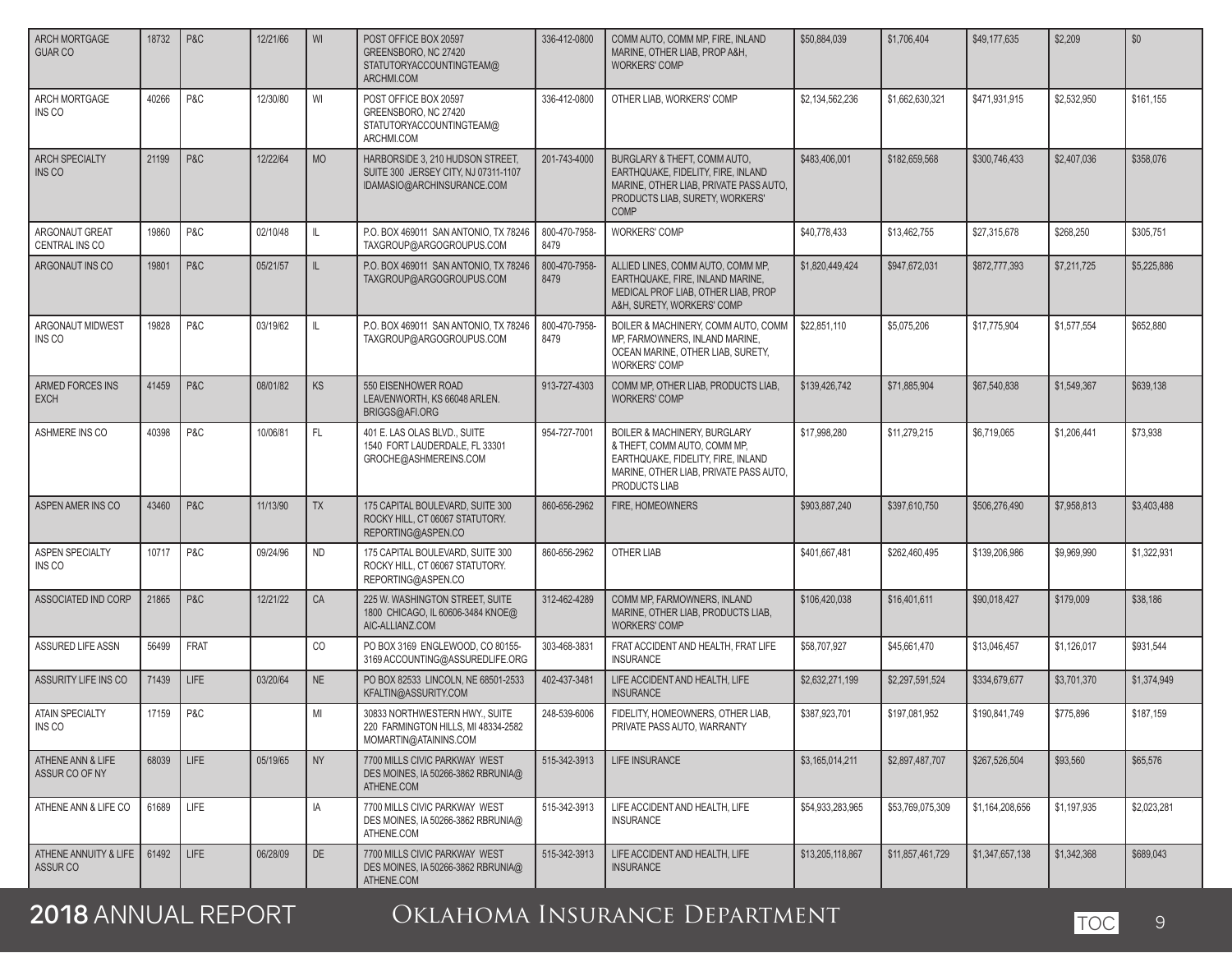| | | | | | | | | | | | | |
|---|---|---|---|---|---|---|---|---|---|---|---|---|
| ARCH MORTGAGE GUAR CO | 18732 | P&C | 12/21/66 | WI | POST OFFICE BOX 20597 GREENSBORO, NC 27420 STATUTORYACCOUNTINGTEAM@ ARCHMI.COM | 336-412-0800 | COMM AUTO, COMM MP, FIRE, INLAND MARINE, OTHER LIAB, PROP A&H, WORKERS' COMP | $50,884,039 | $1,706,404 | $49,177,635 | $2,209 | $0 |
| ARCH MORTGAGE INS CO | 40266 | P&C | 12/30/80 | WI | POST OFFICE BOX 20597 GREENSBORO, NC 27420 STATUTORYACCOUNTINGTEAM@ ARCHMI.COM | 336-412-0800 | OTHER LIAB, WORKERS' COMP | $2,134,562,236 | $1,662,630,321 | $471,931,915 | $2,532,950 | $161,155 |
| ARCH SPECIALTY INS CO | 21199 | P&C | 12/22/64 | MO | HARBORSIDE 3, 210 HUDSON STREET, SUITE 300 JERSEY CITY, NJ 07311-1107 IDAMASIO@ARCHINSURANCE.COM | 201-743-4000 | BURGLARY & THEFT, COMM AUTO, EARTHQUAKE, FIDELITY, FIRE, INLAND MARINE, OTHER LIAB, PRIVATE PASS AUTO, PRODUCTS LIAB, SURETY, WORKERS' COMP | $483,406,001 | $182,659,568 | $300,746,433 | $2,407,036 | $358,076 |
| ARGONAUT GREAT CENTRAL INS CO | 19860 | P&C | 02/10/48 | IL | P.O. BOX 469011 SAN ANTONIO, TX 78246 TAXGROUP@ARGOGROUPUS.COM | 800-470-7958-8479 | WORKERS' COMP | $40,778,433 | $13,462,755 | $27,315,678 | $268,250 | $305,751 |
| ARGONAUT INS CO | 19801 | P&C | 05/21/57 | IL | P.O. BOX 469011 SAN ANTONIO, TX 78246 TAXGROUP@ARGOGROUPUS.COM | 800-470-7958-8479 | ALLIED LINES, COMM AUTO, COMM MP, EARTHQUAKE, FIRE, INLAND MARINE, MEDICAL PROF LIAB, OTHER LIAB, PROP A&H, SURETY, WORKERS' COMP | $1,820,449,424 | $947,672,031 | $872,777,393 | $7,211,725 | $5,225,886 |
| ARGONAUT MIDWEST INS CO | 19828 | P&C | 03/19/62 | IL | P.O. BOX 469011 SAN ANTONIO, TX 78246 TAXGROUP@ARGOGROUPUS.COM | 800-470-7958-8479 | BOILER & MACHINERY, COMM AUTO, COMM MP, FARMOWNERS, INLAND MARINE, OCEAN MARINE, OTHER LIAB, SURETY, WORKERS' COMP | $22,851,110 | $5,075,206 | $17,775,904 | $1,577,554 | $652,880 |
| ARMED FORCES INS EXCH | 41459 | P&C | 08/01/82 | KS | 550 EISENHOWER ROAD LEAVENWORTH, KS 66048 ARLEN. BRIGGS@AFI.ORG | 913-727-4303 | COMM MP, OTHER LIAB, PRODUCTS LIAB, WORKERS' COMP | $139,426,742 | $71,885,904 | $67,540,838 | $1,549,367 | $639,138 |
| ASHMERE INS CO | 40398 | P&C | 10/06/81 | FL | 401 E. LAS OLAS BLVD., SUITE 1540 FORT LAUDERDALE, FL 33301 GROCHE@ASHMEREINS.COM | 954-727-7001 | BOILER & MACHINERY, BURGLARY & THEFT, COMM AUTO, COMM MP, EARTHQUAKE, FIDELITY, FIRE, INLAND MARINE, OTHER LIAB, PRIVATE PASS AUTO, PRODUCTS LIAB | $17,998,280 | $11,279,215 | $6,719,065 | $1,206,441 | $73,938 |
| ASPEN AMER INS CO | 43460 | P&C | 11/13/90 | TX | 175 CAPITAL BOULEVARD, SUITE 300 ROCKY HILL, CT 06067 STATUTORY. REPORTING@ASPEN.CO | 860-656-2962 | FIRE, HOMEOWNERS | $903,887,240 | $397,610,750 | $506,276,490 | $7,958,813 | $3,403,488 |
| ASPEN SPECIALTY INS CO | 10717 | P&C | 09/24/96 | ND | 175 CAPITAL BOULEVARD, SUITE 300 ROCKY HILL, CT 06067 STATUTORY. REPORTING@ASPEN.CO | 860-656-2962 | OTHER LIAB | $401,667,481 | $262,460,495 | $139,206,986 | $9,969,990 | $1,322,931 |
| ASSOCIATED IND CORP | 21865 | P&C | 12/21/22 | CA | 225 W. WASHINGTON STREET, SUITE 1800 CHICAGO, IL 60606-3484 KNOE@ AIC-ALLIANZ.COM | 312-462-4289 | COMM MP, FARMOWNERS, INLAND MARINE, OTHER LIAB, PRODUCTS LIAB, WORKERS' COMP | $106,420,038 | $16,401,611 | $90,018,427 | $179,009 | $38,186 |
| ASSURED LIFE ASSN | 56499 | FRAT | | CO | PO BOX 3169 ENGLEWOOD, CO 80155-3169 ACCOUNTING@ASSUREDLIFE.ORG | 303-468-3831 | FRAT ACCIDENT AND HEALTH, FRAT LIFE INSURANCE | $58,707,927 | $45,661,470 | $13,046,457 | $1,126,017 | $931,544 |
| ASSURITY LIFE INS CO | 71439 | LIFE | 03/20/64 | NE | PO BOX 82533 LINCOLN, NE 68501-2533 KFALTIN@ASSURITY.COM | 402-437-3481 | LIFE ACCIDENT AND HEALTH, LIFE INSURANCE | $2,632,271,199 | $2,297,591,524 | $334,679,677 | $3,701,370 | $1,374,949 |
| ATAIN SPECIALTY INS CO | 17159 | P&C | | MI | 30833 NORTHWESTERN HWY., SUITE 220 FARMINGTON HILLS, MI 48334-2582 MOMARTIN@ATAININS.COM | 248-539-6006 | FIDELITY, HOMEOWNERS, OTHER LIAB, PRIVATE PASS AUTO, WARRANTY | $387,923,701 | $197,081,952 | $190,841,749 | $775,896 | $187,159 |
| ATHENE ANN & LIFE ASSUR CO OF NY | 68039 | LIFE | 05/19/65 | NY | 7700 MILLS CIVIC PARKWAY WEST DES MOINES, IA 50266-3862 RBRUNIA@ ATHENE.COM | 515-342-3913 | LIFE INSURANCE | $3,165,014,211 | $2,897,487,707 | $267,526,504 | $93,560 | $65,576 |
| ATHENE ANN & LIFE CO | 61689 | LIFE | | IA | 7700 MILLS CIVIC PARKWAY WEST DES MOINES, IA 50266-3862 RBRUNIA@ ATHENE.COM | 515-342-3913 | LIFE ACCIDENT AND HEALTH, LIFE INSURANCE | $54,933,283,965 | $53,769,075,309 | $1,164,208,656 | $1,197,935 | $2,023,281 |
| ATHENE ANNUITY & LIFE ASSUR CO | 61492 | LIFE | 06/28/09 | DE | 7700 MILLS CIVIC PARKWAY WEST DES MOINES, IA 50266-3862 RBRUNIA@ ATHENE.COM | 515-342-3913 | LIFE ACCIDENT AND HEALTH, LIFE INSURANCE | $13,205,118,867 | $11,857,461,729 | $1,347,657,138 | $1,342,368 | $689,043 |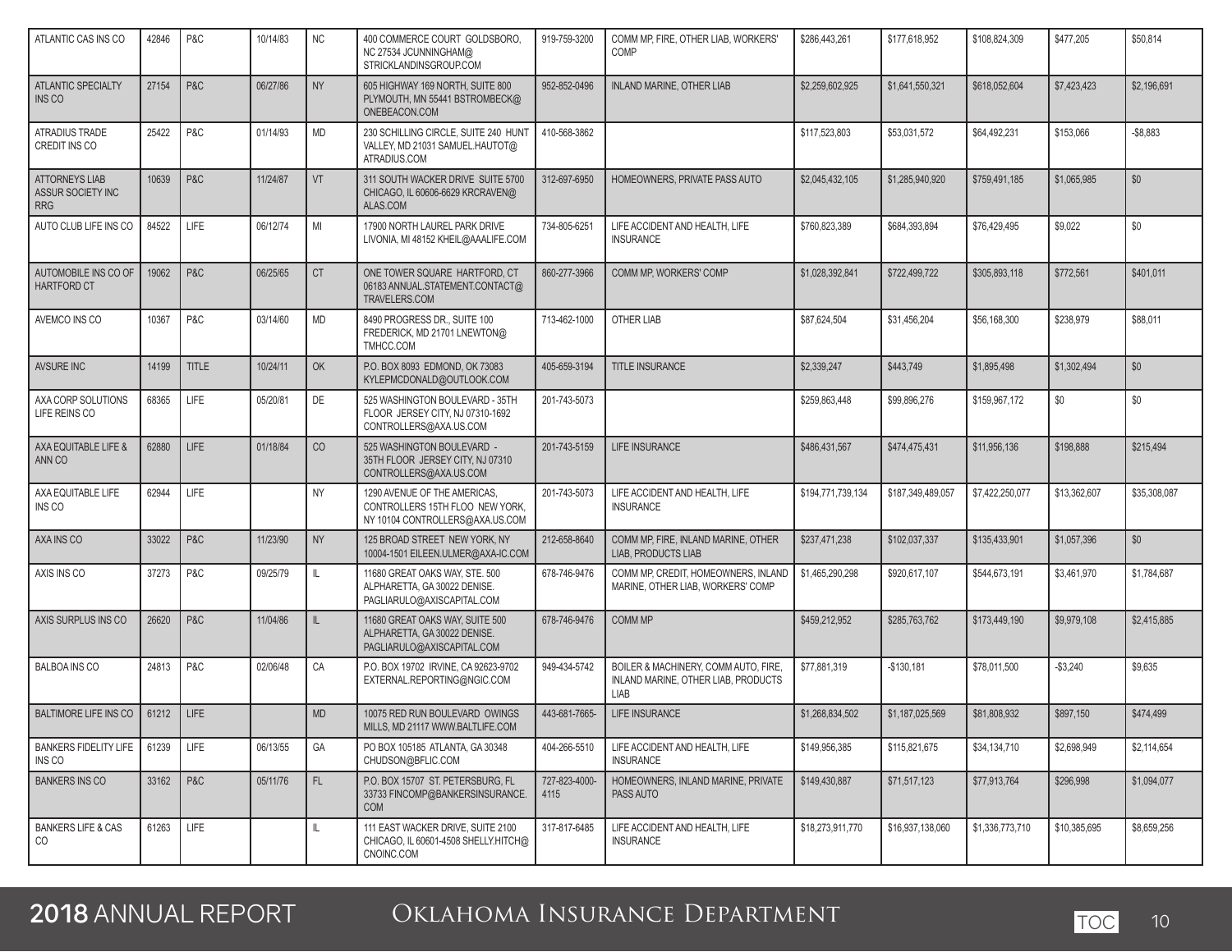| | | | | | | | | | | | | |
|---|---|---|---|---|---|---|---|---|---|---|---|---|
| ATLANTIC CAS INS CO | 42846 | P&C | 10/14/83 | NC | 400 COMMERCE COURT GOLDSBORO, NC 27534 JCUNNINGHAM@STRICKLANDINSGROUP.COM | 919-759-3200 | COMM MP, FIRE, OTHER LIAB, WORKERS' COMP | $286,443,261 | $177,618,952 | $108,824,309 | $477,205 | $50,814 |
| ATLANTIC SPECIALTY INS CO | 27154 | P&C | 06/27/86 | NY | 605 HIGHWAY 169 NORTH, SUITE 800 PLYMOUTH, MN 55441 BSTROMBECK@ONEBEACON.COM | 952-852-0496 | INLAND MARINE, OTHER LIAB | $2,259,602,925 | $1,641,550,321 | $618,052,604 | $7,423,423 | $2,196,691 |
| ATRADIUS TRADE CREDIT INS CO | 25422 | P&C | 01/14/93 | MD | 230 SCHILLING CIRCLE, SUITE 240 HUNT VALLEY, MD 21031 SAMUEL.HAUTOT@ATRADIUS.COM | 410-568-3862 | | $117,523,803 | $53,031,572 | $64,492,231 | $153,066 | -$8,883 |
| ATTORNEYS LIAB ASSUR SOCIETY INC RRG | 10639 | P&C | 11/24/87 | VT | 311 SOUTH WACKER DRIVE SUITE 5700 CHICAGO, IL 60606-6629 KRCRAVEN@ALAS.COM | 312-697-6950 | HOMEOWNERS, PRIVATE PASS AUTO | $2,045,432,105 | $1,285,940,920 | $759,491,185 | $1,065,985 | $0 |
| AUTO CLUB LIFE INS CO | 84522 | LIFE | 06/12/74 | MI | 17900 NORTH LAUREL PARK DRIVE LIVONIA, MI 48152 KHEIL@AAALIFE.COM | 734-805-6251 | LIFE ACCIDENT AND HEALTH, LIFE INSURANCE | $760,823,389 | $684,393,894 | $76,429,495 | $9,022 | $0 |
| AUTOMOBILE INS CO OF HARTFORD CT | 19062 | P&C | 06/25/65 | CT | ONE TOWER SQUARE HARTFORD, CT 06183 ANNUAL.STATEMENT.CONTACT@TRAVELERS.COM | 860-277-3966 | COMM MP, WORKERS' COMP | $1,028,392,841 | $722,499,722 | $305,893,118 | $772,561 | $401,011 |
| AVEMCO INS CO | 10367 | P&C | 03/14/60 | MD | 8490 PROGRESS DR., SUITE 100 FREDERICK, MD 21701 LNEWTON@TMHCC.COM | 713-462-1000 | OTHER LIAB | $87,624,504 | $31,456,204 | $56,168,300 | $238,979 | $88,011 |
| AVSURE INC | 14199 | TITLE | 10/24/11 | OK | P.O. BOX 8093 EDMOND, OK 73083 KYLEPMCDONALD@OUTLOOK.COM | 405-659-3194 | TITLE INSURANCE | $2,339,247 | $443,749 | $1,895,498 | $1,302,494 | $0 |
| AXA CORP SOLUTIONS LIFE REINS CO | 68365 | LIFE | 05/20/81 | DE | 525 WASHINGTON BOULEVARD - 35TH FLOOR JERSEY CITY, NJ 07310-1692 CONTROLLERS@AXA.US.COM | 201-743-5073 | | $259,863,448 | $99,896,276 | $159,967,172 | $0 | $0 |
| AXA EQUITABLE LIFE & ANN CO | 62880 | LIFE | 01/18/84 | CO | 525 WASHINGTON BOULEVARD - 35TH FLOOR JERSEY CITY, NJ 07310 CONTROLLERS@AXA.US.COM | 201-743-5159 | LIFE INSURANCE | $486,431,567 | $474,475,431 | $11,956,136 | $198,888 | $215,494 |
| AXA EQUITABLE LIFE INS CO | 62944 | LIFE | | NY | 1290 AVENUE OF THE AMERICAS, CONTROLLERS 15TH FLOO NEW YORK, NY 10104 CONTROLLERS@AXA.US.COM | 201-743-5073 | LIFE ACCIDENT AND HEALTH, LIFE INSURANCE | $194,771,739,134 | $187,349,489,057 | $7,422,250,077 | $13,362,607 | $35,308,087 |
| AXA INS CO | 33022 | P&C | 11/23/90 | NY | 125 BROAD STREET NEW YORK, NY 10004-1501 EILEEN.ULMER@AXA-IC.COM | 212-658-8640 | COMM MP, FIRE, INLAND MARINE, OTHER LIAB, PRODUCTS LIAB | $237,471,238 | $102,037,337 | $135,433,901 | $1,057,396 | $0 |
| AXIS INS CO | 37273 | P&C | 09/25/79 | IL | 11680 GREAT OAKS WAY, STE. 500 ALPHARETTA, GA 30022 DENISE.PAGLIARULO@AXISCAPITAL.COM | 678-746-9476 | COMM MP, CREDIT, HOMEOWNERS, INLAND MARINE, OTHER LIAB, WORKERS' COMP | $1,465,290,298 | $920,617,107 | $544,673,191 | $3,461,970 | $1,784,687 |
| AXIS SURPLUS INS CO | 26620 | P&C | 11/04/86 | IL | 11680 GREAT OAKS WAY, SUITE 500 ALPHARETTA, GA 30022 DENISE.PAGLIARULO@AXISCAPITAL.COM | 678-746-9476 | COMM MP | $459,212,952 | $285,763,762 | $173,449,190 | $9,979,108 | $2,415,885 |
| BALBOA INS CO | 24813 | P&C | 02/06/48 | CA | P.O. BOX 19702 IRVINE, CA 92623-9702 EXTERNAL.REPORTING@NGIC.COM | 949-434-5742 | BOILER & MACHINERY, COMM AUTO, FIRE, INLAND MARINE, OTHER LIAB, PRODUCTS LIAB | $77,881,319 | -$130,181 | $78,011,500 | -$3,240 | $9,635 |
| BALTIMORE LIFE INS CO | 61212 | LIFE | | MD | 10075 RED RUN BOULEVARD OWINGS MILLS, MD 21117 WWW.BALTLIFE.COM | 443-681-7665- | LIFE INSURANCE | $1,268,834,502 | $1,187,025,569 | $81,808,932 | $897,150 | $474,499 |
| BANKERS FIDELITY LIFE INS CO | 61239 | LIFE | 06/13/55 | GA | PO BOX 105185 ATLANTA, GA 30348 CHUDSON@BFLIC.COM | 404-266-5510 | LIFE ACCIDENT AND HEALTH, LIFE INSURANCE | $149,956,385 | $115,821,675 | $34,134,710 | $2,698,949 | $2,114,654 |
| BANKERS INS CO | 33162 | P&C | 05/11/76 | FL | P.O. BOX 15707 ST. PETERSBURG, FL 33733 FINCOMP@BANKERSINSURANCE.COM | 727-823-4000-4115 | HOMEOWNERS, INLAND MARINE, PRIVATE PASS AUTO | $149,430,887 | $71,517,123 | $77,913,764 | $296,998 | $1,094,077 |
| BANKERS LIFE & CAS CO | 61263 | LIFE | | IL | 111 EAST WACKER DRIVE, SUITE 2100 CHICAGO, IL 60601-4508 SHELLY.HITCH@CNOINC.COM | 317-817-6485 | LIFE ACCIDENT AND HEALTH, LIFE INSURANCE | $18,273,911,770 | $16,937,138,060 | $1,336,773,710 | $10,385,695 | $8,659,256 |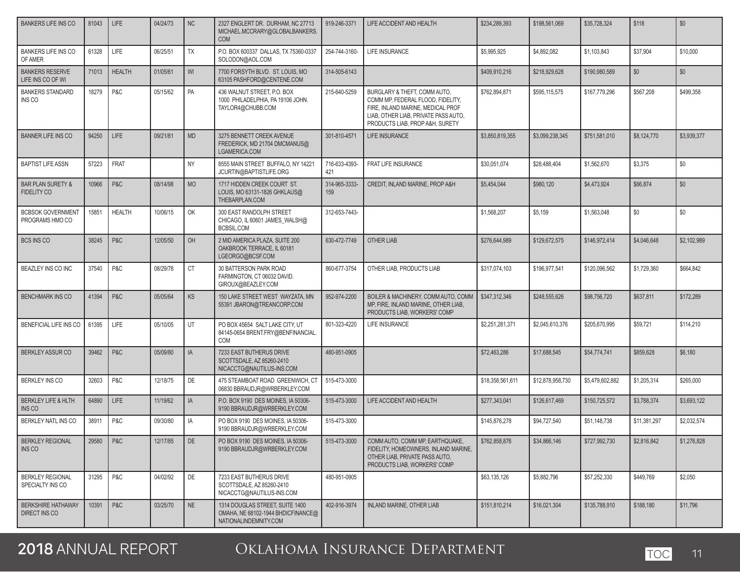| | | | | | | | | | | | | |
|---|---|---|---|---|---|---|---|---|---|---|---|---|
| BANKERS LIFE INS CO | 81043 | LIFE | 04/24/73 | NC | 2327 ENGLERT DR. DURHAM, NC 27713 MICHAEL.MCCRARY@GLOBALBANKERS.COM | 919-246-3371 | LIFE ACCIDENT AND HEALTH | $234,289,393 | $198,561,069 | $35,728,324 | $118 | $0 |
| BANKERS LIFE INS CO OF AMER | 61328 | LIFE | 06/25/51 | TX | P.O. BOX 600337 DALLAS, TX 75360-0337 SOLODON@AOL.COM | 254-744-3160- | LIFE INSURANCE | $5,995,925 | $4,892,082 | $1,103,843 | $37,904 | $10,000 |
| BANKERS RESERVE LIFE INS CO OF WI | 71013 | HEALTH | 01/05/61 | WI | 7700 FORSYTH BLVD. ST. LOUIS, MO 63105 PASHFORD@CENTENE.COM | 314-505-6143 | | $409,910,216 | $218,929,628 | $190,980,589 | $0 | $0 |
| BANKERS STANDARD INS CO | 18279 | P&C | 05/15/62 | PA | 436 WALNUT STREET, P.O. BOX 1000 PHILADELPHIA, PA 19106 JOHN.TAYLOR4@CHUBB.COM | 215-640-5259 | BURGLARY & THEFT, COMM AUTO, COMM MP, FEDERAL FLOOD, FIDELITY, FIRE, INLAND MARINE, MEDICAL PROF LIAB, OTHER LIAB, PRIVATE PASS AUTO, PRODUCTS LIAB, PROP A&H, SURETY | $762,894,871 | $595,115,575 | $167,779,296 | $567,208 | $499,358 |
| BANNER LIFE INS CO | 94250 | LIFE | 09/21/81 | MD | 3275 BENNETT CREEK AVENUE FREDERICK, MD 21704 DMCMANUS@LGAMERICA.COM | 301-810-4571 | LIFE INSURANCE | $3,850,819,355 | $3,099,238,345 | $751,581,010 | $8,124,770 | $3,939,377 |
| BAPTIST LIFE ASSN | 57223 | FRAT | | NY | 8555 MAIN STREET BUFFALO, NY 14221 JCURTIN@BAPTISTLIFE.ORG | 716-633-4393-421 | FRAT LIFE INSURANCE | $30,051,074 | $28,488,404 | $1,562,670 | $3,375 | $0 |
| BAR PLAN SURETY & FIDELITY CO | 10966 | P&C | 08/14/98 | MO | 1717 HIDDEN CREEK COURT ST. LOUIS, MO 63131-1826 GHKLAUS@THEBARPLAN.COM | 314-965-3333-159 | CREDIT, INLAND MARINE, PROP A&H | $5,454,044 | $980,120 | $4,473,924 | $66,874 | $0 |
| BCBSOK GOVERNMENT PROGRAMS HMO CO | 15851 | HEALTH | 10/06/15 | OK | 300 EAST RANDOLPH STREET CHICAGO, IL 60601 JAMES_WALSH@BCBSIL.COM | 312-653-7443- | | $1,568,207 | $5,159 | $1,563,048 | $0 | $0 |
| BCS INS CO | 38245 | P&C | 12/05/50 | OH | 2 MID AMERICA PLAZA, SUITE 200 OAKBROOK TERRACE, IL 60181 LGEORGO@BCSF.COM | 630-472-7749 | OTHER LIAB | $276,644,989 | $129,672,575 | $146,972,414 | $4,046,648 | $2,102,989 |
| BEAZLEY INS CO INC | 37540 | P&C | 08/29/78 | CT | 30 BATTERSON PARK ROAD FARMINGTON, CT 06032 DAVID.GIROUX@BEAZLEY.COM | 860-677-3754 | OTHER LIAB, PRODUCTS LIAB | $317,074,103 | $196,977,541 | $120,096,562 | $1,729,360 | $664,842 |
| BENCHMARK INS CO | 41394 | P&C | 05/05/64 | KS | 150 LAKE STREET WEST WAYZATA, MN 55391 JBARON@TREANCORP.COM | 952-974-2200 | BOILER & MACHINERY, COMM AUTO, COMM MP, FIRE, INLAND MARINE, OTHER LIAB, PRODUCTS LIAB, WORKERS' COMP | $347,312,346 | $248,555,626 | $98,756,720 | $637,811 | $172,289 |
| BENEFICIAL LIFE INS CO | 61395 | LIFE | 05/10/05 | UT | PO BOX 45654 SALT LAKE CITY, UT 84145-0654 BRENT.FRY@BENFINANCIAL.COM | 801-323-4220 | LIFE INSURANCE | $2,251,281,371 | $2,045,610,376 | $205,670,995 | $59,721 | $114,210 |
| BERKLEY ASSUR CO | 39462 | P&C | 05/09/80 | IA | 7233 EAST BUTHERUS DRIVE SCOTTSDALE, AZ 85260-2410 NICACCTG@NAUTILUS-INS.COM | 480-951-0905 | | $72,463,286 | $17,688,545 | $54,774,741 | $859,628 | $6,180 |
| BERKLEY INS CO | 32603 | P&C | 12/18/75 | DE | 475 STEAMBOAT ROAD GREENWICH, CT 06830 BBRAUDJR@WRBERKLEY.COM | 515-473-3000 | | $18,358,561,611 | $12,878,958,730 | $5,479,602,882 | $1,205,314 | $265,000 |
| BERKLEY LIFE & HLTH INS CO | 64890 | LIFE | 11/19/62 | IA | P.O. BOX 9190 DES MOINES, IA 50306-9190 BBRAUDJR@WRBERKLEY.COM | 515-473-3000 | LIFE ACCIDENT AND HEALTH | $277,343,041 | $126,617,469 | $150,725,572 | $3,788,374 | $3,693,122 |
| BERKLEY NATL INS CO | 38911 | P&C | 09/30/80 | IA | PO BOX 9190 DES MOINES, IA 50306-9190 BBRAUDJR@WRBERKLEY.COM | 515-473-3000 | | $145,876,278 | $94,727,540 | $51,148,738 | $11,381,297 | $2,032,574 |
| BERKLEY REGIONAL INS CO | 29580 | P&C | 12/17/85 | DE | PO BOX 9190 DES MOINES, IA 50306-9190 BBRAUDJR@WRBERKLEY.COM | 515-473-3000 | COMM AUTO, COMM MP, EARTHQUAKE, FIDELITY, HOMEOWNERS, INLAND MARINE, OTHER LIAB, PRIVATE PASS AUTO, PRODUCTS LIAB, WORKERS' COMP | $762,858,876 | $34,866,146 | $727,992,730 | $2,816,842 | $1,276,828 |
| BERKLEY REGIONAL SPECIALTY INS CO | 31295 | P&C | 04/02/92 | DE | 7233 EAST BUTHERUS DRIVE SCOTTSDALE, AZ 85260-2410 NICACCTG@NAUTILUS-INS.COM | 480-951-0905 | | $63,135,126 | $5,882,796 | $57,252,330 | $449,769 | $2,050 |
| BERKSHIRE HATHAWAY DIRECT INS CO | 10391 | P&C | 03/25/70 | NE | 1314 DOUGLAS STREET, SUITE 1400 OMAHA, NE 68102-1944 BHDICFINANCE@NATIONALINDEMNITY.COM | 402-916-3974 | INLAND MARINE, OTHER LIAB | $151,810,214 | $16,021,304 | $135,788,910 | $188,180 | $11,796 |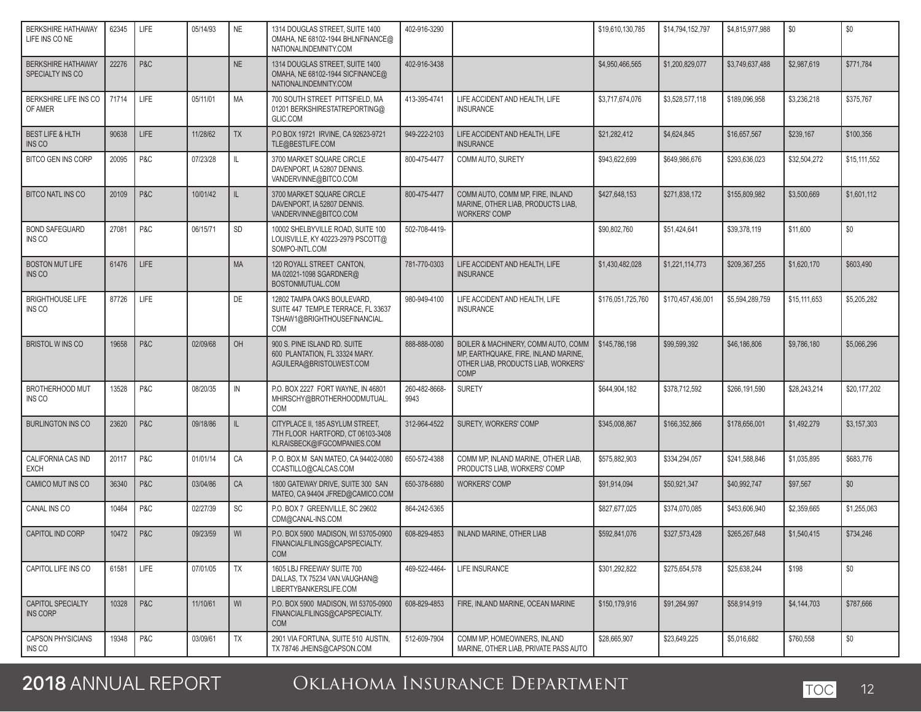| | | | | | | | | | | | | |
|---|---|---|---|---|---|---|---|---|---|---|---|---|
| BERKSHIRE HATHAWAY LIFE INS CO NE | 62345 | LIFE | 05/14/93 | NE | 1314 DOUGLAS STREET, SUITE 1400 OMAHA, NE 68102-1944 BHLNFINANCE@ NATIONALINDEMNITY.COM | 402-916-3290 | | $19,610,130,785 | $14,794,152,797 | $4,815,977,988 | $0 | $0 |
| BERKSHIRE HATHAWAY SPECIALTY INS CO | 22276 | P&C | | NE | 1314 DOUGLAS STREET, SUITE 1400 OMAHA, NE 68102-1944 SICFINANCE@ NATIONALINDEMNITY.COM | 402-916-3438 | | $4,950,466,565 | $1,200,829,077 | $3,749,637,488 | $2,987,619 | $771,784 |
| BERKSHIRE LIFE INS CO OF AMER | 71714 | LIFE | 05/11/01 | MA | 700 SOUTH STREET PITTSFIELD, MA 01201 BERKSHIRESTATREPORTING@ GLIC.COM | 413-395-4741 | LIFE ACCIDENT AND HEALTH, LIFE INSURANCE | $3,717,674,076 | $3,528,577,118 | $189,096,958 | $3,236,218 | $375,767 |
| BEST LIFE & HLTH INS CO | 90638 | LIFE | 11/28/62 | TX | P.O BOX 19721 IRVINE, CA 92623-9721 TLE@BESTLIFE.COM | 949-222-2103 | LIFE ACCIDENT AND HEALTH, LIFE INSURANCE | $21,282,412 | $4,624,845 | $16,657,567 | $239,167 | $100,356 |
| BITCO GEN INS CORP | 20095 | P&C | 07/23/28 | IL | 3700 MARKET SQUARE CIRCLE DAVENPORT, IA 52807 DENNIS. VANDERVINNE@BITCO.COM | 800-475-4477 | COMM AUTO, SURETY | $943,622,699 | $649,986,676 | $293,636,023 | $32,504,272 | $15,111,552 |
| BITCO NATL INS CO | 20109 | P&C | 10/01/42 | IL | 3700 MARKET SQUARE CIRCLE DAVENPORT, IA 52807 DENNIS. VANDERVINNE@BITCO.COM | 800-475-4477 | COMM AUTO, COMM MP, FIRE, INLAND MARINE, OTHER LIAB, PRODUCTS LIAB, WORKERS' COMP | $427,648,153 | $271,838,172 | $155,809,982 | $3,500,669 | $1,601,112 |
| BOND SAFEGUARD INS CO | 27081 | P&C | 06/15/71 | SD | 10002 SHELBYVILLE ROAD, SUITE 100 LOUISVILLE, KY 40223-2979 PSCOTT@ SOMPO-INTL.COM | 502-708-4419- | | $90,802,760 | $51,424,641 | $39,378,119 | $11,600 | $0 |
| BOSTON MUT LIFE INS CO | 61476 | LIFE | | MA | 120 ROYALL STREET CANTON, MA 02021-1098 SGARDNER@ BOSTONMUTUAL.COM | 781-770-0303 | LIFE ACCIDENT AND HEALTH, LIFE INSURANCE | $1,430,482,028 | $1,221,114,773 | $209,367,255 | $1,620,170 | $603,490 |
| BRIGHTHOUSE LIFE INS CO | 87726 | LIFE | | DE | 12802 TAMPA OAKS BOULEVARD, SUITE 447 TEMPLE TERRACE, FL 33637 TSHAW1@BRIGHTHOUSEFINANCIAL. COM | 980-949-4100 | LIFE ACCIDENT AND HEALTH, LIFE INSURANCE | $176,051,725,760 | $170,457,436,001 | $5,594,289,759 | $15,111,653 | $5,205,282 |
| BRISTOL W INS CO | 19658 | P&C | 02/09/68 | OH | 900 S. PINE ISLAND RD. SUITE 600 PLANTATION, FL 33324 MARY. AGUILERA@BRISTOLWEST.COM | 888-888-0080 | BOILER & MACHINERY, COMM AUTO, COMM MP, EARTHQUAKE, FIRE, INLAND MARINE, OTHER LIAB, PRODUCTS LIAB, WORKERS' COMP | $145,786,198 | $99,599,392 | $46,186,806 | $9,786,180 | $5,066,296 |
| BROTHERHOOD MUT INS CO | 13528 | P&C | 08/20/35 | IN | P.O. BOX 2227 FORT WAYNE, IN 46801 MHIRSCHY@BROTHERHOODMUTUAL. COM | 260-482-8668-9943 | SURETY | $644,904,182 | $378,712,592 | $266,191,590 | $28,243,214 | $20,177,202 |
| BURLINGTON INS CO | 23620 | P&C | 09/18/86 | IL | CITYPLACE II, 185 ASYLUM STREET, 7TH FLOOR HARTFORD, CT 06103-3408 KLRAISBECK@IFGCOMPANIES.COM | 312-964-4522 | SURETY, WORKERS' COMP | $345,008,867 | $166,352,866 | $178,656,001 | $1,492,279 | $3,157,303 |
| CALIFORNIA CAS IND EXCH | 20117 | P&C | 01/01/14 | CA | P. O. BOX M SAN MATEO, CA 94402-0080 CCASTILLO@CALCAS.COM | 650-572-4388 | COMM MP, INLAND MARINE, OTHER LIAB, PRODUCTS LIAB, WORKERS' COMP | $575,882,903 | $334,294,057 | $241,588,846 | $1,035,895 | $683,776 |
| CAMICO MUT INS CO | 36340 | P&C | 03/04/86 | CA | 1800 GATEWAY DRIVE, SUITE 300 SAN MATEO, CA 94404 JFRED@CAMICO.COM | 650-378-6880 | WORKERS' COMP | $91,914,094 | $50,921,347 | $40,992,747 | $97,567 | $0 |
| CANAL INS CO | 10464 | P&C | 02/27/39 | SC | P.O. BOX 7 GREENVILLE, SC 29602 CDM@CANAL-INS.COM | 864-242-5365 | | $827,677,025 | $374,070,085 | $453,606,940 | $2,359,665 | $1,255,063 |
| CAPITOL IND CORP | 10472 | P&C | 09/23/59 | WI | P.O. BOX 5900 MADISON, WI 53705-0900 FINANCIALFILINGS@CAPSPECIALTY. COM | 608-829-4853 | INLAND MARINE, OTHER LIAB | $592,841,076 | $327,573,428 | $265,267,648 | $1,540,415 | $734,246 |
| CAPITOL LIFE INS CO | 61581 | LIFE | 07/01/05 | TX | 1605 LBJ FREEWAY SUITE 700 DALLAS, TX 75234 VAN.VAUGHAN@ LIBERTYBANKERSLIFE.COM | 469-522-4464- | LIFE INSURANCE | $301,292,822 | $275,654,578 | $25,638,244 | $198 | $0 |
| CAPITOL SPECIALTY INS CORP | 10328 | P&C | 11/10/61 | WI | P.O. BOX 5900 MADISON, WI 53705-0900 FINANCIALFILINGS@CAPSPECIALTY. COM | 608-829-4853 | FIRE, INLAND MARINE, OCEAN MARINE | $150,179,916 | $91,264,997 | $58,914,919 | $4,144,703 | $787,666 |
| CAPSON PHYSICIANS INS CO | 19348 | P&C | 03/09/61 | TX | 2901 VIA FORTUNA, SUITE 510 AUSTIN, TX 78746 JHEINS@CAPSON.COM | 512-609-7904 | COMM MP, HOMEOWNERS, INLAND MARINE, OTHER LIAB, PRIVATE PASS AUTO | $28,665,907 | $23,649,225 | $5,016,682 | $760,558 | $0 |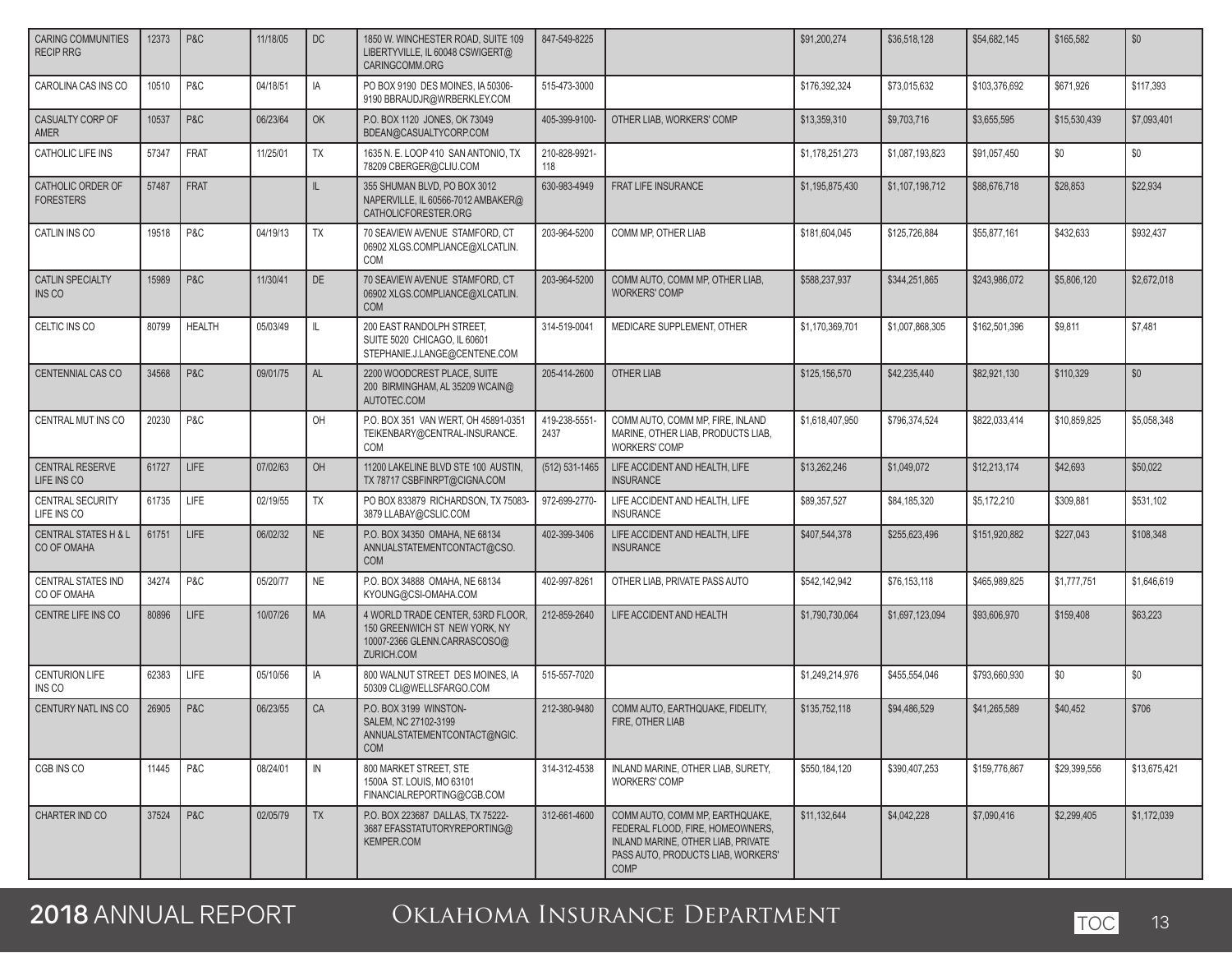| | | | | | | | | | | | | |
|---|---|---|---|---|---|---|---|---|---|---|---|---|
| CARING COMMUNITIES RECIP RRG | 12373 | P&C | 11/18/05 | DC | 1850 W. WINCHESTER ROAD, SUITE 109 LIBERTYVILLE, IL 60048 CSWIGERT@CARINGCOMM.ORG | 847-549-8225 | | $91,200,274 | $36,518,128 | $54,682,145 | $165,582 | $0 |
| CAROLINA CAS INS CO | 10510 | P&C | 04/18/51 | IA | PO BOX 9190 DES MOINES, IA 50306-9190 BBRAUDJR@WRBERKLEY.COM | 515-473-3000 | | $176,392,324 | $73,015,632 | $103,376,692 | $671,926 | $117,393 |
| CASUALTY CORP OF AMER | 10537 | P&C | 06/23/64 | OK | P.O. BOX 1120 JONES, OK 73049 BDEAN@CASUALTYCORP.COM | 405-399-9100- | OTHER LIAB, WORKERS' COMP | $13,359,310 | $9,703,716 | $3,655,595 | $15,530,439 | $7,093,401 |
| CATHOLIC LIFE INS | 57347 | FRAT | 11/25/01 | TX | 1635 N. E. LOOP 410 SAN ANTONIO, TX 78209 CBERGER@CLIU.COM | 210-828-9921-118 | | $1,178,251,273 | $1,087,193,823 | $91,057,450 | $0 | $0 |
| CATHOLIC ORDER OF FORESTERS | 57487 | FRAT | | IL | 355 SHUMAN BLVD, PO BOX 3012 NAPERVILLE, IL 60566-7012 AMBAKER@CATHOLICFORESTER.ORG | 630-983-4949 | FRAT LIFE INSURANCE | $1,195,875,430 | $1,107,198,712 | $88,676,718 | $28,853 | $22,934 |
| CATLIN INS CO | 19518 | P&C | 04/19/13 | TX | 70 SEAVIEW AVENUE STAMFORD, CT 06902 XLGS.COMPLIANCE@XLCATLIN.COM | 203-964-5200 | COMM MP, OTHER LIAB | $181,604,045 | $125,726,884 | $55,877,161 | $432,633 | $932,437 |
| CATLIN SPECIALTY INS CO | 15989 | P&C | 11/30/41 | DE | 70 SEAVIEW AVENUE STAMFORD, CT 06902 XLGS.COMPLIANCE@XLCATLIN.COM | 203-964-5200 | COMM AUTO, COMM MP, OTHER LIAB, WORKERS' COMP | $588,237,937 | $344,251,865 | $243,986,072 | $5,806,120 | $2,672,018 |
| CELTIC INS CO | 80799 | HEALTH | 05/03/49 | IL | 200 EAST RANDOLPH STREET, SUITE 5020 CHICAGO, IL 60601 STEPHANIE.J.LANGE@CENTENE.COM | 314-519-0041 | MEDICARE SUPPLEMENT, OTHER | $1,170,369,701 | $1,007,868,305 | $162,501,396 | $9,811 | $7,481 |
| CENTENNIAL CAS CO | 34568 | P&C | 09/01/75 | AL | 2200 WOODCREST PLACE, SUITE 200 BIRMINGHAM, AL 35209 WCAIN@AUTOTEC.COM | 205-414-2600 | OTHER LIAB | $125,156,570 | $42,235,440 | $82,921,130 | $110,329 | $0 |
| CENTRAL MUT INS CO | 20230 | P&C | | OH | P.O. BOX 351 VAN WERT, OH 45891-0351 TEIKENBARY@CENTRAL-INSURANCE.COM | 419-238-5551-2437 | COMM AUTO, COMM MP, FIRE, INLAND MARINE, OTHER LIAB, PRODUCTS LIAB, WORKERS' COMP | $1,618,407,950 | $796,374,524 | $822,033,414 | $10,859,825 | $5,058,348 |
| CENTRAL RESERVE LIFE INS CO | 61727 | LIFE | 07/02/63 | OH | 11200 LAKELINE BLVD STE 100 AUSTIN, TX 78717 CSBFINRPT@CIGNA.COM | (512) 531-1465 | LIFE ACCIDENT AND HEALTH, LIFE INSURANCE | $13,262,246 | $1,049,072 | $12,213,174 | $42,693 | $50,022 |
| CENTRAL SECURITY LIFE INS CO | 61735 | LIFE | 02/19/55 | TX | PO BOX 833879 RICHARDSON, TX 75083-3879 LLABAY@CSLIC.COM | 972-699-2770- | LIFE ACCIDENT AND HEALTH, LIFE INSURANCE | $89,357,527 | $84,185,320 | $5,172,210 | $309,881 | $531,102 |
| CENTRAL STATES H & L CO OF OMAHA | 61751 | LIFE | 06/02/32 | NE | P.O. BOX 34350 OMAHA, NE 68134 ANNUALSTATEMENTCONTACT@CSO.COM | 402-399-3406 | LIFE ACCIDENT AND HEALTH, LIFE INSURANCE | $407,544,378 | $255,623,496 | $151,920,882 | $227,043 | $108,348 |
| CENTRAL STATES IND CO OF OMAHA | 34274 | P&C | 05/20/77 | NE | P.O. BOX 34888 OMAHA, NE 68134 KYOUNG@CSI-OMAHA.COM | 402-997-8261 | OTHER LIAB, PRIVATE PASS AUTO | $542,142,942 | $76,153,118 | $465,989,825 | $1,777,751 | $1,646,619 |
| CENTRE LIFE INS CO | 80896 | LIFE | 10/07/26 | MA | 4 WORLD TRADE CENTER, 53RD FLOOR, 150 GREENWICH ST NEW YORK, NY 10007-2366 GLENN.CARRASCOSO@ZURICH.COM | 212-859-2640 | LIFE ACCIDENT AND HEALTH | $1,790,730,064 | $1,697,123,094 | $93,606,970 | $159,408 | $63,223 |
| CENTURION LIFE INS CO | 62383 | LIFE | 05/10/56 | IA | 800 WALNUT STREET DES MOINES, IA 50309 CLI@WELLSFARGO.COM | 515-557-7020 | | $1,249,214,976 | $455,554,046 | $793,660,930 | $0 | $0 |
| CENTURY NATL INS CO | 26905 | P&C | 06/23/55 | CA | P.O. BOX 3199 WINSTON-SALEM, NC 27102-3199 ANNUALSTATEMENTCONTACT@NGIC.COM | 212-380-9480 | COMM AUTO, EARTHQUAKE, FIDELITY, FIRE, OTHER LIAB | $135,752,118 | $94,486,529 | $41,265,589 | $40,452 | $706 |
| CGB INS CO | 11445 | P&C | 08/24/01 | IN | 800 MARKET STREET, STE 1500A ST. LOUIS, MO 63101 FINANCIALREPORTING@CGB.COM | 314-312-4538 | INLAND MARINE, OTHER LIAB, SURETY, WORKERS' COMP | $550,184,120 | $390,407,253 | $159,776,867 | $29,399,556 | $13,675,421 |
| CHARTER IND CO | 37524 | P&C | 02/05/79 | TX | P.O. BOX 223687 DALLAS, TX 75222-3687 EFASSTATUTORYREPORTING@KEMPER.COM | 312-661-4600 | COMM AUTO, COMM MP, EARTHQUAKE, FEDERAL FLOOD, FIRE, HOMEOWNERS, INLAND MARINE, OTHER LIAB, PRIVATE PASS AUTO, PRODUCTS LIAB, WORKERS' COMP | $11,132,644 | $4,042,228 | $7,090,416 | $2,299,405 | $1,172,039 |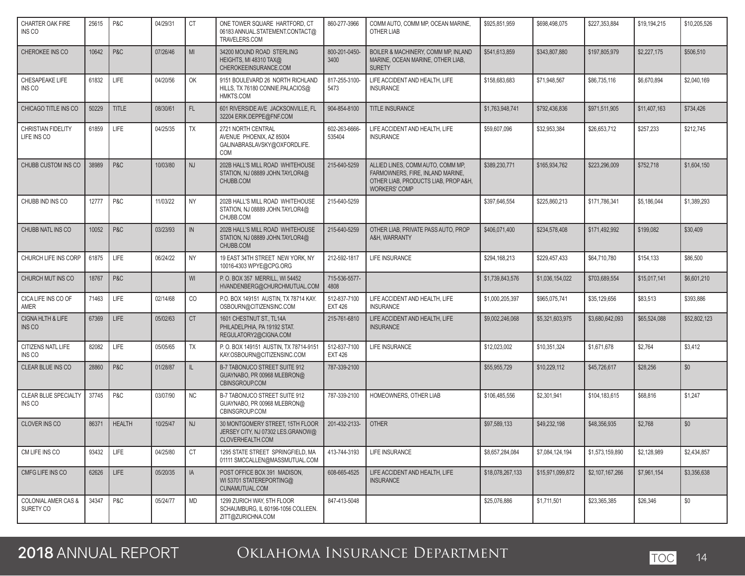| | | | | | | | | | | | | |
|---|---|---|---|---|---|---|---|---|---|---|---|---|
| CHARTER OAK FIRE INS CO | 25615 | P&C | 04/29/31 | CT | ONE TOWER SQUARE HARTFORD, CT 06183 ANNUAL.STATEMENT.CONTACT@TRAVELERS.COM | 860-277-3966 | COMM AUTO, COMM MP, OCEAN MARINE, OTHER LIAB | $925,851,959 | $698,498,075 | $227,353,884 | $19,194,215 | $10,205,526 |
| CHEROKEE INS CO | 10642 | P&C | 07/26/46 | MI | 34200 MOUND ROAD STERLING HEIGHTS, MI 48310 TAX@CHEROKEEINSURANCE.COM | 800-201-0450-3400 | BOILER & MACHINERY, COMM MP, INLAND MARINE, OCEAN MARINE, OTHER LIAB, SURETY | $541,613,859 | $343,807,880 | $197,805,979 | $2,227,175 | $506,510 |
| CHESAPEAKE LIFE INS CO | 61832 | LIFE | 04/20/56 | OK | 9151 BOULEVARD 26 NORTH RICHLAND HILLS, TX 76180 CONNIE.PALACIOS@HMKTS.COM | 817-255-3100-5473 | LIFE ACCIDENT AND HEALTH, LIFE INSURANCE | $158,683,683 | $71,948,567 | $86,735,116 | $6,670,894 | $2,040,169 |
| CHICAGO TITLE INS CO | 50229 | TITLE | 08/30/61 | FL | 601 RIVERSIDE AVE JACKSONVILLE, FL 32204 ERIK.DEPPE@FNF.COM | 904-854-8100 | TITLE INSURANCE | $1,763,948,741 | $792,436,836 | $971,511,905 | $11,407,163 | $734,426 |
| CHRISTIAN FIDELITY LIFE INS CO | 61859 | LIFE | 04/25/35 | TX | 2721 NORTH CENTRAL AVENUE PHOENIX, AZ 85004 GALINABRASLAVSKY@OXFORDLIFE.COM | 602-263-6666-535404 | LIFE ACCIDENT AND HEALTH, LIFE INSURANCE | $59,607,096 | $32,953,384 | $26,653,712 | $257,233 | $212,745 |
| CHUBB CUSTOM INS CO | 38989 | P&C | 10/03/80 | NJ | 202B HALL'S MILL ROAD WHITEHOUSE STATION, NJ 08889 JOHN.TAYLOR4@CHUBB.COM | 215-640-5259 | ALLIED LINES, COMM AUTO, COMM MP, FARMOWNERS, FIRE, INLAND MARINE, OTHER LIAB, PRODUCTS LIAB, PROP A&H, WORKERS' COMP | $389,230,771 | $165,934,762 | $223,296,009 | $752,718 | $1,604,150 |
| CHUBB IND INS CO | 12777 | P&C | 11/03/22 | NY | 202B HALL'S MILL ROAD WHITEHOUSE STATION, NJ 08889 JOHN.TAYLOR4@CHUBB.COM | 215-640-5259 | | $397,646,554 | $225,860,213 | $171,786,341 | $5,186,044 | $1,389,293 |
| CHUBB NATL INS CO | 10052 | P&C | 03/23/93 | IN | 202B HALL'S MILL ROAD WHITEHOUSE STATION, NJ 08889 JOHN.TAYLOR4@CHUBB.COM | 215-640-5259 | OTHER LIAB, PRIVATE PASS AUTO, PROP A&H, WARRANTY | $406,071,400 | $234,578,408 | $171,492,992 | $199,082 | $30,409 |
| CHURCH LIFE INS CORP | 61875 | LIFE | 06/24/22 | NY | 19 EAST 34TH STREET NEW YORK, NY 10016-4303 WPYE@CPG.ORG | 212-592-1817 | LIFE INSURANCE | $294,168,213 | $229,457,433 | $64,710,780 | $154,133 | $86,500 |
| CHURCH MUT INS CO | 18767 | P&C | | WI | P. O. BOX 357 MERRILL, WI 54452 HVANDENBERG@CHURCHMUTUAL.COM | 715-536-5577-4808 | | $1,739,843,576 | $1,036,154,022 | $703,689,554 | $15,017,141 | $6,601,210 |
| CICA LIFE INS CO OF AMER | 71463 | LIFE | 02/14/68 | CO | P.O. BOX 149151 AUSTIN, TX 78714 KAY.OSBOURN@CITIZENSINC.COM | 512-837-7100 EXT 426 | LIFE ACCIDENT AND HEALTH, LIFE INSURANCE | $1,000,205,397 | $965,075,741 | $35,129,656 | $83,513 | $393,886 |
| CIGNA HLTH & LIFE INS CO | 67369 | LIFE | 05/02/63 | CT | 1601 CHESTNUT ST., TL14A PHILADELPHIA, PA 19192 STAT.REGULATORY2@CIGNA.COM | 215-761-6810 | LIFE ACCIDENT AND HEALTH, LIFE INSURANCE | $9,002,246,068 | $5,321,603,975 | $3,680,642,093 | $65,524,088 | $52,802,123 |
| CITIZENS NATL LIFE INS CO | 82082 | LIFE | 05/05/65 | TX | P. O. BOX 149151 AUSTIN, TX 78714-9151 KAY.OSBOURN@CITIZENSINC.COM | 512-837-7100 EXT 426 | LIFE INSURANCE | $12,023,002 | $10,351,324 | $1,671,678 | $2,764 | $3,412 |
| CLEAR BLUE INS CO | 28860 | P&C | 01/28/87 | IL | B-7 TABONUCO STREET SUITE 912 GUAYNABO, PR 00968 MLEBRON@CBINSGROUP.COM | 787-339-2100 | | $55,955,729 | $10,229,112 | $45,726,617 | $28,256 | $0 |
| CLEAR BLUE SPECIALTY INS CO | 37745 | P&C | 03/07/90 | NC | B-7 TABONUCO STREET SUITE 912 GUAYNABO, PR 00968 MLEBRON@CBINSGROUP.COM | 787-339-2100 | HOMEOWNERS, OTHER LIAB | $106,485,556 | $2,301,941 | $104,183,615 | $68,816 | $1,247 |
| CLOVER INS CO | 86371 | HEALTH | 10/25/47 | NJ | 30 MONTGOMERY STREET, 15TH FLOOR JERSEY CITY, NJ 07302 LES.GRANOW@CLOVERHEALTH.COM | 201-432-2133- | OTHER | $97,589,133 | $49,232,198 | $48,356,935 | $2,768 | $0 |
| CM LIFE INS CO | 93432 | LIFE | 04/25/80 | CT | 1295 STATE STREET SPRINGFIELD, MA 01111 SMCCALLEN@MASSMUTUAL.COM | 413-744-3193 | LIFE INSURANCE | $8,657,284,084 | $7,084,124,194 | $1,573,159,890 | $2,128,989 | $2,434,857 |
| CMFG LIFE INS CO | 62626 | LIFE | 05/20/35 | IA | POST OFFICE BOX 391 MADISON, WI 53701 STATEREPORTING@CUNAMUTUAL.COM | 608-665-4525 | LIFE ACCIDENT AND HEALTH, LIFE INSURANCE | $18,078,267,133 | $15,971,099,872 | $2,107,167,266 | $7,961,154 | $3,356,638 |
| COLONIAL AMER CAS & SURETY CO | 34347 | P&C | 05/24/77 | MD | 1299 ZURICH WAY, 5TH FLOOR SCHAUMBURG, IL 60196-1056 COLLEEN.ZITT@ZURICHNA.COM | 847-413-5048 | | $25,076,886 | $1,711,501 | $23,365,385 | $26,346 | $0 |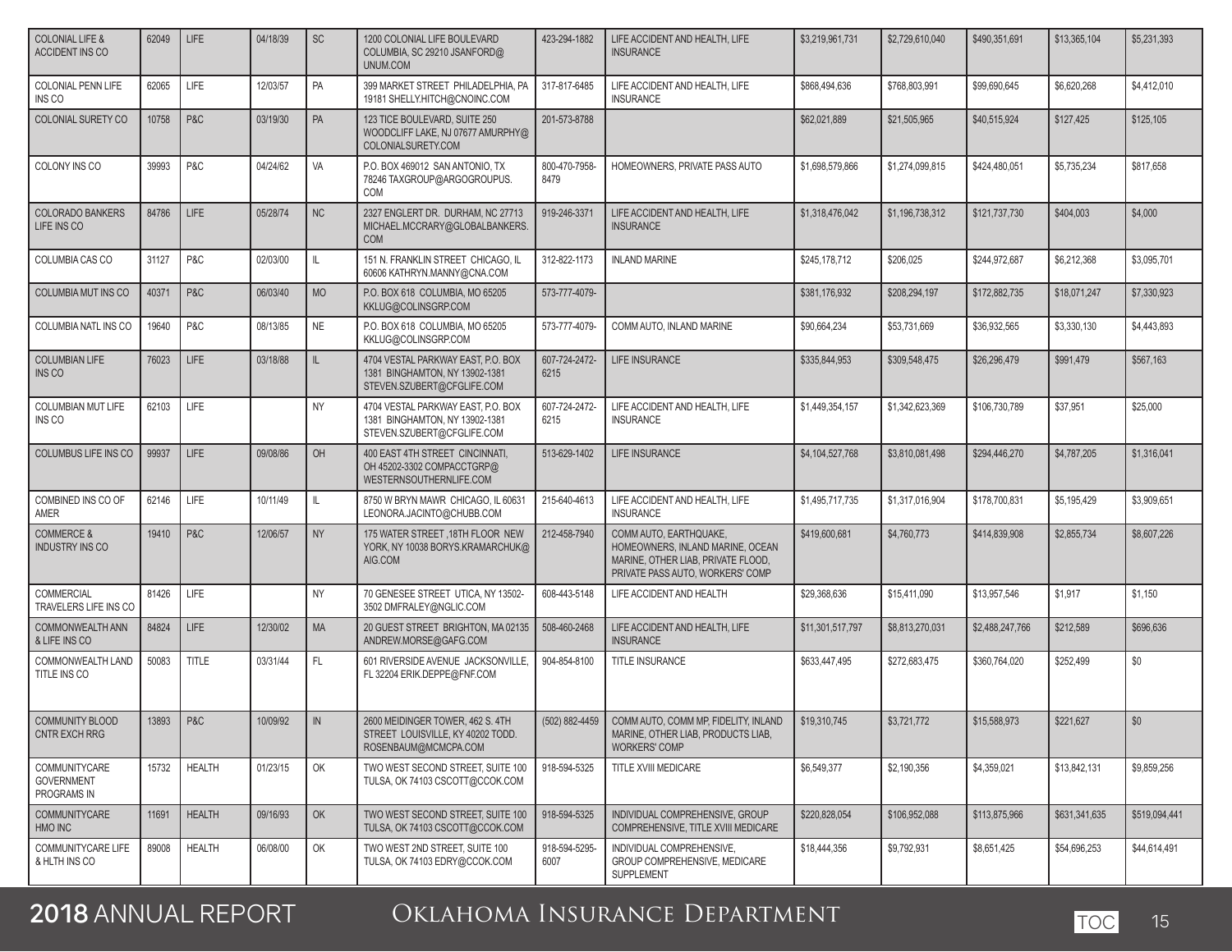| | | | | | | | | | | | | |
|---|---|---|---|---|---|---|---|---|---|---|---|---|
| COLONIAL LIFE & ACCIDENT INS CO | 62049 | LIFE | 04/18/39 | SC | 1200 COLONIAL LIFE BOULEVARD COLUMBIA, SC 29210 JSANFORD@UNUM.COM | 423-294-1882 | LIFE ACCIDENT AND HEALTH, LIFE INSURANCE | $3,219,961,731 | $2,729,610,040 | $490,351,691 | $13,365,104 | $5,231,393 |
| COLONIAL PENN LIFE INS CO | 62065 | LIFE | 12/03/57 | PA | 399 MARKET STREET PHILADELPHIA, PA 19181 SHELLY.HITCH@CNOINC.COM | 317-817-6485 | LIFE ACCIDENT AND HEALTH, LIFE INSURANCE | $868,494,636 | $768,803,991 | $99,690,645 | $6,620,268 | $4,412,010 |
| COLONIAL SURETY CO | 10758 | P&C | 03/19/30 | PA | 123 TICE BOULEVARD, SUITE 250 WOODCLIFF LAKE, NJ 07677 AMURPHY@COLONIALSURETY.COM | 201-573-8788 | | $62,021,889 | $21,505,965 | $40,515,924 | $127,425 | $125,105 |
| COLONY INS CO | 39993 | P&C | 04/24/62 | VA | P.O. BOX 469012 SAN ANTONIO, TX 78246 TAXGROUP@ARGOGROUPUS.COM | 800-470-7958-8479 | HOMEOWNERS, PRIVATE PASS AUTO | $1,698,579,866 | $1,274,099,815 | $424,480,051 | $5,735,234 | $817,658 |
| COLORADO BANKERS LIFE INS CO | 84786 | LIFE | 05/28/74 | NC | 2327 ENGLERT DR. DURHAM, NC 27713 MICHAEL.MCCRARY@GLOBALBANKERS.COM | 919-246-3371 | LIFE ACCIDENT AND HEALTH, LIFE INSURANCE | $1,318,476,042 | $1,196,738,312 | $121,737,730 | $404,003 | $4,000 |
| COLUMBIA CAS CO | 31127 | P&C | 02/03/00 | IL | 151 N. FRANKLIN STREET CHICAGO, IL 60606 KATHRYN.MANNY@CNA.COM | 312-822-1173 | INLAND MARINE | $245,178,712 | $206,025 | $244,972,687 | $6,212,368 | $3,095,701 |
| COLUMBIA MUT INS CO | 40371 | P&C | 06/03/40 | MO | P.O. BOX 618 COLUMBIA, MO 65205 KKLUG@COLINSGRP.COM | 573-777-4079- | | $381,176,932 | $208,294,197 | $172,882,735 | $18,071,247 | $7,330,923 |
| COLUMBIA NATL INS CO | 19640 | P&C | 08/13/85 | NE | P.O. BOX 618 COLUMBIA, MO 65205 KKLUG@COLINSGRP.COM | 573-777-4079- | COMM AUTO, INLAND MARINE | $90,664,234 | $53,731,669 | $36,932,565 | $3,330,130 | $4,443,893 |
| COLUMBIAN LIFE INS CO | 76023 | LIFE | 03/18/88 | IL | 4704 VESTAL PARKWAY EAST, P.O. BOX 1381 BINGHAMTON, NY 13902-1381 STEVEN.SZUBERT@CFGLIFE.COM | 607-724-2472-6215 | LIFE INSURANCE | $335,844,953 | $309,548,475 | $26,296,479 | $991,479 | $567,163 |
| COLUMBIAN MUT LIFE INS CO | 62103 | LIFE | | NY | 4704 VESTAL PARKWAY EAST, P.O. BOX 1381 BINGHAMTON, NY 13902-1381 STEVEN.SZUBERT@CFGLIFE.COM | 607-724-2472-6215 | LIFE ACCIDENT AND HEALTH, LIFE INSURANCE | $1,449,354,157 | $1,342,623,369 | $106,730,789 | $37,951 | $25,000 |
| COLUMBUS LIFE INS CO | 99937 | LIFE | 09/08/86 | OH | 400 EAST 4TH STREET CINCINNATI, OH 45202-3302 COMPACCTGRP@WESTERNSOUTHERNLIFE.COM | 513-629-1402 | LIFE INSURANCE | $4,104,527,768 | $3,810,081,498 | $294,446,270 | $4,787,205 | $1,316,041 |
| COMBINED INS CO OF AMER | 62146 | LIFE | 10/11/49 | IL | 8750 W BRYN MAWR CHICAGO, IL 60631 LEONORA.JACINTO@CHUBB.COM | 215-640-4613 | LIFE ACCIDENT AND HEALTH, LIFE INSURANCE | $1,495,717,735 | $1,317,016,904 | $178,700,831 | $5,195,429 | $3,909,651 |
| COMMERCE & INDUSTRY INS CO | 19410 | P&C | 12/06/57 | NY | 175 WATER STREET ,18TH FLOOR NEW YORK, NY 10038 BORYS.KRAMARCHUK@AIG.COM | 212-458-7940 | COMM AUTO, EARTHQUAKE, HOMEOWNERS, INLAND MARINE, OCEAN MARINE, OTHER LIAB, PRIVATE FLOOD, PRIVATE PASS AUTO, WORKERS' COMP | $419,600,681 | $4,760,773 | $414,839,908 | $2,855,734 | $8,607,226 |
| COMMERCIAL TRAVELERS LIFE INS CO | 81426 | LIFE | | NY | 70 GENESEE STREET UTICA, NY 13502-3502 DMFRALEY@NGLIC.COM | 608-443-5148 | LIFE ACCIDENT AND HEALTH | $29,368,636 | $15,411,090 | $13,957,546 | $1,917 | $1,150 |
| COMMONWEALTH ANN & LIFE INS CO | 84824 | LIFE | 12/30/02 | MA | 20 GUEST STREET BRIGHTON, MA 02135 ANDREW.MORSE@GAFG.COM | 508-460-2468 | LIFE ACCIDENT AND HEALTH, LIFE INSURANCE | $11,301,517,797 | $8,813,270,031 | $2,488,247,766 | $212,589 | $696,636 |
| COMMONWEALTH LAND TITLE INS CO | 50083 | TITLE | 03/31/44 | FL | 601 RIVERSIDE AVENUE JACKSONVILLE, FL 32204 ERIK.DEPPE@FNF.COM | 904-854-8100 | TITLE INSURANCE | $633,447,495 | $272,683,475 | $360,764,020 | $252,499 | $0 |
| COMMUNITY BLOOD CNTR EXCH RRG | 13893 | P&C | 10/09/92 | IN | 2600 MEIDINGER TOWER, 462 S. 4TH STREET LOUISVILLE, KY 40202 TODD.ROSENBAUM@MCMCPA.COM | (502) 882-4459 | COMM AUTO, COMM MP, FIDELITY, INLAND MARINE, OTHER LIAB, PRODUCTS LIAB, WORKERS' COMP | $19,310,745 | $3,721,772 | $15,588,973 | $221,627 | $0 |
| COMMUNITYCARE GOVERNMENT PROGRAMS IN | 15732 | HEALTH | 01/23/15 | OK | TWO WEST SECOND STREET, SUITE 100 TULSA, OK 74103 CSCOTT@CCOK.COM | 918-594-5325 | TITLE XVIII MEDICARE | $6,549,377 | $2,190,356 | $4,359,021 | $13,842,131 | $9,859,256 |
| COMMUNITYCARE HMO INC | 11691 | HEALTH | 09/16/93 | OK | TWO WEST SECOND STREET, SUITE 100 TULSA, OK 74103 CSCOTT@CCOK.COM | 918-594-5325 | INDIVIDUAL COMPREHENSIVE, GROUP COMPREHENSIVE, TITLE XVIII MEDICARE | $220,828,054 | $106,952,088 | $113,875,966 | $631,341,635 | $519,094,441 |
| COMMUNITYCARE LIFE & HLTH INS CO | 89008 | HEALTH | 06/08/00 | OK | TWO WEST 2ND STREET, SUITE 100 TULSA, OK 74103 EDRY@CCOK.COM | 918-594-5295-6007 | INDIVIDUAL COMPREHENSIVE, GROUP COMPREHENSIVE, MEDICARE SUPPLEMENT | $18,444,356 | $9,792,931 | $8,651,425 | $54,696,253 | $44,614,491 |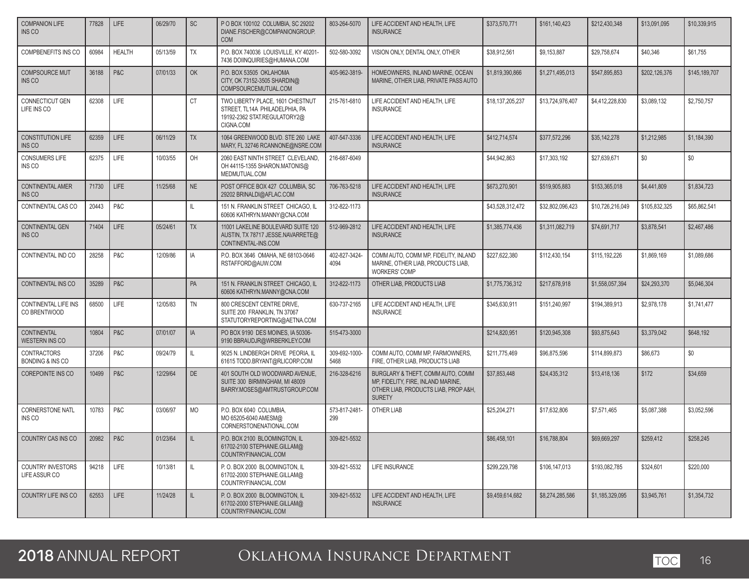| | | | | | | | | | | | | |
|---|---|---|---|---|---|---|---|---|---|---|---|---|
| COMPANION LIFE INS CO | 77828 | LIFE | 06/29/70 | SC | P O BOX 100102 COLUMBIA, SC 29202 DIANE.FISCHER@COMPANIONGROUP.COM | 803-264-5070 | LIFE ACCIDENT AND HEALTH, LIFE INSURANCE | $373,570,771 | $161,140,423 | $212,430,348 | $13,091,095 | $10,339,915 |
| COMPBENEFITS INS CO | 60984 | HEALTH | 05/13/59 | TX | P.O. BOX 740036 LOUISVILLE, KY 40201-7436 DOIINQUIRIES@HUMANA.COM | 502-580-3092 | VISION ONLY, DENTAL ONLY, OTHER | $38,912,561 | $9,153,887 | $29,758,674 | $40,346 | $61,755 |
| COMPSOURCE MUT INS CO | 36188 | P&C | 07/01/33 | OK | P.O. BOX 53505 OKLAHOMA CITY, OK 73152-3505 SHARDIN@COMPSOURCEMUTUAL.COM | 405-962-3819- | HOMEOWNERS, INLAND MARINE, OCEAN MARINE, OTHER LIAB, PRIVATE PASS AUTO | $1,819,390,866 | $1,271,495,013 | $547,895,853 | $202,126,376 | $145,189,707 |
| CONNECTICUT GEN LIFE INS CO | 62308 | LIFE | | CT | TWO LIBERTY PLACE, 1601 CHESTNUT STREET, TL14A PHILADELPHIA, PA 19192-2362 STAT.REGULATORY2@CIGNA.COM | 215-761-6810 | LIFE ACCIDENT AND HEALTH, LIFE INSURANCE | $18,137,205,237 | $13,724,976,407 | $4,412,228,830 | $3,089,132 | $2,750,757 |
| CONSTITUTION LIFE INS CO | 62359 | LIFE | 06/11/29 | TX | 1064 GREENWOOD BLVD. STE 260 LAKE MARY, FL 32746 RCANNONE@NSRE.COM | 407-547-3336 | LIFE ACCIDENT AND HEALTH, LIFE INSURANCE | $412,714,574 | $377,572,296 | $35,142,278 | $1,212,985 | $1,184,390 |
| CONSUMERS LIFE INS CO | 62375 | LIFE | 10/03/55 | OH | 2060 EAST NINTH STREET CLEVELAND, OH 44115-1355 SHARON.MATONIS@MEDMUTUAL.COM | 216-687-6049 | | $44,942,863 | $17,303,192 | $27,639,671 | $0 | $0 |
| CONTINENTAL AMER INS CO | 71730 | LIFE | 11/25/68 | NE | POST OFFICE BOX 427 COLUMBIA, SC 29202 BRINALDI@AFLAC.COM | 706-763-5218 | LIFE ACCIDENT AND HEALTH, LIFE INSURANCE | $673,270,901 | $519,905,883 | $153,365,018 | $4,441,809 | $1,834,723 |
| CONTINENTAL CAS CO | 20443 | P&C | | IL | 151 N. FRANKLIN STREET CHICAGO, IL 60606 KATHRYN.MANNY@CNA.COM | 312-822-1173 | | $43,528,312,472 | $32,802,096,423 | $10,726,216,049 | $105,832,325 | $65,862,541 |
| CONTINENTAL GEN INS CO | 71404 | LIFE | 05/24/61 | TX | 11001 LAKELINE BOULEVARD SUITE 120 AUSTIN, TX 78717 JESSE.NAVARRETE@CONTINENTAL-INS.COM | 512-969-2812 | LIFE ACCIDENT AND HEALTH, LIFE INSURANCE | $1,385,774,436 | $1,311,082,719 | $74,691,717 | $3,878,541 | $2,467,486 |
| CONTINENTAL IND CO | 28258 | P&C | 12/09/86 | IA | P.O. BOX 3646 OMAHA, NE 68103-0646 RSTAFFORD@AUW.COM | 402-827-3424-4094 | COMM AUTO, COMM MP, FIDELITY, INLAND MARINE, OTHER LIAB, PRODUCTS LIAB, WORKERS' COMP | $227,622,380 | $112,430,154 | $115,192,226 | $1,869,169 | $1,089,686 |
| CONTINENTAL INS CO | 35289 | P&C | | PA | 151 N. FRANKLIN STREET CHICAGO, IL 60606 KATHRYN.MANNY@CNA.COM | 312-822-1173 | OTHER LIAB, PRODUCTS LIAB | $1,775,736,312 | $217,678,918 | $1,558,057,394 | $24,293,370 | $5,046,304 |
| CONTINENTAL LIFE INS CO BRENTWOOD | 68500 | LIFE | 12/05/83 | TN | 800 CRESCENT CENTRE DRIVE, SUITE 200 FRANKLIN, TN 37067 STATUTORYREPORTING@AETNA.COM | 630-737-2165 | LIFE ACCIDENT AND HEALTH, LIFE INSURANCE | $345,630,911 | $151,240,997 | $194,389,913 | $2,978,178 | $1,741,477 |
| CONTINENTAL WESTERN INS CO | 10804 | P&C | 07/01/07 | IA | PO BOX 9190 DES MOINES, IA 50306-9190 BBRAUDJR@WRBERKLEY.COM | 515-473-3000 | | $214,820,951 | $120,945,308 | $93,875,643 | $3,379,042 | $648,192 |
| CONTRACTORS BONDING & INS CO | 37206 | P&C | 09/24/79 | IL | 9025 N. LINDBERGH DRIVE PEORIA, IL 61615 TODD.BRYANT@RLICORP.COM | 309-692-1000-5468 | COMM AUTO, COMM MP, FARMOWNERS, FIRE, OTHER LIAB, PRODUCTS LIAB | $211,775,469 | $96,875,596 | $114,899,873 | $86,673 | $0 |
| COREPOINTE INS CO | 10499 | P&C | 12/29/64 | DE | 401 SOUTH OLD WOODWARD AVENUE, SUITE 300 BIRMINGHAM, MI 48009 BARRY.MOSES@AMTRUSTGROUP.COM | 216-328-6216 | BURGLARY & THEFT, COMM AUTO, COMM MP, FIDELITY, FIRE, INLAND MARINE, OTHER LIAB, PRODUCTS LIAB, PROP A&H, SURETY | $37,853,448 | $24,435,312 | $13,418,136 | $172 | $34,659 |
| CORNERSTONE NATL INS CO | 10783 | P&C | 03/06/97 | MO | P.O. BOX 6040 COLUMBIA, MO 65205-6040 AMESM@CORNERSTONENATIONAL.COM | 573-817-2481-299 | OTHER LIAB | $25,204,271 | $17,632,806 | $7,571,465 | $5,087,388 | $3,052,596 |
| COUNTRY CAS INS CO | 20982 | P&C | 01/23/64 | IL | P.O. BOX 2100 BLOOMINGTON, IL 61702-2100 STEPHANIE.GILLAM@COUNTRYFINANCIAL.COM | 309-821-5532 | | $86,458,101 | $16,788,804 | $69,669,297 | $259,412 | $258,245 |
| COUNTRY INVESTORS LIFE ASSUR CO | 94218 | LIFE | 10/13/81 | IL | P. O. BOX 2000 BLOOMINGTON, IL 61702-2000 STEPHANIE.GILLAM@COUNTRYFINANCIAL.COM | 309-821-5532 | LIFE INSURANCE | $299,229,798 | $106,147,013 | $193,082,785 | $324,601 | $220,000 |
| COUNTRY LIFE INS CO | 62553 | LIFE | 11/24/28 | IL | P. O. BOX 2000 BLOOMINGTON, IL 61702-2000 STEPHANIE.GILLAM@COUNTRYFINANCIAL.COM | 309-821-5532 | LIFE ACCIDENT AND HEALTH, LIFE INSURANCE | $9,459,614,682 | $8,274,285,586 | $1,185,329,095 | $3,945,761 | $1,354,732 |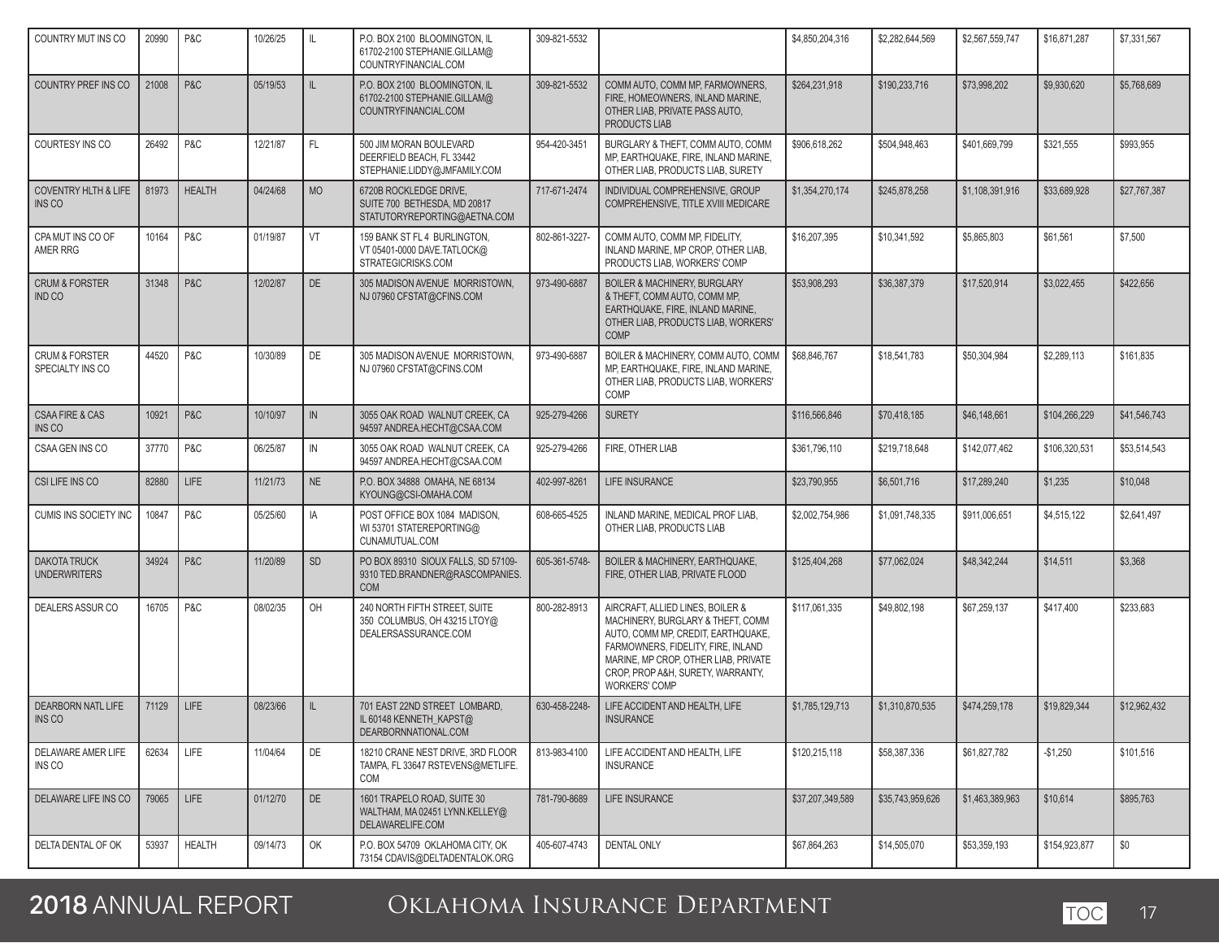| | | | | | | | | | | | | |
|---|---|---|---|---|---|---|---|---|---|---|---|---|
| COUNTRY MUT INS CO | 20990 | P&C | 10/26/25 | IL | P.O. BOX 2100 BLOOMINGTON, IL 61702-2100 STEPHANIE.GILLAM@COUNTRYFINANCIAL.COM | 309-821-5532 | | $4,850,204,316 | $2,282,644,569 | $2,567,559,747 | $16,871,287 | $7,331,567 |
| COUNTRY PREF INS CO | 21008 | P&C | 05/19/53 | IL | P.O. BOX 2100 BLOOMINGTON, IL 61702-2100 STEPHANIE.GILLAM@COUNTRYFINANCIAL.COM | 309-821-5532 | COMM AUTO, COMM MP, FARMOWNERS, FIRE, HOMEOWNERS, INLAND MARINE, OTHER LIAB, PRIVATE PASS AUTO, PRODUCTS LIAB | $264,231,918 | $190,233,716 | $73,998,202 | $9,930,620 | $5,768,689 |
| COURTESY INS CO | 26492 | P&C | 12/21/87 | FL | 500 JIM MORAN BOULEVARD DEERFIELD BEACH, FL 33442 STEPHANIE.LIDDY@JMFAMILY.COM | 954-420-3451 | BURGLARY & THEFT, COMM AUTO, COMM MP, EARTHQUAKE, FIRE, INLAND MARINE, OTHER LIAB, PRODUCTS LIAB, SURETY | $906,618,262 | $504,948,463 | $401,669,799 | $321,555 | $993,955 |
| COVENTRY HLTH & LIFE INS CO | 81973 | HEALTH | 04/24/68 | MO | 6720B ROCKLEDGE DRIVE, SUITE 700 BETHESDA, MD 20817 STATUTORYREPORTING@AETNA.COM | 717-671-2474 | INDIVIDUAL COMPREHENSIVE, GROUP COMPREHENSIVE, TITLE XVIII MEDICARE | $1,354,270,174 | $245,878,258 | $1,108,391,916 | $33,689,928 | $27,767,387 |
| CPA MUT INS CO OF AMER RRG | 10164 | P&C | 01/19/87 | VT | 159 BANK ST FL 4 BURLINGTON, VT 05401-0000 DAVE.TATLOCK@STRATEGICRISKS.COM | 802-861-3227- | COMM AUTO, COMM MP, FIDELITY, INLAND MARINE, MP CROP, OTHER LIAB, PRODUCTS LIAB, WORKERS' COMP | $16,207,395 | $10,341,592 | $5,865,803 | $61,561 | $7,500 |
| CRUM & FORSTER IND CO | 31348 | P&C | 12/02/87 | DE | 305 MADISON AVENUE MORRISTOWN, NJ 07960 CFSTAT@CFINS.COM | 973-490-6887 | BOILER & MACHINERY, BURGLARY & THEFT, COMM AUTO, COMM MP, EARTHQUAKE, FIRE, INLAND MARINE, OTHER LIAB, PRODUCTS LIAB, WORKERS' COMP | $53,908,293 | $36,387,379 | $17,520,914 | $3,022,455 | $422,656 |
| CRUM & FORSTER SPECIALTY INS CO | 44520 | P&C | 10/30/89 | DE | 305 MADISON AVENUE MORRISTOWN, NJ 07960 CFSTAT@CFINS.COM | 973-490-6887 | BOILER & MACHINERY, COMM AUTO, COMM MP, EARTHQUAKE, FIRE, INLAND MARINE, OTHER LIAB, PRODUCTS LIAB, WORKERS' COMP | $68,846,767 | $18,541,783 | $50,304,984 | $2,289,113 | $161,835 |
| CSAA FIRE & CAS INS CO | 10921 | P&C | 10/10/97 | IN | 3055 OAK ROAD WALNUT CREEK, CA 94597 ANDREA.HECHT@CSAA.COM | 925-279-4266 | SURETY | $116,566,846 | $70,418,185 | $46,148,661 | $104,266,229 | $41,546,743 |
| CSAA GEN INS CO | 37770 | P&C | 06/25/87 | IN | 3055 OAK ROAD WALNUT CREEK, CA 94597 ANDREA.HECHT@CSAA.COM | 925-279-4266 | FIRE, OTHER LIAB | $361,796,110 | $219,718,648 | $142,077,462 | $106,320,531 | $53,514,543 |
| CSI LIFE INS CO | 82880 | LIFE | 11/21/73 | NE | P.O. BOX 34888 OMAHA, NE 68134 KYOUNG@CSI-OMAHA.COM | 402-997-8261 | LIFE INSURANCE | $23,790,955 | $6,501,716 | $17,289,240 | $1,235 | $10,048 |
| CUMIS INS SOCIETY INC | 10847 | P&C | 05/25/60 | IA | POST OFFICE BOX 1084 MADISON, WI 53701 STATEREPORTING@CUNAMUTUAL.COM | 608-665-4525 | INLAND MARINE, MEDICAL PROF LIAB, OTHER LIAB, PRODUCTS LIAB | $2,002,754,986 | $1,091,748,335 | $911,006,651 | $4,515,122 | $2,641,497 |
| DAKOTA TRUCK UNDERWRITERS | 34924 | P&C | 11/20/89 | SD | PO BOX 89310 SIOUX FALLS, SD 57109-9310 TED.BRANDNER@RASCOMPANIES.COM | 605-361-5748- | BOILER & MACHINERY, EARTHQUAKE, FIRE, OTHER LIAB, PRIVATE FLOOD | $125,404,268 | $77,062,024 | $48,342,244 | $14,511 | $3,368 |
| DEALERS ASSUR CO | 16705 | P&C | 08/02/35 | OH | 240 NORTH FIFTH STREET, SUITE 350 COLUMBUS, OH 43215 LTOY@DEALERSASSURANCE.COM | 800-282-8913 | AIRCRAFT, ALLIED LINES, BOILER & MACHINERY, BURGLARY & THEFT, COMM AUTO, COMM MP, CREDIT, EARTHQUAKE, FARMOWNERS, FIDELITY, FIRE, INLAND MARINE, MP CROP, OTHER LIAB, PRIVATE CROP, PROP A&H, SURETY, WARRANTY, WORKERS' COMP | $117,061,335 | $49,802,198 | $67,259,137 | $417,400 | $233,683 |
| DEARBORN NATL LIFE INS CO | 71129 | LIFE | 08/23/66 | IL | 701 EAST 22ND STREET LOMBARD, IL 60148 KENNETH_KAPST@DEARBORNNATIONAL.COM | 630-458-2248- | LIFE ACCIDENT AND HEALTH, LIFE INSURANCE | $1,785,129,713 | $1,310,870,535 | $474,259,178 | $19,829,344 | $12,962,432 |
| DELAWARE AMER LIFE INS CO | 62634 | LIFE | 11/04/64 | DE | 18210 CRANE NEST DRIVE, 3RD FLOOR TAMPA, FL 33647 RSTEVENS@METLIFE.COM | 813-983-4100 | LIFE ACCIDENT AND HEALTH, LIFE INSURANCE | $120,215,118 | $58,387,336 | $61,827,782 | -$1,250 | $101,516 |
| DELAWARE LIFE INS CO | 79065 | LIFE | 01/12/70 | DE | 1601 TRAPELO ROAD, SUITE 30 WALTHAM, MA 02451 LYNN.KELLEY@DELAWARELIFE.COM | 781-790-8689 | LIFE INSURANCE | $37,207,349,589 | $35,743,959,626 | $1,463,389,963 | $10,614 | $895,763 |
| DELTA DENTAL OF OK | 53937 | HEALTH | 09/14/73 | OK | P.O. BOX 54709 OKLAHOMA CITY, OK 73154 CDAVIS@DELTADENTALOK.ORG | 405-607-4743 | DENTAL ONLY | $67,864,263 | $14,505,070 | $53,359,193 | $154,923,877 | $0 |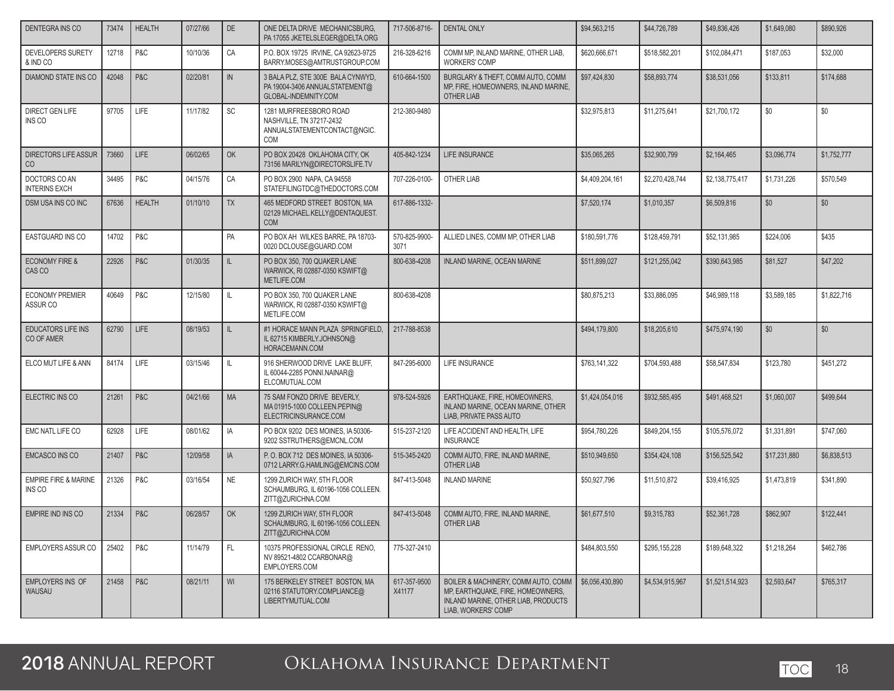| | | | | | | | | | | | | |
|---|---|---|---|---|---|---|---|---|---|---|---|---|
| DENTEGRA INS CO | 73474 | HEALTH | 07/27/66 | DE | ONE DELTA DRIVE MECHANICSBURG, PA 17055 JKETELSLEGER@DELTA.ORG | 717-506-8716- | DENTAL ONLY | $94,563,215 | $44,726,789 | $49,836,426 | $1,649,080 | $890,926 |
| DEVELOPERS SURETY & IND CO | 12718 | P&C | 10/10/36 | CA | P.O. BOX 19725 IRVINE, CA 92623-9725 BARRY.MOSES@AMTRUSTGROUP.COM | 216-328-6216 | COMM MP, INLAND MARINE, OTHER LIAB, WORKERS' COMP | $620,666,671 | $518,582,201 | $102,084,471 | $187,053 | $32,000 |
| DIAMOND STATE INS CO | 42048 | P&C | 02/20/81 | IN | 3 BALA PLZ, STE 300E BALA CYNWYD, PA 19004-3406 ANNUALSTATEMENT@GLOBAL-INDEMNITY.COM | 610-664-1500 | BURGLARY & THEFT, COMM AUTO, COMM MP, FIRE, HOMEOWNERS, INLAND MARINE, OTHER LIAB | $97,424,830 | $58,893,774 | $38,531,056 | $133,811 | $174,688 |
| DIRECT GEN LIFE INS CO | 97705 | LIFE | 11/17/82 | SC | 1281 MURFREESBORO ROAD NASHVILLE, TN 37217-2432 ANNUALSTATEMENTCONTACT@NGIC.COM | 212-380-9480 | | $32,975,813 | $11,275,641 | $21,700,172 | $0 | $0 |
| DIRECTORS LIFE ASSUR CO | 73660 | LIFE | 06/02/65 | OK | PO BOX 20428 OKLAHOMA CITY, OK 73156 MARILYN@DIRECTORSLIFE.TV | 405-842-1234 | LIFE INSURANCE | $35,065,265 | $32,900,799 | $2,164,465 | $3,096,774 | $1,752,777 |
| DOCTORS CO AN INTERINS EXCH | 34495 | P&C | 04/15/76 | CA | PO BOX 2900 NAPA, CA 94558 STATEFILINGTDC@THEDOCTORS.COM | 707-226-0100- | OTHER LIAB | $4,409,204,161 | $2,270,428,744 | $2,138,775,417 | $1,731,226 | $570,549 |
| DSM USA INS CO INC | 67636 | HEALTH | 01/10/10 | TX | 465 MEDFORD STREET BOSTON, MA 02129 MICHAEL.KELLY@DENTAQUEST.COM | 617-886-1332- | | $7,520,174 | $1,010,357 | $6,509,816 | $0 | $0 |
| EASTGUARD INS CO | 14702 | P&C | | PA | PO BOX AH WILKES BARRE, PA 18703-0020 DCLOUSE@GUARD.COM | 570-825-9900-3071 | ALLIED LINES, COMM MP, OTHER LIAB | $180,591,776 | $128,459,791 | $52,131,985 | $224,006 | $435 |
| ECONOMY FIRE & CAS CO | 22926 | P&C | 01/30/35 | IL | PO BOX 350, 700 QUAKER LANE WARWICK, RI 02887-0350 KSWIFT@METLIFE.COM | 800-638-4208 | INLAND MARINE, OCEAN MARINE | $511,899,027 | $121,255,042 | $390,643,985 | $81,527 | $47,202 |
| ECONOMY PREMIER ASSUR CO | 40649 | P&C | 12/15/80 | IL | PO BOX 350, 700 QUAKER LANE WARWICK, RI 02887-0350 KSWIFT@METLIFE.COM | 800-638-4208 | | $80,875,213 | $33,886,095 | $46,989,118 | $3,589,185 | $1,822,716 |
| EDUCATORS LIFE INS CO OF AMER | 62790 | LIFE | 08/19/53 | IL | #1 HORACE MANN PLAZA SPRINGFIELD, IL 62715 KIMBERLY.JOHNSON@HORACEMANN.COM | 217-788-8538 | | $494,179,800 | $18,205,610 | $475,974,190 | $0 | $0 |
| ELCO MUT LIFE & ANN | 84174 | LIFE | 03/15/46 | IL | 916 SHERWOOD DRIVE LAKE BLUFF, IL 60044-2285 PONNI.NAINAR@ELCOMUTUAL.COM | 847-295-6000 | LIFE INSURANCE | $763,141,322 | $704,593,488 | $58,547,834 | $123,780 | $451,272 |
| ELECTRIC INS CO | 21261 | P&C | 04/21/66 | MA | 75 SAM FONZO DRIVE BEVERLY, MA 01915-1000 COLLEEN.PEPIN@ELECTRICINSURANCE.COM | 978-524-5926 | EARTHQUAKE, FIRE, HOMEOWNERS, INLAND MARINE, OCEAN MARINE, OTHER LIAB, PRIVATE PASS AUTO | $1,424,054,016 | $932,585,495 | $491,468,521 | $1,060,007 | $499,644 |
| EMC NATL LIFE CO | 62928 | LIFE | 08/01/62 | IA | PO BOX 9202 DES MOINES, IA 50306-9202 SSTRUTHERS@EMCNL.COM | 515-237-2120 | LIFE ACCIDENT AND HEALTH, LIFE INSURANCE | $954,780,226 | $849,204,155 | $105,576,072 | $1,331,891 | $747,060 |
| EMCASCO INS CO | 21407 | P&C | 12/09/58 | IA | P. O. BOX 712 DES MOINES, IA 50306-0712 LARRY.G.HAMLING@EMCINS.COM | 515-345-2420 | COMM AUTO, FIRE, INLAND MARINE, OTHER LIAB | $510,949,650 | $354,424,108 | $156,525,542 | $17,231,880 | $6,838,513 |
| EMPIRE FIRE & MARINE INS CO | 21326 | P&C | 03/16/54 | NE | 1299 ZURICH WAY, 5TH FLOOR SCHAUMBURG, IL 60196-1056 COLLEEN.ZITT@ZURICHNA.COM | 847-413-5048 | INLAND MARINE | $50,927,796 | $11,510,872 | $39,416,925 | $1,473,819 | $341,890 |
| EMPIRE IND INS CO | 21334 | P&C | 06/28/57 | OK | 1299 ZURICH WAY, 5TH FLOOR SCHAUMBURG, IL 60196-1056 COLLEEN.ZITT@ZURICHNA.COM | 847-413-5048 | COMM AUTO, FIRE, INLAND MARINE, OTHER LIAB | $61,677,510 | $9,315,783 | $52,361,728 | $862,907 | $122,441 |
| EMPLOYERS ASSUR CO | 25402 | P&C | 11/14/79 | FL | 10375 PROFESSIONAL CIRCLE RENO, NV 89521-4802 CCARBONAR@EMPLOYERS.COM | 775-327-2410 | | $484,803,550 | $295,155,228 | $189,648,322 | $1,218,264 | $462,786 |
| EMPLOYERS INS OF WAUSAU | 21458 | P&C | 08/21/11 | WI | 175 BERKELEY STREET BOSTON, MA 02116 STATUTORY.COMPLIANCE@LIBERTYMUTUAL.COM | 617-357-9500 X41177 | BOILER & MACHINERY, COMM AUTO, COMM MP, EARTHQUAKE, FIRE, HOMEOWNERS, INLAND MARINE, OTHER LIAB, PRODUCTS LIAB, WORKERS' COMP | $6,056,430,890 | $4,534,915,967 | $1,521,514,923 | $2,593,647 | $765,317 |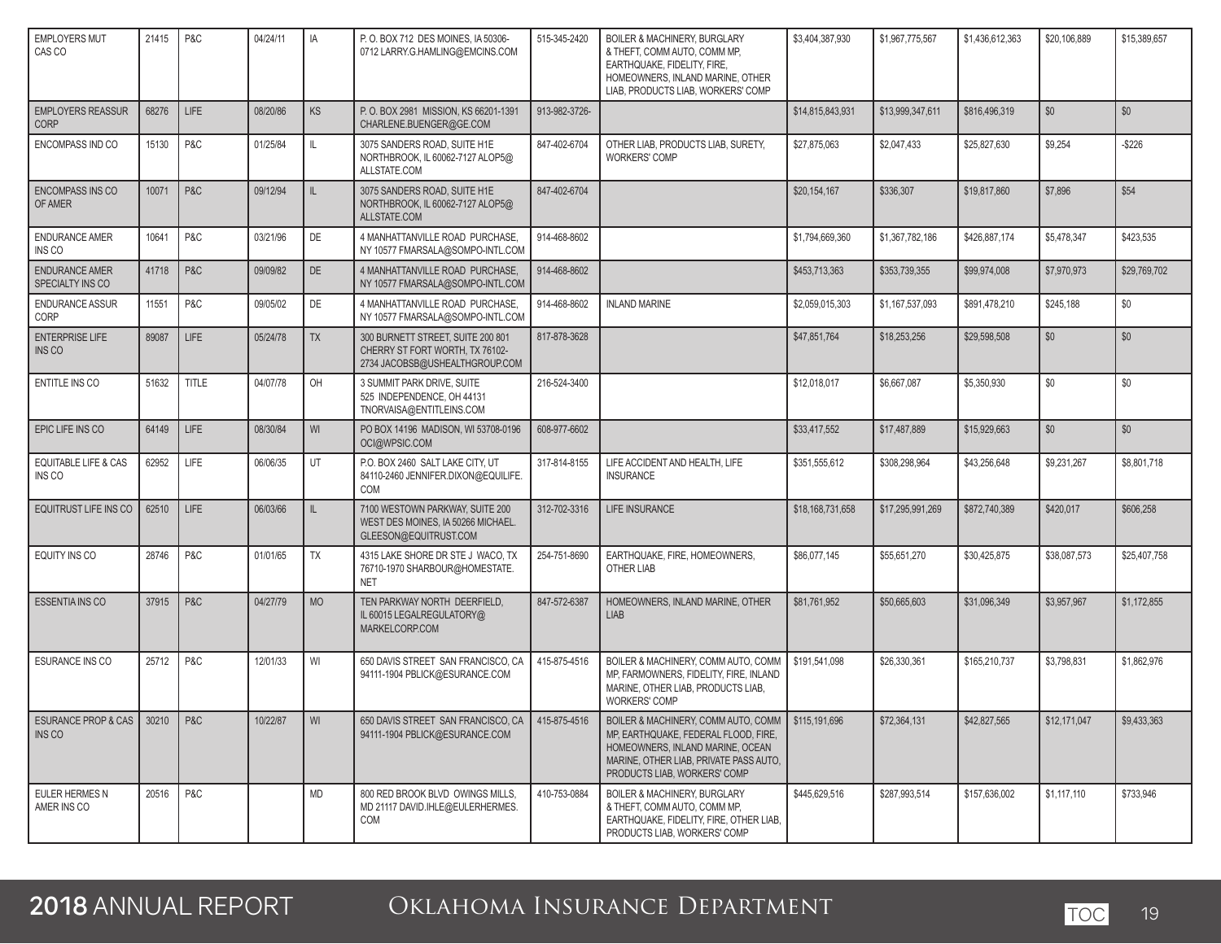| | | | | | | | | | | | | |
|---|---|---|---|---|---|---|---|---|---|---|---|---|
| EMPLOYERS MUT CAS CO | 21415 | P&C | 04/24/11 | IA | P. O. BOX 712 DES MOINES, IA 50306-0712 LARRY.G.HAMLING@EMCINS.COM | 515-345-2420 | BOILER & MACHINERY, BURGLARY & THEFT, COMM AUTO, COMM MP, EARTHQUAKE, FIDELITY, FIRE, HOMEOWNERS, INLAND MARINE, OTHER LIAB, PRODUCTS LIAB, WORKERS' COMP | $3,404,387,930 | $1,967,775,567 | $1,436,612,363 | $20,106,889 | $15,389,657 |
| EMPLOYERS REASSUR CORP | 68276 | LIFE | 08/20/86 | KS | P. O. BOX 2981 MISSION, KS 66201-1391 CHARLENE.BUENGER@GE.COM | 913-982-3726- | | $14,815,843,931 | $13,999,347,611 | $816,496,319 | $0 | $0 |
| ENCOMPASS IND CO | 15130 | P&C | 01/25/84 | IL | 3075 SANDERS ROAD, SUITE H1E NORTHBROOK, IL 60062-7127 ALOP5@ALLSTATE.COM | 847-402-6704 | OTHER LIAB, PRODUCTS LIAB, SURETY, WORKERS' COMP | $27,875,063 | $2,047,433 | $25,827,630 | $9,254 | -$226 |
| ENCOMPASS INS CO OF AMER | 10071 | P&C | 09/12/94 | IL | 3075 SANDERS ROAD, SUITE H1E NORTHBROOK, IL 60062-7127 ALOP5@ALLSTATE.COM | 847-402-6704 | | $20,154,167 | $336,307 | $19,817,860 | $7,896 | $54 |
| ENDURANCE AMER INS CO | 10641 | P&C | 03/21/96 | DE | 4 MANHATTANVILLE ROAD PURCHASE, NY 10577 FMARSALA@SOMPO-INTL.COM | 914-468-8602 | | $1,794,669,360 | $1,367,782,186 | $426,887,174 | $5,478,347 | $423,535 |
| ENDURANCE AMER SPECIALTY INS CO | 41718 | P&C | 09/09/82 | DE | 4 MANHATTANVILLE ROAD PURCHASE, NY 10577 FMARSALA@SOMPO-INTL.COM | 914-468-8602 | | $453,713,363 | $353,739,355 | $99,974,008 | $7,970,973 | $29,769,702 |
| ENDURANCE ASSUR CORP | 11551 | P&C | 09/05/02 | DE | 4 MANHATTANVILLE ROAD PURCHASE, NY 10577 FMARSALA@SOMPO-INTL.COM | 914-468-8602 | INLAND MARINE | $2,059,015,303 | $1,167,537,093 | $891,478,210 | $245,188 | $0 |
| ENTERPRISE LIFE INS CO | 89087 | LIFE | 05/24/78 | TX | 300 BURNETT STREET, SUITE 200 801 CHERRY ST FORT WORTH, TX 76102-2734 JACOBSB@USHEALTHGROUP.COM | 817-878-3628 | | $47,851,764 | $18,253,256 | $29,598,508 | $0 | $0 |
| ENTITLE INS CO | 51632 | TITLE | 04/07/78 | OH | 3 SUMMIT PARK DRIVE, SUITE 525 INDEPENDENCE, OH 44131 TNORVAISA@ENTITLEINS.COM | 216-524-3400 | | $12,018,017 | $6,667,087 | $5,350,930 | $0 | $0 |
| EPIC LIFE INS CO | 64149 | LIFE | 08/30/84 | WI | PO BOX 14196 MADISON, WI 53708-0196 OCI@WPSIC.COM | 608-977-6602 | | $33,417,552 | $17,487,889 | $15,929,663 | $0 | $0 |
| EQUITABLE LIFE & CAS INS CO | 62952 | LIFE | 06/06/35 | UT | P.O. BOX 2460 SALT LAKE CITY, UT 84110-2460 JENNIFER.DIXON@EQUILIFE.COM | 317-814-8155 | LIFE ACCIDENT AND HEALTH, LIFE INSURANCE | $351,555,612 | $308,298,964 | $43,256,648 | $9,231,267 | $8,801,718 |
| EQUITRUST LIFE INS CO | 62510 | LIFE | 06/03/66 | IL | 7100 WESTOWN PARKWAY, SUITE 200 WEST DES MOINES, IA 50266 MICHAEL.GLEESON@EQUITRUST.COM | 312-702-3316 | LIFE INSURANCE | $18,168,731,658 | $17,295,991,269 | $872,740,389 | $420,017 | $606,258 |
| EQUITY INS CO | 28746 | P&C | 01/01/65 | TX | 4315 LAKE SHORE DR STE J WACO, TX 76710-1970 SHARBOUR@HOMESTATE.NET | 254-751-8690 | EARTHQUAKE, FIRE, HOMEOWNERS, OTHER LIAB | $86,077,145 | $55,651,270 | $30,425,875 | $38,087,573 | $25,407,758 |
| ESSENTIA INS CO | 37915 | P&C | 04/27/79 | MO | TEN PARKWAY NORTH DEERFIELD, IL 60015 LEGALREGULATORY@MARKELCORP.COM | 847-572-6387 | HOMEOWNERS, INLAND MARINE, OTHER LIAB | $81,761,952 | $50,665,603 | $31,096,349 | $3,957,967 | $1,172,855 |
| ESURANCE INS CO | 25712 | P&C | 12/01/33 | WI | 650 DAVIS STREET SAN FRANCISCO, CA 94111-1904 PBLICK@ESURANCE.COM | 415-875-4516 | BOILER & MACHINERY, COMM AUTO, COMM MP, FARMOWNERS, FIDELITY, FIRE, INLAND MARINE, OTHER LIAB, PRODUCTS LIAB, WORKERS' COMP | $191,541,098 | $26,330,361 | $165,210,737 | $3,798,831 | $1,862,976 |
| ESURANCE PROP & CAS INS CO | 30210 | P&C | 10/22/87 | WI | 650 DAVIS STREET SAN FRANCISCO, CA 94111-1904 PBLICK@ESURANCE.COM | 415-875-4516 | BOILER & MACHINERY, COMM AUTO, COMM MP, EARTHQUAKE, FEDERAL FLOOD, FIRE, HOMEOWNERS, INLAND MARINE, OCEAN MARINE, OTHER LIAB, PRIVATE PASS AUTO, PRODUCTS LIAB, WORKERS' COMP | $115,191,696 | $72,364,131 | $42,827,565 | $12,171,047 | $9,433,363 |
| EULER HERMES N AMER INS CO | 20516 | P&C | | MD | 800 RED BROOK BLVD OWINGS MILLS, MD 21117 DAVID.IHLE@EULERHERMES.COM | 410-753-0884 | BOILER & MACHINERY, BURGLARY & THEFT, COMM AUTO, COMM MP, EARTHQUAKE, FIDELITY, FIRE, OTHER LIAB, PRODUCTS LIAB, WORKERS' COMP | $445,629,516 | $287,993,514 | $157,636,002 | $1,117,110 | $733,946 |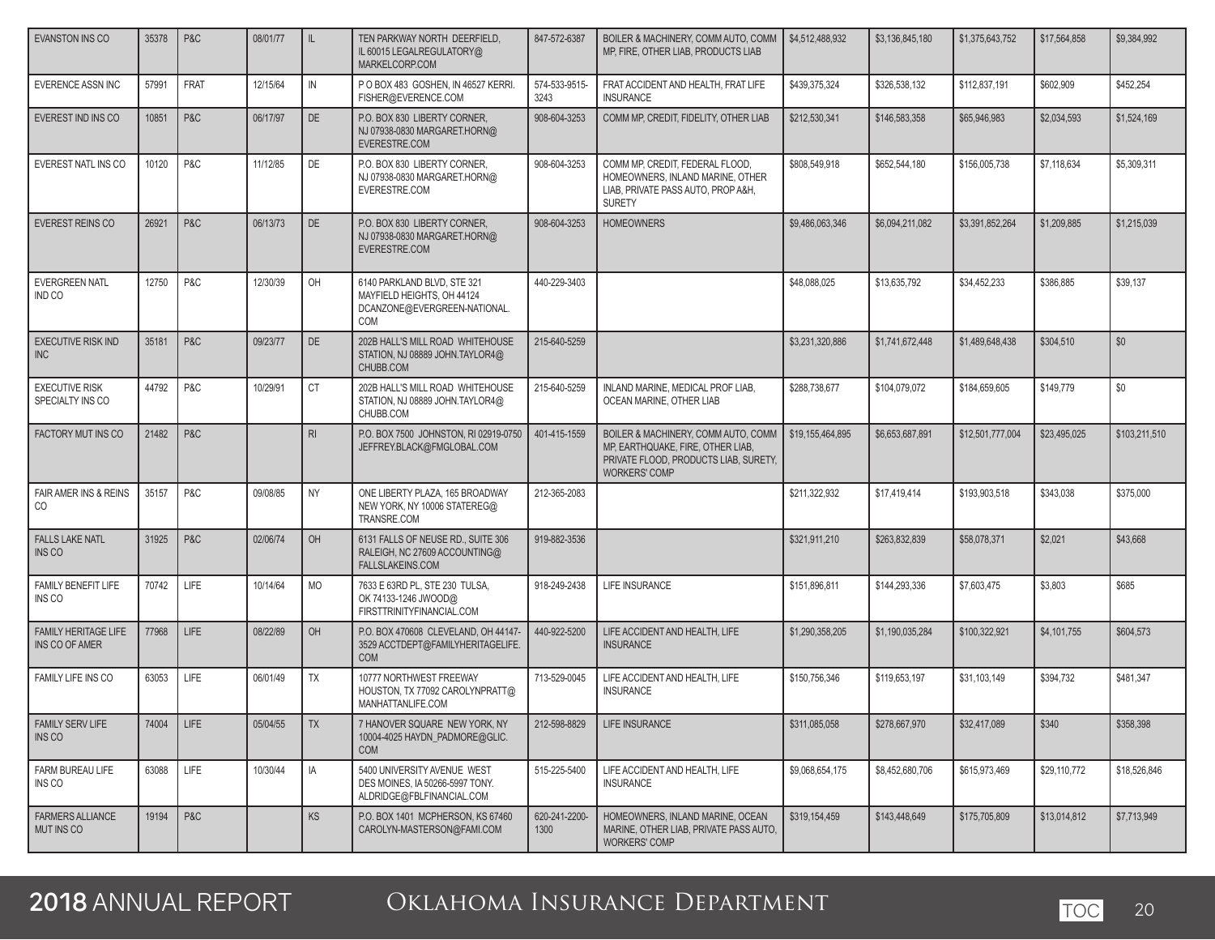| | | | | | | | | | | | | |
|---|---|---|---|---|---|---|---|---|---|---|---|---|
| EVANSTON INS CO | 35378 | P&C | 08/01/77 | IL | TEN PARKWAY NORTH DEERFIELD, IL 60015 LEGALREGULATORY@MARKELCORP.COM | 847-572-6387 | BOILER & MACHINERY, COMM AUTO, COMM MP, FIRE, OTHER LIAB, PRODUCTS LIAB | $4,512,488,932 | $3,136,845,180 | $1,375,643,752 | $17,564,858 | $9,384,992 |
| EVERENCE ASSN INC | 57991 | FRAT | 12/15/64 | IN | P O BOX 483 GOSHEN, IN 46527 KERRI.FISHER@EVERENCE.COM | 574-533-9515-3243 | FRAT ACCIDENT AND HEALTH, FRAT LIFE INSURANCE | $439,375,324 | $326,538,132 | $112,837,191 | $602,909 | $452,254 |
| EVEREST IND INS CO | 10851 | P&C | 06/17/97 | DE | P.O. BOX 830 LIBERTY CORNER, NJ 07938-0830 MARGARET.HORN@EVERESTRE.COM | 908-604-3253 | COMM MP, CREDIT, FIDELITY, OTHER LIAB | $212,530,341 | $146,583,358 | $65,946,983 | $2,034,593 | $1,524,169 |
| EVEREST NATL INS CO | 10120 | P&C | 11/12/85 | DE | P.O. BOX 830 LIBERTY CORNER, NJ 07938-0830 MARGARET.HORN@EVERESTRE.COM | 908-604-3253 | COMM MP, CREDIT, FEDERAL FLOOD, HOMEOWNERS, INLAND MARINE, OTHER LIAB, PRIVATE PASS AUTO, PROP A&H, SURETY | $808,549,918 | $652,544,180 | $156,005,738 | $7,118,634 | $5,309,311 |
| EVEREST REINS CO | 26921 | P&C | 06/13/73 | DE | P.O. BOX 830 LIBERTY CORNER, NJ 07938-0830 MARGARET.HORN@EVERESTRE.COM | 908-604-3253 | HOMEOWNERS | $9,486,063,346 | $6,094,211,082 | $3,391,852,264 | $1,209,885 | $1,215,039 |
| EVERGREEN NATL IND CO | 12750 | P&C | 12/30/39 | OH | 6140 PARKLAND BLVD, STE 321 MAYFIELD HEIGHTS, OH 44124 DCANZONE@EVERGREEN-NATIONAL.COM | 440-229-3403 | | $48,088,025 | $13,635,792 | $34,452,233 | $386,885 | $39,137 |
| EXECUTIVE RISK IND INC | 35181 | P&C | 09/23/77 | DE | 202B HALL'S MILL ROAD WHITEHOUSE STATION, NJ 08889 JOHN.TAYLOR4@CHUBB.COM | 215-640-5259 | | $3,231,320,886 | $1,741,672,448 | $1,489,648,438 | $304,510 | $0 |
| EXECUTIVE RISK SPECIALTY INS CO | 44792 | P&C | 10/29/91 | CT | 202B HALL'S MILL ROAD WHITEHOUSE STATION, NJ 08889 JOHN.TAYLOR4@CHUBB.COM | 215-640-5259 | INLAND MARINE, MEDICAL PROF LIAB, OCEAN MARINE, OTHER LIAB | $288,738,677 | $104,079,072 | $184,659,605 | $149,779 | $0 |
| FACTORY MUT INS CO | 21482 | P&C | | RI | P.O. BOX 7500 JOHNSTON, RI 02919-0750 JEFFREY.BLACK@FMGLOBAL.COM | 401-415-1559 | BOILER & MACHINERY, COMM AUTO, COMM MP, EARTHQUAKE, FIRE, OTHER LIAB, PRIVATE FLOOD, PRODUCTS LIAB, SURETY, WORKERS' COMP | $19,155,464,895 | $6,653,687,891 | $12,501,777,004 | $23,495,025 | $103,211,510 |
| FAIR AMER INS & REINS CO | 35157 | P&C | 09/08/85 | NY | ONE LIBERTY PLAZA, 165 BROADWAY NEW YORK, NY 10006 STATEREG@TRANSRE.COM | 212-365-2083 | | $211,322,932 | $17,419,414 | $193,903,518 | $343,038 | $375,000 |
| FALLS LAKE NATL INS CO | 31925 | P&C | 02/06/74 | OH | 6131 FALLS OF NEUSE RD., SUITE 306 RALEIGH, NC 27609 ACCOUNTING@FALLSLAKEINS.COM | 919-882-3536 | | $321,911,210 | $263,832,839 | $58,078,371 | $2,021 | $43,668 |
| FAMILY BENEFIT LIFE INS CO | 70742 | LIFE | 10/14/64 | MO | 7633 E 63RD PL, STE 230 TULSA, OK 74133-1246 JWOOD@FIRSTTRINITYFINANCIAL.COM | 918-249-2438 | LIFE INSURANCE | $151,896,811 | $144,293,336 | $7,603,475 | $3,803 | $685 |
| FAMILY HERITAGE LIFE INS CO OF AMER | 77968 | LIFE | 08/22/89 | OH | P.O. BOX 470608 CLEVELAND, OH 44147-3529 ACCTDEPT@FAMILYHERITAGELIFE.COM | 440-922-5200 | LIFE ACCIDENT AND HEALTH, LIFE INSURANCE | $1,290,358,205 | $1,190,035,284 | $100,322,921 | $4,101,755 | $604,573 |
| FAMILY LIFE INS CO | 63053 | LIFE | 06/01/49 | TX | 10777 NORTHWEST FREEWAY HOUSTON, TX 77092 CAROLYNPRATT@MANHATTANLIFE.COM | 713-529-0045 | LIFE ACCIDENT AND HEALTH, LIFE INSURANCE | $150,756,346 | $119,653,197 | $31,103,149 | $394,732 | $481,347 |
| FAMILY SERV LIFE INS CO | 74004 | LIFE | 05/04/55 | TX | 7 HANOVER SQUARE NEW YORK, NY 10004-4025 HAYDN_PADMORE@GLIC.COM | 212-598-8829 | LIFE INSURANCE | $311,085,058 | $278,667,970 | $32,417,089 | $340 | $358,398 |
| FARM BUREAU LIFE INS CO | 63088 | LIFE | 10/30/44 | IA | 5400 UNIVERSITY AVENUE WEST DES MOINES, IA 50266-5997 TONY.ALDRIDGE@FBLFINANCIAL.COM | 515-225-5400 | LIFE ACCIDENT AND HEALTH, LIFE INSURANCE | $9,068,654,175 | $8,452,680,706 | $615,973,469 | $29,110,772 | $18,526,846 |
| FARMERS ALLIANCE MUT INS CO | 19194 | P&C | | KS | P.O. BOX 1401 MCPHERSON, KS 67460 CAROLYN-MASTERSON@FAMI.COM | 620-241-2200-1300 | HOMEOWNERS, INLAND MARINE, OCEAN MARINE, OTHER LIAB, PRIVATE PASS AUTO, WORKERS' COMP | $319,154,459 | $143,448,649 | $175,705,809 | $13,014,812 | $7,713,949 |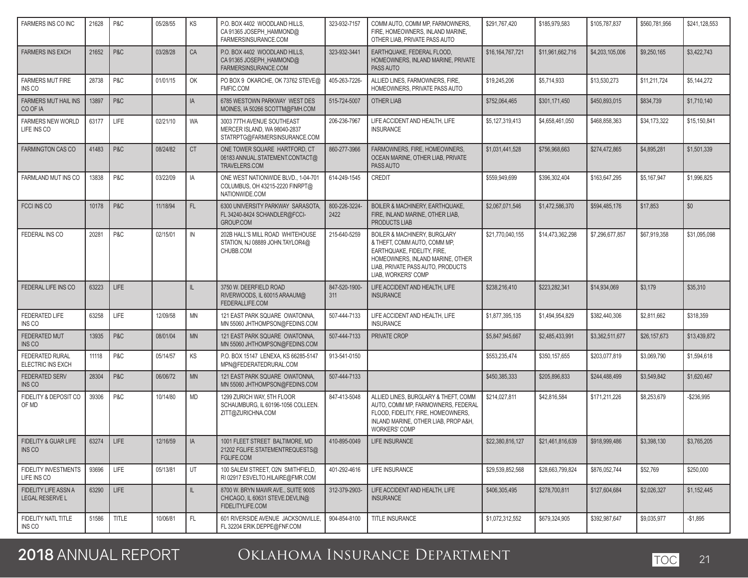| | | | | | | | | | | | | |
|---|---|---|---|---|---|---|---|---|---|---|---|---|
| FARMERS INS CO INC | 21628 | P&C | 05/28/55 | KS | P.O. BOX 4402 WOODLAND HILLS, CA 91365 JOSEPH_HAMMOND@ FARMERSINSURANCE.COM | 323-932-7157 | COMM AUTO, COMM MP, FARMOWNERS, FIRE, HOMEOWNERS, INLAND MARINE, OTHER LIAB, PRIVATE PASS AUTO | $291,767,420 | $185,979,583 | $105,787,837 | $560,781,956 | $241,128,553 |
| FARMERS INS EXCH | 21652 | P&C | 03/28/28 | CA | P.O. BOX 4402 WOODLAND HILLS, CA 91365 JOSEPH_HAMMOND@ FARMERSINSURANCE.COM | 323-932-3441 | EARTHQUAKE, FEDERAL FLOOD, HOMEOWNERS, INLAND MARINE, PRIVATE PASS AUTO | $16,164,767,721 | $11,961,662,716 | $4,203,105,006 | $9,250,165 | $3,422,743 |
| FARMERS MUT FIRE INS CO | 28738 | P&C | 01/01/15 | OK | PO BOX 9 OKARCHE, OK 73762 STEVE@ FMFIC.COM | 405-263-7226- | ALLIED LINES, FARMOWNERS, FIRE, HOMEOWNERS, PRIVATE PASS AUTO | $19,245,206 | $5,714,933 | $13,530,273 | $11,211,724 | $5,144,272 |
| FARMERS MUT HAIL INS CO OF IA | 13897 | P&C | | IA | 6785 WESTOWN PARKWAY WEST DES MOINES, IA 50266 SCOTTM@FMH.COM | 515-724-5007 | OTHER LIAB | $752,064,465 | $301,171,450 | $450,893,015 | $834,739 | $1,710,140 |
| FARMERS NEW WORLD LIFE INS CO | 63177 | LIFE | 02/21/10 | WA | 3003 77TH AVENUE SOUTHEAST MERCER ISLAND, WA 98040-2837 STATRPTG@FARMERSINSURANCE.COM | 206-236-7967 | LIFE ACCIDENT AND HEALTH, LIFE INSURANCE | $5,127,319,413 | $4,658,461,050 | $468,858,363 | $34,173,322 | $15,150,841 |
| FARMINGTON CAS CO | 41483 | P&C | 08/24/82 | CT | ONE TOWER SQUARE HARTFORD, CT 06183 ANNUAL.STATEMENT.CONTACT@ TRAVELERS.COM | 860-277-3966 | FARMOWNERS, FIRE, HOMEOWNERS, OCEAN MARINE, OTHER LIAB, PRIVATE PASS AUTO | $1,031,441,528 | $756,968,663 | $274,472,865 | $4,895,281 | $1,501,339 |
| FARMLAND MUT INS CO | 13838 | P&C | 03/22/09 | IA | ONE WEST NATIONWIDE BLVD., 1-04-701 COLUMBUS, OH 43215-2220 FINRPT@ NATIONWIDE.COM | 614-249-1545 | CREDIT | $559,949,699 | $396,302,404 | $163,647,295 | $5,167,947 | $1,996,825 |
| FCCI INS CO | 10178 | P&C | 11/18/94 | FL | 6300 UNIVERSITY PARKWAY SARASOTA, FL 34240-8424 SCHANDLER@FCCI-GROUP.COM | 800-226-3224-2422 | BOILER & MACHINERY, EARTHQUAKE, FIRE, INLAND MARINE, OTHER LIAB, PRODUCTS LIAB | $2,067,071,546 | $1,472,586,370 | $594,485,176 | $17,853 | $0 |
| FEDERAL INS CO | 20281 | P&C | 02/15/01 | IN | 202B HALL'S MILL ROAD WHITEHOUSE STATION, NJ 08889 JOHN.TAYLOR4@ CHUBB.COM | 215-640-5259 | BOILER & MACHINERY, BURGLARY & THEFT, COMM AUTO, COMM MP, EARTHQUAKE, FIDELITY, FIRE, HOMEOWNERS, INLAND MARINE, OTHER LIAB, PRIVATE PASS AUTO, PRODUCTS LIAB, WORKERS' COMP | $21,770,040,155 | $14,473,362,298 | $7,296,677,857 | $67,919,358 | $31,095,098 |
| FEDERAL LIFE INS CO | 63223 | LIFE | | IL | 3750 W. DEERFIELD ROAD RIVERWOODS, IL 60015 ARAAUM@ FEDERALLIFE.COM | 847-520-1900-311 | LIFE ACCIDENT AND HEALTH, LIFE INSURANCE | $238,216,410 | $223,282,341 | $14,934,069 | $3,179 | $35,310 |
| FEDERATED LIFE INS CO | 63258 | LIFE | 12/09/58 | MN | 121 EAST PARK SQUARE OWATONNA, MN 55060 JHTHOMPSON@FEDINS.COM | 507-444-7133 | LIFE ACCIDENT AND HEALTH, LIFE INSURANCE | $1,877,395,135 | $1,494,954,829 | $382,440,306 | $2,811,662 | $318,359 |
| FEDERATED MUT INS CO | 13935 | P&C | 08/01/04 | MN | 121 EAST PARK SQUARE OWATONNA, MN 55060 JHTHOMPSON@FEDINS.COM | 507-444-7133 | PRIVATE CROP | $5,847,945,667 | $2,485,433,991 | $3,362,511,677 | $26,157,673 | $13,439,872 |
| FEDERATED RURAL ELECTRIC INS EXCH | 11118 | P&C | 05/14/57 | KS | P.O. BOX 15147 LENEXA, KS 66285-5147 MPN@FEDERATEDRURAL.COM | 913-541-0150 | | $553,235,474 | $350,157,655 | $203,077,819 | $3,069,790 | $1,594,618 |
| FEDERATED SERV INS CO | 28304 | P&C | 06/06/72 | MN | 121 EAST PARK SQUARE OWATONNA, MN 55060 JHTHOMPSON@FEDINS.COM | 507-444-7133 | | $450,385,333 | $205,896,833 | $244,488,499 | $3,549,842 | $1,620,467 |
| FIDELITY & DEPOSIT CO OF MD | 39306 | P&C | 10/14/80 | MD | 1299 ZURICH WAY, 5TH FLOOR SCHAUMBURG, IL 60196-1056 COLLEEN. ZITT@ZURICHNA.COM | 847-413-5048 | ALLIED LINES, BURGLARY & THEFT, COMM AUTO, COMM MP, FARMOWNERS, FEDERAL FLOOD, FIDELITY, FIRE, HOMEOWNERS, INLAND MARINE, OTHER LIAB, PROP A&H, WORKERS' COMP | $214,027,811 | $42,816,584 | $171,211,226 | $8,253,679 | -$236,995 |
| FIDELITY & GUAR LIFE INS CO | 63274 | LIFE | 12/16/59 | IA | 1001 FLEET STREET BALTIMORE, MD 21202 FGLIFE.STATEMENTREQUESTS@ FGLIFE.COM | 410-895-0049 | LIFE INSURANCE | $22,380,816,127 | $21,461,816,639 | $918,999,486 | $3,398,130 | $3,765,205 |
| FIDELITY INVESTMENTS LIFE INS CO | 93696 | LIFE | 05/13/81 | UT | 100 SALEM STREET, O2N SMITHFIELD, RI 02917 ESVELTO.HILAIRE@FMR.COM | 401-292-4616 | LIFE INSURANCE | $29,539,852,568 | $28,663,799,824 | $876,052,744 | $52,769 | $250,000 |
| FIDELITY LIFE ASSN A LEGAL RESERVE L | 63290 | LIFE | | IL | 8700 W. BRYN MAWR AVE., SUITE 900S CHICAGO, IL 60631 STEVE.DEVLIN@ FIDELITYLIFE.COM | 312-379-2903- | LIFE ACCIDENT AND HEALTH, LIFE INSURANCE | $406,305,495 | $278,700,811 | $127,604,684 | $2,026,327 | $1,152,445 |
| FIDELITY NATL TITLE INS CO | 51586 | TITLE | 10/06/81 | FL | 601 RIVERSIDE AVENUE JACKSONVILLE, FL 32204 ERIK.DEPPE@FNF.COM | 904-854-8100 | TITLE INSURANCE | $1,072,312,552 | $679,324,905 | $392,987,647 | $9,035,977 | -$1,895 |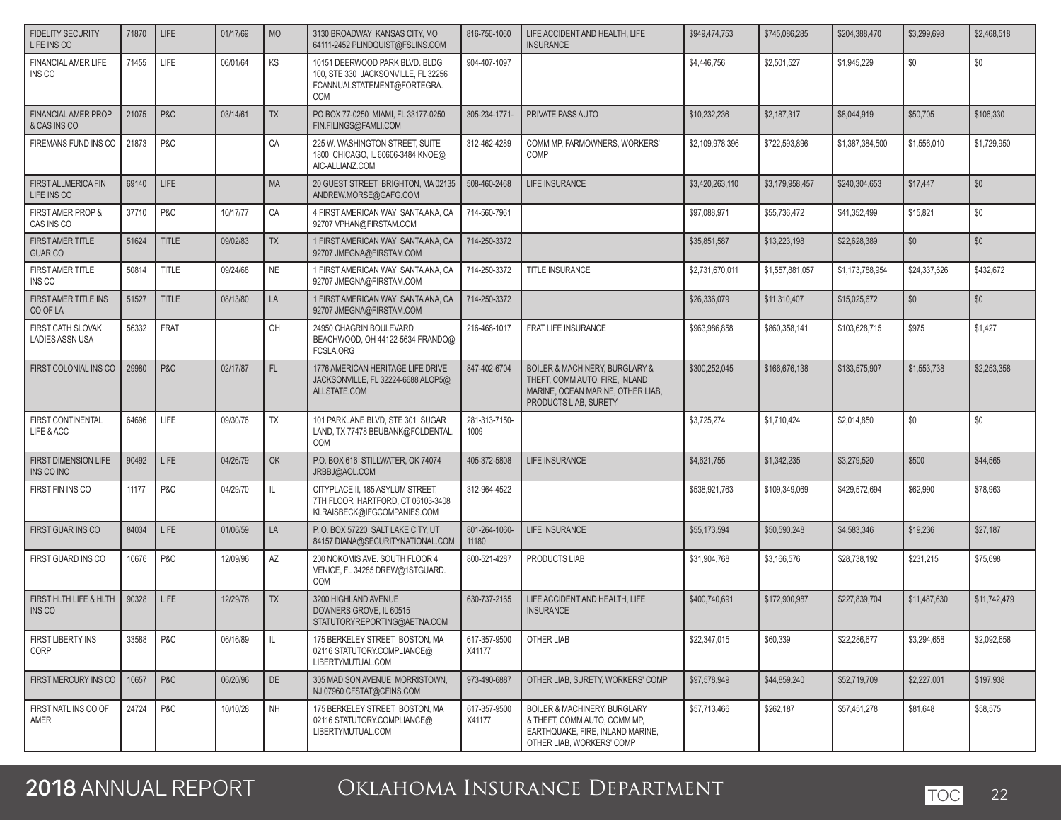| | | | | | | | | | | | | |
|---|---|---|---|---|---|---|---|---|---|---|---|---|
| FIDELITY SECURITY LIFE INS CO | 71870 | LIFE | 01/17/69 | MO | 3130 BROADWAY KANSAS CITY, MO 64111-2452 PLINDQUIST@FSLINS.COM | 816-756-1060 | LIFE ACCIDENT AND HEALTH, LIFE INSURANCE | $949,474,753 | $745,086,285 | $204,388,470 | $3,299,698 | $2,468,518 |
| FINANCIAL AMER LIFE INS CO | 71455 | LIFE | 06/01/64 | KS | 10151 DEERWOOD PARK BLVD. BLDG 100, STE 330 JACKSONVILLE, FL 32256 FCANNUALSTATEMENT@FORTEGRA.COM | 904-407-1097 | | $4,446,756 | $2,501,527 | $1,945,229 | $0 | $0 |
| FINANCIAL AMER PROP & CAS INS CO | 21075 | P&C | 03/14/61 | TX | PO BOX 77-0250 MIAMI, FL 33177-0250 FIN.FILINGS@FAMLI.COM | 305-234-1771- | PRIVATE PASS AUTO | $10,232,236 | $2,187,317 | $8,044,919 | $50,705 | $106,330 |
| FIREMANS FUND INS CO | 21873 | P&C | | CA | 225 W. WASHINGTON STREET, SUITE 1800 CHICAGO, IL 60606-3484 KNOE@AIC-ALLIANZ.COM | 312-462-4289 | COMM MP, FARMOWNERS, WORKERS' COMP | $2,109,978,396 | $722,593,896 | $1,387,384,500 | $1,556,010 | $1,729,950 |
| FIRST ALLMERICA FIN LIFE INS CO | 69140 | LIFE | | MA | 20 GUEST STREET BRIGHTON, MA 02135 ANDREW.MORSE@GAFG.COM | 508-460-2468 | LIFE INSURANCE | $3,420,263,110 | $3,179,958,457 | $240,304,653 | $17,447 | $0 |
| FIRST AMER PROP & CAS INS CO | 37710 | P&C | 10/17/77 | CA | 4 FIRST AMERICAN WAY SANTA ANA, CA 92707 VPHAN@FIRSTAM.COM | 714-560-7961 | | $97,088,971 | $55,736,472 | $41,352,499 | $15,821 | $0 |
| FIRST AMER TITLE GUAR CO | 51624 | TITLE | 09/02/83 | TX | 1 FIRST AMERICAN WAY SANTA ANA, CA 92707 JMEGNA@FIRSTAM.COM | 714-250-3372 | | $35,851,587 | $13,223,198 | $22,628,389 | $0 | $0 |
| FIRST AMER TITLE INS CO | 50814 | TITLE | 09/24/68 | NE | 1 FIRST AMERICAN WAY SANTA ANA, CA 92707 JMEGNA@FIRSTAM.COM | 714-250-3372 | TITLE INSURANCE | $2,731,670,011 | $1,557,881,057 | $1,173,788,954 | $24,337,626 | $432,672 |
| FIRST AMER TITLE INS CO OF LA | 51527 | TITLE | 08/13/80 | LA | 1 FIRST AMERICAN WAY SANTA ANA, CA 92707 JMEGNA@FIRSTAM.COM | 714-250-3372 | | $26,336,079 | $11,310,407 | $15,025,672 | $0 | $0 |
| FIRST CATH SLOVAK LADIES ASSN USA | 56332 | FRAT | | OH | 24950 CHAGRIN BOULEVARD BEACHWOOD, OH 44122-5634 FRANDO@FCSLA.ORG | 216-468-1017 | FRAT LIFE INSURANCE | $963,986,858 | $860,358,141 | $103,628,715 | $975 | $1,427 |
| FIRST COLONIAL INS CO | 29980 | P&C | 02/17/87 | FL | 1776 AMERICAN HERITAGE LIFE DRIVE JACKSONVILLE, FL 32224-6688 ALOP5@ALLSTATE.COM | 847-402-6704 | BOILER & MACHINERY, BURGLARY & THEFT, COMM AUTO, FIRE, INLAND MARINE, OCEAN MARINE, OTHER LIAB, PRODUCTS LIAB, SURETY | $300,252,045 | $166,676,138 | $133,575,907 | $1,553,738 | $2,253,358 |
| FIRST CONTINENTAL LIFE & ACC | 64696 | LIFE | 09/30/76 | TX | 101 PARKLANE BLVD, STE 301 SUGAR LAND, TX 77478 BEUBANK@FCLDENTAL.COM | 281-313-7150-1009 | | $3,725,274 | $1,710,424 | $2,014,850 | $0 | $0 |
| FIRST DIMENSION LIFE INS CO INC | 90492 | LIFE | 04/26/79 | OK | P.O. BOX 616 STILLWATER, OK 74074 JRBBJ@AOL.COM | 405-372-5808 | LIFE INSURANCE | $4,621,755 | $1,342,235 | $3,279,520 | $500 | $44,565 |
| FIRST FIN INS CO | 11177 | P&C | 04/29/70 | IL | CITYPLACE II, 185 ASYLUM STREET, 7TH FLOOR HARTFORD, CT 06103-3408 KLRAISBECK@IFGCOMPANIES.COM | 312-964-4522 | | $538,921,763 | $109,349,069 | $429,572,694 | $62,990 | $78,963 |
| FIRST GUAR INS CO | 84034 | LIFE | 01/06/59 | LA | P. O. BOX 57220 SALT LAKE CITY, UT 84157 DIANA@SECURITYNATIONAL.COM | 801-264-1060-11180 | LIFE INSURANCE | $55,173,594 | $50,590,248 | $4,583,346 | $19,236 | $27,187 |
| FIRST GUARD INS CO | 10676 | P&C | 12/09/96 | AZ | 200 NOKOMIS AVE. SOUTH FLOOR 4 VENICE, FL 34285 DREW@1STGUARD.COM | 800-521-4287 | PRODUCTS LIAB | $31,904,768 | $3,166,576 | $28,738,192 | $231,215 | $75,698 |
| FIRST HLTH LIFE & HLTH INS CO | 90328 | LIFE | 12/29/78 | TX | 3200 HIGHLAND AVENUE DOWNERS GROVE, IL 60515 STATUTORYREPORTING@AETNA.COM | 630-737-2165 | LIFE ACCIDENT AND HEALTH, LIFE INSURANCE | $400,740,691 | $172,900,987 | $227,839,704 | $11,487,630 | $11,742,479 |
| FIRST LIBERTY INS CORP | 33588 | P&C | 06/16/89 | IL | 175 BERKELEY STREET BOSTON, MA 02116 STATUTORY.COMPLIANCE@LIBERTYMUTUAL.COM | 617-357-9500 X41177 | OTHER LIAB | $22,347,015 | $60,339 | $22,286,677 | $3,294,658 | $2,092,658 |
| FIRST MERCURY INS CO | 10657 | P&C | 06/20/96 | DE | 305 MADISON AVENUE MORRISTOWN, NJ 07960 CFSTAT@CFINS.COM | 973-490-6887 | OTHER LIAB, SURETY, WORKERS' COMP | $97,578,949 | $44,859,240 | $52,719,709 | $2,227,001 | $197,938 |
| FIRST NATL INS CO OF AMER | 24724 | P&C | 10/10/28 | NH | 175 BERKELEY STREET BOSTON, MA 02116 STATUTORY.COMPLIANCE@LIBERTYMUTUAL.COM | 617-357-9500 X41177 | BOILER & MACHINERY, BURGLARY & THEFT, COMM AUTO, COMM MP, EARTHQUAKE, FIRE, INLAND MARINE, OTHER LIAB, WORKERS' COMP | $57,713,466 | $262,187 | $57,451,278 | $81,648 | $58,575 |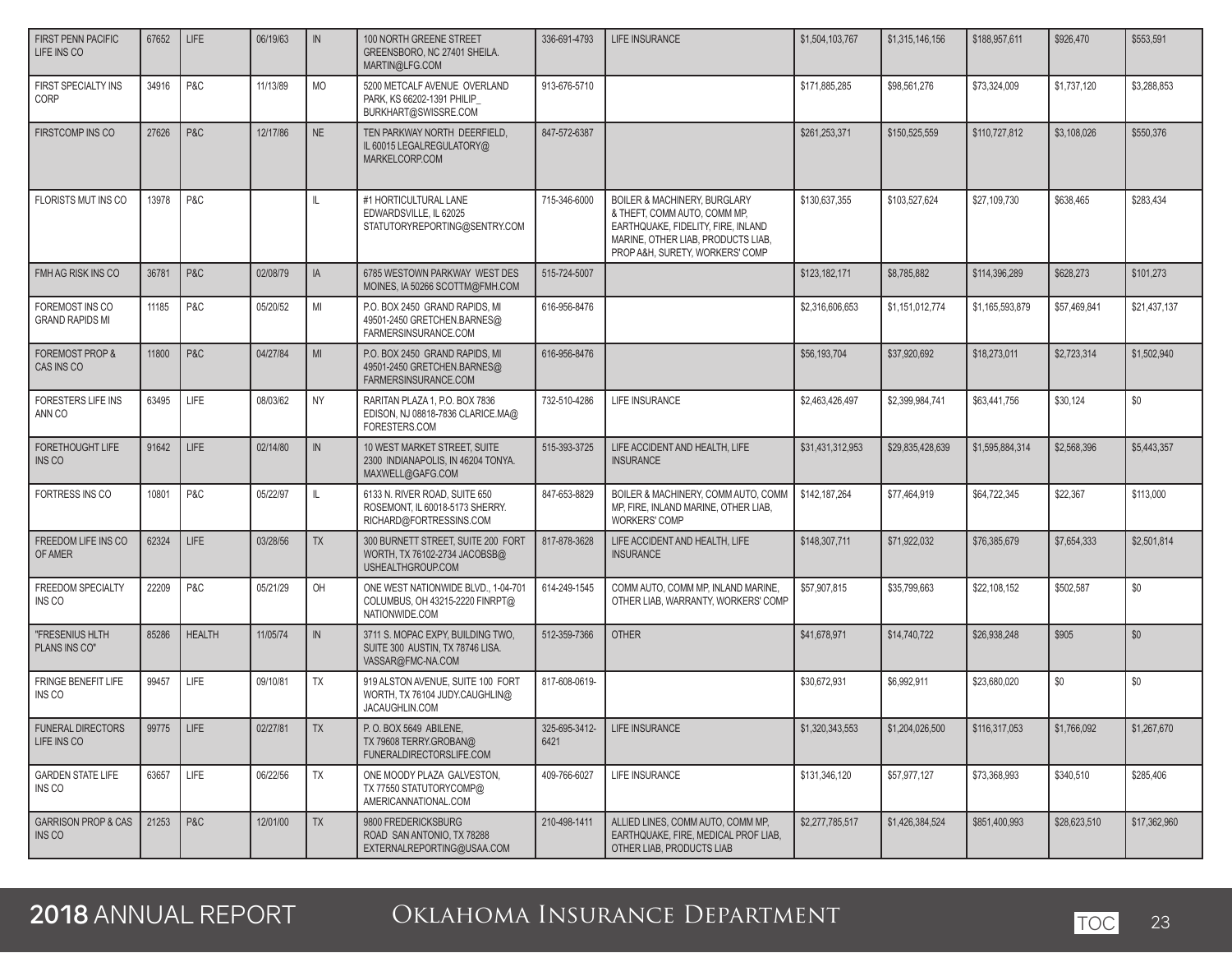| | | | | | | | | | | | | |
|---|---|---|---|---|---|---|---|---|---|---|---|---|
| FIRST PENN PACIFIC LIFE INS CO | 67652 | LIFE | 06/19/63 | IN | 100 NORTH GREENE STREET GREENSBORO, NC 27401 SHEILA. MARTIN@LFG.COM | 336-691-4793 | LIFE INSURANCE | $1,504,103,767 | $1,315,146,156 | $188,957,611 | $926,470 | $553,591 |
| FIRST SPECIALTY INS CORP | 34916 | P&C | 11/13/89 | MO | 5200 METCALF AVENUE OVERLAND PARK, KS 66202-1391 PHILIP_ BURKHART@SWISSRE.COM | 913-676-5710 | | $171,885,285 | $98,561,276 | $73,324,009 | $1,737,120 | $3,288,853 |
| FIRSTCOMP INS CO | 27626 | P&C | 12/17/86 | NE | TEN PARKWAY NORTH DEERFIELD, IL 60015 LEGALREGULATORY@ MARKELCORP.COM | 847-572-6387 | | $261,253,371 | $150,525,559 | $110,727,812 | $3,108,026 | $550,376 |
| FLORISTS MUT INS CO | 13978 | P&C | | IL | #1 HORTICULTURAL LANE EDWARDSVILLE, IL 62025 STATUTORYREPORTING@SENTRY.COM | 715-346-6000 | BOILER & MACHINERY, BURGLARY & THEFT, COMM AUTO, COMM MP, EARTHQUAKE, FIDELITY, FIRE, INLAND MARINE, OTHER LIAB, PRODUCTS LIAB, PROP A&H, SURETY, WORKERS' COMP | $130,637,355 | $103,527,624 | $27,109,730 | $638,465 | $283,434 |
| FMH AG RISK INS CO | 36781 | P&C | 02/08/79 | IA | 6785 WESTOWN PARKWAY WEST DES MOINES, IA 50266 SCOTTM@FMH.COM | 515-724-5007 | | $123,182,171 | $8,785,882 | $114,396,289 | $628,273 | $101,273 |
| FOREMOST INS CO GRAND RAPIDS MI | 11185 | P&C | 05/20/52 | MI | P.O. BOX 2450 GRAND RAPIDS, MI 49501-2450 GRETCHEN.BARNES@ FARMERSINSURANCE.COM | 616-956-8476 | | $2,316,606,653 | $1,151,012,774 | $1,165,593,879 | $57,469,841 | $21,437,137 |
| FOREMOST PROP & CAS INS CO | 11800 | P&C | 04/27/84 | MI | P.O. BOX 2450 GRAND RAPIDS, MI 49501-2450 GRETCHEN.BARNES@ FARMERSINSURANCE.COM | 616-956-8476 | | $56,193,704 | $37,920,692 | $18,273,011 | $2,723,314 | $1,502,940 |
| FORESTERS LIFE INS ANN CO | 63495 | LIFE | 08/03/62 | NY | RARITAN PLAZA 1, P.O. BOX 7836 EDISON, NJ 08818-7836 CLARICE.MA@ FORESTERS.COM | 732-510-4286 | LIFE INSURANCE | $2,463,426,497 | $2,399,984,741 | $63,441,756 | $30,124 | $0 |
| FORETHOUGHT LIFE INS CO | 91642 | LIFE | 02/14/80 | IN | 10 WEST MARKET STREET, SUITE 2300 INDIANAPOLIS, IN 46204 TONYA. MAXWELL@GAFG.COM | 515-393-3725 | LIFE ACCIDENT AND HEALTH, LIFE INSURANCE | $31,431,312,953 | $29,835,428,639 | $1,595,884,314 | $2,568,396 | $5,443,357 |
| FORTRESS INS CO | 10801 | P&C | 05/22/97 | IL | 6133 N. RIVER ROAD, SUITE 650 ROSEMONT, IL 60018-5173 SHERRY. RICHARD@FORTRESSINS.COM | 847-653-8829 | BOILER & MACHINERY, COMM AUTO, COMM MP, FIRE, INLAND MARINE, OTHER LIAB, WORKERS' COMP | $142,187,264 | $77,464,919 | $64,722,345 | $22,367 | $113,000 |
| FREEDOM LIFE INS CO OF AMER | 62324 | LIFE | 03/28/56 | TX | 300 BURNETT STREET, SUITE 200 FORT WORTH, TX 76102-2734 JACOBSB@ USHEALTHGROUP.COM | 817-878-3628 | LIFE ACCIDENT AND HEALTH, LIFE INSURANCE | $148,307,711 | $71,922,032 | $76,385,679 | $7,654,333 | $2,501,814 |
| FREEDOM SPECIALTY INS CO | 22209 | P&C | 05/21/29 | OH | ONE WEST NATIONWIDE BLVD., 1-04-701 COLUMBUS, OH 43215-2220 FINRPT@ NATIONWIDE.COM | 614-249-1545 | COMM AUTO, COMM MP, INLAND MARINE, OTHER LIAB, WARRANTY, WORKERS' COMP | $57,907,815 | $35,799,663 | $22,108,152 | $502,587 | $0 |
| "FRESENIUS HLTH PLANS INS CO" | 85286 | HEALTH | 11/05/74 | IN | 3711 S. MOPAC EXPY, BUILDING TWO, SUITE 300 AUSTIN, TX 78746 LISA. VASSAR@FMC-NA.COM | 512-359-7366 | OTHER | $41,678,971 | $14,740,722 | $26,938,248 | $905 | $0 |
| FRINGE BENEFIT LIFE INS CO | 99457 | LIFE | 09/10/81 | TX | 919 ALSTON AVENUE, SUITE 100 FORT WORTH, TX 76104 JUDY.CAUGHLIN@ JACAUGHLIN.COM | 817-608-0619- | | $30,672,931 | $6,992,911 | $23,680,020 | $0 | $0 |
| FUNERAL DIRECTORS LIFE INS CO | 99775 | LIFE | 02/27/81 | TX | P. O. BOX 5649 ABILENE, TX 79608 TERRY.GROBAN@ FUNERALDIRECTORSLIFE.COM | 325-695-3412-6421 | LIFE INSURANCE | $1,320,343,553 | $1,204,026,500 | $116,317,053 | $1,766,092 | $1,267,670 |
| GARDEN STATE LIFE INS CO | 63657 | LIFE | 06/22/56 | TX | ONE MOODY PLAZA GALVESTON, TX 77550 STATUTORYCOMP@ AMERICANNATIONAL.COM | 409-766-6027 | LIFE INSURANCE | $131,346,120 | $57,977,127 | $73,368,993 | $340,510 | $285,406 |
| GARRISON PROP & CAS INS CO | 21253 | P&C | 12/01/00 | TX | 9800 FREDERICKSBURG ROAD SAN ANTONIO, TX 78288 EXTERNALREPORTING@USAA.COM | 210-498-1411 | ALLIED LINES, COMM AUTO, COMM MP, EARTHQUAKE, FIRE, MEDICAL PROF LIAB, OTHER LIAB, PRODUCTS LIAB | $2,277,785,517 | $1,426,384,524 | $851,400,993 | $28,623,510 | $17,362,960 |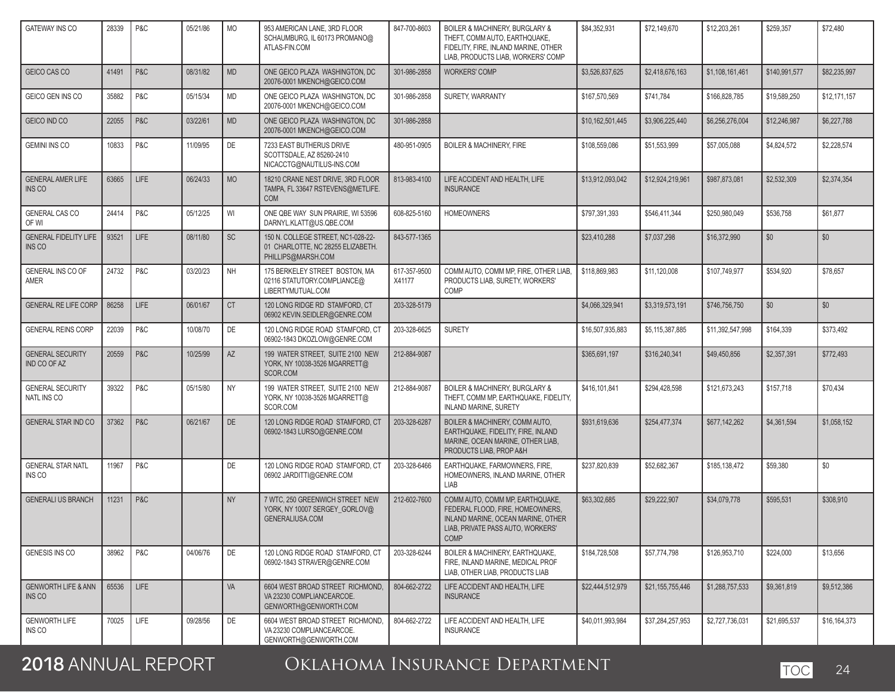| | | | | | | | | | | | | |
|---|---|---|---|---|---|---|---|---|---|---|---|---|
| GATEWAY INS CO | 28339 | P&C | 05/21/86 | MO | 953 AMERICAN LANE, 3RD FLOOR SCHAUMBURG, IL 60173 PROMANO@ ATLAS-FIN.COM | 847-700-8603 | BOILER & MACHINERY, BURGLARY & THEFT, COMM AUTO, EARTHQUAKE, FIDELITY, FIRE, INLAND MARINE, OTHER LIAB, PRODUCTS LIAB, WORKERS' COMP | $84,352,931 | $72,149,670 | $12,203,261 | $259,357 | $72,480 |
| GEICO CAS CO | 41491 | P&C | 08/31/82 | MD | ONE GEICO PLAZA WASHINGTON, DC 20076-0001 MKENCH@GEICO.COM | 301-986-2858 | WORKERS' COMP | $3,526,837,625 | $2,418,676,163 | $1,108,161,461 | $140,991,577 | $82,235,997 |
| GEICO GEN INS CO | 35882 | P&C | 05/15/34 | MD | ONE GEICO PLAZA WASHINGTON, DC 20076-0001 MKENCH@GEICO.COM | 301-986-2858 | SURETY, WARRANTY | $167,570,569 | $741,784 | $166,828,785 | $19,589,250 | $12,171,157 |
| GEICO IND CO | 22055 | P&C | 03/22/61 | MD | ONE GEICO PLAZA WASHINGTON, DC 20076-0001 MKENCH@GEICO.COM | 301-986-2858 | | $10,162,501,445 | $3,906,225,440 | $6,256,276,004 | $12,246,987 | $6,227,788 |
| GEMINI INS CO | 10833 | P&C | 11/09/95 | DE | 7233 EAST BUTHERUS DRIVE SCOTTSDALE, AZ 85260-2410 NICACCTG@NAUTILUS-INS.COM | 480-951-0905 | BOILER & MACHINERY, FIRE | $108,559,086 | $51,553,999 | $57,005,088 | $4,824,572 | $2,228,574 |
| GENERAL AMER LIFE INS CO | 63665 | LIFE | 06/24/33 | MO | 18210 CRANE NEST DRIVE, 3RD FLOOR TAMPA, FL 33647 RSTEVENS@METLIFE.COM | 813-983-4100 | LIFE ACCIDENT AND HEALTH, LIFE INSURANCE | $13,912,093,042 | $12,924,219,961 | $987,873,081 | $2,532,309 | $2,374,354 |
| GENERAL CAS CO OF WI | 24414 | P&C | 05/12/25 | WI | ONE QBE WAY SUN PRAIRIE, WI 53596 DARNYL.KLATT@US.QBE.COM | 608-825-5160 | HOMEOWNERS | $797,391,393 | $546,411,344 | $250,980,049 | $536,758 | $61,877 |
| GENERAL FIDELITY LIFE INS CO | 93521 | LIFE | 08/11/80 | SC | 150 N. COLLEGE STREET, NC1-028-22-01 CHARLOTTE, NC 28255 ELIZABETH.PHILLIPS@MARSH.COM | 843-577-1365 | | $23,410,288 | $7,037,298 | $16,372,990 | $0 | $0 |
| GENERAL INS CO OF AMER | 24732 | P&C | 03/20/23 | NH | 175 BERKELEY STREET BOSTON, MA 02116 STATUTORY.COMPLIANCE@ LIBERTYMUTUAL.COM | 617-357-9500 X41177 | COMM AUTO, COMM MP, FIRE, OTHER LIAB, PRODUCTS LIAB, SURETY, WORKERS' COMP | $118,869,983 | $11,120,008 | $107,749,977 | $534,920 | $78,657 |
| GENERAL RE LIFE CORP | 86258 | LIFE | 06/01/67 | CT | 120 LONG RIDGE RD STAMFORD, CT 06902 KEVIN.SEIDLER@GENRE.COM | 203-328-5179 | | $4,066,329,941 | $3,319,573,191 | $746,756,750 | $0 | $0 |
| GENERAL REINS CORP | 22039 | P&C | 10/08/70 | DE | 120 LONG RIDGE ROAD STAMFORD, CT 06902-1843 DKOZLOW@GENRE.COM | 203-328-6625 | SURETY | $16,507,935,883 | $5,115,387,885 | $11,392,547,998 | $164,339 | $373,492 |
| GENERAL SECURITY IND CO OF AZ | 20559 | P&C | 10/25/99 | AZ | 199 WATER STREET, SUITE 2100 NEW YORK, NY 10038-3526 MGARRETT@ SCOR.COM | 212-884-9087 | | $365,691,197 | $316,240,341 | $49,450,856 | $2,357,391 | $772,493 |
| GENERAL SECURITY NATL INS CO | 39322 | P&C | 05/15/80 | NY | 199 WATER STREET, SUITE 2100 NEW YORK, NY 10038-3526 MGARRETT@ SCOR.COM | 212-884-9087 | BOILER & MACHINERY, BURGLARY & THEFT, COMM MP, EARTHQUAKE, FIDELITY, INLAND MARINE, SURETY | $416,101,841 | $294,428,598 | $121,673,243 | $157,718 | $70,434 |
| GENERAL STAR IND CO | 37362 | P&C | 06/21/67 | DE | 120 LONG RIDGE ROAD STAMFORD, CT 06902-1843 LURSO@GENRE.COM | 203-328-6287 | BOILER & MACHINERY, COMM AUTO, EARTHQUAKE, FIDELITY, FIRE, INLAND MARINE, OCEAN MARINE, OTHER LIAB, PRODUCTS LIAB, PROP A&H | $931,619,636 | $254,477,374 | $677,142,262 | $4,361,594 | $1,058,152 |
| GENERAL STAR NATL INS CO | 11967 | P&C | | DE | 120 LONG RIDGE ROAD STAMFORD, CT 06902 JARDITTI@GENRE.COM | 203-328-6466 | EARTHQUAKE, FARMOWNERS, FIRE, HOMEOWNERS, INLAND MARINE, OTHER LIAB | $237,820,839 | $52,682,367 | $185,138,472 | $59,380 | $0 |
| GENERALI US BRANCH | 11231 | P&C | | NY | 7 WTC, 250 GREENWICH STREET NEW YORK, NY 10007 SERGEY_GORLOV@ GENERALIUSA.COM | 212-602-7600 | COMM AUTO, COMM MP, EARTHQUAKE, FEDERAL FLOOD, FIRE, HOMEOWNERS, INLAND MARINE, OCEAN MARINE, OTHER LIAB, PRIVATE PASS AUTO, WORKERS' COMP | $63,302,685 | $29,222,907 | $34,079,778 | $595,531 | $308,910 |
| GENESIS INS CO | 38962 | P&C | 04/06/76 | DE | 120 LONG RIDGE ROAD STAMFORD, CT 06902-1843 STRAVER@GENRE.COM | 203-328-6244 | BOILER & MACHINERY, EARTHQUAKE, FIRE, INLAND MARINE, MEDICAL PROF LIAB, OTHER LIAB, PRODUCTS LIAB | $184,728,508 | $57,774,798 | $126,953,710 | $224,000 | $13,656 |
| GENWORTH LIFE & ANN INS CO | 65536 | LIFE | | VA | 6604 WEST BROAD STREET RICHMOND, VA 23230 COMPLIANCEARCOE. GENWORTH@GENWORTH.COM | 804-662-2722 | LIFE ACCIDENT AND HEALTH, LIFE INSURANCE | $22,444,512,979 | $21,155,755,446 | $1,288,757,533 | $9,361,819 | $9,512,386 |
| GENWORTH LIFE INS CO | 70025 | LIFE | 09/28/56 | DE | 6604 WEST BROAD STREET RICHMOND, VA 23230 COMPLIANCEARCOE. GENWORTH@GENWORTH.COM | 804-662-2722 | LIFE ACCIDENT AND HEALTH, LIFE INSURANCE | $40,011,993,984 | $37,284,257,953 | $2,727,736,031 | $21,695,537 | $16,164,373 |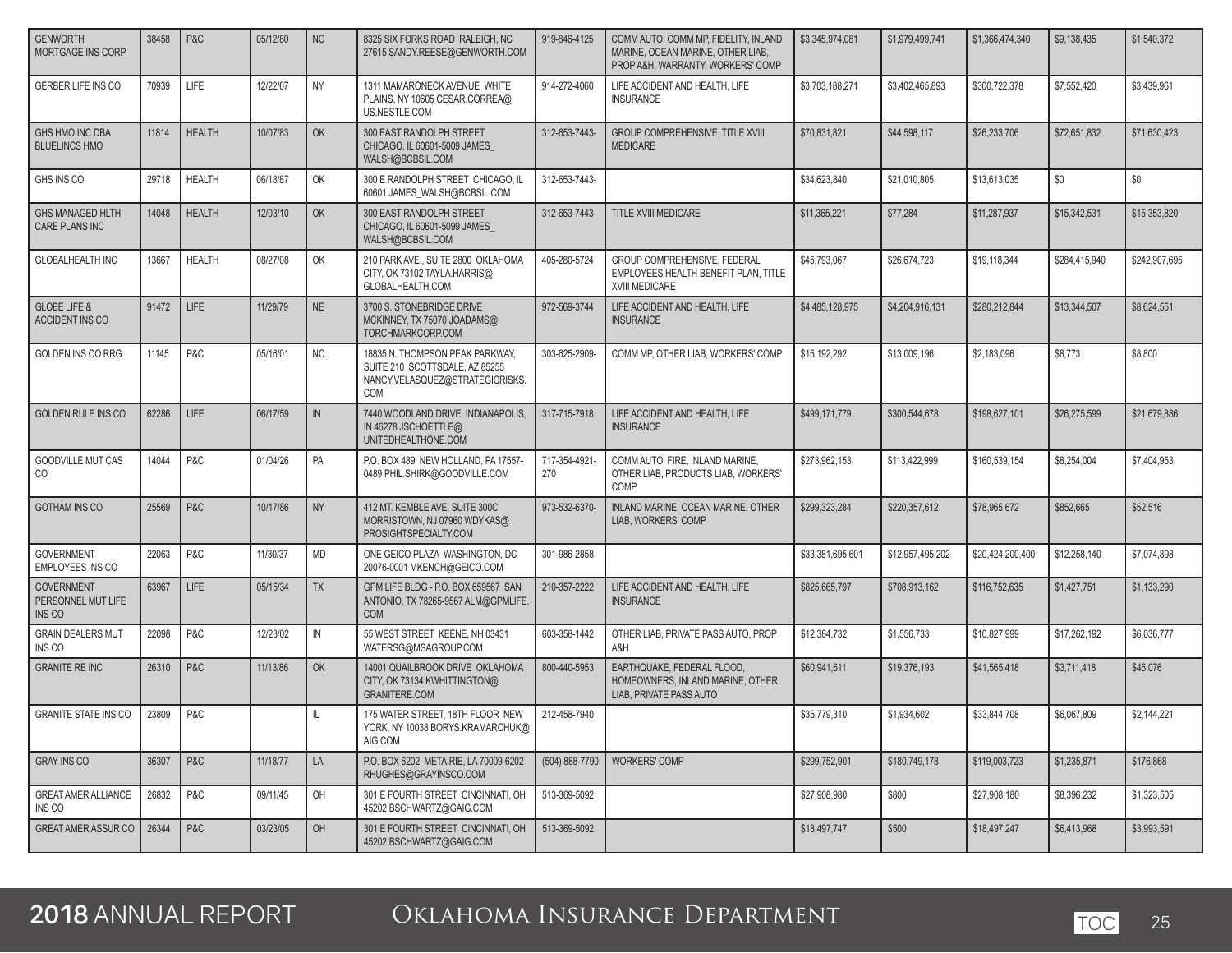| | | | | | | | | | | | | |
|---|---|---|---|---|---|---|---|---|---|---|---|---|
| GENWORTH MORTGAGE INS CORP | 38458 | P&C | 05/12/80 | NC | 8325 SIX FORKS ROAD RALEIGH, NC 27615 SANDY.REESE@GENWORTH.COM | 919-846-4125 | COMM AUTO, COMM MP, FIDELITY, INLAND MARINE, OCEAN MARINE, OTHER LIAB, PROP A&H, WARRANTY, WORKERS' COMP | $3,345,974,081 | $1,979,499,741 | $1,366,474,340 | $9,138,435 | $1,540,372 |
| GERBER LIFE INS CO | 70939 | LIFE | 12/22/67 | NY | 1311 MAMARONECK AVENUE WHITE PLAINS, NY 10605 CESAR.CORREA@US.NESTLE.COM | 914-272-4060 | LIFE ACCIDENT AND HEALTH, LIFE INSURANCE | $3,703,188,271 | $3,402,465,893 | $300,722,378 | $7,552,420 | $3,439,961 |
| GHS HMO INC DBA BLUELINCS HMO | 11814 | HEALTH | 10/07/83 | OK | 300 EAST RANDOLPH STREET CHICAGO, IL 60601-5009 JAMES_WALSH@BCBSIL.COM | 312-653-7443- | GROUP COMPREHENSIVE, TITLE XVIII MEDICARE | $70,831,821 | $44,598,117 | $26,233,706 | $72,651,832 | $71,630,423 |
| GHS INS CO | 29718 | HEALTH | 06/18/87 | OK | 300 E RANDOLPH STREET CHICAGO, IL 60601 JAMES_WALSH@BCBSIL.COM | 312-653-7443- | | $34,623,840 | $21,010,805 | $13,613,035 | $0 | $0 |
| GHS MANAGED HLTH CARE PLANS INC | 14048 | HEALTH | 12/03/10 | OK | 300 EAST RANDOLPH STREET CHICAGO, IL 60601-5099 JAMES_WALSH@BCBSIL.COM | 312-653-7443- | TITLE XVIII MEDICARE | $11,365,221 | $77,284 | $11,287,937 | $15,342,531 | $15,353,820 |
| GLOBALHEALTH INC | 13667 | HEALTH | 08/27/08 | OK | 210 PARK AVE., SUITE 2800 OKLAHOMA CITY, OK 73102 TAYLA.HARRIS@GLOBALHEALTH.COM | 405-280-5724 | GROUP COMPREHENSIVE, FEDERAL EMPLOYEES HEALTH BENEFIT PLAN, TITLE XVIII MEDICARE | $45,793,067 | $26,674,723 | $19,118,344 | $284,415,940 | $242,907,695 |
| GLOBE LIFE & ACCIDENT INS CO | 91472 | LIFE | 11/29/79 | NE | 3700 S. STONEBRIDGE DRIVE MCKINNEY, TX 75070 JOADAMS@TORCHMARKCORP.COM | 972-569-3744 | LIFE ACCIDENT AND HEALTH, LIFE INSURANCE | $4,485,128,975 | $4,204,916,131 | $280,212,844 | $13,344,507 | $8,624,551 |
| GOLDEN INS CO RRG | 11145 | P&C | 05/16/01 | NC | 18835 N. THOMPSON PEAK PARKWAY, SUITE 210 SCOTTSDALE, AZ 85255 NANCY.VELASQUEZ@STRATEGICRISKS.COM | 303-625-2909- | COMM MP, OTHER LIAB, WORKERS' COMP | $15,192,292 | $13,009,196 | $2,183,096 | $8,773 | $8,800 |
| GOLDEN RULE INS CO | 62286 | LIFE | 06/17/59 | IN | 7440 WOODLAND DRIVE INDIANAPOLIS, IN 46278 JSCHOETTLE@UNITEDHEALTHONE.COM | 317-715-7918 | LIFE ACCIDENT AND HEALTH, LIFE INSURANCE | $499,171,779 | $300,544,678 | $198,627,101 | $26,275,599 | $21,679,886 |
| GOODVILLE MUT CAS CO | 14044 | P&C | 01/04/26 | PA | P.O. BOX 489 NEW HOLLAND, PA 17557-0489 PHIL.SHIRK@GOODVILLE.COM | 717-354-4921-270 | COMM AUTO, FIRE, INLAND MARINE, OTHER LIAB, PRODUCTS LIAB, WORKERS' COMP | $273,962,153 | $113,422,999 | $160,539,154 | $8,254,004 | $7,404,953 |
| GOTHAM INS CO | 25569 | P&C | 10/17/86 | NY | 412 MT. KEMBLE AVE, SUITE 300C MORRISTOWN, NJ 07960 WDYKAS@PROSIGHTSPECIALTY.COM | 973-532-6370- | INLAND MARINE, OCEAN MARINE, OTHER LIAB, WORKERS' COMP | $299,323,284 | $220,357,612 | $78,965,672 | $852,665 | $52,516 |
| GOVERNMENT EMPLOYEES INS CO | 22063 | P&C | 11/30/37 | MD | ONE GEICO PLAZA WASHINGTON, DC 20076-0001 MKENCH@GEICO.COM | 301-986-2858 | | $33,381,695,601 | $12,957,495,202 | $20,424,200,400 | $12,258,140 | $7,074,898 |
| GOVERNMENT PERSONNEL MUT LIFE INS CO | 63967 | LIFE | 05/15/34 | TX | GPM LIFE BLDG - P.O. BOX 659567 SAN ANTONIO, TX 78265-9567 ALM@GPMLIFE.COM | 210-357-2222 | LIFE ACCIDENT AND HEALTH, LIFE INSURANCE | $825,665,797 | $708,913,162 | $116,752,635 | $1,427,751 | $1,133,290 |
| GRAIN DEALERS MUT INS CO | 22098 | P&C | 12/23/02 | IN | 55 WEST STREET KEENE, NH 03431 WATERSG@MSAGROUP.COM | 603-358-1442 | OTHER LIAB, PRIVATE PASS AUTO, PROP A&H | $12,384,732 | $1,556,733 | $10,827,999 | $17,262,192 | $6,036,777 |
| GRANITE RE INC | 26310 | P&C | 11/13/86 | OK | 14001 QUAILBROOK DRIVE OKLAHOMA CITY, OK 73134 KWHITTINGTON@GRANITERE.COM | 800-440-5953 | EARTHQUAKE, FEDERAL FLOOD, HOMEOWNERS, INLAND MARINE, OTHER LIAB, PRIVATE PASS AUTO | $60,941,611 | $19,376,193 | $41,565,418 | $3,711,418 | $46,076 |
| GRANITE STATE INS CO | 23809 | P&C | | IL | 175 WATER STREET, 18TH FLOOR NEW YORK, NY 10038 BORYS.KRAMARCHUK@AIG.COM | 212-458-7940 | | $35,779,310 | $1,934,602 | $33,844,708 | $6,067,809 | $2,144,221 |
| GRAY INS CO | 36307 | P&C | 11/18/77 | LA | P.O. BOX 6202 METAIRIE, LA 70009-6202 RHUGHES@GRAYINSCO.COM | (504) 888-7790 | WORKERS' COMP | $299,752,901 | $180,749,178 | $119,003,723 | $1,235,871 | $176,868 |
| GREAT AMER ALLIANCE INS CO | 26832 | P&C | 09/11/45 | OH | 301 E FOURTH STREET CINCINNATI, OH 45202 BSCHWARTZ@GAIG.COM | 513-369-5092 | | $27,908,980 | $800 | $27,908,180 | $8,396,232 | $1,323,505 |
| GREAT AMER ASSUR CO | 26344 | P&C | 03/23/05 | OH | 301 E FOURTH STREET CINCINNATI, OH 45202 BSCHWARTZ@GAIG.COM | 513-369-5092 | | $18,497,747 | $500 | $18,497,247 | $6,413,968 | $3,993,591 |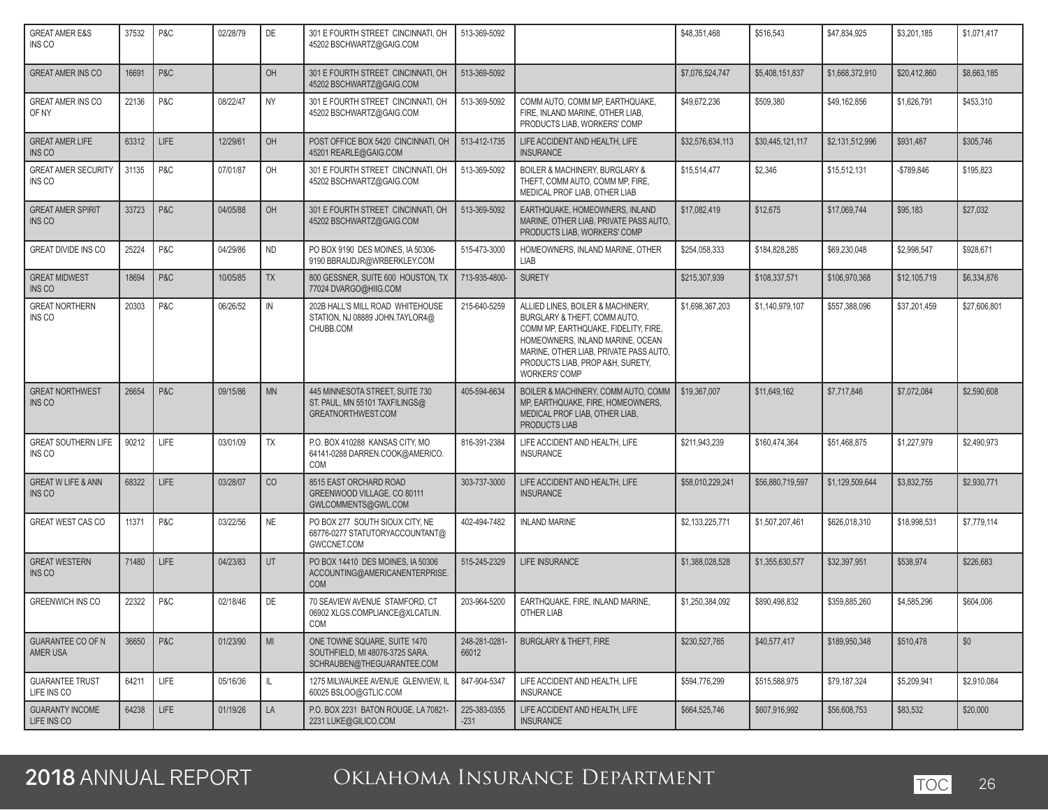| | | | | | | | | | | | | |
|---|---|---|---|---|---|---|---|---|---|---|---|---|
| GREAT AMER E&S INS CO | 37532 | P&C | 02/28/79 | DE | 301 E FOURTH STREET CINCINNATI, OH 45202 BSCHWARTZ@GAIG.COM | 513-369-5092 | | $48,351,468 | $516,543 | $47,834,925 | $3,201,185 | $1,071,417 |
| GREAT AMER INS CO | 16691 | P&C | | OH | 301 E FOURTH STREET CINCINNATI, OH 45202 BSCHWARTZ@GAIG.COM | 513-369-5092 | | $7,076,524,747 | $5,408,151,837 | $1,668,372,910 | $20,412,860 | $8,663,185 |
| GREAT AMER INS CO OF NY | 22136 | P&C | 08/22/47 | NY | 301 E FOURTH STREET CINCINNATI, OH 45202 BSCHWARTZ@GAIG.COM | 513-369-5092 | COMM AUTO, COMM MP, EARTHQUAKE, FIRE, INLAND MARINE, OTHER LIAB, PRODUCTS LIAB, WORKERS' COMP | $49,672,236 | $509,380 | $49,162,856 | $1,626,791 | $453,310 |
| GREAT AMER LIFE INS CO | 63312 | LIFE | 12/29/61 | OH | POST OFFICE BOX 5420 CINCINNATI, OH 45201 REARLE@GAIG.COM | 513-412-1735 | LIFE ACCIDENT AND HEALTH, LIFE INSURANCE | $32,576,634,113 | $30,445,121,117 | $2,131,512,996 | $931,487 | $305,746 |
| GREAT AMER SECURITY INS CO | 31135 | P&C | 07/01/87 | OH | 301 E FOURTH STREET CINCINNATI, OH 45202 BSCHWARTZ@GAIG.COM | 513-369-5092 | BOILER & MACHINERY, BURGLARY & THEFT, COMM AUTO, COMM MP, FIRE, MEDICAL PROF LIAB, OTHER LIAB | $15,514,477 | $2,346 | $15,512,131 | -$789,846 | $195,823 |
| GREAT AMER SPIRIT INS CO | 33723 | P&C | 04/05/88 | OH | 301 E FOURTH STREET CINCINNATI, OH 45202 BSCHWARTZ@GAIG.COM | 513-369-5092 | EARTHQUAKE, HOMEOWNERS, INLAND MARINE, OTHER LIAB, PRIVATE PASS AUTO, PRODUCTS LIAB, WORKERS' COMP | $17,082,419 | $12,675 | $17,069,744 | $95,183 | $27,032 |
| GREAT DIVIDE INS CO | 25224 | P&C | 04/29/86 | ND | PO BOX 9190 DES MOINES, IA 50306-9190 BBRAUDJR@WRBERKLEY.COM | 515-473-3000 | HOMEOWNERS, INLAND MARINE, OTHER LIAB | $254,058,333 | $184,828,285 | $69,230,048 | $2,998,547 | $928,671 |
| GREAT MIDWEST INS CO | 18694 | P&C | 10/05/85 | TX | 800 GESSNER, SUITE 600 HOUSTON, TX 77024 DVARGO@HIIG.COM | 713-935-4800- | SURETY | $215,307,939 | $108,337,571 | $106,970,368 | $12,105,719 | $6,334,876 |
| GREAT NORTHERN INS CO | 20303 | P&C | 06/26/52 | IN | 202B HALL'S MILL ROAD WHITEHOUSE STATION, NJ 08889 JOHN.TAYLOR4@CHUBB.COM | 215-640-5259 | ALLIED LINES, BOILER & MACHINERY, BURGLARY & THEFT, COMM AUTO, COMM MP, EARTHQUAKE, FIDELITY, FIRE, HOMEOWNERS, INLAND MARINE, OCEAN MARINE, OTHER LIAB, PRIVATE PASS AUTO, PRODUCTS LIAB, PROP A&H, SURETY, WORKERS' COMP | $1,698,367,203 | $1,140,979,107 | $557,388,096 | $37,201,459 | $27,606,801 |
| GREAT NORTHWEST INS CO | 26654 | P&C | 09/15/86 | MN | 445 MINNESOTA STREET, SUITE 730 ST. PAUL, MN 55101 TAXFILINGS@GREATNORTHWEST.COM | 405-594-6634 | BOILER & MACHINERY, COMM AUTO, COMM MP, EARTHQUAKE, FIRE, HOMEOWNERS, MEDICAL PROF LIAB, OTHER LIAB, PRODUCTS LIAB | $19,367,007 | $11,649,162 | $7,717,846 | $7,072,084 | $2,590,608 |
| GREAT SOUTHERN LIFE INS CO | 90212 | LIFE | 03/01/09 | TX | P.O. BOX 410288 KANSAS CITY, MO 64141-0288 DARREN.COOK@AMERICO.COM | 816-391-2384 | LIFE ACCIDENT AND HEALTH, LIFE INSURANCE | $211,943,239 | $160,474,364 | $51,468,875 | $1,227,979 | $2,490,973 |
| GREAT W LIFE & ANN INS CO | 68322 | LIFE | 03/28/07 | CO | 8515 EAST ORCHARD ROAD GREENWOOD VILLAGE, CO 80111 GWLCOMMENTS@GWL.COM | 303-737-3000 | LIFE ACCIDENT AND HEALTH, LIFE INSURANCE | $58,010,229,241 | $56,880,719,597 | $1,129,509,644 | $3,832,755 | $2,930,771 |
| GREAT WEST CAS CO | 11371 | P&C | 03/22/56 | NE | PO BOX 277 SOUTH SIOUX CITY, NE 68776-0277 STATUTORYACCOUNTANT@GWCCNET.COM | 402-494-7482 | INLAND MARINE | $2,133,225,771 | $1,507,207,461 | $626,018,310 | $18,998,531 | $7,779,114 |
| GREAT WESTERN INS CO | 71480 | LIFE | 04/23/83 | UT | PO BOX 14410 DES MOINES, IA 50306 ACCOUNTING@AMERICANENTERPRISE.COM | 515-245-2329 | LIFE INSURANCE | $1,388,028,528 | $1,355,630,577 | $32,397,951 | $538,974 | $226,683 |
| GREENWICH INS CO | 22322 | P&C | 02/18/46 | DE | 70 SEAVIEW AVENUE STAMFORD, CT 06902 XLGS.COMPLIANCE@XLCATLIN.COM | 203-964-5200 | EARTHQUAKE, FIRE, INLAND MARINE, OTHER LIAB | $1,250,384,092 | $890,498,832 | $359,885,260 | $4,585,296 | $604,006 |
| GUARANTEE CO OF N AMER USA | 36650 | P&C | 01/23/90 | MI | ONE TOWNE SQUARE, SUITE 1470 SOUTHFIELD, MI 48076-3725 SARA.SCHRAUBEN@THEGUARANTEE.COM | 248-281-0281-66012 | BURGLARY & THEFT, FIRE | $230,527,765 | $40,577,417 | $189,950,348 | $510,478 | $0 |
| GUARANTEE TRUST LIFE INS CO | 64211 | LIFE | 05/16/36 | IL | 1275 MILWAUKEE AVENUE GLENVIEW, IL 60025 BSLOO@GTLIC.COM | 847-904-5347 | LIFE ACCIDENT AND HEALTH, LIFE INSURANCE | $594,776,299 | $515,588,975 | $79,187,324 | $5,209,941 | $2,910,084 |
| GUARANTY INCOME LIFE INS CO | 64238 | LIFE | 01/19/26 | LA | P.O. BOX 2231 BATON ROUGE, LA 70821-2231 LUKE@GILICO.COM | 225-383-0355-231 | LIFE ACCIDENT AND HEALTH, LIFE INSURANCE | $664,525,746 | $607,916,992 | $56,608,753 | $83,532 | $20,000 |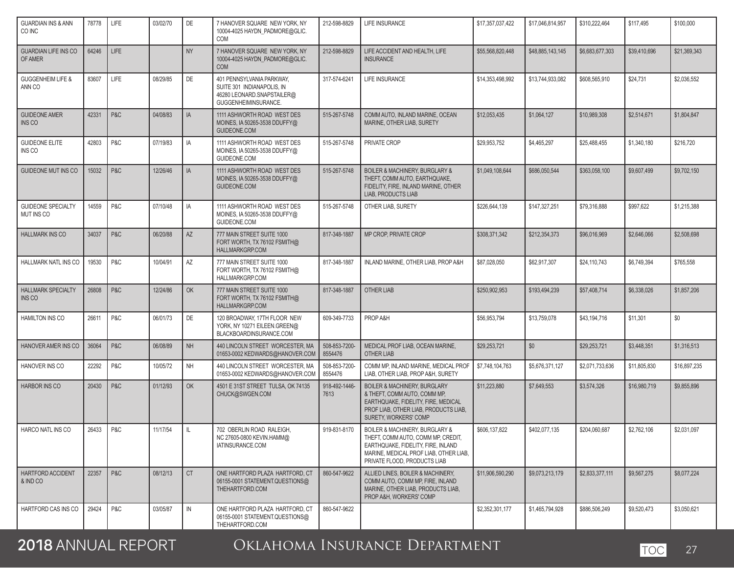| | | | | | | | | | | | | |
|---|---|---|---|---|---|---|---|---|---|---|---|---|
| GUARDIAN INS & ANN CO INC | 78778 | LIFE | 03/02/70 | DE | 7 HANOVER SQUARE NEW YORK, NY 10004-4025 HAYDN_PADMORE@GLIC.COM | 212-598-8829 | LIFE INSURANCE | $17,357,037,422 | $17,046,814,957 | $310,222,464 | $117,495 | $100,000 |
| GUARDIAN LIFE INS CO OF AMER | 64246 | LIFE | | NY | 7 HANOVER SQUARE NEW YORK, NY 10004-4025 HAYDN_PADMORE@GLIC.COM | 212-598-8829 | LIFE ACCIDENT AND HEALTH, LIFE INSURANCE | $55,568,820,448 | $48,885,143,145 | $6,683,677,303 | $39,410,696 | $21,369,343 |
| GUGGENHEIM LIFE & ANN CO | 83607 | LIFE | 08/29/85 | DE | 401 PENNSYLVANIA PARKWAY, SUITE 301 INDIANAPOLIS, IN 46280 LEONARD.SNAPSTAILER@GUGGENHEIMINSURANCE. | 317-574-6241 | LIFE INSURANCE | $14,353,498,992 | $13,744,933,082 | $608,565,910 | $24,731 | $2,036,552 |
| GUIDEONE AMER INS CO | 42331 | P&C | 04/08/83 | IA | 1111 ASHWORTH ROAD WEST DES MOINES, IA 50265-3538 DDUFFY@GUIDEONE.COM | 515-267-5748 | COMM AUTO, INLAND MARINE, OCEAN MARINE, OTHER LIAB, SURETY | $12,053,435 | $1,064,127 | $10,989,308 | $2,514,671 | $1,804,847 |
| GUIDEONE ELITE INS CO | 42803 | P&C | 07/19/83 | IA | 1111 ASHWORTH ROAD WEST DES MOINES, IA 50265-3538 DDUFFY@GUIDEONE.COM | 515-267-5748 | PRIVATE CROP | $29,953,752 | $4,465,297 | $25,488,455 | $1,340,180 | $216,720 |
| GUIDEONE MUT INS CO | 15032 | P&C | 12/26/46 | IA | 1111 ASHWORTH ROAD WEST DES MOINES, IA 50265-3538 DDUFFY@GUIDEONE.COM | 515-267-5748 | BOILER & MACHINERY, BURGLARY & THEFT, COMM AUTO, EARTHQUAKE, FIDELITY, FIRE, INLAND MARINE, OTHER LIAB, PRODUCTS LIAB | $1,049,108,644 | $686,050,544 | $363,058,100 | $9,607,499 | $9,702,150 |
| GUIDEONE SPECIALTY MUT INS CO | 14559 | P&C | 07/10/48 | IA | 1111 ASHWORTH ROAD WEST DES MOINES, IA 50265-3538 DDUFFY@GUIDEONE.COM | 515-267-5748 | OTHER LIAB, SURETY | $226,644,139 | $147,327,251 | $79,316,888 | $997,622 | $1,215,388 |
| HALLMARK INS CO | 34037 | P&C | 06/20/88 | AZ | 777 MAIN STREET SUITE 1000 FORT WORTH, TX 76102 FSMITH@HALLMARKGRP.COM | 817-348-1887 | MP CROP, PRIVATE CROP | $308,371,342 | $212,354,373 | $96,016,969 | $2,646,066 | $2,508,698 |
| HALLMARK NATL INS CO | 19530 | P&C | 10/04/91 | AZ | 777 MAIN STREET SUITE 1000 FORT WORTH, TX 76102 FSMITH@HALLMARKGRP.COM | 817-348-1887 | INLAND MARINE, OTHER LIAB, PROP A&H | $87,028,050 | $62,917,307 | $24,110,743 | $6,749,394 | $765,558 |
| HALLMARK SPECIALTY INS CO | 26808 | P&C | 12/24/86 | OK | 777 MAIN STREET SUITE 1000 FORT WORTH, TX 76102 FSMITH@HALLMARKGRP.COM | 817-348-1887 | OTHER LIAB | $250,902,953 | $193,494,239 | $57,408,714 | $6,338,026 | $1,857,206 |
| HAMILTON INS CO | 26611 | P&C | 06/01/73 | DE | 120 BROADWAY, 17TH FLOOR NEW YORK, NY 10271 EILEEN.GREEN@BLACKBOARDINSURANCE.COM | 609-349-7733 | PROP A&H | $56,953,794 | $13,759,078 | $43,194,716 | $11,301 | $0 |
| HANOVER AMER INS CO | 36064 | P&C | 06/08/89 | NH | 440 LINCOLN STREET WORCESTER, MA 01653-0002 KEDWARDS@HANOVER.COM | 508-853-7200-8554476 | MEDICAL PROF LIAB, OCEAN MARINE, OTHER LIAB | $29,253,721 | $0 | $29,253,721 | $3,448,351 | $1,316,513 |
| HANOVER INS CO | 22292 | P&C | 10/05/72 | NH | 440 LINCOLN STREET WORCESTER, MA 01653-0002 KEDWARDS@HANOVER.COM | 508-853-7200-8554476 | COMM MP, INLAND MARINE, MEDICAL PROF LIAB, OTHER LIAB, PROP A&H, SURETY | $7,748,104,763 | $5,676,371,127 | $2,071,733,636 | $11,805,830 | $16,897,235 |
| HARBOR INS CO | 20430 | P&C | 01/12/93 | OK | 4501 E 31ST STREET TULSA, OK 74135 CHUCK@SWGEN.COM | 918-492-1446-7613 | BOILER & MACHINERY, BURGLARY & THEFT, COMM AUTO, COMM MP, EARTHQUAKE, FIDELITY, FIRE, MEDICAL PROF LIAB, OTHER LIAB, PRODUCTS LIAB, SURETY, WORKERS' COMP | $11,223,880 | $7,649,553 | $3,574,326 | $16,980,719 | $9,855,896 |
| HARCO NATL INS CO | 26433 | P&C | 11/17/54 | IL | 702 OBERLIN ROAD RALEIGH, NC 27605-0800 KEVIN.HAMM@IATINSURANCE.COM | 919-831-8170 | BOILER & MACHINERY, BURGLARY & THEFT, COMM AUTO, COMM MP, CREDIT, EARTHQUAKE, FIDELITY, FIRE, INLAND MARINE, MEDICAL PROF LIAB, OTHER LIAB, PRIVATE FLOOD, PRODUCTS LIAB | $606,137,822 | $402,077,135 | $204,060,687 | $2,762,106 | $2,031,097 |
| HARTFORD ACCIDENT & IND CO | 22357 | P&C | 08/12/13 | CT | ONE HARTFORD PLAZA HARTFORD, CT 06155-0001 STATEMENT.QUESTIONS@THEHARTFORD.COM | 860-547-9622 | ALLIED LINES, BOILER & MACHINERY, COMM AUTO, COMM MP, FIRE, INLAND MARINE, OTHER LIAB, PRODUCTS LIAB, PROP A&H, WORKERS' COMP | $11,906,590,290 | $9,073,213,179 | $2,833,377,111 | $9,567,275 | $8,077,224 |
| HARTFORD CAS INS CO | 29424 | P&C | 03/05/87 | IN | ONE HARTFORD PLAZA HARTFORD, CT 06155-0001 STATEMENT.QUESTIONS@THEHARTFORD.COM | 860-547-9622 | | $2,352,301,177 | $1,465,794,928 | $886,506,249 | $9,520,473 | $3,050,621 |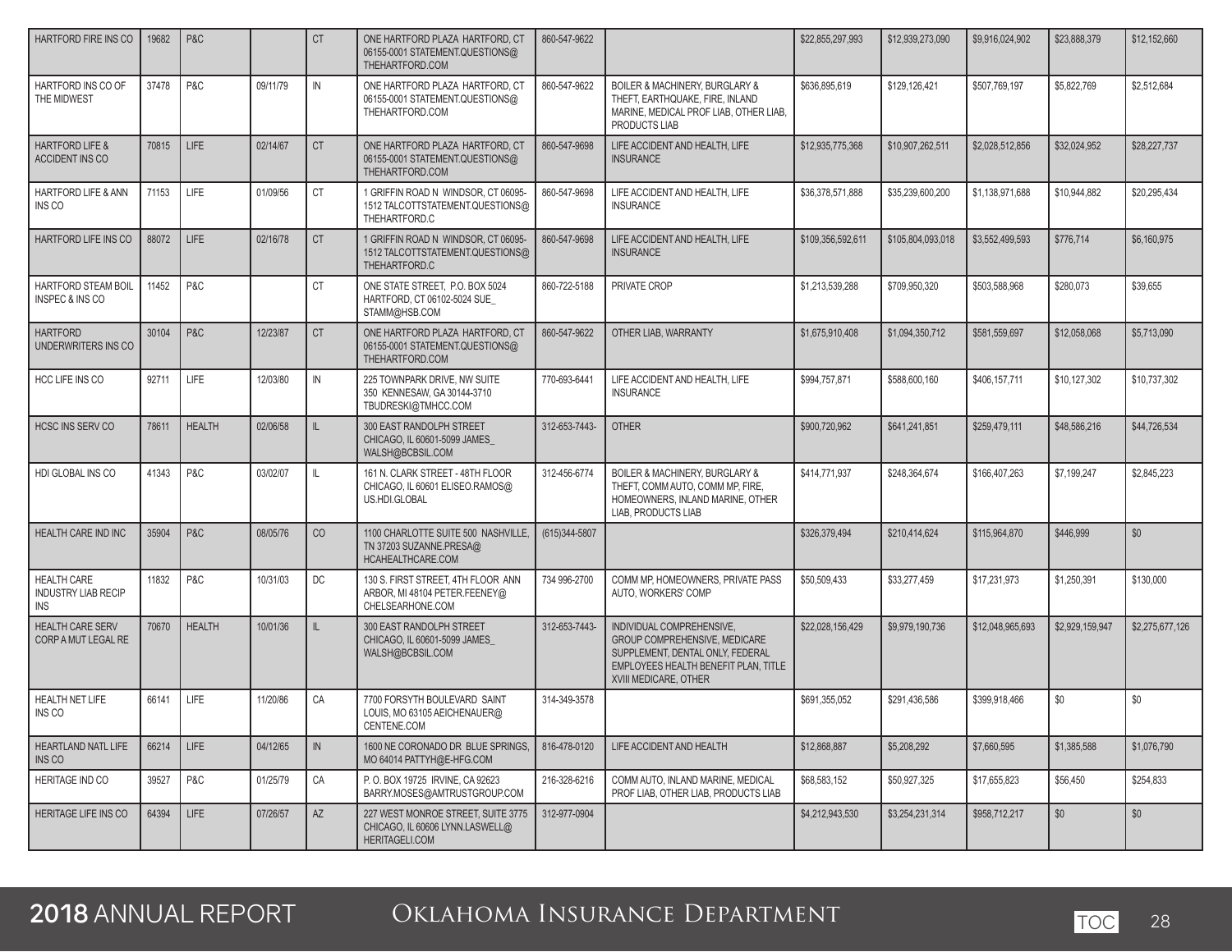| | | | | | | | | | | | | |
|---|---|---|---|---|---|---|---|---|---|---|---|---|
| HARTFORD FIRE INS CO | 19682 | P&C | | CT | ONE HARTFORD PLAZA HARTFORD, CT 06155-0001 STATEMENT.QUESTIONS@ THEHARTFORD.COM | 860-547-9622 | | $22,855,297,993 | $12,939,273,090 | $9,916,024,902 | $23,888,379 | $12,152,660 |
| HARTFORD INS CO OF THE MIDWEST | 37478 | P&C | 09/11/79 | IN | ONE HARTFORD PLAZA HARTFORD, CT 06155-0001 STATEMENT.QUESTIONS@ THEHARTFORD.COM | 860-547-9622 | BOILER & MACHINERY, BURGLARY & THEFT, EARTHQUAKE, FIRE, INLAND MARINE, MEDICAL PROF LIAB, OTHER LIAB, PRODUCTS LIAB | $636,895,619 | $129,126,421 | $507,769,197 | $5,822,769 | $2,512,684 |
| HARTFORD LIFE & ACCIDENT INS CO | 70815 | LIFE | 02/14/67 | CT | ONE HARTFORD PLAZA HARTFORD, CT 06155-0001 STATEMENT.QUESTIONS@ THEHARTFORD.COM | 860-547-9698 | LIFE ACCIDENT AND HEALTH, LIFE INSURANCE | $12,935,775,368 | $10,907,262,511 | $2,028,512,856 | $32,024,952 | $28,227,737 |
| HARTFORD LIFE & ANN INS CO | 71153 | LIFE | 01/09/56 | CT | 1 GRIFFIN ROAD N WINDSOR, CT 06095-1512 TALCOTTSTATEMENT.QUESTIONS@ THEHARTFORD.C | 860-547-9698 | LIFE ACCIDENT AND HEALTH, LIFE INSURANCE | $36,378,571,888 | $35,239,600,200 | $1,138,971,688 | $10,944,882 | $20,295,434 |
| HARTFORD LIFE INS CO | 88072 | LIFE | 02/16/78 | CT | 1 GRIFFIN ROAD N WINDSOR, CT 06095-1512 TALCOTTSTATEMENT.QUESTIONS@ THEHARTFORD.C | 860-547-9698 | LIFE ACCIDENT AND HEALTH, LIFE INSURANCE | $109,356,592,611 | $105,804,093,018 | $3,552,499,593 | $776,714 | $6,160,975 |
| HARTFORD STEAM BOIL INSPEC & INS CO | 11452 | P&C | | CT | ONE STATE STREET, P.O. BOX 5024 HARTFORD, CT 06102-5024 SUE_ STAMM@HSB.COM | 860-722-5188 | PRIVATE CROP | $1,213,539,288 | $709,950,320 | $503,588,968 | $280,073 | $39,655 |
| HARTFORD UNDERWRITERS INS CO | 30104 | P&C | 12/23/87 | CT | ONE HARTFORD PLAZA HARTFORD, CT 06155-0001 STATEMENT.QUESTIONS@ THEHARTFORD.COM | 860-547-9622 | OTHER LIAB, WARRANTY | $1,675,910,408 | $1,094,350,712 | $581,559,697 | $12,058,068 | $5,713,090 |
| HCC LIFE INS CO | 92711 | LIFE | 12/03/80 | IN | 225 TOWNPARK DRIVE, NW SUITE 350 KENNESAW, GA 30144-3710 TBUDRESKI@TMHCC.COM | 770-693-6441 | LIFE ACCIDENT AND HEALTH, LIFE INSURANCE | $994,757,871 | $588,600,160 | $406,157,711 | $10,127,302 | $10,737,302 |
| HCSC INS SERV CO | 78611 | HEALTH | 02/06/58 | IL | 300 EAST RANDOLPH STREET CHICAGO, IL 60601-5099 JAMES_ WALSH@BCBSIL.COM | 312-653-7443- | OTHER | $900,720,962 | $641,241,851 | $259,479,111 | $48,586,216 | $44,726,534 |
| HDI GLOBAL INS CO | 41343 | P&C | 03/02/07 | IL | 161 N. CLARK STREET - 48TH FLOOR CHICAGO, IL 60601 ELISEO.RAMOS@ US.HDI.GLOBAL | 312-456-6774 | BOILER & MACHINERY, BURGLARY & THEFT, COMM AUTO, COMM MP, FIRE, HOMEOWNERS, INLAND MARINE, OTHER LIAB, PRODUCTS LIAB | $414,771,937 | $248,364,674 | $166,407,263 | $7,199,247 | $2,845,223 |
| HEALTH CARE IND INC | 35904 | P&C | 08/05/76 | CO | 1100 CHARLOTTE SUITE 500 NASHVILLE, TN 37203 SUZANNE.PRESA@ HCAHEALTHCARE.COM | (615)344-5807 | | $326,379,494 | $210,414,624 | $115,964,870 | $446,999 | $0 |
| HEALTH CARE INDUSTRY LIAB RECIP INS | 11832 | P&C | 10/31/03 | DC | 130 S. FIRST STREET, 4TH FLOOR ANN ARBOR, MI 48104 PETER.FEENEY@ CHELSEARHONE.COM | 734 996-2700 | COMM MP, HOMEOWNERS, PRIVATE PASS AUTO, WORKERS' COMP | $50,509,433 | $33,277,459 | $17,231,973 | $1,250,391 | $130,000 |
| HEALTH CARE SERV CORP A MUT LEGAL RE | 70670 | HEALTH | 10/01/36 | IL | 300 EAST RANDOLPH STREET CHICAGO, IL 60601-5099 JAMES_ WALSH@BCBSIL.COM | 312-653-7443- | INDIVIDUAL COMPREHENSIVE, GROUP COMPREHENSIVE, MEDICARE SUPPLEMENT, DENTAL ONLY, FEDERAL EMPLOYEES HEALTH BENEFIT PLAN, TITLE XVIII MEDICARE, OTHER | $22,028,156,429 | $9,979,190,736 | $12,048,965,693 | $2,929,159,947 | $2,275,677,126 |
| HEALTH NET LIFE INS CO | 66141 | LIFE | 11/20/86 | CA | 7700 FORSYTH BOULEVARD SAINT LOUIS, MO 63105 AEICHENAUER@ CENTENE.COM | 314-349-3578 | | $691,355,052 | $291,436,586 | $399,918,466 | $0 | $0 |
| HEARTLAND NATL LIFE INS CO | 66214 | LIFE | 04/12/65 | IN | 1600 NE CORONADO DR BLUE SPRINGS, MO 64014 PATTYH@E-HFG.COM | 816-478-0120 | LIFE ACCIDENT AND HEALTH | $12,868,887 | $5,208,292 | $7,660,595 | $1,385,588 | $1,076,790 |
| HERITAGE IND CO | 39527 | P&C | 01/25/79 | CA | P. O. BOX 19725 IRVINE, CA 92623 BARRY.MOSES@AMTRUSTGROUP.COM | 216-328-6216 | COMM AUTO, INLAND MARINE, MEDICAL PROF LIAB, OTHER LIAB, PRODUCTS LIAB | $68,583,152 | $50,927,325 | $17,655,823 | $56,450 | $254,833 |
| HERITAGE LIFE INS CO | 64394 | LIFE | 07/26/57 | AZ | 227 WEST MONROE STREET, SUITE 3775 CHICAGO, IL 60606 LYNN.LASWELL@ HERITAGELI.COM | 312-977-0904 | | $4,212,943,530 | $3,254,231,314 | $958,712,217 | $0 | $0 |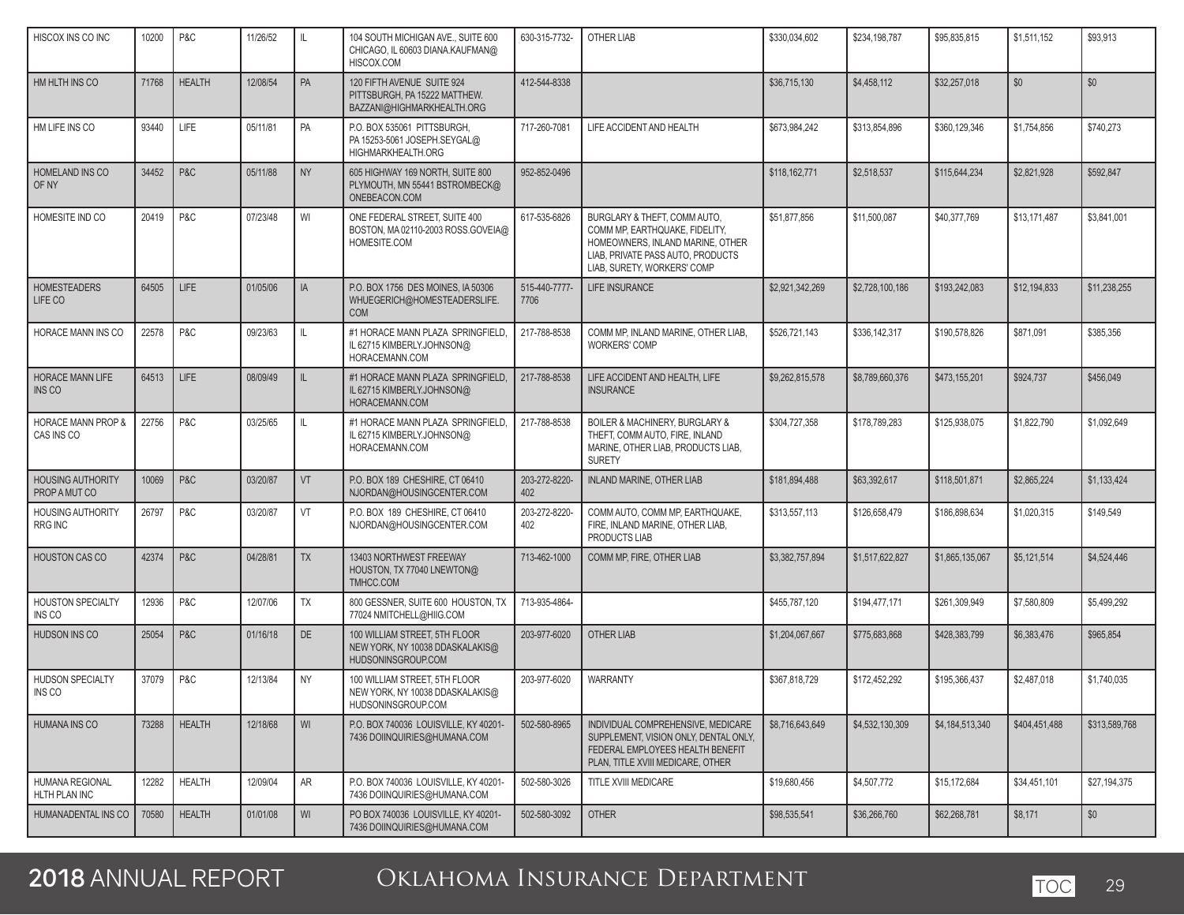| HISCOX INS CO INC | 10200 | P&C | 11/26/52 | IL | 104 SOUTH MICHIGAN AVE., SUITE 600 CHICAGO, IL 60603 DIANA.KAUFMAN@HISCOX.COM | 630-315-7732- | OTHER LIAB | $330,034,602 | $234,198,787 | $95,835,815 | $1,511,152 | $93,913 |
|---|---|---|---|---|---|---|---|---|---|---|---|---|
| HM HLTH INS CO | 71768 | HEALTH | 12/08/54 | PA | 120 FIFTH AVENUE SUITE 924 PITTSBURGH, PA 15222 MATTHEW.BAZZANI@HIGHMARKHEALTH.ORG | 412-544-8338 | | $36,715,130 | $4,458,112 | $32,257,018 | $0 | $0 |
| HM LIFE INS CO | 93440 | LIFE | 05/11/81 | PA | P.O. BOX 535061 PITTSBURGH, PA 15253-5061 JOSEPH.SEYGAL@HIGHMARKHEALTH.ORG | 717-260-7081 | LIFE ACCIDENT AND HEALTH | $673,984,242 | $313,854,896 | $360,129,346 | $1,754,856 | $740,273 |
| HOMELAND INS CO OF NY | 34452 | P&C | 05/11/88 | NY | 605 HIGHWAY 169 NORTH, SUITE 800 PLYMOUTH, MN 55441 BSTROMBECK@ONEBEACON.COM | 952-852-0496 | | $118,162,771 | $2,518,537 | $115,644,234 | $2,821,928 | $592,847 |
| HOMESITE IND CO | 20419 | P&C | 07/23/48 | WI | ONE FEDERAL STREET, SUITE 400 BOSTON, MA 02110-2003 ROSS.GOVEIA@HOMESITE.COM | 617-535-6826 | BURGLARY & THEFT, COMM AUTO, COMM MP, EARTHQUAKE, FIDELITY, HOMEOWNERS, INLAND MARINE, OTHER LIAB, PRIVATE PASS AUTO, PRODUCTS LIAB, SURETY, WORKERS' COMP | $51,877,856 | $11,500,087 | $40,377,769 | $13,171,487 | $3,841,001 |
| HOMESTEADERS LIFE CO | 64505 | LIFE | 01/05/06 | IA | P.O. BOX 1756 DES MOINES, IA 50306 WHUEGERICH@HOMESTEADERSLIFE.COM | 515-440-7777-7706 | LIFE INSURANCE | $2,921,342,269 | $2,728,100,186 | $193,242,083 | $12,194,833 | $11,238,255 |
| HORACE MANN INS CO | 22578 | P&C | 09/23/63 | IL | #1 HORACE MANN PLAZA SPRINGFIELD, IL 62715 KIMBERLY.JOHNSON@HORACEMANN.COM | 217-788-8538 | COMM MP, INLAND MARINE, OTHER LIAB, WORKERS' COMP | $526,721,143 | $336,142,317 | $190,578,826 | $871,091 | $385,356 |
| HORACE MANN LIFE INS CO | 64513 | LIFE | 08/09/49 | IL | #1 HORACE MANN PLAZA SPRINGFIELD, IL 62715 KIMBERLY.JOHNSON@HORACEMANN.COM | 217-788-8538 | LIFE ACCIDENT AND HEALTH, LIFE INSURANCE | $9,262,815,578 | $8,789,660,376 | $473,155,201 | $924,737 | $456,049 |
| HORACE MANN PROP & CAS INS CO | 22756 | P&C | 03/25/65 | IL | #1 HORACE MANN PLAZA SPRINGFIELD, IL 62715 KIMBERLY.JOHNSON@HORACEMANN.COM | 217-788-8538 | BOILER & MACHINERY, BURGLARY & THEFT, COMM AUTO, FIRE, INLAND MARINE, OTHER LIAB, PRODUCTS LIAB, SURETY | $304,727,358 | $178,789,283 | $125,938,075 | $1,822,790 | $1,092,649 |
| HOUSING AUTHORITY PROP A MUT CO | 10069 | P&C | 03/20/87 | VT | P.O. BOX 189 CHESHIRE, CT 06410 NJORDAN@HOUSINGCENTER.COM | 203-272-8220-402 | INLAND MARINE, OTHER LIAB | $181,894,488 | $63,392,617 | $118,501,871 | $2,865,224 | $1,133,424 |
| HOUSING AUTHORITY RRG INC | 26797 | P&C | 03/20/87 | VT | P.O. BOX 189 CHESHIRE, CT 06410 NJORDAN@HOUSINGCENTER.COM | 203-272-8220-402 | COMM AUTO, COMM MP, EARTHQUAKE, FIRE, INLAND MARINE, OTHER LIAB, PRODUCTS LIAB | $313,557,113 | $126,658,479 | $186,898,634 | $1,020,315 | $149,549 |
| HOUSTON CAS CO | 42374 | P&C | 04/28/81 | TX | 13403 NORTHWEST FREEWAY HOUSTON, TX 77040 LNEWTON@TMHCC.COM | 713-462-1000 | COMM MP, FIRE, OTHER LIAB | $3,382,757,894 | $1,517,622,827 | $1,865,135,067 | $5,121,514 | $4,524,446 |
| HOUSTON SPECIALTY INS CO | 12936 | P&C | 12/07/06 | TX | 800 GESSNER, SUITE 600 HOUSTON, TX 77024 NMITCHELL@HIIG.COM | 713-935-4864- | | $455,787,120 | $194,477,171 | $261,309,949 | $7,580,809 | $5,499,292 |
| HUDSON INS CO | 25054 | P&C | 01/16/18 | DE | 100 WILLIAM STREET, 5TH FLOOR NEW YORK, NY 10038 DDASKALAKIS@HUDSONINSGROUP.COM | 203-977-6020 | OTHER LIAB | $1,204,067,667 | $775,683,868 | $428,383,799 | $6,383,476 | $965,854 |
| HUDSON SPECIALTY INS CO | 37079 | P&C | 12/13/84 | NY | 100 WILLIAM STREET, 5TH FLOOR NEW YORK, NY 10038 DDASKALAKIS@HUDSONINSGROUP.COM | 203-977-6020 | WARRANTY | $367,818,729 | $172,452,292 | $195,366,437 | $2,487,018 | $1,740,035 |
| HUMANA INS CO | 73288 | HEALTH | 12/18/68 | WI | P.O. BOX 740036 LOUISVILLE, KY 40201-7436 DOIINQUIRIES@HUMANA.COM | 502-580-8965 | INDIVIDUAL COMPREHENSIVE, MEDICARE SUPPLEMENT, VISION ONLY, DENTAL ONLY, FEDERAL EMPLOYEES HEALTH BENEFIT PLAN, TITLE XVIII MEDICARE, OTHER | $8,716,643,649 | $4,532,130,309 | $4,184,513,340 | $404,451,488 | $313,589,768 |
| HUMANA REGIONAL HLTH PLAN INC | 12282 | HEALTH | 12/09/04 | AR | P.O. BOX 740036 LOUISVILLE, KY 40201-7436 DOIINQUIRIES@HUMANA.COM | 502-580-3026 | TITLE XVIII MEDICARE | $19,680,456 | $4,507,772 | $15,172,684 | $34,451,101 | $27,194,375 |
| HUMANADENTAL INS CO | 70580 | HEALTH | 01/01/08 | WI | PO BOX 740036 LOUISVILLE, KY 40201-7436 DOIINQUIRIES@HUMANA.COM | 502-580-3092 | OTHER | $98,535,541 | $36,266,760 | $62,268,781 | $8,171 | $0 |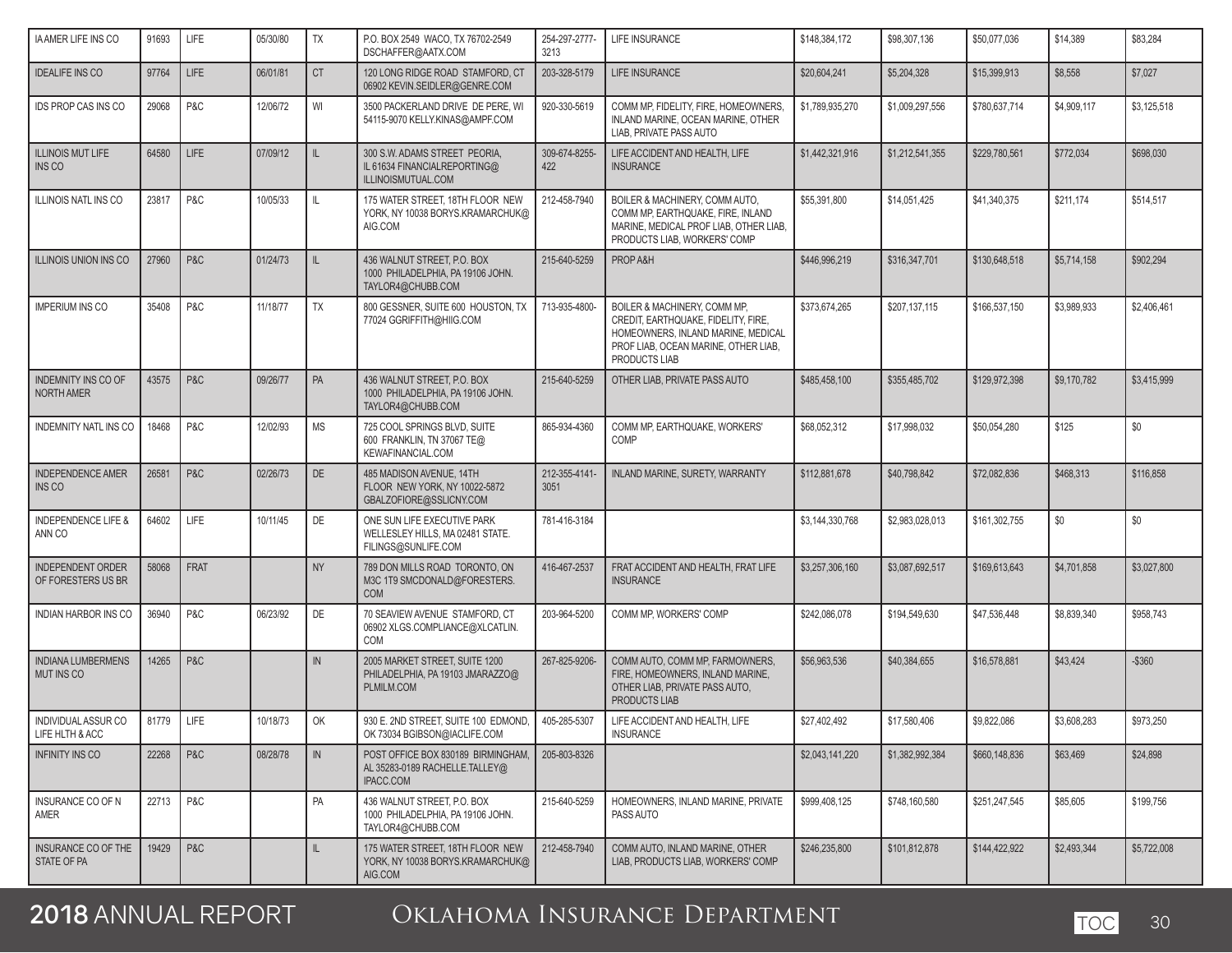| | | | | | | | | | | | | |
|---|---|---|---|---|---|---|---|---|---|---|---|---|
| IA AMER LIFE INS CO | 91693 | LIFE | 05/30/80 | TX | P.O. BOX 2549 WACO, TX 76702-2549 DSCHAFFER@AATX.COM | 254-297-2777-3213 | LIFE INSURANCE | $148,384,172 | $98,307,136 | $50,077,036 | $14,389 | $83,284 |
| IDEALIFE INS CO | 97764 | LIFE | 06/01/81 | CT | 120 LONG RIDGE ROAD STAMFORD, CT 06902 KEVIN.SEIDLER@GENRE.COM | 203-328-5179 | LIFE INSURANCE | $20,604,241 | $5,204,328 | $15,399,913 | $8,558 | $7,027 |
| IDS PROP CAS INS CO | 29068 | P&C | 12/06/72 | WI | 3500 PACKERLAND DRIVE DE PERE, WI 54115-9070 KELLY.KINAS@AMPF.COM | 920-330-5619 | COMM MP, FIDELITY, FIRE, HOMEOWNERS, INLAND MARINE, OCEAN MARINE, OTHER LIAB, PRIVATE PASS AUTO | $1,789,935,270 | $1,009,297,556 | $780,637,714 | $4,909,117 | $3,125,518 |
| ILLINOIS MUT LIFE INS CO | 64580 | LIFE | 07/09/12 | IL | 300 S.W. ADAMS STREET PEORIA, IL 61634 FINANCIALREPORTING@ILLINOISMUTUAL.COM | 309-674-8255-422 | LIFE ACCIDENT AND HEALTH, LIFE INSURANCE | $1,442,321,916 | $1,212,541,355 | $229,780,561 | $772,034 | $698,030 |
| ILLINOIS NATL INS CO | 23817 | P&C | 10/05/33 | IL | 175 WATER STREET, 18TH FLOOR NEW YORK, NY 10038 BORYS.KRAMARCHUK@AIG.COM | 212-458-7940 | BOILER & MACHINERY, COMM AUTO, COMM MP, EARTHQUAKE, FIRE, INLAND MARINE, MEDICAL PROF LIAB, OTHER LIAB, PRODUCTS LIAB, WORKERS' COMP | $55,391,800 | $14,051,425 | $41,340,375 | $211,174 | $514,517 |
| ILLINOIS UNION INS CO | 27960 | P&C | 01/24/73 | IL | 436 WALNUT STREET, P.O. BOX 1000 PHILADELPHIA, PA 19106 JOHN.TAYLOR4@CHUBB.COM | 215-640-5259 | PROP A&H | $446,996,219 | $316,347,701 | $130,648,518 | $5,714,158 | $902,294 |
| IMPERIUM INS CO | 35408 | P&C | 11/18/77 | TX | 800 GESSNER, SUITE 600 HOUSTON, TX 77024 GGRIFFITH@HIIG.COM | 713-935-4800- | BOILER & MACHINERY, COMM MP, CREDIT, EARTHQUAKE, FIDELITY, FIRE, HOMEOWNERS, INLAND MARINE, MEDICAL PROF LIAB, OCEAN MARINE, OTHER LIAB, PRODUCTS LIAB | $373,674,265 | $207,137,115 | $166,537,150 | $3,989,933 | $2,406,461 |
| INDEMNITY INS CO OF NORTH AMER | 43575 | P&C | 09/26/77 | PA | 436 WALNUT STREET, P.O. BOX 1000 PHILADELPHIA, PA 19106 JOHN.TAYLOR4@CHUBB.COM | 215-640-5259 | OTHER LIAB, PRIVATE PASS AUTO | $485,458,100 | $355,485,702 | $129,972,398 | $9,170,782 | $3,415,999 |
| INDEMNITY NATL INS CO | 18468 | P&C | 12/02/93 | MS | 725 COOL SPRINGS BLVD, SUITE 600 FRANKLIN, TN 37067 TE@KEWAFINANCIAL.COM | 865-934-4360 | COMM MP, EARTHQUAKE, WORKERS' COMP | $68,052,312 | $17,998,032 | $50,054,280 | $125 | $0 |
| INDEPENDENCE AMER INS CO | 26581 | P&C | 02/26/73 | DE | 485 MADISON AVENUE, 14TH FLOOR NEW YORK, NY 10022-5872 GBALZOFIORE@SSLICNY.COM | 212-355-4141-3051 | INLAND MARINE, SURETY, WARRANTY | $112,881,678 | $40,798,842 | $72,082,836 | $468,313 | $116,858 |
| INDEPENDENCE LIFE & ANN CO | 64602 | LIFE | 10/11/45 | DE | ONE SUN LIFE EXECUTIVE PARK WELLESLEY HILLS, MA 02481 STATE.FILINGS@SUNLIFE.COM | 781-416-3184 | | $3,144,330,768 | $2,983,028,013 | $161,302,755 | $0 | $0 |
| INDEPENDENT ORDER OF FORESTERS US BR | 58068 | FRAT | | NY | 789 DON MILLS ROAD TORONTO, ON M3C 1T9 SMCDONALD@FORESTERS.COM | 416-467-2537 | FRAT ACCIDENT AND HEALTH, FRAT LIFE INSURANCE | $3,257,306,160 | $3,087,692,517 | $169,613,643 | $4,701,858 | $3,027,800 |
| INDIAN HARBOR INS CO | 36940 | P&C | 06/23/92 | DE | 70 SEAVIEW AVENUE STAMFORD, CT 06902 XLGS.COMPLIANCE@XLCATLIN.COM | 203-964-5200 | COMM MP, WORKERS' COMP | $242,086,078 | $194,549,630 | $47,536,448 | $8,839,340 | $958,743 |
| INDIANA LUMBERMENS MUT INS CO | 14265 | P&C | | IN | 2005 MARKET STREET, SUITE 1200 PHILADELPHIA, PA 19103 JMARAZZO@PLMILM.COM | 267-825-9206- | COMM AUTO, COMM MP, FARMOWNERS, FIRE, HOMEOWNERS, INLAND MARINE, OTHER LIAB, PRIVATE PASS AUTO, PRODUCTS LIAB | $56,963,536 | $40,384,655 | $16,578,881 | $43,424 | -$360 |
| INDIVIDUAL ASSUR CO LIFE HLTH & ACC | 81779 | LIFE | 10/18/73 | OK | 930 E. 2ND STREET, SUITE 100 EDMOND, OK 73034 BGIBSON@IACLIFE.COM | 405-285-5307 | LIFE ACCIDENT AND HEALTH, LIFE INSURANCE | $27,402,492 | $17,580,406 | $9,822,086 | $3,608,283 | $973,250 |
| INFINITY INS CO | 22268 | P&C | 08/28/78 | IN | POST OFFICE BOX 830189 BIRMINGHAM, AL 35283-0189 RACHELLE.TALLEY@IPACC.COM | 205-803-8326 | | $2,043,141,220 | $1,382,992,384 | $660,148,836 | $63,469 | $24,898 |
| INSURANCE CO OF N AMER | 22713 | P&C | | PA | 436 WALNUT STREET, P.O. BOX 1000 PHILADELPHIA, PA 19106 JOHN.TAYLOR4@CHUBB.COM | 215-640-5259 | HOMEOWNERS, INLAND MARINE, PRIVATE PASS AUTO | $999,408,125 | $748,160,580 | $251,247,545 | $85,605 | $199,756 |
| INSURANCE CO OF THE STATE OF PA | 19429 | P&C | | IL | 175 WATER STREET, 18TH FLOOR NEW YORK, NY 10038 BORYS.KRAMARCHUK@AIG.COM | 212-458-7940 | COMM AUTO, INLAND MARINE, OTHER LIAB, PRODUCTS LIAB, WORKERS' COMP | $246,235,800 | $101,812,878 | $144,422,922 | $2,493,344 | $5,722,008 |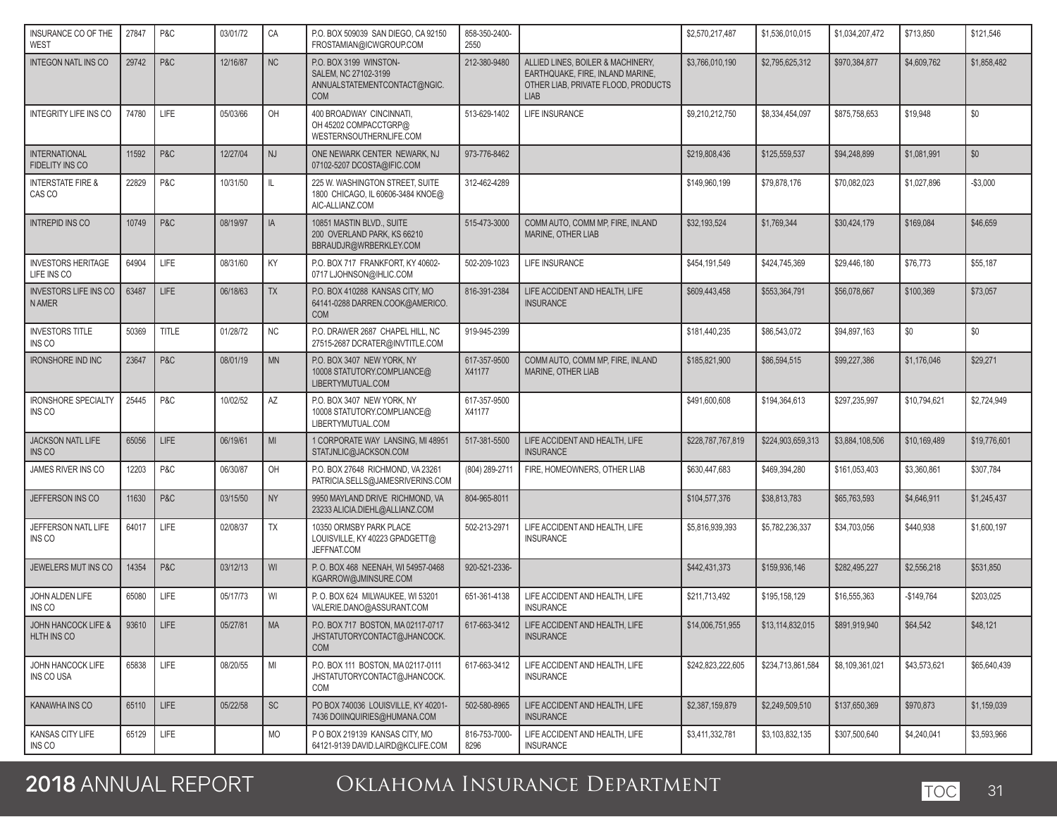| | | | | | | | | | | | | |
|---|---|---|---|---|---|---|---|---|---|---|---|---|
| INSURANCE CO OF THE WEST | 27847 | P&C | 03/01/72 | CA | P.O. BOX 509039 SAN DIEGO, CA 92150 FROSTAMIAN@ICWGROUP.COM | 858-350-2400-2550 | | $2,570,217,487 | $1,536,010,015 | $1,034,207,472 | $713,850 | $121,546 |
| INTEGON NATL INS CO | 29742 | P&C | 12/16/87 | NC | P.O. BOX 3199 WINSTON-SALEM, NC 27102-3199 ANNUALSTATEMENTCONTACT@NGIC.COM | 212-380-9480 | ALLIED LINES, BOILER & MACHINERY, EARTHQUAKE, FIRE, INLAND MARINE, OTHER LIAB, PRIVATE FLOOD, PRODUCTS LIAB | $3,766,010,190 | $2,795,625,312 | $970,384,877 | $4,609,762 | $1,858,482 |
| INTEGRITY LIFE INS CO | 74780 | LIFE | 05/03/66 | OH | 400 BROADWAY CINCINNATI, OH 45202 COMPACCTGRP@WESTERNSOUTHERNLIFE.COM | 513-629-1402 | LIFE INSURANCE | $9,210,212,750 | $8,334,454,097 | $875,758,653 | $19,948 | $0 |
| INTERNATIONAL FIDELITY INS CO | 11592 | P&C | 12/27/04 | NJ | ONE NEWARK CENTER NEWARK, NJ 07102-5207 DCOSTA@IFIC.COM | 973-776-8462 | | $219,808,436 | $125,559,537 | $94,248,899 | $1,081,991 | $0 |
| INTERSTATE FIRE & CAS CO | 22829 | P&C | 10/31/50 | IL | 225 W. WASHINGTON STREET, SUITE 1800 CHICAGO, IL 60606-3484 KNOE@AIC-ALLIANZ.COM | 312-462-4289 | | $149,960,199 | $79,878,176 | $70,082,023 | $1,027,896 | -$3,000 |
| INTREPID INS CO | 10749 | P&C | 08/19/97 | IA | 10851 MASTIN BLVD., SUITE 200 OVERLAND PARK, KS 66210 BBRAUDJR@WRBERKLEY.COM | 515-473-3000 | COMM AUTO, COMM MP, FIRE, INLAND MARINE, OTHER LIAB | $32,193,524 | $1,769,344 | $30,424,179 | $169,084 | $46,659 |
| INVESTORS HERITAGE LIFE INS CO | 64904 | LIFE | 08/31/60 | KY | P.O. BOX 717 FRANKFORT, KY 40602-0717 LJOHNSON@IHLIC.COM | 502-209-1023 | LIFE INSURANCE | $454,191,549 | $424,745,369 | $29,446,180 | $76,773 | $55,187 |
| INVESTORS LIFE INS CO N AMER | 63487 | LIFE | 06/18/63 | TX | P.O. BOX 410288 KANSAS CITY, MO 64141-0288 DARREN.COOK@AMERICO.COM | 816-391-2384 | LIFE ACCIDENT AND HEALTH, LIFE INSURANCE | $609,443,458 | $553,364,791 | $56,078,667 | $100,369 | $73,057 |
| INVESTORS TITLE INS CO | 50369 | TITLE | 01/28/72 | NC | P.O. DRAWER 2687 CHAPEL HILL, NC 27515-2687 DCRATER@INVTITLE.COM | 919-945-2399 | | $181,440,235 | $86,543,072 | $94,897,163 | $0 | $0 |
| IRONSHORE IND INC | 23647 | P&C | 08/01/19 | MN | P.O. BOX 3407 NEW YORK, NY 10008 STATUTORY.COMPLIANCE@LIBERTYMUTUAL.COM | 617-357-9500 X41177 | COMM AUTO, COMM MP, FIRE, INLAND MARINE, OTHER LIAB | $185,821,900 | $86,594,515 | $99,227,386 | $1,176,046 | $29,271 |
| IRONSHORE SPECIALTY INS CO | 25445 | P&C | 10/02/52 | AZ | P.O. BOX 3407 NEW YORK, NY 10008 STATUTORY.COMPLIANCE@LIBERTYMUTUAL.COM | 617-357-9500 X41177 | | $491,600,608 | $194,364,613 | $297,235,997 | $10,794,621 | $2,724,949 |
| JACKSON NATL LIFE INS CO | 65056 | LIFE | 06/19/61 | MI | 1 CORPORATE WAY LANSING, MI 48951 STATJNLIC@JACKSON.COM | 517-381-5500 | LIFE ACCIDENT AND HEALTH, LIFE INSURANCE | $228,787,767,819 | $224,903,659,313 | $3,884,108,506 | $10,169,489 | $19,776,601 |
| JAMES RIVER INS CO | 12203 | P&C | 06/30/87 | OH | P.O. BOX 27648 RICHMOND, VA 23261 PATRICIA.SELLS@JAMESRIVERINS.COM | (804) 289-2711 | FIRE, HOMEOWNERS, OTHER LIAB | $630,447,683 | $469,394,280 | $161,053,403 | $3,360,861 | $307,784 |
| JEFFERSON INS CO | 11630 | P&C | 03/15/50 | NY | 9950 MAYLAND DRIVE RICHMOND, VA 23233 ALICIA.DIEHL@ALLIANZ.COM | 804-965-8011 | | $104,577,376 | $38,813,783 | $65,763,593 | $4,646,911 | $1,245,437 |
| JEFFERSON NATL LIFE INS CO | 64017 | LIFE | 02/08/37 | TX | 10350 ORMSBY PARK PLACE LOUISVILLE, KY 40223 GPADGETT@JEFFNAT.COM | 502-213-2971 | LIFE ACCIDENT AND HEALTH, LIFE INSURANCE | $5,816,939,393 | $5,782,236,337 | $34,703,056 | $440,938 | $1,600,197 |
| JEWELERS MUT INS CO | 14354 | P&C | 03/12/13 | WI | P. O. BOX 468 NEENAH, WI 54957-0468 KGARROW@JMINSURE.COM | 920-521-2336- | | $442,431,373 | $159,936,146 | $282,495,227 | $2,556,218 | $531,850 |
| JOHN ALDEN LIFE INS CO | 65080 | LIFE | 05/17/73 | WI | P. O. BOX 624 MILWAUKEE, WI 53201 VALERIE.DANO@ASSURANT.COM | 651-361-4138 | LIFE ACCIDENT AND HEALTH, LIFE INSURANCE | $211,713,492 | $195,158,129 | $16,555,363 | -$149,764 | $203,025 |
| JOHN HANCOCK LIFE & HLTH INS CO | 93610 | LIFE | 05/27/81 | MA | P.O. BOX 717 BOSTON, MA 02117-0717 JHSTATUTORYCONTACT@JHANCOCK.COM | 617-663-3412 | LIFE ACCIDENT AND HEALTH, LIFE INSURANCE | $14,006,751,955 | $13,114,832,015 | $891,919,940 | $64,542 | $48,121 |
| JOHN HANCOCK LIFE INS CO USA | 65838 | LIFE | 08/20/55 | MI | P.O. BOX 111 BOSTON, MA 02117-0111 JHSTATUTORYCONTACT@JHANCOCK.COM | 617-663-3412 | LIFE ACCIDENT AND HEALTH, LIFE INSURANCE | $242,823,222,605 | $234,713,861,584 | $8,109,361,021 | $43,573,621 | $65,640,439 |
| KANAWHA INS CO | 65110 | LIFE | 05/22/58 | SC | PO BOX 740036 LOUISVILLE, KY 40201-7436 DOIINQUIRIES@HUMANA.COM | 502-580-8965 | LIFE ACCIDENT AND HEALTH, LIFE INSURANCE | $2,387,159,879 | $2,249,509,510 | $137,650,369 | $970,873 | $1,159,039 |
| KANSAS CITY LIFE INS CO | 65129 | LIFE | | MO | P O BOX 219139 KANSAS CITY, MO 64121-9139 DAVID.LAIRD@KCLIFE.COM | 816-753-7000-8296 | LIFE ACCIDENT AND HEALTH, LIFE INSURANCE | $3,411,332,781 | $3,103,832,135 | $307,500,640 | $4,240,041 | $3,593,966 |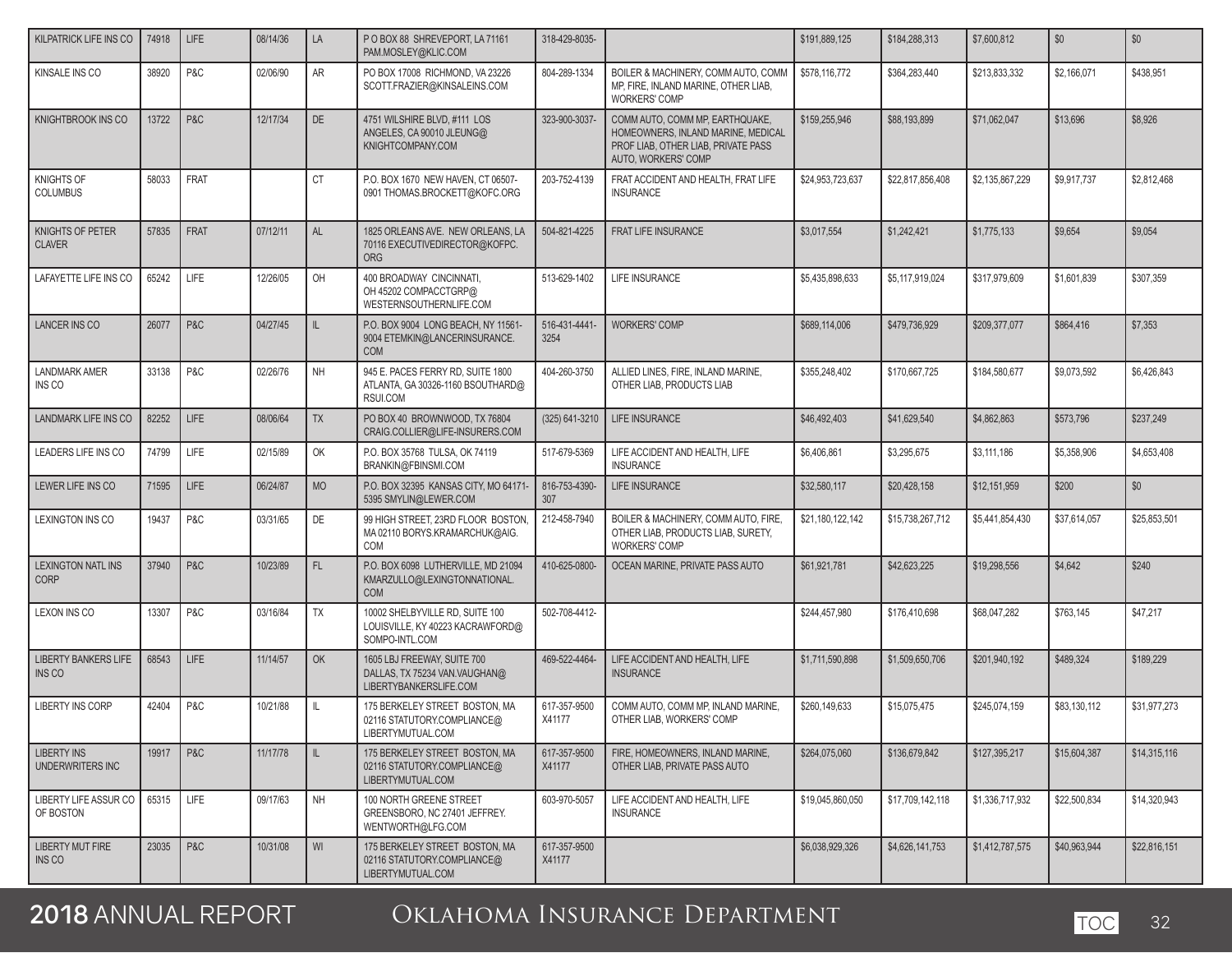| KILPATRICK LIFE INS CO | 74918 | LIFE | 08/14/36 | LA | P O BOX 88 SHREVEPORT, LA 71161 PAM.MOSLEY@KLIC.COM | 318-429-8035- | | $191,889,125 | $184,288,313 | $7,600,812 | $0 | $0 |
|---|---|---|---|---|---|---|---|---|---|---|---|---|
| KINSALE INS CO | 38920 | P&C | 02/06/90 | AR | PO BOX 17008 RICHMOND, VA 23226 SCOTT.FRAZIER@KINSALEINS.COM | 804-289-1334 | BOILER & MACHINERY, COMM AUTO, COMM MP, FIRE, INLAND MARINE, OTHER LIAB, WORKERS' COMP | $578,116,772 | $364,283,440 | $213,833,332 | $2,166,071 | $438,951 |
| KNIGHTBROOK INS CO | 13722 | P&C | 12/17/34 | DE | 4751 WILSHIRE BLVD, #111 LOS ANGELES, CA 90010 JLEUNG@KNIGHTCOMPANY.COM | 323-900-3037- | COMM AUTO, COMM MP, EARTHQUAKE, HOMEOWNERS, INLAND MARINE, MEDICAL PROF LIAB, OTHER LIAB, PRIVATE PASS AUTO, WORKERS' COMP | $159,255,946 | $88,193,899 | $71,062,047 | $13,696 | $8,926 |
| KNIGHTS OF COLUMBUS | 58033 | FRAT | | CT | P.O. BOX 1670 NEW HAVEN, CT 06507-0901 THOMAS.BROCKETT@KOFC.ORG | 203-752-4139 | FRAT ACCIDENT AND HEALTH, FRAT LIFE INSURANCE | $24,953,723,637 | $22,817,856,408 | $2,135,867,229 | $9,917,737 | $2,812,468 |
| KNIGHTS OF PETER CLAVER | 57835 | FRAT | 07/12/11 | AL | 1825 ORLEANS AVE. NEW ORLEANS, LA 70116 EXECUTIVEDIRECTOR@KOFPC.ORG | 504-821-4225 | FRAT LIFE INSURANCE | $3,017,554 | $1,242,421 | $1,775,133 | $9,654 | $9,054 |
| LAFAYETTE LIFE INS CO | 65242 | LIFE | 12/26/05 | OH | 400 BROADWAY CINCINNATI, OH 45202 COMPACCTGRP@WESTERNSOUTHERNLIFE.COM | 513-629-1402 | LIFE INSURANCE | $5,435,898,633 | $5,117,919,024 | $317,979,609 | $1,601,839 | $307,359 |
| LANCER INS CO | 26077 | P&C | 04/27/45 | IL | P.O. BOX 9004 LONG BEACH, NY 11561-9004 ETEMKIN@LANCERINSURANCE.COM | 516-431-4441-3254 | WORKERS' COMP | $689,114,006 | $479,736,929 | $209,377,077 | $864,416 | $7,353 |
| LANDMARK AMER INS CO | 33138 | P&C | 02/26/76 | NH | 945 E. PACES FERRY RD, SUITE 1800 ATLANTA, GA 30326-1160 BSOUTHARD@RSUI.COM | 404-260-3750 | ALLIED LINES, FIRE, INLAND MARINE, OTHER LIAB, PRODUCTS LIAB | $355,248,402 | $170,667,725 | $184,580,677 | $9,073,592 | $6,426,843 |
| LANDMARK LIFE INS CO | 82252 | LIFE | 08/06/64 | TX | PO BOX 40 BROWNWOOD, TX 76804 CRAIG.COLLIER@LIFE-INSURERS.COM | (325) 641-3210 | LIFE INSURANCE | $46,492,403 | $41,629,540 | $4,862,863 | $573,796 | $237,249 |
| LEADERS LIFE INS CO | 74799 | LIFE | 02/15/89 | OK | P.O. BOX 35768 TULSA, OK 74119 BRANKIN@FBINSMI.COM | 517-679-5369 | LIFE ACCIDENT AND HEALTH, LIFE INSURANCE | $6,406,861 | $3,295,675 | $3,111,186 | $5,358,906 | $4,653,408 |
| LEWER LIFE INS CO | 71595 | LIFE | 06/24/87 | MO | P.O. BOX 32395 KANSAS CITY, MO 64171-5395 SMYLIN@LEWER.COM | 816-753-4390-307 | LIFE INSURANCE | $32,580,117 | $20,428,158 | $12,151,959 | $200 | $0 |
| LEXINGTON INS CO | 19437 | P&C | 03/31/65 | DE | 99 HIGH STREET, 23RD FLOOR BOSTON, MA 02110 BORYS.KRAMARCHUK@AIG.COM | 212-458-7940 | BOILER & MACHINERY, COMM AUTO, FIRE, OTHER LIAB, PRODUCTS LIAB, SURETY, WORKERS' COMP | $21,180,122,142 | $15,738,267,712 | $5,441,854,430 | $37,614,057 | $25,853,501 |
| LEXINGTON NATL INS CORP | 37940 | P&C | 10/23/89 | FL | P.O. BOX 6098 LUTHERVILLE, MD 21094 KMARZULLO@LEXINGTONNATIONAL.COM | 410-625-0800- | OCEAN MARINE, PRIVATE PASS AUTO | $61,921,781 | $42,623,225 | $19,298,556 | $4,642 | $240 |
| LEXON INS CO | 13307 | P&C | 03/16/84 | TX | 10002 SHELBYVILLE RD, SUITE 100 LOUISVILLE, KY 40223 KACRAWFORD@SOMPO-INTL.COM | 502-708-4412- | | $244,457,980 | $176,410,698 | $68,047,282 | $763,145 | $47,217 |
| LIBERTY BANKERS LIFE INS CO | 68543 | LIFE | 11/14/57 | OK | 1605 LBJ FREEWAY, SUITE 700 DALLAS, TX 75234 VAN.VAUGHAN@LIBERTYBANKERSLIFE.COM | 469-522-4464- | LIFE ACCIDENT AND HEALTH, LIFE INSURANCE | $1,711,590,898 | $1,509,650,706 | $201,940,192 | $489,324 | $189,229 |
| LIBERTY INS CORP | 42404 | P&C | 10/21/88 | IL | 175 BERKELEY STREET BOSTON, MA 02116 STATUTORY.COMPLIANCE@LIBERTYMUTUAL.COM | 617-357-9500 X41177 | COMM AUTO, COMM MP, INLAND MARINE, OTHER LIAB, WORKERS' COMP | $260,149,633 | $15,075,475 | $245,074,159 | $83,130,112 | $31,977,273 |
| LIBERTY INS UNDERWRITERS INC | 19917 | P&C | 11/17/78 | IL | 175 BERKELEY STREET BOSTON, MA 02116 STATUTORY.COMPLIANCE@LIBERTYMUTUAL.COM | 617-357-9500 X41177 | FIRE, HOMEOWNERS, INLAND MARINE, OTHER LIAB, PRIVATE PASS AUTO | $264,075,060 | $136,679,842 | $127,395,217 | $15,604,387 | $14,315,116 |
| LIBERTY LIFE ASSUR CO OF BOSTON | 65315 | LIFE | 09/17/63 | NH | 100 NORTH GREENE STREET GREENSBORO, NC 27401 JEFFREY.WENTWORTH@LFG.COM | 603-970-5057 | LIFE ACCIDENT AND HEALTH, LIFE INSURANCE | $19,045,860,050 | $17,709,142,118 | $1,336,717,932 | $22,500,834 | $14,320,943 |
| LIBERTY MUT FIRE INS CO | 23035 | P&C | 10/31/08 | WI | 175 BERKELEY STREET BOSTON, MA 02116 STATUTORY.COMPLIANCE@LIBERTYMUTUAL.COM | 617-357-9500 X41177 | | $6,038,929,326 | $4,626,141,753 | $1,412,787,575 | $40,963,944 | $22,816,151 |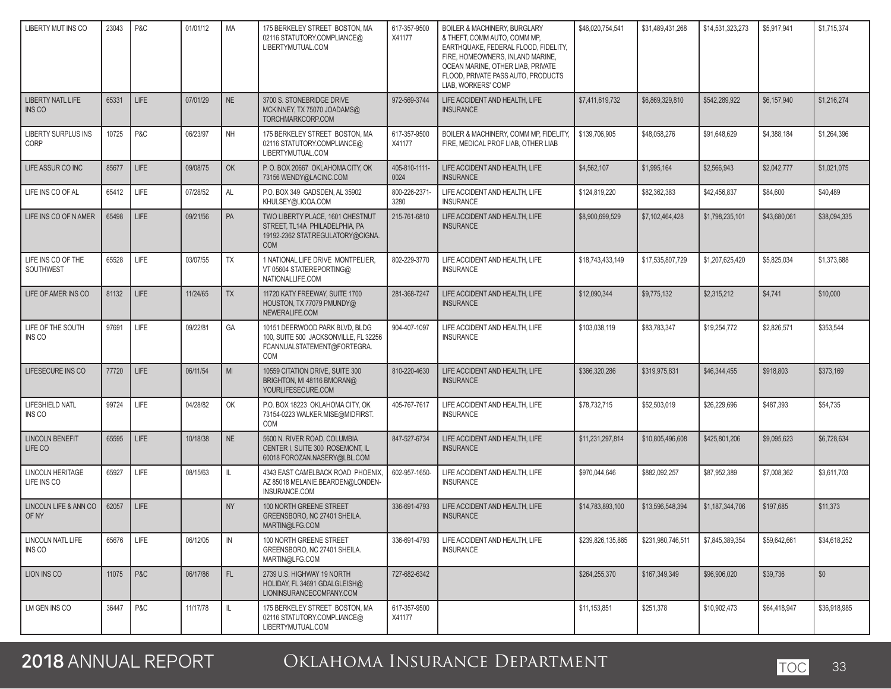| | | | | | | | | | | | | |
|---|---|---|---|---|---|---|---|---|---|---|---|---|
| LIBERTY MUT INS CO | 23043 | P&C | 01/01/12 | MA | 175 BERKELEY STREET BOSTON, MA 02116 STATUTORY.COMPLIANCE@LIBERTYMUTUAL.COM | 617-357-9500 X41177 | BOILER & MACHINERY, BURGLARY & THEFT, COMM AUTO, COMM MP, EARTHQUAKE, FEDERAL FLOOD, FIDELITY, FIRE, HOMEOWNERS, INLAND MARINE, OCEAN MARINE, OTHER LIAB, PRIVATE FLOOD, PRIVATE PASS AUTO, PRODUCTS LIAB, WORKERS' COMP | $46,020,754,541 | $31,489,431,268 | $14,531,323,273 | $5,917,941 | $1,715,374 |
| LIBERTY NATL LIFE INS CO | 65331 | LIFE | 07/01/29 | NE | 3700 S. STONEBRIDGE DRIVE MCKINNEY, TX 75070 JOADAMS@TORCHMARKCORP.COM | 972-569-3744 | LIFE ACCIDENT AND HEALTH, LIFE INSURANCE | $7,411,619,732 | $6,869,329,810 | $542,289,922 | $6,157,940 | $1,216,274 |
| LIBERTY SURPLUS INS CORP | 10725 | P&C | 06/23/97 | NH | 175 BERKELEY STREET BOSTON, MA 02116 STATUTORY.COMPLIANCE@LIBERTYMUTUAL.COM | 617-357-9500 X41177 | BOILER & MACHINERY, COMM MP, FIDELITY, FIRE, MEDICAL PROF LIAB, OTHER LIAB | $139,706,905 | $48,058,276 | $91,648,629 | $4,388,184 | $1,264,396 |
| LIFE ASSUR CO INC | 85677 | LIFE | 09/08/75 | OK | P. O. BOX 20667 OKLAHOMA CITY, OK 73156 WENDY@LACINC.COM | 405-810-1111-0024 | LIFE ACCIDENT AND HEALTH, LIFE INSURANCE | $4,562,107 | $1,995,164 | $2,566,943 | $2,042,777 | $1,021,075 |
| LIFE INS CO OF AL | 65412 | LIFE | 07/28/52 | AL | P.O. BOX 349 GADSDEN, AL 35902 KHULSEY@LICOA.COM | 800-226-2371-3280 | LIFE ACCIDENT AND HEALTH, LIFE INSURANCE | $124,819,220 | $82,362,383 | $42,456,837 | $84,600 | $40,489 |
| LIFE INS CO OF N AMER | 65498 | LIFE | 09/21/56 | PA | TWO LIBERTY PLACE, 1601 CHESTNUT STREET, TL14A PHILADELPHIA, PA 19192-2362 STAT.REGULATORY@CIGNA.COM | 215-761-6810 | LIFE ACCIDENT AND HEALTH, LIFE INSURANCE | $8,900,699,529 | $7,102,464,428 | $1,798,235,101 | $43,680,061 | $38,094,335 |
| LIFE INS CO OF THE SOUTHWEST | 65528 | LIFE | 03/07/55 | TX | 1 NATIONAL LIFE DRIVE MONTPELIER, VT 05604 STATEREPORTING@NATIONALLIFE.COM | 802-229-3770 | LIFE ACCIDENT AND HEALTH, LIFE INSURANCE | $18,743,433,149 | $17,535,807,729 | $1,207,625,420 | $5,825,034 | $1,373,688 |
| LIFE OF AMER INS CO | 81132 | LIFE | 11/24/65 | TX | 11720 KATY FREEWAY, SUITE 1700 HOUSTON, TX 77079 PMUNDY@NEWERALIFE.COM | 281-368-7247 | LIFE ACCIDENT AND HEALTH, LIFE INSURANCE | $12,090,344 | $9,775,132 | $2,315,212 | $4,741 | $10,000 |
| LIFE OF THE SOUTH INS CO | 97691 | LIFE | 09/22/81 | GA | 10151 DEERWOOD PARK BLVD, BLDG 100, SUITE 500 JACKSONVILLE, FL 32256 FCANNUALSTATEMENT@FORTEGRA.COM | 904-407-1097 | LIFE ACCIDENT AND HEALTH, LIFE INSURANCE | $103,038,119 | $83,783,347 | $19,254,772 | $2,826,571 | $353,544 |
| LIFESECURE INS CO | 77720 | LIFE | 06/11/54 | MI | 10559 CITATION DRIVE, SUITE 300 BRIGHTON, MI 48116 BMORAN@YOURLIFESECURE.COM | 810-220-4630 | LIFE ACCIDENT AND HEALTH, LIFE INSURANCE | $366,320,286 | $319,975,831 | $46,344,455 | $918,803 | $373,169 |
| LIFESHIELD NATL INS CO | 99724 | LIFE | 04/28/82 | OK | P.O. BOX 18223 OKLAHOMA CITY, OK 73154-0223 WALKER.MISE@MIDFIRST.COM | 405-767-7617 | LIFE ACCIDENT AND HEALTH, LIFE INSURANCE | $78,732,715 | $52,503,019 | $26,229,696 | $487,393 | $54,735 |
| LINCOLN BENEFIT LIFE CO | 65595 | LIFE | 10/18/38 | NE | 5600 N. RIVER ROAD, COLUMBIA CENTER I, SUITE 300 ROSEMONT, IL 60018 FOROZAN.NASERY@LBL.COM | 847-527-6734 | LIFE ACCIDENT AND HEALTH, LIFE INSURANCE | $11,231,297,814 | $10,805,496,608 | $425,801,206 | $9,095,623 | $6,728,634 |
| LINCOLN HERITAGE LIFE INS CO | 65927 | LIFE | 08/15/63 | IL | 4343 EAST CAMELBACK ROAD PHOENIX, AZ 85018 MELANIE.BEARDEN@LONDEN-INSURANCE.COM | 602-957-1650- | LIFE ACCIDENT AND HEALTH, LIFE INSURANCE | $970,044,646 | $882,092,257 | $87,952,389 | $7,008,362 | $3,611,703 |
| LINCOLN LIFE & ANN CO OF NY | 62057 | LIFE | | NY | 100 NORTH GREENE STREET GREENSBORO, NC 27401 SHEILA.MARTIN@LFG.COM | 336-691-4793 | LIFE ACCIDENT AND HEALTH, LIFE INSURANCE | $14,783,893,100 | $13,596,548,394 | $1,187,344,706 | $197,685 | $11,373 |
| LINCOLN NATL LIFE INS CO | 65676 | LIFE | 06/12/05 | IN | 100 NORTH GREENE STREET GREENSBORO, NC 27401 SHEILA.MARTIN@LFG.COM | 336-691-4793 | LIFE ACCIDENT AND HEALTH, LIFE INSURANCE | $239,826,135,865 | $231,980,746,511 | $7,845,389,354 | $59,642,661 | $34,618,252 |
| LION INS CO | 11075 | P&C | 06/17/86 | FL | 2739 U.S. HIGHWAY 19 NORTH HOLIDAY, FL 34691 GDALGLEISH@LIONINSURANCECOMPANY.COM | 727-682-6342 | | $264,255,370 | $167,349,349 | $96,906,020 | $39,736 | $0 |
| LM GEN INS CO | 36447 | P&C | 11/17/78 | IL | 175 BERKELEY STREET BOSTON, MA 02116 STATUTORY.COMPLIANCE@LIBERTYMUTUAL.COM | 617-357-9500 X41177 | | $11,153,851 | $251,378 | $10,902,473 | $64,418,947 | $36,918,985 |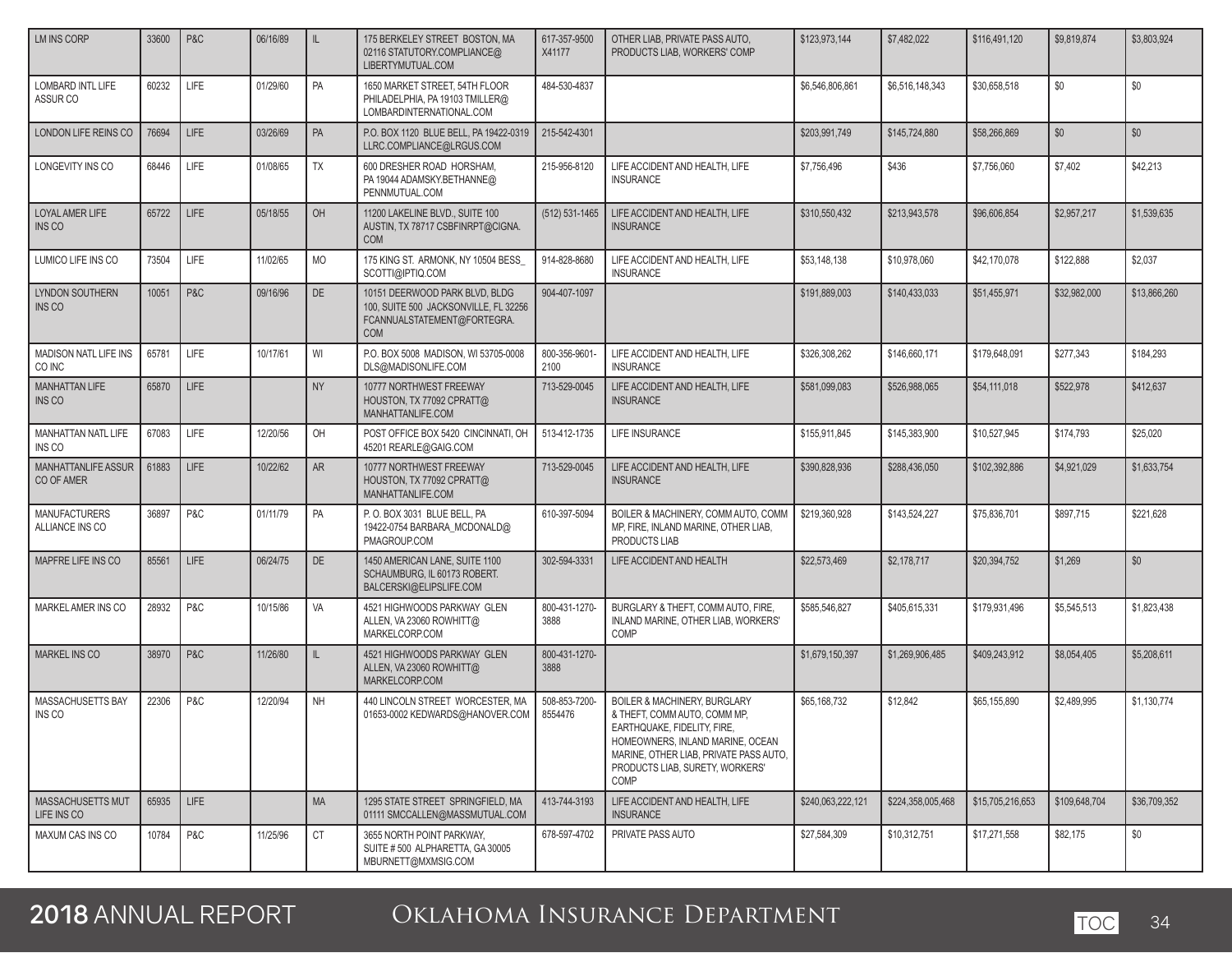| | | | | | | | | | | | | |
|---|---|---|---|---|---|---|---|---|---|---|---|---|
| LM INS CORP | 33600 | P&C | 06/16/89 | IL | 175 BERKELEY STREET BOSTON, MA 02116 STATUTORY.COMPLIANCE@LIBERTYMUTUAL.COM | 617-357-9500 X41177 | OTHER LIAB, PRIVATE PASS AUTO, PRODUCTS LIAB, WORKERS' COMP | $123,973,144 | $7,482,022 | $116,491,120 | $9,819,874 | $3,803,924 |
| LOMBARD INTL LIFE ASSUR CO | 60232 | LIFE | 01/29/60 | PA | 1650 MARKET STREET, 54TH FLOOR PHILADELPHIA, PA 19103 TMILLER@LOMBARDINTERNATIONAL.COM | 484-530-4837 | | $6,546,806,861 | $6,516,148,343 | $30,658,518 | $0 | $0 |
| LONDON LIFE REINS CO | 76694 | LIFE | 03/26/69 | PA | P.O. BOX 1120 BLUE BELL, PA 19422-0319 LLRC.COMPLIANCE@LRGUS.COM | 215-542-4301 | | $203,991,749 | $145,724,880 | $58,266,869 | $0 | $0 |
| LONGEVITY INS CO | 68446 | LIFE | 01/08/65 | TX | 600 DRESHER ROAD HORSHAM, PA 19044 ADAMSKY.BETHANNE@PENNMUTUAL.COM | 215-956-8120 | LIFE ACCIDENT AND HEALTH, LIFE INSURANCE | $7,756,496 | $436 | $7,756,060 | $7,402 | $42,213 |
| LOYAL AMER LIFE INS CO | 65722 | LIFE | 05/18/55 | OH | 11200 LAKELINE BLVD., SUITE 100 AUSTIN, TX 78717 CSBFINRPT@CIGNA.COM | (512) 531-1465 | LIFE ACCIDENT AND HEALTH, LIFE INSURANCE | $310,550,432 | $213,943,578 | $96,606,854 | $2,957,217 | $1,539,635 |
| LUMICO LIFE INS CO | 73504 | LIFE | 11/02/65 | MO | 175 KING ST. ARMONK, NY 10504 BESS_SCOTTI@IPTIQ.COM | 914-828-8680 | LIFE ACCIDENT AND HEALTH, LIFE INSURANCE | $53,148,138 | $10,978,060 | $42,170,078 | $122,888 | $2,037 |
| LYNDON SOUTHERN INS CO | 10051 | P&C | 09/16/96 | DE | 10151 DEERWOOD PARK BLVD, BLDG 100, SUITE 500 JACKSONVILLE, FL 32256 FCANNUALSTATEMENT@FORTEGRA.COM | 904-407-1097 | | $191,889,003 | $140,433,033 | $51,455,971 | $32,982,000 | $13,866,260 |
| MADISON NATL LIFE INS CO INC | 65781 | LIFE | 10/17/61 | WI | P.O. BOX 5008 MADISON, WI 53705-0008 DLS@MADISONLIFE.COM | 800-356-9601-2100 | LIFE ACCIDENT AND HEALTH, LIFE INSURANCE | $326,308,262 | $146,660,171 | $179,648,091 | $277,343 | $184,293 |
| MANHATTAN LIFE INS CO | 65870 | LIFE | | NY | 10777 NORTHWEST FREEWAY HOUSTON, TX 77092 CPRATT@MANHATTANLIFE.COM | 713-529-0045 | LIFE ACCIDENT AND HEALTH, LIFE INSURANCE | $581,099,083 | $526,988,065 | $54,111,018 | $522,978 | $412,637 |
| MANHATTAN NATL LIFE INS CO | 67083 | LIFE | 12/20/56 | OH | POST OFFICE BOX 5420 CINCINNATI, OH 45201 REARLE@GAIG.COM | 513-412-1735 | LIFE INSURANCE | $155,911,845 | $145,383,900 | $10,527,945 | $174,793 | $25,020 |
| MANHATTANLIFE ASSUR CO OF AMER | 61883 | LIFE | 10/22/62 | AR | 10777 NORTHWEST FREEWAY HOUSTON, TX 77092 CPRATT@MANHATTANLIFE.COM | 713-529-0045 | LIFE ACCIDENT AND HEALTH, LIFE INSURANCE | $390,828,936 | $288,436,050 | $102,392,886 | $4,921,029 | $1,633,754 |
| MANUFACTURERS ALLIANCE INS CO | 36897 | P&C | 01/11/79 | PA | P. O. BOX 3031 BLUE BELL, PA 19422-0754 BARBARA_MCDONALD@PMAGROUP.COM | 610-397-5094 | BOILER & MACHINERY, COMM AUTO, COMM MP, FIRE, INLAND MARINE, OTHER LIAB, PRODUCTS LIAB | $219,360,928 | $143,524,227 | $75,836,701 | $897,715 | $221,628 |
| MAPFRE LIFE INS CO | 85561 | LIFE | 06/24/75 | DE | 1450 AMERICAN LANE, SUITE 1100 SCHAUMBURG, IL 60173 ROBERT.BALCERSKI@ELIPSLIFE.COM | 302-594-3331 | LIFE ACCIDENT AND HEALTH | $22,573,469 | $2,178,717 | $20,394,752 | $1,269 | $0 |
| MARKEL AMER INS CO | 28932 | P&C | 10/15/86 | VA | 4521 HIGHWOODS PARKWAY GLEN ALLEN, VA 23060 ROWHITT@MARKELCORP.COM | 800-431-1270-3888 | BURGLARY & THEFT, COMM AUTO, FIRE, INLAND MARINE, OTHER LIAB, WORKERS' COMP | $585,546,827 | $405,615,331 | $179,931,496 | $5,545,513 | $1,823,438 |
| MARKEL INS CO | 38970 | P&C | 11/26/80 | IL | 4521 HIGHWOODS PARKWAY GLEN ALLEN, VA 23060 ROWHITT@MARKELCORP.COM | 800-431-1270-3888 | | $1,679,150,397 | $1,269,906,485 | $409,243,912 | $8,054,405 | $5,208,611 |
| MASSACHUSETTS BAY INS CO | 22306 | P&C | 12/20/94 | NH | 440 LINCOLN STREET WORCESTER, MA 01653-0002 KEDWARDS@HANOVER.COM | 508-853-7200-8554476 | BOILER & MACHINERY, BURGLARY & THEFT, COMM AUTO, COMM MP, EARTHQUAKE, FIDELITY, FIRE, HOMEOWNERS, INLAND MARINE, OCEAN MARINE, OTHER LIAB, PRIVATE PASS AUTO, PRODUCTS LIAB, SURETY, WORKERS' COMP | $65,168,732 | $12,842 | $65,155,890 | $2,489,995 | $1,130,774 |
| MASSACHUSETTS MUT LIFE INS CO | 65935 | LIFE | | MA | 1295 STATE STREET SPRINGFIELD, MA 01111 SMCCALLEN@MASSMUTUAL.COM | 413-744-3193 | LIFE ACCIDENT AND HEALTH, LIFE INSURANCE | $240,063,222,121 | $224,358,005,468 | $15,705,216,653 | $109,648,704 | $36,709,352 |
| MAXUM CAS INS CO | 10784 | P&C | 11/25/96 | CT | 3655 NORTH POINT PARKWAY, SUITE # 500 ALPHARETTA, GA 30005 MBURNETT@MXMSIG.COM | 678-597-4702 | PRIVATE PASS AUTO | $27,584,309 | $10,312,751 | $17,271,558 | $82,175 | $0 |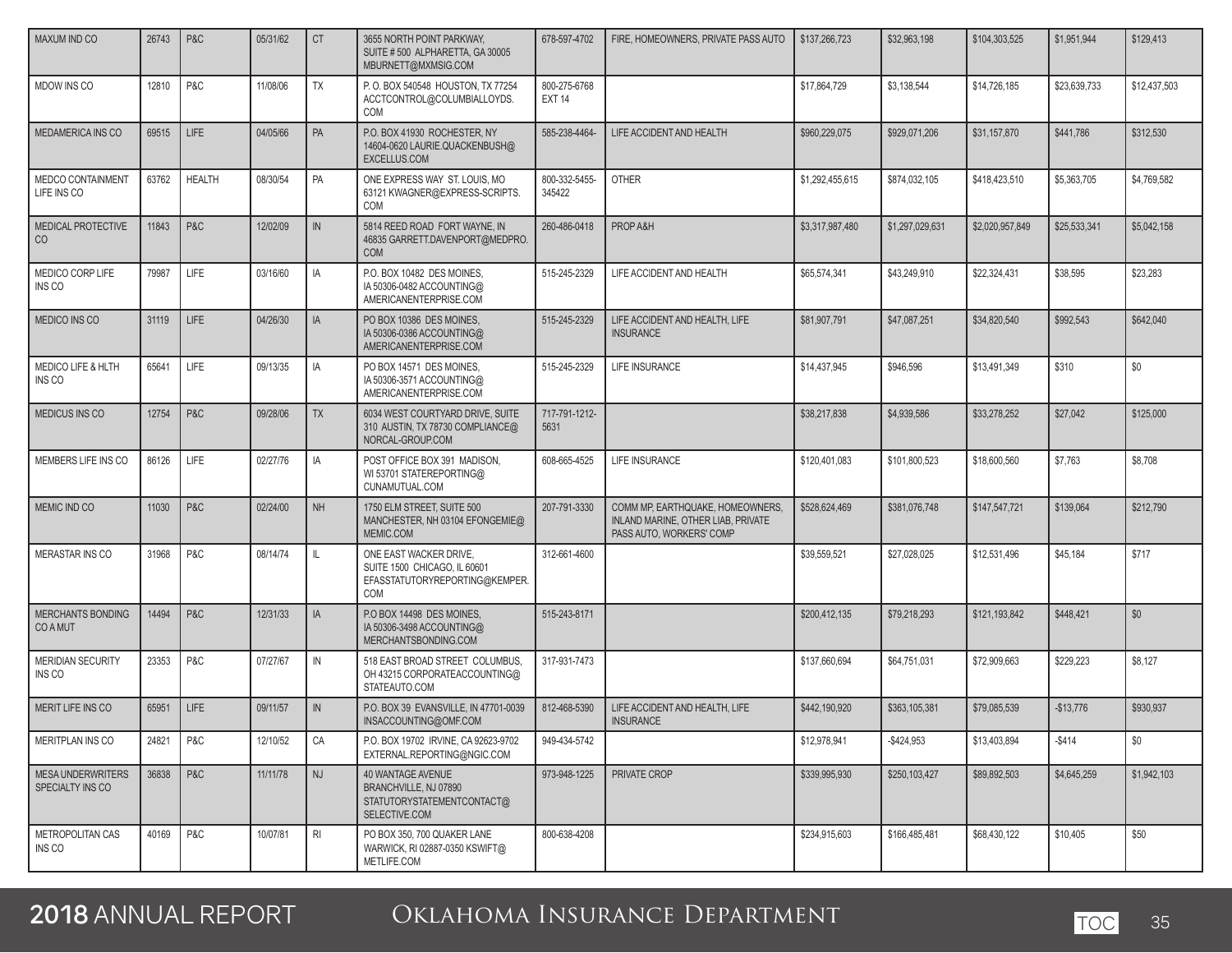| | | | | | | | | | | | | |
|---|---|---|---|---|---|---|---|---|---|---|---|---|
| MAXUM IND CO | 26743 | P&C | 05/31/62 | CT | 3655 NORTH POINT PARKWAY, SUITE # 500 ALPHARETTA, GA 30005 MBURNETT@MXMSIG.COM | 678-597-4702 | FIRE, HOMEOWNERS, PRIVATE PASS AUTO | $137,266,723 | $32,963,198 | $104,303,525 | $1,951,944 | $129,413 |
| MDOW INS CO | 12810 | P&C | 11/08/06 | TX | P. O. BOX 540548 HOUSTON, TX 77254 ACCTCONTROL@COLUMBIALLOYDS.COM | 800-275-6768 EXT 14 | | $17,864,729 | $3,138,544 | $14,726,185 | $23,639,733 | $12,437,503 |
| MEDAMERICA INS CO | 69515 | LIFE | 04/05/66 | PA | P.O. BOX 41930 ROCHESTER, NY 14604-0620 LAURIE.QUACKENBUSH@EXCELLUS.COM | 585-238-4464- | LIFE ACCIDENT AND HEALTH | $960,229,075 | $929,071,206 | $31,157,870 | $441,786 | $312,530 |
| MEDCO CONTAINMENT LIFE INS CO | 63762 | HEALTH | 08/30/54 | PA | ONE EXPRESS WAY ST. LOUIS, MO 63121 KWAGNER@EXPRESS-SCRIPTS.COM | 800-332-5455-345422 | OTHER | $1,292,455,615 | $874,032,105 | $418,423,510 | $5,363,705 | $4,769,582 |
| MEDICAL PROTECTIVE CO | 11843 | P&C | 12/02/09 | IN | 5814 REED ROAD FORT WAYNE, IN 46835 GARRETT.DAVENPORT@MEDPRO.COM | 260-486-0418 | PROP A&H | $3,317,987,480 | $1,297,029,631 | $2,020,957,849 | $25,533,341 | $5,042,158 |
| MEDICO CORP LIFE INS CO | 79987 | LIFE | 03/16/60 | IA | P.O. BOX 10482 DES MOINES, IA 50306-0482 ACCOUNTING@AMERICANENTERPRISE.COM | 515-245-2329 | LIFE ACCIDENT AND HEALTH | $65,574,341 | $43,249,910 | $22,324,431 | $38,595 | $23,283 |
| MEDICO INS CO | 31119 | LIFE | 04/26/30 | IA | PO BOX 10386 DES MOINES, IA 50306-0386 ACCOUNTING@AMERICANENTERPRISE.COM | 515-245-2329 | LIFE ACCIDENT AND HEALTH, LIFE INSURANCE | $81,907,791 | $47,087,251 | $34,820,540 | $992,543 | $642,040 |
| MEDICO LIFE & HLTH INS CO | 65641 | LIFE | 09/13/35 | IA | PO BOX 14571 DES MOINES, IA 50306-3571 ACCOUNTING@AMERICANENTERPRISE.COM | 515-245-2329 | LIFE INSURANCE | $14,437,945 | $946,596 | $13,491,349 | $310 | $0 |
| MEDICUS INS CO | 12754 | P&C | 09/28/06 | TX | 6034 WEST COURTYARD DRIVE, SUITE 310 AUSTIN, TX 78730 COMPLIANCE@NORCAL-GROUP.COM | 717-791-1212-5631 | | $38,217,838 | $4,939,586 | $33,278,252 | $27,042 | $125,000 |
| MEMBERS LIFE INS CO | 86126 | LIFE | 02/27/76 | IA | POST OFFICE BOX 391 MADISON, WI 53701 STATEREPORTING@CUNAMUTUAL.COM | 608-665-4525 | LIFE INSURANCE | $120,401,083 | $101,800,523 | $18,600,560 | $7,763 | $8,708 |
| MEMIC IND CO | 11030 | P&C | 02/24/00 | NH | 1750 ELM STREET, SUITE 500 MANCHESTER, NH 03104 EFONGEMIE@MEMIC.COM | 207-791-3330 | COMM MP, EARTHQUAKE, HOMEOWNERS, INLAND MARINE, OTHER LIAB, PRIVATE PASS AUTO, WORKERS' COMP | $528,624,469 | $381,076,748 | $147,547,721 | $139,064 | $212,790 |
| MERASTAR INS CO | 31968 | P&C | 08/14/74 | IL | ONE EAST WACKER DRIVE, SUITE 1500 CHICAGO, IL 60601 EFASSTATUTORYREPORTING@KEMPER.COM | 312-661-4600 | | $39,559,521 | $27,028,025 | $12,531,496 | $45,184 | $717 |
| MERCHANTS BONDING CO A MUT | 14494 | P&C | 12/31/33 | IA | P.O BOX 14498 DES MOINES, IA 50306-3498 ACCOUNTING@MERCHANTSBONDING.COM | 515-243-8171 | | $200,412,135 | $79,218,293 | $121,193,842 | $448,421 | $0 |
| MERIDIAN SECURITY INS CO | 23353 | P&C | 07/27/67 | IN | 518 EAST BROAD STREET COLUMBUS, OH 43215 CORPORATEACCOUNTING@STATEAUTO.COM | 317-931-7473 | | $137,660,694 | $64,751,031 | $72,909,663 | $229,223 | $8,127 |
| MERIT LIFE INS CO | 65951 | LIFE | 09/11/57 | IN | P.O. BOX 39 EVANSVILLE, IN 47701-0039 INSACCOUNTING@OMF.COM | 812-468-5390 | LIFE ACCIDENT AND HEALTH, LIFE INSURANCE | $442,190,920 | $363,105,381 | $79,085,539 | -$13,776 | $930,937 |
| MERITPLAN INS CO | 24821 | P&C | 12/10/52 | CA | P.O. BOX 19702 IRVINE, CA 92623-9702 EXTERNAL.REPORTING@NGIC.COM | 949-434-5742 | | $12,978,941 | -$424,953 | $13,403,894 | -$414 | $0 |
| MESA UNDERWRITERS SPECIALTY INS CO | 36838 | P&C | 11/11/78 | NJ | 40 WANTAGE AVENUE BRANCHVILLE, NJ 07890 STATUTORYSTATEMENTCONTACT@SELECTIVE.COM | 973-948-1225 | PRIVATE CROP | $339,995,930 | $250,103,427 | $89,892,503 | $4,645,259 | $1,942,103 |
| METROPOLITAN CAS INS CO | 40169 | P&C | 10/07/81 | RI | PO BOX 350, 700 QUAKER LANE WARWICK, RI 02887-0350 KSWIFT@METLIFE.COM | 800-638-4208 | | $234,915,603 | $166,485,481 | $68,430,122 | $10,405 | $50 |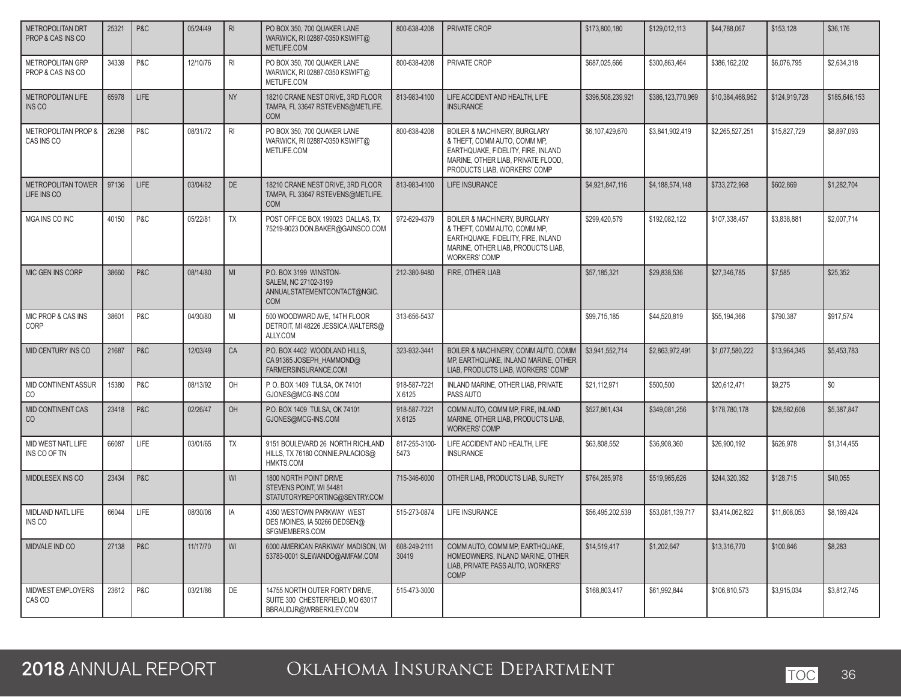| | | | | | | | | | | | | |
|---|---|---|---|---|---|---|---|---|---|---|---|---|
| METROPOLITAN DRT PROP & CAS INS CO | 25321 | P&C | 05/24/49 | RI | PO BOX 350, 700 QUAKER LANE WARWICK, RI 02887-0350 KSWIFT@METLIFE.COM | 800-638-4208 | PRIVATE CROP | $173,800,180 | $129,012,113 | $44,788,067 | $153,128 | $36,176 |
| METROPOLITAN GRP PROP & CAS INS CO | 34339 | P&C | 12/10/76 | RI | PO BOX 350, 700 QUAKER LANE WARWICK, RI 02887-0350 KSWIFT@METLIFE.COM | 800-638-4208 | PRIVATE CROP | $687,025,666 | $300,863,464 | $386,162,202 | $6,076,795 | $2,634,318 |
| METROPOLITAN LIFE INS CO | 65978 | LIFE | | NY | 18210 CRANE NEST DRIVE, 3RD FLOOR TAMPA, FL 33647 RSTEVENS@METLIFE.COM | 813-983-4100 | LIFE ACCIDENT AND HEALTH, LIFE INSURANCE | $396,508,239,921 | $386,123,770,969 | $10,384,468,952 | $124,919,728 | $185,646,153 |
| METROPOLITAN PROP & CAS INS CO | 26298 | P&C | 08/31/72 | RI | PO BOX 350, 700 QUAKER LANE WARWICK, RI 02887-0350 KSWIFT@METLIFE.COM | 800-638-4208 | BOILER & MACHINERY, BURGLARY & THEFT, COMM AUTO, COMM MP, EARTHQUAKE, FIDELITY, FIRE, INLAND MARINE, OTHER LIAB, PRIVATE FLOOD, PRODUCTS LIAB, WORKERS' COMP | $6,107,429,670 | $3,841,902,419 | $2,265,527,251 | $15,827,729 | $8,897,093 |
| METROPOLITAN TOWER LIFE INS CO | 97136 | LIFE | 03/04/82 | DE | 18210 CRANE NEST DRIVE, 3RD FLOOR TAMPA, FL 33647 RSTEVENS@METLIFE.COM | 813-983-4100 | LIFE INSURANCE | $4,921,847,116 | $4,188,574,148 | $733,272,968 | $602,869 | $1,282,704 |
| MGA INS CO INC | 40150 | P&C | 05/22/81 | TX | POST OFFICE BOX 199023 DALLAS, TX 75219-9023 DON.BAKER@GAINSCO.COM | 972-629-4379 | BOILER & MACHINERY, BURGLARY & THEFT, COMM AUTO, COMM MP, EARTHQUAKE, FIDELITY, FIRE, INLAND MARINE, OTHER LIAB, PRODUCTS LIAB, WORKERS' COMP | $299,420,579 | $192,082,122 | $107,338,457 | $3,838,881 | $2,007,714 |
| MIC GEN INS CORP | 38660 | P&C | 08/14/80 | MI | P.O. BOX 3199 WINSTON-SALEM, NC 27102-3199 ANNUALSTATEMENTCONTACT@NGIC.COM | 212-380-9480 | FIRE, OTHER LIAB | $57,185,321 | $29,838,536 | $27,346,785 | $7,585 | $25,352 |
| MIC PROP & CAS INS CORP | 38601 | P&C | 04/30/80 | MI | 500 WOODWARD AVE, 14TH FLOOR DETROIT, MI 48226 JESSICA.WALTERS@ALLY.COM | 313-656-5437 | | $99,715,185 | $44,520,819 | $55,194,366 | $790,387 | $917,574 |
| MID CENTURY INS CO | 21687 | P&C | 12/03/49 | CA | P.O. BOX 4402 WOODLAND HILLS, CA 91365 JOSEPH_HAMMOND@FARMERSINSURANCE.COM | 323-932-3441 | BOILER & MACHINERY, COMM AUTO, COMM MP, EARTHQUAKE, INLAND MARINE, OTHER LIAB, PRODUCTS LIAB, WORKERS' COMP | $3,941,552,714 | $2,863,972,491 | $1,077,580,222 | $13,964,345 | $5,453,783 |
| MID CONTINENT ASSUR CO | 15380 | P&C | 08/13/92 | OH | P. O. BOX 1409 TULSA, OK 74101 GJONES@MCG-INS.COM | 918-587-7221 X 6125 | INLAND MARINE, OTHER LIAB, PRIVATE PASS AUTO | $21,112,971 | $500,500 | $20,612,471 | $9,275 | $0 |
| MID CONTINENT CAS CO | 23418 | P&C | 02/26/47 | OH | P.O. BOX 1409 TULSA, OK 74101 GJONES@MCG-INS.COM | 918-587-7221 X 6125 | COMM AUTO, COMM MP, FIRE, INLAND MARINE, OTHER LIAB, PRODUCTS LIAB, WORKERS' COMP | $527,861,434 | $349,081,256 | $178,780,178 | $28,582,608 | $5,387,847 |
| MID WEST NATL LIFE INS CO OF TN | 66087 | LIFE | 03/01/65 | TX | 9151 BOULEVARD 26 NORTH RICHLAND HILLS, TX 76180 CONNIE.PALACIOS@HMKTS.COM | 817-255-3100-5473 | LIFE ACCIDENT AND HEALTH, LIFE INSURANCE | $63,808,552 | $36,908,360 | $26,900,192 | $626,978 | $1,314,455 |
| MIDDLESEX INS CO | 23434 | P&C | | WI | 1800 NORTH POINT DRIVE STEVENS POINT, WI 54481 STATUTORYREPORTING@SENTRY.COM | 715-346-6000 | OTHER LIAB, PRODUCTS LIAB, SURETY | $764,285,978 | $519,965,626 | $244,320,352 | $128,715 | $40,055 |
| MIDLAND NATL LIFE INS CO | 66044 | LIFE | 08/30/06 | IA | 4350 WESTOWN PARKWAY WEST DES MOINES, IA 50266 DEDSEN@SFGMEMBERS.COM | 515-273-0874 | LIFE INSURANCE | $56,495,202,539 | $53,081,139,717 | $3,414,062,822 | $11,608,053 | $8,169,424 |
| MIDVALE IND CO | 27138 | P&C | 11/17/70 | WI | 6000 AMERICAN PARKWAY MADISON, WI 53783-0001 SLEWANDO@AMFAM.COM | 608-249-2111 30419 | COMM AUTO, COMM MP, EARTHQUAKE, HOMEOWNERS, INLAND MARINE, OTHER LIAB, PRIVATE PASS AUTO, WORKERS' COMP | $14,519,417 | $1,202,647 | $13,316,770 | $100,846 | $8,283 |
| MIDWEST EMPLOYERS CAS CO | 23612 | P&C | 03/21/86 | DE | 14755 NORTH OUTER FORTY DRIVE, SUITE 300 CHESTERFIELD, MO 63017 BBRAUDJR@WRBERKLEY.COM | 515-473-3000 | | $168,803,417 | $61,992,844 | $106,810,573 | $3,915,034 | $3,812,745 |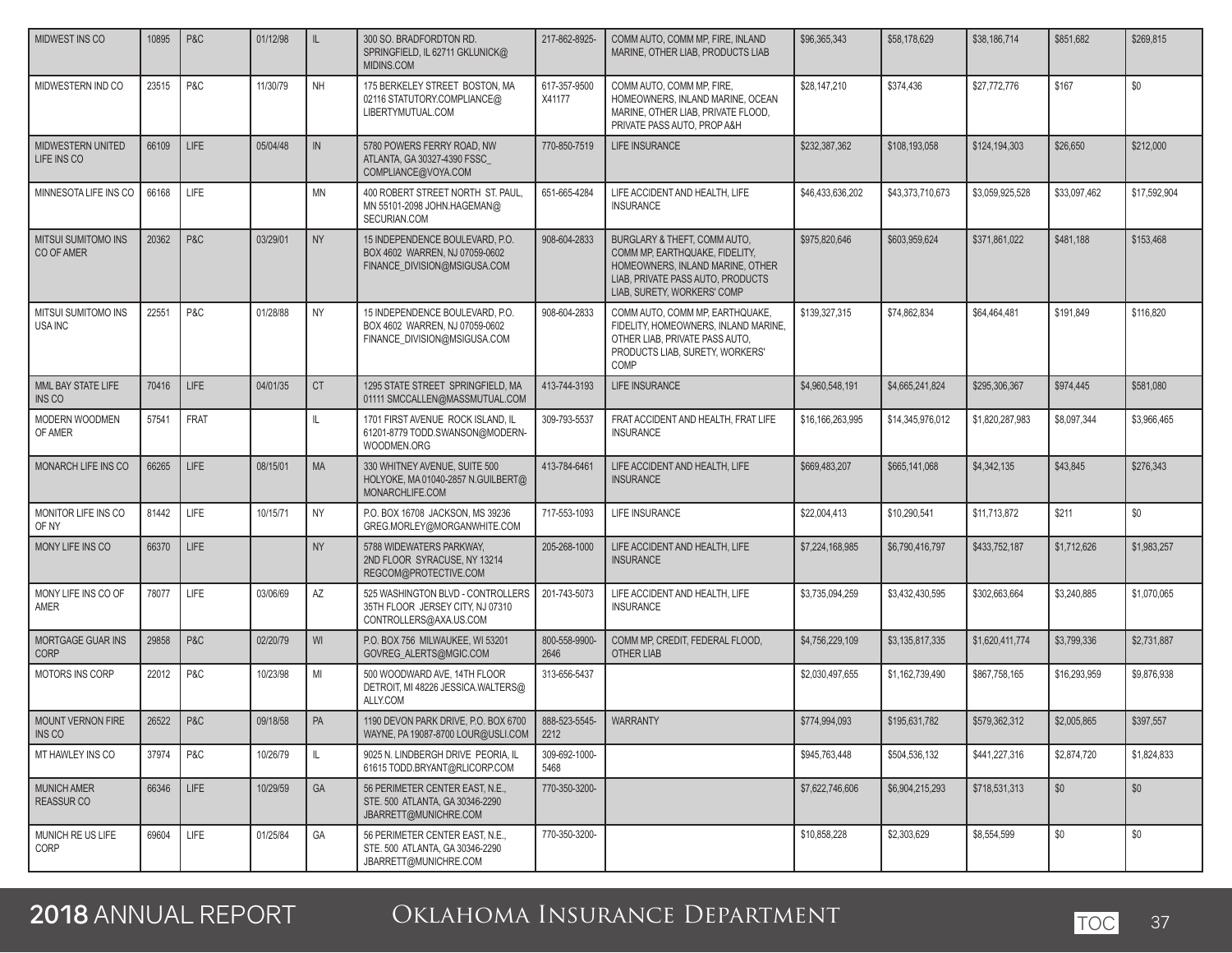| | | | | | | | | | | | | |
|---|---|---|---|---|---|---|---|---|---|---|---|---|
| MIDWEST INS CO | 10895 | P&C | 01/12/98 | IL | 300 SO. BRADFORDTON RD. SPRINGFIELD, IL 62711 GKLUNICK@MIDINS.COM | 217-862-8925- | COMM AUTO, COMM MP, FIRE, INLAND MARINE, OTHER LIAB, PRODUCTS LIAB | $96,365,343 | $58,178,629 | $38,186,714 | $851,682 | $269,815 |
| MIDWESTERN IND CO | 23515 | P&C | 11/30/79 | NH | 175 BERKELEY STREET BOSTON, MA 02116 STATUTORY.COMPLIANCE@LIBERTYMUTUAL.COM | 617-357-9500 X41177 | COMM AUTO, COMM MP, FIRE, HOMEOWNERS, INLAND MARINE, OCEAN MARINE, OTHER LIAB, PRIVATE FLOOD, PRIVATE PASS AUTO, PROP A&H | $28,147,210 | $374,436 | $27,772,776 | $167 | $0 |
| MIDWESTERN UNITED LIFE INS CO | 66109 | LIFE | 05/04/48 | IN | 5780 POWERS FERRY ROAD, NW ATLANTA, GA 30327-4390 FSSC_COMPLIANCE@VOYA.COM | 770-850-7519 | LIFE INSURANCE | $232,387,362 | $108,193,058 | $124,194,303 | $26,650 | $212,000 |
| MINNESOTA LIFE INS CO | 66168 | LIFE | | MN | 400 ROBERT STREET NORTH ST. PAUL, MN 55101-2098 JOHN.HAGEMAN@SECURIAN.COM | 651-665-4284 | LIFE ACCIDENT AND HEALTH, LIFE INSURANCE | $46,433,636,202 | $43,373,710,673 | $3,059,925,528 | $33,097,462 | $17,592,904 |
| MITSUI SUMITOMO INS CO OF AMER | 20362 | P&C | 03/29/01 | NY | 15 INDEPENDENCE BOULEVARD, P.O. BOX 4602 WARREN, NJ 07059-0602 FINANCE_DIVISION@MSIGUSA.COM | 908-604-2833 | BURGLARY & THEFT, COMM AUTO, COMM MP, EARTHQUAKE, FIDELITY, HOMEOWNERS, INLAND MARINE, OTHER LIAB, PRIVATE PASS AUTO, PRODUCTS LIAB, SURETY, WORKERS' COMP | $975,820,646 | $603,959,624 | $371,861,022 | $481,188 | $153,468 |
| MITSUI SUMITOMO INS USA INC | 22551 | P&C | 01/28/88 | NY | 15 INDEPENDENCE BOULEVARD, P.O. BOX 4602 WARREN, NJ 07059-0602 FINANCE_DIVISION@MSIGUSA.COM | 908-604-2833 | COMM AUTO, COMM MP, EARTHQUAKE, FIDELITY, HOMEOWNERS, INLAND MARINE, OTHER LIAB, PRIVATE PASS AUTO, PRODUCTS LIAB, SURETY, WORKERS' COMP | $139,327,315 | $74,862,834 | $64,464,481 | $191,849 | $116,820 |
| MML BAY STATE LIFE INS CO | 70416 | LIFE | 04/01/35 | CT | 1295 STATE STREET SPRINGFIELD, MA 01111 SMCCALLEN@MASSMUTUAL.COM | 413-744-3193 | LIFE INSURANCE | $4,960,548,191 | $4,665,241,824 | $295,306,367 | $974,445 | $581,080 |
| MODERN WOODMEN OF AMER | 57541 | FRAT | | IL | 1701 FIRST AVENUE ROCK ISLAND, IL 61201-8779 TODD.SWANSON@MODERN-WOODMEN.ORG | 309-793-5537 | FRAT ACCIDENT AND HEALTH, FRAT LIFE INSURANCE | $16,166,263,995 | $14,345,976,012 | $1,820,287,983 | $8,097,344 | $3,966,465 |
| MONARCH LIFE INS CO | 66265 | LIFE | 08/15/01 | MA | 330 WHITNEY AVENUE, SUITE 500 HOLYOKE, MA 01040-2857 N.GUILBERT@MONARCHLIFE.COM | 413-784-6461 | LIFE ACCIDENT AND HEALTH, LIFE INSURANCE | $669,483,207 | $665,141,068 | $4,342,135 | $43,845 | $276,343 |
| MONITOR LIFE INS CO OF NY | 81442 | LIFE | 10/15/71 | NY | P.O. BOX 16708 JACKSON, MS 39236 GREG.MORLEY@MORGANWHITE.COM | 717-553-1093 | LIFE INSURANCE | $22,004,413 | $10,290,541 | $11,713,872 | $211 | $0 |
| MONY LIFE INS CO | 66370 | LIFE | | NY | 5788 WIDEWATERS PARKWAY, 2ND FLOOR SYRACUSE, NY 13214 REGCOM@PROTECTIVE.COM | 205-268-1000 | LIFE ACCIDENT AND HEALTH, LIFE INSURANCE | $7,224,168,985 | $6,790,416,797 | $433,752,187 | $1,712,626 | $1,983,257 |
| MONY LIFE INS CO OF AMER | 78077 | LIFE | 03/06/69 | AZ | 525 WASHINGTON BLVD - CONTROLLERS 35TH FLOOR JERSEY CITY, NJ 07310 CONTROLLERS@AXA.US.COM | 201-743-5073 | LIFE ACCIDENT AND HEALTH, LIFE INSURANCE | $3,735,094,259 | $3,432,430,595 | $302,663,664 | $3,240,885 | $1,070,065 |
| MORTGAGE GUAR INS CORP | 29858 | P&C | 02/20/79 | WI | P.O. BOX 756 MILWAUKEE, WI 53201 GOVREG_ALERTS@MGIC.COM | 800-558-9900-2646 | COMM MP, CREDIT, FEDERAL FLOOD, OTHER LIAB | $4,756,229,109 | $3,135,817,335 | $1,620,411,774 | $3,799,336 | $2,731,887 |
| MOTORS INS CORP | 22012 | P&C | 10/23/98 | MI | 500 WOODWARD AVE, 14TH FLOOR DETROIT, MI 48226 JESSICA.WALTERS@ALLY.COM | 313-656-5437 | | $2,030,497,655 | $1,162,739,490 | $867,758,165 | $16,293,959 | $9,876,938 |
| MOUNT VERNON FIRE INS CO | 26522 | P&C | 09/18/58 | PA | 1190 DEVON PARK DRIVE, P.O. BOX 6700 WAYNE, PA 19087-8700 LOUR@USLI.COM | 888-523-5545-2212 | WARRANTY | $774,994,093 | $195,631,782 | $579,362,312 | $2,005,865 | $397,557 |
| MT HAWLEY INS CO | 37974 | P&C | 10/26/79 | IL | 9025 N. LINDBERGH DRIVE PEORIA, IL 61615 TODD.BRYANT@RLICORP.COM | 309-692-1000-5468 | | $945,763,448 | $504,536,132 | $441,227,316 | $2,874,720 | $1,824,833 |
| MUNICH AMER REASSUR CO | 66346 | LIFE | 10/29/59 | GA | 56 PERIMETER CENTER EAST, N.E., STE. 500 ATLANTA, GA 30346-2290 JBARRETT@MUNICHRE.COM | 770-350-3200- | | $7,622,746,606 | $6,904,215,293 | $718,531,313 | $0 | $0 |
| MUNICH RE US LIFE CORP | 69604 | LIFE | 01/25/84 | GA | 56 PERIMETER CENTER EAST, N.E., STE. 500 ATLANTA, GA 30346-2290 JBARRETT@MUNICHRE.COM | 770-350-3200- | | $10,858,228 | $2,303,629 | $8,554,599 | $0 | $0 |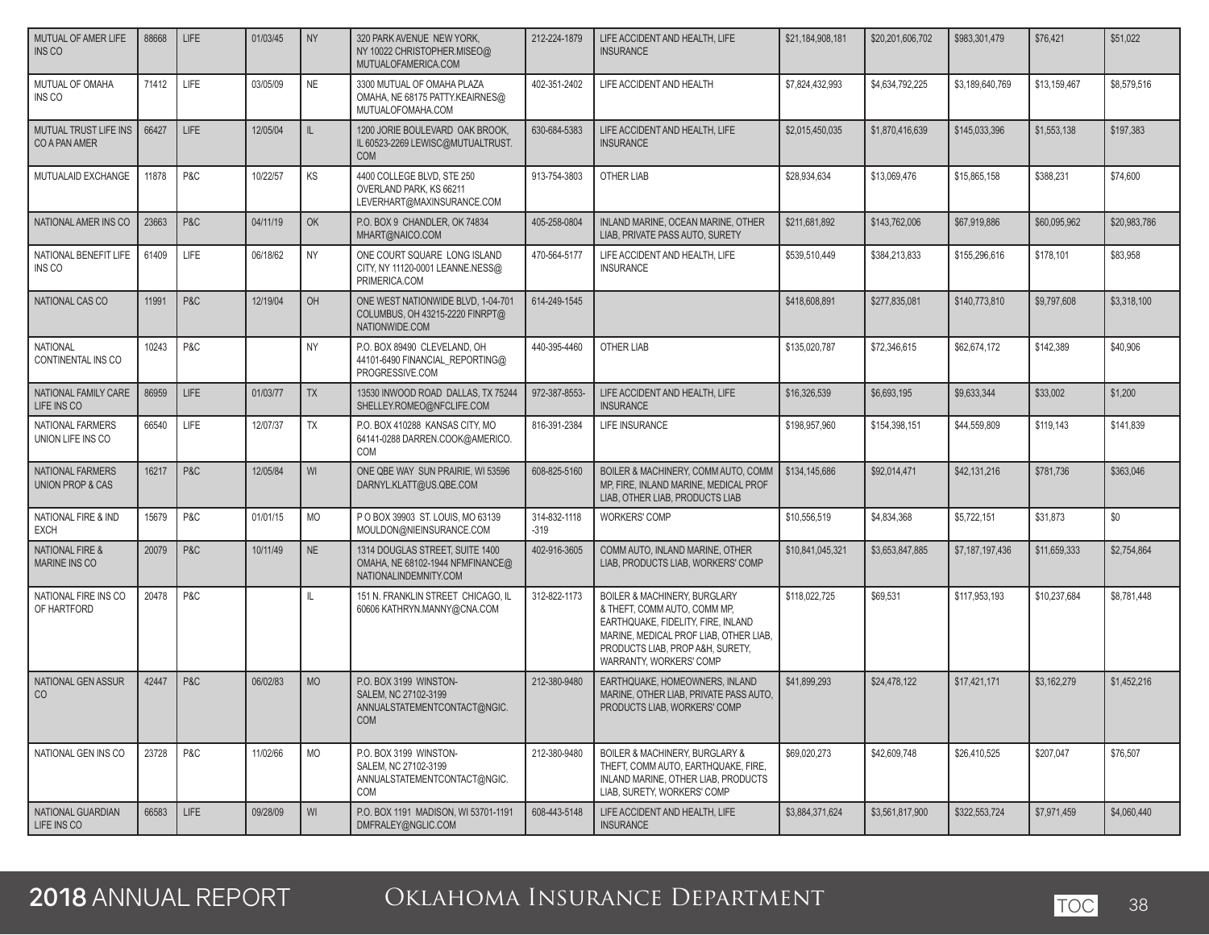| | | | | | | | | | | | | |
|---|---|---|---|---|---|---|---|---|---|---|---|---|
| MUTUAL OF AMER LIFE INS CO | 88668 | LIFE | 01/03/45 | NY | 320 PARK AVENUE NEW YORK, NY 10022 CHRISTOPHER.MISEO@MUTUALOFAMERICA.COM | 212-224-1879 | LIFE ACCIDENT AND HEALTH, LIFE INSURANCE | $21,184,908,181 | $20,201,606,702 | $983,301,479 | $76,421 | $51,022 |
| MUTUAL OF OMAHA INS CO | 71412 | LIFE | 03/05/09 | NE | 3300 MUTUAL OF OMAHA PLAZA OMAHA, NE 68175 PATTY.KEAIRNES@MUTUALOFOMAHA.COM | 402-351-2402 | LIFE ACCIDENT AND HEALTH | $7,824,432,993 | $4,634,792,225 | $3,189,640,769 | $13,159,467 | $8,579,516 |
| MUTUAL TRUST LIFE INS CO A PAN AMER | 66427 | LIFE | 12/05/04 | IL | 1200 JORIE BOULEVARD OAK BROOK, IL 60523-2269 LEWISC@MUTUALTRUST.COM | 630-684-5383 | LIFE ACCIDENT AND HEALTH, LIFE INSURANCE | $2,015,450,035 | $1,870,416,639 | $145,033,396 | $1,553,138 | $197,383 |
| MUTUALAID EXCHANGE | 11878 | P&C | 10/22/57 | KS | 4400 COLLEGE BLVD, STE 250 OVERLAND PARK, KS 66211 LEVERHART@MAXINSURANCE.COM | 913-754-3803 | OTHER LIAB | $28,934,634 | $13,069,476 | $15,865,158 | $388,231 | $74,600 |
| NATIONAL AMER INS CO | 23663 | P&C | 04/11/19 | OK | P.O. BOX 9 CHANDLER, OK 74834 MHART@NAICO.COM | 405-258-0804 | INLAND MARINE, OCEAN MARINE, OTHER LIAB, PRIVATE PASS AUTO, SURETY | $211,681,892 | $143,762,006 | $67,919,886 | $60,095,962 | $20,983,786 |
| NATIONAL BENEFIT LIFE INS CO | 61409 | LIFE | 06/18/62 | NY | ONE COURT SQUARE LONG ISLAND CITY, NY 11120-0001 LEANNE.NESS@PRIMERICA.COM | 470-564-5177 | LIFE ACCIDENT AND HEALTH, LIFE INSURANCE | $539,510,449 | $384,213,833 | $155,296,616 | $178,101 | $83,958 |
| NATIONAL CAS CO | 11991 | P&C | 12/19/04 | OH | ONE WEST NATIONWIDE BLVD, 1-04-701 COLUMBUS, OH 43215-2220 FINRPT@NATIONWIDE.COM | 614-249-1545 | | $418,608,891 | $277,835,081 | $140,773,810 | $9,797,608 | $3,318,100 |
| NATIONAL CONTINENTAL INS CO | 10243 | P&C | | NY | P.O. BOX 89490 CLEVELAND, OH 44101-6490 FINANCIAL_REPORTING@PROGRESSIVE.COM | 440-395-4460 | OTHER LIAB | $135,020,787 | $72,346,615 | $62,674,172 | $142,389 | $40,906 |
| NATIONAL FAMILY CARE LIFE INS CO | 86959 | LIFE | 01/03/77 | TX | 13530 INWOOD ROAD DALLAS, TX 75244 SHELLEY.ROMEO@NFCLIFE.COM | 972-387-8553- | LIFE ACCIDENT AND HEALTH, LIFE INSURANCE | $16,326,539 | $6,693,195 | $9,633,344 | $33,002 | $1,200 |
| NATIONAL FARMERS UNION LIFE INS CO | 66540 | LIFE | 12/07/37 | TX | P.O. BOX 410288 KANSAS CITY, MO 64141-0288 DARREN.COOK@AMERICO.COM | 816-391-2384 | LIFE INSURANCE | $198,957,960 | $154,398,151 | $44,559,809 | $119,143 | $141,839 |
| NATIONAL FARMERS UNION PROP & CAS | 16217 | P&C | 12/05/84 | WI | ONE QBE WAY SUN PRAIRIE, WI 53596 DARNYL.KLATT@US.QBE.COM | 608-825-5160 | BOILER & MACHINERY, COMM AUTO, COMM MP, FIRE, INLAND MARINE, MEDICAL PROF LIAB, OTHER LIAB, PRODUCTS LIAB | $134,145,686 | $92,014,471 | $42,131,216 | $781,736 | $363,046 |
| NATIONAL FIRE & IND EXCH | 15679 | P&C | 01/01/15 | MO | P O BOX 39903 ST. LOUIS, MO 63139 MOULDON@NIEINSURANCE.COM | 314-832-1118 -319 | WORKERS' COMP | $10,556,519 | $4,834,368 | $5,722,151 | $31,873 | $0 |
| NATIONAL FIRE & MARINE INS CO | 20079 | P&C | 10/11/49 | NE | 1314 DOUGLAS STREET, SUITE 1400 OMAHA, NE 68102-1944 NFMFINANCE@NATIONALINDEMNITY.COM | 402-916-3605 | COMM AUTO, INLAND MARINE, OTHER LIAB, PRODUCTS LIAB, WORKERS' COMP | $10,841,045,321 | $3,653,847,885 | $7,187,197,436 | $11,659,333 | $2,754,864 |
| NATIONAL FIRE INS CO OF HARTFORD | 20478 | P&C | | IL | 151 N. FRANKLIN STREET CHICAGO, IL 60606 KATHRYN.MANNY@CNA.COM | 312-822-1173 | BOILER & MACHINERY, BURGLARY & THEFT, COMM AUTO, COMM MP, EARTHQUAKE, FIDELITY, FIRE, INLAND MARINE, MEDICAL PROF LIAB, OTHER LIAB, PRODUCTS LIAB, PROP A&H, SURETY, WARRANTY, WORKERS' COMP | $118,022,725 | $69,531 | $117,953,193 | $10,237,684 | $8,781,448 |
| NATIONAL GEN ASSUR CO | 42447 | P&C | 06/02/83 | MO | P.O. BOX 3199 WINSTON-SALEM, NC 27102-3199 ANNUALSTATEMENTCONTACT@NGIC.COM | 212-380-9480 | EARTHQUAKE, HOMEOWNERS, INLAND MARINE, OTHER LIAB, PRIVATE PASS AUTO, PRODUCTS LIAB, WORKERS' COMP | $41,899,293 | $24,478,122 | $17,421,171 | $3,162,279 | $1,452,216 |
| NATIONAL GEN INS CO | 23728 | P&C | 11/02/66 | MO | P.O. BOX 3199 WINSTON-SALEM, NC 27102-3199 ANNUALSTATEMENTCONTACT@NGIC.COM | 212-380-9480 | BOILER & MACHINERY, BURGLARY & THEFT, COMM AUTO, EARTHQUAKE, FIRE, INLAND MARINE, OTHER LIAB, PRODUCTS LIAB, SURETY, WORKERS' COMP | $69,020,273 | $42,609,748 | $26,410,525 | $207,047 | $76,507 |
| NATIONAL GUARDIAN LIFE INS CO | 66583 | LIFE | 09/28/09 | WI | P.O. BOX 1191 MADISON, WI 53701-1191 DMFRALEY@NGLIC.COM | 608-443-5148 | LIFE ACCIDENT AND HEALTH, LIFE INSURANCE | $3,884,371,624 | $3,561,817,900 | $322,553,724 | $7,971,459 | $4,060,440 |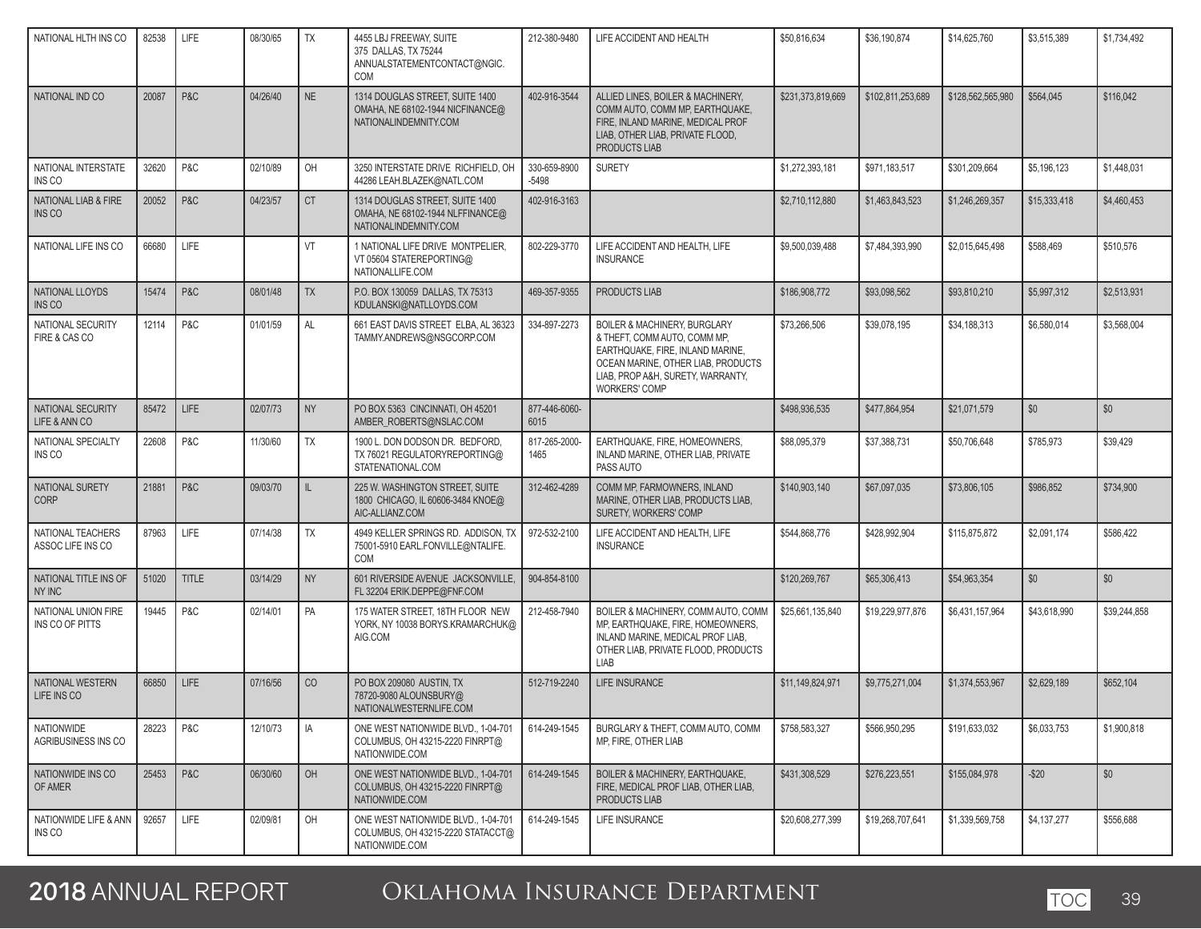| NATIONAL HLTH INS CO | 82538 | LIFE | 08/30/65 | TX | 4455 LBJ FREEWAY, SUITE 375 DALLAS, TX 75244 ANNUALSTATEMENTCONTACT@NGIC.COM | 212-380-9480 | LIFE ACCIDENT AND HEALTH | $50,816,634 | $36,190,874 | $14,625,760 | $3,515,389 | $1,734,492 |
|---|---|---|---|---|---|---|---|---|---|---|---|---|
| NATIONAL IND CO | 20087 | P&C | 04/26/40 | NE | 1314 DOUGLAS STREET, SUITE 1400 OMAHA, NE 68102-1944 NICFINANCE@NATIONALINDEMNITY.COM | 402-916-3544 | ALLIED LINES, BOILER & MACHINERY, COMM AUTO, COMM MP, EARTHQUAKE, FIRE, INLAND MARINE, MEDICAL PROF LIAB, OTHER LIAB, PRIVATE FLOOD, PRODUCTS LIAB | $231,373,819,669 | $102,811,253,689 | $128,562,565,980 | $564,045 | $116,042 |
| NATIONAL INTERSTATE INS CO | 32620 | P&C | 02/10/89 | OH | 3250 INTERSTATE DRIVE RICHFIELD, OH 44286 LEAH.BLAZEK@NATL.COM | 330-659-8900 -5498 | SURETY | $1,272,393,181 | $971,183,517 | $301,209,664 | $5,196,123 | $1,448,031 |
| NATIONAL LIAB & FIRE INS CO | 20052 | P&C | 04/23/57 | CT | 1314 DOUGLAS STREET, SUITE 1400 OMAHA, NE 68102-1944 NLFFINANCE@NATIONALINDEMNITY.COM | 402-916-3163 | | $2,710,112,880 | $1,463,843,523 | $1,246,269,357 | $15,333,418 | $4,460,453 |
| NATIONAL LIFE INS CO | 66680 | LIFE | | VT | 1 NATIONAL LIFE DRIVE MONTPELIER, VT 05604 STATEREPORTING@NATIONALLIFE.COM | 802-229-3770 | LIFE ACCIDENT AND HEALTH, LIFE INSURANCE | $9,500,039,488 | $7,484,393,990 | $2,015,645,498 | $588,469 | $510,576 |
| NATIONAL LLOYDS INS CO | 15474 | P&C | 08/01/48 | TX | P.O. BOX 130059 DALLAS, TX 75313 KDULANSKI@NATLLOYDS.COM | 469-357-9355 | PRODUCTS LIAB | $186,908,772 | $93,098,562 | $93,810,210 | $5,997,312 | $2,513,931 |
| NATIONAL SECURITY FIRE & CAS CO | 12114 | P&C | 01/01/59 | AL | 661 EAST DAVIS STREET ELBA, AL 36323 TAMMY.ANDREWS@NSGCORP.COM | 334-897-2273 | BOILER & MACHINERY, BURGLARY & THEFT, COMM AUTO, COMM MP, EARTHQUAKE, FIRE, INLAND MARINE, OCEAN MARINE, OTHER LIAB, PRODUCTS LIAB, PROP A&H, SURETY, WARRANTY, WORKERS' COMP | $73,266,506 | $39,078,195 | $34,188,313 | $6,580,014 | $3,568,004 |
| NATIONAL SECURITY LIFE & ANN CO | 85472 | LIFE | 02/07/73 | NY | PO BOX 5363 CINCINNATI, OH 45201 AMBER_ROBERTS@NSLAC.COM | 877-446-6060-6015 | | $498,936,535 | $477,864,954 | $21,071,579 | $0 | $0 |
| NATIONAL SPECIALTY INS CO | 22608 | P&C | 11/30/60 | TX | 1900 L. DON DODSON DR. BEDFORD, TX 76021 REGULATORYREPORTING@STATENATIONAL.COM | 817-265-2000-1465 | EARTHQUAKE, FIRE, HOMEOWNERS, INLAND MARINE, OTHER LIAB, PRIVATE PASS AUTO | $88,095,379 | $37,388,731 | $50,706,648 | $785,973 | $39,429 |
| NATIONAL SURETY CORP | 21881 | P&C | 09/03/70 | IL | 225 W. WASHINGTON STREET, SUITE 1800 CHICAGO, IL 60606-3484 KNOE@AIC-ALLIANZ.COM | 312-462-4289 | COMM MP, FARMOWNERS, INLAND MARINE, OTHER LIAB, PRODUCTS LIAB, SURETY, WORKERS' COMP | $140,903,140 | $67,097,035 | $73,806,105 | $986,852 | $734,900 |
| NATIONAL TEACHERS ASSOC LIFE INS CO | 87963 | LIFE | 07/14/38 | TX | 4949 KELLER SPRINGS RD. ADDISON, TX 75001-5910 EARL.FONVILLE@NTALIFE.COM | 972-532-2100 | LIFE ACCIDENT AND HEALTH, LIFE INSURANCE | $544,868,776 | $428,992,904 | $115,875,872 | $2,091,174 | $586,422 |
| NATIONAL TITLE INS OF NY INC | 51020 | TITLE | 03/14/29 | NY | 601 RIVERSIDE AVENUE JACKSONVILLE, FL 32204 ERIK.DEPPE@FNF.COM | 904-854-8100 | | $120,269,767 | $65,306,413 | $54,963,354 | $0 | $0 |
| NATIONAL UNION FIRE INS CO OF PITTS | 19445 | P&C | 02/14/01 | PA | 175 WATER STREET, 18TH FLOOR NEW YORK, NY 10038 BORYS.KRAMARCHUK@AIG.COM | 212-458-7940 | BOILER & MACHINERY, COMM AUTO, COMM MP, EARTHQUAKE, FIRE, HOMEOWNERS, INLAND MARINE, MEDICAL PROF LIAB, OTHER LIAB, PRIVATE FLOOD, PRODUCTS LIAB | $25,661,135,840 | $19,229,977,876 | $6,431,157,964 | $43,618,990 | $39,244,858 |
| NATIONAL WESTERN LIFE INS CO | 66850 | LIFE | 07/16/56 | CO | PO BOX 209080 AUSTIN, TX 78720-9080 ALOUNSBURY@NATIONALWESTERNLIFE.COM | 512-719-2240 | LIFE INSURANCE | $11,149,824,971 | $9,775,271,004 | $1,374,553,967 | $2,629,189 | $652,104 |
| NATIONWIDE AGRIBUSINESS INS CO | 28223 | P&C | 12/10/73 | IA | ONE WEST NATIONWIDE BLVD., 1-04-701 COLUMBUS, OH 43215-2220 FINRPT@NATIONWIDE.COM | 614-249-1545 | BURGLARY & THEFT, COMM AUTO, COMM MP, FIRE, OTHER LIAB | $758,583,327 | $566,950,295 | $191,633,032 | $6,033,753 | $1,900,818 |
| NATIONWIDE INS CO OF AMER | 25453 | P&C | 06/30/60 | OH | ONE WEST NATIONWIDE BLVD., 1-04-701 COLUMBUS, OH 43215-2220 FINRPT@NATIONWIDE.COM | 614-249-1545 | BOILER & MACHINERY, EARTHQUAKE, FIRE, MEDICAL PROF LIAB, OTHER LIAB, PRODUCTS LIAB | $431,308,529 | $276,223,551 | $155,084,978 | -$20 | $0 |
| NATIONWIDE LIFE & ANN INS CO | 92657 | LIFE | 02/09/81 | OH | ONE WEST NATIONWIDE BLVD., 1-04-701 COLUMBUS, OH 43215-2220 STATACCT@NATIONWIDE.COM | 614-249-1545 | LIFE INSURANCE | $20,608,277,399 | $19,268,707,641 | $1,339,569,758 | $4,137,277 | $556,688 |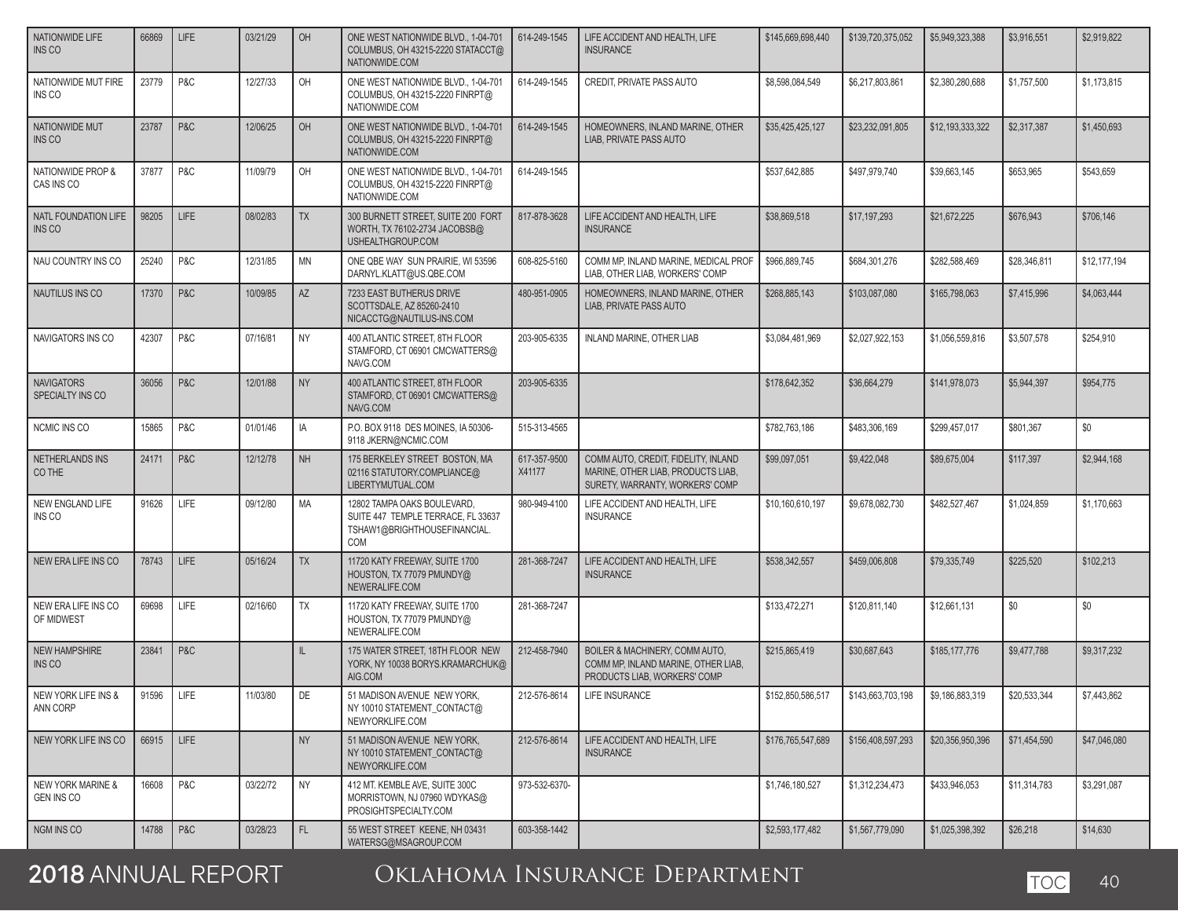| | | | | | | | | | | | | |
|---|---|---|---|---|---|---|---|---|---|---|---|---|
| NATIONWIDE LIFE INS CO | 66869 | LIFE | 03/21/29 | OH | ONE WEST NATIONWIDE BLVD., 1-04-701 COLUMBUS, OH 43215-2220 STATACCT@ NATIONWIDE.COM | 614-249-1545 | LIFE ACCIDENT AND HEALTH, LIFE INSURANCE | $145,669,698,440 | $139,720,375,052 | $5,949,323,388 | $3,916,551 | $2,919,822 |
| NATIONWIDE MUT FIRE INS CO | 23779 | P&C | 12/27/33 | OH | ONE WEST NATIONWIDE BLVD., 1-04-701 COLUMBUS, OH 43215-2220 FINRPT@ NATIONWIDE.COM | 614-249-1545 | CREDIT, PRIVATE PASS AUTO | $8,598,084,549 | $6,217,803,861 | $2,380,280,688 | $1,757,500 | $1,173,815 |
| NATIONWIDE MUT INS CO | 23787 | P&C | 12/06/25 | OH | ONE WEST NATIONWIDE BLVD., 1-04-701 COLUMBUS, OH 43215-2220 FINRPT@ NATIONWIDE.COM | 614-249-1545 | HOMEOWNERS, INLAND MARINE, OTHER LIAB, PRIVATE PASS AUTO | $35,425,425,127 | $23,232,091,805 | $12,193,333,322 | $2,317,387 | $1,450,693 |
| NATIONWIDE PROP & CAS INS CO | 37877 | P&C | 11/09/79 | OH | ONE WEST NATIONWIDE BLVD., 1-04-701 COLUMBUS, OH 43215-2220 FINRPT@ NATIONWIDE.COM | 614-249-1545 | | $537,642,885 | $497,979,740 | $39,663,145 | $653,965 | $543,659 |
| NATL FOUNDATION LIFE INS CO | 98205 | LIFE | 08/02/83 | TX | 300 BURNETT STREET, SUITE 200 FORT WORTH, TX 76102-2734 JACOBSB@ USHEALTHGROUP.COM | 817-878-3628 | LIFE ACCIDENT AND HEALTH, LIFE INSURANCE | $38,869,518 | $17,197,293 | $21,672,225 | $676,943 | $706,146 |
| NAU COUNTRY INS CO | 25240 | P&C | 12/31/85 | MN | ONE QBE WAY SUN PRAIRIE, WI 53596 DARNYL.KLATT@US.QBE.COM | 608-825-5160 | COMM MP, INLAND MARINE, MEDICAL PROF LIAB, OTHER LIAB, WORKERS' COMP | $966,889,745 | $684,301,276 | $282,588,469 | $28,346,811 | $12,177,194 |
| NAUTILUS INS CO | 17370 | P&C | 10/09/85 | AZ | 7233 EAST BUTHERUS DRIVE SCOTTSDALE, AZ 85260-2410 NICACCTG@NAUTILUS-INS.COM | 480-951-0905 | HOMEOWNERS, INLAND MARINE, OTHER LIAB, PRIVATE PASS AUTO | $268,885,143 | $103,087,080 | $165,798,063 | $7,415,996 | $4,063,444 |
| NAVIGATORS INS CO | 42307 | P&C | 07/16/81 | NY | 400 ATLANTIC STREET, 8TH FLOOR STAMFORD, CT 06901 CMCWATTERS@ NAVG.COM | 203-905-6335 | INLAND MARINE, OTHER LIAB | $3,084,481,969 | $2,027,922,153 | $1,056,559,816 | $3,507,578 | $254,910 |
| NAVIGATORS SPECIALTY INS CO | 36056 | P&C | 12/01/88 | NY | 400 ATLANTIC STREET, 8TH FLOOR STAMFORD, CT 06901 CMCWATTERS@ NAVG.COM | 203-905-6335 | | $178,642,352 | $36,664,279 | $141,978,073 | $5,944,397 | $954,775 |
| NCMIC INS CO | 15865 | P&C | 01/01/46 | IA | P.O. BOX 9118 DES MOINES, IA 50306-9118 JKERN@NCMIC.COM | 515-313-4565 | | $782,763,186 | $483,306,169 | $299,457,017 | $801,367 | $0 |
| NETHERLANDS INS CO THE | 24171 | P&C | 12/12/78 | NH | 175 BERKELEY STREET BOSTON, MA 02116 STATUTORY.COMPLIANCE@ LIBERTYMUTUAL.COM | 617-357-9500 X41177 | COMM AUTO, CREDIT, FIDELITY, INLAND MARINE, OTHER LIAB, PRODUCTS LIAB, SURETY, WARRANTY, WORKERS' COMP | $99,097,051 | $9,422,048 | $89,675,004 | $117,397 | $2,944,168 |
| NEW ENGLAND LIFE INS CO | 91626 | LIFE | 09/12/80 | MA | 12802 TAMPA OAKS BOULEVARD, SUITE 447 TEMPLE TERRACE, FL 33637 TSHAW1@BRIGHTHOUSEFINANCIAL. COM | 980-949-4100 | LIFE ACCIDENT AND HEALTH, LIFE INSURANCE | $10,160,610,197 | $9,678,082,730 | $482,527,467 | $1,024,859 | $1,170,663 |
| NEW ERA LIFE INS CO | 78743 | LIFE | 05/16/24 | TX | 11720 KATY FREEWAY, SUITE 1700 HOUSTON, TX 77079 PMUNDY@ NEWERALIFE.COM | 281-368-7247 | LIFE ACCIDENT AND HEALTH, LIFE INSURANCE | $538,342,557 | $459,006,808 | $79,335,749 | $225,520 | $102,213 |
| NEW ERA LIFE INS CO OF MIDWEST | 69698 | LIFE | 02/16/60 | TX | 11720 KATY FREEWAY, SUITE 1700 HOUSTON, TX 77079 PMUNDY@ NEWERALIFE.COM | 281-368-7247 | | $133,472,271 | $120,811,140 | $12,661,131 | $0 | $0 |
| NEW HAMPSHIRE INS CO | 23841 | P&C | | IL | 175 WATER STREET, 18TH FLOOR NEW YORK, NY 10038 BORYS.KRAMARCHUK@ AIG.COM | 212-458-7940 | BOILER & MACHINERY, COMM AUTO, COMM MP, INLAND MARINE, OTHER LIAB, PRODUCTS LIAB, WORKERS' COMP | $215,865,419 | $30,687,643 | $185,177,776 | $9,477,788 | $9,317,232 |
| NEW YORK LIFE INS & ANN CORP | 91596 | LIFE | 11/03/80 | DE | 51 MADISON AVENUE NEW YORK, NY 10010 STATEMENT_CONTACT@ NEWYORKLIFE.COM | 212-576-8614 | LIFE INSURANCE | $152,850,586,517 | $143,663,703,198 | $9,186,883,319 | $20,533,344 | $7,443,862 |
| NEW YORK LIFE INS CO | 66915 | LIFE | | NY | 51 MADISON AVENUE NEW YORK, NY 10010 STATEMENT_CONTACT@ NEWYORKLIFE.COM | 212-576-8614 | LIFE ACCIDENT AND HEALTH, LIFE INSURANCE | $176,765,547,689 | $156,408,597,293 | $20,356,950,396 | $71,454,590 | $47,046,080 |
| NEW YORK MARINE & GEN INS CO | 16608 | P&C | 03/22/72 | NY | 412 MT. KEMBLE AVE, SUITE 300C MORRISTOWN, NJ 07960 WDYKAS@ PROSIGHTSPECIALTY.COM | 973-532-6370- | | $1,746,180,527 | $1,312,234,473 | $433,946,053 | $11,314,783 | $3,291,087 |
| NGM INS CO | 14788 | P&C | 03/28/23 | FL | 55 WEST STREET KEENE, NH 03431 WATERSG@MSAGROUP.COM | 603-358-1442 | | $2,593,177,482 | $1,567,779,090 | $1,025,398,392 | $26,218 | $14,630 |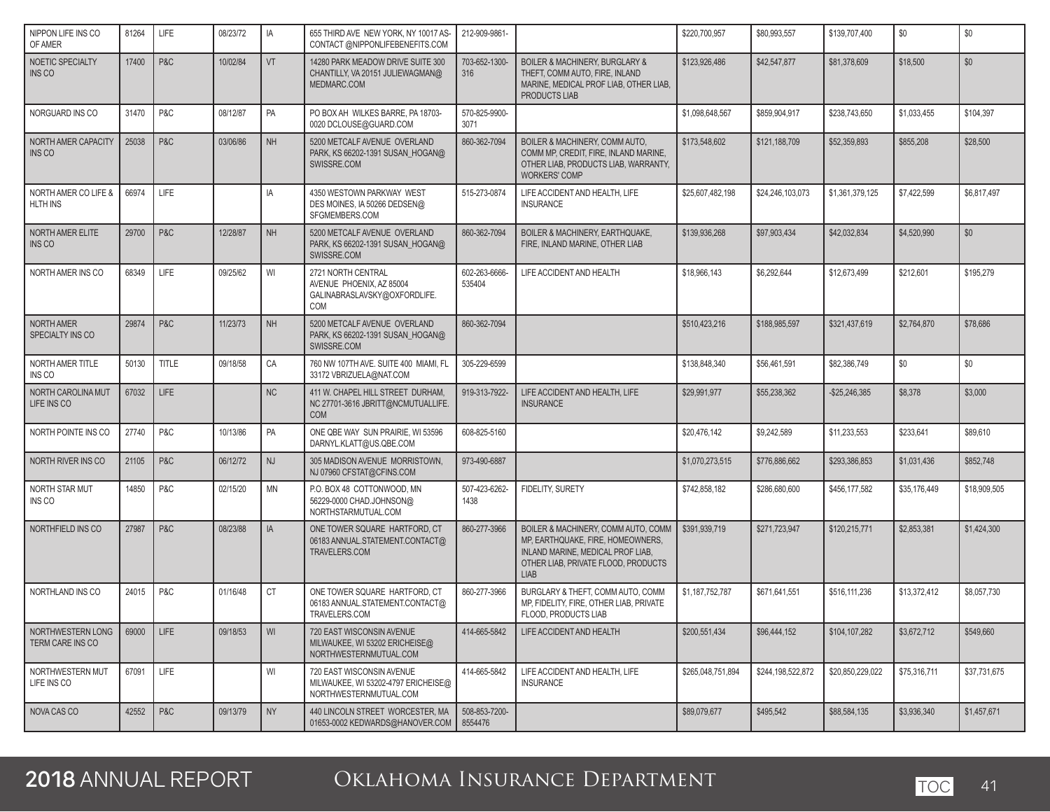| | | | | | | | | | | | | |
|---|---|---|---|---|---|---|---|---|---|---|---|---|
| NIPPON LIFE INS CO OF AMER | 81264 | LIFE | 08/23/72 | IA | 655 THIRD AVE NEW YORK, NY 10017 AS-CONTACT @NIPPONLIFEBENEFITS.COM | 212-909-9861- | | $220,700,957 | $80,993,557 | $139,707,400 | $0 | $0 |
| NOETIC SPECIALTY INS CO | 17400 | P&C | 10/02/84 | VT | 14280 PARK MEADOW DRIVE SUITE 300 CHANTILLY, VA 20151 JULIEWAGMAN@MEDMARC.COM | 703-652-1300-316 | BOILER & MACHINERY, BURGLARY & THEFT, COMM AUTO, FIRE, INLAND MARINE, MEDICAL PROF LIAB, OTHER LIAB, PRODUCTS LIAB | $123,926,486 | $42,547,877 | $81,378,609 | $18,500 | $0 |
| NORGUARD INS CO | 31470 | P&C | 08/12/87 | PA | PO BOX AH WILKES BARRE, PA 18703-0020 DCLOUSE@GUARD.COM | 570-825-9900-3071 | | $1,098,648,567 | $859,904,917 | $238,743,650 | $1,033,455 | $104,397 |
| NORTH AMER CAPACITY INS CO | 25038 | P&C | 03/06/86 | NH | 5200 METCALF AVENUE OVERLAND PARK, KS 66202-1391 SUSAN_HOGAN@SWISSRE.COM | 860-362-7094 | BOILER & MACHINERY, COMM AUTO, COMM MP, CREDIT, FIRE, INLAND MARINE, OTHER LIAB, PRODUCTS LIAB, WARRANTY, WORKERS' COMP | $173,548,602 | $121,188,709 | $52,359,893 | $855,208 | $28,500 |
| NORTH AMER CO LIFE & HLTH INS | 66974 | LIFE | | IA | 4350 WESTOWN PARKWAY WEST DES MOINES, IA 50266 DEDSEN@SFGMEMBERS.COM | 515-273-0874 | LIFE ACCIDENT AND HEALTH, LIFE INSURANCE | $25,607,482,198 | $24,246,103,073 | $1,361,379,125 | $7,422,599 | $6,817,497 |
| NORTH AMER ELITE INS CO | 29700 | P&C | 12/28/87 | NH | 5200 METCALF AVENUE OVERLAND PARK, KS 66202-1391 SUSAN_HOGAN@SWISSRE.COM | 860-362-7094 | BOILER & MACHINERY, EARTHQUAKE, FIRE, INLAND MARINE, OTHER LIAB | $139,936,268 | $97,903,434 | $42,032,834 | $4,520,990 | $0 |
| NORTH AMER INS CO | 68349 | LIFE | 09/25/62 | WI | 2721 NORTH CENTRAL AVENUE PHOENIX, AZ 85004 GALINABRASLAVSKY@OXFORDLIFE.COM | 602-263-6666-535404 | LIFE ACCIDENT AND HEALTH | $18,966,143 | $6,292,644 | $12,673,499 | $212,601 | $195,279 |
| NORTH AMER SPECIALTY INS CO | 29874 | P&C | 11/23/73 | NH | 5200 METCALF AVENUE OVERLAND PARK, KS 66202-1391 SUSAN_HOGAN@SWISSRE.COM | 860-362-7094 | | $510,423,216 | $188,985,597 | $321,437,619 | $2,764,870 | $78,686 |
| NORTH AMER TITLE INS CO | 50130 | TITLE | 09/18/58 | CA | 760 NW 107TH AVE. SUITE 400 MIAMI, FL 33172 VBRIZUELA@NAT.COM | 305-229-6599 | | $138,848,340 | $56,461,591 | $82,386,749 | $0 | $0 |
| NORTH CAROLINA MUT LIFE INS CO | 67032 | LIFE | | NC | 411 W. CHAPEL HILL STREET DURHAM, NC 27701-3616 JBRITT@NCMUTUALLIFE.COM | 919-313-7922- | LIFE ACCIDENT AND HEALTH, LIFE INSURANCE | $29,991,977 | $55,238,362 | -$25,246,385 | $8,378 | $3,000 |
| NORTH POINTE INS CO | 27740 | P&C | 10/13/86 | PA | ONE QBE WAY SUN PRAIRIE, WI 53596 DARNYL.KLATT@US.QBE.COM | 608-825-5160 | | $20,476,142 | $9,242,589 | $11,233,553 | $233,641 | $89,610 |
| NORTH RIVER INS CO | 21105 | P&C | 06/12/72 | NJ | 305 MADISON AVENUE MORRISTOWN, NJ 07960 CFSTAT@CFINS.COM | 973-490-6887 | | $1,070,273,515 | $776,886,662 | $293,386,853 | $1,031,436 | $852,748 |
| NORTH STAR MUT INS CO | 14850 | P&C | 02/15/20 | MN | P.O. BOX 48 COTTONWOOD, MN 56229-0000 CHAD.JOHNSON@NORTHSTARMUTUAL.COM | 507-423-6262-1438 | FIDELITY, SURETY | $742,858,182 | $286,680,600 | $456,177,582 | $35,176,449 | $18,909,505 |
| NORTHFIELD INS CO | 27987 | P&C | 08/23/88 | IA | ONE TOWER SQUARE HARTFORD, CT 06183 ANNUAL.STATEMENT.CONTACT@TRAVELERS.COM | 860-277-3966 | BOILER & MACHINERY, COMM AUTO, COMM MP, EARTHQUAKE, FIRE, HOMEOWNERS, INLAND MARINE, MEDICAL PROF LIAB, OTHER LIAB, PRIVATE FLOOD, PRODUCTS LIAB | $391,939,719 | $271,723,947 | $120,215,771 | $2,853,381 | $1,424,300 |
| NORTHLAND INS CO | 24015 | P&C | 01/16/48 | CT | ONE TOWER SQUARE HARTFORD, CT 06183 ANNUAL.STATEMENT.CONTACT@TRAVELERS.COM | 860-277-3966 | BURGLARY & THEFT, COMM AUTO, COMM MP, FIDELITY, FIRE, OTHER LIAB, PRIVATE FLOOD, PRODUCTS LIAB | $1,187,752,787 | $671,641,551 | $516,111,236 | $13,372,412 | $8,057,730 |
| NORTHWESTERN LONG TERM CARE INS CO | 69000 | LIFE | 09/18/53 | WI | 720 EAST WISCONSIN AVENUE MILWAUKEE, WI 53202 ERICHEISE@NORTHWESTERNMUTUAL.COM | 414-665-5842 | LIFE ACCIDENT AND HEALTH | $200,551,434 | $96,444,152 | $104,107,282 | $3,672,712 | $549,660 |
| NORTHWESTERN MUT LIFE INS CO | 67091 | LIFE | | WI | 720 EAST WISCONSIN AVENUE MILWAUKEE, WI 53202-4797 ERICHEISE@NORTHWESTERNMUTUAL.COM | 414-665-5842 | LIFE ACCIDENT AND HEALTH, LIFE INSURANCE | $265,048,751,894 | $244,198,522,872 | $20,850,229,022 | $75,316,711 | $37,731,675 |
| NOVA CAS CO | 42552 | P&C | 09/13/79 | NY | 440 LINCOLN STREET WORCESTER, MA 01653-0002 KEDWARDS@HANOVER.COM | 508-853-7200-8554476 | | $89,079,677 | $495,542 | $88,584,135 | $3,936,340 | $1,457,671 |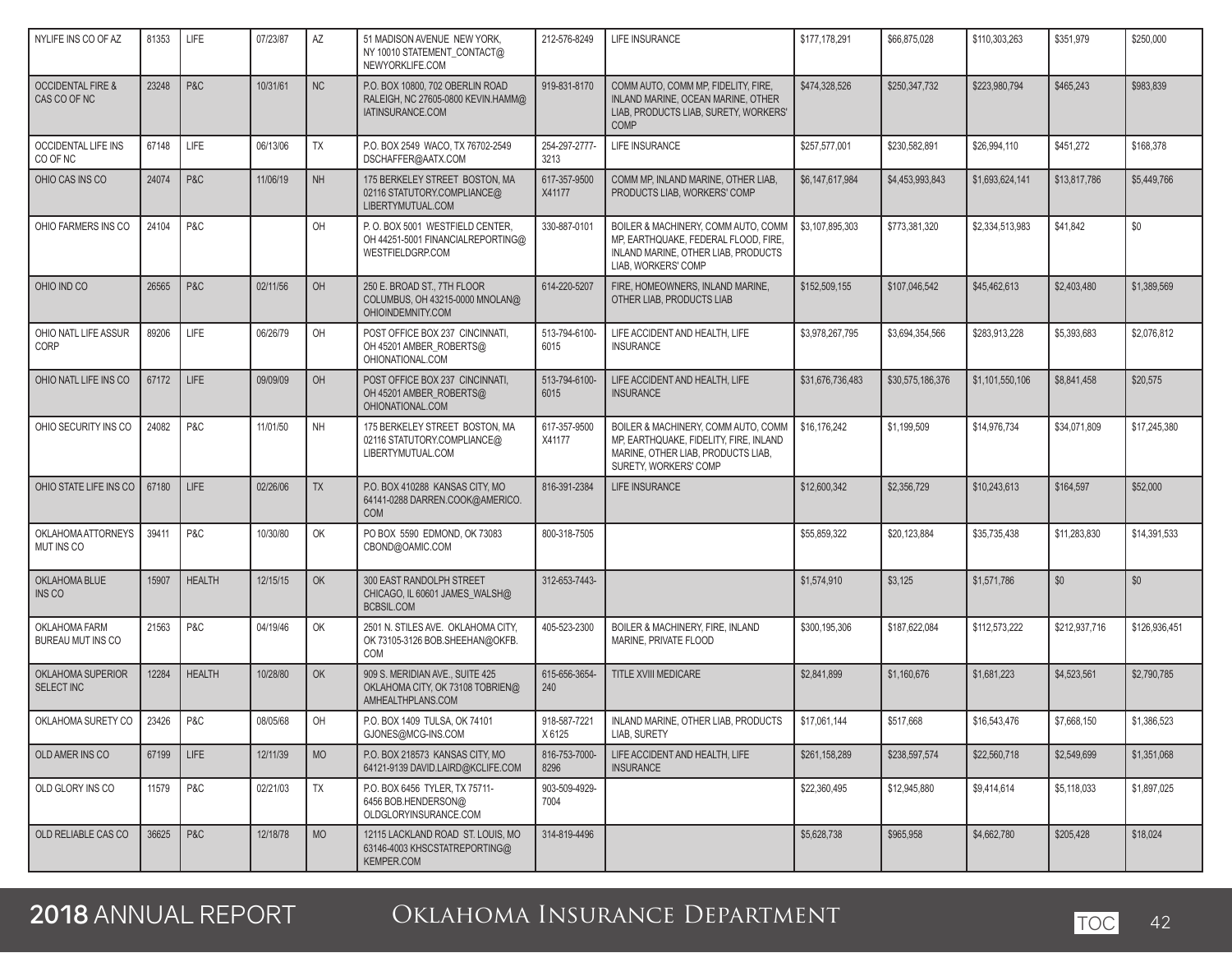| | | | | | | | | | | | | |
|---|---|---|---|---|---|---|---|---|---|---|---|---|
| NYLIFE INS CO OF AZ | 81353 | LIFE | 07/23/87 | AZ | 51 MADISON AVENUE NEW YORK, NY 10010 STATEMENT_CONTACT@NEWYORKLIFE.COM | 212-576-8249 | LIFE INSURANCE | $177,178,291 | $66,875,028 | $110,303,263 | $351,979 | $250,000 |
| OCCIDENTAL FIRE & CAS CO OF NC | 23248 | P&C | 10/31/61 | NC | P.O. BOX 10800, 702 OBERLIN ROAD RALEIGH, NC 27605-0800 KEVIN.HAMM@IATINSURANCE.COM | 919-831-8170 | COMM AUTO, COMM MP, FIDELITY, FIRE, INLAND MARINE, OCEAN MARINE, OTHER LIAB, PRODUCTS LIAB, SURETY, WORKERS' COMP | $474,328,526 | $250,347,732 | $223,980,794 | $465,243 | $983,839 |
| OCCIDENTAL LIFE INS CO OF NC | 67148 | LIFE | 06/13/06 | TX | P.O. BOX 2549 WACO, TX 76702-2549 DSCHAFFER@AATX.COM | 254-297-2777-3213 | LIFE INSURANCE | $257,577,001 | $230,582,891 | $26,994,110 | $451,272 | $168,378 |
| OHIO CAS INS CO | 24074 | P&C | 11/06/19 | NH | 175 BERKELEY STREET BOSTON, MA 02116 STATUTORY.COMPLIANCE@LIBERTYMUTUAL.COM | 617-357-9500 X41177 | COMM MP, INLAND MARINE, OTHER LIAB, PRODUCTS LIAB, WORKERS' COMP | $6,147,617,984 | $4,453,993,843 | $1,693,624,141 | $13,817,786 | $5,449,766 |
| OHIO FARMERS INS CO | 24104 | P&C | | OH | P. O. BOX 5001 WESTFIELD CENTER, OH 44251-5001 FINANCIALREPORTING@WESTFIELDGRP.COM | 330-887-0101 | BOILER & MACHINERY, COMM AUTO, COMM MP, EARTHQUAKE, FEDERAL FLOOD, FIRE, INLAND MARINE, OTHER LIAB, PRODUCTS LIAB, WORKERS' COMP | $3,107,895,303 | $773,381,320 | $2,334,513,983 | $41,842 | $0 |
| OHIO IND CO | 26565 | P&C | 02/11/56 | OH | 250 E. BROAD ST., 7TH FLOOR COLUMBUS, OH 43215-0000 MNOLAN@OHIOINDEMNITY.COM | 614-220-5207 | FIRE, HOMEOWNERS, INLAND MARINE, OTHER LIAB, PRODUCTS LIAB | $152,509,155 | $107,046,542 | $45,462,613 | $2,403,480 | $1,389,569 |
| OHIO NATL LIFE ASSUR CORP | 89206 | LIFE | 06/26/79 | OH | POST OFFICE BOX 237 CINCINNATI, OH 45201 AMBER_ROBERTS@OHIONATIONAL.COM | 513-794-6100-6015 | LIFE ACCIDENT AND HEALTH, LIFE INSURANCE | $3,978,267,795 | $3,694,354,566 | $283,913,228 | $5,393,683 | $2,076,812 |
| OHIO NATL LIFE INS CO | 67172 | LIFE | 09/09/09 | OH | POST OFFICE BOX 237 CINCINNATI, OH 45201 AMBER_ROBERTS@OHIONATIONAL.COM | 513-794-6100-6015 | LIFE ACCIDENT AND HEALTH, LIFE INSURANCE | $31,676,736,483 | $30,575,186,376 | $1,101,550,106 | $8,841,458 | $20,575 |
| OHIO SECURITY INS CO | 24082 | P&C | 11/01/50 | NH | 175 BERKELEY STREET BOSTON, MA 02116 STATUTORY.COMPLIANCE@LIBERTYMUTUAL.COM | 617-357-9500 X41177 | BOILER & MACHINERY, COMM AUTO, COMM MP, EARTHQUAKE, FIDELITY, FIRE, INLAND MARINE, OTHER LIAB, PRODUCTS LIAB, SURETY, WORKERS' COMP | $16,176,242 | $1,199,509 | $14,976,734 | $34,071,809 | $17,245,380 |
| OHIO STATE LIFE INS CO | 67180 | LIFE | 02/26/06 | TX | P.O. BOX 410288 KANSAS CITY, MO 64141-0288 DARREN.COOK@AMERICO.COM | 816-391-2384 | LIFE INSURANCE | $12,600,342 | $2,356,729 | $10,243,613 | $164,597 | $52,000 |
| OKLAHOMA ATTORNEYS MUT INS CO | 39411 | P&C | 10/30/80 | OK | PO BOX 5590 EDMOND, OK 73083 CBOND@OAMIC.COM | 800-318-7505 | | $55,859,322 | $20,123,884 | $35,735,438 | $11,283,830 | $14,391,533 |
| OKLAHOMA BLUE INS CO | 15907 | HEALTH | 12/15/15 | OK | 300 EAST RANDOLPH STREET CHICAGO, IL 60601 JAMES_WALSH@BCBSIL.COM | 312-653-7443- | | $1,574,910 | $3,125 | $1,571,786 | $0 | $0 |
| OKLAHOMA FARM BUREAU MUT INS CO | 21563 | P&C | 04/19/46 | OK | 2501 N. STILES AVE. OKLAHOMA CITY, OK 73105-3126 BOB.SHEEHAN@OKFB.COM | 405-523-2300 | BOILER & MACHINERY, FIRE, INLAND MARINE, PRIVATE FLOOD | $300,195,306 | $187,622,084 | $112,573,222 | $212,937,716 | $126,936,451 |
| OKLAHOMA SUPERIOR SELECT INC | 12284 | HEALTH | 10/28/80 | OK | 909 S. MERIDIAN AVE., SUITE 425 OKLAHOMA CITY, OK 73108 TOBRIEN@AMHEALTHPLANS.COM | 615-656-3654-240 | TITLE XVIII MEDICARE | $2,841,899 | $1,160,676 | $1,681,223 | $4,523,561 | $2,790,785 |
| OKLAHOMA SURETY CO | 23426 | P&C | 08/05/68 | OH | P.O. BOX 1409 TULSA, OK 74101 GJONES@MCG-INS.COM | 918-587-7221 X 6125 | INLAND MARINE, OTHER LIAB, PRODUCTS LIAB, SURETY | $17,061,144 | $517,668 | $16,543,476 | $7,668,150 | $1,386,523 |
| OLD AMER INS CO | 67199 | LIFE | 12/11/39 | MO | P.O. BOX 218573 KANSAS CITY, MO 64121-9139 DAVID.LAIRD@KCLIFE.COM | 816-753-7000-8296 | LIFE ACCIDENT AND HEALTH, LIFE INSURANCE | $261,158,289 | $238,597,574 | $22,560,718 | $2,549,699 | $1,351,068 |
| OLD GLORY INS CO | 11579 | P&C | 02/21/03 | TX | P.O. BOX 6456 TYLER, TX 75711-6456 BOB.HENDERSON@OLDGLORYINSURANCE.COM | 903-509-4929-7004 | | $22,360,495 | $12,945,880 | $9,414,614 | $5,118,033 | $1,897,025 |
| OLD RELIABLE CAS CO | 36625 | P&C | 12/18/78 | MO | 12115 LACKLAND ROAD ST. LOUIS, MO 63146-4003 KHSCSTATREPORTING@KEMPER.COM | 314-819-4496 | | $5,628,738 | $965,958 | $4,662,780 | $205,428 | $18,024 |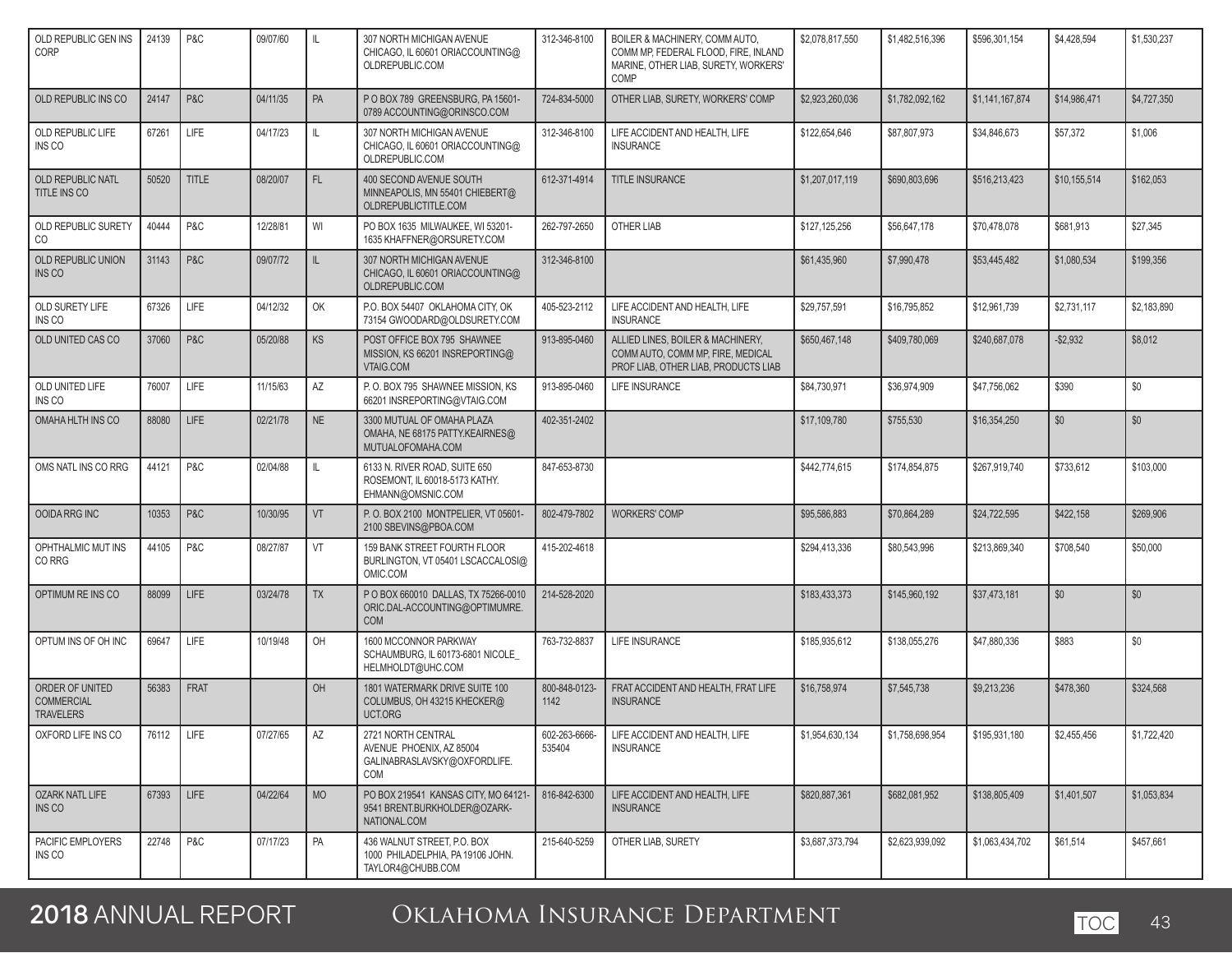| | | | | | | | | | | | | |
|---|---|---|---|---|---|---|---|---|---|---|---|---|
| OLD REPUBLIC GEN INS CORP | 24139 | P&C | 09/07/60 | IL | 307 NORTH MICHIGAN AVENUE CHICAGO, IL 60601 ORIACCOUNTING@OLDREPUBLIC.COM | 312-346-8100 | BOILER & MACHINERY, COMM AUTO, COMM MP, FEDERAL FLOOD, FIRE, INLAND MARINE, OTHER LIAB, SURETY, WORKERS' COMP | $2,078,817,550 | $1,482,516,396 | $596,301,154 | $4,428,594 | $1,530,237 |
| OLD REPUBLIC INS CO | 24147 | P&C | 04/11/35 | PA | P O BOX 789 GREENSBURG, PA 15601-0789 ACCOUNTING@ORINSCO.COM | 724-834-5000 | OTHER LIAB, SURETY, WORKERS' COMP | $2,923,260,036 | $1,782,092,162 | $1,141,167,874 | $14,986,471 | $4,727,350 |
| OLD REPUBLIC LIFE INS CO | 67261 | LIFE | 04/17/23 | IL | 307 NORTH MICHIGAN AVENUE CHICAGO, IL 60601 ORIACCOUNTING@OLDREPUBLIC.COM | 312-346-8100 | LIFE ACCIDENT AND HEALTH, LIFE INSURANCE | $122,654,646 | $87,807,973 | $34,846,673 | $57,372 | $1,006 |
| OLD REPUBLIC NATL TITLE INS CO | 50520 | TITLE | 08/20/07 | FL | 400 SECOND AVENUE SOUTH MINNEAPOLIS, MN 55401 CHIEBERT@OLDREPUBLICTITLE.COM | 612-371-4914 | TITLE INSURANCE | $1,207,017,119 | $690,803,696 | $516,213,423 | $10,155,514 | $162,053 |
| OLD REPUBLIC SURETY CO | 40444 | P&C | 12/28/81 | WI | PO BOX 1635 MILWAUKEE, WI 53201-1635 KHAFFNER@ORSURETY.COM | 262-797-2650 | OTHER LIAB | $127,125,256 | $56,647,178 | $70,478,078 | $681,913 | $27,345 |
| OLD REPUBLIC UNION INS CO | 31143 | P&C | 09/07/72 | IL | 307 NORTH MICHIGAN AVENUE CHICAGO, IL 60601 ORIACCOUNTING@OLDREPUBLIC.COM | 312-346-8100 | | $61,435,960 | $7,990,478 | $53,445,482 | $1,080,534 | $199,356 |
| OLD SURETY LIFE INS CO | 67326 | LIFE | 04/12/32 | OK | P.O. BOX 54407 OKLAHOMA CITY, OK 73154 GWOODARD@OLDSURETY.COM | 405-523-2112 | LIFE ACCIDENT AND HEALTH, LIFE INSURANCE | $29,757,591 | $16,795,852 | $12,961,739 | $2,731,117 | $2,183,890 |
| OLD UNITED CAS CO | 37060 | P&C | 05/20/88 | KS | POST OFFICE BOX 795 SHAWNEE MISSION, KS 66201 INSREPORTING@VTAIG.COM | 913-895-0460 | ALLIED LINES, BOILER & MACHINERY, COMM AUTO, COMM MP, FIRE, MEDICAL PROF LIAB, OTHER LIAB, PRODUCTS LIAB | $650,467,148 | $409,780,069 | $240,687,078 | -$2,932 | $8,012 |
| OLD UNITED LIFE INS CO | 76007 | LIFE | 11/15/63 | AZ | P. O. BOX 795 SHAWNEE MISSION, KS 66201 INSREPORTING@VTAIG.COM | 913-895-0460 | LIFE INSURANCE | $84,730,971 | $36,974,909 | $47,756,062 | $390 | $0 |
| OMAHA HLTH INS CO | 88080 | LIFE | 02/21/78 | NE | 3300 MUTUAL OF OMAHA PLAZA OMAHA, NE 68175 PATTY.KEAIRNES@MUTUALOFOMAHA.COM | 402-351-2402 | | $17,109,780 | $755,530 | $16,354,250 | $0 | $0 |
| OMS NATL INS CO RRG | 44121 | P&C | 02/04/88 | IL | 6133 N. RIVER ROAD, SUITE 650 ROSEMONT, IL 60018-5173 KATHY.EHMANN@OMSNIC.COM | 847-653-8730 | | $442,774,615 | $174,854,875 | $267,919,740 | $733,612 | $103,000 |
| OOIDA RRG INC | 10353 | P&C | 10/30/95 | VT | P. O. BOX 2100 MONTPELIER, VT 05601-2100 SBEVINS@PBOA.COM | 802-479-7802 | WORKERS' COMP | $95,586,883 | $70,864,289 | $24,722,595 | $422,158 | $269,906 |
| OPHTHALMIC MUT INS CO RRG | 44105 | P&C | 08/27/87 | VT | 159 BANK STREET FOURTH FLOOR BURLINGTON, VT 05401 LSCACCALOSI@OMIC.COM | 415-202-4618 | | $294,413,336 | $80,543,996 | $213,869,340 | $708,540 | $50,000 |
| OPTIMUM RE INS CO | 88099 | LIFE | 03/24/78 | TX | P O BOX 660010 DALLAS, TX 75266-0010 ORIC.DAL-ACCOUNTING@OPTIMUMRE.COM | 214-528-2020 | | $183,433,373 | $145,960,192 | $37,473,181 | $0 | $0 |
| OPTUM INS OF OH INC | 69647 | LIFE | 10/19/48 | OH | 1600 MCCONNOR PARKWAY SCHAUMBURG, IL 60173-6801 NICOLE_HELMHOLDT@UHC.COM | 763-732-8837 | LIFE INSURANCE | $185,935,612 | $138,055,276 | $47,880,336 | $883 | $0 |
| ORDER OF UNITED COMMERCIAL TRAVELERS | 56383 | FRAT | | OH | 1801 WATERMARK DRIVE SUITE 100 COLUMBUS, OH 43215 KHECKER@UCT.ORG | 800-848-0123-1142 | FRAT ACCIDENT AND HEALTH, FRAT LIFE INSURANCE | $16,758,974 | $7,545,738 | $9,213,236 | $478,360 | $324,568 |
| OXFORD LIFE INS CO | 76112 | LIFE | 07/27/65 | AZ | 2721 NORTH CENTRAL AVENUE PHOENIX, AZ 85004 GALINABRASLAVSKY@OXFORDLIFE.COM | 602-263-6666-535404 | LIFE ACCIDENT AND HEALTH, LIFE INSURANCE | $1,954,630,134 | $1,758,698,954 | $195,931,180 | $2,455,456 | $1,722,420 |
| OZARK NATL LIFE INS CO | 67393 | LIFE | 04/22/64 | MO | PO BOX 219541 KANSAS CITY, MO 64121-9541 BRENT.BURKHOLDER@OZARK-NATIONAL.COM | 816-842-6300 | LIFE ACCIDENT AND HEALTH, LIFE INSURANCE | $820,887,361 | $682,081,952 | $138,805,409 | $1,401,507 | $1,053,834 |
| PACIFIC EMPLOYERS INS CO | 22748 | P&C | 07/17/23 | PA | 436 WALNUT STREET, P.O. BOX 1000 PHILADELPHIA, PA 19106 JOHN.TAYLOR4@CHUBB.COM | 215-640-5259 | OTHER LIAB, SURETY | $3,687,373,794 | $2,623,939,092 | $1,063,434,702 | $61,514 | $457,661 |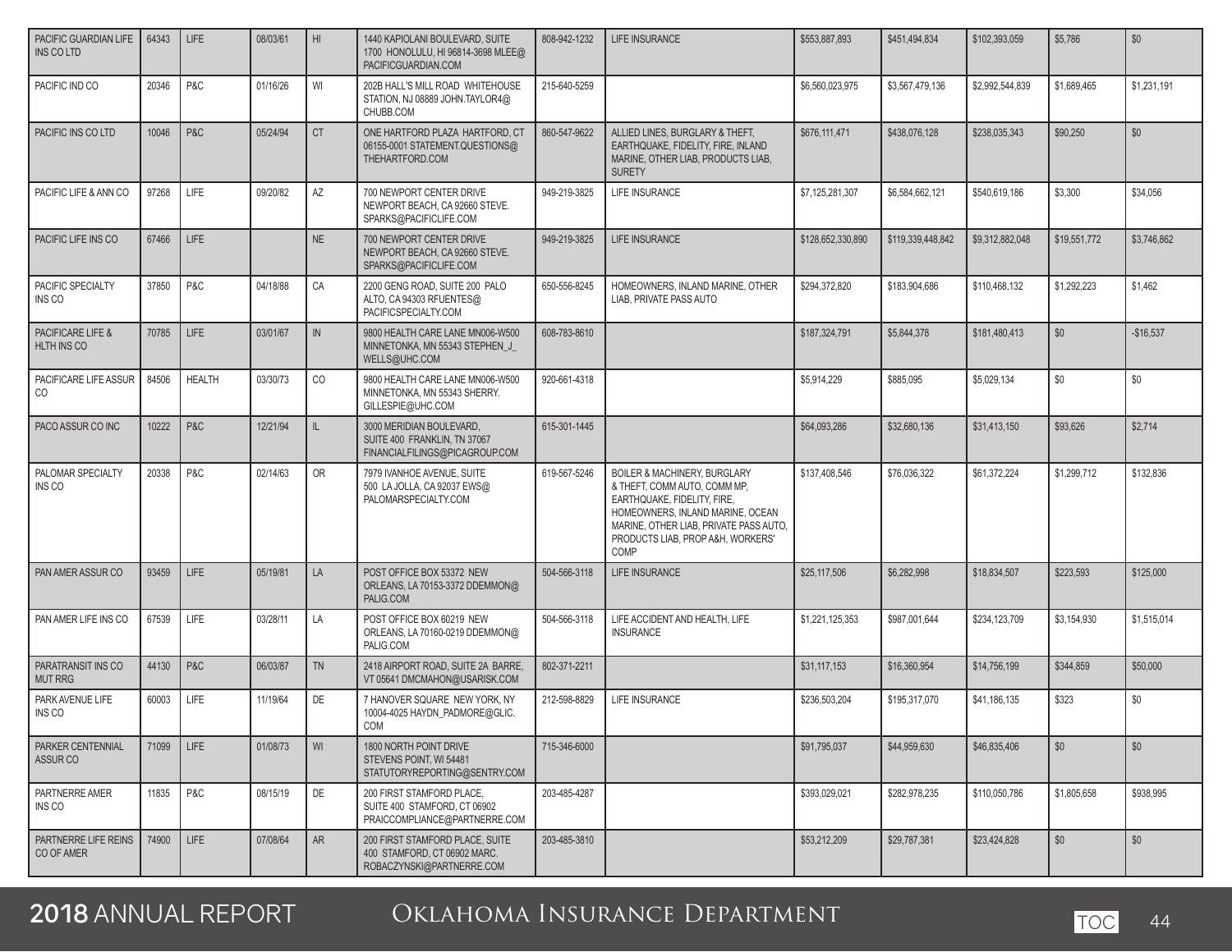| | | | | | | | | | | | |
|---|---|---|---|---|---|---|---|---|---|---|---|
| PACIFIC GUARDIAN LIFE INS CO LTD | 64343 | LIFE | 08/03/61 | HI | 1440 KAPIOLANI BOULEVARD, SUITE 1700 HONOLULU, HI 96814-3698 MLEE@PACIFICGUARDIAN.COM | 808-942-1232 | LIFE INSURANCE | $553,887,893 | $451,494,834 | $102,393,059 | $5,786 | $0 |
| PACIFIC IND CO | 20346 | P&C | 01/16/26 | WI | 202B HALL'S MILL ROAD WHITEHOUSE STATION, NJ 08889 JOHN.TAYLOR4@CHUBB.COM | 215-640-5259 | | $6,560,023,975 | $3,567,479,136 | $2,992,544,839 | $1,689,465 | $1,231,191 |
| PACIFIC INS CO LTD | 10046 | P&C | 05/24/94 | CT | ONE HARTFORD PLAZA HARTFORD, CT 06155-0001 STATEMENT.QUESTIONS@THEHARTFORD.COM | 860-547-9622 | ALLIED LINES, BURGLARY & THEFT, EARTHQUAKE, FIDELITY, FIRE, INLAND MARINE, OTHER LIAB, PRODUCTS LIAB, SURETY | $676,111,471 | $438,076,128 | $238,035,343 | $90,250 | $0 |
| PACIFIC LIFE & ANN CO | 97268 | LIFE | 09/20/82 | AZ | 700 NEWPORT CENTER DRIVE NEWPORT BEACH, CA 92660 STEVE.SPARKS@PACIFICLIFE.COM | 949-219-3825 | LIFE INSURANCE | $7,125,281,307 | $6,584,662,121 | $540,619,186 | $3,300 | $34,056 |
| PACIFIC LIFE INS CO | 67466 | LIFE | | NE | 700 NEWPORT CENTER DRIVE NEWPORT BEACH, CA 92660 STEVE.SPARKS@PACIFICLIFE.COM | 949-219-3825 | LIFE INSURANCE | $128,652,330,890 | $119,339,448,842 | $9,312,882,048 | $19,551,772 | $3,746,862 |
| PACIFIC SPECIALTY INS CO | 37850 | P&C | 04/18/88 | CA | 2200 GENG ROAD, SUITE 200 PALO ALTO, CA 94303 RFUENTES@PACIFICSPECIALTY.COM | 650-556-8245 | HOMEOWNERS, INLAND MARINE, OTHER LIAB, PRIVATE PASS AUTO | $294,372,820 | $183,904,686 | $110,468,132 | $1,292,223 | $1,462 |
| PACIFICARE LIFE & HLTH INS CO | 70785 | LIFE | 03/01/67 | IN | 9800 HEALTH CARE LANE MN006-W500 MINNETONKA, MN 55343 STEPHEN_J_WELLS@UHC.COM | 608-783-8610 | | $187,324,791 | $5,844,378 | $181,480,413 | $0 | -$16,537 |
| PACIFICARE LIFE ASSUR CO | 84506 | HEALTH | 03/30/73 | CO | 9800 HEALTH CARE LANE MN006-W500 MINNETONKA, MN 55343 SHERRY.GILLESPIE@UHC.COM | 920-661-4318 | | $5,914,229 | $885,095 | $5,029,134 | $0 | $0 |
| PACO ASSUR CO INC | 10222 | P&C | 12/21/94 | IL | 3000 MERIDIAN BOULEVARD, SUITE 400 FRANKLIN, TN 37067 FINANCIALFILINGS@PICAGROUP.COM | 615-301-1445 | | $64,093,286 | $32,680,136 | $31,413,150 | $93,626 | $2,714 |
| PALOMAR SPECIALTY INS CO | 20338 | P&C | 02/14/63 | OR | 7979 IVANHOE AVENUE, SUITE 500 LA JOLLA, CA 92037 EWS@PALOMARSPECIALTY.COM | 619-567-5246 | BOILER & MACHINERY, BURGLARY & THEFT, COMM AUTO, COMM MP, EARTHQUAKE, FIDELITY, FIRE, HOMEOWNERS, INLAND MARINE, OCEAN MARINE, OTHER LIAB, PRIVATE PASS AUTO, PRODUCTS LIAB, PROP A&H, WORKERS' COMP | $137,408,546 | $76,036,322 | $61,372,224 | $1,299,712 | $132,836 |
| PAN AMER ASSUR CO | 93459 | LIFE | 05/19/81 | LA | POST OFFICE BOX 53372 NEW ORLEANS, LA 70153-3372 DDEMMON@PALIG.COM | 504-566-3118 | LIFE INSURANCE | $25,117,506 | $6,282,998 | $18,834,507 | $223,593 | $125,000 |
| PAN AMER LIFE INS CO | 67539 | LIFE | 03/28/11 | LA | POST OFFICE BOX 60219 NEW ORLEANS, LA 70160-0219 DDEMMON@PALIG.COM | 504-566-3118 | LIFE ACCIDENT AND HEALTH, LIFE INSURANCE | $1,221,125,353 | $987,001,644 | $234,123,709 | $3,154,930 | $1,515,014 |
| PARATRANSIT INS CO MUT RRG | 44130 | P&C | 06/03/87 | TN | 2418 AIRPORT ROAD, SUITE 2A BARRE, VT 05641 DMCMAHON@USARISK.COM | 802-371-2211 | | $31,117,153 | $16,360,954 | $14,756,199 | $344,859 | $50,000 |
| PARK AVENUE LIFE INS CO | 60003 | LIFE | 11/19/64 | DE | 7 HANOVER SQUARE NEW YORK, NY 10004-4025 HAYDN_PADMORE@GLIC.COM | 212-598-8829 | LIFE INSURANCE | $236,503,204 | $195,317,070 | $41,186,135 | $323 | $0 |
| PARKER CENTENNIAL ASSUR CO | 71099 | LIFE | 01/08/73 | WI | 1800 NORTH POINT DRIVE STEVENS POINT, WI 54481 STATUTORYREPORTING@SENTRY.COM | 715-346-6000 | | $91,795,037 | $44,959,630 | $46,835,406 | $0 | $0 |
| PARTNERRE AMER INS CO | 11835 | P&C | 08/15/19 | DE | 200 FIRST STAMFORD PLACE, SUITE 400 STAMFORD, CT 06902 PRAICCOMPLIANCE@PARTNERRE.COM | 203-485-4287 | | $393,029,021 | $282,978,235 | $110,050,786 | $1,805,658 | $938,995 |
| PARTNERRE LIFE REINS CO OF AMER | 74900 | LIFE | 07/08/64 | AR | 200 FIRST STAMFORD PLACE, SUITE 400 STAMFORD, CT 06902 MARC.ROBACZYNSKI@PARTNERRE.COM | 203-485-3810 | | $53,212,209 | $29,787,381 | $23,424,828 | $0 | $0 |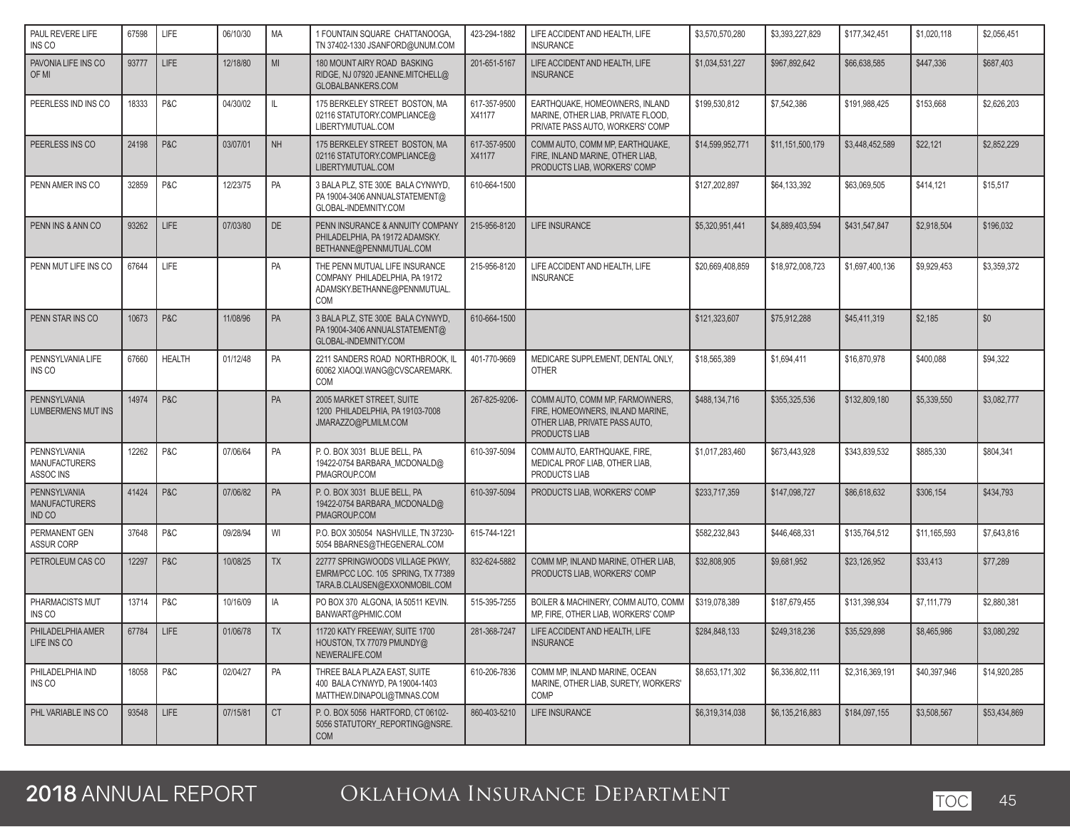| | | | | | | | | | | | | |
|---|---|---|---|---|---|---|---|---|---|---|---|---|
| PAUL REVERE LIFE INS CO | 67598 | LIFE | 06/10/30 | MA | 1 FOUNTAIN SQUARE CHATTANOOGA, TN 37402-1330 JSANFORD@UNUM.COM | 423-294-1882 | LIFE ACCIDENT AND HEALTH, LIFE INSURANCE | $3,570,570,280 | $3,393,227,829 | $177,342,451 | $1,020,118 | $2,056,451 |
| PAVONIA LIFE INS CO OF MI | 93777 | LIFE | 12/18/80 | MI | 180 MOUNT AIRY ROAD BASKING RIDGE, NJ 07920 JEANNE.MITCHELL@GLOBALBANKERS.COM | 201-651-5167 | LIFE ACCIDENT AND HEALTH, LIFE INSURANCE | $1,034,531,227 | $967,892,642 | $66,638,585 | $447,336 | $687,403 |
| PEERLESS IND INS CO | 18333 | P&C | 04/30/02 | IL | 175 BERKELEY STREET BOSTON, MA 02116 STATUTORY.COMPLIANCE@LIBERTYMUTUAL.COM | 617-357-9500 X41177 | EARTHQUAKE, HOMEOWNERS, INLAND MARINE, OTHER LIAB, PRIVATE FLOOD, PRIVATE PASS AUTO, WORKERS' COMP | $199,530,812 | $7,542,386 | $191,988,425 | $153,668 | $2,626,203 |
| PEERLESS INS CO | 24198 | P&C | 03/07/01 | NH | 175 BERKELEY STREET BOSTON, MA 02116 STATUTORY.COMPLIANCE@LIBERTYMUTUAL.COM | 617-357-9500 X41177 | COMM AUTO, COMM MP, EARTHQUAKE, FIRE, INLAND MARINE, OTHER LIAB, PRODUCTS LIAB, WORKERS' COMP | $14,599,952,771 | $11,151,500,179 | $3,448,452,589 | $22,121 | $2,852,229 |
| PENN AMER INS CO | 32859 | P&C | 12/23/75 | PA | 3 BALA PLZ, STE 300E BALA CYNWYD, PA 19004-3406 ANNUALSTATEMENT@GLOBAL-INDEMNITY.COM | 610-664-1500 | | $127,202,897 | $64,133,392 | $63,069,505 | $414,121 | $15,517 |
| PENN INS & ANN CO | 93262 | LIFE | 07/03/80 | DE | PENN INSURANCE & ANNUITY COMPANY PHILADELPHIA, PA 19172 ADAMSKY.BETHANNE@PENNMUTUAL.COM | 215-956-8120 | LIFE INSURANCE | $5,320,951,441 | $4,889,403,594 | $431,547,847 | $2,918,504 | $196,032 |
| PENN MUT LIFE INS CO | 67644 | LIFE | | PA | THE PENN MUTUAL LIFE INSURANCE COMPANY PHILADELPHIA, PA 19172 ADAMSKY.BETHANNE@PENNMUTUAL.COM | 215-956-8120 | LIFE ACCIDENT AND HEALTH, LIFE INSURANCE | $20,669,408,859 | $18,972,008,723 | $1,697,400,136 | $9,929,453 | $3,359,372 |
| PENN STAR INS CO | 10673 | P&C | 11/08/96 | PA | 3 BALA PLZ, STE 300E BALA CYNWYD, PA 19004-3406 ANNUALSTATEMENT@GLOBAL-INDEMNITY.COM | 610-664-1500 | | $121,323,607 | $75,912,288 | $45,411,319 | $2,185 | $0 |
| PENNSYLVANIA LIFE INS CO | 67660 | HEALTH | 01/12/48 | PA | 2211 SANDERS ROAD NORTHBROOK, IL 60062 XIAOQI.WANG@CVSCAREMARK.COM | 401-770-9669 | MEDICARE SUPPLEMENT, DENTAL ONLY, OTHER | $18,565,389 | $1,694,411 | $16,870,978 | $400,088 | $94,322 |
| PENNSYLVANIA LUMBERMENS MUT INS | 14974 | P&C | | PA | 2005 MARKET STREET, SUITE 1200 PHILADELPHIA, PA 19103-7008 JMARAZZO@PLMILM.COM | 267-825-9206- | COMM AUTO, COMM MP, FARMOWNERS, FIRE, HOMEOWNERS, INLAND MARINE, OTHER LIAB, PRIVATE PASS AUTO, PRODUCTS LIAB | $488,134,716 | $355,325,536 | $132,809,180 | $5,339,550 | $3,082,777 |
| PENNSYLVANIA MANUFACTURERS ASSOC INS | 12262 | P&C | 07/06/64 | PA | P. O. BOX 3031 BLUE BELL, PA 19422-0754 BARBARA_MCDONALD@PMAGROUP.COM | 610-397-5094 | COMM AUTO, EARTHQUAKE, FIRE, MEDICAL PROF LIAB, OTHER LIAB, PRODUCTS LIAB | $1,017,283,460 | $673,443,928 | $343,839,532 | $885,330 | $804,341 |
| PENNSYLVANIA MANUFACTURERS IND CO | 41424 | P&C | 07/06/82 | PA | P. O. BOX 3031 BLUE BELL, PA 19422-0754 BARBARA_MCDONALD@PMAGROUP.COM | 610-397-5094 | PRODUCTS LIAB, WORKERS' COMP | $233,717,359 | $147,098,727 | $86,618,632 | $306,154 | $434,793 |
| PERMANENT GEN ASSUR CORP | 37648 | P&C | 09/28/94 | WI | P.O. BOX 305054 NASHVILLE, TN 37230-5054 BBARNES@THEGENERAL.COM | 615-744-1221 | | $582,232,843 | $446,468,331 | $135,764,512 | $11,165,593 | $7,643,816 |
| PETROLEUM CAS CO | 12297 | P&C | 10/08/25 | TX | 22777 SPRINGWOODS VILLAGE PKWY, EMRM/PCC LOC. 105 SPRING, TX 77389 TARA.B.CLAUSEN@EXXONMOBIL.COM | 832-624-5882 | COMM MP, INLAND MARINE, OTHER LIAB, PRODUCTS LIAB, WORKERS' COMP | $32,808,905 | $9,681,952 | $23,126,952 | $33,413 | $77,289 |
| PHARMACISTS MUT INS CO | 13714 | P&C | 10/16/09 | IA | PO BOX 370 ALGONA, IA 50511 KEVIN.BANWART@PHMIC.COM | 515-395-7255 | BOILER & MACHINERY, COMM AUTO, COMM MP, FIRE, OTHER LIAB, WORKERS' COMP | $319,078,389 | $187,679,455 | $131,398,934 | $7,111,779 | $2,880,381 |
| PHILADELPHIA AMER LIFE INS CO | 67784 | LIFE | 01/06/78 | TX | 11720 KATY FREEWAY, SUITE 1700 HOUSTON, TX 77079 PMUNDY@NEWERALIFE.COM | 281-368-7247 | LIFE ACCIDENT AND HEALTH, LIFE INSURANCE | $284,848,133 | $249,318,236 | $35,529,898 | $8,465,986 | $3,080,292 |
| PHILADELPHIA IND INS CO | 18058 | P&C | 02/04/27 | PA | THREE BALA PLAZA EAST, SUITE 400 BALA CYNWYD, PA 19004-1403 MATTHEW.DINAPOLI@TMNAS.COM | 610-206-7836 | COMM MP, INLAND MARINE, OCEAN MARINE, OTHER LIAB, SURETY, WORKERS' COMP | $8,653,171,302 | $6,336,802,111 | $2,316,369,191 | $40,397,946 | $14,920,285 |
| PHL VARIABLE INS CO | 93548 | LIFE | 07/15/81 | CT | P. O. BOX 5056 HARTFORD, CT 06102-5056 STATUTORY_REPORTING@NSRE.COM | 860-403-5210 | LIFE INSURANCE | $6,319,314,038 | $6,135,216,883 | $184,097,155 | $3,508,567 | $53,434,869 |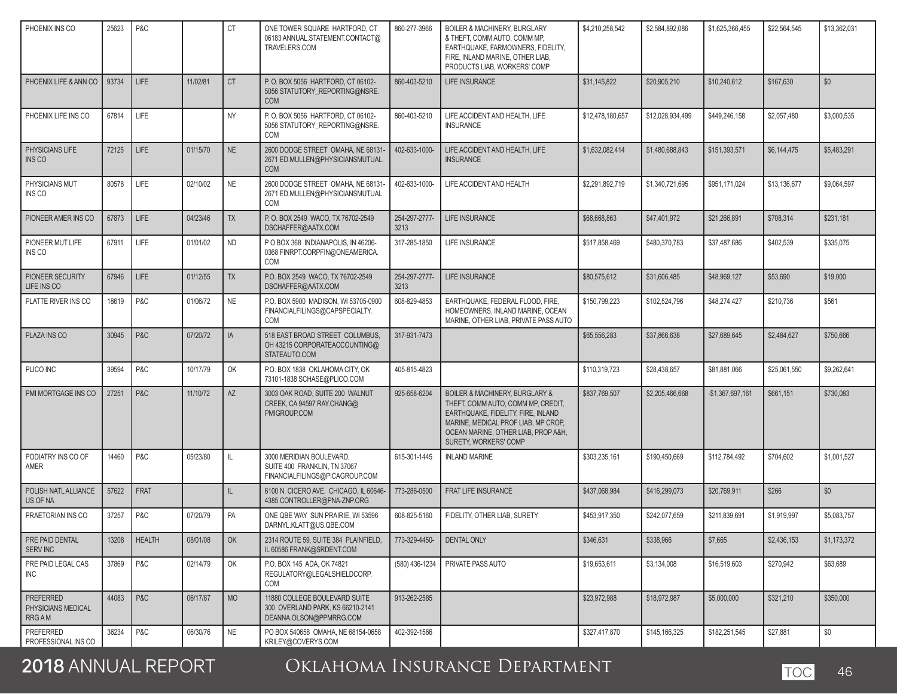| | | | | | | | | | | | | |
|---|---|---|---|---|---|---|---|---|---|---|---|---|
| PHOENIX INS CO | 25623 | P&C | | CT | ONE TOWER SQUARE HARTFORD, CT 06183 ANNUAL.STATEMENT.CONTACT@TRAVELERS.COM | 860-277-3966 | BOILER & MACHINERY, BURGLARY & THEFT, COMM AUTO, COMM MP, EARTHQUAKE, FARMOWNERS, FIDELITY, FIRE, INLAND MARINE, OTHER LIAB, PRODUCTS LIAB, WORKERS' COMP | $4,210,258,542 | $2,584,892,086 | $1,625,366,455 | $22,564,545 | $13,362,031 |
| PHOENIX LIFE & ANN CO | 93734 | LIFE | 11/02/81 | CT | P. O. BOX 5056 HARTFORD, CT 06102-5056 STATUTORY_REPORTING@NSRE.COM | 860-403-5210 | LIFE INSURANCE | $31,145,822 | $20,905,210 | $10,240,612 | $167,630 | $0 |
| PHOENIX LIFE INS CO | 67814 | LIFE | | NY | P. O. BOX 5056 HARTFORD, CT 06102-5056 STATUTORY_REPORTING@NSRE.COM | 860-403-5210 | LIFE ACCIDENT AND HEALTH, LIFE INSURANCE | $12,478,180,657 | $12,028,934,499 | $449,246,158 | $2,057,480 | $3,000,535 |
| PHYSICIANS LIFE INS CO | 72125 | LIFE | 01/15/70 | NE | 2600 DODGE STREET OMAHA, NE 68131-2671 ED.MULLEN@PHYSICIANSMUTUAL.COM | 402-633-1000- | LIFE ACCIDENT AND HEALTH, LIFE INSURANCE | $1,632,082,414 | $1,480,688,843 | $151,393,571 | $6,144,475 | $5,483,291 |
| PHYSICIANS MUT INS CO | 80578 | LIFE | 02/10/02 | NE | 2600 DODGE STREET OMAHA, NE 68131-2671 ED.MULLEN@PHYSICIANSMUTUAL.COM | 402-633-1000- | LIFE ACCIDENT AND HEALTH | $2,291,892,719 | $1,340,721,695 | $951,171,024 | $13,136,677 | $9,064,597 |
| PIONEER AMER INS CO | 67873 | LIFE | 04/23/46 | TX | P. O. BOX 2549 WACO, TX 76702-2549 DSCHAFFER@AATX.COM | 254-297-2777-3213 | LIFE INSURANCE | $68,668,863 | $47,401,972 | $21,266,891 | $708,314 | $231,181 |
| PIONEER MUT LIFE INS CO | 67911 | LIFE | 01/01/02 | ND | P O BOX 368 INDIANAPOLIS, IN 46206-0368 FINRPT.CORPFIN@ONEAMERICA.COM | 317-285-1850 | LIFE INSURANCE | $517,858,469 | $480,370,783 | $37,487,686 | $402,539 | $335,075 |
| PIONEER SECURITY LIFE INS CO | 67946 | LIFE | 01/12/55 | TX | P.O. BOX 2549 WACO, TX 76702-2549 DSCHAFFER@AATX.COM | 254-297-2777-3213 | LIFE INSURANCE | $80,575,612 | $31,606,485 | $48,969,127 | $53,690 | $19,000 |
| PLATTE RIVER INS CO | 18619 | P&C | 01/06/72 | NE | P.O. BOX 5900 MADISON, WI 53705-0900 FINANCIALFILINGS@CAPSPECIALTY.COM | 608-829-4853 | EARTHQUAKE, FEDERAL FLOOD, FIRE, HOMEOWNERS, INLAND MARINE, OCEAN MARINE, OTHER LIAB, PRIVATE PASS AUTO | $150,799,223 | $102,524,796 | $48,274,427 | $210,736 | $561 |
| PLAZA INS CO | 30945 | P&C | 07/20/72 | IA | 518 EAST BROAD STREET COLUMBUS, OH 43215 CORPORATEACCOUNTING@STATEAUTO.COM | 317-931-7473 | | $65,556,283 | $37,866,638 | $27,689,645 | $2,484,627 | $750,666 |
| PLICO INC | 39594 | P&C | 10/17/79 | OK | P.O. BOX 1838 OKLAHOMA CITY, OK 73101-1838 SCHASE@PLICO.COM | 405-815-4823 | | $110,319,723 | $28,438,657 | $81,881,066 | $25,061,550 | $9,262,641 |
| PMI MORTGAGE INS CO | 27251 | P&C | 11/10/72 | AZ | 3003 OAK ROAD, SUITE 200 WALNUT CREEK, CA 94597 RAY.CHANG@PMIGROUP.COM | 925-658-6204 | BOILER & MACHINERY, BURGLARY & THEFT, COMM AUTO, COMM MP, CREDIT, EARTHQUAKE, FIDELITY, FIRE, INLAND MARINE, MEDICAL PROF LIAB, MP CROP, OCEAN MARINE, OTHER LIAB, PROP A&H, SURETY, WORKERS' COMP | $837,769,507 | $2,205,466,668 | -$1,367,697,161 | $661,151 | $730,083 |
| PODIATRY INS CO OF AMER | 14460 | P&C | 05/23/80 | IL | 3000 MERIDIAN BOULEVARD, SUITE 400 FRANKLIN, TN 37067 FINANCIALFILINGS@PICAGROUP.COM | 615-301-1445 | INLAND MARINE | $303,235,161 | $190,450,669 | $112,784,492 | $704,602 | $1,001,527 |
| POLISH NATL ALLIANCE US OF NA | 57622 | FRAT | | IL | 6100 N. CICERO AVE. CHICAGO, IL 60646-4385 CONTROLLER@PNA-ZNP.ORG | 773-286-0500 | FRAT LIFE INSURANCE | $437,068,984 | $416,299,073 | $20,769,911 | $266 | $0 |
| PRAETORIAN INS CO | 37257 | P&C | 07/20/79 | PA | ONE QBE WAY SUN PRAIRIE, WI 53596 DARNYL.KLATT@US.QBE.COM | 608-825-5160 | FIDELITY, OTHER LIAB, SURETY | $453,917,350 | $242,077,659 | $211,839,691 | $1,919,997 | $5,083,757 |
| PRE PAID DENTAL SERV INC | 13208 | HEALTH | 08/01/08 | OK | 2314 ROUTE 59, SUITE 384 PLAINFIELD, IL 60586 FRANK@SRDENT.COM | 773-329-4450- | DENTAL ONLY | $346,631 | $338,966 | $7,665 | $2,436,153 | $1,173,372 |
| PRE PAID LEGAL CAS INC | 37869 | P&C | 02/14/79 | OK | P.O. BOX 145 ADA, OK 74821 REGULATORY@LEGALSHIELDCORP.COM | (580) 436-1234 | PRIVATE PASS AUTO | $19,653,611 | $3,134,008 | $16,519,603 | $270,942 | $63,689 |
| PREFERRED PHYSICIANS MEDICAL RRG A M | 44083 | P&C | 06/17/87 | MO | 11880 COLLEGE BOULEVARD SUITE 300 OVERLAND PARK, KS 66210-2141 DEANNA.OLSON@PPMRRG.COM | 913-262-2585 | | $23,972,988 | $18,972,987 | $5,000,000 | $321,210 | $350,000 |
| PREFERRED PROFESSIONAL INS CO | 36234 | P&C | 06/30/76 | NE | PO BOX 540658 OMAHA, NE 68154-0658 KRILEY@COVERYS.COM | 402-392-1566 | | $327,417,870 | $145,166,325 | $182,251,545 | $27,881 | $0 |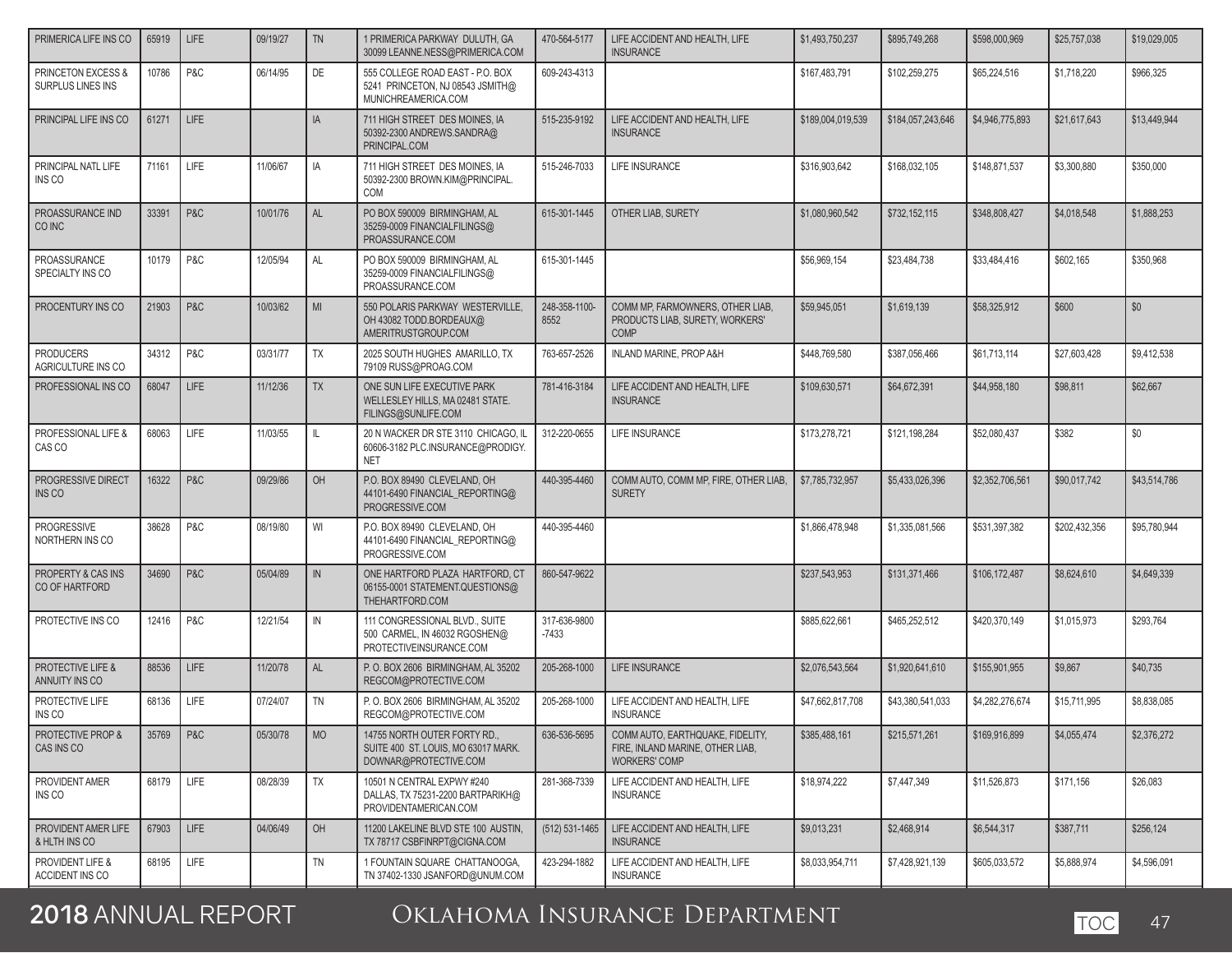| | | | | | | | | | | | | |
|---|---|---|---|---|---|---|---|---|---|---|---|---|
| PRIMERICA LIFE INS CO | 65919 | LIFE | 09/19/27 | TN | 1 PRIMERICA PARKWAY DULUTH, GA 30099 LEANNE.NESS@PRIMERICA.COM | 470-564-5177 | LIFE ACCIDENT AND HEALTH, LIFE INSURANCE | $1,493,750,237 | $895,749,268 | $598,000,969 | $25,757,038 | $19,029,005 |
| PRINCETON EXCESS & SURPLUS LINES INS | 10786 | P&C | 06/14/95 | DE | 555 COLLEGE ROAD EAST - P.O. BOX 5241 PRINCETON, NJ 08543 JSMITH@MUNICHREAMERICA.COM | 609-243-4313 | | $167,483,791 | $102,259,275 | $65,224,516 | $1,718,220 | $966,325 |
| PRINCIPAL LIFE INS CO | 61271 | LIFE | | IA | 711 HIGH STREET DES MOINES, IA 50392-2300 ANDREWS.SANDRA@PRINCIPAL.COM | 515-235-9192 | LIFE ACCIDENT AND HEALTH, LIFE INSURANCE | $189,004,019,539 | $184,057,243,646 | $4,946,775,893 | $21,617,643 | $13,449,944 |
| PRINCIPAL NATL LIFE INS CO | 71161 | LIFE | 11/06/67 | IA | 711 HIGH STREET DES MOINES, IA 50392-2300 BROWN.KIM@PRINCIPAL.COM | 515-246-7033 | LIFE INSURANCE | $316,903,642 | $168,032,105 | $148,871,537 | $3,300,880 | $350,000 |
| PROASSURANCE IND CO INC | 33391 | P&C | 10/01/76 | AL | PO BOX 590009 BIRMINGHAM, AL 35259-0009 FINANCIALFILINGS@PROASSURANCE.COM | 615-301-1445 | OTHER LIAB, SURETY | $1,080,960,542 | $732,152,115 | $348,808,427 | $4,018,548 | $1,888,253 |
| PROASSURANCE SPECIALTY INS CO | 10179 | P&C | 12/05/94 | AL | PO BOX 590009 BIRMINGHAM, AL 35259-0009 FINANCIALFILINGS@PROASSURANCE.COM | 615-301-1445 | | $56,969,154 | $23,484,738 | $33,484,416 | $602,165 | $350,968 |
| PROCENTURY INS CO | 21903 | P&C | 10/03/62 | MI | 550 POLARIS PARKWAY WESTERVILLE, OH 43082 TODD.BORDEAUX@AMERITRUSTGROUP.COM | 248-358-1100-8552 | COMM MP, FARMOWNERS, OTHER LIAB, PRODUCTS LIAB, SURETY, WORKERS' COMP | $59,945,051 | $1,619,139 | $58,325,912 | $600 | $0 |
| PRODUCERS AGRICULTURE INS CO | 34312 | P&C | 03/31/77 | TX | 2025 SOUTH HUGHES AMARILLO, TX 79109 RUSS@PROAG.COM | 763-657-2526 | INLAND MARINE, PROP A&H | $448,769,580 | $387,056,466 | $61,713,114 | $27,603,428 | $9,412,538 |
| PROFESSIONAL INS CO | 68047 | LIFE | 11/12/36 | TX | ONE SUN LIFE EXECUTIVE PARK WELLESLEY HILLS, MA 02481 STATE.FILINGS@SUNLIFE.COM | 781-416-3184 | LIFE ACCIDENT AND HEALTH, LIFE INSURANCE | $109,630,571 | $64,672,391 | $44,958,180 | $98,811 | $62,667 |
| PROFESSIONAL LIFE & CAS CO | 68063 | LIFE | 11/03/55 | IL | 20 N WACKER DR STE 3110 CHICAGO, IL 60606-3182 PLC.INSURANCE@PRODIGY.NET | 312-220-0655 | LIFE INSURANCE | $173,278,721 | $121,198,284 | $52,080,437 | $382 | $0 |
| PROGRESSIVE DIRECT INS CO | 16322 | P&C | 09/29/86 | OH | P.O. BOX 89490 CLEVELAND, OH 44101-6490 FINANCIAL_REPORTING@PROGRESSIVE.COM | 440-395-4460 | COMM AUTO, COMM MP, FIRE, OTHER LIAB, SURETY | $7,785,732,957 | $5,433,026,396 | $2,352,706,561 | $90,017,742 | $43,514,786 |
| PROGRESSIVE NORTHERN INS CO | 38628 | P&C | 08/19/80 | WI | P.O. BOX 89490 CLEVELAND, OH 44101-6490 FINANCIAL_REPORTING@PROGRESSIVE.COM | 440-395-4460 | | $1,866,478,948 | $1,335,081,566 | $531,397,382 | $202,432,356 | $95,780,944 |
| PROPERTY & CAS INS CO OF HARTFORD | 34690 | P&C | 05/04/89 | IN | ONE HARTFORD PLAZA HARTFORD, CT 06155-0001 STATEMENT.QUESTIONS@THEHARTFORD.COM | 860-547-9622 | | $237,543,953 | $131,371,466 | $106,172,487 | $8,624,610 | $4,649,339 |
| PROTECTIVE INS CO | 12416 | P&C | 12/21/54 | IN | 111 CONGRESSIONAL BLVD., SUITE 500 CARMEL, IN 46032 RGOSHEN@PROTECTIVEINSURANCE.COM | 317-636-9800 -7433 | | $885,622,661 | $465,252,512 | $420,370,149 | $1,015,973 | $293,764 |
| PROTECTIVE LIFE & ANNUITY INS CO | 88536 | LIFE | 11/20/78 | AL | P. O. BOX 2606 BIRMINGHAM, AL 35202 REGCOM@PROTECTIVE.COM | 205-268-1000 | LIFE INSURANCE | $2,076,543,564 | $1,920,641,610 | $155,901,955 | $9,867 | $40,735 |
| PROTECTIVE LIFE INS CO | 68136 | LIFE | 07/24/07 | TN | P. O. BOX 2606 BIRMINGHAM, AL 35202 REGCOM@PROTECTIVE.COM | 205-268-1000 | LIFE ACCIDENT AND HEALTH, LIFE INSURANCE | $47,662,817,708 | $43,380,541,033 | $4,282,276,674 | $15,711,995 | $8,838,085 |
| PROTECTIVE PROP & CAS INS CO | 35769 | P&C | 05/30/78 | MO | 14755 NORTH OUTER FORTY RD., SUITE 400 ST. LOUIS, MO 63017 MARK.DOWNAR@PROTECTIVE.COM | 636-536-5695 | COMM AUTO, EARTHQUAKE, FIDELITY, FIRE, INLAND MARINE, OTHER LIAB, WORKERS' COMP | $385,488,161 | $215,571,261 | $169,916,899 | $4,055,474 | $2,376,272 |
| PROVIDENT AMER INS CO | 68179 | LIFE | 08/28/39 | TX | 10501 N CENTRAL EXPWY #240 DALLAS, TX 75231-2200 BARTPARIKH@PROVIDENTAMERICAN.COM | 281-368-7339 | LIFE ACCIDENT AND HEALTH, LIFE INSURANCE | $18,974,222 | $7,447,349 | $11,526,873 | $171,156 | $26,083 |
| PROVIDENT AMER LIFE & HLTH INS CO | 67903 | LIFE | 04/06/49 | OH | 11200 LAKELINE BLVD STE 100 AUSTIN, TX 78717 CSBFINRPT@CIGNA.COM | (512) 531-1465 | LIFE ACCIDENT AND HEALTH, LIFE INSURANCE | $9,013,231 | $2,468,914 | $6,544,317 | $387,711 | $256,124 |
| PROVIDENT LIFE & ACCIDENT INS CO | 68195 | LIFE | | TN | 1 FOUNTAIN SQUARE CHATTANOOGA, TN 37402-1330 JSANFORD@UNUM.COM | 423-294-1882 | LIFE ACCIDENT AND HEALTH, LIFE INSURANCE | $8,033,954,711 | $7,428,921,139 | $605,033,572 | $5,888,974 | $4,596,091 |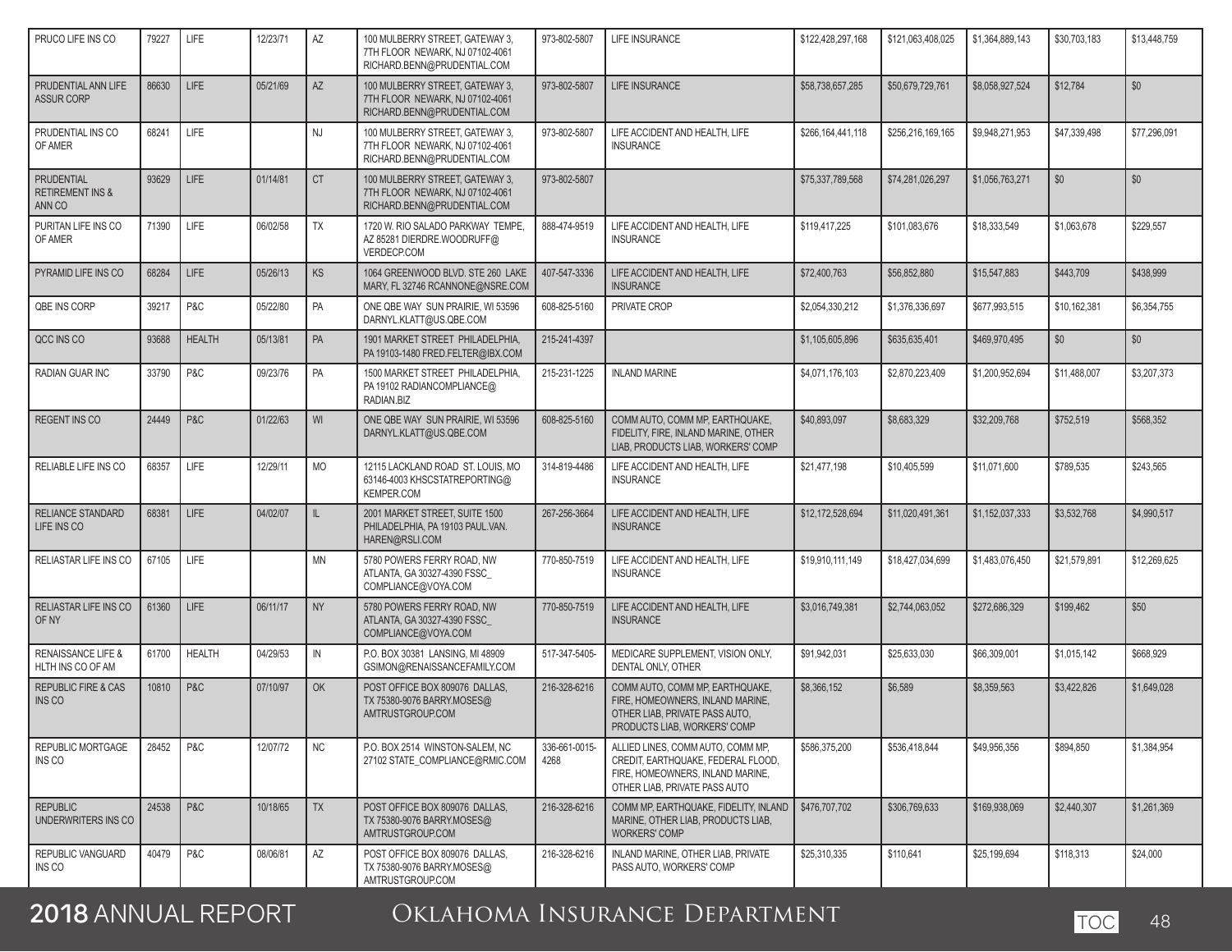| | | | | | | | | | | | | |
|---|---|---|---|---|---|---|---|---|---|---|---|---|
| PRUCO LIFE INS CO | 79227 | LIFE | 12/23/71 | AZ | 100 MULBERRY STREET, GATEWAY 3, 7TH FLOOR NEWARK, NJ 07102-4061 RICHARD.BENN@PRUDENTIAL.COM | 973-802-5807 | LIFE INSURANCE | $122,428,297,168 | $121,063,408,025 | $1,364,889,143 | $30,703,183 | $13,448,759 |
| PRUDENTIAL ANN LIFE ASSUR CORP | 86630 | LIFE | 05/21/69 | AZ | 100 MULBERRY STREET, GATEWAY 3, 7TH FLOOR NEWARK, NJ 07102-4061 RICHARD.BENN@PRUDENTIAL.COM | 973-802-5807 | LIFE INSURANCE | $58,738,657,285 | $50,679,729,761 | $8,058,927,524 | $12,784 | $0 |
| PRUDENTIAL INS CO OF AMER | 68241 | LIFE | | NJ | 100 MULBERRY STREET, GATEWAY 3, 7TH FLOOR NEWARK, NJ 07102-4061 RICHARD.BENN@PRUDENTIAL.COM | 973-802-5807 | LIFE ACCIDENT AND HEALTH, LIFE INSURANCE | $266,164,441,118 | $256,216,169,165 | $9,948,271,953 | $47,339,498 | $77,296,091 |
| PRUDENTIAL RETIREMENT INS & ANN CO | 93629 | LIFE | 01/14/81 | CT | 100 MULBERRY STREET, GATEWAY 3, 7TH FLOOR NEWARK, NJ 07102-4061 RICHARD.BENN@PRUDENTIAL.COM | 973-802-5807 | | $75,337,789,568 | $74,281,026,297 | $1,056,763,271 | $0 | $0 |
| PURITAN LIFE INS CO OF AMER | 71390 | LIFE | 06/02/58 | TX | 1720 W. RIO SALADO PARKWAY TEMPE, AZ 85281 DIERDRE.WOODRUFF@VERDECP.COM | 888-474-9519 | LIFE ACCIDENT AND HEALTH, LIFE INSURANCE | $119,417,225 | $101,083,676 | $18,333,549 | $1,063,678 | $229,557 |
| PYRAMID LIFE INS CO | 68284 | LIFE | 05/26/13 | KS | 1064 GREENWOOD BLVD. STE 260 LAKE MARY, FL 32746 RCANNONE@NSRE.COM | 407-547-3336 | LIFE ACCIDENT AND HEALTH, LIFE INSURANCE | $72,400,763 | $56,852,880 | $15,547,883 | $443,709 | $438,999 |
| QBE INS CORP | 39217 | P&C | 05/22/80 | PA | ONE QBE WAY SUN PRAIRIE, WI 53596 DARNYL.KLATT@US.QBE.COM | 608-825-5160 | PRIVATE CROP | $2,054,330,212 | $1,376,336,697 | $677,993,515 | $10,162,381 | $6,354,755 |
| QCC INS CO | 93688 | HEALTH | 05/13/81 | PA | 1901 MARKET STREET PHILADELPHIA, PA 19103-1480 FRED.FELTER@IBX.COM | 215-241-4397 | | $1,105,605,896 | $635,635,401 | $469,970,495 | $0 | $0 |
| RADIAN GUAR INC | 33790 | P&C | 09/23/76 | PA | 1500 MARKET STREET PHILADELPHIA, PA 19102 RADIANCOMPLIANCE@RADIAN.BIZ | 215-231-1225 | INLAND MARINE | $4,071,176,103 | $2,870,223,409 | $1,200,952,694 | $11,488,007 | $3,207,373 |
| REGENT INS CO | 24449 | P&C | 01/22/63 | WI | ONE QBE WAY SUN PRAIRIE, WI 53596 DARNYL.KLATT@US.QBE.COM | 608-825-5160 | COMM AUTO, COMM MP, EARTHQUAKE, FIDELITY, FIRE, INLAND MARINE, OTHER LIAB, PRODUCTS LIAB, WORKERS' COMP | $40,893,097 | $8,683,329 | $32,209,768 | $752,519 | $568,352 |
| RELIABLE LIFE INS CO | 68357 | LIFE | 12/29/11 | MO | 12115 LACKLAND ROAD ST. LOUIS, MO 63146-4003 KHSCSTATREPORTING@KEMPER.COM | 314-819-4486 | LIFE ACCIDENT AND HEALTH, LIFE INSURANCE | $21,477,198 | $10,405,599 | $11,071,600 | $789,535 | $243,565 |
| RELIANCE STANDARD LIFE INS CO | 68381 | LIFE | 04/02/07 | IL | 2001 MARKET STREET, SUITE 1500 PHILADELPHIA, PA 19103 PAUL.VAN.HAREN@RSLI.COM | 267-256-3664 | LIFE ACCIDENT AND HEALTH, LIFE INSURANCE | $12,172,528,694 | $11,020,491,361 | $1,152,037,333 | $3,532,768 | $4,990,517 |
| RELIASTAR LIFE INS CO | 67105 | LIFE | | MN | 5780 POWERS FERRY ROAD, NW ATLANTA, GA 30327-4390 FSSC_COMPLIANCE@VOYA.COM | 770-850-7519 | LIFE ACCIDENT AND HEALTH, LIFE INSURANCE | $19,910,111,149 | $18,427,034,699 | $1,483,076,450 | $21,579,891 | $12,269,625 |
| RELIASTAR LIFE INS CO OF NY | 61360 | LIFE | 06/11/17 | NY | 5780 POWERS FERRY ROAD, NW ATLANTA, GA 30327-4390 FSSC_COMPLIANCE@VOYA.COM | 770-850-7519 | LIFE ACCIDENT AND HEALTH, LIFE INSURANCE | $3,016,749,381 | $2,744,063,052 | $272,686,329 | $199,462 | $50 |
| RENAISSANCE LIFE & HLTH INS CO OF AM | 61700 | HEALTH | 04/29/53 | IN | P.O. BOX 30381 LANSING, MI 48909 GSIMON@RENAISSANCEFAMILY.COM | 517-347-5405- | MEDICARE SUPPLEMENT, VISION ONLY, DENTAL ONLY, OTHER | $91,942,031 | $25,633,030 | $66,309,001 | $1,015,142 | $668,929 |
| REPUBLIC FIRE & CAS INS CO | 10810 | P&C | 07/10/97 | OK | POST OFFICE BOX 809076 DALLAS, TX 75380-9076 BARRY.MOSES@AMTRUSTGROUP.COM | 216-328-6216 | COMM AUTO, COMM MP, EARTHQUAKE, FIRE, HOMEOWNERS, INLAND MARINE, OTHER LIAB, PRIVATE PASS AUTO, PRODUCTS LIAB, WORKERS' COMP | $8,366,152 | $6,589 | $8,359,563 | $3,422,826 | $1,649,028 |
| REPUBLIC MORTGAGE INS CO | 28452 | P&C | 12/07/72 | NC | P.O. BOX 2514 WINSTON-SALEM, NC 27102 STATE_COMPLIANCE@RMIC.COM | 336-661-0015-4268 | ALLIED LINES, COMM AUTO, COMM MP, CREDIT, EARTHQUAKE, FEDERAL FLOOD, FIRE, HOMEOWNERS, INLAND MARINE, OTHER LIAB, PRIVATE PASS AUTO | $586,375,200 | $536,418,844 | $49,956,356 | $894,850 | $1,384,954 |
| REPUBLIC UNDERWRITERS INS CO | 24538 | P&C | 10/18/65 | TX | POST OFFICE BOX 809076 DALLAS, TX 75380-9076 BARRY.MOSES@AMTRUSTGROUP.COM | 216-328-6216 | COMM MP, EARTHQUAKE, FIDELITY, INLAND MARINE, OTHER LIAB, PRODUCTS LIAB, WORKERS' COMP | $476,707,702 | $306,769,633 | $169,938,069 | $2,440,307 | $1,261,369 |
| REPUBLIC VANGUARD INS CO | 40479 | P&C | 08/06/81 | AZ | POST OFFICE BOX 809076 DALLAS, TX 75380-9076 BARRY.MOSES@AMTRUSTGROUP.COM | 216-328-6216 | INLAND MARINE, OTHER LIAB, PRIVATE PASS AUTO, WORKERS' COMP | $25,310,335 | $110,641 | $25,199,694 | $118,313 | $24,000 |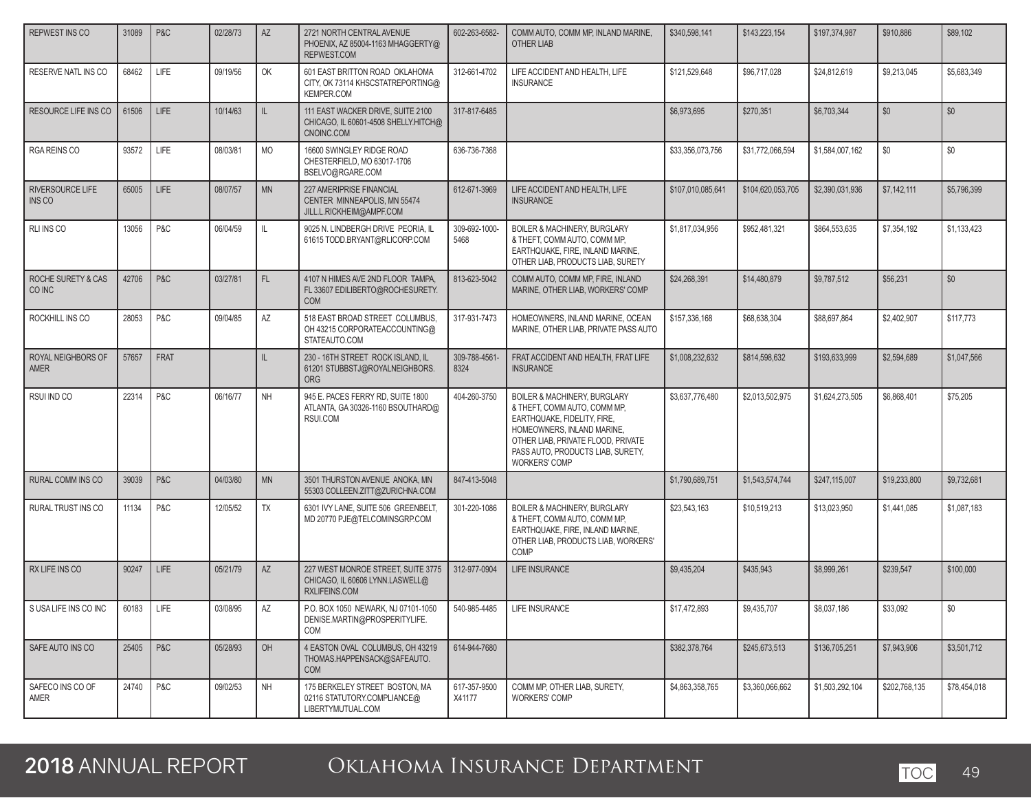| REPWEST INS CO | 31089 | P&C | 02/28/73 | AZ | 2721 NORTH CENTRAL AVENUE PHOENIX, AZ 85004-1163 MHAGGERTY@REPWEST.COM | 602-263-6582- | COMM AUTO, COMM MP, INLAND MARINE, OTHER LIAB | $340,598,141 | $143,223,154 | $197,374,987 | $910,886 | $89,102 |
|---|---|---|---|---|---|---|---|---|---|---|---|---|
| RESERVE NATL INS CO | 68462 | LIFE | 09/19/56 | OK | 601 EAST BRITTON ROAD OKLAHOMA CITY, OK 73114 KHSCSTATREPORTING@KEMPER.COM | 312-661-4702 | LIFE ACCIDENT AND HEALTH, LIFE INSURANCE | $121,529,648 | $96,717,028 | $24,812,619 | $9,213,045 | $5,683,349 |
| RESOURCE LIFE INS CO | 61506 | LIFE | 10/14/63 | IL | 111 EAST WACKER DRIVE, SUITE 2100 CHICAGO, IL 60601-4508 SHELLY.HITCH@CNOINC.COM | 317-817-6485 | | $6,973,695 | $270,351 | $6,703,344 | $0 | $0 |
| RGA REINS CO | 93572 | LIFE | 08/03/81 | MO | 16600 SWINGLEY RIDGE ROAD CHESTERFIELD, MO 63017-1706 BSELVO@RGARE.COM | 636-736-7368 | | $33,356,073,756 | $31,772,066,594 | $1,584,007,162 | $0 | $0 |
| RIVERSOURCE LIFE INS CO | 65005 | LIFE | 08/07/57 | MN | 227 AMERIPRISE FINANCIAL CENTER MINNEAPOLIS, MN 55474 JILL.L.RICKHEIM@AMPF.COM | 612-671-3969 | LIFE ACCIDENT AND HEALTH, LIFE INSURANCE | $107,010,085,641 | $104,620,053,705 | $2,390,031,936 | $7,142,111 | $5,796,399 |
| RLI INS CO | 13056 | P&C | 06/04/59 | IL | 9025 N. LINDBERGH DRIVE PEORIA, IL 61615 TODD.BRYANT@RLICORP.COM | 309-692-1000-5468 | BOILER & MACHINERY, BURGLARY & THEFT, COMM AUTO, COMM MP, EARTHQUAKE, FIRE, INLAND MARINE, OTHER LIAB, PRODUCTS LIAB, SURETY | $1,817,034,956 | $952,481,321 | $864,553,635 | $7,354,192 | $1,133,423 |
| ROCHE SURETY & CAS CO INC | 42706 | P&C | 03/27/81 | FL | 4107 N HIMES AVE 2ND FLOOR TAMPA, FL 33607 EDILIBERTO@ROCHESURETY.COM | 813-623-5042 | COMM AUTO, COMM MP, FIRE, INLAND MARINE, OTHER LIAB, WORKERS' COMP | $24,268,391 | $14,480,879 | $9,787,512 | $56,231 | $0 |
| ROCKHILL INS CO | 28053 | P&C | 09/04/85 | AZ | 518 EAST BROAD STREET COLUMBUS, OH 43215 CORPORATEACCOUNTING@STATEAUTO.COM | 317-931-7473 | HOMEOWNERS, INLAND MARINE, OCEAN MARINE, OTHER LIAB, PRIVATE PASS AUTO | $157,336,168 | $68,638,304 | $88,697,864 | $2,402,907 | $117,773 |
| ROYAL NEIGHBORS OF AMER | 57657 | FRAT | | IL | 230 - 16TH STREET ROCK ISLAND, IL 61201 STUBBSTJ@ROYALNEIGHBORS.ORG | 309-788-4561-8324 | FRAT ACCIDENT AND HEALTH, FRAT LIFE INSURANCE | $1,008,232,632 | $814,598,632 | $193,633,999 | $2,594,689 | $1,047,566 |
| RSUI IND CO | 22314 | P&C | 06/16/77 | NH | 945 E. PACES FERRY RD, SUITE 1800 ATLANTA, GA 30326-1160 BSOUTHARD@RSUI.COM | 404-260-3750 | BOILER & MACHINERY, BURGLARY & THEFT, COMM AUTO, COMM MP, EARTHQUAKE, FIDELITY, FIRE, HOMEOWNERS, INLAND MARINE, OTHER LIAB, PRIVATE FLOOD, PRIVATE PASS AUTO, PRODUCTS LIAB, SURETY, WORKERS' COMP | $3,637,776,480 | $2,013,502,975 | $1,624,273,505 | $6,868,401 | $75,205 |
| RURAL COMM INS CO | 39039 | P&C | 04/03/80 | MN | 3501 THURSTON AVENUE ANOKA, MN 55303 COLLEEN.ZITT@ZURICHNA.COM | 847-413-5048 | | $1,790,689,751 | $1,543,574,744 | $247,115,007 | $19,233,800 | $9,732,681 |
| RURAL TRUST INS CO | 11134 | P&C | 12/05/52 | TX | 6301 IVY LANE, SUITE 506 GREENBELT, MD 20770 PJE@TELCOMINSGRP.COM | 301-220-1086 | BOILER & MACHINERY, BURGLARY & THEFT, COMM AUTO, COMM MP, EARTHQUAKE, FIRE, INLAND MARINE, OTHER LIAB, PRODUCTS LIAB, WORKERS' COMP | $23,543,163 | $10,519,213 | $13,023,950 | $1,441,085 | $1,087,183 |
| RX LIFE INS CO | 90247 | LIFE | 05/21/79 | AZ | 227 WEST MONROE STREET, SUITE 3775 CHICAGO, IL 60606 LYNN.LASWELL@RXLIFEINS.COM | 312-977-0904 | LIFE INSURANCE | $9,435,204 | $435,943 | $8,999,261 | $239,547 | $100,000 |
| S USA LIFE INS CO INC | 60183 | LIFE | 03/08/95 | AZ | P.O. BOX 1050 NEWARK, NJ 07101-1050 DENISE.MARTIN@PROSPERITYLIFE.COM | 540-985-4485 | LIFE INSURANCE | $17,472,893 | $9,435,707 | $8,037,186 | $33,092 | $0 |
| SAFE AUTO INS CO | 25405 | P&C | 05/28/93 | OH | 4 EASTON OVAL COLUMBUS, OH 43219 THOMAS.HAPPENSACK@SAFEAUTO.COM | 614-944-7680 | | $382,378,764 | $245,673,513 | $136,705,251 | $7,943,906 | $3,501,712 |
| SAFECO INS CO OF AMER | 24740 | P&C | 09/02/53 | NH | 175 BERKELEY STREET BOSTON, MA 02116 STATUTORY.COMPLIANCE@LIBERTYMUTUAL.COM | 617-357-9500 X41177 | COMM MP, OTHER LIAB, SURETY, WORKERS' COMP | $4,863,358,765 | $3,360,066,662 | $1,503,292,104 | $202,768,135 | $78,454,018 |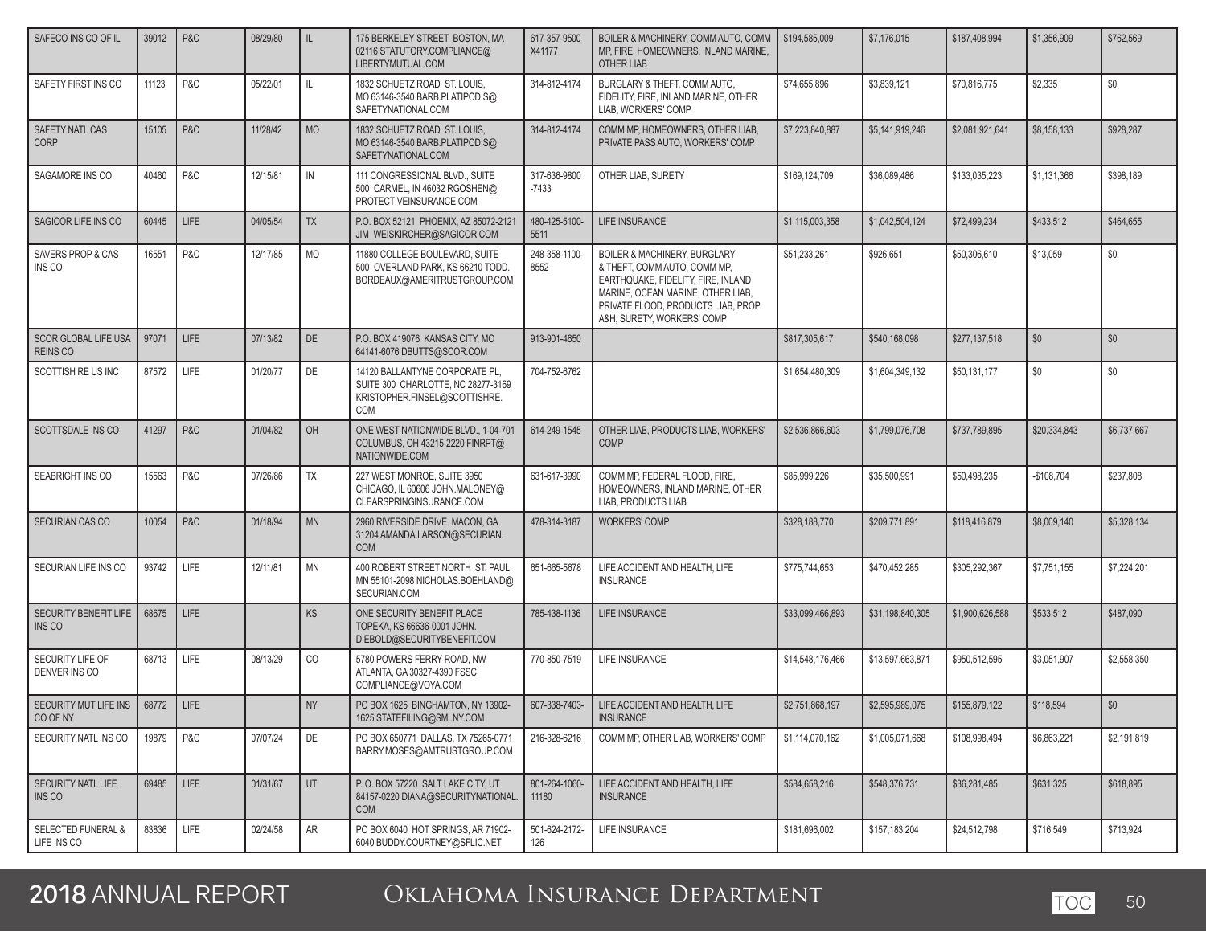| | | | | | | | | | | | | |
|---|---|---|---|---|---|---|---|---|---|---|---|---|
| SAFECO INS CO OF IL | 39012 | P&C | 08/29/80 | IL | 175 BERKELEY STREET BOSTON, MA 02116 STATUTORY.COMPLIANCE@ LIBERTYMUTUAL.COM | 617-357-9500 X41177 | BOILER & MACHINERY, COMM AUTO, COMM MP, FIRE, HOMEOWNERS, INLAND MARINE, OTHER LIAB | $194,585,009 | $7,176,015 | $187,408,994 | $1,356,909 | $762,569 |
| SAFETY FIRST INS CO | 11123 | P&C | 05/22/01 | IL | 1832 SCHUETZ ROAD ST. LOUIS, MO 63146-3540 BARB.PLATIPODIS@ SAFETYNATIONAL.COM | 314-812-4174 | BURGLARY & THEFT, COMM AUTO, FIDELITY, FIRE, INLAND MARINE, OTHER LIAB, WORKERS' COMP | $74,655,896 | $3,839,121 | $70,816,775 | $2,335 | $0 |
| SAFETY NATL CAS CORP | 15105 | P&C | 11/28/42 | MO | 1832 SCHUETZ ROAD ST. LOUIS, MO 63146-3540 BARB.PLATIPODIS@ SAFETYNATIONAL.COM | 314-812-4174 | COMM MP, HOMEOWNERS, OTHER LIAB, PRIVATE PASS AUTO, WORKERS' COMP | $7,223,840,887 | $5,141,919,246 | $2,081,921,641 | $8,158,133 | $928,287 |
| SAGAMORE INS CO | 40460 | P&C | 12/15/81 | IN | 111 CONGRESSIONAL BLVD., SUITE 500 CARMEL, IN 46032 RGOSHEN@ PROTECTIVEINSURANCE.COM | 317-636-9800 -7433 | OTHER LIAB, SURETY | $169,124,709 | $36,089,486 | $133,035,223 | $1,131,366 | $398,189 |
| SAGICOR LIFE INS CO | 60445 | LIFE | 04/05/54 | TX | P.O. BOX 52121 PHOENIX, AZ 85072-2121 JIM_WEISKIRCHER@SAGICOR.COM | 480-425-5100-5511 | LIFE INSURANCE | $1,115,003,358 | $1,042,504,124 | $72,499,234 | $433,512 | $464,655 |
| SAVERS PROP & CAS INS CO | 16551 | P&C | 12/17/85 | MO | 11880 COLLEGE BOULEVARD, SUITE 500 OVERLAND PARK, KS 66210 TODD. BORDEAUX@AMERITRUSTGROUP.COM | 248-358-1100-8552 | BOILER & MACHINERY, BURGLARY & THEFT, COMM AUTO, COMM MP, EARTHQUAKE, FIDELITY, FIRE, INLAND MARINE, OCEAN MARINE, OTHER LIAB, PRIVATE FLOOD, PRODUCTS LIAB, PROP A&H, SURETY, WORKERS' COMP | $51,233,261 | $926,651 | $50,306,610 | $13,059 | $0 |
| SCOR GLOBAL LIFE USA REINS CO | 97071 | LIFE | 07/13/82 | DE | P.O. BOX 419076 KANSAS CITY, MO 64141-6076 DBUTTS@SCOR.COM | 913-901-4650 | | $817,305,617 | $540,168,098 | $277,137,518 | $0 | $0 |
| SCOTTISH RE US INC | 87572 | LIFE | 01/20/77 | DE | 14120 BALLANTYNE CORPORATE PL, SUITE 300 CHARLOTTE, NC 28277-3169 KRISTOPHER.FINSEL@SCOTTISHRE. COM | 704-752-6762 | | $1,654,480,309 | $1,604,349,132 | $50,131,177 | $0 | $0 |
| SCOTTSDALE INS CO | 41297 | P&C | 01/04/82 | OH | ONE WEST NATIONWIDE BLVD., 1-04-701 COLUMBUS, OH 43215-2220 FINRPT@ NATIONWIDE.COM | 614-249-1545 | OTHER LIAB, PRODUCTS LIAB, WORKERS' COMP | $2,536,866,603 | $1,799,076,708 | $737,789,895 | $20,334,843 | $6,737,667 |
| SEABRIGHT INS CO | 15563 | P&C | 07/26/86 | TX | 227 WEST MONROE, SUITE 3950 CHICAGO, IL 60606 JOHN.MALONEY@ CLEARSPRINGINSURANCE.COM | 631-617-3990 | COMM MP, FEDERAL FLOOD, FIRE, HOMEOWNERS, INLAND MARINE, OTHER LIAB, PRODUCTS LIAB | $85,999,226 | $35,500,991 | $50,498,235 | -$108,704 | $237,808 |
| SECURIAN CAS CO | 10054 | P&C | 01/18/94 | MN | 2960 RIVERSIDE DRIVE MACON, GA 31204 AMANDA.LARSON@SECURIAN. COM | 478-314-3187 | WORKERS' COMP | $328,188,770 | $209,771,891 | $118,416,879 | $8,009,140 | $5,328,134 |
| SECURIAN LIFE INS CO | 93742 | LIFE | 12/11/81 | MN | 400 ROBERT STREET NORTH ST. PAUL, MN 55101-2098 NICHOLAS.BOEHLAND@ SECURIAN.COM | 651-665-5678 | LIFE ACCIDENT AND HEALTH, LIFE INSURANCE | $775,744,653 | $470,452,285 | $305,292,367 | $7,751,155 | $7,224,201 |
| SECURITY BENEFIT LIFE INS CO | 68675 | LIFE | | KS | ONE SECURITY BENEFIT PLACE TOPEKA, KS 66636-0001 JOHN. DIEBOLD@SECURITYBENEFIT.COM | 785-438-1136 | LIFE INSURANCE | $33,099,466,893 | $31,198,840,305 | $1,900,626,588 | $533,512 | $487,090 |
| SECURITY LIFE OF DENVER INS CO | 68713 | LIFE | 08/13/29 | CO | 5780 POWERS FERRY ROAD, NW ATLANTA, GA 30327-4390 FSSC_ COMPLIANCE@VOYA.COM | 770-850-7519 | LIFE INSURANCE | $14,548,176,466 | $13,597,663,871 | $950,512,595 | $3,051,907 | $2,558,350 |
| SECURITY MUT LIFE INS CO OF NY | 68772 | LIFE | | NY | PO BOX 1625 BINGHAMTON, NY 13902-1625 STATEFILING@SMLNY.COM | 607-338-7403- | LIFE ACCIDENT AND HEALTH, LIFE INSURANCE | $2,751,868,197 | $2,595,989,075 | $155,879,122 | $118,594 | $0 |
| SECURITY NATL INS CO | 19879 | P&C | 07/07/24 | DE | PO BOX 650771 DALLAS, TX 75265-0771 BARRY.MOSES@AMTRUSTGROUP.COM | 216-328-6216 | COMM MP, OTHER LIAB, WORKERS' COMP | $1,114,070,162 | $1,005,071,668 | $108,998,494 | $6,863,221 | $2,191,819 |
| SECURITY NATL LIFE INS CO | 69485 | LIFE | 01/31/67 | UT | P. O. BOX 57220 SALT LAKE CITY, UT 84157-0220 DIANA@SECURITYNATIONAL. COM | 801-264-1060-11180 | LIFE ACCIDENT AND HEALTH, LIFE INSURANCE | $584,658,216 | $548,376,731 | $36,281,485 | $631,325 | $618,895 |
| SELECTED FUNERAL & LIFE INS CO | 83836 | LIFE | 02/24/58 | AR | PO BOX 6040 HOT SPRINGS, AR 71902-6040 BUDDY.COURTNEY@SFLIC.NET | 501-624-2172-126 | LIFE INSURANCE | $181,696,002 | $157,183,204 | $24,512,798 | $716,549 | $713,924 |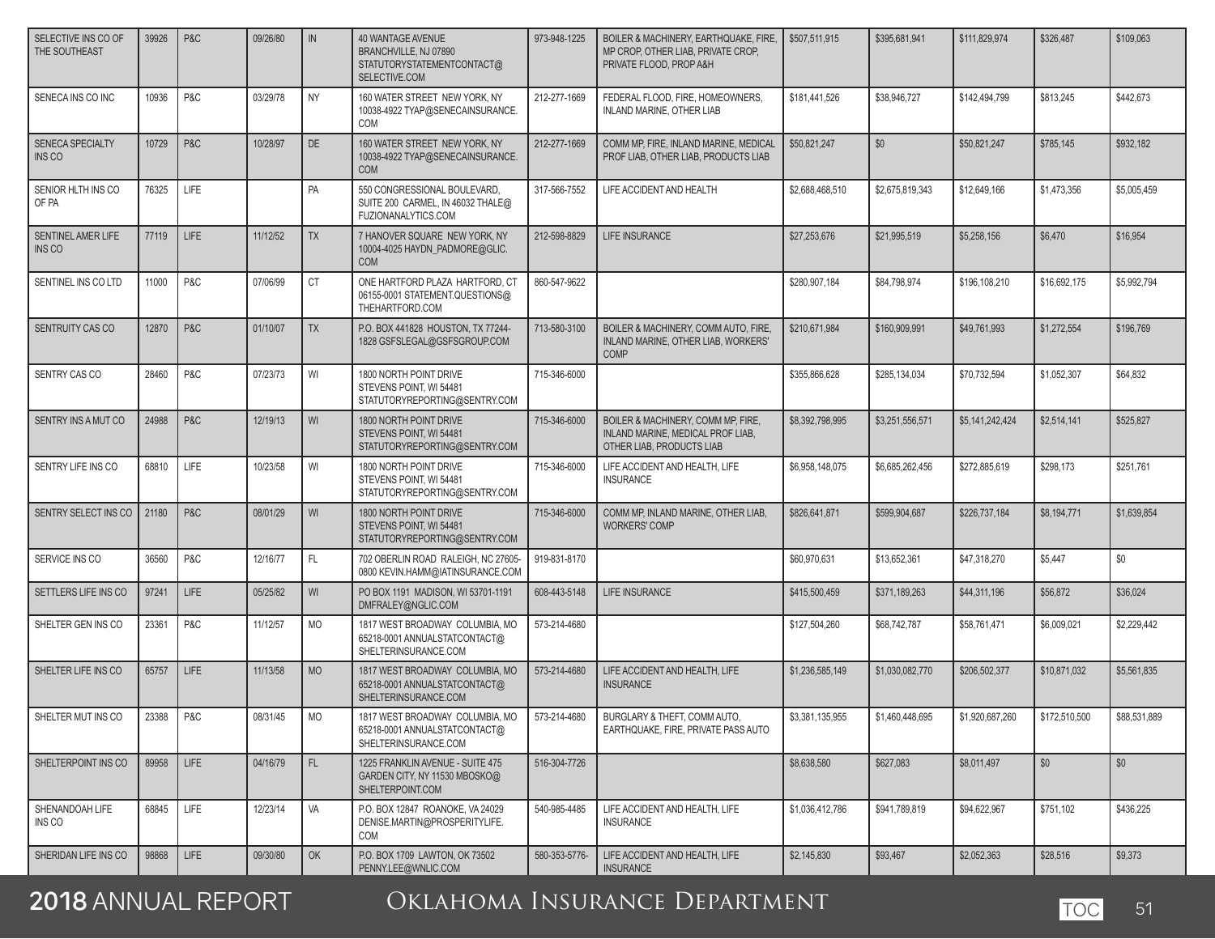| | | | | | | | | | | | | |
|---|---|---|---|---|---|---|---|---|---|---|---|---|
| SELECTIVE INS CO OF THE SOUTHEAST | 39926 | P&C | 09/26/80 | IN | 40 WANTAGE AVENUE BRANCHVILLE, NJ 07890 STATUTORYSTATEMENTCONTACT@SELECTIVE.COM | 973-948-1225 | BOILER & MACHINERY, EARTHQUAKE, FIRE, MP CROP, OTHER LIAB, PRIVATE CROP, PRIVATE FLOOD, PROP A&H | $507,511,915 | $395,681,941 | $111,829,974 | $326,487 | $109,063 |
| SENECA INS CO INC | 10936 | P&C | 03/29/78 | NY | 160 WATER STREET NEW YORK, NY 10038-4922 TYAP@SENECAINSURANCE.COM | 212-277-1669 | FEDERAL FLOOD, FIRE, HOMEOWNERS, INLAND MARINE, OTHER LIAB | $181,441,526 | $38,946,727 | $142,494,799 | $813,245 | $442,673 |
| SENECA SPECIALTY INS CO | 10729 | P&C | 10/28/97 | DE | 160 WATER STREET NEW YORK, NY 10038-4922 TYAP@SENECAINSURANCE.COM | 212-277-1669 | COMM MP, FIRE, INLAND MARINE, MEDICAL PROF LIAB, OTHER LIAB, PRODUCTS LIAB | $50,821,247 | $0 | $50,821,247 | $785,145 | $932,182 |
| SENIOR HLTH INS CO OF PA | 76325 | LIFE | | PA | 550 CONGRESSIONAL BOULEVARD, SUITE 200 CARMEL, IN 46032 THALE@FUZIONANALYTICS.COM | 317-566-7552 | LIFE ACCIDENT AND HEALTH | $2,688,468,510 | $2,675,819,343 | $12,649,166 | $1,473,356 | $5,005,459 |
| SENTINEL AMER LIFE INS CO | 77119 | LIFE | 11/12/52 | TX | 7 HANOVER SQUARE NEW YORK, NY 10004-4025 HAYDN_PADMORE@GLIC.COM | 212-598-8829 | LIFE INSURANCE | $27,253,676 | $21,995,519 | $5,258,156 | $6,470 | $16,954 |
| SENTINEL INS CO LTD | 11000 | P&C | 07/06/99 | CT | ONE HARTFORD PLAZA HARTFORD, CT 06155-0001 STATEMENT.QUESTIONS@THEHARTFORD.COM | 860-547-9622 | | $280,907,184 | $84,798,974 | $196,108,210 | $16,692,175 | $5,992,794 |
| SENTRUITY CAS CO | 12870 | P&C | 01/10/07 | TX | P.O. BOX 441828 HOUSTON, TX 77244-1828 GSFSLEGAL@GSFSGROUP.COM | 713-580-3100 | BOILER & MACHINERY, COMM AUTO, FIRE, INLAND MARINE, OTHER LIAB, WORKERS' COMP | $210,671,984 | $160,909,991 | $49,761,993 | $1,272,554 | $196,769 |
| SENTRY CAS CO | 28460 | P&C | 07/23/73 | WI | 1800 NORTH POINT DRIVE STEVENS POINT, WI 54481 STATUTORYREPORTING@SENTRY.COM | 715-346-6000 | | $355,866,628 | $285,134,034 | $70,732,594 | $1,052,307 | $64,832 |
| SENTRY INS A MUT CO | 24988 | P&C | 12/19/13 | WI | 1800 NORTH POINT DRIVE STEVENS POINT, WI 54481 STATUTORYREPORTING@SENTRY.COM | 715-346-6000 | BOILER & MACHINERY, COMM MP, FIRE, INLAND MARINE, MEDICAL PROF LIAB, OTHER LIAB, PRODUCTS LIAB | $8,392,798,995 | $3,251,556,571 | $5,141,242,424 | $2,514,141 | $525,827 |
| SENTRY LIFE INS CO | 68810 | LIFE | 10/23/58 | WI | 1800 NORTH POINT DRIVE STEVENS POINT, WI 54481 STATUTORYREPORTING@SENTRY.COM | 715-346-6000 | LIFE ACCIDENT AND HEALTH, LIFE INSURANCE | $6,958,148,075 | $6,685,262,456 | $272,885,619 | $298,173 | $251,761 |
| SENTRY SELECT INS CO | 21180 | P&C | 08/01/29 | WI | 1800 NORTH POINT DRIVE STEVENS POINT, WI 54481 STATUTORYREPORTING@SENTRY.COM | 715-346-6000 | COMM MP, INLAND MARINE, OTHER LIAB, WORKERS' COMP | $826,641,871 | $599,904,687 | $226,737,184 | $8,194,771 | $1,639,854 |
| SERVICE INS CO | 36560 | P&C | 12/16/77 | FL | 702 OBERLIN ROAD RALEIGH, NC 27605-0800 KEVIN.HAMM@IATINSURANCE.COM | 919-831-8170 | | $60,970,631 | $13,652,361 | $47,318,270 | $5,447 | $0 |
| SETTLERS LIFE INS CO | 97241 | LIFE | 05/25/82 | WI | PO BOX 1191 MADISON, WI 53701-1191 DMFRALEY@NGLIC.COM | 608-443-5148 | LIFE INSURANCE | $415,500,459 | $371,189,263 | $44,311,196 | $56,872 | $36,024 |
| SHELTER GEN INS CO | 23361 | P&C | 11/12/57 | MO | 1817 WEST BROADWAY COLUMBIA, MO 65218-0001 ANNUALSTATCONTACT@SHELTERINSURANCE.COM | 573-214-4680 | | $127,504,260 | $68,742,787 | $58,761,471 | $6,009,021 | $2,229,442 |
| SHELTER LIFE INS CO | 65757 | LIFE | 11/13/58 | MO | 1817 WEST BROADWAY COLUMBIA, MO 65218-0001 ANNUALSTATCONTACT@SHELTERINSURANCE.COM | 573-214-4680 | LIFE ACCIDENT AND HEALTH, LIFE INSURANCE | $1,236,585,149 | $1,030,082,770 | $206,502,377 | $10,871,032 | $5,561,835 |
| SHELTER MUT INS CO | 23388 | P&C | 08/31/45 | MO | 1817 WEST BROADWAY COLUMBIA, MO 65218-0001 ANNUALSTATCONTACT@SHELTERINSURANCE.COM | 573-214-4680 | BURGLARY & THEFT, COMM AUTO, EARTHQUAKE, FIRE, PRIVATE PASS AUTO | $3,381,135,955 | $1,460,448,695 | $1,920,687,260 | $172,510,500 | $88,531,889 |
| SHELTERPOINT INS CO | 89958 | LIFE | 04/16/79 | FL | 1225 FRANKLIN AVENUE - SUITE 475 GARDEN CITY, NY 11530 MBOSKO@SHELTERPOINT.COM | 516-304-7726 | | $8,638,580 | $627,083 | $8,011,497 | $0 | $0 |
| SHENANDOAH LIFE INS CO | 68845 | LIFE | 12/23/14 | VA | P.O. BOX 12847 ROANOKE, VA 24029 DENISE.MARTIN@PROSPERITYLIFE.COM | 540-985-4485 | LIFE ACCIDENT AND HEALTH, LIFE INSURANCE | $1,036,412,786 | $941,789,819 | $94,622,967 | $751,102 | $436,225 |
| SHERIDAN LIFE INS CO | 98868 | LIFE | 09/30/80 | OK | P.O. BOX 1709 LAWTON, OK 73502 PENNY.LEE@WNLIC.COM | 580-353-5776- | LIFE ACCIDENT AND HEALTH, LIFE INSURANCE | $2,145,830 | $93,467 | $2,052,363 | $28,516 | $9,373 |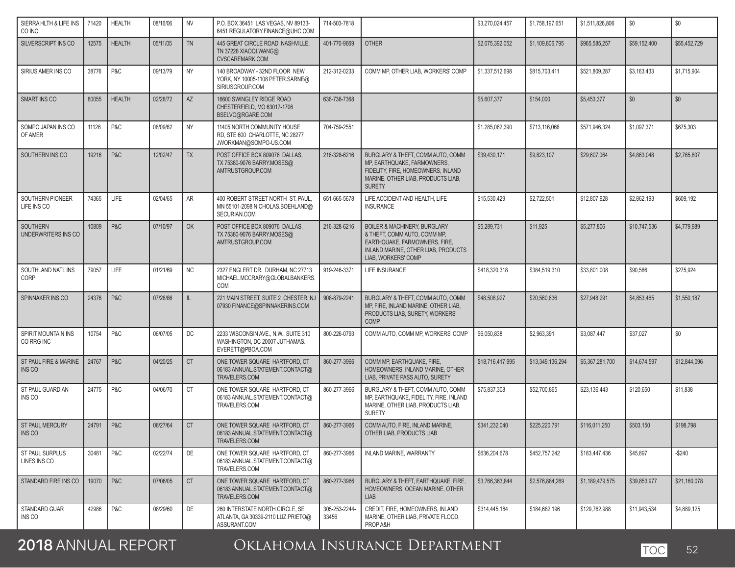| | | | | | | | | | | | | |
|---|---|---|---|---|---|---|---|---|---|---|---|---|
| SIERRA HLTH & LIFE INS CO INC | 71420 | HEALTH | 08/16/06 | NV | P.O. BOX 36451 LAS VEGAS, NV 89133-6451 REGULATORY.FINANCE@UHC.COM | 714-503-7818 | | $3,270,024,457 | $1,758,197,651 | $1,511,826,806 | $0 | $0 |
| SILVERSCRIPT INS CO | 12575 | HEALTH | 05/11/05 | TN | 445 GREAT CIRCLE ROAD NASHVILLE, TN 37228 XIAOQI.WANG@CVSCAREMARK.COM | 401-770-9669 | OTHER | $2,075,392,052 | $1,109,806,795 | $965,585,257 | $59,152,400 | $55,452,729 |
| SIRIUS AMER INS CO | 38776 | P&C | 09/13/79 | NY | 140 BROADWAY - 32ND FLOOR NEW YORK, NY 10005-1108 PETER.SARNE@SIRIUSGROUP.COM | 212-312-0233 | COMM MP, OTHER LIAB, WORKERS' COMP | $1,337,512,698 | $815,703,411 | $521,809,287 | $3,163,433 | $1,715,904 |
| SMART INS CO | 80055 | HEALTH | 02/28/72 | AZ | 16600 SWINGLEY RIDGE ROAD CHESTERFIELD, MO 63017-1706 BSELVO@RGARE.COM | 636-736-7368 | | $5,607,377 | $154,000 | $5,453,377 | $0 | $0 |
| SOMPO JAPAN INS CO OF AMER | 11126 | P&C | 08/09/62 | NY | 11405 NORTH COMMUNITY HOUSE RD, STE 600 CHARLOTTE, NC 28277 JWORKMAN@SOMPO-US.COM | 704-759-2551 | | $1,285,062,390 | $713,116,066 | $571,946,324 | $1,097,371 | $675,303 |
| SOUTHERN INS CO | 19216 | P&C | 12/02/47 | TX | POST OFFICE BOX 809076 DALLAS, TX 75380-9076 BARRY.MOSES@AMTRUSTGROUP.COM | 216-328-6216 | BURGLARY & THEFT, COMM AUTO, COMM MP, EARTHQUAKE, FARMOWNERS, FIDELITY, FIRE, HOMEOWNERS, INLAND MARINE, OTHER LIAB, PRODUCTS LIAB, SURETY | $39,430,171 | $9,823,107 | $29,607,064 | $4,863,048 | $2,765,807 |
| SOUTHERN PIONEER LIFE INS CO | 74365 | LIFE | 02/04/65 | AR | 400 ROBERT STREET NORTH ST. PAUL, MN 55101-2098 NICHOLAS.BOEHLAND@SECURIAN.COM | 651-665-5678 | LIFE ACCIDENT AND HEALTH, LIFE INSURANCE | $15,530,429 | $2,722,501 | $12,807,928 | $2,862,193 | $609,192 |
| SOUTHERN UNDERWRITERS INS CO | 10809 | P&C | 07/10/97 | OK | POST OFFICE BOX 809076 DALLAS, TX 75380-9076 BARRY.MOSES@AMTRUSTGROUP.COM | 216-328-6216 | BOILER & MACHINERY, BURGLARY & THEFT, COMM AUTO, COMM MP, EARTHQUAKE, FARMOWNERS, FIRE, INLAND MARINE, OTHER LIAB, PRODUCTS LIAB, WORKERS' COMP | $5,289,731 | $11,925 | $5,277,806 | $10,747,536 | $4,779,989 |
| SOUTHLAND NATL INS CORP | 79057 | LIFE | 01/21/69 | NC | 2327 ENGLERT DR. DURHAM, NC 27713 MICHAEL.MCCRARY@GLOBALBANKERS.COM | 919-246-3371 | LIFE INSURANCE | $418,320,318 | $384,519,310 | $33,801,008 | $90,586 | $275,924 |
| SPINNAKER INS CO | 24376 | P&C | 07/28/86 | IL | 221 MAIN STREET, SUITE 2 CHESTER, NJ 07930 FINANCE@SPINNAKERINS.COM | 908-879-2241 | BURGLARY & THEFT, COMM AUTO, COMM MP, FIRE, INLAND MARINE, OTHER LIAB, PRODUCTS LIAB, SURETY, WORKERS' COMP | $48,508,927 | $20,560,636 | $27,948,291 | $4,853,465 | $1,550,187 |
| SPIRIT MOUNTAIN INS CO RRG INC | 10754 | P&C | 06/07/05 | DC | 2233 WISCONSIN AVE., N.W., SUITE 310 WASHINGTON, DC 20007 JUTHAMAS.EVERETT@PBOA.COM | 800-226-0793 | COMM AUTO, COMM MP, WORKERS' COMP | $6,050,838 | $2,963,391 | $3,087,447 | $37,027 | $0 |
| ST PAUL FIRE & MARINE INS CO | 24767 | P&C | 04/20/25 | CT | ONE TOWER SQUARE HARTFORD, CT 06183 ANNUAL.STATEMENT.CONTACT@TRAVELERS.COM | 860-277-3966 | COMM MP, EARTHQUAKE, FIRE, HOMEOWNERS, INLAND MARINE, OTHER LIAB, PRIVATE PASS AUTO, SURETY | $18,716,417,995 | $13,349,136,294 | $5,367,281,700 | $14,674,597 | $12,844,096 |
| ST PAUL GUARDIAN INS CO | 24775 | P&C | 04/06/70 | CT | ONE TOWER SQUARE HARTFORD, CT 06183 ANNUAL.STATEMENT.CONTACT@TRAVELERS.COM | 860-277-3966 | BURGLARY & THEFT, COMM AUTO, COMM MP, EARTHQUAKE, FIDELITY, FIRE, INLAND MARINE, OTHER LIAB, PRODUCTS LIAB, SURETY | $75,837,308 | $52,700,865 | $23,136,443 | $120,650 | $11,838 |
| ST PAUL MERCURY INS CO | 24791 | P&C | 08/27/64 | CT | ONE TOWER SQUARE HARTFORD, CT 06183 ANNUAL.STATEMENT.CONTACT@TRAVELERS.COM | 860-277-3966 | COMM AUTO, FIRE, INLAND MARINE, OTHER LIAB, PRODUCTS LIAB | $341,232,040 | $225,220,791 | $116,011,250 | $503,150 | $198,798 |
| ST PAUL SURPLUS LINES INS CO | 30481 | P&C | 02/22/74 | DE | ONE TOWER SQUARE HARTFORD, CT 06183 ANNUAL.STATEMENT.CONTACT@TRAVELERS.COM | 860-277-3966 | INLAND MARINE, WARRANTY | $636,204,678 | $452,757,242 | $183,447,436 | $45,897 | -$240 |
| STANDARD FIRE INS CO | 19070 | P&C | 07/06/05 | CT | ONE TOWER SQUARE HARTFORD, CT 06183 ANNUAL.STATEMENT.CONTACT@TRAVELERS.COM | 860-277-3966 | BURGLARY & THEFT, EARTHQUAKE, FIRE, HOMEOWNERS, OCEAN MARINE, OTHER LIAB | $3,766,363,844 | $2,576,884,269 | $1,189,479,575 | $39,853,977 | $21,160,078 |
| STANDARD GUAR INS CO | 42986 | P&C | 08/29/60 | DE | 260 INTERSTATE NORTH CIRCLE, SE ATLANTA, GA 30339-2110 LUZ.PRIETO@ASSURANT.COM | 305-253-2244-33456 | CREDIT, FIRE, HOMEOWNERS, INLAND MARINE, OTHER LIAB, PRIVATE FLOOD, PROP A&H | $314,445,184 | $184,682,196 | $129,762,988 | $11,943,534 | $4,889,125 |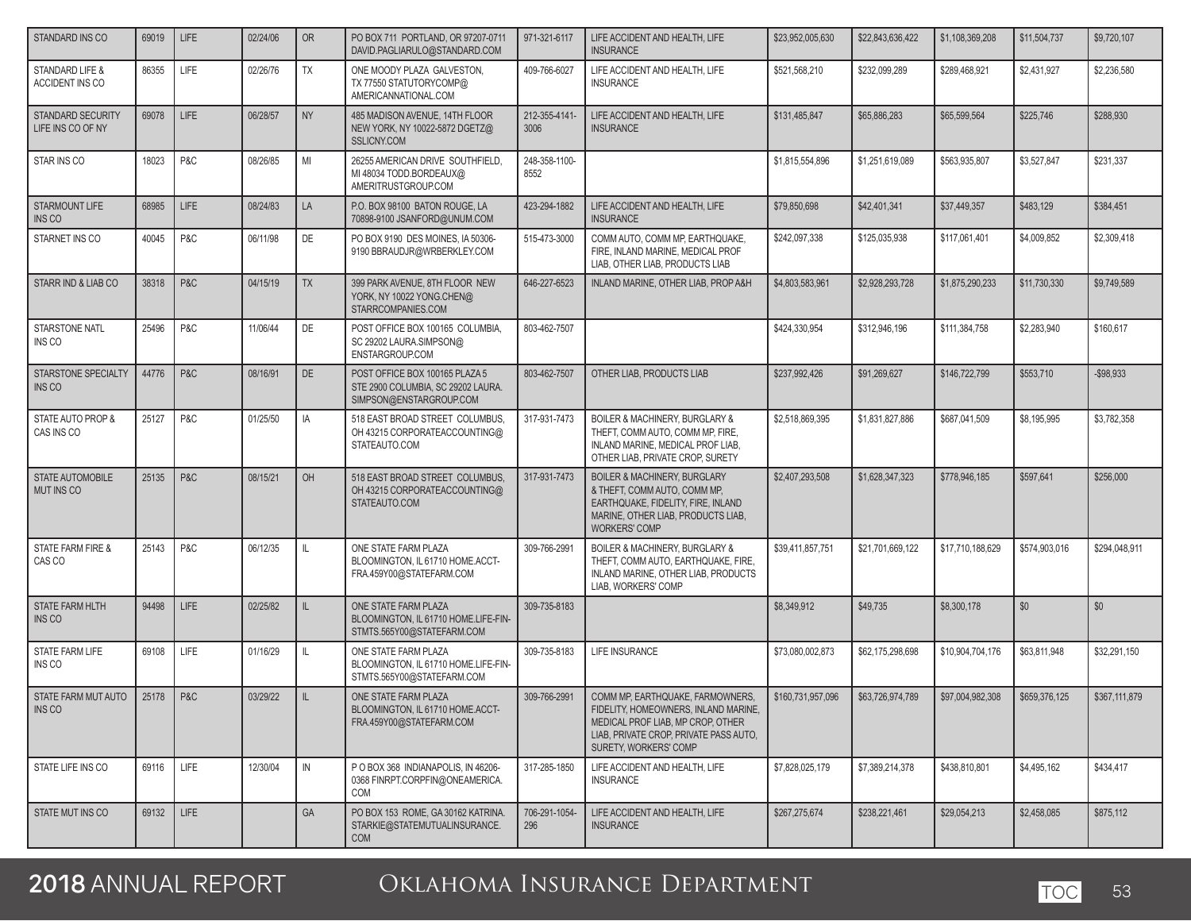| | | | | | | | | | | | | |
|---|---|---|---|---|---|---|---|---|---|---|---|---|
| STANDARD INS CO | 69019 | LIFE | 02/24/06 | OR | PO BOX 711 PORTLAND, OR 97207-0711 DAVID.PAGLIARULO@STANDARD.COM | 971-321-6117 | LIFE ACCIDENT AND HEALTH, LIFE INSURANCE | $23,952,005,630 | $22,843,636,422 | $1,108,369,208 | $11,504,737 | $9,720,107 |
| STANDARD LIFE & ACCIDENT INS CO | 86355 | LIFE | 02/26/76 | TX | ONE MOODY PLAZA GALVESTON, TX 77550 STATUTORYCOMP@ AMERICANNATIONAL.COM | 409-766-6027 | LIFE ACCIDENT AND HEALTH, LIFE INSURANCE | $521,568,210 | $232,099,289 | $289,468,921 | $2,431,927 | $2,236,580 |
| STANDARD SECURITY LIFE INS CO OF NY | 69078 | LIFE | 06/28/57 | NY | 485 MADISON AVENUE, 14TH FLOOR NEW YORK, NY 10022-5872 DGETZ@ SSLICNY.COM | 212-355-4141-3006 | LIFE ACCIDENT AND HEALTH, LIFE INSURANCE | $131,485,847 | $65,886,283 | $65,599,564 | $225,746 | $288,930 |
| STAR INS CO | 18023 | P&C | 08/26/85 | MI | 26255 AMERICAN DRIVE SOUTHFIELD, MI 48034 TODD.BORDEAUX@ AMERITRUSTGROUP.COM | 248-358-1100-8552 | | $1,815,554,896 | $1,251,619,089 | $563,935,807 | $3,527,847 | $231,337 |
| STARMOUNT LIFE INS CO | 68985 | LIFE | 08/24/83 | LA | P.O. BOX 98100 BATON ROUGE, LA 70898-9100 JSANFORD@UNUM.COM | 423-294-1882 | LIFE ACCIDENT AND HEALTH, LIFE INSURANCE | $79,850,698 | $42,401,341 | $37,449,357 | $483,129 | $384,451 |
| STARNET INS CO | 40045 | P&C | 06/11/98 | DE | PO BOX 9190 DES MOINES, IA 50306-9190 BBRAUDJR@WRBERKLEY.COM | 515-473-3000 | COMM AUTO, COMM MP, EARTHQUAKE, FIRE, INLAND MARINE, MEDICAL PROF LIAB, OTHER LIAB, PRODUCTS LIAB | $242,097,338 | $125,035,938 | $117,061,401 | $4,009,852 | $2,309,418 |
| STARR IND & LIAB CO | 38318 | P&C | 04/15/19 | TX | 399 PARK AVENUE, 8TH FLOOR NEW YORK, NY 10022 YONG.CHEN@ STARRCOMPANIES.COM | 646-227-6523 | INLAND MARINE, OTHER LIAB, PROP A&H | $4,803,583,961 | $2,928,293,728 | $1,875,290,233 | $11,730,330 | $9,749,589 |
| STARSTONE NATL INS CO | 25496 | P&C | 11/06/44 | DE | POST OFFICE BOX 100165 COLUMBIA, SC 29202 LAURA.SIMPSON@ ENSTARGROUP.COM | 803-462-7507 | | $424,330,954 | $312,946,196 | $111,384,758 | $2,283,940 | $160,617 |
| STARSTONE SPECIALTY INS CO | 44776 | P&C | 08/16/91 | DE | POST OFFICE BOX 100165 PLAZA 5 STE 2900 COLUMBIA, SC 29202 LAURA. SIMPSON@ENSTARGROUP.COM | 803-462-7507 | OTHER LIAB, PRODUCTS LIAB | $237,992,426 | $91,269,627 | $146,722,799 | $553,710 | -$98,933 |
| STATE AUTO PROP & CAS INS CO | 25127 | P&C | 01/25/50 | IA | 518 EAST BROAD STREET COLUMBUS, OH 43215 CORPORATEACCOUNTING@ STATEAUTO.COM | 317-931-7473 | BOILER & MACHINERY, BURGLARY & THEFT, COMM AUTO, COMM MP, FIRE, INLAND MARINE, MEDICAL PROF LIAB, OTHER LIAB, PRIVATE CROP, SURETY | $2,518,869,395 | $1,831,827,886 | $687,041,509 | $8,195,995 | $3,782,358 |
| STATE AUTOMOBILE MUT INS CO | 25135 | P&C | 08/15/21 | OH | 518 EAST BROAD STREET COLUMBUS, OH 43215 CORPORATEACCOUNTING@ STATEAUTO.COM | 317-931-7473 | BOILER & MACHINERY, BURGLARY & THEFT, COMM AUTO, COMM MP, EARTHQUAKE, FIDELITY, FIRE, INLAND MARINE, OTHER LIAB, PRODUCTS LIAB, WORKERS' COMP | $2,407,293,508 | $1,628,347,323 | $778,946,185 | $597,641 | $256,000 |
| STATE FARM FIRE & CAS CO | 25143 | P&C | 06/12/35 | IL | ONE STATE FARM PLAZA BLOOMINGTON, IL 61710 HOME.ACCT-FRA.459Y00@STATEFARM.COM | 309-766-2991 | BOILER & MACHINERY, BURGLARY & THEFT, COMM AUTO, EARTHQUAKE, FIRE, INLAND MARINE, OTHER LIAB, PRODUCTS LIAB, WORKERS' COMP | $39,411,857,751 | $21,701,669,122 | $17,710,188,629 | $574,903,016 | $294,048,911 |
| STATE FARM HLTH INS CO | 94498 | LIFE | 02/25/82 | IL | ONE STATE FARM PLAZA BLOOMINGTON, IL 61710 HOME.LIFE-FIN-STMTS.565Y00@STATEFARM.COM | 309-735-8183 | | $8,349,912 | $49,735 | $8,300,178 | $0 | $0 |
| STATE FARM LIFE INS CO | 69108 | LIFE | 01/16/29 | IL | ONE STATE FARM PLAZA BLOOMINGTON, IL 61710 HOME.LIFE-FIN-STMTS.565Y00@STATEFARM.COM | 309-735-8183 | LIFE INSURANCE | $73,080,002,873 | $62,175,298,698 | $10,904,704,176 | $63,811,948 | $32,291,150 |
| STATE FARM MUT AUTO INS CO | 25178 | P&C | 03/29/22 | IL | ONE STATE FARM PLAZA BLOOMINGTON, IL 61710 HOME.ACCT-FRA.459Y00@STATEFARM.COM | 309-766-2991 | COMM MP, EARTHQUAKE, FARMOWNERS, FIDELITY, HOMEOWNERS, INLAND MARINE, MEDICAL PROF LIAB, MP CROP, OTHER LIAB, PRIVATE CROP, PRIVATE PASS AUTO, SURETY, WORKERS' COMP | $160,731,957,096 | $63,726,974,789 | $97,004,982,308 | $659,376,125 | $367,111,879 |
| STATE LIFE INS CO | 69116 | LIFE | 12/30/04 | IN | P O BOX 368 INDIANAPOLIS, IN 46206-0368 FINRPT.CORPFIN@ONEAMERICA. COM | 317-285-1850 | LIFE ACCIDENT AND HEALTH, LIFE INSURANCE | $7,828,025,179 | $7,389,214,378 | $438,810,801 | $4,495,162 | $434,417 |
| STATE MUT INS CO | 69132 | LIFE | | GA | PO BOX 153 ROME, GA 30162 KATRINA. STARKIE@STATEMUTUALINSURANCE. COM | 706-291-1054-296 | LIFE ACCIDENT AND HEALTH, LIFE INSURANCE | $267,275,674 | $238,221,461 | $29,054,213 | $2,458,085 | $875,112 |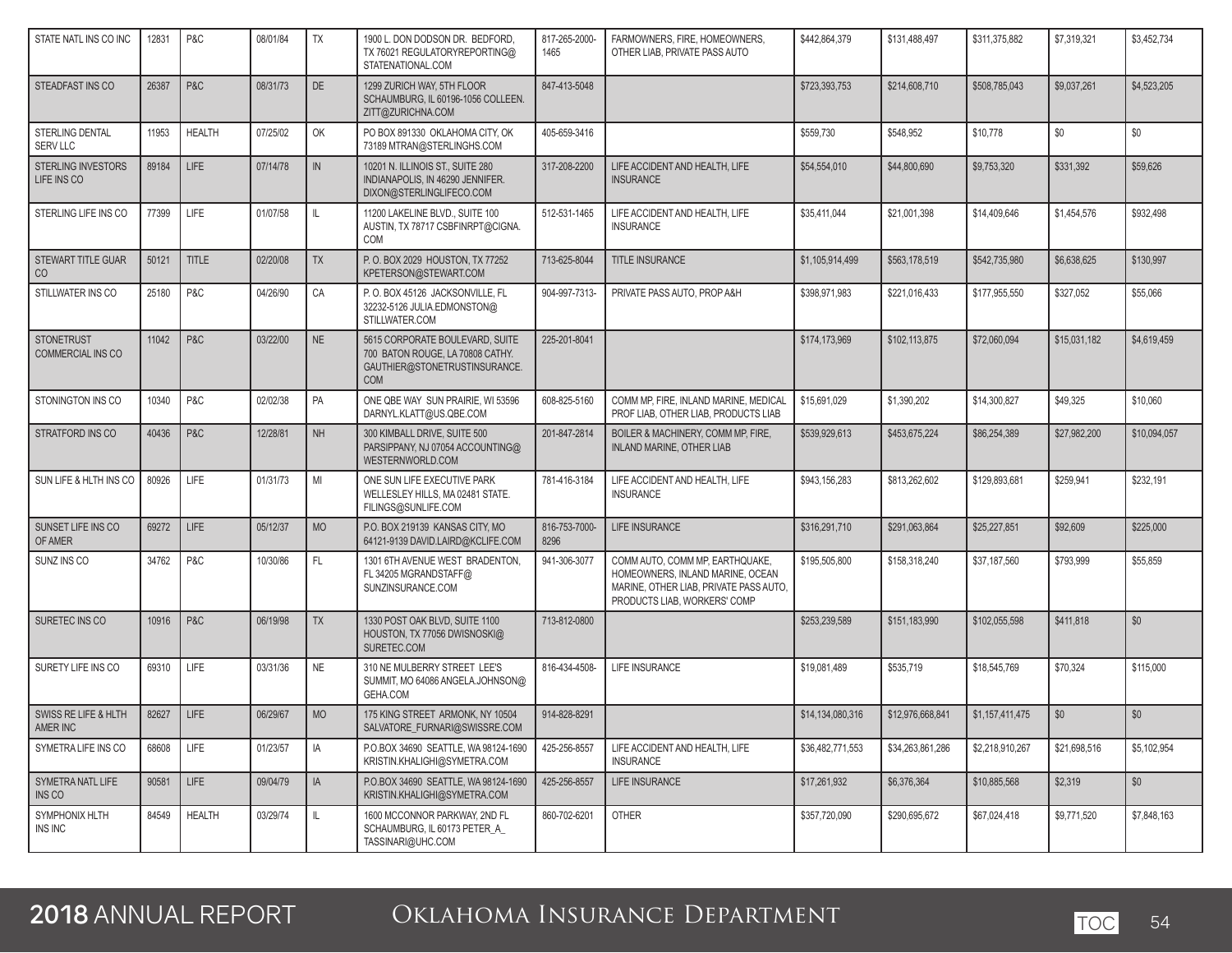| | | | | | | | | | | | | |
|---|---|---|---|---|---|---|---|---|---|---|---|---|
| STATE NATL INS CO INC | 12831 | P&C | 08/01/84 | TX | 1900 L. DON DODSON DR. BEDFORD, TX 76021 REGULATORYREPORTING@STATENATIONAL.COM | 817-265-2000-1465 | FARMOWNERS, FIRE, HOMEOWNERS, OTHER LIAB, PRIVATE PASS AUTO | $442,864,379 | $131,488,497 | $311,375,882 | $7,319,321 | $3,452,734 |
| STEADFAST INS CO | 26387 | P&C | 08/31/73 | DE | 1299 ZURICH WAY, 5TH FLOOR SCHAUMBURG, IL 60196-1056 COLLEEN.ZITT@ZURICHNA.COM | 847-413-5048 | | $723,393,753 | $214,608,710 | $508,785,043 | $9,037,261 | $4,523,205 |
| STERLING DENTAL SERV LLC | 11953 | HEALTH | 07/25/02 | OK | PO BOX 891330 OKLAHOMA CITY, OK 73189 MTRAN@STERLINGHS.COM | 405-659-3416 | | $559,730 | $548,952 | $10,778 | $0 | $0 |
| STERLING INVESTORS LIFE INS CO | 89184 | LIFE | 07/14/78 | IN | 10201 N. ILLINOIS ST., SUITE 280 INDIANAPOLIS, IN 46290 JENNIFER.DIXON@STERLINGLIFECO.COM | 317-208-2200 | LIFE ACCIDENT AND HEALTH, LIFE INSURANCE | $54,554,010 | $44,800,690 | $9,753,320 | $331,392 | $59,626 |
| STERLING LIFE INS CO | 77399 | LIFE | 01/07/58 | IL | 11200 LAKELINE BLVD., SUITE 100 AUSTIN, TX 78717 CSBFINRPT@CIGNA.COM | 512-531-1465 | LIFE ACCIDENT AND HEALTH, LIFE INSURANCE | $35,411,044 | $21,001,398 | $14,409,646 | $1,454,576 | $932,498 |
| STEWART TITLE GUAR CO | 50121 | TITLE | 02/20/08 | TX | P. O. BOX 2029 HOUSTON, TX 77252 KPETERSON@STEWART.COM | 713-625-8044 | TITLE INSURANCE | $1,105,914,499 | $563,178,519 | $542,735,980 | $6,638,625 | $130,997 |
| STILLWATER INS CO | 25180 | P&C | 04/26/90 | CA | P. O. BOX 45126 JACKSONVILLE, FL 32232-5126 JULIA.EDMONSTON@STILLWATER.COM | 904-997-7313- | PRIVATE PASS AUTO, PROP A&H | $398,971,983 | $221,016,433 | $177,955,550 | $327,052 | $55,066 |
| STONETRUST COMMERCIAL INS CO | 11042 | P&C | 03/22/00 | NE | 5615 CORPORATE BOULEVARD, SUITE 700 BATON ROUGE, LA 70808 CATHY.GAUTHIER@STONETRUSTINSURANCE.COM | 225-201-8041 | | $174,173,969 | $102,113,875 | $72,060,094 | $15,031,182 | $4,619,459 |
| STONINGTON INS CO | 10340 | P&C | 02/02/38 | PA | ONE QBE WAY SUN PRAIRIE, WI 53596 DARNYL.KLATT@US.QBE.COM | 608-825-5160 | COMM MP, FIRE, INLAND MARINE, MEDICAL PROF LIAB, OTHER LIAB, PRODUCTS LIAB | $15,691,029 | $1,390,202 | $14,300,827 | $49,325 | $10,060 |
| STRATFORD INS CO | 40436 | P&C | 12/28/81 | NH | 300 KIMBALL DRIVE, SUITE 500 PARSIPPANY, NJ 07054 ACCOUNTING@WESTERNWORLD.COM | 201-847-2814 | BOILER & MACHINERY, COMM MP, FIRE, INLAND MARINE, OTHER LIAB | $539,929,613 | $453,675,224 | $86,254,389 | $27,982,200 | $10,094,057 |
| SUN LIFE & HLTH INS CO | 80926 | LIFE | 01/31/73 | MI | ONE SUN LIFE EXECUTIVE PARK WELLESLEY HILLS, MA 02481 STATE.FILINGS@SUNLIFE.COM | 781-416-3184 | LIFE ACCIDENT AND HEALTH, LIFE INSURANCE | $943,156,283 | $813,262,602 | $129,893,681 | $259,941 | $232,191 |
| SUNSET LIFE INS CO OF AMER | 69272 | LIFE | 05/12/37 | MO | P.O. BOX 219139 KANSAS CITY, MO 64121-9139 DAVID.LAIRD@KCLIFE.COM | 816-753-7000-8296 | LIFE INSURANCE | $316,291,710 | $291,063,864 | $25,227,851 | $92,609 | $225,000 |
| SUNZ INS CO | 34762 | P&C | 10/30/86 | FL | 1301 6TH AVENUE WEST BRADENTON, FL 34205 MGRANDSTAFF@SUNZINSURANCE.COM | 941-306-3077 | COMM AUTO, COMM MP, EARTHQUAKE, HOMEOWNERS, INLAND MARINE, OCEAN MARINE, OTHER LIAB, PRIVATE PASS AUTO, PRODUCTS LIAB, WORKERS' COMP | $195,505,800 | $158,318,240 | $37,187,560 | $793,999 | $55,859 |
| SURETEC INS CO | 10916 | P&C | 06/19/98 | TX | 1330 POST OAK BLVD, SUITE 1100 HOUSTON, TX 77056 DWISNOSKI@SURETEC.COM | 713-812-0800 | | $253,239,589 | $151,183,990 | $102,055,598 | $411,818 | $0 |
| SURETY LIFE INS CO | 69310 | LIFE | 03/31/36 | NE | 310 NE MULBERRY STREET LEE'S SUMMIT, MO 64086 ANGELA.JOHNSON@GEHA.COM | 816-434-4508- | LIFE INSURANCE | $19,081,489 | $535,719 | $18,545,769 | $70,324 | $115,000 |
| SWISS RE LIFE & HLTH AMER INC | 82627 | LIFE | 06/29/67 | MO | 175 KING STREET ARMONK, NY 10504 SALVATORE_FURNARI@SWISSRE.COM | 914-828-8291 | | $14,134,080,316 | $12,976,668,841 | $1,157,411,475 | $0 | $0 |
| SYMETRA LIFE INS CO | 68608 | LIFE | 01/23/57 | IA | P.O.BOX 34690 SEATTLE, WA 98124-1690 KRISTIN.KHALIGHI@SYMETRA.COM | 425-256-8557 | LIFE ACCIDENT AND HEALTH, LIFE INSURANCE | $36,482,771,553 | $34,263,861,286 | $2,218,910,267 | $21,698,516 | $5,102,954 |
| SYMETRA NATL LIFE INS CO | 90581 | LIFE | 09/04/79 | IA | P.O.BOX 34690 SEATTLE, WA 98124-1690 KRISTIN.KHALIGHI@SYMETRA.COM | 425-256-8557 | LIFE INSURANCE | $17,261,932 | $6,376,364 | $10,885,568 | $2,319 | $0 |
| SYMPHONIX HLTH INS INC | 84549 | HEALTH | 03/29/74 | IL | 1600 MCCONNOR PARKWAY, 2ND FL SCHAUMBURG, IL 60173 PETER_A_TASSINARI@UHC.COM | 860-702-6201 | OTHER | $357,720,090 | $290,695,672 | $67,024,418 | $9,771,520 | $7,848,163 |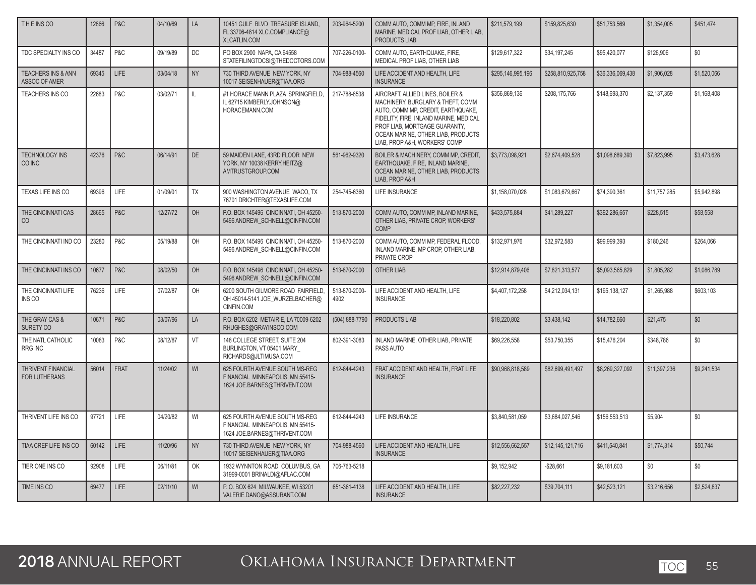| T H E INS CO | 12866 | P&C | 04/10/69 | LA | 10451 GULF BLVD TREASURE ISLAND, FL 33706-4814 XLC.COMPLIANCE@ XLCATLIN.COM | 203-964-5200 | COMM AUTO, COMM MP, FIRE, INLAND MARINE, MEDICAL PROF LIAB, OTHER LIAB, PRODUCTS LIAB | $211,579,199 | $159,825,630 | $51,753,569 | $1,354,005 | $451,474 |
|---|---|---|---|---|---|---|---|---|---|---|---|---|
| TDC SPECIALTY INS CO | 34487 | P&C | 09/19/89 | DC | PO BOX 2900 NAPA, CA 94558 STATEFILINGTDCSI@THEDOCTORS.COM | 707-226-0100- | COMM AUTO, EARTHQUAKE, FIRE, MEDICAL PROF LIAB, OTHER LIAB | $129,617,322 | $34,197,245 | $95,420,077 | $126,906 | $0 |
| TEACHERS INS & ANN ASSOC OF AMER | 69345 | LIFE | 03/04/18 | NY | 730 THIRD AVENUE NEW YORK, NY 10017 SEISENHAUER@TIAA.ORG | 704-988-4560 | LIFE ACCIDENT AND HEALTH, LIFE INSURANCE | $295,146,995,196 | $258,810,925,758 | $36,336,069,438 | $1,906,028 | $1,520,066 |
| TEACHERS INS CO | 22683 | P&C | 03/02/71 | IL | #1 HORACE MANN PLAZA SPRINGFIELD, IL 62715 KIMBERLY.JOHNSON@ HORACEMANN.COM | 217-788-8538 | AIRCRAFT, ALLIED LINES, BOILER & MACHINERY, BURGLARY & THEFT, COMM AUTO, COMM MP, CREDIT, EARTHQUAKE, FIDELITY, FIRE, INLAND MARINE, MEDICAL PROF LIAB, MORTGAGE GUARANTY, OCEAN MARINE, OTHER LIAB, PRODUCTS LIAB, PROP A&H, WORKERS' COMP | $356,869,136 | $208,175,766 | $148,693,370 | $2,137,359 | $1,168,408 |
| TECHNOLOGY INS CO INC | 42376 | P&C | 06/14/91 | DE | 59 MAIDEN LANE, 43RD FLOOR NEW YORK, NY 10038 KERRY.HEITZ@ AMTRUSTGROUP.COM | 561-962-9320 | BOILER & MACHINERY, COMM MP, CREDIT, EARTHQUAKE, FIRE, INLAND MARINE, OCEAN MARINE, OTHER LIAB, PRODUCTS LIAB, PROP A&H | $3,773,098,921 | $2,674,409,528 | $1,098,689,393 | $7,823,995 | $3,473,628 |
| TEXAS LIFE INS CO | 69396 | LIFE | 01/09/01 | TX | 900 WASHINGTON AVENUE WACO, TX 76701 DRICHTER@TEXASLIFE.COM | 254-745-6360 | LIFE INSURANCE | $1,158,070,028 | $1,083,679,667 | $74,390,361 | $11,757,285 | $5,942,898 |
| THE CINCINNATI CAS CO | 28665 | P&C | 12/27/72 | OH | P.O. BOX 145496 CINCINNATI, OH 45250-5496 ANDREW_SCHNELL@CINFIN.COM | 513-870-2000 | COMM AUTO, COMM MP, INLAND MARINE, OTHER LIAB, PRIVATE CROP, WORKERS' COMP | $433,575,884 | $41,289,227 | $392,286,657 | $228,515 | $58,558 |
| THE CINCINNATI IND CO | 23280 | P&C | 05/19/88 | OH | P.O. BOX 145496 CINCINNATI, OH 45250-5496 ANDREW_SCHNELL@CINFIN.COM | 513-870-2000 | COMM AUTO, COMM MP, FEDERAL FLOOD, INLAND MARINE, MP CROP, OTHER LIAB, PRIVATE CROP | $132,971,976 | $32,972,583 | $99,999,393 | $180,246 | $264,066 |
| THE CINCINNATI INS CO | 10677 | P&C | 08/02/50 | OH | P.O. BOX 145496 CINCINNATI, OH 45250-5496 ANDREW_SCHNELL@CINFIN.COM | 513-870-2000 | OTHER LIAB | $12,914,879,406 | $7,821,313,577 | $5,093,565,829 | $1,805,282 | $1,086,789 |
| THE CINCINNATI LIFE INS CO | 76236 | LIFE | 07/02/87 | OH | 6200 SOUTH GILMORE ROAD FAIRFIELD, OH 45014-5141 JOE_WURZELBACHER@ CINFIN.COM | 513-870-2000-4902 | LIFE ACCIDENT AND HEALTH, LIFE INSURANCE | $4,407,172,258 | $4,212,034,131 | $195,138,127 | $1,265,988 | $603,103 |
| THE GRAY CAS & SURETY CO | 10671 | P&C | 03/07/96 | LA | P.O. BOX 6202 METAIRIE, LA 70009-6202 RHUGHES@GRAYINSCO.COM | (504) 888-7790 | PRODUCTS LIAB | $18,220,802 | $3,438,142 | $14,782,660 | $21,475 | $0 |
| THE NATL CATHOLIC RRG INC | 10083 | P&C | 08/12/87 | VT | 148 COLLEGE STREET, SUITE 204 BURLINGTON, VT 05401 MARY_ RICHARDS@JLTIMUSA.COM | 802-391-3083 | INLAND MARINE, OTHER LIAB, PRIVATE PASS AUTO | $69,226,558 | $53,750,355 | $15,476,204 | $348,786 | $0 |
| THRIVENT FINANCIAL FOR LUTHERANS | 56014 | FRAT | 11/24/02 | WI | 625 FOURTH AVENUE SOUTH MS-REG FINANCIAL MINNEAPOLIS, MN 55415-1624 JOE.BARNES@THRIVENT.COM | 612-844-4243 | FRAT ACCIDENT AND HEALTH, FRAT LIFE INSURANCE | $90,968,818,589 | $82,699,491,497 | $8,269,327,092 | $11,397,236 | $9,241,534 |
| THRIVENT LIFE INS CO | 97721 | LIFE | 04/20/82 | WI | 625 FOURTH AVENUE SOUTH MS-REG FINANCIAL MINNEAPOLIS, MN 55415-1624 JOE.BARNES@THRIVENT.COM | 612-844-4243 | LIFE INSURANCE | $3,840,581,059 | $3,684,027,546 | $156,553,513 | $5,904 | $0 |
| TIAA CREF LIFE INS CO | 60142 | LIFE | 11/20/96 | NY | 730 THIRD AVENUE NEW YORK, NY 10017 SEISENHAUER@TIAA.ORG | 704-988-4560 | LIFE ACCIDENT AND HEALTH, LIFE INSURANCE | $12,556,662,557 | $12,145,121,716 | $411,540,841 | $1,774,314 | $50,744 |
| TIER ONE INS CO | 92908 | LIFE | 06/11/81 | OK | 1932 WYNNTON ROAD COLUMBUS, GA 31999-0001 BRINALDI@AFLAC.COM | 706-763-5218 | | $9,152,942 | -$28,661 | $9,181,603 | $0 | $0 |
| TIME INS CO | 69477 | LIFE | 02/11/10 | WI | P. O. BOX 624 MILWAUKEE, WI 53201 VALERIE.DANO@ASSURANT.COM | 651-361-4138 | LIFE ACCIDENT AND HEALTH, LIFE INSURANCE | $82,227,232 | $39,704,111 | $42,523,121 | $3,216,656 | $2,524,837 |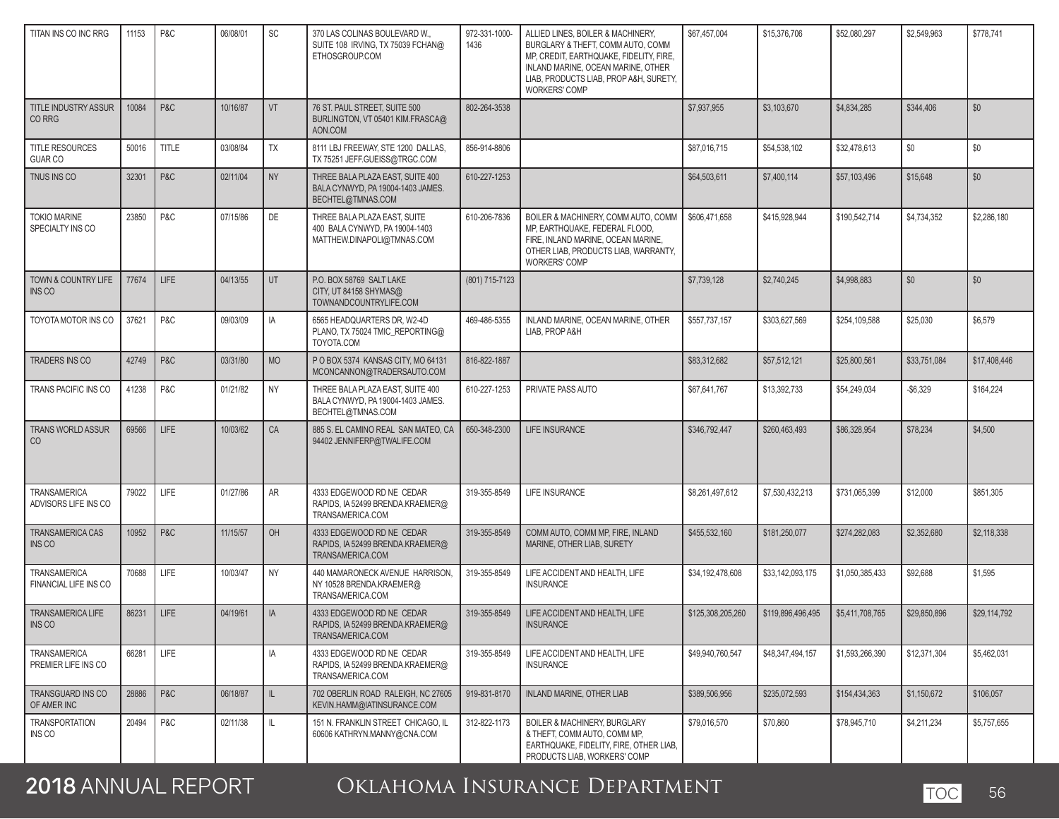| | | | | | | | | | | | | |
|---|---|---|---|---|---|---|---|---|---|---|---|---|
| TITAN INS CO INC RRG | 11153 | P&C | 06/08/01 | SC | 370 LAS COLINAS BOULEVARD W., SUITE 108 IRVING, TX 75039 FCHAN@ETHOSGROUP.COM | 972-331-1000-1436 | ALLIED LINES, BOILER & MACHINERY, BURGLARY & THEFT, COMM AUTO, COMM MP, CREDIT, EARTHQUAKE, FIDELITY, FIRE, INLAND MARINE, OCEAN MARINE, OTHER LIAB, PRODUCTS LIAB, PROP A&H, SURETY, WORKERS' COMP | $67,457,004 | $15,376,706 | $52,080,297 | $2,549,963 | $778,741 |
| TITLE INDUSTRY ASSUR CO RRG | 10084 | P&C | 10/16/87 | VT | 76 ST. PAUL STREET, SUITE 500 BURLINGTON, VT 05401 KIM.FRASCA@AON.COM | 802-264-3538 | | $7,937,955 | $3,103,670 | $4,834,285 | $344,406 | $0 |
| TITLE RESOURCES GUAR CO | 50016 | TITLE | 03/08/84 | TX | 8111 LBJ FREEWAY, STE 1200 DALLAS, TX 75251 JEFF.GUEISS@TRGC.COM | 856-914-8806 | | $87,016,715 | $54,538,102 | $32,478,613 | $0 | $0 |
| TNUS INS CO | 32301 | P&C | 02/11/04 | NY | THREE BALA PLAZA EAST, SUITE 400 BALA CYNWYD, PA 19004-1403 JAMES.BECHTEL@TMNAS.COM | 610-227-1253 | | $64,503,611 | $7,400,114 | $57,103,496 | $15,648 | $0 |
| TOKIO MARINE SPECIALTY INS CO | 23850 | P&C | 07/15/86 | DE | THREE BALA PLAZA EAST, SUITE 400 BALA CYNWYD, PA 19004-1403 MATTHEW.DINAPOLI@TMNAS.COM | 610-206-7836 | BOILER & MACHINERY, COMM AUTO, COMM MP, EARTHQUAKE, FEDERAL FLOOD, FIRE, INLAND MARINE, OCEAN MARINE, OTHER LIAB, PRODUCTS LIAB, WARRANTY, WORKERS' COMP | $606,471,658 | $415,928,944 | $190,542,714 | $4,734,352 | $2,286,180 |
| TOWN & COUNTRY LIFE INS CO | 77674 | LIFE | 04/13/55 | UT | P.O. BOX 58769 SALT LAKE CITY, UT 84158 SHYMAS@TOWNANDCOUNTRYLIFE.COM | (801) 715-7123 | | $7,739,128 | $2,740,245 | $4,998,883 | $0 | $0 |
| TOYOTA MOTOR INS CO | 37621 | P&C | 09/03/09 | IA | 6565 HEADQUARTERS DR, W2-4D PLANO, TX 75024 TMIC_REPORTING@TOYOTA.COM | 469-486-5355 | INLAND MARINE, OCEAN MARINE, OTHER LIAB, PROP A&H | $557,737,157 | $303,627,569 | $254,109,588 | $25,030 | $6,579 |
| TRADERS INS CO | 42749 | P&C | 03/31/80 | MO | P O BOX 5374 KANSAS CITY, MO 64131 MCONCANNON@TRADERSAUTO.COM | 816-822-1887 | | $83,312,682 | $57,512,121 | $25,800,561 | $33,751,084 | $17,408,446 |
| TRANS PACIFIC INS CO | 41238 | P&C | 01/21/82 | NY | THREE BALA PLAZA EAST, SUITE 400 BALA CYNWYD, PA 19004-1403 JAMES.BECHTEL@TMNAS.COM | 610-227-1253 | PRIVATE PASS AUTO | $67,641,767 | $13,392,733 | $54,249,034 | -$6,329 | $164,224 |
| TRANS WORLD ASSUR CO | 69566 | LIFE | 10/03/62 | CA | 885 S. EL CAMINO REAL SAN MATEO, CA 94402 JENNIFERP@TWALIFE.COM | 650-348-2300 | LIFE INSURANCE | $346,792,447 | $260,463,493 | $86,328,954 | $78,234 | $4,500 |
| TRANSAMERICA ADVISORS LIFE INS CO | 79022 | LIFE | 01/27/86 | AR | 4333 EDGEWOOD RD NE CEDAR RAPIDS, IA 52499 BRENDA.KRAEMER@TRANSAMERICA.COM | 319-355-8549 | LIFE INSURANCE | $8,261,497,612 | $7,530,432,213 | $731,065,399 | $12,000 | $851,305 |
| TRANSAMERICA CAS INS CO | 10952 | P&C | 11/15/57 | OH | 4333 EDGEWOOD RD NE CEDAR RAPIDS, IA 52499 BRENDA.KRAEMER@TRANSAMERICA.COM | 319-355-8549 | COMM AUTO, COMM MP, FIRE, INLAND MARINE, OTHER LIAB, SURETY | $455,532,160 | $181,250,077 | $274,282,083 | $2,352,680 | $2,118,338 |
| TRANSAMERICA FINANCIAL LIFE INS CO | 70688 | LIFE | 10/03/47 | NY | 440 MAMARONECK AVENUE HARRISON, NY 10528 BRENDA.KRAEMER@TRANSAMERICA.COM | 319-355-8549 | LIFE ACCIDENT AND HEALTH, LIFE INSURANCE | $34,192,478,608 | $33,142,093,175 | $1,050,385,433 | $92,688 | $1,595 |
| TRANSAMERICA LIFE INS CO | 86231 | LIFE | 04/19/61 | IA | 4333 EDGEWOOD RD NE CEDAR RAPIDS, IA 52499 BRENDA.KRAEMER@TRANSAMERICA.COM | 319-355-8549 | LIFE ACCIDENT AND HEALTH, LIFE INSURANCE | $125,308,205,260 | $119,896,496,495 | $5,411,708,765 | $29,850,896 | $29,114,792 |
| TRANSAMERICA PREMIER LIFE INS CO | 66281 | LIFE | | IA | 4333 EDGEWOOD RD NE CEDAR RAPIDS, IA 52499 BRENDA.KRAEMER@TRANSAMERICA.COM | 319-355-8549 | LIFE ACCIDENT AND HEALTH, LIFE INSURANCE | $49,940,760,547 | $48,347,494,157 | $1,593,266,390 | $12,371,304 | $5,462,031 |
| TRANSGUARD INS CO OF AMER INC | 28886 | P&C | 06/18/87 | IL | 702 OBERLIN ROAD RALEIGH, NC 27605 KEVIN.HAMM@IATINSURANCE.COM | 919-831-8170 | INLAND MARINE, OTHER LIAB | $389,506,956 | $235,072,593 | $154,434,363 | $1,150,672 | $106,057 |
| TRANSPORTATION INS CO | 20494 | P&C | 02/11/38 | IL | 151 N. FRANKLIN STREET CHICAGO, IL 60606 KATHRYN.MANNY@CNA.COM | 312-822-1173 | BOILER & MACHINERY, BURGLARY & THEFT, COMM AUTO, COMM MP, EARTHQUAKE, FIDELITY, FIRE, OTHER LIAB, PRODUCTS LIAB, WORKERS' COMP | $79,016,570 | $70,860 | $78,945,710 | $4,211,234 | $5,757,655 |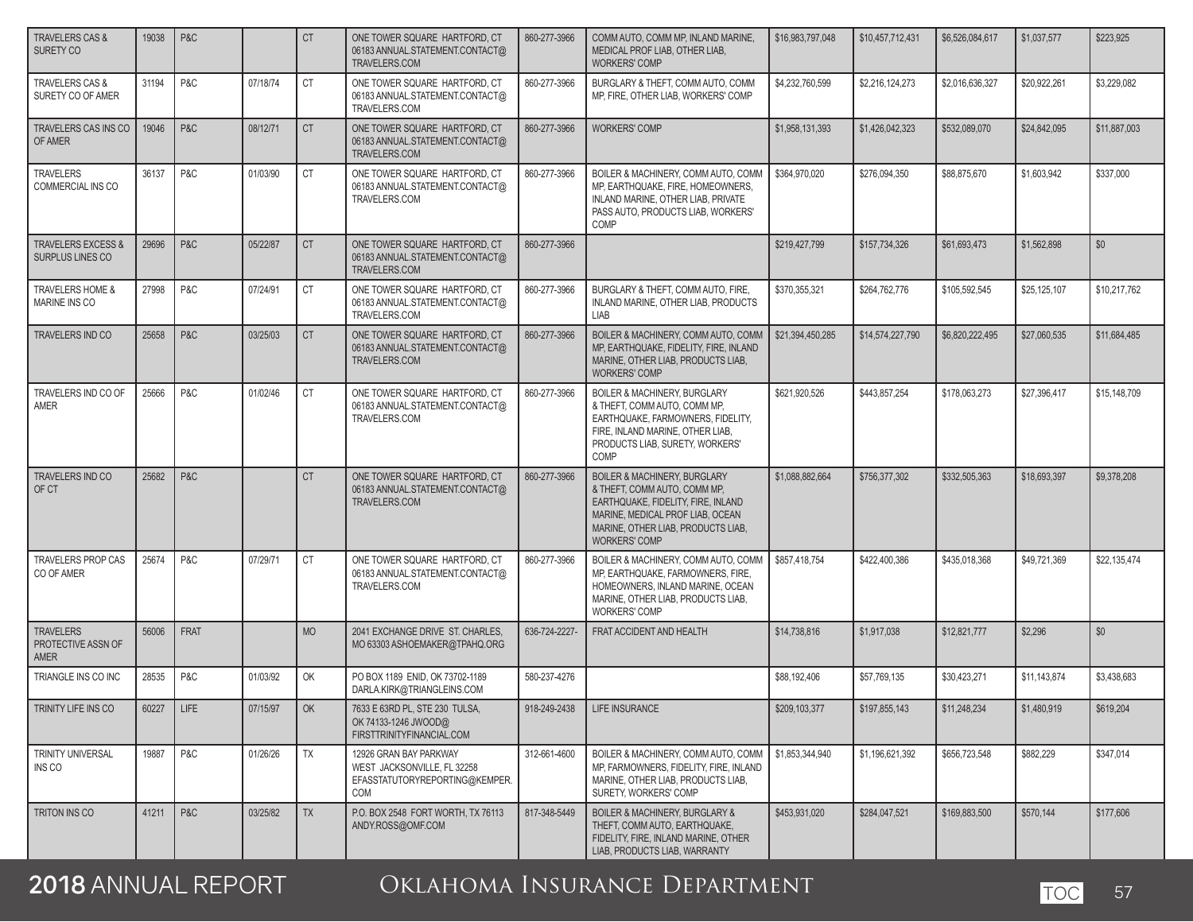| | | | | | | | | | | | | |
|---|---|---|---|---|---|---|---|---|---|---|---|---|
| TRAVELERS CAS & SURETY CO | 19038 | P&C | | CT | ONE TOWER SQUARE HARTFORD, CT 06183 ANNUAL.STATEMENT.CONTACT@TRAVELERS.COM | 860-277-3966 | COMM AUTO, COMM MP, INLAND MARINE, MEDICAL PROF LIAB, OTHER LIAB, WORKERS' COMP | $16,983,797,048 | $10,457,712,431 | $6,526,084,617 | $1,037,577 | $223,925 |
| TRAVELERS CAS & SURETY CO OF AMER | 31194 | P&C | 07/18/74 | CT | ONE TOWER SQUARE HARTFORD, CT 06183 ANNUAL.STATEMENT.CONTACT@TRAVELERS.COM | 860-277-3966 | BURGLARY & THEFT, COMM AUTO, COMM MP, FIRE, OTHER LIAB, WORKERS' COMP | $4,232,760,599 | $2,216,124,273 | $2,016,636,327 | $20,922,261 | $3,229,082 |
| TRAVELERS CAS INS CO OF AMER | 19046 | P&C | 08/12/71 | CT | ONE TOWER SQUARE HARTFORD, CT 06183 ANNUAL.STATEMENT.CONTACT@TRAVELERS.COM | 860-277-3966 | WORKERS' COMP | $1,958,131,393 | $1,426,042,323 | $532,089,070 | $24,842,095 | $11,887,003 |
| TRAVELERS COMMERCIAL INS CO | 36137 | P&C | 01/03/90 | CT | ONE TOWER SQUARE HARTFORD, CT 06183 ANNUAL.STATEMENT.CONTACT@TRAVELERS.COM | 860-277-3966 | BOILER & MACHINERY, COMM AUTO, COMM MP, EARTHQUAKE, FIRE, HOMEOWNERS, INLAND MARINE, OTHER LIAB, PRIVATE PASS AUTO, PRODUCTS LIAB, WORKERS' COMP | $364,970,020 | $276,094,350 | $88,875,670 | $1,603,942 | $337,000 |
| TRAVELERS EXCESS & SURPLUS LINES CO | 29696 | P&C | 05/22/87 | CT | ONE TOWER SQUARE HARTFORD, CT 06183 ANNUAL.STATEMENT.CONTACT@TRAVELERS.COM | 860-277-3966 | | $219,427,799 | $157,734,326 | $61,693,473 | $1,562,898 | $0 |
| TRAVELERS HOME & MARINE INS CO | 27998 | P&C | 07/24/91 | CT | ONE TOWER SQUARE HARTFORD, CT 06183 ANNUAL.STATEMENT.CONTACT@TRAVELERS.COM | 860-277-3966 | BURGLARY & THEFT, COMM AUTO, FIRE, INLAND MARINE, OTHER LIAB, PRODUCTS LIAB | $370,355,321 | $264,762,776 | $105,592,545 | $25,125,107 | $10,217,762 |
| TRAVELERS IND CO | 25658 | P&C | 03/25/03 | CT | ONE TOWER SQUARE HARTFORD, CT 06183 ANNUAL.STATEMENT.CONTACT@TRAVELERS.COM | 860-277-3966 | BOILER & MACHINERY, COMM AUTO, COMM MP, EARTHQUAKE, FIDELITY, FIRE, INLAND MARINE, OTHER LIAB, PRODUCTS LIAB, WORKERS' COMP | $21,394,450,285 | $14,574,227,790 | $6,820,222,495 | $27,060,535 | $11,684,485 |
| TRAVELERS IND CO OF AMER | 25666 | P&C | 01/02/46 | CT | ONE TOWER SQUARE HARTFORD, CT 06183 ANNUAL.STATEMENT.CONTACT@TRAVELERS.COM | 860-277-3966 | BOILER & MACHINERY, BURGLARY & THEFT, COMM AUTO, COMM MP, EARTHQUAKE, FARMOWNERS, FIDELITY, FIRE, INLAND MARINE, OTHER LIAB, PRODUCTS LIAB, SURETY, WORKERS' COMP | $621,920,526 | $443,857,254 | $178,063,273 | $27,396,417 | $15,148,709 |
| TRAVELERS IND CO OF CT | 25682 | P&C | | CT | ONE TOWER SQUARE HARTFORD, CT 06183 ANNUAL.STATEMENT.CONTACT@TRAVELERS.COM | 860-277-3966 | BOILER & MACHINERY, BURGLARY & THEFT, COMM AUTO, COMM MP, EARTHQUAKE, FIDELITY, FIRE, INLAND MARINE, MEDICAL PROF LIAB, OCEAN MARINE, OTHER LIAB, PRODUCTS LIAB, WORKERS' COMP | $1,088,882,664 | $756,377,302 | $332,505,363 | $18,693,397 | $9,378,208 |
| TRAVELERS PROP CAS CO OF AMER | 25674 | P&C | 07/29/71 | CT | ONE TOWER SQUARE HARTFORD, CT 06183 ANNUAL.STATEMENT.CONTACT@TRAVELERS.COM | 860-277-3966 | BOILER & MACHINERY, COMM AUTO, COMM MP, EARTHQUAKE, FARMOWNERS, FIRE, HOMEOWNERS, INLAND MARINE, OCEAN MARINE, OTHER LIAB, PRODUCTS LIAB, WORKERS' COMP | $857,418,754 | $422,400,386 | $435,018,368 | $49,721,369 | $22,135,474 |
| TRAVELERS PROTECTIVE ASSN OF AMER | 56006 | FRAT | | MO | 2041 EXCHANGE DRIVE ST. CHARLES, MO 63303 ASHOEMAKER@TPAHQ.ORG | 636-724-2227- | FRAT ACCIDENT AND HEALTH | $14,738,816 | $1,917,038 | $12,821,777 | $2,296 | $0 |
| TRIANGLE INS CO INC | 28535 | P&C | 01/03/92 | OK | PO BOX 1189 ENID, OK 73702-1189 DARLA.KIRK@TRIANGLEINS.COM | 580-237-4276 | | $88,192,406 | $57,769,135 | $30,423,271 | $11,143,874 | $3,438,683 |
| TRINITY LIFE INS CO | 60227 | LIFE | 07/15/97 | OK | 7633 E 63RD PL, STE 230 TULSA, OK 74133-1246 JWOOD@FIRSTTRINITYFINANCIAL.COM | 918-249-2438 | LIFE INSURANCE | $209,103,377 | $197,855,143 | $11,248,234 | $1,480,919 | $619,204 |
| TRINITY UNIVERSAL INS CO | 19887 | P&C | 01/26/26 | TX | 12926 GRAN BAY PARKWAY WEST JACKSONVILLE, FL 32258 EFASSTATUTORYREPORTING@KEMPER.COM | 312-661-4600 | BOILER & MACHINERY, COMM AUTO, COMM MP, FARMOWNERS, FIDELITY, FIRE, INLAND MARINE, OTHER LIAB, PRODUCTS LIAB, SURETY, WORKERS' COMP | $1,853,344,940 | $1,196,621,392 | $656,723,548 | $882,229 | $347,014 |
| TRITON INS CO | 41211 | P&C | 03/25/82 | TX | P.O. BOX 2548 FORT WORTH, TX 76113 ANDY.ROSS@OMF.COM | 817-348-5449 | BOILER & MACHINERY, BURGLARY & THEFT, COMM AUTO, EARTHQUAKE, FIDELITY, FIRE, INLAND MARINE, OTHER LIAB, PRODUCTS LIAB, WARRANTY | $453,931,020 | $284,047,521 | $169,883,500 | $570,144 | $177,606 |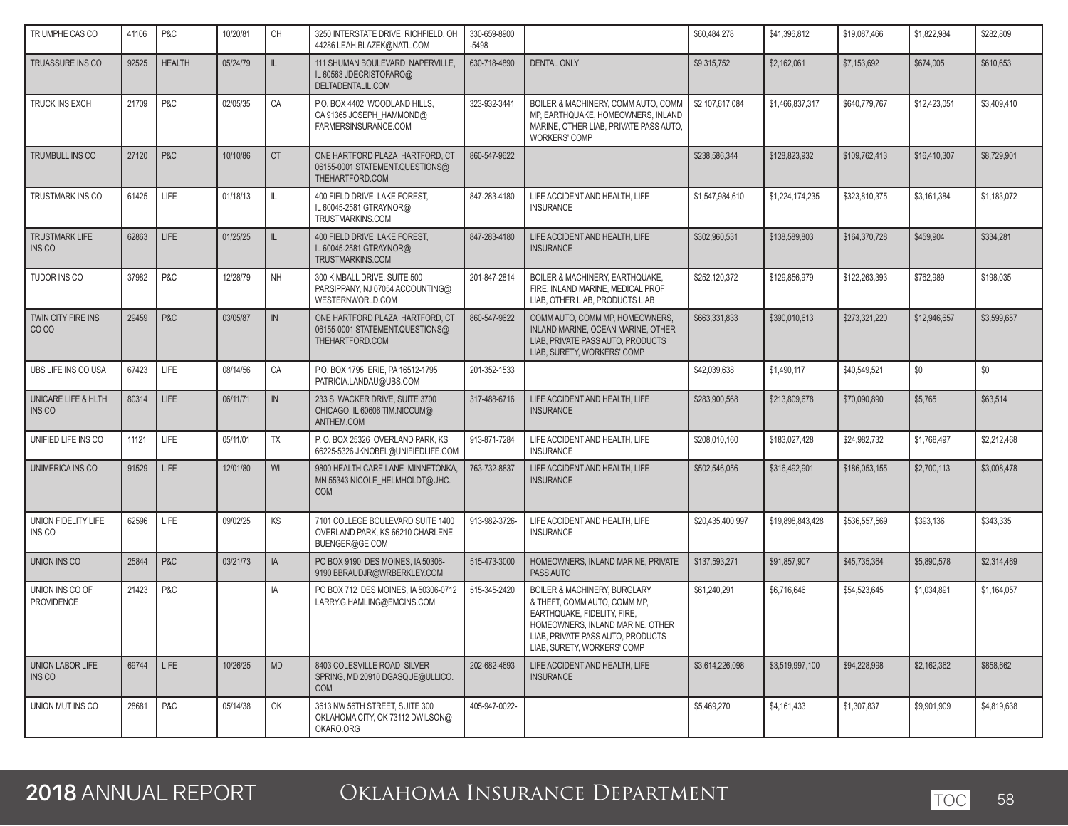| | | | | | | | | | | | | |
|---|---|---|---|---|---|---|---|---|---|---|---|---|
| TRIUMPHE CAS CO | 41106 | P&C | 10/20/81 | OH | 3250 INTERSTATE DRIVE RICHFIELD, OH 44286 LEAH.BLAZEK@NATL.COM | 330-659-8900 -5498 | | $60,484,278 | $41,396,812 | $19,087,466 | $1,822,984 | $282,809 |
| TRUASSURE INS CO | 92525 | HEALTH | 05/24/79 | IL | 111 SHUMAN BOULEVARD NAPERVILLE, IL 60563 JDECRISTOFARO@DELTADENTALIL.COM | 630-718-4890 | DENTAL ONLY | $9,315,752 | $2,162,061 | $7,153,692 | $674,005 | $610,653 |
| TRUCK INS EXCH | 21709 | P&C | 02/05/35 | CA | P.O. BOX 4402 WOODLAND HILLS, CA 91365 JOSEPH_HAMMOND@FARMERSINSURANCE.COM | 323-932-3441 | BOILER & MACHINERY, COMM AUTO, COMM MP, EARTHQUAKE, HOMEOWNERS, INLAND MARINE, OTHER LIAB, PRIVATE PASS AUTO, WORKERS' COMP | $2,107,617,084 | $1,466,837,317 | $640,779,767 | $12,423,051 | $3,409,410 |
| TRUMBULL INS CO | 27120 | P&C | 10/10/86 | CT | ONE HARTFORD PLAZA HARTFORD, CT 06155-0001 STATEMENT.QUESTIONS@THEHARTFORD.COM | 860-547-9622 | | $238,586,344 | $128,823,932 | $109,762,413 | $16,410,307 | $8,729,901 |
| TRUSTMARK INS CO | 61425 | LIFE | 01/18/13 | IL | 400 FIELD DRIVE LAKE FOREST, IL 60045-2581 GTRAYNOR@TRUSTMARKINS.COM | 847-283-4180 | LIFE ACCIDENT AND HEALTH, LIFE INSURANCE | $1,547,984,610 | $1,224,174,235 | $323,810,375 | $3,161,384 | $1,183,072 |
| TRUSTMARK LIFE INS CO | 62863 | LIFE | 01/25/25 | IL | 400 FIELD DRIVE LAKE FOREST, IL 60045-2581 GTRAYNOR@TRUSTMARKINS.COM | 847-283-4180 | LIFE ACCIDENT AND HEALTH, LIFE INSURANCE | $302,960,531 | $138,589,803 | $164,370,728 | $459,904 | $334,281 |
| TUDOR INS CO | 37982 | P&C | 12/28/79 | NH | 300 KIMBALL DRIVE, SUITE 500 PARSIPPANY, NJ 07054 ACCOUNTING@WESTERNWORLD.COM | 201-847-2814 | BOILER & MACHINERY, EARTHQUAKE, FIRE, INLAND MARINE, MEDICAL PROF LIAB, OTHER LIAB, PRODUCTS LIAB | $252,120,372 | $129,856,979 | $122,263,393 | $762,989 | $198,035 |
| TWIN CITY FIRE INS CO CO | 29459 | P&C | 03/05/87 | IN | ONE HARTFORD PLAZA HARTFORD, CT 06155-0001 STATEMENT.QUESTIONS@THEHARTFORD.COM | 860-547-9622 | COMM AUTO, COMM MP, HOMEOWNERS, INLAND MARINE, OCEAN MARINE, OTHER LIAB, PRIVATE PASS AUTO, PRODUCTS LIAB, SURETY, WORKERS' COMP | $663,331,833 | $390,010,613 | $273,321,220 | $12,946,657 | $3,599,657 |
| UBS LIFE INS CO USA | 67423 | LIFE | 08/14/56 | CA | P.O. BOX 1795 ERIE, PA 16512-1795 PATRICIA.LANDAU@UBS.COM | 201-352-1533 | | $42,039,638 | $1,490,117 | $40,549,521 | $0 | $0 |
| UNICARE LIFE & HLTH INS CO | 80314 | LIFE | 06/11/71 | IN | 233 S. WACKER DRIVE, SUITE 3700 CHICAGO, IL 60606 TIM.NICCUM@ANTHEM.COM | 317-488-6716 | LIFE ACCIDENT AND HEALTH, LIFE INSURANCE | $283,900,568 | $213,809,678 | $70,090,890 | $5,765 | $63,514 |
| UNIFIED LIFE INS CO | 11121 | LIFE | 05/11/01 | TX | P. O. BOX 25326 OVERLAND PARK, KS 66225-5326 JKNOBEL@UNIFIEDLIFE.COM | 913-871-7284 | LIFE ACCIDENT AND HEALTH, LIFE INSURANCE | $208,010,160 | $183,027,428 | $24,982,732 | $1,768,497 | $2,212,468 |
| UNIMERICA INS CO | 91529 | LIFE | 12/01/80 | WI | 9800 HEALTH CARE LANE MINNETONKA, MN 55343 NICOLE_HELMHOLDT@UHC.COM | 763-732-8837 | LIFE ACCIDENT AND HEALTH, LIFE INSURANCE | $502,546,056 | $316,492,901 | $186,053,155 | $2,700,113 | $3,008,478 |
| UNION FIDELITY LIFE INS CO | 62596 | LIFE | 09/02/25 | KS | 7101 COLLEGE BOULEVARD SUITE 1400 OVERLAND PARK, KS 66210 CHARLENE.BUENGER@GE.COM | 913-982-3726- | LIFE ACCIDENT AND HEALTH, LIFE INSURANCE | $20,435,400,997 | $19,898,843,428 | $536,557,569 | $393,136 | $343,335 |
| UNION INS CO | 25844 | P&C | 03/21/73 | IA | PO BOX 9190 DES MOINES, IA 50306-9190 BBRAUDJR@WRBERKLEY.COM | 515-473-3000 | HOMEOWNERS, INLAND MARINE, PRIVATE PASS AUTO | $137,593,271 | $91,857,907 | $45,735,364 | $5,890,578 | $2,314,469 |
| UNION INS CO OF PROVIDENCE | 21423 | P&C | | IA | PO BOX 712 DES MOINES, IA 50306-0712 LARRY.G.HAMLING@EMCINS.COM | 515-345-2420 | BOILER & MACHINERY, BURGLARY & THEFT, COMM AUTO, COMM MP, EARTHQUAKE, FIDELITY, FIRE, HOMEOWNERS, INLAND MARINE, OTHER LIAB, PRIVATE PASS AUTO, PRODUCTS LIAB, SURETY, WORKERS' COMP | $61,240,291 | $6,716,646 | $54,523,645 | $1,034,891 | $1,164,057 |
| UNION LABOR LIFE INS CO | 69744 | LIFE | 10/26/25 | MD | 8403 COLESVILLE ROAD SILVER SPRING, MD 20910 DGASQUE@ULLICO.COM | 202-682-4693 | LIFE ACCIDENT AND HEALTH, LIFE INSURANCE | $3,614,226,098 | $3,519,997,100 | $94,228,998 | $2,162,362 | $858,662 |
| UNION MUT INS CO | 28681 | P&C | 05/14/38 | OK | 3613 NW 56TH STREET, SUITE 300 OKLAHOMA CITY, OK 73112 DWILSON@OKARO.ORG | 405-947-0022- | | $5,469,270 | $4,161,433 | $1,307,837 | $9,901,909 | $4,819,638 |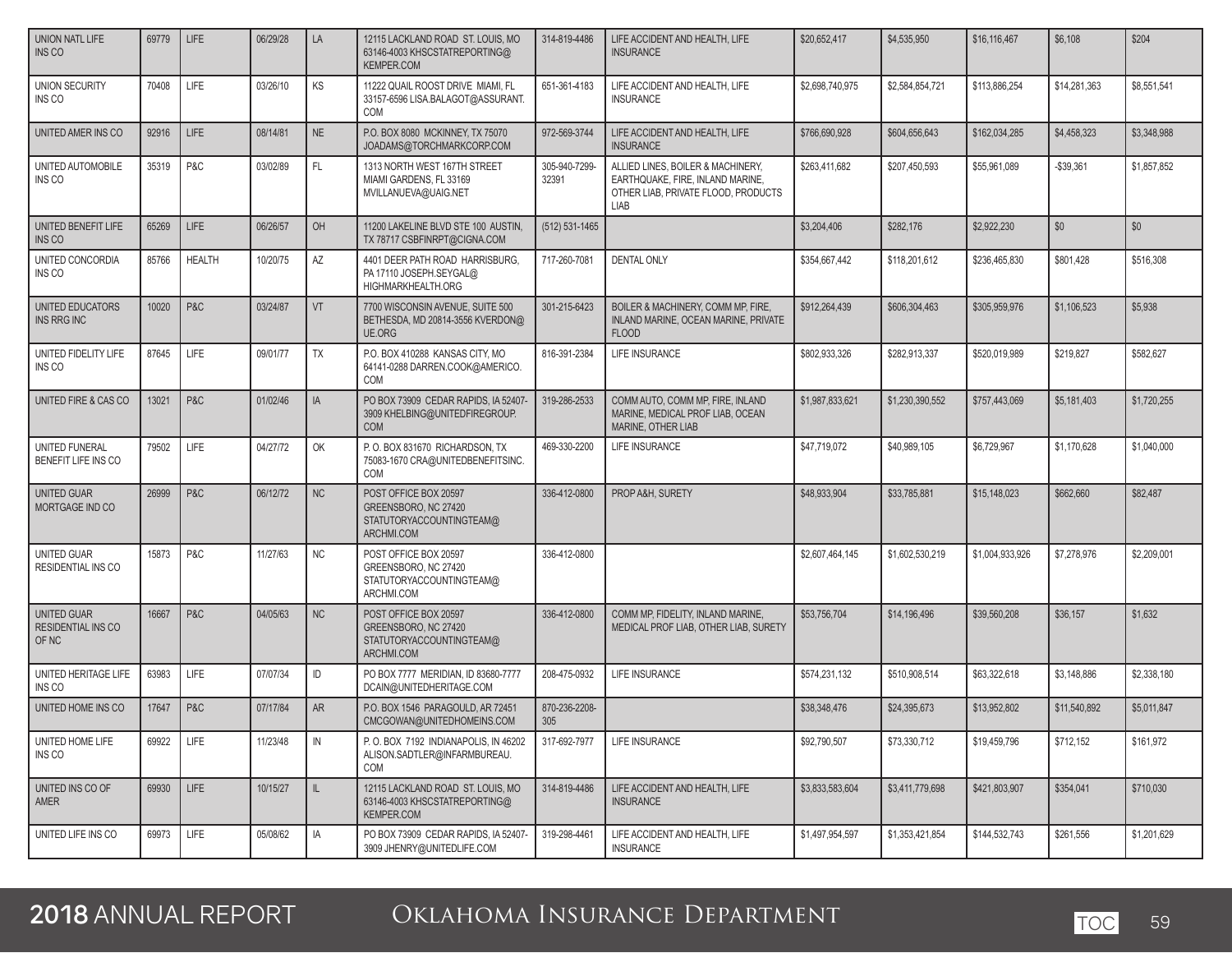| | | | | | | | | | | | | |
|---|---|---|---|---|---|---|---|---|---|---|---|---|
| UNION NATL LIFE INS CO | 69779 | LIFE | 06/29/28 | LA | 12115 LACKLAND ROAD ST. LOUIS, MO 63146-4003 KHSCSTATREPORTING@KEMPER.COM | 314-819-4486 | LIFE ACCIDENT AND HEALTH, LIFE INSURANCE | $20,652,417 | $4,535,950 | $16,116,467 | $6,108 | $204 |
| UNION SECURITY INS CO | 70408 | LIFE | 03/26/10 | KS | 11222 QUAIL ROOST DRIVE MIAMI, FL 33157-6596 LISA.BALAGOT@ASSURANT.COM | 651-361-4183 | LIFE ACCIDENT AND HEALTH, LIFE INSURANCE | $2,698,740,975 | $2,584,854,721 | $113,886,254 | $14,281,363 | $8,551,541 |
| UNITED AMER INS CO | 92916 | LIFE | 08/14/81 | NE | P.O. BOX 8080 MCKINNEY, TX 75070 JOADAMS@TORCHMARKCORP.COM | 972-569-3744 | LIFE ACCIDENT AND HEALTH, LIFE INSURANCE | $766,690,928 | $604,656,643 | $162,034,285 | $4,458,323 | $3,348,988 |
| UNITED AUTOMOBILE INS CO | 35319 | P&C | 03/02/89 | FL | 1313 NORTH WEST 167TH STREET MIAMI GARDENS, FL 33169 MVILLANUEVA@UAIG.NET | 305-940-7299-32391 | ALLIED LINES, BOILER & MACHINERY, EARTHQUAKE, FIRE, INLAND MARINE, OTHER LIAB, PRIVATE FLOOD, PRODUCTS LIAB | $263,411,682 | $207,450,593 | $55,961,089 | -$39,361 | $1,857,852 |
| UNITED BENEFIT LIFE INS CO | 65269 | LIFE | 06/26/57 | OH | 11200 LAKELINE BLVD STE 100 AUSTIN, TX 78717 CSBFINRPT@CIGNA.COM | (512) 531-1465 | | $3,204,406 | $282,176 | $2,922,230 | $0 | $0 |
| UNITED CONCORDIA INS CO | 85766 | HEALTH | 10/20/75 | AZ | 4401 DEER PATH ROAD HARRISBURG, PA 17110 JOSEPH.SEYGAL@HIGHMARKHEALTH.ORG | 717-260-7081 | DENTAL ONLY | $354,667,442 | $118,201,612 | $236,465,830 | $801,428 | $516,308 |
| UNITED EDUCATORS INS RRG INC | 10020 | P&C | 03/24/87 | VT | 7700 WISCONSIN AVENUE, SUITE 500 BETHESDA, MD 20814-3556 KVERDON@UE.ORG | 301-215-6423 | BOILER & MACHINERY, COMM MP, FIRE, INLAND MARINE, OCEAN MARINE, PRIVATE FLOOD | $912,264,439 | $606,304,463 | $305,959,976 | $1,106,523 | $5,938 |
| UNITED FIDELITY LIFE INS CO | 87645 | LIFE | 09/01/77 | TX | P.O. BOX 410288 KANSAS CITY, MO 64141-0288 DARREN.COOK@AMERICO.COM | 816-391-2384 | LIFE INSURANCE | $802,933,326 | $282,913,337 | $520,019,989 | $219,827 | $582,627 |
| UNITED FIRE & CAS CO | 13021 | P&C | 01/02/46 | IA | PO BOX 73909 CEDAR RAPIDS, IA 52407-3909 KHELBING@UNITEDFIREGROUP.COM | 319-286-2533 | COMM AUTO, COMM MP, FIRE, INLAND MARINE, MEDICAL PROF LIAB, OCEAN MARINE, OTHER LIAB | $1,987,833,621 | $1,230,390,552 | $757,443,069 | $5,181,403 | $1,720,255 |
| UNITED FUNERAL BENEFIT LIFE INS CO | 79502 | LIFE | 04/27/72 | OK | P. O. BOX 831670 RICHARDSON, TX 75083-1670 CRA@UNITEDBENEFITSINC.COM | 469-330-2200 | LIFE INSURANCE | $47,719,072 | $40,989,105 | $6,729,967 | $1,170,628 | $1,040,000 |
| UNITED GUAR MORTGAGE IND CO | 26999 | P&C | 06/12/72 | NC | POST OFFICE BOX 20597 GREENSBORO, NC 27420 STATUTORYACCOUNTINGTEAM@ARCHMI.COM | 336-412-0800 | PROP A&H, SURETY | $48,933,904 | $33,785,881 | $15,148,023 | $662,660 | $82,487 |
| UNITED GUAR RESIDENTIAL INS CO | 15873 | P&C | 11/27/63 | NC | POST OFFICE BOX 20597 GREENSBORO, NC 27420 STATUTORYACCOUNTINGTEAM@ARCHMI.COM | 336-412-0800 | | $2,607,464,145 | $1,602,530,219 | $1,004,933,926 | $7,278,976 | $2,209,001 |
| UNITED GUAR RESIDENTIAL INS CO OF NC | 16667 | P&C | 04/05/63 | NC | POST OFFICE BOX 20597 GREENSBORO, NC 27420 STATUTORYACCOUNTINGTEAM@ARCHMI.COM | 336-412-0800 | COMM MP, FIDELITY, INLAND MARINE, MEDICAL PROF LIAB, OTHER LIAB, SURETY | $53,756,704 | $14,196,496 | $39,560,208 | $36,157 | $1,632 |
| UNITED HERITAGE LIFE INS CO | 63983 | LIFE | 07/07/34 | ID | PO BOX 7777 MERIDIAN, ID 83680-7777 DCAIN@UNITEDHERITAGE.COM | 208-475-0932 | LIFE INSURANCE | $574,231,132 | $510,908,514 | $63,322,618 | $3,148,886 | $2,338,180 |
| UNITED HOME INS CO | 17647 | P&C | 07/17/84 | AR | P.O. BOX 1546 PARAGOULD, AR 72451 CMCGOWAN@UNITEDHOMEINS.COM | 870-236-2208-305 | | $38,348,476 | $24,395,673 | $13,952,802 | $11,540,892 | $5,011,847 |
| UNITED HOME LIFE INS CO | 69922 | LIFE | 11/23/48 | IN | P. O. BOX 7192 INDIANAPOLIS, IN 46202 ALISON.SADTLER@INFARMBUREAU.COM | 317-692-7977 | LIFE INSURANCE | $92,790,507 | $73,330,712 | $19,459,796 | $712,152 | $161,972 |
| UNITED INS CO OF AMER | 69930 | LIFE | 10/15/27 | IL | 12115 LACKLAND ROAD ST. LOUIS, MO 63146-4003 KHSCSTATREPORTING@KEMPER.COM | 314-819-4486 | LIFE ACCIDENT AND HEALTH, LIFE INSURANCE | $3,833,583,604 | $3,411,779,698 | $421,803,907 | $354,041 | $710,030 |
| UNITED LIFE INS CO | 69973 | LIFE | 05/08/62 | IA | PO BOX 73909 CEDAR RAPIDS, IA 52407-3909 JHENRY@UNITEDLIFE.COM | 319-298-4461 | LIFE ACCIDENT AND HEALTH, LIFE INSURANCE | $1,497,954,597 | $1,353,421,854 | $144,532,743 | $261,556 | $1,201,629 |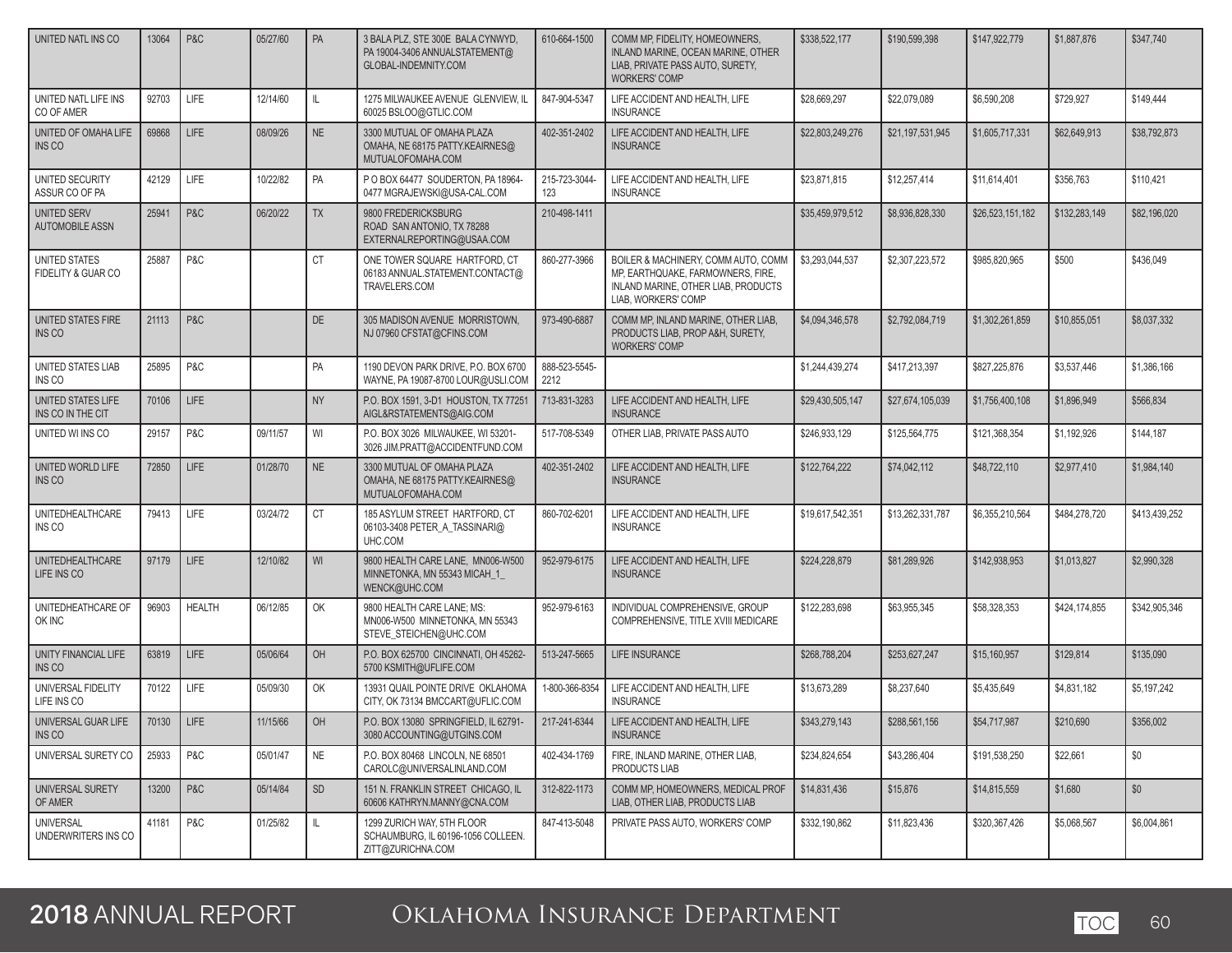| | | | | | | | | | | | | |
|---|---|---|---|---|---|---|---|---|---|---|---|---|
| UNITED NATL INS CO | 13064 | P&C | 05/27/60 | PA | 3 BALA PLZ, STE 300E BALA CYNWYD, PA 19004-3406 ANNUALSTATEMENT@GLOBAL-INDEMNITY.COM | 610-664-1500 | COMM MP, FIDELITY, HOMEOWNERS, INLAND MARINE, OCEAN MARINE, OTHER LIAB, PRIVATE PASS AUTO, SURETY, WORKERS' COMP | $338,522,177 | $190,599,398 | $147,922,779 | $1,887,876 | $347,740 |
| UNITED NATL LIFE INS CO OF AMER | 92703 | LIFE | 12/14/60 | IL | 1275 MILWAUKEE AVENUE GLENVIEW, IL 60025 BSLOO@GTLIC.COM | 847-904-5347 | LIFE ACCIDENT AND HEALTH, LIFE INSURANCE | $28,669,297 | $22,079,089 | $6,590,208 | $729,927 | $149,444 |
| UNITED OF OMAHA LIFE INS CO | 69868 | LIFE | 08/09/26 | NE | 3300 MUTUAL OF OMAHA PLAZA OMAHA, NE 68175 PATTY.KEAIRNES@MUTUALOFOMAHA.COM | 402-351-2402 | LIFE ACCIDENT AND HEALTH, LIFE INSURANCE | $22,803,249,276 | $21,197,531,945 | $1,605,717,331 | $62,649,913 | $38,792,873 |
| UNITED SECURITY ASSUR CO OF PA | 42129 | LIFE | 10/22/82 | PA | P O BOX 64477 SOUDERTON, PA 18964-0477 MGRAJEWSKI@USA-CAL.COM | 215-723-3044-123 | LIFE ACCIDENT AND HEALTH, LIFE INSURANCE | $23,871,815 | $12,257,414 | $11,614,401 | $356,763 | $110,421 |
| UNITED SERV AUTOMOBILE ASSN | 25941 | P&C | 06/20/22 | TX | 9800 FREDERICKSBURG ROAD SAN ANTONIO, TX 78288 EXTERNALREPORTING@USAA.COM | 210-498-1411 | | $35,459,979,512 | $8,936,828,330 | $26,523,151,182 | $132,283,149 | $82,196,020 |
| UNITED STATES FIDELITY & GUAR CO | 25887 | P&C | | CT | ONE TOWER SQUARE HARTFORD, CT 06183 ANNUAL.STATEMENT.CONTACT@TRAVELERS.COM | 860-277-3966 | BOILER & MACHINERY, COMM AUTO, COMM MP, EARTHQUAKE, FARMOWNERS, FIRE, INLAND MARINE, OTHER LIAB, PRODUCTS LIAB, WORKERS' COMP | $3,293,044,537 | $2,307,223,572 | $985,820,965 | $500 | $436,049 |
| UNITED STATES FIRE INS CO | 21113 | P&C | | DE | 305 MADISON AVENUE MORRISTOWN, NJ 07960 CFSTAT@CFINS.COM | 973-490-6887 | COMM MP, INLAND MARINE, OTHER LIAB, PRODUCTS LIAB, PROP A&H, SURETY, WORKERS' COMP | $4,094,346,578 | $2,792,084,719 | $1,302,261,859 | $10,855,051 | $8,037,332 |
| UNITED STATES LIAB INS CO | 25895 | P&C | | PA | 1190 DEVON PARK DRIVE, P.O. BOX 6700 WAYNE, PA 19087-8700 LOUR@USLI.COM | 888-523-5545-2212 | | $1,244,439,274 | $417,213,397 | $827,225,876 | $3,537,446 | $1,386,166 |
| UNITED STATES LIFE INS CO IN THE CIT | 70106 | LIFE | | NY | P.O. BOX 1591, 3-D1 HOUSTON, TX 77251 AIGL&RSTATEMENTS@AIG.COM | 713-831-3283 | LIFE ACCIDENT AND HEALTH, LIFE INSURANCE | $29,430,505,147 | $27,674,105,039 | $1,756,400,108 | $1,896,949 | $566,834 |
| UNITED WI INS CO | 29157 | P&C | 09/11/57 | WI | P.O. BOX 3026 MILWAUKEE, WI 53201-3026 JIM.PRATT@ACCIDENTFUND.COM | 517-708-5349 | OTHER LIAB, PRIVATE PASS AUTO | $246,933,129 | $125,564,775 | $121,368,354 | $1,192,926 | $144,187 |
| UNITED WORLD LIFE INS CO | 72850 | LIFE | 01/28/70 | NE | 3300 MUTUAL OF OMAHA PLAZA OMAHA, NE 68175 PATTY.KEAIRNES@MUTUALOFOMAHA.COM | 402-351-2402 | LIFE ACCIDENT AND HEALTH, LIFE INSURANCE | $122,764,222 | $74,042,112 | $48,722,110 | $2,977,410 | $1,984,140 |
| UNITEDHEALTHCARE INS CO | 79413 | LIFE | 03/24/72 | CT | 185 ASYLUM STREET HARTFORD, CT 06103-3408 PETER_A_TASSINARI@UHC.COM | 860-702-6201 | LIFE ACCIDENT AND HEALTH, LIFE INSURANCE | $19,617,542,351 | $13,262,331,787 | $6,355,210,564 | $484,278,720 | $413,439,252 |
| UNITEDHEALTHCARE LIFE INS CO | 97179 | LIFE | 12/10/82 | WI | 9800 HEALTH CARE LANE, MN006-W500 MINNETONKA, MN 55343 MICAH_1_WENCK@UHC.COM | 952-979-6175 | LIFE ACCIDENT AND HEALTH, LIFE INSURANCE | $224,228,879 | $81,289,926 | $142,938,953 | $1,013,827 | $2,990,328 |
| UNITEDHEATHCARE OF OK INC | 96903 | HEALTH | 06/12/85 | OK | 9800 HEALTH CARE LANE; MS: MN006-W500 MINNETONKA, MN 55343 STEVE_STEICHEN@UHC.COM | 952-979-6163 | INDIVIDUAL COMPREHENSIVE, GROUP COMPREHENSIVE, TITLE XVIII MEDICARE | $122,283,698 | $63,955,345 | $58,328,353 | $424,174,855 | $342,905,346 |
| UNITY FINANCIAL LIFE INS CO | 63819 | LIFE | 05/06/64 | OH | P.O. BOX 625700 CINCINNATI, OH 45262-5700 KSMITH@UFLIFE.COM | 513-247-5665 | LIFE INSURANCE | $268,788,204 | $253,627,247 | $15,160,957 | $129,814 | $135,090 |
| UNIVERSAL FIDELITY LIFE INS CO | 70122 | LIFE | 05/09/30 | OK | 13931 QUAIL POINTE DRIVE OKLAHOMA CITY, OK 73134 BMCCART@UFLIC.COM | 1-800-366-8354 | LIFE ACCIDENT AND HEALTH, LIFE INSURANCE | $13,673,289 | $8,237,640 | $5,435,649 | $4,831,182 | $5,197,242 |
| UNIVERSAL GUAR LIFE INS CO | 70130 | LIFE | 11/15/66 | OH | P.O. BOX 13080 SPRINGFIELD, IL 62791-3080 ACCOUNTING@UTGINS.COM | 217-241-6344 | LIFE ACCIDENT AND HEALTH, LIFE INSURANCE | $343,279,143 | $288,561,156 | $54,717,987 | $210,690 | $356,002 |
| UNIVERSAL SURETY CO | 25933 | P&C | 05/01/47 | NE | P.O. BOX 80468 LINCOLN, NE 68501 CAROLC@UNIVERSALINLAND.COM | 402-434-1769 | FIRE, INLAND MARINE, OTHER LIAB, PRODUCTS LIAB | $234,824,654 | $43,286,404 | $191,538,250 | $22,661 | $0 |
| UNIVERSAL SURETY OF AMER | 13200 | P&C | 05/14/84 | SD | 151 N. FRANKLIN STREET CHICAGO, IL 60606 KATHRYN.MANNY@CNA.COM | 312-822-1173 | COMM MP, HOMEOWNERS, MEDICAL PROF LIAB, OTHER LIAB, PRODUCTS LIAB | $14,831,436 | $15,876 | $14,815,559 | $1,680 | $0 |
| UNIVERSAL UNDERWRITERS INS CO | 41181 | P&C | 01/25/82 | IL | 1299 ZURICH WAY, 5TH FLOOR SCHAUMBURG, IL 60196-1056 COLLEEN.ZITT@ZURICHNA.COM | 847-413-5048 | PRIVATE PASS AUTO, WORKERS' COMP | $332,190,862 | $11,823,436 | $320,367,426 | $5,068,567 | $6,004,861 |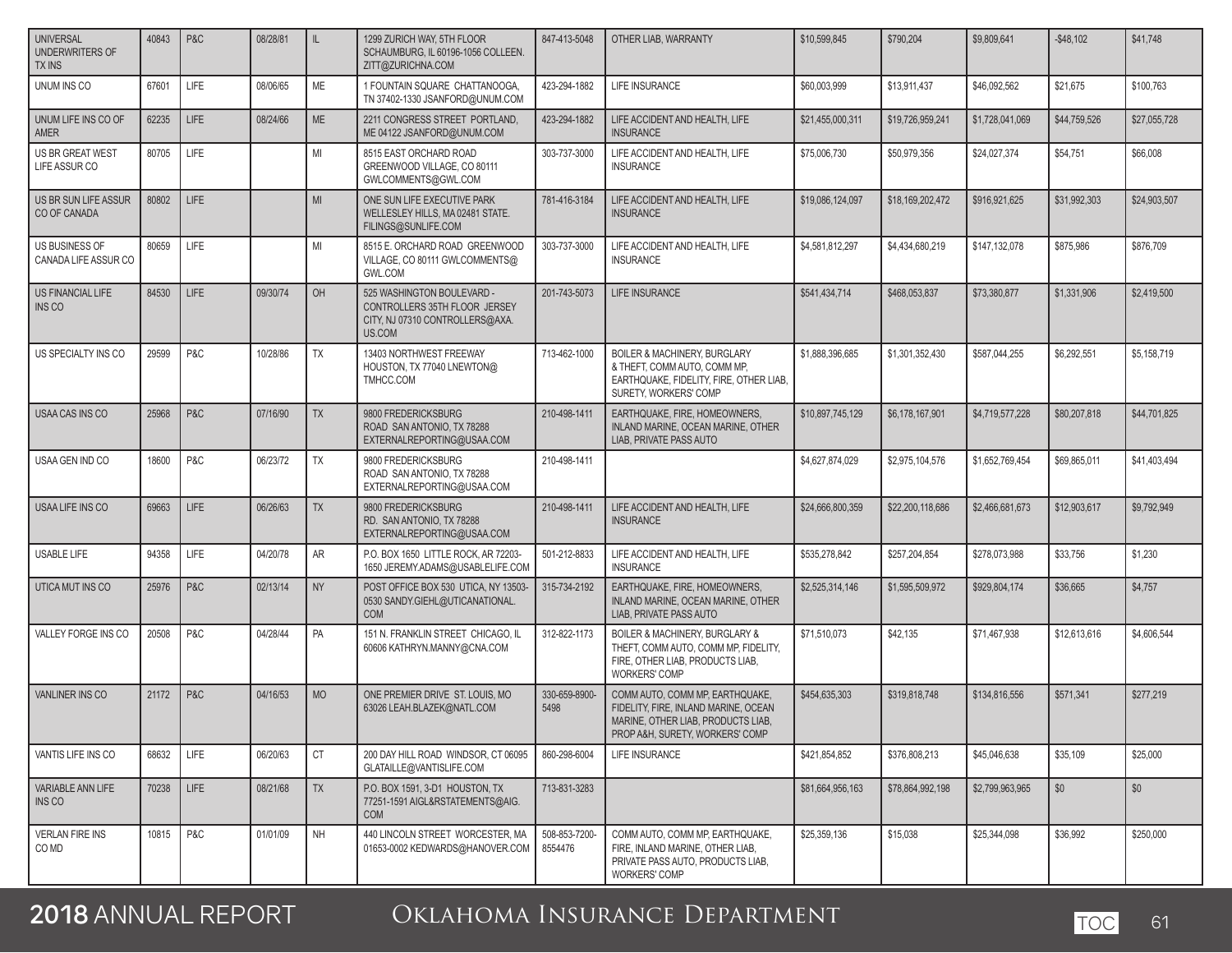| UNIVERSAL UNDERWRITERS OF TX INS | 40843 | P&C | 08/28/81 | IL | 1299 ZURICH WAY, 5TH FLOOR SCHAUMBURG, IL 60196-1056 COLLEEN.ZITT@ZURICHNA.COM | 847-413-5048 | OTHER LIAB, WARRANTY | $10,599,845 | $790,204 | $9,809,641 | -$48,102 | $41,748 |
|---|---|---|---|---|---|---|---|---|---|---|---|---|
| UNUM INS CO | 67601 | LIFE | 08/06/65 | ME | 1 FOUNTAIN SQUARE CHATTANOOGA, TN 37402-1330 JSANFORD@UNUM.COM | 423-294-1882 | LIFE INSURANCE | $60,003,999 | $13,911,437 | $46,092,562 | $21,675 | $100,763 |
| UNUM LIFE INS CO OF AMER | 62235 | LIFE | 08/24/66 | ME | 2211 CONGRESS STREET PORTLAND, ME 04122 JSANFORD@UNUM.COM | 423-294-1882 | LIFE ACCIDENT AND HEALTH, LIFE INSURANCE | $21,455,000,311 | $19,726,959,241 | $1,728,041,069 | $44,759,526 | $27,055,728 |
| US BR GREAT WEST LIFE ASSUR CO | 80705 | LIFE | | MI | 8515 EAST ORCHARD ROAD GREENWOOD VILLAGE, CO 80111 GWLCOMMENTS@GWL.COM | 303-737-3000 | LIFE ACCIDENT AND HEALTH, LIFE INSURANCE | $75,006,730 | $50,979,356 | $24,027,374 | $54,751 | $66,008 |
| US BR SUN LIFE ASSUR CO OF CANADA | 80802 | LIFE | | MI | ONE SUN LIFE EXECUTIVE PARK WELLESLEY HILLS, MA 02481 STATE.FILINGS@SUNLIFE.COM | 781-416-3184 | LIFE ACCIDENT AND HEALTH, LIFE INSURANCE | $19,086,124,097 | $18,169,202,472 | $916,921,625 | $31,992,303 | $24,903,507 |
| US BUSINESS OF CANADA LIFE ASSUR CO | 80659 | LIFE | | MI | 8515 E. ORCHARD ROAD GREENWOOD VILLAGE, CO 80111 GWLCOMMENTS@GWL.COM | 303-737-3000 | LIFE ACCIDENT AND HEALTH, LIFE INSURANCE | $4,581,812,297 | $4,434,680,219 | $147,132,078 | $875,986 | $876,709 |
| US FINANCIAL LIFE INS CO | 84530 | LIFE | 09/30/74 | OH | 525 WASHINGTON BOULEVARD - CONTROLLERS 35TH FLOOR JERSEY CITY, NJ 07310 CONTROLLERS@AXA.US.COM | 201-743-5073 | LIFE INSURANCE | $541,434,714 | $468,053,837 | $73,380,877 | $1,331,906 | $2,419,500 |
| US SPECIALTY INS CO | 29599 | P&C | 10/28/86 | TX | 13403 NORTHWEST FREEWAY HOUSTON, TX 77040 LNEWTON@TMHCC.COM | 713-462-1000 | BOILER & MACHINERY, BURGLARY & THEFT, COMM AUTO, COMM MP, EARTHQUAKE, FIDELITY, FIRE, OTHER LIAB, SURETY, WORKERS' COMP | $1,888,396,685 | $1,301,352,430 | $587,044,255 | $6,292,551 | $5,158,719 |
| USAA CAS INS CO | 25968 | P&C | 07/16/90 | TX | 9800 FREDERICKSBURG ROAD SAN ANTONIO, TX 78288 EXTERNALREPORTING@USAA.COM | 210-498-1411 | EARTHQUAKE, FIRE, HOMEOWNERS, INLAND MARINE, OCEAN MARINE, OTHER LIAB, PRIVATE PASS AUTO | $10,897,745,129 | $6,178,167,901 | $4,719,577,228 | $80,207,818 | $44,701,825 |
| USAA GEN IND CO | 18600 | P&C | 06/23/72 | TX | 9800 FREDERICKSBURG ROAD SAN ANTONIO, TX 78288 EXTERNALREPORTING@USAA.COM | 210-498-1411 | | $4,627,874,029 | $2,975,104,576 | $1,652,769,454 | $69,865,011 | $41,403,494 |
| USAA LIFE INS CO | 69663 | LIFE | 06/26/63 | TX | 9800 FREDERICKSBURG RD. SAN ANTONIO, TX 78288 EXTERNALREPORTING@USAA.COM | 210-498-1411 | LIFE ACCIDENT AND HEALTH, LIFE INSURANCE | $24,666,800,359 | $22,200,118,686 | $2,466,681,673 | $12,903,617 | $9,792,949 |
| USABLE LIFE | 94358 | LIFE | 04/20/78 | AR | P.O. BOX 1650 LITTLE ROCK, AR 72203-1650 JEREMY.ADAMS@USABLELIFE.COM | 501-212-8833 | LIFE ACCIDENT AND HEALTH, LIFE INSURANCE | $535,278,842 | $257,204,854 | $278,073,988 | $33,756 | $1,230 |
| UTICA MUT INS CO | 25976 | P&C | 02/13/14 | NY | POST OFFICE BOX 530 UTICA, NY 13503-0530 SANDY.GIEHL@UTICANATIONAL.COM | 315-734-2192 | EARTHQUAKE, FIRE, HOMEOWNERS, INLAND MARINE, OCEAN MARINE, OTHER LIAB, PRIVATE PASS AUTO | $2,525,314,146 | $1,595,509,972 | $929,804,174 | $36,665 | $4,757 |
| VALLEY FORGE INS CO | 20508 | P&C | 04/28/44 | PA | 151 N. FRANKLIN STREET CHICAGO, IL 60606 KATHRYN.MANNY@CNA.COM | 312-822-1173 | BOILER & MACHINERY, BURGLARY & THEFT, COMM AUTO, COMM MP, FIDELITY, FIRE, OTHER LIAB, PRODUCTS LIAB, WORKERS' COMP | $71,510,073 | $42,135 | $71,467,938 | $12,613,616 | $4,606,544 |
| VANLINER INS CO | 21172 | P&C | 04/16/53 | MO | ONE PREMIER DRIVE ST. LOUIS, MO 63026 LEAH.BLAZEK@NATL.COM | 330-659-8900-5498 | COMM AUTO, COMM MP, EARTHQUAKE, FIDELITY, FIRE, INLAND MARINE, OCEAN MARINE, OTHER LIAB, PRODUCTS LIAB, PROP A&H, SURETY, WORKERS' COMP | $454,635,303 | $319,818,748 | $134,816,556 | $571,341 | $277,219 |
| VANTIS LIFE INS CO | 68632 | LIFE | 06/20/63 | CT | 200 DAY HILL ROAD WINDSOR, CT 06095 GLATAILLE@VANTISLIFE.COM | 860-298-6004 | LIFE INSURANCE | $421,854,852 | $376,808,213 | $45,046,638 | $35,109 | $25,000 |
| VARIABLE ANN LIFE INS CO | 70238 | LIFE | 08/21/68 | TX | P.O. BOX 1591, 3-D1 HOUSTON, TX 77251-1591 AIGL&RSTATEMENTS@AIG.COM | 713-831-3283 | | $81,664,956,163 | $78,864,992,198 | $2,799,963,965 | $0 | $0 |
| VERLAN FIRE INS CO MD | 10815 | P&C | 01/01/09 | NH | 440 LINCOLN STREET WORCESTER, MA 01653-0002 KEDWARDS@HANOVER.COM | 508-853-7200-8554476 | COMM AUTO, COMM MP, EARTHQUAKE, FIRE, INLAND MARINE, OTHER LIAB, PRIVATE PASS AUTO, PRODUCTS LIAB, WORKERS' COMP | $25,359,136 | $15,038 | $25,344,098 | $36,992 | $250,000 |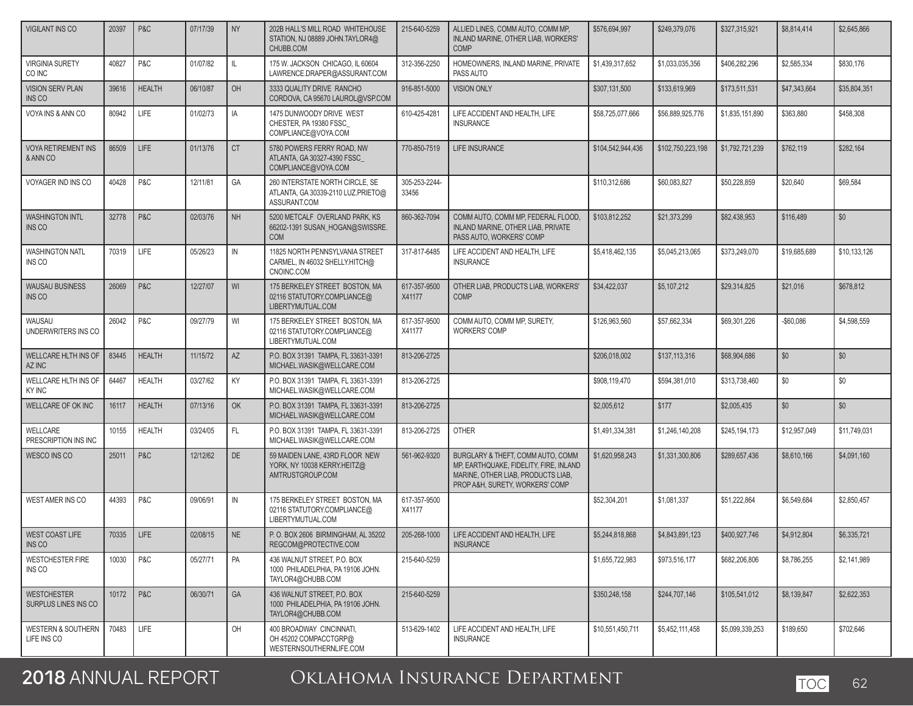| VIGILANT INS CO | 20397 | P&C | 07/17/39 | NY | 202B HALL'S MILL ROAD WHITEHOUSE STATION, NJ 08889 JOHN.TAYLOR4@CHUBB.COM | 215-640-5259 | ALLIED LINES, COMM AUTO, COMM MP, INLAND MARINE, OTHER LIAB, WORKERS' COMP | $576,694,997 | $249,379,076 | $327,315,921 | $8,814,414 | $2,645,866 |
|---|---|---|---|---|---|---|---|---|---|---|---|---|
| VIRGINIA SURETY CO INC | 40827 | P&C | 01/07/82 | IL | 175 W. JACKSON CHICAGO, IL 60604 LAWRENCE.DRAPER@ASSURANT.COM | 312-356-2250 | HOMEOWNERS, INLAND MARINE, PRIVATE PASS AUTO | $1,439,317,652 | $1,033,035,356 | $406,282,296 | $2,585,334 | $830,176 |
| VISION SERV PLAN INS CO | 39616 | HEALTH | 06/10/87 | OH | 3333 QUALITY DRIVE RANCHO CORDOVA, CA 95670 LAUROL@VSP.COM | 916-851-5000 | VISION ONLY | $307,131,500 | $133,619,969 | $173,511,531 | $47,343,664 | $35,804,351 |
| VOYA INS & ANN CO | 80942 | LIFE | 01/02/73 | IA | 1475 DUNWOODY DRIVE WEST CHESTER, PA 19380 FSSC_COMPLIANCE@VOYA.COM | 610-425-4281 | LIFE ACCIDENT AND HEALTH, LIFE INSURANCE | $58,725,077,666 | $56,889,925,776 | $1,835,151,890 | $363,880 | $458,308 |
| VOYA RETIREMENT INS & ANN CO | 86509 | LIFE | 01/13/76 | CT | 5780 POWERS FERRY ROAD, NW ATLANTA, GA 30327-4390 FSSC_COMPLIANCE@VOYA.COM | 770-850-7519 | LIFE INSURANCE | $104,542,944,436 | $102,750,223,198 | $1,792,721,239 | $762,119 | $282,164 |
| VOYAGER IND INS CO | 40428 | P&C | 12/11/81 | GA | 260 INTERSTATE NORTH CIRCLE, SE ATLANTA, GA 30339-2110 LUZ.PRIETO@ASSURANT.COM | 305-253-2244-33456 | | $110,312,686 | $60,083,827 | $50,228,859 | $20,640 | $69,584 |
| WASHINGTON INTL INS CO | 32778 | P&C | 02/03/76 | NH | 5200 METCALF OVERLAND PARK, KS 66202-1391 SUSAN_HOGAN@SWISSRE.COM | 860-362-7094 | COMM AUTO, COMM MP, FEDERAL FLOOD, INLAND MARINE, OTHER LIAB, PRIVATE PASS AUTO, WORKERS' COMP | $103,812,252 | $21,373,299 | $82,438,953 | $116,489 | $0 |
| WASHINGTON NATL INS CO | 70319 | LIFE | 05/26/23 | IN | 11825 NORTH PENNSYLVANIA STREET CARMEL, IN 46032 SHELLY.HITCH@CNOINC.COM | 317-817-6485 | LIFE ACCIDENT AND HEALTH, LIFE INSURANCE | $5,418,462,135 | $5,045,213,065 | $373,249,070 | $19,685,689 | $10,133,126 |
| WAUSAU BUSINESS INS CO | 26069 | P&C | 12/27/07 | WI | 175 BERKELEY STREET BOSTON, MA 02116 STATUTORY.COMPLIANCE@LIBERTYMUTUAL.COM | 617-357-9500 X41177 | OTHER LIAB, PRODUCTS LIAB, WORKERS' COMP | $34,422,037 | $5,107,212 | $29,314,825 | $21,016 | $678,812 |
| WAUSAU UNDERWRITERS INS CO | 26042 | P&C | 09/27/79 | WI | 175 BERKELEY STREET BOSTON, MA 02116 STATUTORY.COMPLIANCE@LIBERTYMUTUAL.COM | 617-357-9500 X41177 | COMM AUTO, COMM MP, SURETY, WORKERS' COMP | $126,963,560 | $57,662,334 | $69,301,226 | -$60,086 | $4,598,559 |
| WELLCARE HLTH INS OF AZ INC | 83445 | HEALTH | 11/15/72 | AZ | P.O. BOX 31391 TAMPA, FL 33631-3391 MICHAEL.WASIK@WELLCARE.COM | 813-206-2725 | | $206,018,002 | $137,113,316 | $68,904,686 | $0 | $0 |
| WELLCARE HLTH INS OF KY INC | 64467 | HEALTH | 03/27/62 | KY | P.O. BOX 31391 TAMPA, FL 33631-3391 MICHAEL.WASIK@WELLCARE.COM | 813-206-2725 | | $908,119,470 | $594,381,010 | $313,738,460 | $0 | $0 |
| WELLCARE OF OK INC | 16117 | HEALTH | 07/13/16 | OK | P.O. BOX 31391 TAMPA, FL 33631-3391 MICHAEL.WASIK@WELLCARE.COM | 813-206-2725 | | $2,005,612 | $177 | $2,005,435 | $0 | $0 |
| WELLCARE PRESCRIPTION INS INC | 10155 | HEALTH | 03/24/05 | FL | P.O. BOX 31391 TAMPA, FL 33631-3391 MICHAEL.WASIK@WELLCARE.COM | 813-206-2725 | OTHER | $1,491,334,381 | $1,246,140,208 | $245,194,173 | $12,957,049 | $11,749,031 |
| WESCO INS CO | 25011 | P&C | 12/12/62 | DE | 59 MAIDEN LANE, 43RD FLOOR NEW YORK, NY 10038 KERRY.HEITZ@AMTRUSTGROUP.COM | 561-962-9320 | BURGLARY & THEFT, COMM AUTO, COMM MP, EARTHQUAKE, FIDELITY, FIRE, INLAND MARINE, OTHER LIAB, PRODUCTS LIAB, PROP A&H, SURETY, WORKERS' COMP | $1,620,958,243 | $1,331,300,806 | $289,657,436 | $8,610,166 | $4,091,160 |
| WEST AMER INS CO | 44393 | P&C | 09/06/91 | IN | 175 BERKELEY STREET BOSTON, MA 02116 STATUTORY.COMPLIANCE@LIBERTYMUTUAL.COM | 617-357-9500 X41177 | | $52,304,201 | $1,081,337 | $51,222,864 | $6,549,684 | $2,850,457 |
| WEST COAST LIFE INS CO | 70335 | LIFE | 02/08/15 | NE | P. O. BOX 2606 BIRMINGHAM, AL 35202 REGCOM@PROTECTIVE.COM | 205-268-1000 | LIFE ACCIDENT AND HEALTH, LIFE INSURANCE | $5,244,818,868 | $4,843,891,123 | $400,927,746 | $4,912,804 | $6,335,721 |
| WESTCHESTER FIRE INS CO | 10030 | P&C | 05/27/71 | PA | 436 WALNUT STREET, P.O. BOX 1000 PHILADELPHIA, PA 19106 JOHN.TAYLOR4@CHUBB.COM | 215-640-5259 | | $1,655,722,983 | $973,516,177 | $682,206,806 | $8,786,255 | $2,141,989 |
| WESTCHESTER SURPLUS LINES INS CO | 10172 | P&C | 06/30/71 | GA | 436 WALNUT STREET, P.O. BOX 1000 PHILADELPHIA, PA 19106 JOHN.TAYLOR4@CHUBB.COM | 215-640-5259 | | $350,248,158 | $244,707,146 | $105,541,012 | $8,139,847 | $2,622,353 |
| WESTERN & SOUTHERN LIFE INS CO | 70483 | LIFE | | OH | 400 BROADWAY CINCINNATI, OH 45202 COMPACCTGRP@WESTERNSOUTHERNLIFE.COM | 513-629-1402 | LIFE ACCIDENT AND HEALTH, LIFE INSURANCE | $10,551,450,711 | $5,452,111,458 | $5,099,339,253 | $189,650 | $702,646 |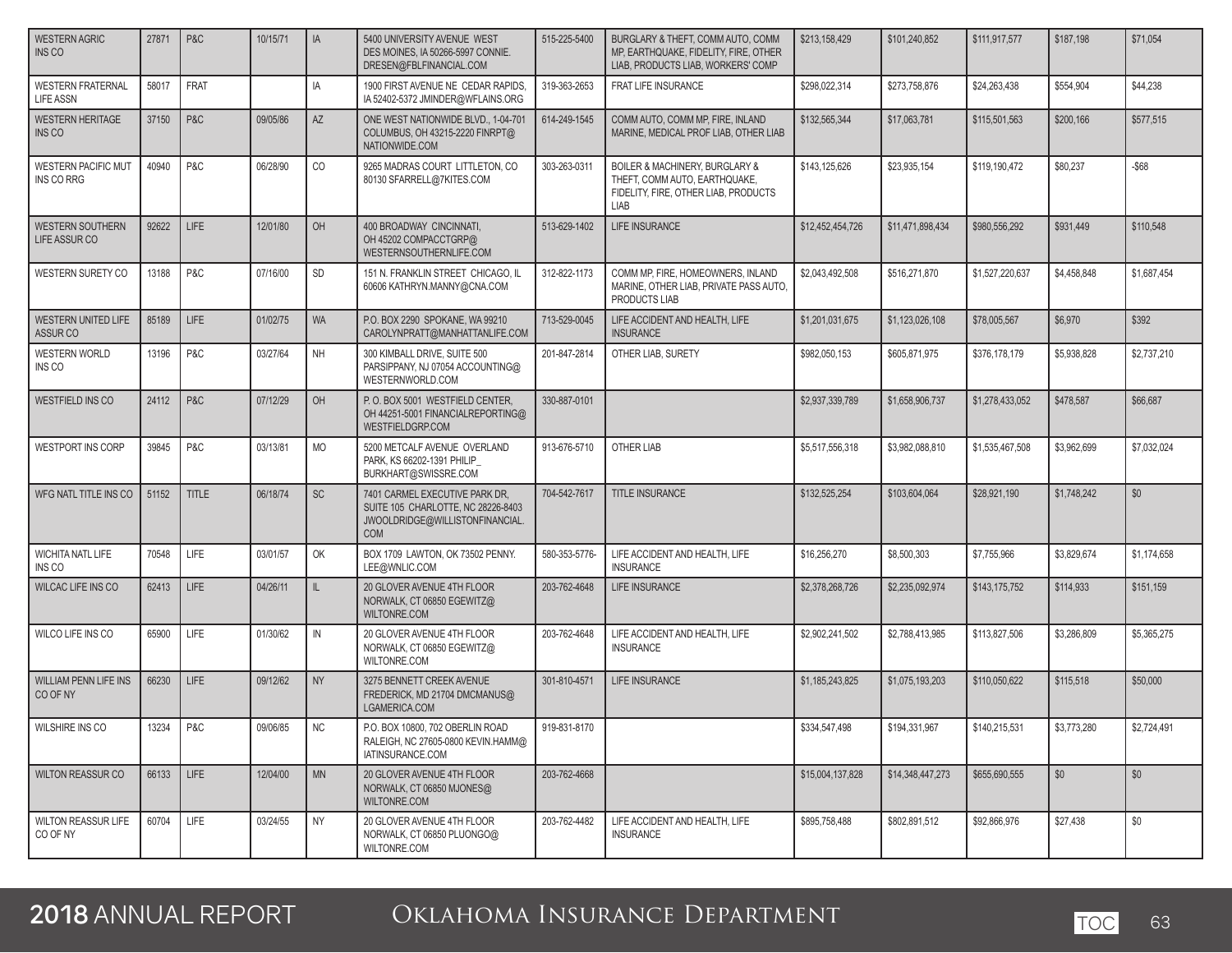| | | | | | | | | | | | | |
|---|---|---|---|---|---|---|---|---|---|---|---|---|
| WESTERN AGRIC INS CO | 27871 | P&C | 10/15/71 | IA | 5400 UNIVERSITY AVENUE WEST DES MOINES, IA 50266-5997 CONNIE.DRESEN@FBLFINANCIAL.COM | 515-225-5400 | BURGLARY & THEFT, COMM AUTO, COMM MP, EARTHQUAKE, FIDELITY, FIRE, OTHER LIAB, PRODUCTS LIAB, WORKERS' COMP | $213,158,429 | $101,240,852 | $111,917,577 | $187,198 | $71,054 |
| WESTERN FRATERNAL LIFE ASSN | 58017 | FRAT | | IA | 1900 FIRST AVENUE NE CEDAR RAPIDS, IA 52402-5372 JMINDER@WFLAINS.ORG | 319-363-2653 | FRAT LIFE INSURANCE | $298,022,314 | $273,758,876 | $24,263,438 | $554,904 | $44,238 |
| WESTERN HERITAGE INS CO | 37150 | P&C | 09/05/86 | AZ | ONE WEST NATIONWIDE BLVD., 1-04-701 COLUMBUS, OH 43215-2220 FINRPT@NATIONWIDE.COM | 614-249-1545 | COMM AUTO, COMM MP, FIRE, INLAND MARINE, MEDICAL PROF LIAB, OTHER LIAB | $132,565,344 | $17,063,781 | $115,501,563 | $200,166 | $577,515 |
| WESTERN PACIFIC MUT INS CO RRG | 40940 | P&C | 06/28/90 | CO | 9265 MADRAS COURT LITTLETON, CO 80130 SFARRELL@7KITES.COM | 303-263-0311 | BOILER & MACHINERY, BURGLARY & THEFT, COMM AUTO, EARTHQUAKE, FIDELITY, FIRE, OTHER LIAB, PRODUCTS LIAB | $143,125,626 | $23,935,154 | $119,190,472 | $80,237 | -$68 |
| WESTERN SOUTHERN LIFE ASSUR CO | 92622 | LIFE | 12/01/80 | OH | 400 BROADWAY CINCINNATI, OH 45202 COMPACCTGRP@WESTERNSOUTHERNLIFE.COM | 513-629-1402 | LIFE INSURANCE | $12,452,454,726 | $11,471,898,434 | $980,556,292 | $931,449 | $110,548 |
| WESTERN SURETY CO | 13188 | P&C | 07/16/00 | SD | 151 N. FRANKLIN STREET CHICAGO, IL 60606 KATHRYN.MANNY@CNA.COM | 312-822-1173 | COMM MP, FIRE, HOMEOWNERS, INLAND MARINE, OTHER LIAB, PRIVATE PASS AUTO, PRODUCTS LIAB | $2,043,492,508 | $516,271,870 | $1,527,220,637 | $4,458,848 | $1,687,454 |
| WESTERN UNITED LIFE ASSUR CO | 85189 | LIFE | 01/02/75 | WA | P.O. BOX 2290 SPOKANE, WA 99210 CAROLYNPRATT@MANHATTANLIFE.COM | 713-529-0045 | LIFE ACCIDENT AND HEALTH, LIFE INSURANCE | $1,201,031,675 | $1,123,026,108 | $78,005,567 | $6,970 | $392 |
| WESTERN WORLD INS CO | 13196 | P&C | 03/27/64 | NH | 300 KIMBALL DRIVE, SUITE 500 PARSIPPANY, NJ 07054 ACCOUNTING@WESTERNWORLD.COM | 201-847-2814 | OTHER LIAB, SURETY | $982,050,153 | $605,871,975 | $376,178,179 | $5,938,828 | $2,737,210 |
| WESTFIELD INS CO | 24112 | P&C | 07/12/29 | OH | P. O. BOX 5001 WESTFIELD CENTER, OH 44251-5001 FINANCIALREPORTING@WESTFIELDGRP.COM | 330-887-0101 | | $2,937,339,789 | $1,658,906,737 | $1,278,433,052 | $478,587 | $66,687 |
| WESTPORT INS CORP | 39845 | P&C | 03/13/81 | MO | 5200 METCALF AVENUE OVERLAND PARK, KS 66202-1391 PHILIP_BURKHART@SWISSRE.COM | 913-676-5710 | OTHER LIAB | $5,517,556,318 | $3,982,088,810 | $1,535,467,508 | $3,962,699 | $7,032,024 |
| WFG NATL TITLE INS CO | 51152 | TITLE | 06/18/74 | SC | 7401 CARMEL EXECUTIVE PARK DR, SUITE 105 CHARLOTTE, NC 28226-8403 JWOOLDRIDGE@WILLISTONFINANCIAL.COM | 704-542-7617 | TITLE INSURANCE | $132,525,254 | $103,604,064 | $28,921,190 | $1,748,242 | $0 |
| WICHITA NATL LIFE INS CO | 70548 | LIFE | 03/01/57 | OK | BOX 1709 LAWTON, OK 73502 PENNY.LEE@WNLIC.COM | 580-353-5776- | LIFE ACCIDENT AND HEALTH, LIFE INSURANCE | $16,256,270 | $8,500,303 | $7,755,966 | $3,829,674 | $1,174,658 |
| WILCAC LIFE INS CO | 62413 | LIFE | 04/26/11 | IL | 20 GLOVER AVENUE 4TH FLOOR NORWALK, CT 06850 EGEWITZ@WILTONRE.COM | 203-762-4648 | LIFE INSURANCE | $2,378,268,726 | $2,235,092,974 | $143,175,752 | $114,933 | $151,159 |
| WILCO LIFE INS CO | 65900 | LIFE | 01/30/62 | IN | 20 GLOVER AVENUE 4TH FLOOR NORWALK, CT 06850 EGEWITZ@WILTONRE.COM | 203-762-4648 | LIFE ACCIDENT AND HEALTH, LIFE INSURANCE | $2,902,241,502 | $2,788,413,985 | $113,827,506 | $3,286,809 | $5,365,275 |
| WILLIAM PENN LIFE INS CO OF NY | 66230 | LIFE | 09/12/62 | NY | 3275 BENNETT CREEK AVENUE FREDERICK, MD 21704 DMCMANUS@LGAMERICA.COM | 301-810-4571 | LIFE INSURANCE | $1,185,243,825 | $1,075,193,203 | $110,050,622 | $115,518 | $50,000 |
| WILSHIRE INS CO | 13234 | P&C | 09/06/85 | NC | P.O. BOX 10800, 702 OBERLIN ROAD RALEIGH, NC 27605-0800 KEVIN.HAMM@IATINSURANCE.COM | 919-831-8170 | | $334,547,498 | $194,331,967 | $140,215,531 | $3,773,280 | $2,724,491 |
| WILTON REASSUR CO | 66133 | LIFE | 12/04/00 | MN | 20 GLOVER AVENUE 4TH FLOOR NORWALK, CT 06850 MJONES@WILTONRE.COM | 203-762-4668 | | $15,004,137,828 | $14,348,447,273 | $655,690,555 | $0 | $0 |
| WILTON REASSUR LIFE CO OF NY | 60704 | LIFE | 03/24/55 | NY | 20 GLOVER AVENUE 4TH FLOOR NORWALK, CT 06850 PLUONGO@WILTONRE.COM | 203-762-4482 | LIFE ACCIDENT AND HEALTH, LIFE INSURANCE | $895,758,488 | $802,891,512 | $92,866,976 | $27,438 | $0 |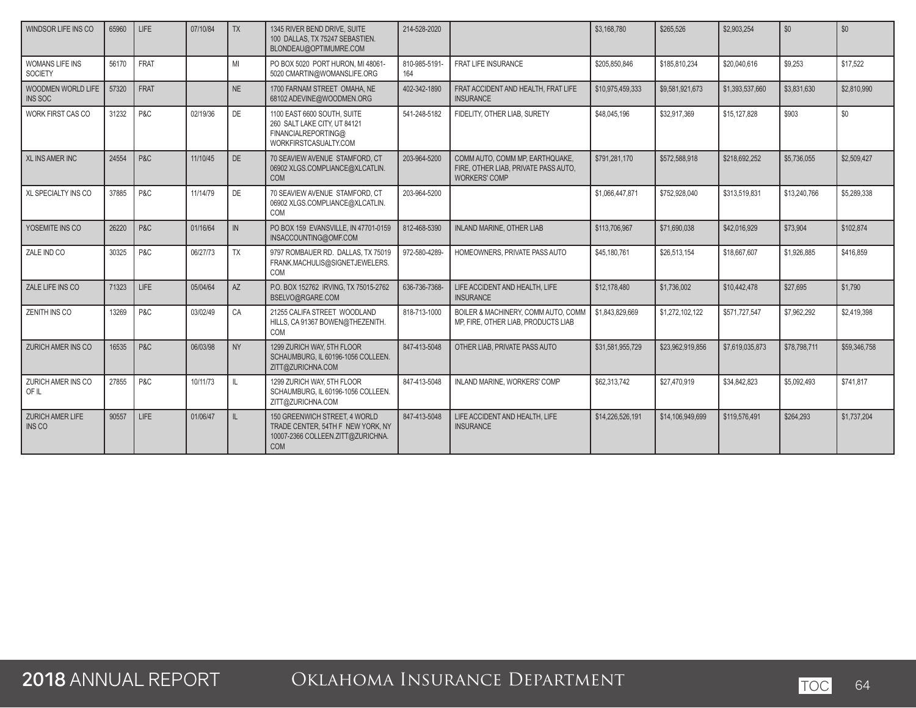| | | | | | | | | | | | | |
|---|---|---|---|---|---|---|---|---|---|---|---|---|
| WINDSOR LIFE INS CO | 65960 | LIFE | 07/10/84 | TX | 1345 RIVER BEND DRIVE, SUITE 100 DALLAS, TX 75247 SEBASTIEN. BLONDEAU@OPTIMUMRE.COM | 214-528-2020 | | $3,168,780 | $265,526 | $2,903,254 | $0 | $0 |
| WOMANS LIFE INS SOCIETY | 56170 | FRAT | | MI | PO BOX 5020 PORT HURON, MI 48061-5020 CMARTIN@WOMANSLIFE.ORG | 810-985-5191-164 | FRAT LIFE INSURANCE | $205,850,846 | $185,810,234 | $20,040,616 | $9,253 | $17,522 |
| WOODMEN WORLD LIFE INS SOC | 57320 | FRAT | | NE | 1700 FARNAM STREET OMAHA, NE 68102 ADEVINE@WOODMEN.ORG | 402-342-1890 | FRAT ACCIDENT AND HEALTH, FRAT LIFE INSURANCE | $10,975,459,333 | $9,581,921,673 | $1,393,537,660 | $3,831,630 | $2,810,990 |
| WORK FIRST CAS CO | 31232 | P&C | 02/19/36 | DE | 1100 EAST 6600 SOUTH, SUITE 260 SALT LAKE CITY, UT 84121 FINANCIALREPORTING@ WORKFIRSTCASUALTY.COM | 541-248-5182 | FIDELITY, OTHER LIAB, SURETY | $48,045,196 | $32,917,369 | $15,127,828 | $903 | $0 |
| XL INS AMER INC | 24554 | P&C | 11/10/45 | DE | 70 SEAVIEW AVENUE STAMFORD, CT 06902 XLGS.COMPLIANCE@XLCATLIN. COM | 203-964-5200 | COMM AUTO, COMM MP, EARTHQUAKE, FIRE, OTHER LIAB, PRIVATE PASS AUTO, WORKERS' COMP | $791,281,170 | $572,588,918 | $218,692,252 | $5,736,055 | $2,509,427 |
| XL SPECIALTY INS CO | 37885 | P&C | 11/14/79 | DE | 70 SEAVIEW AVENUE STAMFORD, CT 06902 XLGS.COMPLIANCE@XLCATLIN. COM | 203-964-5200 | | $1,066,447,871 | $752,928,040 | $313,519,831 | $13,240,766 | $5,289,338 |
| YOSEMITE INS CO | 26220 | P&C | 01/16/64 | IN | PO BOX 159 EVANSVILLE, IN 47701-0159 INSACCOUNTING@OMF.COM | 812-468-5390 | INLAND MARINE, OTHER LIAB | $113,706,967 | $71,690,038 | $42,016,929 | $73,904 | $102,874 |
| ZALE IND CO | 30325 | P&C | 06/27/73 | TX | 9797 ROMBAUER RD. DALLAS, TX 75019 FRANK.MACHULIS@SIGNETJEWELERS. COM | 972-580-4289- | HOMEOWNERS, PRIVATE PASS AUTO | $45,180,761 | $26,513,154 | $18,667,607 | $1,926,885 | $416,859 |
| ZALE LIFE INS CO | 71323 | LIFE | 05/04/64 | AZ | P.O. BOX 152762 IRVING, TX 75015-2762 BSELVO@RGARE.COM | 636-736-7368- | LIFE ACCIDENT AND HEALTH, LIFE INSURANCE | $12,178,480 | $1,736,002 | $10,442,478 | $27,695 | $1,790 |
| ZENITH INS CO | 13269 | P&C | 03/02/49 | CA | 21255 CALIFA STREET WOODLAND HILLS, CA 91367 BOWEN@THEZENITH. COM | 818-713-1000 | BOILER & MACHINERY, COMM AUTO, COMM MP, FIRE, OTHER LIAB, PRODUCTS LIAB | $1,843,829,669 | $1,272,102,122 | $571,727,547 | $7,962,292 | $2,419,398 |
| ZURICH AMER INS CO | 16535 | P&C | 06/03/98 | NY | 1299 ZURICH WAY, 5TH FLOOR SCHAUMBURG, IL 60196-1056 COLLEEN. ZITT@ZURICHNA.COM | 847-413-5048 | OTHER LIAB, PRIVATE PASS AUTO | $31,581,955,729 | $23,962,919,856 | $7,619,035,873 | $78,798,711 | $59,346,758 |
| ZURICH AMER INS CO OF IL | 27855 | P&C | 10/11/73 | IL | 1299 ZURICH WAY, 5TH FLOOR SCHAUMBURG, IL 60196-1056 COLLEEN. ZITT@ZURICHNA.COM | 847-413-5048 | INLAND MARINE, WORKERS' COMP | $62,313,742 | $27,470,919 | $34,842,823 | $5,092,493 | $741,817 |
| ZURICH AMER LIFE INS CO | 90557 | LIFE | 01/06/47 | IL | 150 GREENWICH STREET, 4 WORLD TRADE CENTER, 54TH F NEW YORK, NY 10007-2366 COLLEEN.ZITT@ZURICHNA. COM | 847-413-5048 | LIFE ACCIDENT AND HEALTH, LIFE INSURANCE | $14,226,526,191 | $14,106,949,699 | $119,576,491 | $264,293 | $1,737,204 |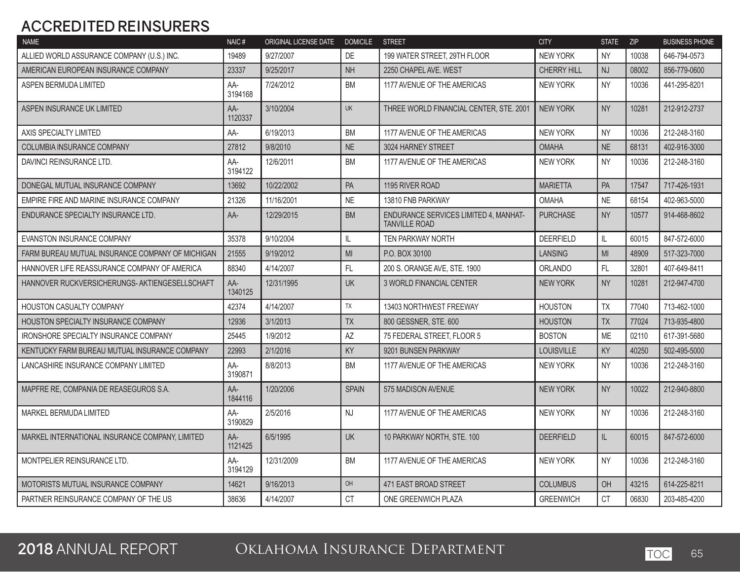## ACCREDITED REINSURERS

| NAME | NAIC # | ORIGINAL LICENSE DATE | DOMICILE | STREET | CITY | STATE | ZIP | BUSINESS PHONE |
|---|---|---|---|---|---|---|---|---|
| ALLIED WORLD ASSURANCE COMPANY (U.S.) INC. | 19489 | 9/27/2007 | DE | 199 WATER STREET, 29TH FLOOR | NEW YORK | NY | 10038 | 646-794-0573 |
| AMERICAN EUROPEAN INSURANCE COMPANY | 23337 | 9/25/2017 | NH | 2250 CHAPEL AVE. WEST | CHERRY HILL | NJ | 08002 | 856-779-0600 |
| ASPEN BERMUDA LIMITED | AA-3194168 | 7/24/2012 | BM | 1177 AVENUE OF THE AMERICAS | NEW YORK | NY | 10036 | 441-295-8201 |
| ASPEN INSURANCE UK LIMITED | AA-1120337 | 3/10/2004 | UK | THREE WORLD FINANCIAL CENTER, STE. 2001 | NEW YORK | NY | 10281 | 212-912-2737 |
| AXIS SPECIALTY LIMITED | AA- | 6/19/2013 | BM | 1177 AVENUE OF THE AMERICAS | NEW YORK | NY | 10036 | 212-248-3160 |
| COLUMBIA INSURANCE COMPANY | 27812 | 9/8/2010 | NE | 3024 HARNEY STREET | OMAHA | NE | 68131 | 402-916-3000 |
| DAVINCI REINSURANCE LTD. | AA-3194122 | 12/6/2011 | BM | 1177 AVENUE OF THE AMERICAS | NEW YORK | NY | 10036 | 212-248-3160 |
| DONEGAL MUTUAL INSURANCE COMPANY | 13692 | 10/22/2002 | PA | 1195 RIVER ROAD | MARIETTA | PA | 17547 | 717-426-1931 |
| EMPIRE FIRE AND MARINE INSURANCE COMPANY | 21326 | 11/16/2001 | NE | 13810 FNB PARKWAY | OMAHA | NE | 68154 | 402-963-5000 |
| ENDURANCE SPECIALTY INSURANCE LTD. | AA- | 12/29/2015 | BM | ENDURANCE SERVICES LIMITED 4, MANHAT-TANVILLE ROAD | PURCHASE | NY | 10577 | 914-468-8602 |
| EVANSTON INSURANCE COMPANY | 35378 | 9/10/2004 | IL | TEN PARKWAY NORTH | DEERFIELD | IL | 60015 | 847-572-6000 |
| FARM BUREAU MUTUAL INSURANCE COMPANY OF MICHIGAN | 21555 | 9/19/2012 | MI | P.O. BOX 30100 | LANSING | MI | 48909 | 517-323-7000 |
| HANNOVER LIFE REASSURANCE COMPANY OF AMERICA | 88340 | 4/14/2007 | FL | 200 S. ORANGE AVE, STE. 1900 | ORLANDO | FL | 32801 | 407-649-8411 |
| HANNOVER RUCKVERSICHERUNGS- AKTIENGESELLSCHAFT | AA-1340125 | 12/31/1995 | UK | 3 WORLD FINANCIAL CENTER | NEW YORK | NY | 10281 | 212-947-4700 |
| HOUSTON CASUALTY COMPANY | 42374 | 4/14/2007 | TX | 13403 NORTHWEST FREEWAY | HOUSTON | TX | 77040 | 713-462-1000 |
| HOUSTON SPECIALTY INSURANCE COMPANY | 12936 | 3/1/2013 | TX | 800 GESSNER, STE. 600 | HOUSTON | TX | 77024 | 713-935-4800 |
| IRONSHORE SPECIALTY INSURANCE COMPANY | 25445 | 1/9/2012 | AZ | 75 FEDERAL STREET, FLOOR 5 | BOSTON | ME | 02110 | 617-391-5680 |
| KENTUCKY FARM BUREAU MUTUAL INSURANCE COMPANY | 22993 | 2/1/2016 | KY | 9201 BUNSEN PARKWAY | LOUISVILLE | KY | 40250 | 502-495-5000 |
| LANCASHIRE INSURANCE COMPANY LIMITED | AA-3190871 | 8/8/2013 | BM | 1177 AVENUE OF THE AMERICAS | NEW YORK | NY | 10036 | 212-248-3160 |
| MAPFRE RE, COMPANIA DE REASEGUROS S.A. | AA-1844116 | 1/20/2006 | SPAIN | 575 MADISON AVENUE | NEW YORK | NY | 10022 | 212-940-8800 |
| MARKEL BERMUDA LIMITED | AA-3190829 | 2/5/2016 | NJ | 1177 AVENUE OF THE AMERICAS | NEW YORK | NY | 10036 | 212-248-3160 |
| MARKEL INTERNATIONAL INSURANCE COMPANY, LIMITED | AA-1121425 | 6/5/1995 | UK | 10 PARKWAY NORTH, STE. 100 | DEERFIELD | IL | 60015 | 847-572-6000 |
| MONTPELIER REINSURANCE LTD. | AA-3194129 | 12/31/2009 | BM | 1177 AVENUE OF THE AMERICAS | NEW YORK | NY | 10036 | 212-248-3160 |
| MOTORISTS MUTUAL INSURANCE COMPANY | 14621 | 9/16/2013 | OH | 471 EAST BROAD STREET | COLUMBUS | OH | 43215 | 614-225-8211 |
| PARTNER REINSURANCE COMPANY OF THE US | 38636 | 4/14/2007 | CT | ONE GREENWICH PLAZA | GREENWICH | CT | 06830 | 203-485-4200 |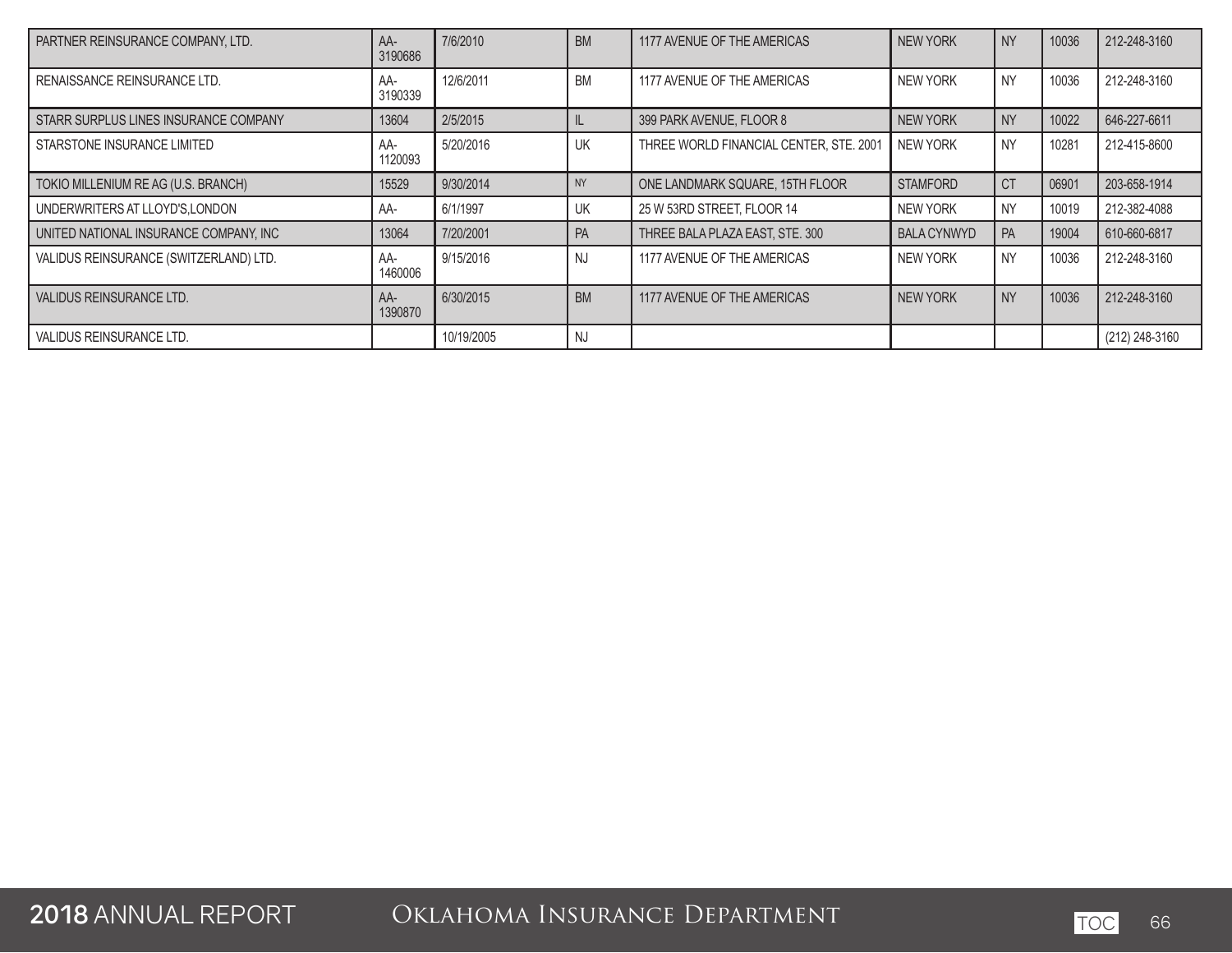| | | | | | | | | |
|---|---|---|---|---|---|---|---|---|
| PARTNER REINSURANCE COMPANY, LTD. | AA-3190686 | 7/6/2010 | BM | 1177 AVENUE OF THE AMERICAS | NEW YORK | NY | 10036 | 212-248-3160 |
| RENAISSANCE REINSURANCE LTD. | AA-3190339 | 12/6/2011 | BM | 1177 AVENUE OF THE AMERICAS | NEW YORK | NY | 10036 | 212-248-3160 |
| STARR SURPLUS LINES INSURANCE COMPANY | 13604 | 2/5/2015 | IL | 399 PARK AVENUE, FLOOR 8 | NEW YORK | NY | 10022 | 646-227-6611 |
| STARSTONE INSURANCE LIMITED | AA-1120093 | 5/20/2016 | UK | THREE WORLD FINANCIAL CENTER, STE. 2001 | NEW YORK | NY | 10281 | 212-415-8600 |
| TOKIO MILLENIUM RE AG (U.S. BRANCH) | 15529 | 9/30/2014 | NY | ONE LANDMARK SQUARE, 15TH FLOOR | STAMFORD | CT | 06901 | 203-658-1914 |
| UNDERWRITERS AT LLOYD'S,LONDON | AA- | 6/1/1997 | UK | 25 W 53RD STREET, FLOOR 14 | NEW YORK | NY | 10019 | 212-382-4088 |
| UNITED NATIONAL INSURANCE COMPANY, INC | 13064 | 7/20/2001 | PA | THREE BALA PLAZA EAST, STE. 300 | BALA CYNWYD | PA | 19004 | 610-660-6817 |
| VALIDUS REINSURANCE (SWITZERLAND) LTD. | AA-1460006 | 9/15/2016 | NJ | 1177 AVENUE OF THE AMERICAS | NEW YORK | NY | 10036 | 212-248-3160 |
| VALIDUS REINSURANCE LTD. | AA-1390870 | 6/30/2015 | BM | 1177 AVENUE OF THE AMERICAS | NEW YORK | NY | 10036 | 212-248-3160 |
| VALIDUS REINSURANCE LTD. | | 10/19/2005 | NJ | | | | | (212) 248-3160 |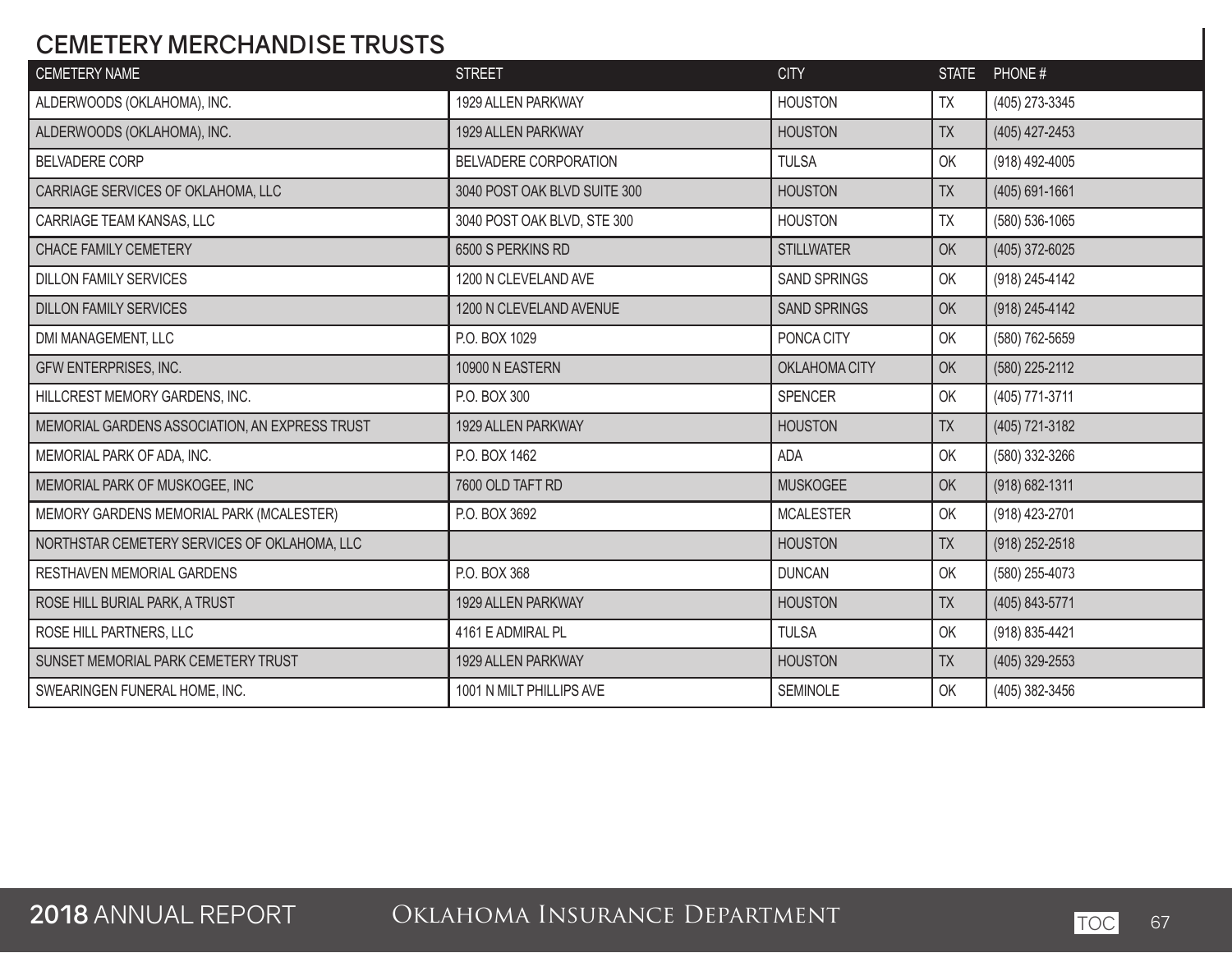## CEMETERY MERCHANDISE TRUSTS

| CEMETERY NAME | STREET | CITY | STATE | PHONE # |
|---|---|---|---|---|
| ALDERWOODS (OKLAHOMA), INC. | 1929 ALLEN PARKWAY | HOUSTON | TX | (405) 273-3345 |
| ALDERWOODS (OKLAHOMA), INC. | 1929 ALLEN PARKWAY | HOUSTON | TX | (405) 427-2453 |
| BELVADERE CORP | BELVADERE CORPORATION | TULSA | OK | (918) 492-4005 |
| CARRIAGE SERVICES OF OKLAHOMA, LLC | 3040 POST OAK BLVD SUITE 300 | HOUSTON | TX | (405) 691-1661 |
| CARRIAGE TEAM KANSAS, LLC | 3040 POST OAK BLVD, STE 300 | HOUSTON | TX | (580) 536-1065 |
| CHACE FAMILY CEMETERY | 6500 S PERKINS RD | STILLWATER | OK | (405) 372-6025 |
| DILLON FAMILY SERVICES | 1200 N CLEVELAND AVE | SAND SPRINGS | OK | (918) 245-4142 |
| DILLON FAMILY SERVICES | 1200 N CLEVELAND AVENUE | SAND SPRINGS | OK | (918) 245-4142 |
| DMI MANAGEMENT, LLC | P.O. BOX 1029 | PONCA CITY | OK | (580) 762-5659 |
| GFW ENTERPRISES, INC. | 10900 N EASTERN | OKLAHOMA CITY | OK | (580) 225-2112 |
| HILLCREST MEMORY GARDENS, INC. | P.O. BOX 300 | SPENCER | OK | (405) 771-3711 |
| MEMORIAL GARDENS ASSOCIATION, AN EXPRESS TRUST | 1929 ALLEN PARKWAY | HOUSTON | TX | (405) 721-3182 |
| MEMORIAL PARK OF ADA, INC. | P.O. BOX 1462 | ADA | OK | (580) 332-3266 |
| MEMORIAL PARK OF MUSKOGEE, INC | 7600 OLD TAFT RD | MUSKOGEE | OK | (918) 682-1311 |
| MEMORY GARDENS MEMORIAL PARK (MCALESTER) | P.O. BOX 3692 | MCALESTER | OK | (918) 423-2701 |
| NORTHSTAR CEMETERY SERVICES OF OKLAHOMA, LLC | | HOUSTON | TX | (918) 252-2518 |
| RESTHAVEN MEMORIAL GARDENS | P.O. BOX 368 | DUNCAN | OK | (580) 255-4073 |
| ROSE HILL BURIAL PARK, A TRUST | 1929 ALLEN PARKWAY | HOUSTON | TX | (405) 843-5771 |
| ROSE HILL PARTNERS, LLC | 4161 E ADMIRAL PL | TULSA | OK | (918) 835-4421 |
| SUNSET MEMORIAL PARK CEMETERY TRUST | 1929 ALLEN PARKWAY | HOUSTON | TX | (405) 329-2553 |
| SWEARINGEN FUNERAL HOME, INC. | 1001 N MILT PHILLIPS AVE | SEMINOLE | OK | (405) 382-3456 |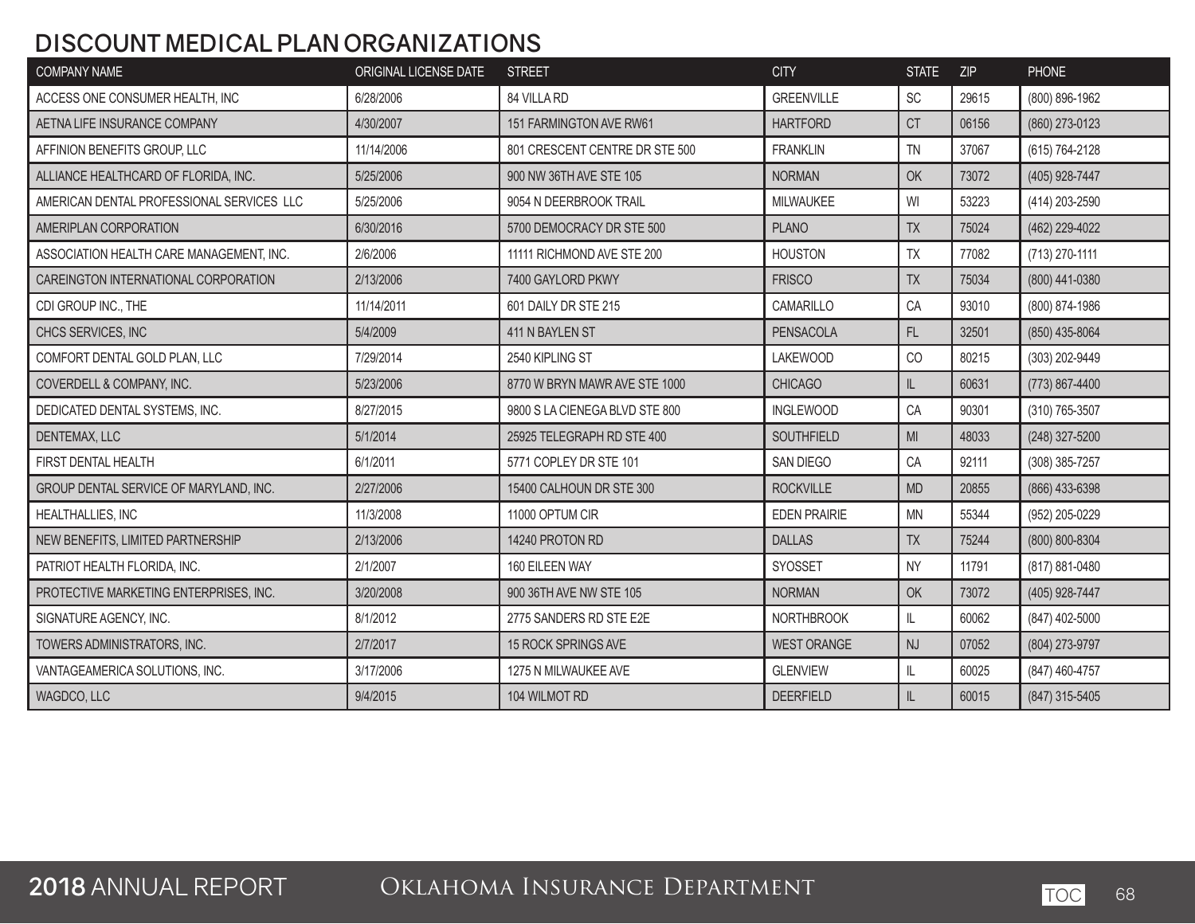## DISCOUNT MEDICAL PLAN ORGANIZATIONS

| COMPANY NAME | ORIGINAL LICENSE DATE | STREET | CITY | STATE | ZIP | PHONE |
|---|---|---|---|---|---|---|
| ACCESS ONE CONSUMER HEALTH, INC | 6/28/2006 | 84 VILLA RD | GREENVILLE | SC | 29615 | (800) 896-1962 |
| AETNA LIFE INSURANCE COMPANY | 4/30/2007 | 151 FARMINGTON AVE RW61 | HARTFORD | CT | 06156 | (860) 273-0123 |
| AFFINION BENEFITS GROUP, LLC | 11/14/2006 | 801 CRESCENT CENTRE DR STE 500 | FRANKLIN | TN | 37067 | (615) 764-2128 |
| ALLIANCE HEALTHCARD OF FLORIDA, INC. | 5/25/2006 | 900 NW 36TH AVE STE 105 | NORMAN | OK | 73072 | (405) 928-7447 |
| AMERICAN DENTAL PROFESSIONAL SERVICES LLC | 5/25/2006 | 9054 N DEERBROOK TRAIL | MILWAUKEE | WI | 53223 | (414) 203-2590 |
| AMERIPLAN CORPORATION | 6/30/2016 | 5700 DEMOCRACY DR STE 500 | PLANO | TX | 75024 | (462) 229-4022 |
| ASSOCIATION HEALTH CARE MANAGEMENT, INC. | 2/6/2006 | 11111 RICHMOND AVE STE 200 | HOUSTON | TX | 77082 | (713) 270-1111 |
| CAREINGTON INTERNATIONAL CORPORATION | 2/13/2006 | 7400 GAYLORD PKWY | FRISCO | TX | 75034 | (800) 441-0380 |
| CDI GROUP INC., THE | 11/14/2011 | 601 DAILY DR STE 215 | CAMARILLO | CA | 93010 | (800) 874-1986 |
| CHCS SERVICES, INC | 5/4/2009 | 411 N BAYLEN ST | PENSACOLA | FL | 32501 | (850) 435-8064 |
| COMFORT DENTAL GOLD PLAN, LLC | 7/29/2014 | 2540 KIPLING ST | LAKEWOOD | CO | 80215 | (303) 202-9449 |
| COVERDELL & COMPANY, INC. | 5/23/2006 | 8770 W BRYN MAWR AVE STE 1000 | CHICAGO | IL | 60631 | (773) 867-4400 |
| DEDICATED DENTAL SYSTEMS, INC. | 8/27/2015 | 9800 S LA CIENEGA BLVD STE 800 | INGLEWOOD | CA | 90301 | (310) 765-3507 |
| DENTEMAX, LLC | 5/1/2014 | 25925 TELEGRAPH RD STE 400 | SOUTHFIELD | MI | 48033 | (248) 327-5200 |
| FIRST DENTAL HEALTH | 6/1/2011 | 5771 COPLEY DR STE 101 | SAN DIEGO | CA | 92111 | (308) 385-7257 |
| GROUP DENTAL SERVICE OF MARYLAND, INC. | 2/27/2006 | 15400 CALHOUN DR STE 300 | ROCKVILLE | MD | 20855 | (866) 433-6398 |
| HEALTHALLIES, INC | 11/3/2008 | 11000 OPTUM CIR | EDEN PRAIRIE | MN | 55344 | (952) 205-0229 |
| NEW BENEFITS, LIMITED PARTNERSHIP | 2/13/2006 | 14240 PROTON RD | DALLAS | TX | 75244 | (800) 800-8304 |
| PATRIOT HEALTH FLORIDA, INC. | 2/1/2007 | 160 EILEEN WAY | SYOSSET | NY | 11791 | (817) 881-0480 |
| PROTECTIVE MARKETING ENTERPRISES, INC. | 3/20/2008 | 900 36TH AVE NW STE 105 | NORMAN | OK | 73072 | (405) 928-7447 |
| SIGNATURE AGENCY, INC. | 8/1/2012 | 2775 SANDERS RD STE E2E | NORTHBROOK | IL | 60062 | (847) 402-5000 |
| TOWERS ADMINISTRATORS, INC. | 2/7/2017 | 15 ROCK SPRINGS AVE | WEST ORANGE | NJ | 07052 | (804) 273-9797 |
| VANTAGEAMERICA SOLUTIONS, INC. | 3/17/2006 | 1275 N MILWAUKEE AVE | GLENVIEW | IL | 60025 | (847) 460-4757 |
| WAGDCO, LLC | 9/4/2015 | 104 WILMOT RD | DEERFIELD | IL | 60015 | (847) 315-5405 |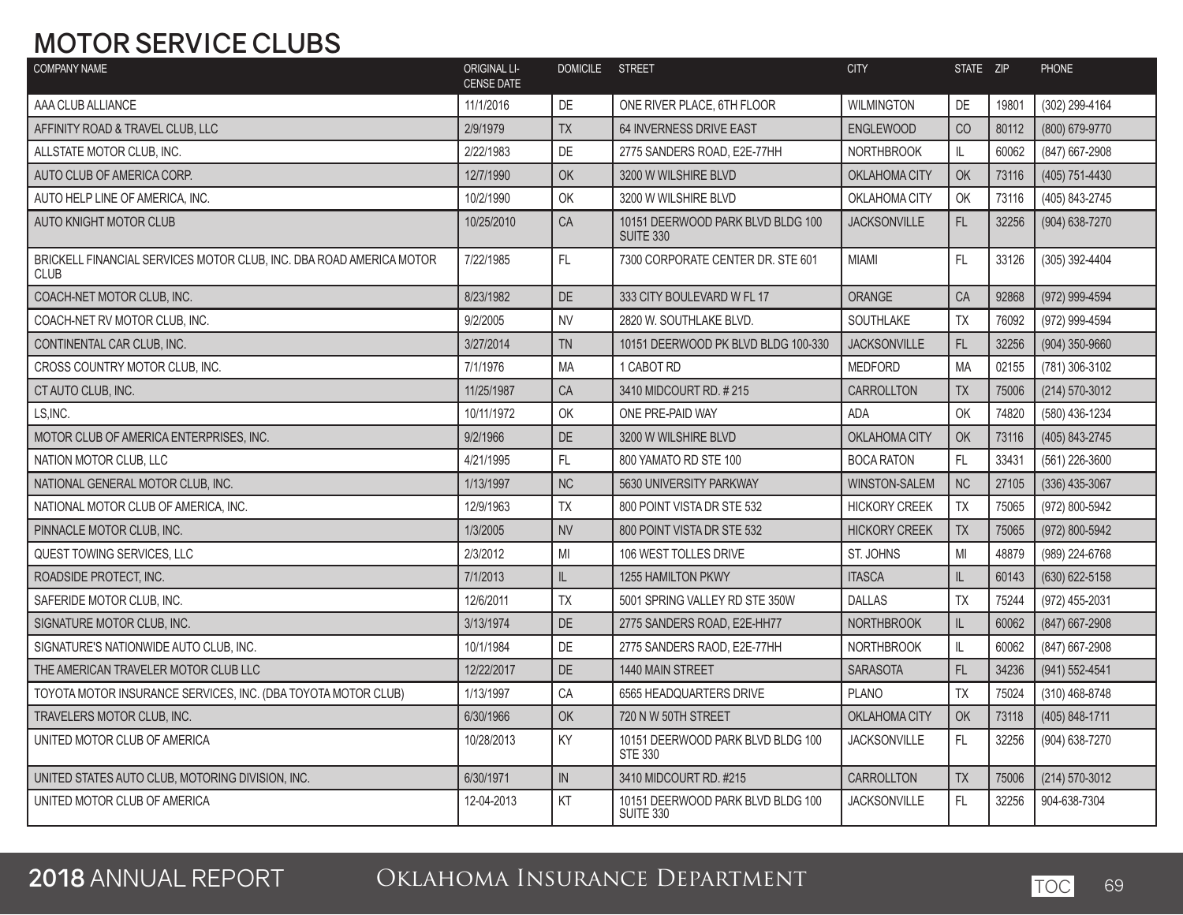# MOTOR SERVICE CLUBS

| COMPANY NAME | ORIGINAL LICENSE DATE | DOMICILE | STREET | CITY | STATE | ZIP | PHONE |
|---|---|---|---|---|---|---|---|
| AAA CLUB ALLIANCE | 11/1/2016 | DE | ONE RIVER PLACE, 6TH FLOOR | WILMINGTON | DE | 19801 | (302) 299-4164 |
| AFFINITY ROAD & TRAVEL CLUB, LLC | 2/9/1979 | TX | 64 INVERNESS DRIVE EAST | ENGLEWOOD | CO | 80112 | (800) 679-9770 |
| ALLSTATE MOTOR CLUB, INC. | 2/22/1983 | DE | 2775 SANDERS ROAD, E2E-77HH | NORTHBROOK | IL | 60062 | (847) 667-2908 |
| AUTO CLUB OF AMERICA CORP. | 12/7/1990 | OK | 3200 W WILSHIRE BLVD | OKLAHOMA CITY | OK | 73116 | (405) 751-4430 |
| AUTO HELP LINE OF AMERICA, INC. | 10/2/1990 | OK | 3200 W WILSHIRE BLVD | OKLAHOMA CITY | OK | 73116 | (405) 843-2745 |
| AUTO KNIGHT MOTOR CLUB | 10/25/2010 | CA | 10151 DEERWOOD PARK BLVD BLDG 100 SUITE 330 | JACKSONVILLE | FL | 32256 | (904) 638-7270 |
| BRICKELL FINANCIAL SERVICES MOTOR CLUB, INC. DBA ROAD AMERICA MOTOR CLUB | 7/22/1985 | FL | 7300 CORPORATE CENTER DR. STE 601 | MIAMI | FL | 33126 | (305) 392-4404 |
| COACH-NET MOTOR CLUB, INC. | 8/23/1982 | DE | 333 CITY BOULEVARD W FL 17 | ORANGE | CA | 92868 | (972) 999-4594 |
| COACH-NET RV MOTOR CLUB, INC. | 9/2/2005 | NV | 2820 W. SOUTHLAKE BLVD. | SOUTHLAKE | TX | 76092 | (972) 999-4594 |
| CONTINENTAL CAR CLUB, INC. | 3/27/2014 | TN | 10151 DEERWOOD PK BLVD BLDG 100-330 | JACKSONVILLE | FL | 32256 | (904) 350-9660 |
| CROSS COUNTRY MOTOR CLUB, INC. | 7/1/1976 | MA | 1 CABOT RD | MEDFORD | MA | 02155 | (781) 306-3102 |
| CT AUTO CLUB, INC. | 11/25/1987 | CA | 3410 MIDCOURT RD. # 215 | CARROLLTON | TX | 75006 | (214) 570-3012 |
| LS,INC. | 10/11/1972 | OK | ONE PRE-PAID WAY | ADA | OK | 74820 | (580) 436-1234 |
| MOTOR CLUB OF AMERICA ENTERPRISES, INC. | 9/2/1966 | DE | 3200 W WILSHIRE BLVD | OKLAHOMA CITY | OK | 73116 | (405) 843-2745 |
| NATION MOTOR CLUB, LLC | 4/21/1995 | FL | 800 YAMATO RD STE 100 | BOCA RATON | FL | 33431 | (561) 226-3600 |
| NATIONAL GENERAL MOTOR CLUB, INC. | 1/13/1997 | NC | 5630 UNIVERSITY PARKWAY | WINSTON-SALEM | NC | 27105 | (336) 435-3067 |
| NATIONAL MOTOR CLUB OF AMERICA, INC. | 12/9/1963 | TX | 800 POINT VISTA DR STE 532 | HICKORY CREEK | TX | 75065 | (972) 800-5942 |
| PINNACLE MOTOR CLUB, INC. | 1/3/2005 | NV | 800 POINT VISTA DR STE 532 | HICKORY CREEK | TX | 75065 | (972) 800-5942 |
| QUEST TOWING SERVICES, LLC | 2/3/2012 | MI | 106 WEST TOLLES DRIVE | ST. JOHNS | MI | 48879 | (989) 224-6768 |
| ROADSIDE PROTECT, INC. | 7/1/2013 | IL | 1255 HAMILTON PKWY | ITASCA | IL | 60143 | (630) 622-5158 |
| SAFERIDE MOTOR CLUB, INC. | 12/6/2011 | TX | 5001 SPRING VALLEY RD STE 350W | DALLAS | TX | 75244 | (972) 455-2031 |
| SIGNATURE MOTOR CLUB, INC. | 3/13/1974 | DE | 2775 SANDERS ROAD, E2E-HH77 | NORTHBROOK | IL | 60062 | (847) 667-2908 |
| SIGNATURE'S NATIONWIDE AUTO CLUB, INC. | 10/1/1984 | DE | 2775 SANDERS RAOD, E2E-77HH | NORTHBROOK | IL | 60062 | (847) 667-2908 |
| THE AMERICAN TRAVELER MOTOR CLUB LLC | 12/22/2017 | DE | 1440 MAIN STREET | SARASOTA | FL | 34236 | (941) 552-4541 |
| TOYOTA MOTOR INSURANCE SERVICES, INC. (DBA TOYOTA MOTOR CLUB) | 1/13/1997 | CA | 6565 HEADQUARTERS DRIVE | PLANO | TX | 75024 | (310) 468-8748 |
| TRAVELERS MOTOR CLUB, INC. | 6/30/1966 | OK | 720 N W 50TH STREET | OKLAHOMA CITY | OK | 73118 | (405) 848-1711 |
| UNITED MOTOR CLUB OF AMERICA | 10/28/2013 | KY | 10151 DEERWOOD PARK BLVD BLDG 100 STE 330 | JACKSONVILLE | FL | 32256 | (904) 638-7270 |
| UNITED STATES AUTO CLUB, MOTORING DIVISION, INC. | 6/30/1971 | IN | 3410 MIDCOURT RD. #215 | CARROLLTON | TX | 75006 | (214) 570-3012 |
| UNITED MOTOR CLUB OF AMERICA | 12-04-2013 | KT | 10151 DEERWOOD PARK BLVD BLDG 100 SUITE 330 | JACKSONVILLE | FL | 32256 | 904-638-7304 |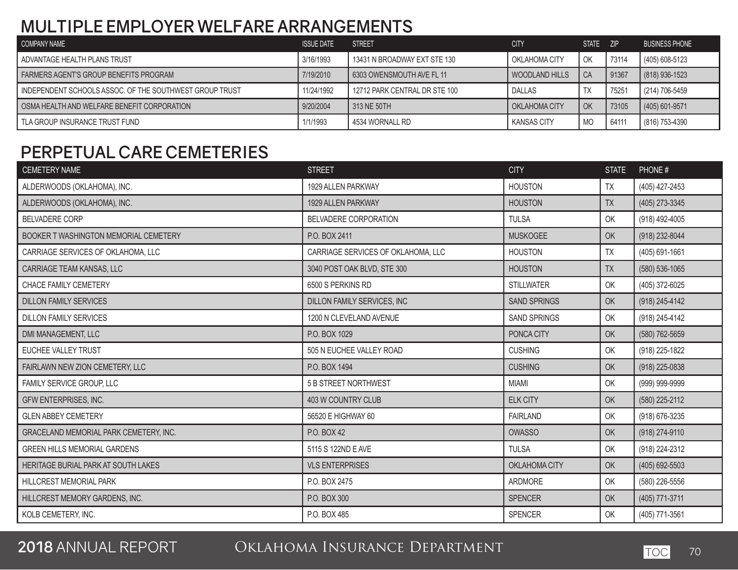## MULTIPLE EMPLOYER WELFARE ARRANGEMENTS

| COMPANY NAME | ISSUE DATE | STREET | CITY | STATE | ZIP | BUSINESS PHONE |
|---|---|---|---|---|---|---|
| ADVANTAGE HEALTH PLANS TRUST | 3/16/1993 | 13431 N BROADWAY EXT STE 130 | OKLAHOMA CITY | OK | 73114 | (405) 608-5123 |
| FARMERS AGENT'S GROUP BENEFITS PROGRAM | 7/19/2010 | 6303 OWENSMOUTH AVE FL 11 | WOODLAND HILLS | CA | 91367 | (818) 936-1523 |
| INDEPENDENT SCHOOLS ASSOC. OF THE SOUTHWEST GROUP TRUST | 11/24/1992 | 12712 PARK CENTRAL DR STE 100 | DALLAS | TX | 75251 | (214) 706-5459 |
| OSMA HEALTH AND WELFARE BENEFIT CORPORATION | 9/20/2004 | 313 NE 50TH | OKLAHOMA CITY | OK | 73105 | (405) 601-9571 |
| TLA GROUP INSURANCE TRUST FUND | 1/1/1993 | 4534 WORNALL RD | KANSAS CITY | MO | 64111 | (816) 753-4390 |

## PERPETUAL CARE CEMETERIES

| CEMETERY NAME | STREET | CITY | STATE | PHONE # |
|---|---|---|---|---|
| ALDERWOODS (OKLAHOMA), INC. | 1929 ALLEN PARKWAY | HOUSTON | TX | (405) 427-2453 |
| ALDERWOODS (OKLAHOMA), INC. | 1929 ALLEN PARKWAY | HOUSTON | TX | (405) 273-3345 |
| BELVADERE CORP | BELVADERE CORPORATION | TULSA | OK | (918) 492-4005 |
| BOOKER T WASHINGTON MEMORIAL CEMETERY | P.O. BOX 2411 | MUSKOGEE | OK | (918) 232-8044 |
| CARRIAGE SERVICES OF OKLAHOMA, LLC | CARRIAGE SERVICES OF OKLAHOMA, LLC | HOUSTON | TX | (405) 691-1661 |
| CARRIAGE TEAM KANSAS, LLC | 3040 POST OAK BLVD, STE 300 | HOUSTON | TX | (580) 536-1065 |
| CHACE FAMILY CEMETERY | 6500 S PERKINS RD | STILLWATER | OK | (405) 372-6025 |
| DILLON FAMILY SERVICES | DILLON FAMILY SERVICES, INC | SAND SPRINGS | OK | (918) 245-4142 |
| DILLON FAMILY SERVICES | 1200 N CLEVELAND AVENUE | SAND SPRINGS | OK | (918) 245-4142 |
| DMI MANAGEMENT, LLC | P.O. BOX 1029 | PONCA CITY | OK | (580) 762-5659 |
| EUCHEE VALLEY TRUST | 505 N EUCHEE VALLEY ROAD | CUSHING | OK | (918) 225-1822 |
| FAIRLAWN NEW ZION CEMETERY, LLC | P.O. BOX 1494 | CUSHING | OK | (918) 225-0838 |
| FAMILY SERVICE GROUP, LLC | 5 B STREET NORTHWEST | MIAMI | OK | (999) 999-9999 |
| GFW ENTERPRISES, INC. | 403 W COUNTRY CLUB | ELK CITY | OK | (580) 225-2112 |
| GLEN ABBEY CEMETERY | 56520 E HIGHWAY 60 | FAIRLAND | OK | (918) 676-3235 |
| GRACELAND MEMORIAL PARK CEMETERY, INC. | P.O. BOX 42 | OWASSO | OK | (918) 274-9110 |
| GREEN HILLS MEMORIAL GARDENS | 5115 S 122ND E AVE | TULSA | OK | (918) 224-2312 |
| HERITAGE BURIAL PARK AT SOUTH LAKES | VLS ENTERPRISES | OKLAHOMA CITY | OK | (405) 692-5503 |
| HILLCREST MEMORIAL PARK | P.O. BOX 2475 | ARDMORE | OK | (580) 226-5556 |
| HILLCREST MEMORY GARDENS, INC. | P.O. BOX 300 | SPENCER | OK | (405) 771-3711 |
| KOLB CEMETERY, INC. | P.O. BOX 485 | SPENCER | OK | (405) 771-3561 |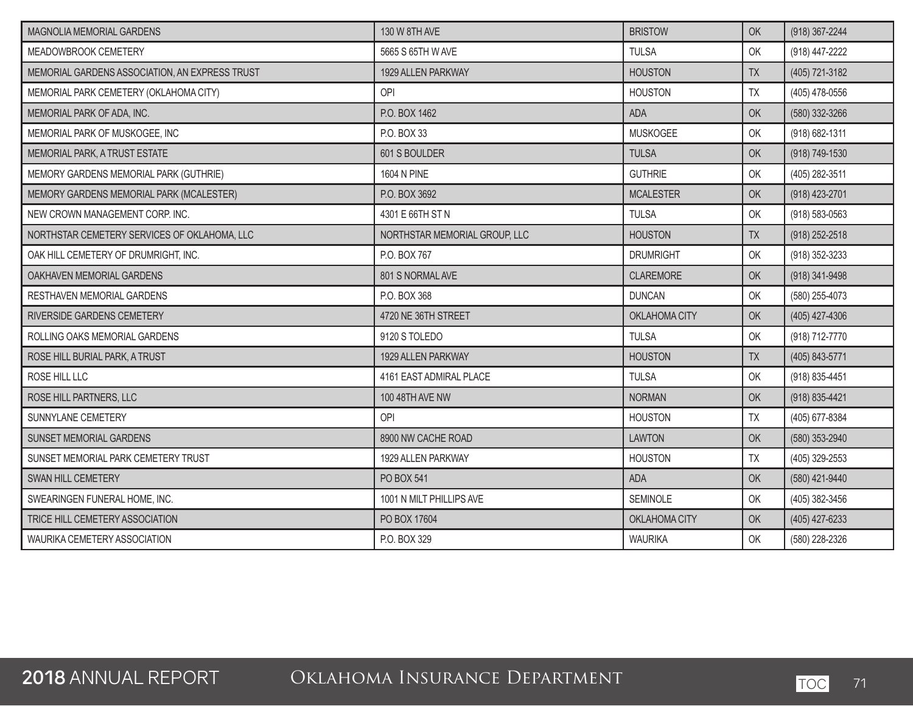| | | | | |
|---|---|---|---|---|
| MAGNOLIA MEMORIAL GARDENS | 130 W 8TH AVE | BRISTOW | OK | (918) 367-2244 |
| MEADOWBROOK CEMETERY | 5665 S 65TH W AVE | TULSA | OK | (918) 447-2222 |
| MEMORIAL GARDENS ASSOCIATION, AN EXPRESS TRUST | 1929 ALLEN PARKWAY | HOUSTON | TX | (405) 721-3182 |
| MEMORIAL PARK CEMETERY (OKLAHOMA CITY) | OPI | HOUSTON | TX | (405) 478-0556 |
| MEMORIAL PARK OF ADA, INC. | P.O. BOX 1462 | ADA | OK | (580) 332-3266 |
| MEMORIAL PARK OF MUSKOGEE, INC | P.O. BOX 33 | MUSKOGEE | OK | (918) 682-1311 |
| MEMORIAL PARK, A TRUST ESTATE | 601 S BOULDER | TULSA | OK | (918) 749-1530 |
| MEMORY GARDENS MEMORIAL PARK (GUTHRIE) | 1604 N PINE | GUTHRIE | OK | (405) 282-3511 |
| MEMORY GARDENS MEMORIAL PARK (MCALESTER) | P.O. BOX 3692 | MCALESTER | OK | (918) 423-2701 |
| NEW CROWN MANAGEMENT CORP. INC. | 4301 E 66TH ST N | TULSA | OK | (918) 583-0563 |
| NORTHSTAR CEMETERY SERVICES OF OKLAHOMA, LLC | NORTHSTAR MEMORIAL GROUP, LLC | HOUSTON | TX | (918) 252-2518 |
| OAK HILL CEMETERY OF DRUMRIGHT, INC. | P.O. BOX 767 | DRUMRIGHT | OK | (918) 352-3233 |
| OAKHAVEN MEMORIAL GARDENS | 801 S NORMAL AVE | CLAREMORE | OK | (918) 341-9498 |
| RESTHAVEN MEMORIAL GARDENS | P.O. BOX 368 | DUNCAN | OK | (580) 255-4073 |
| RIVERSIDE GARDENS CEMETERY | 4720 NE 36TH STREET | OKLAHOMA CITY | OK | (405) 427-4306 |
| ROLLING OAKS MEMORIAL GARDENS | 9120 S TOLEDO | TULSA | OK | (918) 712-7770 |
| ROSE HILL BURIAL PARK, A TRUST | 1929 ALLEN PARKWAY | HOUSTON | TX | (405) 843-5771 |
| ROSE HILL LLC | 4161 EAST ADMIRAL PLACE | TULSA | OK | (918) 835-4451 |
| ROSE HILL PARTNERS, LLC | 100 48TH AVE NW | NORMAN | OK | (918) 835-4421 |
| SUNNYLANE CEMETERY | OPI | HOUSTON | TX | (405) 677-8384 |
| SUNSET MEMORIAL GARDENS | 8900 NW CACHE ROAD | LAWTON | OK | (580) 353-2940 |
| SUNSET MEMORIAL PARK CEMETERY TRUST | 1929 ALLEN PARKWAY | HOUSTON | TX | (405) 329-2553 |
| SWAN HILL CEMETERY | PO BOX 541 | ADA | OK | (580) 421-9440 |
| SWEARINGEN FUNERAL HOME, INC. | 1001 N MILT PHILLIPS AVE | SEMINOLE | OK | (405) 382-3456 |
| TRICE HILL CEMETERY ASSOCIATION | PO BOX 17604 | OKLAHOMA CITY | OK | (405) 427-6233 |
| WAURIKA CEMETERY ASSOCIATION | P.O. BOX 329 | WAURIKA | OK | (580) 228-2326 |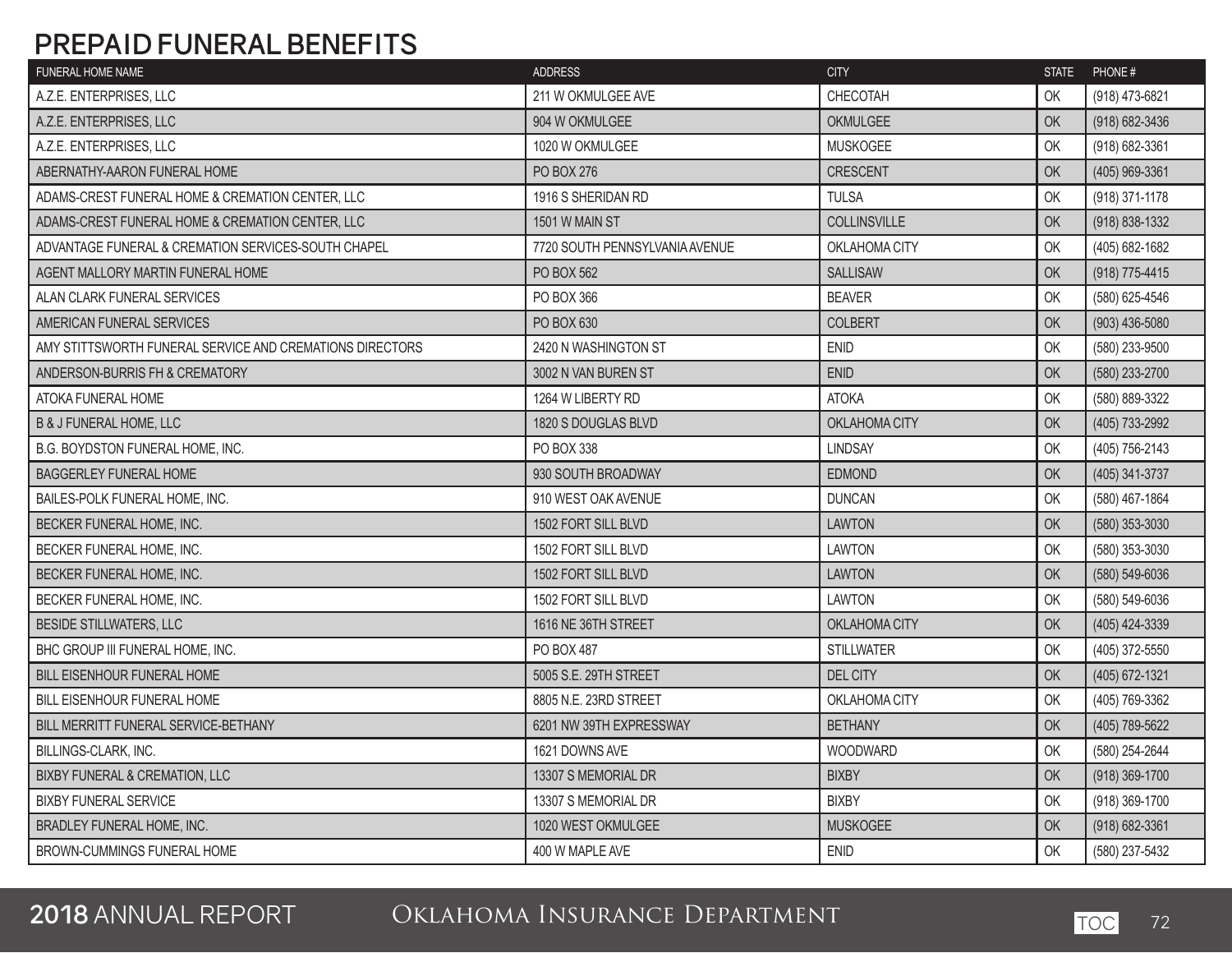# PREPAID FUNERAL BENEFITS

| FUNERAL HOME NAME | ADDRESS | CITY | STATE | PHONE # |
|---|---|---|---|---|
| A.Z.E. ENTERPRISES, LLC | 211 W OKMULGEE AVE | CHECOTAH | OK | (918) 473-6821 |
| A.Z.E. ENTERPRISES, LLC | 904 W OKMULGEE | OKMULGEE | OK | (918) 682-3436 |
| A.Z.E. ENTERPRISES, LLC | 1020 W OKMULGEE | MUSKOGEE | OK | (918) 682-3361 |
| ABERNATHY-AARON FUNERAL HOME | PO BOX 276 | CRESCENT | OK | (405) 969-3361 |
| ADAMS-CREST FUNERAL HOME & CREMATION CENTER, LLC | 1916 S SHERIDAN RD | TULSA | OK | (918) 371-1178 |
| ADAMS-CREST FUNERAL HOME & CREMATION CENTER, LLC | 1501 W MAIN ST | COLLINSVILLE | OK | (918) 838-1332 |
| ADVANTAGE FUNERAL & CREMATION SERVICES-SOUTH CHAPEL | 7720 SOUTH PENNSYLVANIA AVENUE | OKLAHOMA CITY | OK | (405) 682-1682 |
| AGENT MALLORY MARTIN FUNERAL HOME | PO BOX 562 | SALLISAW | OK | (918) 775-4415 |
| ALAN CLARK FUNERAL SERVICES | PO BOX 366 | BEAVER | OK | (580) 625-4546 |
| AMERICAN FUNERAL SERVICES | PO BOX 630 | COLBERT | OK | (903) 436-5080 |
| AMY STITTSWORTH FUNERAL SERVICE AND CREMATIONS DIRECTORS | 2420 N WASHINGTON ST | ENID | OK | (580) 233-9500 |
| ANDERSON-BURRIS FH & CREMATORY | 3002 N VAN BUREN ST | ENID | OK | (580) 233-2700 |
| ATOKA FUNERAL HOME | 1264 W LIBERTY RD | ATOKA | OK | (580) 889-3322 |
| B & J FUNERAL HOME, LLC | 1820 S DOUGLAS BLVD | OKLAHOMA CITY | OK | (405) 733-2992 |
| B.G. BOYDSTON FUNERAL HOME, INC. | PO BOX 338 | LINDSAY | OK | (405) 756-2143 |
| BAGGERLEY FUNERAL HOME | 930 SOUTH BROADWAY | EDMOND | OK | (405) 341-3737 |
| BAILES-POLK FUNERAL HOME, INC. | 910 WEST OAK AVENUE | DUNCAN | OK | (580) 467-1864 |
| BECKER FUNERAL HOME, INC. | 1502 FORT SILL BLVD | LAWTON | OK | (580) 353-3030 |
| BECKER FUNERAL HOME, INC. | 1502 FORT SILL BLVD | LAWTON | OK | (580) 353-3030 |
| BECKER FUNERAL HOME, INC. | 1502 FORT SILL BLVD | LAWTON | OK | (580) 549-6036 |
| BECKER FUNERAL HOME, INC. | 1502 FORT SILL BLVD | LAWTON | OK | (580) 549-6036 |
| BESIDE STILLWATERS, LLC | 1616 NE 36TH STREET | OKLAHOMA CITY | OK | (405) 424-3339 |
| BHC GROUP III FUNERAL HOME, INC. | PO BOX 487 | STILLWATER | OK | (405) 372-5550 |
| BILL EISENHOUR FUNERAL HOME | 5005 S.E. 29TH STREET | DEL CITY | OK | (405) 672-1321 |
| BILL EISENHOUR FUNERAL HOME | 8805 N.E. 23RD STREET | OKLAHOMA CITY | OK | (405) 769-3362 |
| BILL MERRITT FUNERAL SERVICE-BETHANY | 6201 NW 39TH EXPRESSWAY | BETHANY | OK | (405) 789-5622 |
| BILLINGS-CLARK, INC. | 1621 DOWNS AVE | WOODWARD | OK | (580) 254-2644 |
| BIXBY FUNERAL & CREMATION, LLC | 13307 S MEMORIAL DR | BIXBY | OK | (918) 369-1700 |
| BIXBY FUNERAL SERVICE | 13307 S MEMORIAL DR | BIXBY | OK | (918) 369-1700 |
| BRADLEY FUNERAL HOME, INC. | 1020 WEST OKMULGEE | MUSKOGEE | OK | (918) 682-3361 |
| BROWN-CUMMINGS FUNERAL HOME | 400 W MAPLE AVE | ENID | OK | (580) 237-5432 |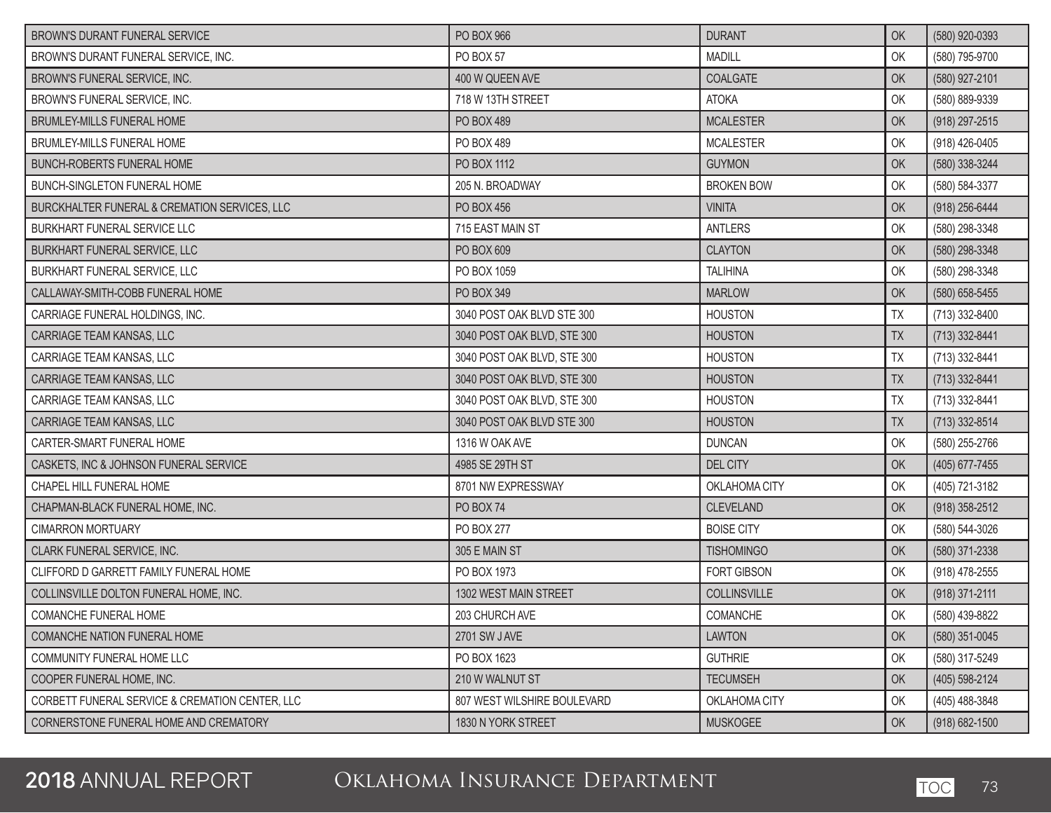| BROWN'S DURANT FUNERAL SERVICE | PO BOX 966 | DURANT | OK | (580) 920-0393 |
|---|---|---|---|---|
| BROWN'S DURANT FUNERAL SERVICE, INC. | PO BOX 57 | MADILL | OK | (580) 795-9700 |
| BROWN'S FUNERAL SERVICE, INC. | 400 W QUEEN AVE | COALGATE | OK | (580) 927-2101 |
| BROWN'S FUNERAL SERVICE, INC. | 718 W 13TH STREET | ATOKA | OK | (580) 889-9339 |
| BRUMLEY-MILLS FUNERAL HOME | PO BOX 489 | MCALESTER | OK | (918) 297-2515 |
| BRUMLEY-MILLS FUNERAL HOME | PO BOX 489 | MCALESTER | OK | (918) 426-0405 |
| BUNCH-ROBERTS FUNERAL HOME | PO BOX 1112 | GUYMON | OK | (580) 338-3244 |
| BUNCH-SINGLETON FUNERAL HOME | 205 N. BROADWAY | BROKEN BOW | OK | (580) 584-3377 |
| BURCKHALTER FUNERAL & CREMATION SERVICES, LLC | PO BOX 456 | VINITA | OK | (918) 256-6444 |
| BURKHART FUNERAL SERVICE LLC | 715 EAST MAIN ST | ANTLERS | OK | (580) 298-3348 |
| BURKHART FUNERAL SERVICE, LLC | PO BOX 609 | CLAYTON | OK | (580) 298-3348 |
| BURKHART FUNERAL SERVICE, LLC | PO BOX 1059 | TALIHINA | OK | (580) 298-3348 |
| CALLAWAY-SMITH-COBB FUNERAL HOME | PO BOX 349 | MARLOW | OK | (580) 658-5455 |
| CARRIAGE FUNERAL HOLDINGS, INC. | 3040 POST OAK BLVD STE 300 | HOUSTON | TX | (713) 332-8400 |
| CARRIAGE TEAM KANSAS, LLC | 3040 POST OAK BLVD, STE 300 | HOUSTON | TX | (713) 332-8441 |
| CARRIAGE TEAM KANSAS, LLC | 3040 POST OAK BLVD, STE 300 | HOUSTON | TX | (713) 332-8441 |
| CARRIAGE TEAM KANSAS, LLC | 3040 POST OAK BLVD, STE 300 | HOUSTON | TX | (713) 332-8441 |
| CARRIAGE TEAM KANSAS, LLC | 3040 POST OAK BLVD, STE 300 | HOUSTON | TX | (713) 332-8441 |
| CARRIAGE TEAM KANSAS, LLC | 3040 POST OAK BLVD STE 300 | HOUSTON | TX | (713) 332-8514 |
| CARTER-SMART FUNERAL HOME | 1316 W OAK AVE | DUNCAN | OK | (580) 255-2766 |
| CASKETS, INC & JOHNSON FUNERAL SERVICE | 4985 SE 29TH ST | DEL CITY | OK | (405) 677-7455 |
| CHAPEL HILL FUNERAL HOME | 8701 NW EXPRESSWAY | OKLAHOMA CITY | OK | (405) 721-3182 |
| CHAPMAN-BLACK FUNERAL HOME, INC. | PO BOX 74 | CLEVELAND | OK | (918) 358-2512 |
| CIMARRON MORTUARY | PO BOX 277 | BOISE CITY | OK | (580) 544-3026 |
| CLARK FUNERAL SERVICE, INC. | 305 E MAIN ST | TISHOMINGO | OK | (580) 371-2338 |
| CLIFFORD D GARRETT FAMILY FUNERAL HOME | PO BOX 1973 | FORT GIBSON | OK | (918) 478-2555 |
| COLLINSVILLE DOLTON FUNERAL HOME, INC. | 1302 WEST MAIN STREET | COLLINSVILLE | OK | (918) 371-2111 |
| COMANCHE FUNERAL HOME | 203 CHURCH AVE | COMANCHE | OK | (580) 439-8822 |
| COMANCHE NATION FUNERAL HOME | 2701 SW J AVE | LAWTON | OK | (580) 351-0045 |
| COMMUNITY FUNERAL HOME LLC | PO BOX 1623 | GUTHRIE | OK | (580) 317-5249 |
| COOPER FUNERAL HOME, INC. | 210 W WALNUT ST | TECUMSEH | OK | (405) 598-2124 |
| CORBETT FUNERAL SERVICE & CREMATION CENTER, LLC | 807 WEST WILSHIRE BOULEVARD | OKLAHOMA CITY | OK | (405) 488-3848 |
| CORNERSTONE FUNERAL HOME AND CREMATORY | 1830 N YORK STREET | MUSKOGEE | OK | (918) 682-1500 |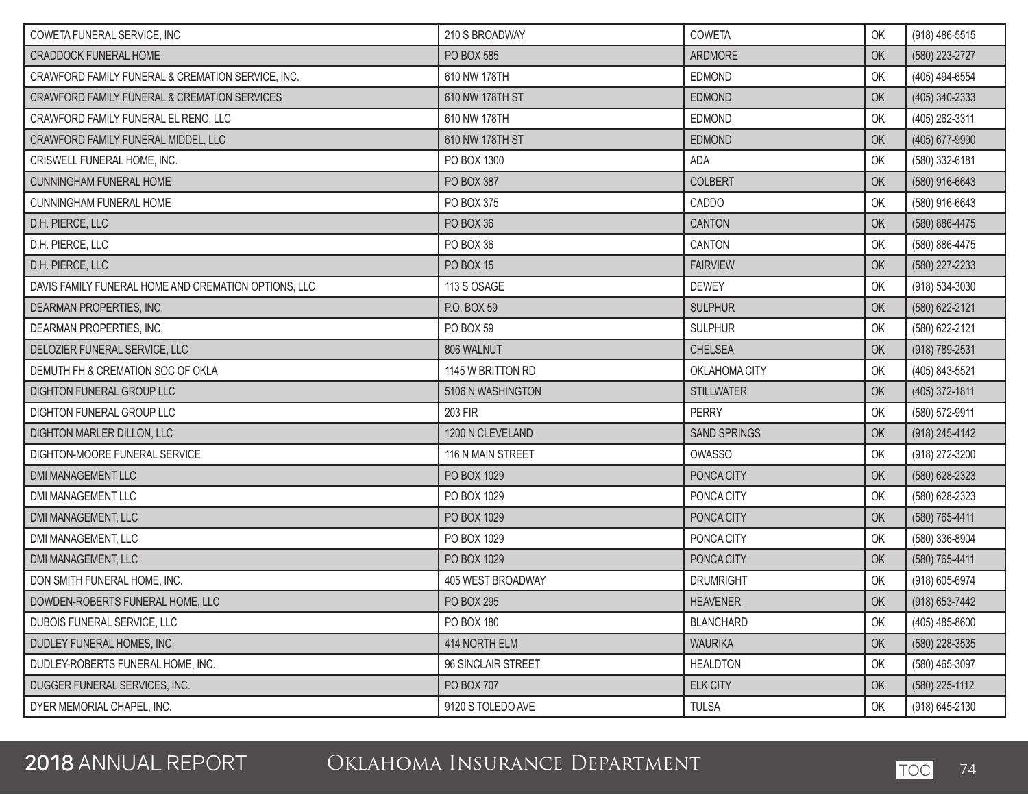| | | | | |
|---|---|---|---|---|
| COWETA FUNERAL SERVICE, INC | 210 S BROADWAY | COWETA | OK | (918) 486-5515 |
| CRADDOCK FUNERAL HOME | PO BOX 585 | ARDMORE | OK | (580) 223-2727 |
| CRAWFORD FAMILY FUNERAL & CREMATION SERVICE, INC. | 610 NW 178TH | EDMOND | OK | (405) 494-6554 |
| CRAWFORD FAMILY FUNERAL & CREMATION SERVICES | 610 NW 178TH ST | EDMOND | OK | (405) 340-2333 |
| CRAWFORD FAMILY FUNERAL EL RENO, LLC | 610 NW 178TH | EDMOND | OK | (405) 262-3311 |
| CRAWFORD FAMILY FUNERAL MIDDEL, LLC | 610 NW 178TH ST | EDMOND | OK | (405) 677-9990 |
| CRISWELL FUNERAL HOME, INC. | PO BOX 1300 | ADA | OK | (580) 332-6181 |
| CUNNINGHAM FUNERAL HOME | PO BOX 387 | COLBERT | OK | (580) 916-6643 |
| CUNNINGHAM FUNERAL HOME | PO BOX 375 | CADDO | OK | (580) 916-6643 |
| D.H. PIERCE, LLC | PO BOX 36 | CANTON | OK | (580) 886-4475 |
| D.H. PIERCE, LLC | PO BOX 36 | CANTON | OK | (580) 886-4475 |
| D.H. PIERCE, LLC | PO BOX 15 | FAIRVIEW | OK | (580) 227-2233 |
| DAVIS FAMILY FUNERAL HOME AND CREMATION OPTIONS, LLC | 113 S OSAGE | DEWEY | OK | (918) 534-3030 |
| DEARMAN PROPERTIES, INC. | P.O. BOX 59 | SULPHUR | OK | (580) 622-2121 |
| DEARMAN PROPERTIES, INC. | PO BOX 59 | SULPHUR | OK | (580) 622-2121 |
| DELOZIER FUNERAL SERVICE, LLC | 806 WALNUT | CHELSEA | OK | (918) 789-2531 |
| DEMUTH FH & CREMATION SOC OF OKLA | 1145 W BRITTON RD | OKLAHOMA CITY | OK | (405) 843-5521 |
| DIGHTON FUNERAL GROUP LLC | 5106 N WASHINGTON | STILLWATER | OK | (405) 372-1811 |
| DIGHTON FUNERAL GROUP LLC | 203 FIR | PERRY | OK | (580) 572-9911 |
| DIGHTON MARLER DILLON, LLC | 1200 N CLEVELAND | SAND SPRINGS | OK | (918) 245-4142 |
| DIGHTON-MOORE FUNERAL SERVICE | 116 N MAIN STREET | OWASSO | OK | (918) 272-3200 |
| DMI MANAGEMENT LLC | PO BOX 1029 | PONCA CITY | OK | (580) 628-2323 |
| DMI MANAGEMENT LLC | PO BOX 1029 | PONCA CITY | OK | (580) 628-2323 |
| DMI MANAGEMENT, LLC | PO BOX 1029 | PONCA CITY | OK | (580) 765-4411 |
| DMI MANAGEMENT, LLC | PO BOX 1029 | PONCA CITY | OK | (580) 336-8904 |
| DMI MANAGEMENT, LLC | PO BOX 1029 | PONCA CITY | OK | (580) 765-4411 |
| DON SMITH FUNERAL HOME, INC. | 405 WEST BROADWAY | DRUMRIGHT | OK | (918) 605-6974 |
| DOWDEN-ROBERTS FUNERAL HOME, LLC | PO BOX 295 | HEAVENER | OK | (918) 653-7442 |
| DUBOIS FUNERAL SERVICE, LLC | PO BOX 180 | BLANCHARD | OK | (405) 485-8600 |
| DUDLEY FUNERAL HOMES, INC. | 414 NORTH ELM | WAURIKA | OK | (580) 228-3535 |
| DUDLEY-ROBERTS FUNERAL HOME, INC. | 96 SINCLAIR STREET | HEALDTON | OK | (580) 465-3097 |
| DUGGER FUNERAL SERVICES, INC. | PO BOX 707 | ELK CITY | OK | (580) 225-1112 |
| DYER MEMORIAL CHAPEL, INC. | 9120 S TOLEDO AVE | TULSA | OK | (918) 645-2130 |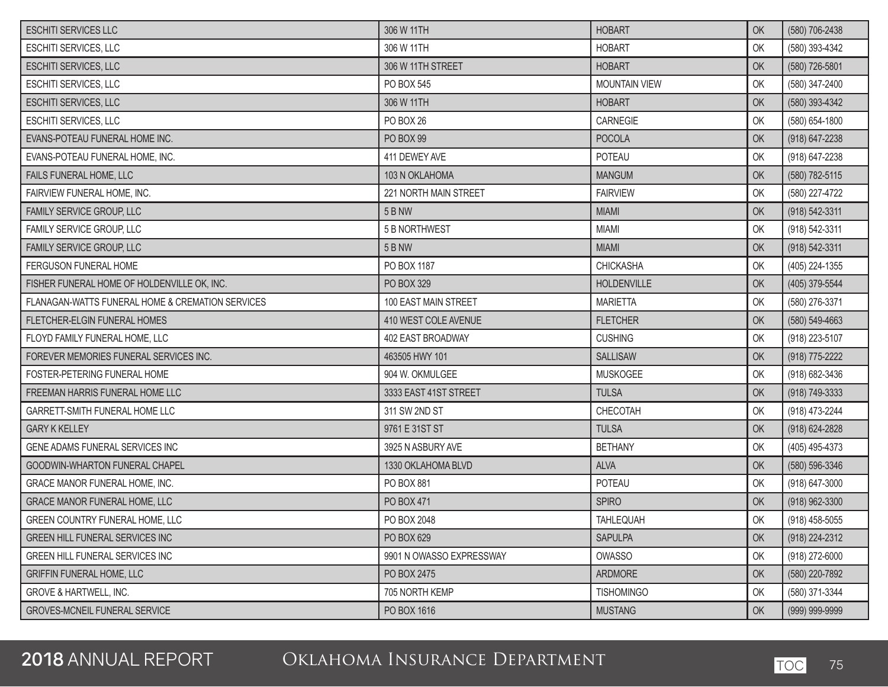| | | | | |
|---|---|---|---|---|
| ESCHITI SERVICES LLC | 306 W 11TH | HOBART | OK | (580) 706-2438 |
| ESCHITI SERVICES, LLC | 306 W 11TH | HOBART | OK | (580) 393-4342 |
| ESCHITI SERVICES, LLC | 306 W 11TH STREET | HOBART | OK | (580) 726-5801 |
| ESCHITI SERVICES, LLC | PO BOX 545 | MOUNTAIN VIEW | OK | (580) 347-2400 |
| ESCHITI SERVICES, LLC | 306 W 11TH | HOBART | OK | (580) 393-4342 |
| ESCHITI SERVICES, LLC | PO BOX 26 | CARNEGIE | OK | (580) 654-1800 |
| EVANS-POTEAU FUNERAL HOME INC. | PO BOX 99 | POCOLA | OK | (918) 647-2238 |
| EVANS-POTEAU FUNERAL HOME, INC. | 411 DEWEY AVE | POTEAU | OK | (918) 647-2238 |
| FAILS FUNERAL HOME, LLC | 103 N OKLAHOMA | MANGUM | OK | (580) 782-5115 |
| FAIRVIEW FUNERAL HOME, INC. | 221 NORTH MAIN STREET | FAIRVIEW | OK | (580) 227-4722 |
| FAMILY SERVICE GROUP, LLC | 5 B NW | MIAMI | OK | (918) 542-3311 |
| FAMILY SERVICE GROUP, LLC | 5 B NORTHWEST | MIAMI | OK | (918) 542-3311 |
| FAMILY SERVICE GROUP, LLC | 5 B NW | MIAMI | OK | (918) 542-3311 |
| FERGUSON FUNERAL HOME | PO BOX 1187 | CHICKASHA | OK | (405) 224-1355 |
| FISHER FUNERAL HOME OF HOLDENVILLE OK, INC. | PO BOX 329 | HOLDENVILLE | OK | (405) 379-5544 |
| FLANAGAN-WATTS FUNERAL HOME & CREMATION SERVICES | 100 EAST MAIN STREET | MARIETTA | OK | (580) 276-3371 |
| FLETCHER-ELGIN FUNERAL HOMES | 410 WEST COLE AVENUE | FLETCHER | OK | (580) 549-4663 |
| FLOYD FAMILY FUNERAL HOME, LLC | 402 EAST BROADWAY | CUSHING | OK | (918) 223-5107 |
| FOREVER MEMORIES FUNERAL SERVICES INC. | 463505 HWY 101 | SALLISAW | OK | (918) 775-2222 |
| FOSTER-PETERING FUNERAL HOME | 904 W. OKMULGEE | MUSKOGEE | OK | (918) 682-3436 |
| FREEMAN HARRIS FUNERAL HOME LLC | 3333 EAST 41ST STREET | TULSA | OK | (918) 749-3333 |
| GARRETT-SMITH FUNERAL HOME LLC | 311 SW 2ND ST | CHECOTAH | OK | (918) 473-2244 |
| GARY K KELLEY | 9761 E 31ST ST | TULSA | OK | (918) 624-2828 |
| GENE ADAMS FUNERAL SERVICES INC | 3925 N ASBURY AVE | BETHANY | OK | (405) 495-4373 |
| GOODWIN-WHARTON FUNERAL CHAPEL | 1330 OKLAHOMA BLVD | ALVA | OK | (580) 596-3346 |
| GRACE MANOR FUNERAL HOME, INC. | PO BOX 881 | POTEAU | OK | (918) 647-3000 |
| GRACE MANOR FUNERAL HOME, LLC | PO BOX 471 | SPIRO | OK | (918) 962-3300 |
| GREEN COUNTRY FUNERAL HOME, LLC | PO BOX 2048 | TAHLEQUAH | OK | (918) 458-5055 |
| GREEN HILL FUNERAL SERVICES INC | PO BOX 629 | SAPULPA | OK | (918) 224-2312 |
| GREEN HILL FUNERAL SERVICES INC | 9901 N OWASSO EXPRESSWAY | OWASSO | OK | (918) 272-6000 |
| GRIFFIN FUNERAL HOME, LLC | PO BOX 2475 | ARDMORE | OK | (580) 220-7892 |
| GROVE & HARTWELL, INC. | 705 NORTH KEMP | TISHOMINGO | OK | (580) 371-3344 |
| GROVES-MCNEIL FUNERAL SERVICE | PO BOX 1616 | MUSTANG | OK | (999) 999-9999 |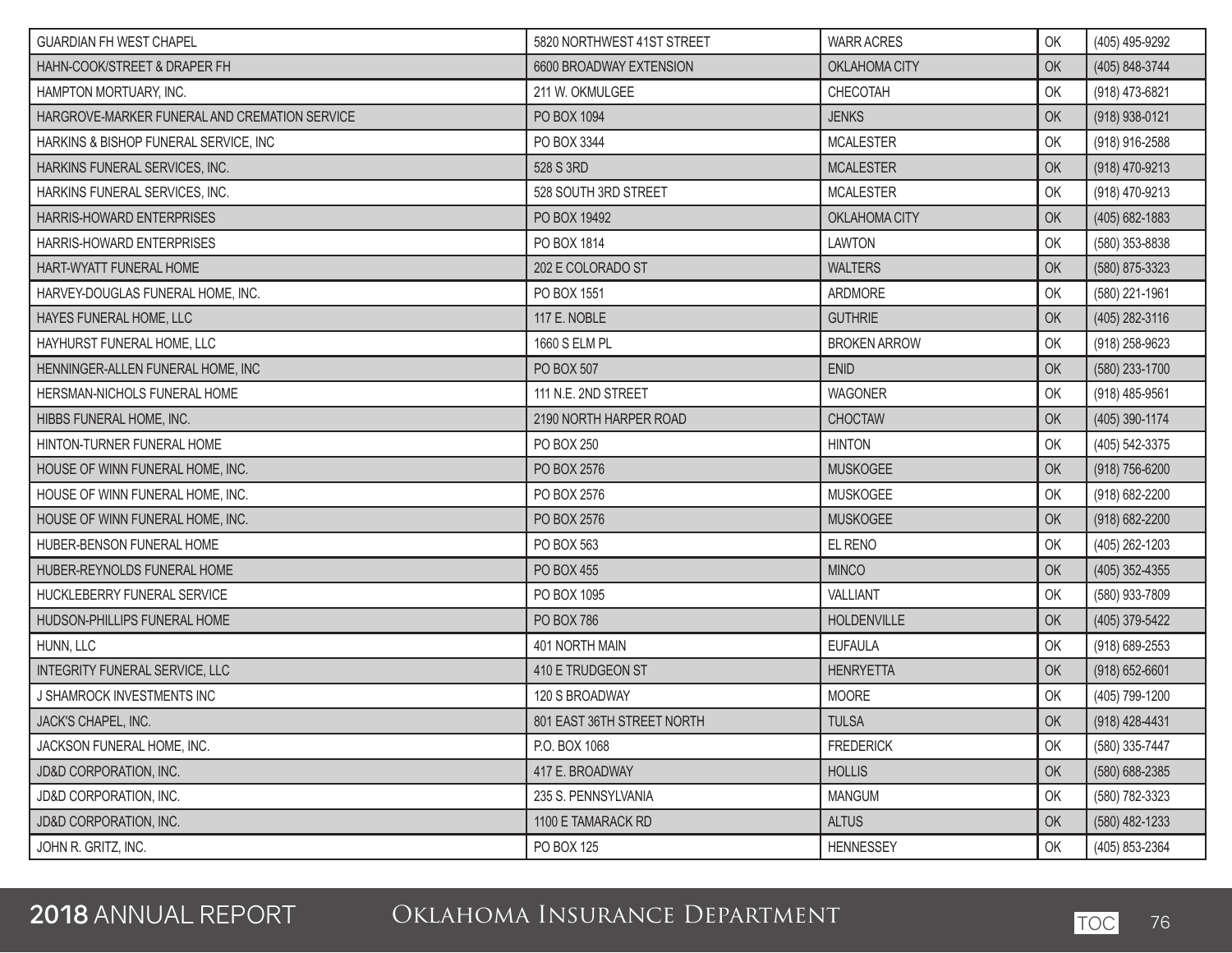| GUARDIAN FH WEST CHAPEL | 5820 NORTHWEST 41ST STREET | WARR ACRES | OK | (405) 495-9292 |
|---|---|---|---|---|
| HAHN-COOK/STREET & DRAPER FH | 6600 BROADWAY EXTENSION | OKLAHOMA CITY | OK | (405) 848-3744 |
| HAMPTON MORTUARY, INC. | 211 W. OKMULGEE | CHECOTAH | OK | (918) 473-6821 |
| HARGROVE-MARKER FUNERAL AND CREMATION SERVICE | PO BOX 1094 | JENKS | OK | (918) 938-0121 |
| HARKINS & BISHOP FUNERAL SERVICE, INC | PO BOX 3344 | MCALESTER | OK | (918) 916-2588 |
| HARKINS FUNERAL SERVICES, INC. | 528 S 3RD | MCALESTER | OK | (918) 470-9213 |
| HARKINS FUNERAL SERVICES, INC. | 528 SOUTH 3RD STREET | MCALESTER | OK | (918) 470-9213 |
| HARRIS-HOWARD ENTERPRISES | PO BOX 19492 | OKLAHOMA CITY | OK | (405) 682-1883 |
| HARRIS-HOWARD ENTERPRISES | PO BOX 1814 | LAWTON | OK | (580) 353-8838 |
| HART-WYATT FUNERAL HOME | 202 E COLORADO ST | WALTERS | OK | (580) 875-3323 |
| HARVEY-DOUGLAS FUNERAL HOME, INC. | PO BOX 1551 | ARDMORE | OK | (580) 221-1961 |
| HAYES FUNERAL HOME, LLC | 117 E. NOBLE | GUTHRIE | OK | (405) 282-3116 |
| HAYHURST FUNERAL HOME, LLC | 1660 S ELM PL | BROKEN ARROW | OK | (918) 258-9623 |
| HENNINGER-ALLEN FUNERAL HOME, INC | PO BOX 507 | ENID | OK | (580) 233-1700 |
| HERSMAN-NICHOLS FUNERAL HOME | 111 N.E. 2ND STREET | WAGONER | OK | (918) 485-9561 |
| HIBBS FUNERAL HOME, INC. | 2190 NORTH HARPER ROAD | CHOCTAW | OK | (405) 390-1174 |
| HINTON-TURNER FUNERAL HOME | PO BOX 250 | HINTON | OK | (405) 542-3375 |
| HOUSE OF WINN FUNERAL HOME, INC. | PO BOX 2576 | MUSKOGEE | OK | (918) 756-6200 |
| HOUSE OF WINN FUNERAL HOME, INC. | PO BOX 2576 | MUSKOGEE | OK | (918) 682-2200 |
| HOUSE OF WINN FUNERAL HOME, INC. | PO BOX 2576 | MUSKOGEE | OK | (918) 682-2200 |
| HUBER-BENSON FUNERAL HOME | PO BOX 563 | EL RENO | OK | (405) 262-1203 |
| HUBER-REYNOLDS FUNERAL HOME | PO BOX 455 | MINCO | OK | (405) 352-4355 |
| HUCKLEBERRY FUNERAL SERVICE | PO BOX 1095 | VALLIANT | OK | (580) 933-7809 |
| HUDSON-PHILLIPS FUNERAL HOME | PO BOX 786 | HOLDENVILLE | OK | (405) 379-5422 |
| HUNN, LLC | 401 NORTH MAIN | EUFAULA | OK | (918) 689-2553 |
| INTEGRITY FUNERAL SERVICE, LLC | 410 E TRUDGEON ST | HENRYETTA | OK | (918) 652-6601 |
| J SHAMROCK INVESTMENTS INC | 120 S BROADWAY | MOORE | OK | (405) 799-1200 |
| JACK'S CHAPEL, INC. | 801 EAST 36TH STREET NORTH | TULSA | OK | (918) 428-4431 |
| JACKSON FUNERAL HOME, INC. | P.O. BOX 1068 | FREDERICK | OK | (580) 335-7447 |
| JD&D CORPORATION, INC. | 417 E. BROADWAY | HOLLIS | OK | (580) 688-2385 |
| JD&D CORPORATION, INC. | 235 S. PENNSYLVANIA | MANGUM | OK | (580) 782-3323 |
| JD&D CORPORATION, INC. | 1100 E TAMARACK RD | ALTUS | OK | (580) 482-1233 |
| JOHN R. GRITZ, INC. | PO BOX 125 | HENNESSEY | OK | (405) 853-2364 |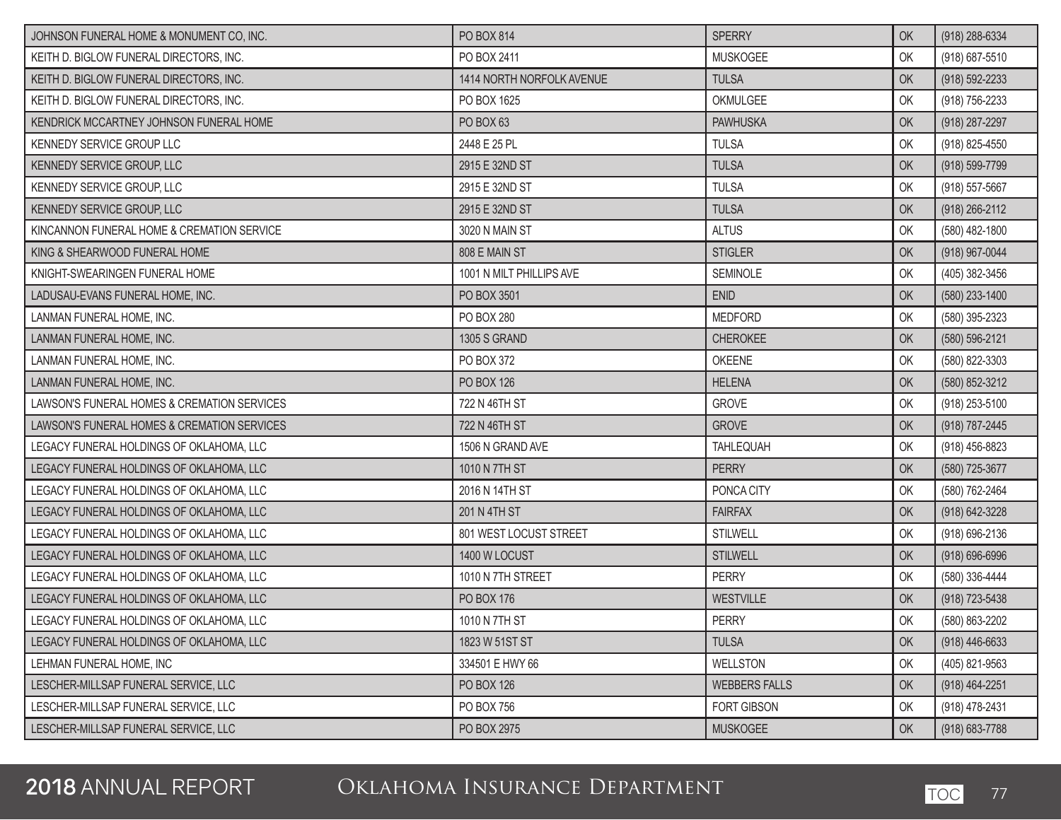| | | | | |
|---|---|---|---|---|
| JOHNSON FUNERAL HOME & MONUMENT CO, INC. | PO BOX 814 | SPERRY | OK | (918) 288-6334 |
| KEITH D. BIGLOW FUNERAL DIRECTORS, INC. | PO BOX 2411 | MUSKOGEE | OK | (918) 687-5510 |
| KEITH D. BIGLOW FUNERAL DIRECTORS, INC. | 1414 NORTH NORFOLK AVENUE | TULSA | OK | (918) 592-2233 |
| KEITH D. BIGLOW FUNERAL DIRECTORS, INC. | PO BOX 1625 | OKMULGEE | OK | (918) 756-2233 |
| KENDRICK MCCARTNEY JOHNSON FUNERAL HOME | PO BOX 63 | PAWHUSKA | OK | (918) 287-2297 |
| KENNEDY SERVICE GROUP LLC | 2448 E 25 PL | TULSA | OK | (918) 825-4550 |
| KENNEDY SERVICE GROUP, LLC | 2915 E 32ND ST | TULSA | OK | (918) 599-7799 |
| KENNEDY SERVICE GROUP, LLC | 2915 E 32ND ST | TULSA | OK | (918) 557-5667 |
| KENNEDY SERVICE GROUP, LLC | 2915 E 32ND ST | TULSA | OK | (918) 266-2112 |
| KINCANNON FUNERAL HOME & CREMATION SERVICE | 3020 N MAIN ST | ALTUS | OK | (580) 482-1800 |
| KING & SHEARWOOD FUNERAL HOME | 808 E MAIN ST | STIGLER | OK | (918) 967-0044 |
| KNIGHT-SWEARINGEN FUNERAL HOME | 1001 N MILT PHILLIPS AVE | SEMINOLE | OK | (405) 382-3456 |
| LADUSAU-EVANS FUNERAL HOME, INC. | PO BOX 3501 | ENID | OK | (580) 233-1400 |
| LANMAN FUNERAL HOME, INC. | PO BOX 280 | MEDFORD | OK | (580) 395-2323 |
| LANMAN FUNERAL HOME, INC. | 1305 S GRAND | CHEROKEE | OK | (580) 596-2121 |
| LANMAN FUNERAL HOME, INC. | PO BOX 372 | OKEENE | OK | (580) 822-3303 |
| LANMAN FUNERAL HOME, INC. | PO BOX 126 | HELENA | OK | (580) 852-3212 |
| LAWSON'S FUNERAL HOMES & CREMATION SERVICES | 722 N 46TH ST | GROVE | OK | (918) 253-5100 |
| LAWSON'S FUNERAL HOMES & CREMATION SERVICES | 722 N 46TH ST | GROVE | OK | (918) 787-2445 |
| LEGACY FUNERAL HOLDINGS OF OKLAHOMA, LLC | 1506 N GRAND AVE | TAHLEQUAH | OK | (918) 456-8823 |
| LEGACY FUNERAL HOLDINGS OF OKLAHOMA, LLC | 1010 N 7TH ST | PERRY | OK | (580) 725-3677 |
| LEGACY FUNERAL HOLDINGS OF OKLAHOMA, LLC | 2016 N 14TH ST | PONCA CITY | OK | (580) 762-2464 |
| LEGACY FUNERAL HOLDINGS OF OKLAHOMA, LLC | 201 N 4TH ST | FAIRFAX | OK | (918) 642-3228 |
| LEGACY FUNERAL HOLDINGS OF OKLAHOMA, LLC | 801 WEST LOCUST STREET | STILWELL | OK | (918) 696-2136 |
| LEGACY FUNERAL HOLDINGS OF OKLAHOMA, LLC | 1400 W LOCUST | STILWELL | OK | (918) 696-6996 |
| LEGACY FUNERAL HOLDINGS OF OKLAHOMA, LLC | 1010 N 7TH STREET | PERRY | OK | (580) 336-4444 |
| LEGACY FUNERAL HOLDINGS OF OKLAHOMA, LLC | PO BOX 176 | WESTVILLE | OK | (918) 723-5438 |
| LEGACY FUNERAL HOLDINGS OF OKLAHOMA, LLC | 1010 N 7TH ST | PERRY | OK | (580) 863-2202 |
| LEGACY FUNERAL HOLDINGS OF OKLAHOMA, LLC | 1823 W 51ST ST | TULSA | OK | (918) 446-6633 |
| LEHMAN FUNERAL HOME, INC | 334501 E HWY 66 | WELLSTON | OK | (405) 821-9563 |
| LESCHER-MILLSAP FUNERAL SERVICE, LLC | PO BOX 126 | WEBBERS FALLS | OK | (918) 464-2251 |
| LESCHER-MILLSAP FUNERAL SERVICE, LLC | PO BOX 756 | FORT GIBSON | OK | (918) 478-2431 |
| LESCHER-MILLSAP FUNERAL SERVICE, LLC | PO BOX 2975 | MUSKOGEE | OK | (918) 683-7788 |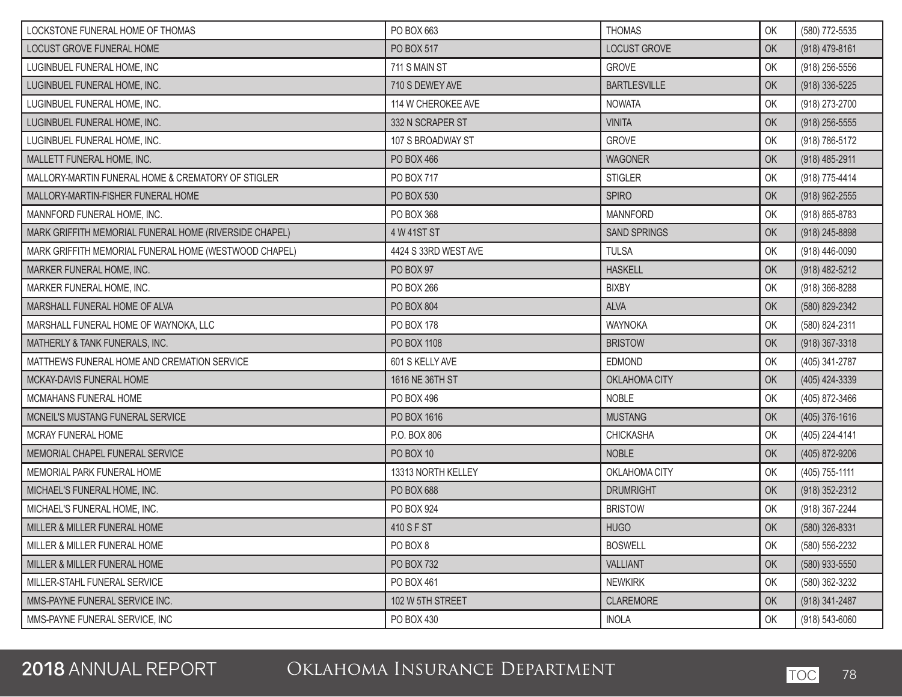| | | | | |
|---|---|---|---|---|
| LOCKSTONE FUNERAL HOME OF THOMAS | PO BOX 663 | THOMAS | OK | (580) 772-5535 |
| LOCUST GROVE FUNERAL HOME | PO BOX 517 | LOCUST GROVE | OK | (918) 479-8161 |
| LUGINBUEL FUNERAL HOME, INC | 711 S MAIN ST | GROVE | OK | (918) 256-5556 |
| LUGINBUEL FUNERAL HOME, INC. | 710 S DEWEY AVE | BARTLESVILLE | OK | (918) 336-5225 |
| LUGINBUEL FUNERAL HOME, INC. | 114 W CHEROKEE AVE | NOWATA | OK | (918) 273-2700 |
| LUGINBUEL FUNERAL HOME, INC. | 332 N SCRAPER ST | VINITA | OK | (918) 256-5555 |
| LUGINBUEL FUNERAL HOME, INC. | 107 S BROADWAY ST | GROVE | OK | (918) 786-5172 |
| MALLETT FUNERAL HOME, INC. | PO BOX 466 | WAGONER | OK | (918) 485-2911 |
| MALLORY-MARTIN FUNERAL HOME & CREMATORY OF STIGLER | PO BOX 717 | STIGLER | OK | (918) 775-4414 |
| MALLORY-MARTIN-FISHER FUNERAL HOME | PO BOX 530 | SPIRO | OK | (918) 962-2555 |
| MANNFORD FUNERAL HOME, INC. | PO BOX 368 | MANNFORD | OK | (918) 865-8783 |
| MARK GRIFFITH MEMORIAL FUNERAL HOME (RIVERSIDE CHAPEL) | 4 W 41ST ST | SAND SPRINGS | OK | (918) 245-8898 |
| MARK GRIFFITH MEMORIAL FUNERAL HOME (WESTWOOD CHAPEL) | 4424 S 33RD WEST AVE | TULSA | OK | (918) 446-0090 |
| MARKER FUNERAL HOME, INC. | PO BOX 97 | HASKELL | OK | (918) 482-5212 |
| MARKER FUNERAL HOME, INC. | PO BOX 266 | BIXBY | OK | (918) 366-8288 |
| MARSHALL FUNERAL HOME OF ALVA | PO BOX 804 | ALVA | OK | (580) 829-2342 |
| MARSHALL FUNERAL HOME OF WAYNOKA, LLC | PO BOX 178 | WAYNOKA | OK | (580) 824-2311 |
| MATHERLY & TANK FUNERALS, INC. | PO BOX 1108 | BRISTOW | OK | (918) 367-3318 |
| MATTHEWS FUNERAL HOME AND CREMATION SERVICE | 601 S KELLY AVE | EDMOND | OK | (405) 341-2787 |
| MCKAY-DAVIS FUNERAL HOME | 1616 NE 36TH ST | OKLAHOMA CITY | OK | (405) 424-3339 |
| MCMAHANS FUNERAL HOME | PO BOX 496 | NOBLE | OK | (405) 872-3466 |
| MCNEIL'S MUSTANG FUNERAL SERVICE | PO BOX 1616 | MUSTANG | OK | (405) 376-1616 |
| MCRAY FUNERAL HOME | P.O. BOX 806 | CHICKASHA | OK | (405) 224-4141 |
| MEMORIAL CHAPEL FUNERAL SERVICE | PO BOX 10 | NOBLE | OK | (405) 872-9206 |
| MEMORIAL PARK FUNERAL HOME | 13313 NORTH KELLEY | OKLAHOMA CITY | OK | (405) 755-1111 |
| MICHAEL'S FUNERAL HOME, INC. | PO BOX 688 | DRUMRIGHT | OK | (918) 352-2312 |
| MICHAEL'S FUNERAL HOME, INC. | PO BOX 924 | BRISTOW | OK | (918) 367-2244 |
| MILLER & MILLER FUNERAL HOME | 410 S F ST | HUGO | OK | (580) 326-8331 |
| MILLER & MILLER FUNERAL HOME | PO BOX 8 | BOSWELL | OK | (580) 556-2232 |
| MILLER & MILLER FUNERAL HOME | PO BOX 732 | VALLIANT | OK | (580) 933-5550 |
| MILLER-STAHL FUNERAL SERVICE | PO BOX 461 | NEWKIRK | OK | (580) 362-3232 |
| MMS-PAYNE FUNERAL SERVICE INC. | 102 W 5TH STREET | CLAREMORE | OK | (918) 341-2487 |
| MMS-PAYNE FUNERAL SERVICE, INC | PO BOX 430 | INOLA | OK | (918) 543-6060 |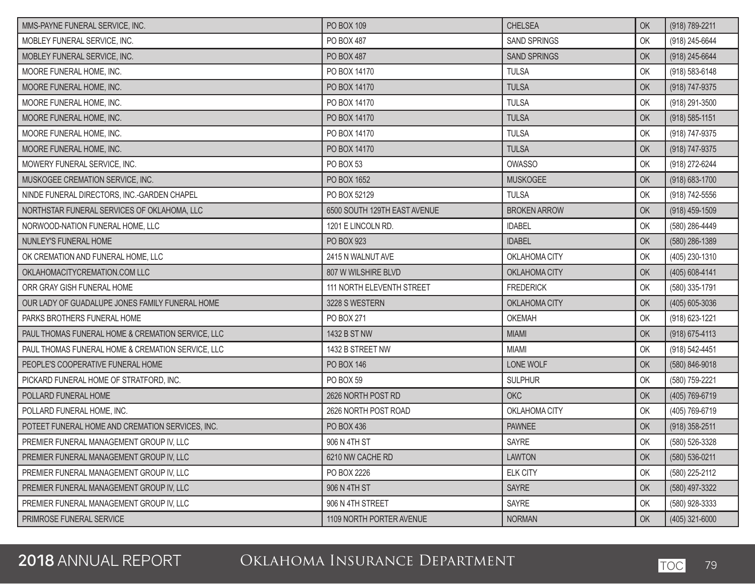| | | | | |
|---|---|---|---|---|
| MMS-PAYNE FUNERAL SERVICE, INC. | PO BOX 109 | CHELSEA | OK | (918) 789-2211 |
| MOBLEY FUNERAL SERVICE, INC. | PO BOX 487 | SAND SPRINGS | OK | (918) 245-6644 |
| MOBLEY FUNERAL SERVICE, INC. | PO BOX 487 | SAND SPRINGS | OK | (918) 245-6644 |
| MOORE FUNERAL HOME, INC. | PO BOX 14170 | TULSA | OK | (918) 583-6148 |
| MOORE FUNERAL HOME, INC. | PO BOX 14170 | TULSA | OK | (918) 747-9375 |
| MOORE FUNERAL HOME, INC. | PO BOX 14170 | TULSA | OK | (918) 291-3500 |
| MOORE FUNERAL HOME, INC. | PO BOX 14170 | TULSA | OK | (918) 585-1151 |
| MOORE FUNERAL HOME, INC. | PO BOX 14170 | TULSA | OK | (918) 747-9375 |
| MOORE FUNERAL HOME, INC. | PO BOX 14170 | TULSA | OK | (918) 747-9375 |
| MOWERY FUNERAL SERVICE, INC. | PO BOX 53 | OWASSO | OK | (918) 272-6244 |
| MUSKOGEE CREMATION SERVICE, INC. | PO BOX 1652 | MUSKOGEE | OK | (918) 683-1700 |
| NINDE FUNERAL DIRECTORS, INC.-GARDEN CHAPEL | PO BOX 52129 | TULSA | OK | (918) 742-5556 |
| NORTHSTAR FUNERAL SERVICES OF OKLAHOMA, LLC | 6500 SOUTH 129TH EAST AVENUE | BROKEN ARROW | OK | (918) 459-1509 |
| NORWOOD-NATION FUNERAL HOME, LLC | 1201 E LINCOLN RD. | IDABEL | OK | (580) 286-4449 |
| NUNLEY'S FUNERAL HOME | PO BOX 923 | IDABEL | OK | (580) 286-1389 |
| OK CREMATION AND FUNERAL HOME, LLC | 2415 N WALNUT AVE | OKLAHOMA CITY | OK | (405) 230-1310 |
| OKLAHOMACITYCREMATION.COM LLC | 807 W WILSHIRE BLVD | OKLAHOMA CITY | OK | (405) 608-4141 |
| ORR GRAY GISH FUNERAL HOME | 111 NORTH ELEVENTH STREET | FREDERICK | OK | (580) 335-1791 |
| OUR LADY OF GUADALUPE JONES FAMILY FUNERAL HOME | 3228 S WESTERN | OKLAHOMA CITY | OK | (405) 605-3036 |
| PARKS BROTHERS FUNERAL HOME | PO BOX 271 | OKEMAH | OK | (918) 623-1221 |
| PAUL THOMAS FUNERAL HOME & CREMATION SERVICE, LLC | 1432 B ST NW | MIAMI | OK | (918) 675-4113 |
| PAUL THOMAS FUNERAL HOME & CREMATION SERVICE, LLC | 1432 B STREET NW | MIAMI | OK | (918) 542-4451 |
| PEOPLE'S COOPERATIVE FUNERAL HOME | PO BOX 146 | LONE WOLF | OK | (580) 846-9018 |
| PICKARD FUNERAL HOME OF STRATFORD, INC. | PO BOX 59 | SULPHUR | OK | (580) 759-2221 |
| POLLARD FUNERAL HOME | 2626 NORTH POST RD | OKC | OK | (405) 769-6719 |
| POLLARD FUNERAL HOME, INC. | 2626 NORTH POST ROAD | OKLAHOMA CITY | OK | (405) 769-6719 |
| POTEET FUNERAL HOME AND CREMATION SERVICES, INC. | PO BOX 436 | PAWNEE | OK | (918) 358-2511 |
| PREMIER FUNERAL MANAGEMENT GROUP IV, LLC | 906 N 4TH ST | SAYRE | OK | (580) 526-3328 |
| PREMIER FUNERAL MANAGEMENT GROUP IV, LLC | 6210 NW CACHE RD | LAWTON | OK | (580) 536-0211 |
| PREMIER FUNERAL MANAGEMENT GROUP IV, LLC | PO BOX 2226 | ELK CITY | OK | (580) 225-2112 |
| PREMIER FUNERAL MANAGEMENT GROUP IV, LLC | 906 N 4TH ST | SAYRE | OK | (580) 497-3322 |
| PREMIER FUNERAL MANAGEMENT GROUP IV, LLC | 906 N 4TH STREET | SAYRE | OK | (580) 928-3333 |
| PRIMROSE FUNERAL SERVICE | 1109 NORTH PORTER AVENUE | NORMAN | OK | (405) 321-6000 |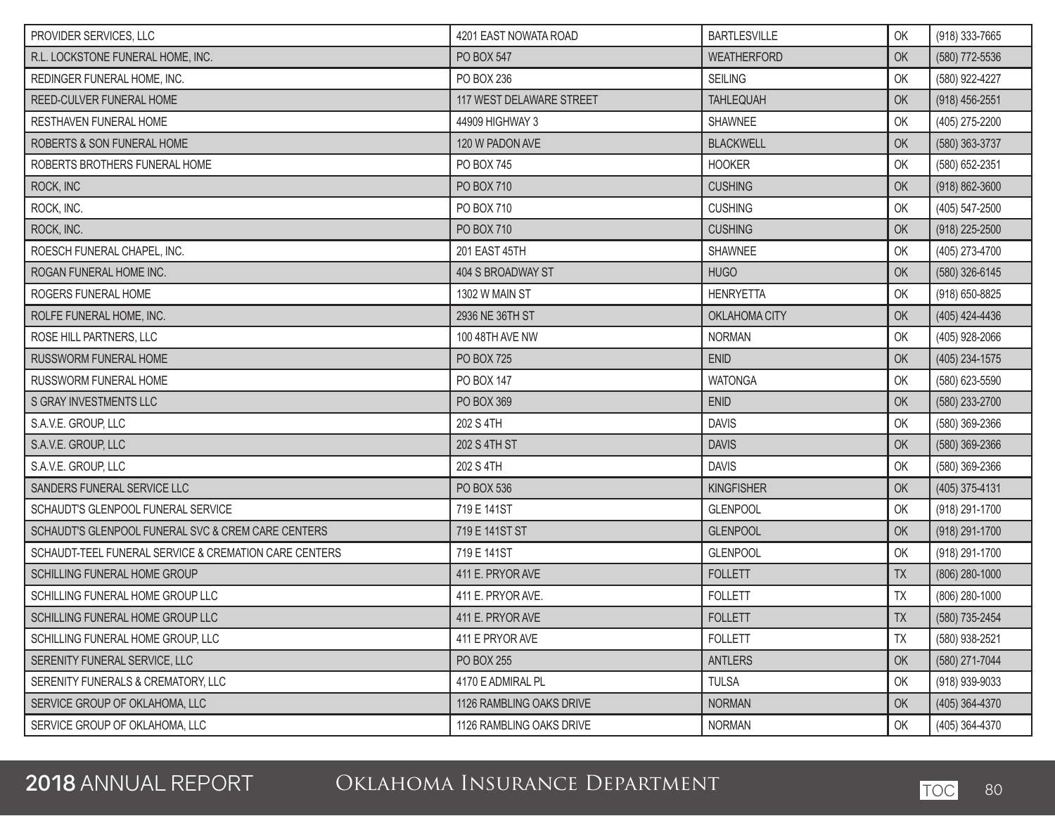| | | | | |
|---|---|---|---|---|
| PROVIDER SERVICES, LLC | 4201 EAST NOWATA ROAD | BARTLESVILLE | OK | (918) 333-7665 |
| R.L. LOCKSTONE FUNERAL HOME, INC. | PO BOX 547 | WEATHERFORD | OK | (580) 772-5536 |
| REDINGER FUNERAL HOME, INC. | PO BOX 236 | SEILING | OK | (580) 922-4227 |
| REED-CULVER FUNERAL HOME | 117 WEST DELAWARE STREET | TAHLEQUAH | OK | (918) 456-2551 |
| RESTHAVEN FUNERAL HOME | 44909 HIGHWAY 3 | SHAWNEE | OK | (405) 275-2200 |
| ROBERTS & SON FUNERAL HOME | 120 W PADON AVE | BLACKWELL | OK | (580) 363-3737 |
| ROBERTS BROTHERS FUNERAL HOME | PO BOX 745 | HOOKER | OK | (580) 652-2351 |
| ROCK, INC | PO BOX 710 | CUSHING | OK | (918) 862-3600 |
| ROCK, INC. | PO BOX 710 | CUSHING | OK | (405) 547-2500 |
| ROCK, INC. | PO BOX 710 | CUSHING | OK | (918) 225-2500 |
| ROESCH FUNERAL CHAPEL, INC. | 201 EAST 45TH | SHAWNEE | OK | (405) 273-4700 |
| ROGAN FUNERAL HOME INC. | 404 S BROADWAY ST | HUGO | OK | (580) 326-6145 |
| ROGERS FUNERAL HOME | 1302 W MAIN ST | HENRYETTA | OK | (918) 650-8825 |
| ROLFE FUNERAL HOME, INC. | 2936 NE 36TH ST | OKLAHOMA CITY | OK | (405) 424-4436 |
| ROSE HILL PARTNERS, LLC | 100 48TH AVE NW | NORMAN | OK | (405) 928-2066 |
| RUSSWORM FUNERAL HOME | PO BOX 725 | ENID | OK | (405) 234-1575 |
| RUSSWORM FUNERAL HOME | PO BOX 147 | WATONGA | OK | (580) 623-5590 |
| S GRAY INVESTMENTS LLC | PO BOX 369 | ENID | OK | (580) 233-2700 |
| S.A.V.E. GROUP, LLC | 202 S 4TH | DAVIS | OK | (580) 369-2366 |
| S.A.V.E. GROUP, LLC | 202 S 4TH ST | DAVIS | OK | (580) 369-2366 |
| S.A.V.E. GROUP, LLC | 202 S 4TH | DAVIS | OK | (580) 369-2366 |
| SANDERS FUNERAL SERVICE LLC | PO BOX 536 | KINGFISHER | OK | (405) 375-4131 |
| SCHAUDT'S GLENPOOL FUNERAL SERVICE | 719 E 141ST | GLENPOOL | OK | (918) 291-1700 |
| SCHAUDT'S GLENPOOL FUNERAL SVC & CREM CARE CENTERS | 719 E 141ST ST | GLENPOOL | OK | (918) 291-1700 |
| SCHAUDT-TEEL FUNERAL SERVICE & CREMATION CARE CENTERS | 719 E 141ST | GLENPOOL | OK | (918) 291-1700 |
| SCHILLING FUNERAL HOME GROUP | 411 E. PRYOR AVE | FOLLETT | TX | (806) 280-1000 |
| SCHILLING FUNERAL HOME GROUP LLC | 411 E. PRYOR AVE. | FOLLETT | TX | (806) 280-1000 |
| SCHILLING FUNERAL HOME GROUP LLC | 411 E. PRYOR AVE | FOLLETT | TX | (580) 735-2454 |
| SCHILLING FUNERAL HOME GROUP, LLC | 411 E PRYOR AVE | FOLLETT | TX | (580) 938-2521 |
| SERENITY FUNERAL SERVICE, LLC | PO BOX 255 | ANTLERS | OK | (580) 271-7044 |
| SERENITY FUNERALS & CREMATORY, LLC | 4170 E ADMIRAL PL | TULSA | OK | (918) 939-9033 |
| SERVICE GROUP OF OKLAHOMA, LLC | 1126 RAMBLING OAKS DRIVE | NORMAN | OK | (405) 364-4370 |
| SERVICE GROUP OF OKLAHOMA, LLC | 1126 RAMBLING OAKS DRIVE | NORMAN | OK | (405) 364-4370 |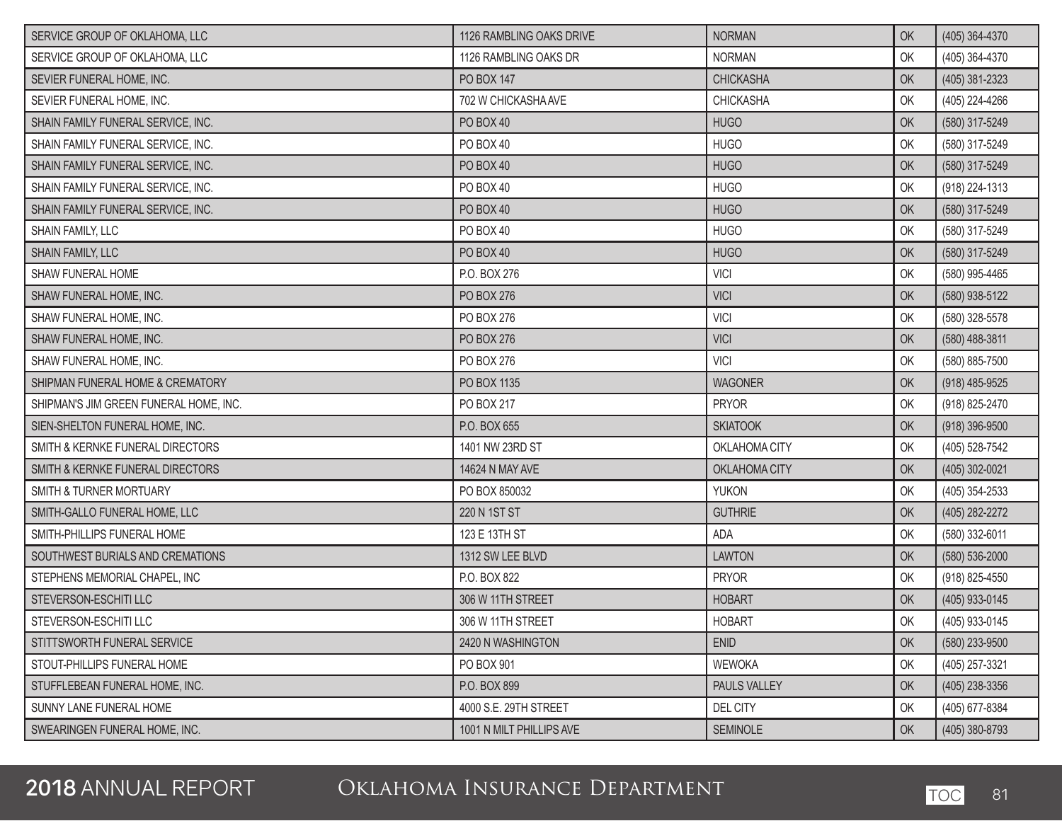| | | | | |
|---|---|---|---|---|
| SERVICE GROUP OF OKLAHOMA, LLC | 1126 RAMBLING OAKS DRIVE | NORMAN | OK | (405) 364-4370 |
| SERVICE GROUP OF OKLAHOMA, LLC | 1126 RAMBLING OAKS DR | NORMAN | OK | (405) 364-4370 |
| SEVIER FUNERAL HOME, INC. | PO BOX 147 | CHICKASHA | OK | (405) 381-2323 |
| SEVIER FUNERAL HOME, INC. | 702 W CHICKASHA AVE | CHICKASHA | OK | (405) 224-4266 |
| SHAIN FAMILY FUNERAL SERVICE, INC. | PO BOX 40 | HUGO | OK | (580) 317-5249 |
| SHAIN FAMILY FUNERAL SERVICE, INC. | PO BOX 40 | HUGO | OK | (580) 317-5249 |
| SHAIN FAMILY FUNERAL SERVICE, INC. | PO BOX 40 | HUGO | OK | (580) 317-5249 |
| SHAIN FAMILY FUNERAL SERVICE, INC. | PO BOX 40 | HUGO | OK | (918) 224-1313 |
| SHAIN FAMILY FUNERAL SERVICE, INC. | PO BOX 40 | HUGO | OK | (580) 317-5249 |
| SHAIN FAMILY, LLC | PO BOX 40 | HUGO | OK | (580) 317-5249 |
| SHAIN FAMILY, LLC | PO BOX 40 | HUGO | OK | (580) 317-5249 |
| SHAW FUNERAL HOME | P.O. BOX 276 | VICI | OK | (580) 995-4465 |
| SHAW FUNERAL HOME, INC. | PO BOX 276 | VICI | OK | (580) 938-5122 |
| SHAW FUNERAL HOME, INC. | PO BOX 276 | VICI | OK | (580) 328-5578 |
| SHAW FUNERAL HOME, INC. | PO BOX 276 | VICI | OK | (580) 488-3811 |
| SHAW FUNERAL HOME, INC. | PO BOX 276 | VICI | OK | (580) 885-7500 |
| SHIPMAN FUNERAL HOME & CREMATORY | PO BOX 1135 | WAGONER | OK | (918) 485-9525 |
| SHIPMAN'S JIM GREEN FUNERAL HOME, INC. | PO BOX 217 | PRYOR | OK | (918) 825-2470 |
| SIEN-SHELTON FUNERAL HOME, INC. | P.O. BOX 655 | SKIATOOK | OK | (918) 396-9500 |
| SMITH & KERNKE FUNERAL DIRECTORS | 1401 NW 23RD ST | OKLAHOMA CITY | OK | (405) 528-7542 |
| SMITH & KERNKE FUNERAL DIRECTORS | 14624 N MAY AVE | OKLAHOMA CITY | OK | (405) 302-0021 |
| SMITH & TURNER MORTUARY | PO BOX 850032 | YUKON | OK | (405) 354-2533 |
| SMITH-GALLO FUNERAL HOME, LLC | 220 N 1ST ST | GUTHRIE | OK | (405) 282-2272 |
| SMITH-PHILLIPS FUNERAL HOME | 123 E 13TH ST | ADA | OK | (580) 332-6011 |
| SOUTHWEST BURIALS AND CREMATIONS | 1312 SW LEE BLVD | LAWTON | OK | (580) 536-2000 |
| STEPHENS MEMORIAL CHAPEL, INC | P.O. BOX 822 | PRYOR | OK | (918) 825-4550 |
| STEVERSON-ESCHITI LLC | 306 W 11TH STREET | HOBART | OK | (405) 933-0145 |
| STEVERSON-ESCHITI LLC | 306 W 11TH STREET | HOBART | OK | (405) 933-0145 |
| STITTSWORTH FUNERAL SERVICE | 2420 N WASHINGTON | ENID | OK | (580) 233-9500 |
| STOUT-PHILLIPS FUNERAL HOME | PO BOX 901 | WEWOKA | OK | (405) 257-3321 |
| STUFFLEBEAN FUNERAL HOME, INC. | P.O. BOX 899 | PAULS VALLEY | OK | (405) 238-3356 |
| SUNNY LANE FUNERAL HOME | 4000 S.E. 29TH STREET | DEL CITY | OK | (405) 677-8384 |
| SWEARINGEN FUNERAL HOME, INC. | 1001 N MILT PHILLIPS AVE | SEMINOLE | OK | (405) 380-8793 |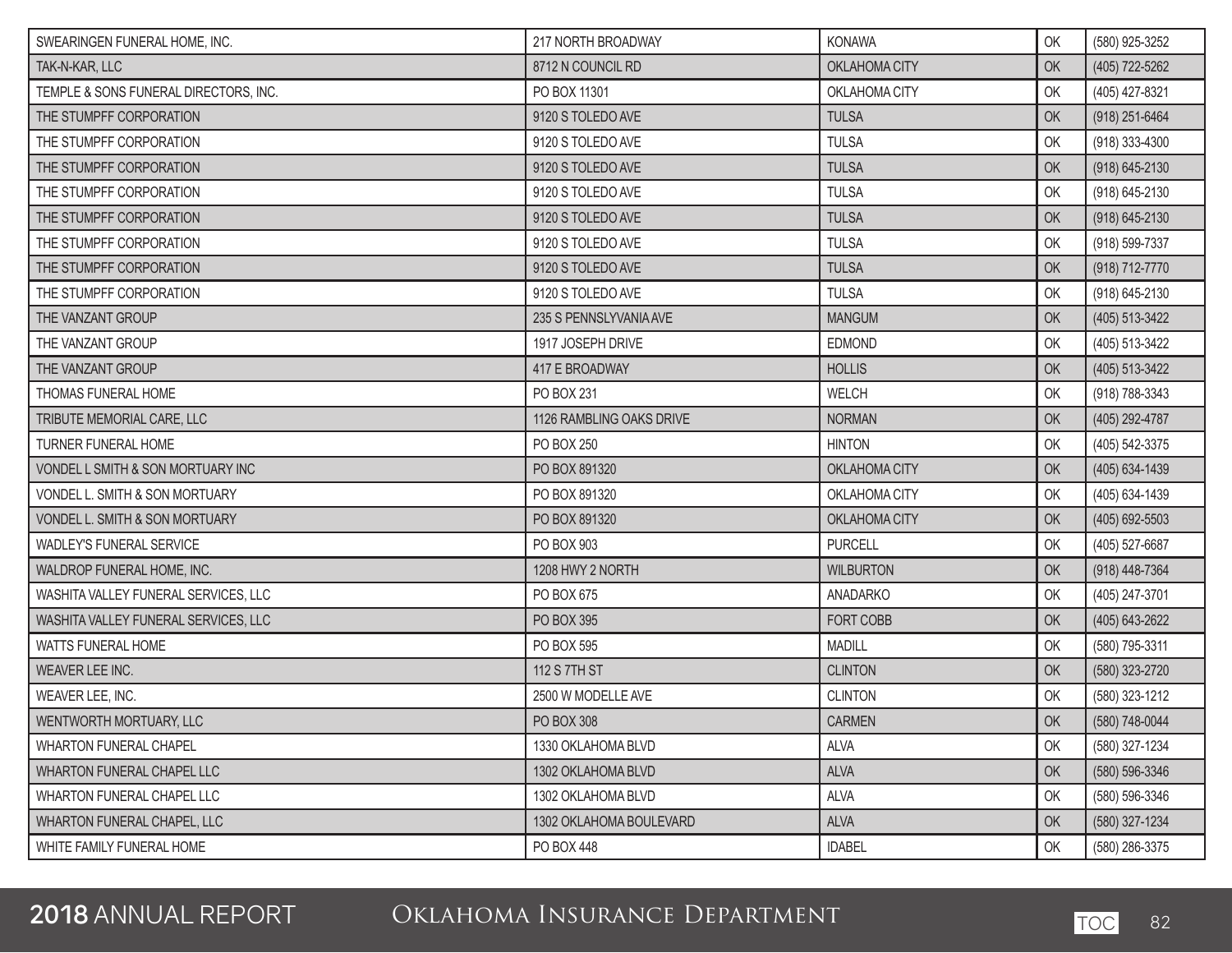| | | | | |
|---|---|---|---|---|
| SWEARINGEN FUNERAL HOME, INC. | 217 NORTH BROADWAY | KONAWA | OK | (580) 925-3252 |
| TAK-N-KAR, LLC | 8712 N COUNCIL RD | OKLAHOMA CITY | OK | (405) 722-5262 |
| TEMPLE & SONS FUNERAL DIRECTORS, INC. | PO BOX 11301 | OKLAHOMA CITY | OK | (405) 427-8321 |
| THE STUMPFF CORPORATION | 9120 S TOLEDO AVE | TULSA | OK | (918) 251-6464 |
| THE STUMPFF CORPORATION | 9120 S TOLEDO AVE | TULSA | OK | (918) 333-4300 |
| THE STUMPFF CORPORATION | 9120 S TOLEDO AVE | TULSA | OK | (918) 645-2130 |
| THE STUMPFF CORPORATION | 9120 S TOLEDO AVE | TULSA | OK | (918) 645-2130 |
| THE STUMPFF CORPORATION | 9120 S TOLEDO AVE | TULSA | OK | (918) 645-2130 |
| THE STUMPFF CORPORATION | 9120 S TOLEDO AVE | TULSA | OK | (918) 599-7337 |
| THE STUMPFF CORPORATION | 9120 S TOLEDO AVE | TULSA | OK | (918) 712-7770 |
| THE STUMPFF CORPORATION | 9120 S TOLEDO AVE | TULSA | OK | (918) 645-2130 |
| THE VANZANT GROUP | 235 S PENNSLYVANIA AVE | MANGUM | OK | (405) 513-3422 |
| THE VANZANT GROUP | 1917 JOSEPH DRIVE | EDMOND | OK | (405) 513-3422 |
| THE VANZANT GROUP | 417 E BROADWAY | HOLLIS | OK | (405) 513-3422 |
| THOMAS FUNERAL HOME | PO BOX 231 | WELCH | OK | (918) 788-3343 |
| TRIBUTE MEMORIAL CARE, LLC | 1126 RAMBLING OAKS DRIVE | NORMAN | OK | (405) 292-4787 |
| TURNER FUNERAL HOME | PO BOX 250 | HINTON | OK | (405) 542-3375 |
| VONDEL L SMITH & SON MORTUARY INC | PO BOX 891320 | OKLAHOMA CITY | OK | (405) 634-1439 |
| VONDEL L. SMITH & SON MORTUARY | PO BOX 891320 | OKLAHOMA CITY | OK | (405) 634-1439 |
| VONDEL L. SMITH & SON MORTUARY | PO BOX 891320 | OKLAHOMA CITY | OK | (405) 692-5503 |
| WADLEY'S FUNERAL SERVICE | PO BOX 903 | PURCELL | OK | (405) 527-6687 |
| WALDROP FUNERAL HOME, INC. | 1208 HWY 2 NORTH | WILBURTON | OK | (918) 448-7364 |
| WASHITA VALLEY FUNERAL SERVICES, LLC | PO BOX 675 | ANADARKO | OK | (405) 247-3701 |
| WASHITA VALLEY FUNERAL SERVICES, LLC | PO BOX 395 | FORT COBB | OK | (405) 643-2622 |
| WATTS FUNERAL HOME | PO BOX 595 | MADILL | OK | (580) 795-3311 |
| WEAVER LEE INC. | 112 S 7TH ST | CLINTON | OK | (580) 323-2720 |
| WEAVER LEE, INC. | 2500 W MODELLE AVE | CLINTON | OK | (580) 323-1212 |
| WENTWORTH MORTUARY, LLC | PO BOX 308 | CARMEN | OK | (580) 748-0044 |
| WHARTON FUNERAL CHAPEL | 1330 OKLAHOMA BLVD | ALVA | OK | (580) 327-1234 |
| WHARTON FUNERAL CHAPEL LLC | 1302 OKLAHOMA BLVD | ALVA | OK | (580) 596-3346 |
| WHARTON FUNERAL CHAPEL LLC | 1302 OKLAHOMA BLVD | ALVA | OK | (580) 596-3346 |
| WHARTON FUNERAL CHAPEL, LLC | 1302 OKLAHOMA BOULEVARD | ALVA | OK | (580) 327-1234 |
| WHITE FAMILY FUNERAL HOME | PO BOX 448 | IDABEL | OK | (580) 286-3375 |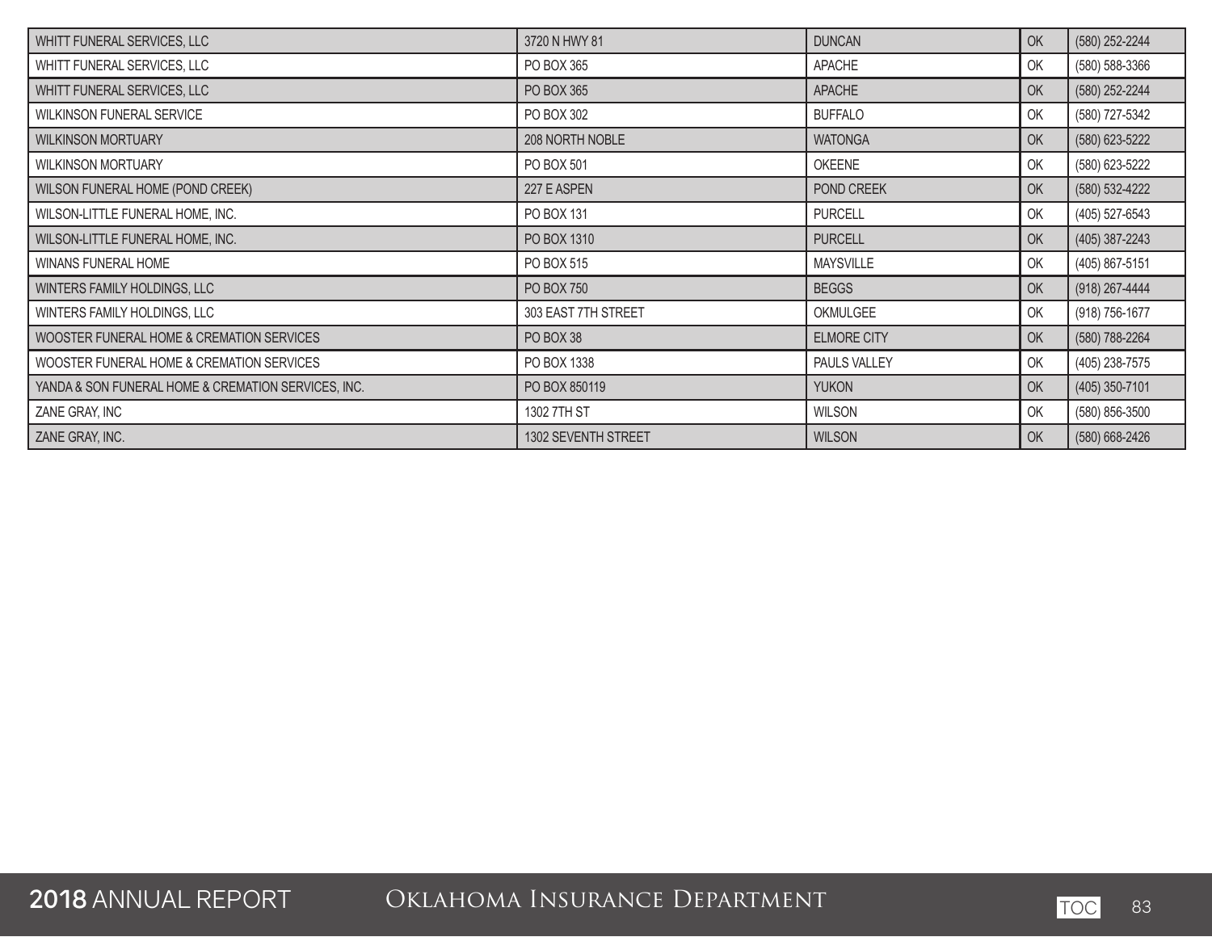| WHITT FUNERAL SERVICES, LLC | 3720 N HWY 81 | DUNCAN | OK | (580) 252-2244 |
|---|---|---|---|---|
| WHITT FUNERAL SERVICES, LLC | PO BOX 365 | APACHE | OK | (580) 588-3366 |
| WHITT FUNERAL SERVICES, LLC | PO BOX 365 | APACHE | OK | (580) 252-2244 |
| WILKINSON FUNERAL SERVICE | PO BOX 302 | BUFFALO | OK | (580) 727-5342 |
| WILKINSON MORTUARY | 208 NORTH NOBLE | WATONGA | OK | (580) 623-5222 |
| WILKINSON MORTUARY | PO BOX 501 | OKEENE | OK | (580) 623-5222 |
| WILSON FUNERAL HOME (POND CREEK) | 227 E ASPEN | POND CREEK | OK | (580) 532-4222 |
| WILSON-LITTLE FUNERAL HOME, INC. | PO BOX 131 | PURCELL | OK | (405) 527-6543 |
| WILSON-LITTLE FUNERAL HOME, INC. | PO BOX 1310 | PURCELL | OK | (405) 387-2243 |
| WINANS FUNERAL HOME | PO BOX 515 | MAYSVILLE | OK | (405) 867-5151 |
| WINTERS FAMILY HOLDINGS, LLC | PO BOX 750 | BEGGS | OK | (918) 267-4444 |
| WINTERS FAMILY HOLDINGS, LLC | 303 EAST 7TH STREET | OKMULGEE | OK | (918) 756-1677 |
| WOOSTER FUNERAL HOME & CREMATION SERVICES | PO BOX 38 | ELMORE CITY | OK | (580) 788-2264 |
| WOOSTER FUNERAL HOME & CREMATION SERVICES | PO BOX 1338 | PAULS VALLEY | OK | (405) 238-7575 |
| YANDA & SON FUNERAL HOME & CREMATION SERVICES, INC. | PO BOX 850119 | YUKON | OK | (405) 350-7101 |
| ZANE GRAY, INC | 1302 7TH ST | WILSON | OK | (580) 856-3500 |
| ZANE GRAY, INC. | 1302 SEVENTH STREET | WILSON | OK | (580) 668-2426 |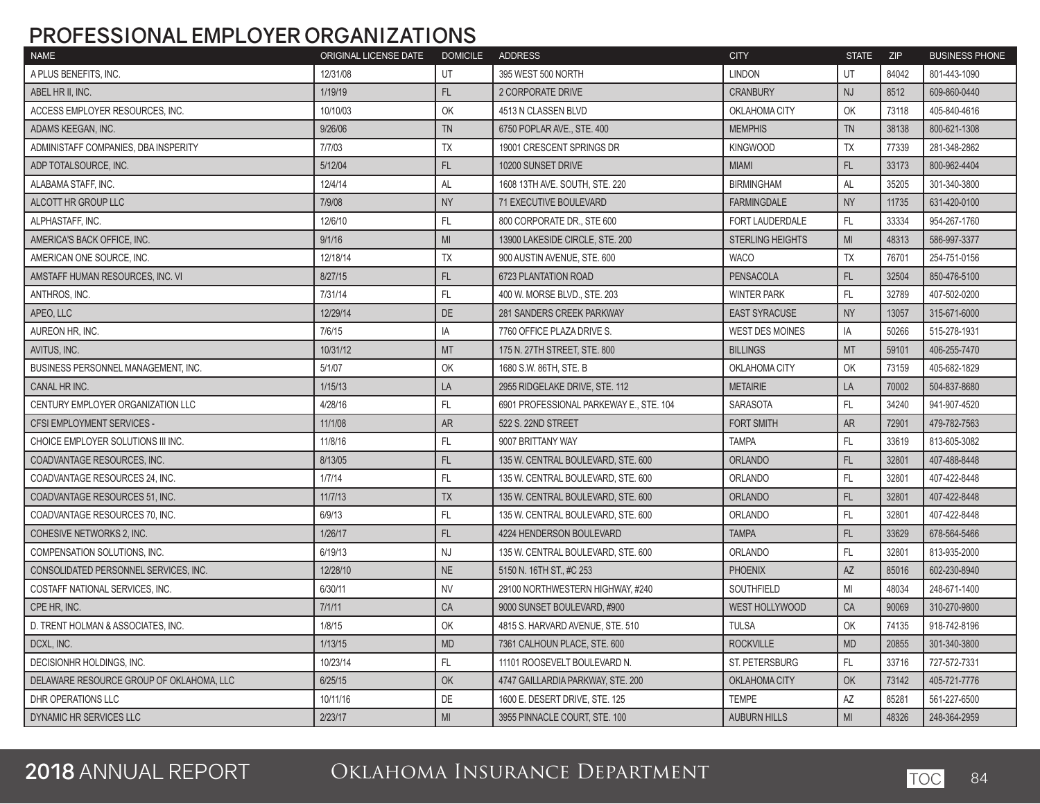# PROFESSIONAL EMPLOYER ORGANIZATIONS

| NAME | ORIGINAL LICENSE DATE | DOMICILE | ADDRESS | CITY | STATE | ZIP | BUSINESS PHONE |
|---|---|---|---|---|---|---|---|
| A PLUS BENEFITS, INC. | 12/31/08 | UT | 395 WEST 500 NORTH | LINDON | UT | 84042 | 801-443-1090 |
| ABEL HR II, INC. | 1/19/19 | FL | 2 CORPORATE DRIVE | CRANBURY | NJ | 8512 | 609-860-0440 |
| ACCESS EMPLOYER RESOURCES, INC. | 10/10/03 | OK | 4513 N CLASSEN BLVD | OKLAHOMA CITY | OK | 73118 | 405-840-4616 |
| ADAMS KEEGAN, INC. | 9/26/06 | TN | 6750 POPLAR AVE., STE. 400 | MEMPHIS | TN | 38138 | 800-621-1308 |
| ADMINISTAFF COMPANIES, DBA INSPERITY | 7/7/03 | TX | 19001 CRESCENT SPRINGS DR | KINGWOOD | TX | 77339 | 281-348-2862 |
| ADP TOTALSOURCE, INC. | 5/12/04 | FL | 10200 SUNSET DRIVE | MIAMI | FL | 33173 | 800-962-4404 |
| ALABAMA STAFF, INC. | 12/4/14 | AL | 1608 13TH AVE. SOUTH, STE. 220 | BIRMINGHAM | AL | 35205 | 301-340-3800 |
| ALCOTT HR GROUP LLC | 7/9/08 | NY | 71 EXECUTIVE BOULEVARD | FARMINGDALE | NY | 11735 | 631-420-0100 |
| ALPHASTAFF, INC. | 12/6/10 | FL | 800 CORPORATE DR., STE 600 | FORT LAUDERDALE | FL | 33334 | 954-267-1760 |
| AMERICA'S BACK OFFICE, INC. | 9/1/16 | MI | 13900 LAKESIDE CIRCLE, STE. 200 | STERLING HEIGHTS | MI | 48313 | 586-997-3377 |
| AMERICAN ONE SOURCE, INC. | 12/18/14 | TX | 900 AUSTIN AVENUE, STE. 600 | WACO | TX | 76701 | 254-751-0156 |
| AMSTAFF HUMAN RESOURCES, INC. VI | 8/27/15 | FL | 6723 PLANTATION ROAD | PENSACOLA | FL | 32504 | 850-476-5100 |
| ANTHROS, INC. | 7/31/14 | FL | 400 W. MORSE BLVD., STE. 203 | WINTER PARK | FL | 32789 | 407-502-0200 |
| APEO, LLC | 12/29/14 | DE | 281 SANDERS CREEK PARKWAY | EAST SYRACUSE | NY | 13057 | 315-671-6000 |
| AUREON HR, INC. | 7/6/15 | IA | 7760 OFFICE PLAZA DRIVE S. | WEST DES MOINES | IA | 50266 | 515-278-1931 |
| AVITUS, INC. | 10/31/12 | MT | 175 N. 27TH STREET, STE. 800 | BILLINGS | MT | 59101 | 406-255-7470 |
| BUSINESS PERSONNEL MANAGEMENT, INC. | 5/1/07 | OK | 1680 S.W. 86TH, STE. B | OKLAHOMA CITY | OK | 73159 | 405-682-1829 |
| CANAL HR INC. | 1/15/13 | LA | 2955 RIDGELAKE DRIVE, STE. 112 | METAIRIE | LA | 70002 | 504-837-8680 |
| CENTURY EMPLOYER ORGANIZATION LLC | 4/28/16 | FL | 6901 PROFESSIONAL PARKEWAY E., STE. 104 | SARASOTA | FL | 34240 | 941-907-4520 |
| CFSI EMPLOYMENT SERVICES - | 11/1/08 | AR | 522 S. 22ND STREET | FORT SMITH | AR | 72901 | 479-782-7563 |
| CHOICE EMPLOYER SOLUTIONS III INC. | 11/8/16 | FL | 9007 BRITTANY WAY | TAMPA | FL | 33619 | 813-605-3082 |
| COADVANTAGE RESOURCES, INC. | 8/13/05 | FL | 135 W. CENTRAL BOULEVARD, STE. 600 | ORLANDO | FL | 32801 | 407-488-8448 |
| COADVANTAGE RESOURCES 24, INC. | 1/7/14 | FL | 135 W. CENTRAL BOULEVARD, STE. 600 | ORLANDO | FL | 32801 | 407-422-8448 |
| COADVANTAGE RESOURCES 51, INC. | 11/7/13 | TX | 135 W. CENTRAL BOULEVARD, STE. 600 | ORLANDO | FL | 32801 | 407-422-8448 |
| COADVANTAGE RESOURCES 70, INC. | 6/9/13 | FL | 135 W. CENTRAL BOULEVARD, STE. 600 | ORLANDO | FL | 32801 | 407-422-8448 |
| COHESIVE NETWORKS 2, INC. | 1/26/17 | FL | 4224 HENDERSON BOULEVARD | TAMPA | FL | 33629 | 678-564-5466 |
| COMPENSATION SOLUTIONS, INC. | 6/19/13 | NJ | 135 W. CENTRAL BOULEVARD, STE. 600 | ORLANDO | FL | 32801 | 813-935-2000 |
| CONSOLIDATED PERSONNEL SERVICES, INC. | 12/28/10 | NE | 5150 N. 16TH ST., #C 253 | PHOENIX | AZ | 85016 | 602-230-8940 |
| COSTAFF NATIONAL SERVICES, INC. | 6/30/11 | NV | 29100 NORTHWESTERN HIGHWAY, #240 | SOUTHFIELD | MI | 48034 | 248-671-1400 |
| CPE HR, INC. | 7/1/11 | CA | 9000 SUNSET BOULEVARD, #900 | WEST HOLLYWOOD | CA | 90069 | 310-270-9800 |
| D. TRENT HOLMAN & ASSOCIATES, INC. | 1/8/15 | OK | 4815 S. HARVARD AVENUE, STE. 510 | TULSA | OK | 74135 | 918-742-8196 |
| DCXL, INC. | 1/13/15 | MD | 7361 CALHOUN PLACE, STE. 600 | ROCKVILLE | MD | 20855 | 301-340-3800 |
| DECISIONHR HOLDINGS, INC. | 10/23/14 | FL | 11101 ROOSEVELT BOULEVARD N. | ST. PETERSBURG | FL | 33716 | 727-572-7331 |
| DELAWARE RESOURCE GROUP OF OKLAHOMA, LLC | 6/25/15 | OK | 4747 GAILLARDIA PARKWAY, STE. 200 | OKLAHOMA CITY | OK | 73142 | 405-721-7776 |
| DHR OPERATIONS LLC | 10/11/16 | DE | 1600 E. DESERT DRIVE, STE. 125 | TEMPE | AZ | 85281 | 561-227-6500 |
| DYNAMIC HR SERVICES LLC | 2/23/17 | MI | 3955 PINNACLE COURT, STE. 100 | AUBURN HILLS | MI | 48326 | 248-364-2959 |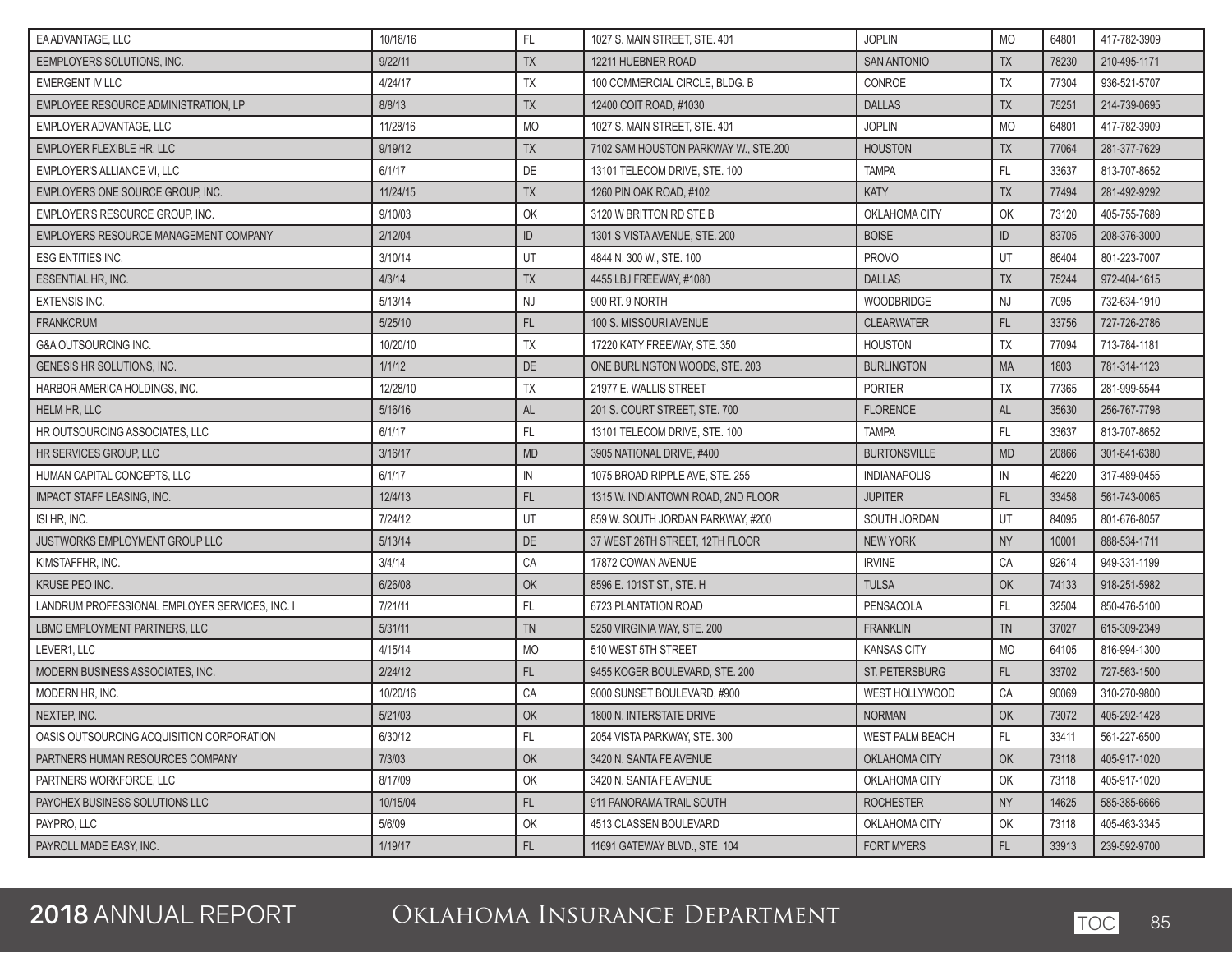| | | | | | | | |
|---|---|---|---|---|---|---|---|
| EA ADVANTAGE, LLC | 10/18/16 | FL | 1027 S. MAIN STREET, STE. 401 | JOPLIN | MO | 64801 | 417-782-3909 |
| EEMPLOYERS SOLUTIONS, INC. | 9/22/11 | TX | 12211 HUEBNER ROAD | SAN ANTONIO | TX | 78230 | 210-495-1171 |
| EMERGENT IV LLC | 4/24/17 | TX | 100 COMMERCIAL CIRCLE, BLDG. B | CONROE | TX | 77304 | 936-521-5707 |
| EMPLOYEE RESOURCE ADMINISTRATION, LP | 8/8/13 | TX | 12400 COIT ROAD, #1030 | DALLAS | TX | 75251 | 214-739-0695 |
| EMPLOYER ADVANTAGE, LLC | 11/28/16 | MO | 1027 S. MAIN STREET, STE. 401 | JOPLIN | MO | 64801 | 417-782-3909 |
| EMPLOYER FLEXIBLE HR, LLC | 9/19/12 | TX | 7102 SAM HOUSTON PARKWAY W., STE.200 | HOUSTON | TX | 77064 | 281-377-7629 |
| EMPLOYER'S ALLIANCE VI, LLC | 6/1/17 | DE | 13101 TELECOM DRIVE, STE. 100 | TAMPA | FL | 33637 | 813-707-8652 |
| EMPLOYERS ONE SOURCE GROUP, INC. | 11/24/15 | TX | 1260 PIN OAK ROAD, #102 | KATY | TX | 77494 | 281-492-9292 |
| EMPLOYER'S RESOURCE GROUP, INC. | 9/10/03 | OK | 3120 W BRITTON RD STE B | OKLAHOMA CITY | OK | 73120 | 405-755-7689 |
| EMPLOYERS RESOURCE MANAGEMENT COMPANY | 2/12/04 | ID | 1301 S VISTA AVENUE, STE. 200 | BOISE | ID | 83705 | 208-376-3000 |
| ESG ENTITIES INC. | 3/10/14 | UT | 4844 N. 300 W., STE. 100 | PROVO | UT | 86404 | 801-223-7007 |
| ESSENTIAL HR, INC. | 4/3/14 | TX | 4455 LBJ FREEWAY, #1080 | DALLAS | TX | 75244 | 972-404-1615 |
| EXTENSIS INC. | 5/13/14 | NJ | 900 RT. 9 NORTH | WOODBRIDGE | NJ | 7095 | 732-634-1910 |
| FRANKCRUM | 5/25/10 | FL | 100 S. MISSOURI AVENUE | CLEARWATER | FL | 33756 | 727-726-2786 |
| G&A OUTSOURCING INC. | 10/20/10 | TX | 17220 KATY FREEWAY, STE. 350 | HOUSTON | TX | 77094 | 713-784-1181 |
| GENESIS HR SOLUTIONS, INC. | 1/1/12 | DE | ONE BURLINGTON WOODS, STE. 203 | BURLINGTON | MA | 1803 | 781-314-1123 |
| HARBOR AMERICA HOLDINGS, INC. | 12/28/10 | TX | 21977 E. WALLIS STREET | PORTER | TX | 77365 | 281-999-5544 |
| HELM HR, LLC | 5/16/16 | AL | 201 S. COURT STREET, STE. 700 | FLORENCE | AL | 35630 | 256-767-7798 |
| HR OUTSOURCING ASSOCIATES, LLC | 6/1/17 | FL | 13101 TELECOM DRIVE, STE. 100 | TAMPA | FL | 33637 | 813-707-8652 |
| HR SERVICES GROUP, LLC | 3/16/17 | MD | 3905 NATIONAL DRIVE, #400 | BURTONSVILLE | MD | 20866 | 301-841-6380 |
| HUMAN CAPITAL CONCEPTS, LLC | 6/1/17 | IN | 1075 BROAD RIPPLE AVE, STE. 255 | INDIANAPOLIS | IN | 46220 | 317-489-0455 |
| IMPACT STAFF LEASING, INC. | 12/4/13 | FL | 1315 W. INDIANTOWN ROAD, 2ND FLOOR | JUPITER | FL | 33458 | 561-743-0065 |
| ISI HR, INC. | 7/24/12 | UT | 859 W. SOUTH JORDAN PARKWAY, #200 | SOUTH JORDAN | UT | 84095 | 801-676-8057 |
| JUSTWORKS EMPLOYMENT GROUP LLC | 5/13/14 | DE | 37 WEST 26TH STREET, 12TH FLOOR | NEW YORK | NY | 10001 | 888-534-1711 |
| KIMSTAFFHR, INC. | 3/4/14 | CA | 17872 COWAN AVENUE | IRVINE | CA | 92614 | 949-331-1199 |
| KRUSE PEO INC. | 6/26/08 | OK | 8596 E. 101ST ST., STE. H | TULSA | OK | 74133 | 918-251-5982 |
| LANDRUM PROFESSIONAL EMPLOYER SERVICES, INC. I | 7/21/11 | FL | 6723 PLANTATION ROAD | PENSACOLA | FL | 32504 | 850-476-5100 |
| LBMC EMPLOYMENT PARTNERS, LLC | 5/31/11 | TN | 5250 VIRGINIA WAY, STE. 200 | FRANKLIN | TN | 37027 | 615-309-2349 |
| LEVER1, LLC | 4/15/14 | MO | 510 WEST 5TH STREET | KANSAS CITY | MO | 64105 | 816-994-1300 |
| MODERN BUSINESS ASSOCIATES, INC. | 2/24/12 | FL | 9455 KOGER BOULEVARD, STE. 200 | ST. PETERSBURG | FL | 33702 | 727-563-1500 |
| MODERN HR, INC. | 10/20/16 | CA | 9000 SUNSET BOULEVARD, #900 | WEST HOLLYWOOD | CA | 90069 | 310-270-9800 |
| NEXTEP, INC. | 5/21/03 | OK | 1800 N. INTERSTATE DRIVE | NORMAN | OK | 73072 | 405-292-1428 |
| OASIS OUTSOURCING ACQUISITION CORPORATION | 6/30/12 | FL | 2054 VISTA PARKWAY, STE. 300 | WEST PALM BEACH | FL | 33411 | 561-227-6500 |
| PARTNERS HUMAN RESOURCES COMPANY | 7/3/03 | OK | 3420 N. SANTA FE AVENUE | OKLAHOMA CITY | OK | 73118 | 405-917-1020 |
| PARTNERS WORKFORCE, LLC | 8/17/09 | OK | 3420 N. SANTA FE AVENUE | OKLAHOMA CITY | OK | 73118 | 405-917-1020 |
| PAYCHEX BUSINESS SOLUTIONS LLC | 10/15/04 | FL | 911 PANORAMA TRAIL SOUTH | ROCHESTER | NY | 14625 | 585-385-6666 |
| PAYPRO, LLC | 5/6/09 | OK | 4513 CLASSEN BOULEVARD | OKLAHOMA CITY | OK | 73118 | 405-463-3345 |
| PAYROLL MADE EASY, INC. | 1/19/17 | FL | 11691 GATEWAY BLVD., STE. 104 | FORT MYERS | FL | 33913 | 239-592-9700 |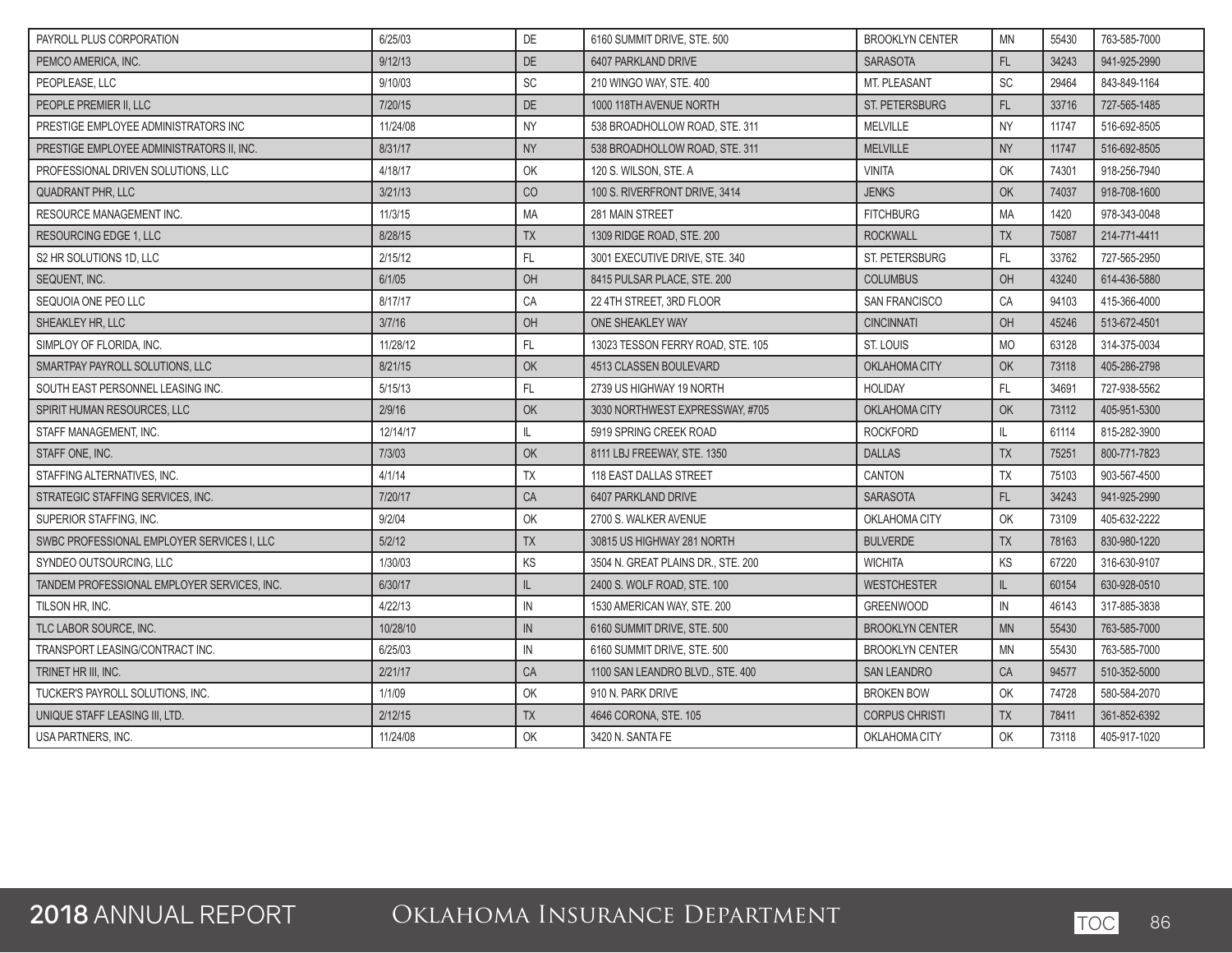| | | | | | | | |
|---|---|---|---|---|---|---|---|
| PAYROLL PLUS CORPORATION | 6/25/03 | DE | 6160 SUMMIT DRIVE, STE. 500 | BROOKLYN CENTER | MN | 55430 | 763-585-7000 |
| PEMCO AMERICA, INC. | 9/12/13 | DE | 6407 PARKLAND DRIVE | SARASOTA | FL | 34243 | 941-925-2990 |
| PEOPLEASE, LLC | 9/10/03 | SC | 210 WINGO WAY, STE. 400 | MT. PLEASANT | SC | 29464 | 843-849-1164 |
| PEOPLE PREMIER II, LLC | 7/20/15 | DE | 1000 118TH AVENUE NORTH | ST. PETERSBURG | FL | 33716 | 727-565-1485 |
| PRESTIGE EMPLOYEE ADMINISTRATORS INC | 11/24/08 | NY | 538 BROADHOLLOW ROAD, STE. 311 | MELVILLE | NY | 11747 | 516-692-8505 |
| PRESTIGE EMPLOYEE ADMINISTRATORS II, INC. | 8/31/17 | NY | 538 BROADHOLLOW ROAD, STE. 311 | MELVILLE | NY | 11747 | 516-692-8505 |
| PROFESSIONAL DRIVEN SOLUTIONS, LLC | 4/18/17 | OK | 120 S. WILSON, STE. A | VINITA | OK | 74301 | 918-256-7940 |
| QUADRANT PHR, LLC | 3/21/13 | CO | 100 S. RIVERFRONT DRIVE, 3414 | JENKS | OK | 74037 | 918-708-1600 |
| RESOURCE MANAGEMENT INC. | 11/3/15 | MA | 281 MAIN STREET | FITCHBURG | MA | 1420 | 978-343-0048 |
| RESOURCING EDGE 1, LLC | 8/28/15 | TX | 1309 RIDGE ROAD, STE. 200 | ROCKWALL | TX | 75087 | 214-771-4411 |
| S2 HR SOLUTIONS 1D, LLC | 2/15/12 | FL | 3001 EXECUTIVE DRIVE, STE. 340 | ST. PETERSBURG | FL | 33762 | 727-565-2950 |
| SEQUENT, INC. | 6/1/05 | OH | 8415 PULSAR PLACE, STE. 200 | COLUMBUS | OH | 43240 | 614-436-5880 |
| SEQUOIA ONE PEO LLC | 8/17/17 | CA | 22 4TH STREET, 3RD FLOOR | SAN FRANCISCO | CA | 94103 | 415-366-4000 |
| SHEAKLEY HR, LLC | 3/7/16 | OH | ONE SHEAKLEY WAY | CINCINNATI | OH | 45246 | 513-672-4501 |
| SIMPLOY OF FLORIDA, INC. | 11/28/12 | FL | 13023 TESSON FERRY ROAD, STE. 105 | ST. LOUIS | MO | 63128 | 314-375-0034 |
| SMARTPAY PAYROLL SOLUTIONS, LLC | 8/21/15 | OK | 4513 CLASSEN BOULEVARD | OKLAHOMA CITY | OK | 73118 | 405-286-2798 |
| SOUTH EAST PERSONNEL LEASING INC. | 5/15/13 | FL | 2739 US HIGHWAY 19 NORTH | HOLIDAY | FL | 34691 | 727-938-5562 |
| SPIRIT HUMAN RESOURCES, LLC | 2/9/16 | OK | 3030 NORTHWEST EXPRESSWAY, #705 | OKLAHOMA CITY | OK | 73112 | 405-951-5300 |
| STAFF MANAGEMENT, INC. | 12/14/17 | IL | 5919 SPRING CREEK ROAD | ROCKFORD | IL | 61114 | 815-282-3900 |
| STAFF ONE, INC. | 7/3/03 | OK | 8111 LBJ FREEWAY, STE. 1350 | DALLAS | TX | 75251 | 800-771-7823 |
| STAFFING ALTERNATIVES, INC. | 4/1/14 | TX | 118 EAST DALLAS STREET | CANTON | TX | 75103 | 903-567-4500 |
| STRATEGIC STAFFING SERVICES, INC. | 7/20/17 | CA | 6407 PARKLAND DRIVE | SARASOTA | FL | 34243 | 941-925-2990 |
| SUPERIOR STAFFING, INC. | 9/2/04 | OK | 2700 S. WALKER AVENUE | OKLAHOMA CITY | OK | 73109 | 405-632-2222 |
| SWBC PROFESSIONAL EMPLOYER SERVICES I, LLC | 5/2/12 | TX | 30815 US HIGHWAY 281 NORTH | BULVERDE | TX | 78163 | 830-980-1220 |
| SYNDEO OUTSOURCING, LLC | 1/30/03 | KS | 3504 N. GREAT PLAINS DR., STE. 200 | WICHITA | KS | 67220 | 316-630-9107 |
| TANDEM PROFESSIONAL EMPLOYER SERVICES, INC. | 6/30/17 | IL | 2400 S. WOLF ROAD, STE. 100 | WESTCHESTER | IL | 60154 | 630-928-0510 |
| TILSON HR, INC. | 4/22/13 | IN | 1530 AMERICAN WAY, STE. 200 | GREENWOOD | IN | 46143 | 317-885-3838 |
| TLC LABOR SOURCE, INC. | 10/28/10 | IN | 6160 SUMMIT DRIVE, STE. 500 | BROOKLYN CENTER | MN | 55430 | 763-585-7000 |
| TRANSPORT LEASING/CONTRACT INC. | 6/25/03 | IN | 6160 SUMMIT DRIVE, STE. 500 | BROOKLYN CENTER | MN | 55430 | 763-585-7000 |
| TRINET HR III, INC. | 2/21/17 | CA | 1100 SAN LEANDRO BLVD., STE. 400 | SAN LEANDRO | CA | 94577 | 510-352-5000 |
| TUCKER'S PAYROLL SOLUTIONS, INC. | 1/1/09 | OK | 910 N. PARK DRIVE | BROKEN BOW | OK | 74728 | 580-584-2070 |
| UNIQUE STAFF LEASING III, LTD. | 2/12/15 | TX | 4646 CORONA, STE. 105 | CORPUS CHRISTI | TX | 78411 | 361-852-6392 |
| USA PARTNERS, INC. | 11/24/08 | OK | 3420 N. SANTA FE | OKLAHOMA CITY | OK | 73118 | 405-917-1020 |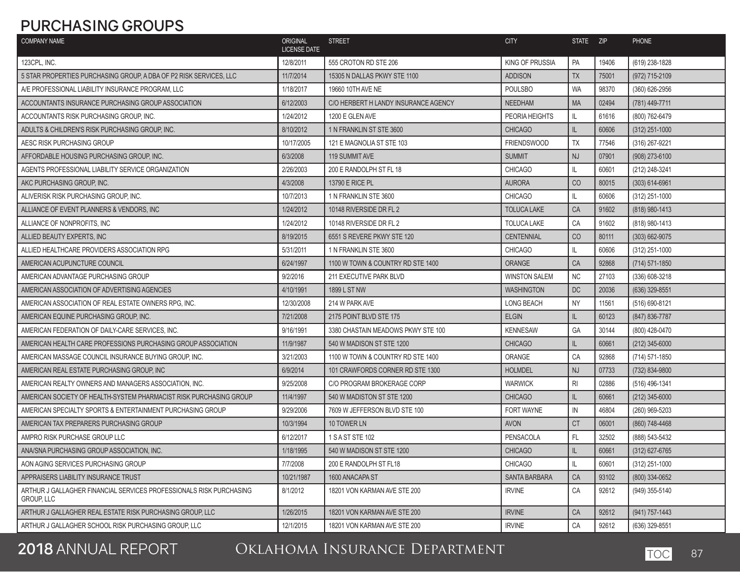## PURCHASING GROUPS

| COMPANY NAME | ORIGINAL LICENSE DATE | STREET | CITY | STATE | ZIP | PHONE |
|---|---|---|---|---|---|---|
| 123CPL, INC. | 12/8/2011 | 555 CROTON RD STE 206 | KING OF PRUSSIA | PA | 19406 | (619) 238-1828 |
| 5 STAR PROPERTIES PURCHASING GROUP, A DBA OF P2 RISK SERVICES, LLC | 11/7/2014 | 15305 N DALLAS PKWY STE 1100 | ADDISON | TX | 75001 | (972) 715-2109 |
| A/E PROFESSIONAL LIABILITY INSURANCE PROGRAM, LLC | 1/18/2017 | 19660 10TH AVE NE | POULSBO | WA | 98370 | (360) 626-2956 |
| ACCOUNTANTS INSURANCE PURCHASING GROUP ASSOCIATION | 6/12/2003 | C/O HERBERT H LANDY INSURANCE AGENCY | NEEDHAM | MA | 02494 | (781) 449-7711 |
| ACCOUNTANTS RISK PURCHASING GROUP, INC. | 1/24/2012 | 1200 E GLEN AVE | PEORIA HEIGHTS | IL | 61616 | (800) 762-6479 |
| ADULTS & CHILDREN'S RISK PURCHASING GROUP, INC. | 8/10/2012 | 1 N FRANKLIN ST STE 3600 | CHICAGO | IL | 60606 | (312) 251-1000 |
| AESC RISK PURCHASING GROUP | 10/17/2005 | 121 E MAGNOLIA ST STE 103 | FRIENDSWOOD | TX | 77546 | (316) 267-9221 |
| AFFORDABLE HOUSING PURCHASING GROUP, INC. | 6/3/2008 | 119 SUMMIT AVE | SUMMIT | NJ | 07901 | (908) 273-6100 |
| AGENTS PROFESSIONAL LIABILITY SERVICE ORGANIZATION | 2/26/2003 | 200 E RANDOLPH ST FL 18 | CHICAGO | IL | 60601 | (212) 248-3241 |
| AKC PURCHASING GROUP, INC. | 4/3/2008 | 13790 E RICE PL | AURORA | CO | 80015 | (303) 614-6961 |
| ALIVERISK RISK PURCHASING GROUP, INC. | 10/7/2013 | 1 N FRANKLIN STE 3600 | CHICAGO | IL | 60606 | (312) 251-1000 |
| ALLIANCE OF EVENT PLANNERS & VENDORS, INC | 1/24/2012 | 10148 RIVERSIDE DR FL 2 | TOLUCA LAKE | CA | 91602 | (818) 980-1413 |
| ALLIANCE OF NONPROFITS, INC | 1/24/2012 | 10148 RIVERSIDE DR FL 2 | TOLUCA LAKE | CA | 91602 | (818) 980-1413 |
| ALLIED BEAUTY EXPERTS, INC | 8/19/2015 | 6551 S REVERE PKWY STE 120 | CENTENNIAL | CO | 80111 | (303) 662-9075 |
| ALLIED HEALTHCARE PROVIDERS ASSOCIATION RPG | 5/31/2011 | 1 N FRANKLIN STE 3600 | CHICAGO | IL | 60606 | (312) 251-1000 |
| AMERICAN ACUPUNCTURE COUNCIL | 6/24/1997 | 1100 W TOWN & COUNTRY RD STE 1400 | ORANGE | CA | 92868 | (714) 571-1850 |
| AMERICAN ADVANTAGE PURCHASING GROUP | 9/2/2016 | 211 EXECUTIVE PARK BLVD | WINSTON SALEM | NC | 27103 | (336) 608-3218 |
| AMERICAN ASSOCIATION OF ADVERTISING AGENCIES | 4/10/1991 | 1899 L ST NW | WASHINGTON | DC | 20036 | (636) 329-8551 |
| AMERICAN ASSOCIATION OF REAL ESTATE OWNERS RPG, INC. | 12/30/2008 | 214 W PARK AVE | LONG BEACH | NY | 11561 | (516) 690-8121 |
| AMERICAN EQUINE PURCHASING GROUP, INC. | 7/21/2008 | 2175 POINT BLVD STE 175 | ELGIN | IL | 60123 | (847) 836-7787 |
| AMERICAN FEDERATION OF DAILY-CARE SERVICES, INC. | 9/16/1991 | 3380 CHASTAIN MEADOWS PKWY STE 100 | KENNESAW | GA | 30144 | (800) 428-0470 |
| AMERICAN HEALTH CARE PROFESSIONS PURCHASING GROUP ASSOCIATION | 11/9/1987 | 540 W MADISON ST STE 1200 | CHICAGO | IL | 60661 | (212) 345-6000 |
| AMERICAN MASSAGE COUNCIL INSURANCE BUYING GROUP, INC. | 3/21/2003 | 1100 W TOWN & COUNTRY RD STE 1400 | ORANGE | CA | 92868 | (714) 571-1850 |
| AMERICAN REAL ESTATE PURCHASING GROUP, INC | 6/9/2014 | 101 CRAWFORDS CORNER RD STE 1300 | HOLMDEL | NJ | 07733 | (732) 834-9800 |
| AMERICAN REALTY OWNERS AND MANAGERS ASSOCIATION, INC. | 9/25/2008 | C/O PROGRAM BROKERAGE CORP | WARWICK | RI | 02886 | (516) 496-1341 |
| AMERICAN SOCIETY OF HEALTH-SYSTEM PHARMACIST RISK PURCHASING GROUP | 11/4/1997 | 540 W MADISTON ST STE 1200 | CHICAGO | IL | 60661 | (212) 345-6000 |
| AMERICAN SPECIALTY SPORTS & ENTERTAINMENT PURCHASING GROUP | 9/29/2006 | 7609 W JEFFERSON BLVD STE 100 | FORT WAYNE | IN | 46804 | (260) 969-5203 |
| AMERICAN TAX PREPARERS PURCHASING GROUP | 10/3/1994 | 10 TOWER LN | AVON | CT | 06001 | (860) 748-4468 |
| AMPRO RISK PURCHASE GROUP LLC | 6/12/2017 | 1 S A ST STE 102 | PENSACOLA | FL | 32502 | (888) 543-5432 |
| ANA/SNA PURCHASING GROUP ASSOCIATION, INC. | 1/18/1995 | 540 W MADISON ST STE 1200 | CHICAGO | IL | 60661 | (312) 627-6765 |
| AON AGING SERVICES PURCHASING GROUP | 7/7/2008 | 200 E RANDOLPH ST FL18 | CHICAGO | IL | 60601 | (312) 251-1000 |
| APPRAISERS LIABILITY INSURANCE TRUST | 10/21/1987 | 1600 ANACAPA ST | SANTA BARBARA | CA | 93102 | (800) 334-0652 |
| ARTHUR J GALLAGHER FINANCIAL SERVICES PROFESSIONALS RISK PURCHASING GROUP, LLC | 8/1/2012 | 18201 VON KARMAN AVE STE 200 | IRVINE | CA | 92612 | (949) 355-5140 |
| ARTHUR J GALLAGHER REAL ESTATE RISK PURCHASING GROUP, LLC | 1/26/2015 | 18201 VON KARMAN AVE STE 200 | IRVINE | CA | 92612 | (941) 757-1443 |
| ARTHUR J GALLAGHER SCHOOL RISK PURCHASING GROUP, LLC | 12/1/2015 | 18201 VON KARMAN AVE STE 200 | IRVINE | CA | 92612 | (636) 329-8551 |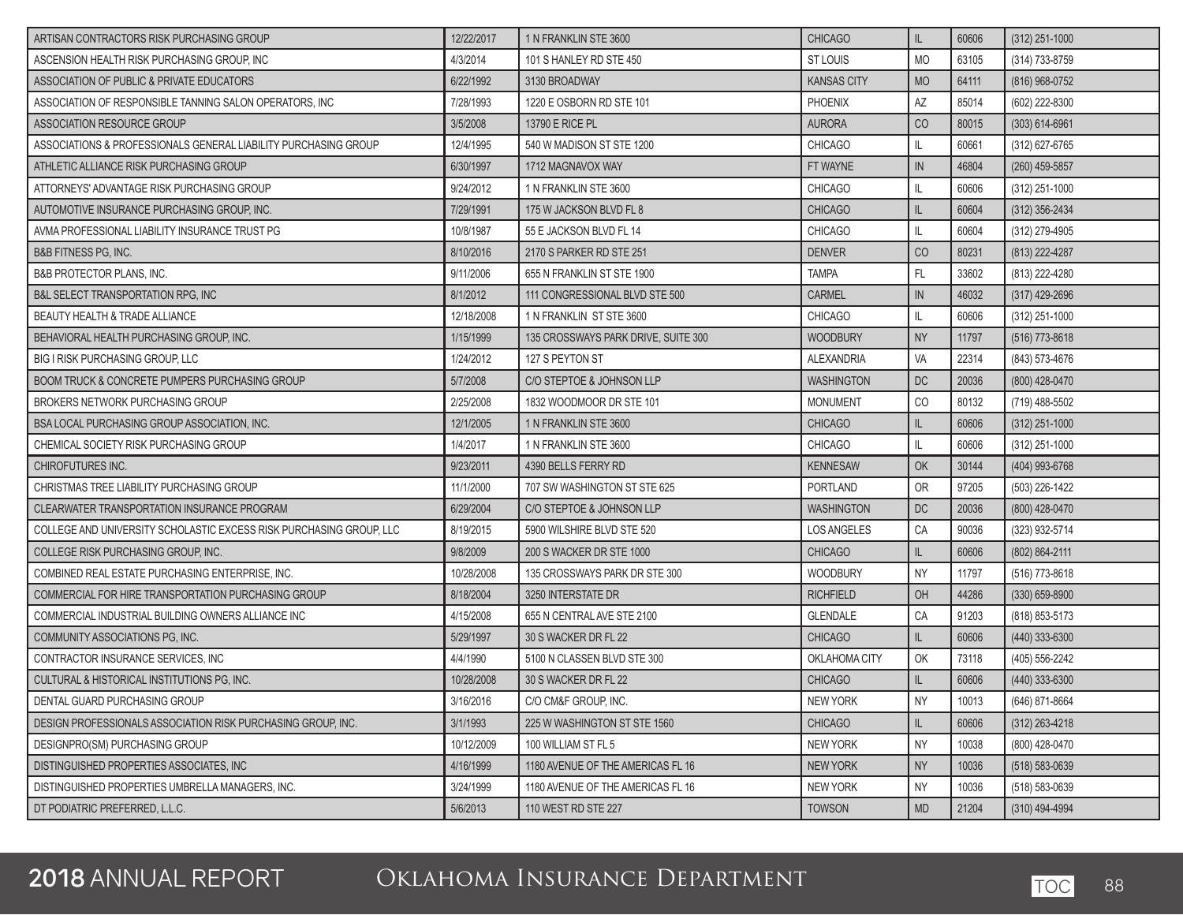| | | | | | | |
|---|---|---|---|---|---|---|
| ARTISAN CONTRACTORS RISK PURCHASING GROUP | 12/22/2017 | 1 N FRANKLIN STE 3600 | CHICAGO | IL | 60606 | (312) 251-1000 |
| ASCENSION HEALTH RISK PURCHASING GROUP, INC | 4/3/2014 | 101 S HANLEY RD STE 450 | ST LOUIS | MO | 63105 | (314) 733-8759 |
| ASSOCIATION OF PUBLIC & PRIVATE EDUCATORS | 6/22/1992 | 3130 BROADWAY | KANSAS CITY | MO | 64111 | (816) 968-0752 |
| ASSOCIATION OF RESPONSIBLE TANNING SALON OPERATORS, INC | 7/28/1993 | 1220 E OSBORN RD STE 101 | PHOENIX | AZ | 85014 | (602) 222-8300 |
| ASSOCIATION RESOURCE GROUP | 3/5/2008 | 13790 E RICE PL | AURORA | CO | 80015 | (303) 614-6961 |
| ASSOCIATIONS & PROFESSIONALS GENERAL LIABILITY PURCHASING GROUP | 12/4/1995 | 540 W MADISON ST STE 1200 | CHICAGO | IL | 60661 | (312) 627-6765 |
| ATHLETIC ALLIANCE RISK PURCHASING GROUP | 6/30/1997 | 1712 MAGNAVOX WAY | FT WAYNE | IN | 46804 | (260) 459-5857 |
| ATTORNEYS' ADVANTAGE RISK PURCHASING GROUP | 9/24/2012 | 1 N FRANKLIN STE 3600 | CHICAGO | IL | 60606 | (312) 251-1000 |
| AUTOMOTIVE INSURANCE PURCHASING GROUP, INC. | 7/29/1991 | 175 W JACKSON BLVD FL 8 | CHICAGO | IL | 60604 | (312) 356-2434 |
| AVMA PROFESSIONAL LIABILITY INSURANCE TRUST PG | 10/8/1987 | 55 E JACKSON BLVD FL 14 | CHICAGO | IL | 60604 | (312) 279-4905 |
| B&B FITNESS PG, INC. | 8/10/2016 | 2170 S PARKER RD STE 251 | DENVER | CO | 80231 | (813) 222-4287 |
| B&B PROTECTOR PLANS, INC. | 9/11/2006 | 655 N FRANKLIN ST STE 1900 | TAMPA | FL | 33602 | (813) 222-4280 |
| B&L SELECT TRANSPORTATION RPG, INC | 8/1/2012 | 111 CONGRESSIONAL BLVD STE 500 | CARMEL | IN | 46032 | (317) 429-2696 |
| BEAUTY HEALTH & TRADE ALLIANCE | 12/18/2008 | 1 N FRANKLIN ST STE 3600 | CHICAGO | IL | 60606 | (312) 251-1000 |
| BEHAVIORAL HEALTH PURCHASING GROUP, INC. | 1/15/1999 | 135 CROSSWAYS PARK DRIVE, SUITE 300 | WOODBURY | NY | 11797 | (516) 773-8618 |
| BIG I RISK PURCHASING GROUP, LLC | 1/24/2012 | 127 S PEYTON ST | ALEXANDRIA | VA | 22314 | (843) 573-4676 |
| BOOM TRUCK & CONCRETE PUMPERS PURCHASING GROUP | 5/7/2008 | C/O STEPTOE & JOHNSON LLP | WASHINGTON | DC | 20036 | (800) 428-0470 |
| BROKERS NETWORK PURCHASING GROUP | 2/25/2008 | 1832 WOODMOOR DR STE 101 | MONUMENT | CO | 80132 | (719) 488-5502 |
| BSA LOCAL PURCHASING GROUP ASSOCIATION, INC. | 12/1/2005 | 1 N FRANKLIN STE 3600 | CHICAGO | IL | 60606 | (312) 251-1000 |
| CHEMICAL SOCIETY RISK PURCHASING GROUP | 1/4/2017 | 1 N FRANKLIN STE 3600 | CHICAGO | IL | 60606 | (312) 251-1000 |
| CHIROFUTURES INC. | 9/23/2011 | 4390 BELLS FERRY RD | KENNESAW | OK | 30144 | (404) 993-6768 |
| CHRISTMAS TREE LIABILITY PURCHASING GROUP | 11/1/2000 | 707 SW WASHINGTON ST STE 625 | PORTLAND | OR | 97205 | (503) 226-1422 |
| CLEARWATER TRANSPORTATION INSURANCE PROGRAM | 6/29/2004 | C/O STEPTOE & JOHNSON LLP | WASHINGTON | DC | 20036 | (800) 428-0470 |
| COLLEGE AND UNIVERSITY SCHOLASTIC EXCESS RISK PURCHASING GROUP, LLC | 8/19/2015 | 5900 WILSHIRE BLVD STE 520 | LOS ANGELES | CA | 90036 | (323) 932-5714 |
| COLLEGE RISK PURCHASING GROUP, INC. | 9/8/2009 | 200 S WACKER DR STE 1000 | CHICAGO | IL | 60606 | (802) 864-2111 |
| COMBINED REAL ESTATE PURCHASING ENTERPRISE, INC. | 10/28/2008 | 135 CROSSWAYS PARK DR STE 300 | WOODBURY | NY | 11797 | (516) 773-8618 |
| COMMERCIAL FOR HIRE TRANSPORTATION PURCHASING GROUP | 8/18/2004 | 3250 INTERSTATE DR | RICHFIELD | OH | 44286 | (330) 659-8900 |
| COMMERCIAL INDUSTRIAL BUILDING OWNERS ALLIANCE INC | 4/15/2008 | 655 N CENTRAL AVE STE 2100 | GLENDALE | CA | 91203 | (818) 853-5173 |
| COMMUNITY ASSOCIATIONS PG, INC. | 5/29/1997 | 30 S WACKER DR FL 22 | CHICAGO | IL | 60606 | (440) 333-6300 |
| CONTRACTOR INSURANCE SERVICES, INC | 4/4/1990 | 5100 N CLASSEN BLVD STE 300 | OKLAHOMA CITY | OK | 73118 | (405) 556-2242 |
| CULTURAL & HISTORICAL INSTITUTIONS PG, INC. | 10/28/2008 | 30 S WACKER DR FL 22 | CHICAGO | IL | 60606 | (440) 333-6300 |
| DENTAL GUARD PURCHASING GROUP | 3/16/2016 | C/O CM&F GROUP, INC. | NEW YORK | NY | 10013 | (646) 871-8664 |
| DESIGN PROFESSIONALS ASSOCIATION RISK PURCHASING GROUP, INC. | 3/1/1993 | 225 W WASHINGTON ST STE 1560 | CHICAGO | IL | 60606 | (312) 263-4218 |
| DESIGNPRO(SM) PURCHASING GROUP | 10/12/2009 | 100 WILLIAM ST FL 5 | NEW YORK | NY | 10038 | (800) 428-0470 |
| DISTINGUISHED PROPERTIES ASSOCIATES, INC | 4/16/1999 | 1180 AVENUE OF THE AMERICAS FL 16 | NEW YORK | NY | 10036 | (518) 583-0639 |
| DISTINGUISHED PROPERTIES UMBRELLA MANAGERS, INC. | 3/24/1999 | 1180 AVENUE OF THE AMERICAS FL 16 | NEW YORK | NY | 10036 | (518) 583-0639 |
| DT PODIATRIC PREFERRED, L.L.C. | 5/6/2013 | 110 WEST RD STE 227 | TOWSON | MD | 21204 | (310) 494-4994 |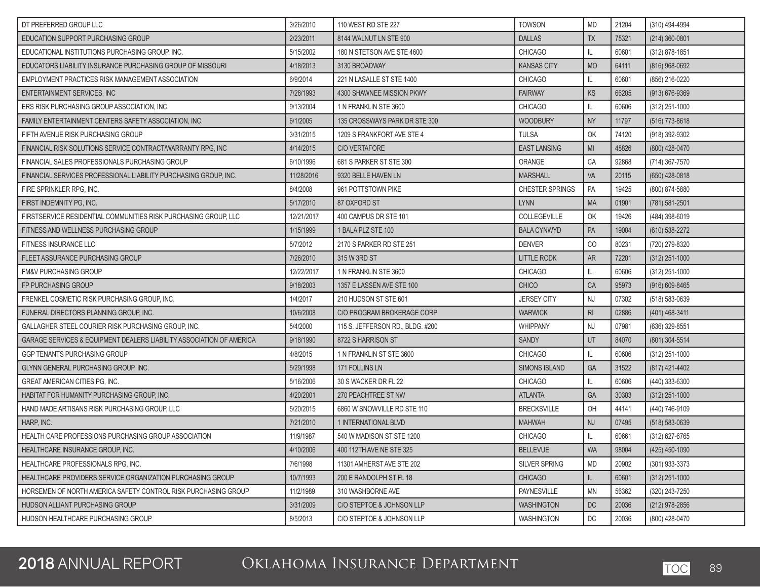| | | | | | | |
|---|---|---|---|---|---|---|
| DT PREFERRED GROUP LLC | 3/26/2010 | 110 WEST RD STE 227 | TOWSON | MD | 21204 | (310) 494-4994 |
| EDUCATION SUPPORT PURCHASING GROUP | 2/23/2011 | 8144 WALNUT LN STE 900 | DALLAS | TX | 75321 | (214) 360-0801 |
| EDUCATIONAL INSTITUTIONS PURCHASING GROUP, INC. | 5/15/2002 | 180 N STETSON AVE STE 4600 | CHICAGO | IL | 60601 | (312) 878-1851 |
| EDUCATORS LIABILITY INSURANCE PURCHASING GROUP OF MISSOURI | 4/18/2013 | 3130 BROADWAY | KANSAS CITY | MO | 64111 | (816) 968-0692 |
| EMPLOYMENT PRACTICES RISK MANAGEMENT ASSOCIATION | 6/9/2014 | 221 N LASALLE ST STE 1400 | CHICAGO | IL | 60601 | (856) 216-0220 |
| ENTERTAINMENT SERVICES, INC | 7/28/1993 | 4300 SHAWNEE MISSION PKWY | FAIRWAY | KS | 66205 | (913) 676-9369 |
| ERS RISK PURCHASING GROUP ASSOCIATION, INC. | 9/13/2004 | 1 N FRANKLIN STE 3600 | CHICAGO | IL | 60606 | (312) 251-1000 |
| FAMILY ENTERTAINMENT CENTERS SAFETY ASSOCIATION, INC. | 6/1/2005 | 135 CROSSWAYS PARK DR STE 300 | WOODBURY | NY | 11797 | (516) 773-8618 |
| FIFTH AVENUE RISK PURCHASING GROUP | 3/31/2015 | 1209 S FRANKFORT AVE STE 4 | TULSA | OK | 74120 | (918) 392-9302 |
| FINANCIAL RISK SOLUTIONS SERVICE CONTRACT/WARRANTY RPG, INC | 4/14/2015 | C/O VERTAFORE | EAST LANSING | MI | 48826 | (800) 428-0470 |
| FINANCIAL SALES PROFESSIONALS PURCHASING GROUP | 6/10/1996 | 681 S PARKER ST STE 300 | ORANGE | CA | 92868 | (714) 367-7570 |
| FINANCIAL SERVICES PROFESSIONAL LIABILITY PURCHASING GROUP, INC. | 11/28/2016 | 9320 BELLE HAVEN LN | MARSHALL | VA | 20115 | (650) 428-0818 |
| FIRE SPRINKLER RPG, INC. | 8/4/2008 | 961 POTTSTOWN PIKE | CHESTER SPRINGS | PA | 19425 | (800) 874-5880 |
| FIRST INDEMNITY PG, INC. | 5/17/2010 | 87 OXFORD ST | LYNN | MA | 01901 | (781) 581-2501 |
| FIRSTSERVICE RESIDENTIAL COMMUNITIES RISK PURCHASING GROUP, LLC | 12/21/2017 | 400 CAMPUS DR STE 101 | COLLEGEVILLE | OK | 19426 | (484) 398-6019 |
| FITNESS AND WELLNESS PURCHASING GROUP | 1/15/1999 | 1 BALA PLZ STE 100 | BALA CYNWYD | PA | 19004 | (610) 538-2272 |
| FITNESS INSURANCE LLC | 5/7/2012 | 2170 S PARKER RD STE 251 | DENVER | CO | 80231 | (720) 279-8320 |
| FLEET ASSURANCE PURCHASING GROUP | 7/26/2010 | 315 W 3RD ST | LITTLE RODK | AR | 72201 | (312) 251-1000 |
| FM&V PURCHASING GROUP | 12/22/2017 | 1 N FRANKLIN STE 3600 | CHICAGO | IL | 60606 | (312) 251-1000 |
| FP PURCHASING GROUP | 9/18/2003 | 1357 E LASSEN AVE STE 100 | CHICO | CA | 95973 | (916) 609-8465 |
| FRENKEL COSMETIC RISK PURCHASING GROUP, INC. | 1/4/2017 | 210 HUDSON ST STE 601 | JERSEY CITY | NJ | 07302 | (518) 583-0639 |
| FUNERAL DIRECTORS PLANNING GROUP, INC. | 10/6/2008 | C/O PROGRAM BROKERAGE CORP | WARWICK | RI | 02886 | (401) 468-3411 |
| GALLAGHER STEEL COURIER RISK PURCHASING GROUP, INC. | 5/4/2000 | 115 S. JEFFERSON RD., BLDG. #200 | WHIPPANY | NJ | 07981 | (636) 329-8551 |
| GARAGE SERVICES & EQUIPMENT DEALERS LIABILITY ASSOCIATION OF AMERICA | 9/18/1990 | 8722 S HARRISON ST | SANDY | UT | 84070 | (801) 304-5514 |
| GGP TENANTS PURCHASING GROUP | 4/8/2015 | 1 N FRANKLIN ST STE 3600 | CHICAGO | IL | 60606 | (312) 251-1000 |
| GLYNN GENERAL PURCHASING GROUP, INC. | 5/29/1998 | 171 FOLLINS LN | SIMONS ISLAND | GA | 31522 | (817) 421-4402 |
| GREAT AMERICAN CITIES PG, INC. | 5/16/2006 | 30 S WACKER DR FL 22 | CHICAGO | IL | 60606 | (440) 333-6300 |
| HABITAT FOR HUMANITY PURCHASING GROUP, INC. | 4/20/2001 | 270 PEACHTREE ST NW | ATLANTA | GA | 30303 | (312) 251-1000 |
| HAND MADE ARTISANS RISK PURCHASING GROUP, LLC | 5/20/2015 | 6860 W SNOWVILLE RD STE 110 | BRECKSVILLE | OH | 44141 | (440) 746-9109 |
| HARP, INC. | 7/21/2010 | 1 INTERNATIONAL BLVD | MAHWAH | NJ | 07495 | (518) 583-0639 |
| HEALTH CARE PROFESSIONS PURCHASING GROUP ASSOCIATION | 11/9/1987 | 540 W MADISON ST STE 1200 | CHICAGO | IL | 60661 | (312) 627-6765 |
| HEALTHCARE INSURANCE GROUP, INC. | 4/10/2006 | 400 112TH AVE NE STE 325 | BELLEVUE | WA | 98004 | (425) 450-1090 |
| HEALTHCARE PROFESSIONALS RPG, INC. | 7/6/1998 | 11301 AMHERST AVE STE 202 | SILVER SPRING | MD | 20902 | (301) 933-3373 |
| HEALTHCARE PROVIDERS SERVICE ORGANIZATION PURCHASING GROUP | 10/7/1993 | 200 E RANDOLPH ST FL 18 | CHICAGO | IL | 60601 | (312) 251-1000 |
| HORSEMEN OF NORTH AMERICA SAFETY CONTROL RISK PURCHASING GROUP | 11/2/1989 | 310 WASHBORNE AVE | PAYNESVILLE | MN | 56362 | (320) 243-7250 |
| HUDSON ALLIANT PURCHASING GROUP | 3/31/2009 | C/O STEPTOE & JOHNSON LLP | WASHINGTON | DC | 20036 | (212) 978-2856 |
| HUDSON HEALTHCARE PURCHASING GROUP | 8/5/2013 | C/O STEPTOE & JOHNSON LLP | WASHINGTON | DC | 20036 | (800) 428-0470 |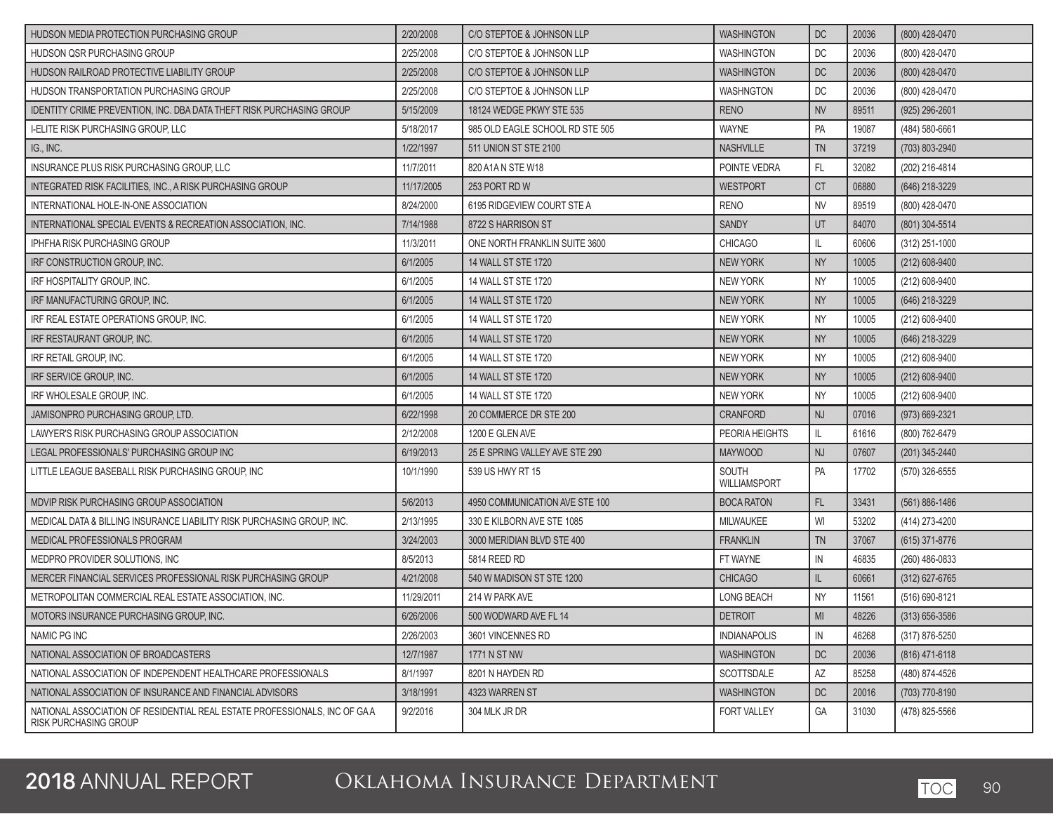| | | | | | | |
|---|---|---|---|---|---|---|
| HUDSON MEDIA PROTECTION PURCHASING GROUP | 2/20/2008 | C/O STEPTOE & JOHNSON LLP | WASHINGTON | DC | 20036 | (800) 428-0470 |
| HUDSON QSR PURCHASING GROUP | 2/25/2008 | C/O STEPTOE & JOHNSON LLP | WASHINGTON | DC | 20036 | (800) 428-0470 |
| HUDSON RAILROAD PROTECTIVE LIABILITY GROUP | 2/25/2008 | C/O STEPTOE & JOHNSON LLP | WASHINGTON | DC | 20036 | (800) 428-0470 |
| HUDSON TRANSPORTATION PURCHASING GROUP | 2/25/2008 | C/O STEPTOE & JOHNSON LLP | WASHNGTON | DC | 20036 | (800) 428-0470 |
| IDENTITY CRIME PREVENTION, INC. DBA DATA THEFT RISK PURCHASING GROUP | 5/15/2009 | 18124 WEDGE PKWY STE 535 | RENO | NV | 89511 | (925) 296-2601 |
| I-ELITE RISK PURCHASING GROUP, LLC | 5/18/2017 | 985 OLD EAGLE SCHOOL RD STE 505 | WAYNE | PA | 19087 | (484) 580-6661 |
| IG., INC. | 1/22/1997 | 511 UNION ST STE 2100 | NASHVILLE | TN | 37219 | (703) 803-2940 |
| INSURANCE PLUS RISK PURCHASING GROUP, LLC | 11/7/2011 | 820 A1A N STE W18 | POINTE VEDRA | FL | 32082 | (202) 216-4814 |
| INTEGRATED RISK FACILITIES, INC., A RISK PURCHASING GROUP | 11/17/2005 | 253 PORT RD W | WESTPORT | CT | 06880 | (646) 218-3229 |
| INTERNATIONAL HOLE-IN-ONE ASSOCIATION | 8/24/2000 | 6195 RIDGEVIEW COURT STE A | RENO | NV | 89519 | (800) 428-0470 |
| INTERNATIONAL SPECIAL EVENTS & RECREATION ASSOCIATION, INC. | 7/14/1988 | 8722 S HARRISON ST | SANDY | UT | 84070 | (801) 304-5514 |
| IPHFHA RISK PURCHASING GROUP | 11/3/2011 | ONE NORTH FRANKLIN SUITE 3600 | CHICAGO | IL | 60606 | (312) 251-1000 |
| IRF CONSTRUCTION GROUP, INC. | 6/1/2005 | 14 WALL ST STE 1720 | NEW YORK | NY | 10005 | (212) 608-9400 |
| IRF HOSPITALITY GROUP, INC. | 6/1/2005 | 14 WALL ST STE 1720 | NEW YORK | NY | 10005 | (212) 608-9400 |
| IRF MANUFACTURING GROUP, INC. | 6/1/2005 | 14 WALL ST STE 1720 | NEW YORK | NY | 10005 | (646) 218-3229 |
| IRF REAL ESTATE OPERATIONS GROUP, INC. | 6/1/2005 | 14 WALL ST STE 1720 | NEW YORK | NY | 10005 | (212) 608-9400 |
| IRF RESTAURANT GROUP, INC. | 6/1/2005 | 14 WALL ST STE 1720 | NEW YORK | NY | 10005 | (646) 218-3229 |
| IRF RETAIL GROUP, INC. | 6/1/2005 | 14 WALL ST STE 1720 | NEW YORK | NY | 10005 | (212) 608-9400 |
| IRF SERVICE GROUP, INC. | 6/1/2005 | 14 WALL ST STE 1720 | NEW YORK | NY | 10005 | (212) 608-9400 |
| IRF WHOLESALE GROUP, INC. | 6/1/2005 | 14 WALL ST STE 1720 | NEW YORK | NY | 10005 | (212) 608-9400 |
| JAMISONPRO PURCHASING GROUP, LTD. | 6/22/1998 | 20 COMMERCE DR STE 200 | CRANFORD | NJ | 07016 | (973) 669-2321 |
| LAWYER'S RISK PURCHASING GROUP ASSOCIATION | 2/12/2008 | 1200 E GLEN AVE | PEORIA HEIGHTS | IL | 61616 | (800) 762-6479 |
| LEGAL PROFESSIONALS' PURCHASING GROUP INC | 6/19/2013 | 25 E SPRING VALLEY AVE STE 290 | MAYWOOD | NJ | 07607 | (201) 345-2440 |
| LITTLE LEAGUE BASEBALL RISK PURCHASING GROUP, INC | 10/1/1990 | 539 US HWY RT 15 | SOUTH WILLIAMSPORT | PA | 17702 | (570) 326-6555 |
| MDVIP RISK PURCHASING GROUP ASSOCIATION | 5/6/2013 | 4950 COMMUNICATION AVE STE 100 | BOCA RATON | FL | 33431 | (561) 886-1486 |
| MEDICAL DATA & BILLING INSURANCE LIABILITY RISK PURCHASING GROUP, INC. | 2/13/1995 | 330 E KILBORN AVE STE 1085 | MILWAUKEE | WI | 53202 | (414) 273-4200 |
| MEDICAL PROFESSIONALS PROGRAM | 3/24/2003 | 3000 MERIDIAN BLVD STE 400 | FRANKLIN | TN | 37067 | (615) 371-8776 |
| MEDPRO PROVIDER SOLUTIONS, INC | 8/5/2013 | 5814 REED RD | FT WAYNE | IN | 46835 | (260) 486-0833 |
| MERCER FINANCIAL SERVICES PROFESSIONAL RISK PURCHASING GROUP | 4/21/2008 | 540 W MADISON ST STE 1200 | CHICAGO | IL | 60661 | (312) 627-6765 |
| METROPOLITAN COMMERCIAL REAL ESTATE ASSOCIATION, INC. | 11/29/2011 | 214 W PARK AVE | LONG BEACH | NY | 11561 | (516) 690-8121 |
| MOTORS INSURANCE PURCHASING GROUP, INC. | 6/26/2006 | 500 WODWARD AVE FL 14 | DETROIT | MI | 48226 | (313) 656-3586 |
| NAMIC PG INC | 2/26/2003 | 3601 VINCENNES RD | INDIANAPOLIS | IN | 46268 | (317) 876-5250 |
| NATIONAL ASSOCIATION OF BROADCASTERS | 12/7/1987 | 1771 N ST NW | WASHINGTON | DC | 20036 | (816) 471-6118 |
| NATIONAL ASSOCIATION OF INDEPENDENT HEALTHCARE PROFESSIONALS | 8/1/1997 | 8201 N HAYDEN RD | SCOTTSDALE | AZ | 85258 | (480) 874-4526 |
| NATIONAL ASSOCIATION OF INSURANCE AND FINANCIAL ADVISORS | 3/18/1991 | 4323 WARREN ST | WASHINGTON | DC | 20016 | (703) 770-8190 |
| NATIONAL ASSOCIATION OF RESIDENTIAL REAL ESTATE PROFESSIONALS, INC OF GA A RISK PURCHASING GROUP | 9/2/2016 | 304 MLK JR DR | FORT VALLEY | GA | 31030 | (478) 825-5566 |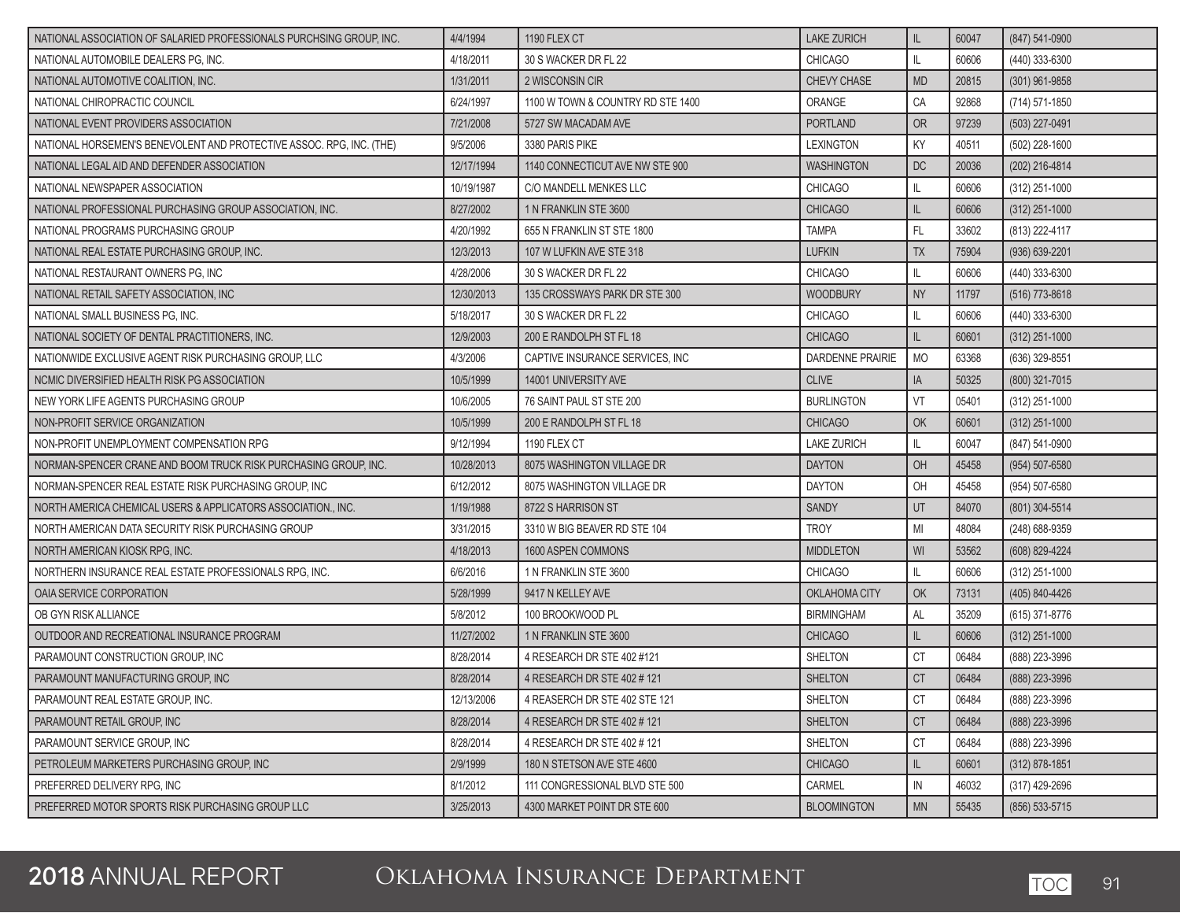| | | | | | | |
|---|---|---|---|---|---|---|
| NATIONAL ASSOCIATION OF SALARIED PROFESSIONALS PURCHSING GROUP, INC. | 4/4/1994 | 1190 FLEX CT | LAKE ZURICH | IL | 60047 | (847) 541-0900 |
| NATIONAL AUTOMOBILE DEALERS PG, INC. | 4/18/2011 | 30 S WACKER DR FL 22 | CHICAGO | IL | 60606 | (440) 333-6300 |
| NATIONAL AUTOMOTIVE COALITION, INC. | 1/31/2011 | 2 WISCONSIN CIR | CHEVY CHASE | MD | 20815 | (301) 961-9858 |
| NATIONAL CHIROPRACTIC COUNCIL | 6/24/1997 | 1100 W TOWN & COUNTRY RD STE 1400 | ORANGE | CA | 92868 | (714) 571-1850 |
| NATIONAL EVENT PROVIDERS ASSOCIATION | 7/21/2008 | 5727 SW MACADAM AVE | PORTLAND | OR | 97239 | (503) 227-0491 |
| NATIONAL HORSEMEN'S BENEVOLENT AND PROTECTIVE ASSOC. RPG, INC. (THE) | 9/5/2006 | 3380 PARIS PIKE | LEXINGTON | KY | 40511 | (502) 228-1600 |
| NATIONAL LEGAL AID AND DEFENDER ASSOCIATION | 12/17/1994 | 1140 CONNECTICUT AVE NW STE 900 | WASHINGTON | DC | 20036 | (202) 216-4814 |
| NATIONAL NEWSPAPER ASSOCIATION | 10/19/1987 | C/O MANDELL MENKES LLC | CHICAGO | IL | 60606 | (312) 251-1000 |
| NATIONAL PROFESSIONAL PURCHASING GROUP ASSOCIATION, INC. | 8/27/2002 | 1 N FRANKLIN STE 3600 | CHICAGO | IL | 60606 | (312) 251-1000 |
| NATIONAL PROGRAMS PURCHASING GROUP | 4/20/1992 | 655 N FRANKLIN ST STE 1800 | TAMPA | FL | 33602 | (813) 222-4117 |
| NATIONAL REAL ESTATE PURCHASING GROUP, INC. | 12/3/2013 | 107 W LUFKIN AVE STE 318 | LUFKIN | TX | 75904 | (936) 639-2201 |
| NATIONAL RESTAURANT OWNERS PG, INC | 4/28/2006 | 30 S WACKER DR FL 22 | CHICAGO | IL | 60606 | (440) 333-6300 |
| NATIONAL RETAIL SAFETY ASSOCIATION, INC | 12/30/2013 | 135 CROSSWAYS PARK DR STE 300 | WOODBURY | NY | 11797 | (516) 773-8618 |
| NATIONAL SMALL BUSINESS PG, INC. | 5/18/2017 | 30 S WACKER DR FL 22 | CHICAGO | IL | 60606 | (440) 333-6300 |
| NATIONAL SOCIETY OF DENTAL PRACTITIONERS, INC. | 12/9/2003 | 200 E RANDOLPH ST FL 18 | CHICAGO | IL | 60601 | (312) 251-1000 |
| NATIONWIDE EXCLUSIVE AGENT RISK PURCHASING GROUP, LLC | 4/3/2006 | CAPTIVE INSURANCE SERVICES, INC | DARDENNE PRAIRIE | MO | 63368 | (636) 329-8551 |
| NCMIC DIVERSIFIED HEALTH RISK PG ASSOCIATION | 10/5/1999 | 14001 UNIVERSITY AVE | CLIVE | IA | 50325 | (800) 321-7015 |
| NEW YORK LIFE AGENTS PURCHASING GROUP | 10/6/2005 | 76 SAINT PAUL ST STE 200 | BURLINGTON | VT | 05401 | (312) 251-1000 |
| NON-PROFIT SERVICE ORGANIZATION | 10/5/1999 | 200 E RANDOLPH ST FL 18 | CHICAGO | OK | 60601 | (312) 251-1000 |
| NON-PROFIT UNEMPLOYMENT COMPENSATION RPG | 9/12/1994 | 1190 FLEX CT | LAKE ZURICH | IL | 60047 | (847) 541-0900 |
| NORMAN-SPENCER CRANE AND BOOM TRUCK RISK PURCHASING GROUP, INC. | 10/28/2013 | 8075 WASHINGTON VILLAGE DR | DAYTON | OH | 45458 | (954) 507-6580 |
| NORMAN-SPENCER REAL ESTATE RISK PURCHASING GROUP, INC | 6/12/2012 | 8075 WASHINGTON VILLAGE DR | DAYTON | OH | 45458 | (954) 507-6580 |
| NORTH AMERICA CHEMICAL USERS & APPLICATORS ASSOCIATION., INC. | 1/19/1988 | 8722 S HARRISON ST | SANDY | UT | 84070 | (801) 304-5514 |
| NORTH AMERICAN DATA SECURITY RISK PURCHASING GROUP | 3/31/2015 | 3310 W BIG BEAVER RD STE 104 | TROY | MI | 48084 | (248) 688-9359 |
| NORTH AMERICAN KIOSK RPG, INC. | 4/18/2013 | 1600 ASPEN COMMONS | MIDDLETON | WI | 53562 | (608) 829-4224 |
| NORTHERN INSURANCE REAL ESTATE PROFESSIONALS RPG, INC. | 6/6/2016 | 1 N FRANKLIN STE 3600 | CHICAGO | IL | 60606 | (312) 251-1000 |
| OAIA SERVICE CORPORATION | 5/28/1999 | 9417 N KELLEY AVE | OKLAHOMA CITY | OK | 73131 | (405) 840-4426 |
| OB GYN RISK ALLIANCE | 5/8/2012 | 100 BROOKWOOD PL | BIRMINGHAM | AL | 35209 | (615) 371-8776 |
| OUTDOOR AND RECREATIONAL INSURANCE PROGRAM | 11/27/2002 | 1 N FRANKLIN STE 3600 | CHICAGO | IL | 60606 | (312) 251-1000 |
| PARAMOUNT CONSTRUCTION GROUP, INC | 8/28/2014 | 4 RESEARCH DR STE 402 #121 | SHELTON | CT | 06484 | (888) 223-3996 |
| PARAMOUNT MANUFACTURING GROUP, INC | 8/28/2014 | 4 RESEARCH DR STE 402 # 121 | SHELTON | CT | 06484 | (888) 223-3996 |
| PARAMOUNT REAL ESTATE GROUP, INC. | 12/13/2006 | 4 REASERCH DR STE 402 STE 121 | SHELTON | CT | 06484 | (888) 223-3996 |
| PARAMOUNT RETAIL GROUP, INC | 8/28/2014 | 4 RESEARCH DR STE 402 # 121 | SHELTON | CT | 06484 | (888) 223-3996 |
| PARAMOUNT SERVICE GROUP, INC | 8/28/2014 | 4 RESEARCH DR STE 402 # 121 | SHELTON | CT | 06484 | (888) 223-3996 |
| PETROLEUM MARKETERS PURCHASING GROUP, INC | 2/9/1999 | 180 N STETSON AVE STE 4600 | CHICAGO | IL | 60601 | (312) 878-1851 |
| PREFERRED DELIVERY RPG, INC | 8/1/2012 | 111 CONGRESSIONAL BLVD STE 500 | CARMEL | IN | 46032 | (317) 429-2696 |
| PREFERRED MOTOR SPORTS RISK PURCHASING GROUP LLC | 3/25/2013 | 4300 MARKET POINT DR STE 600 | BLOOMINGTON | MN | 55435 | (856) 533-5715 |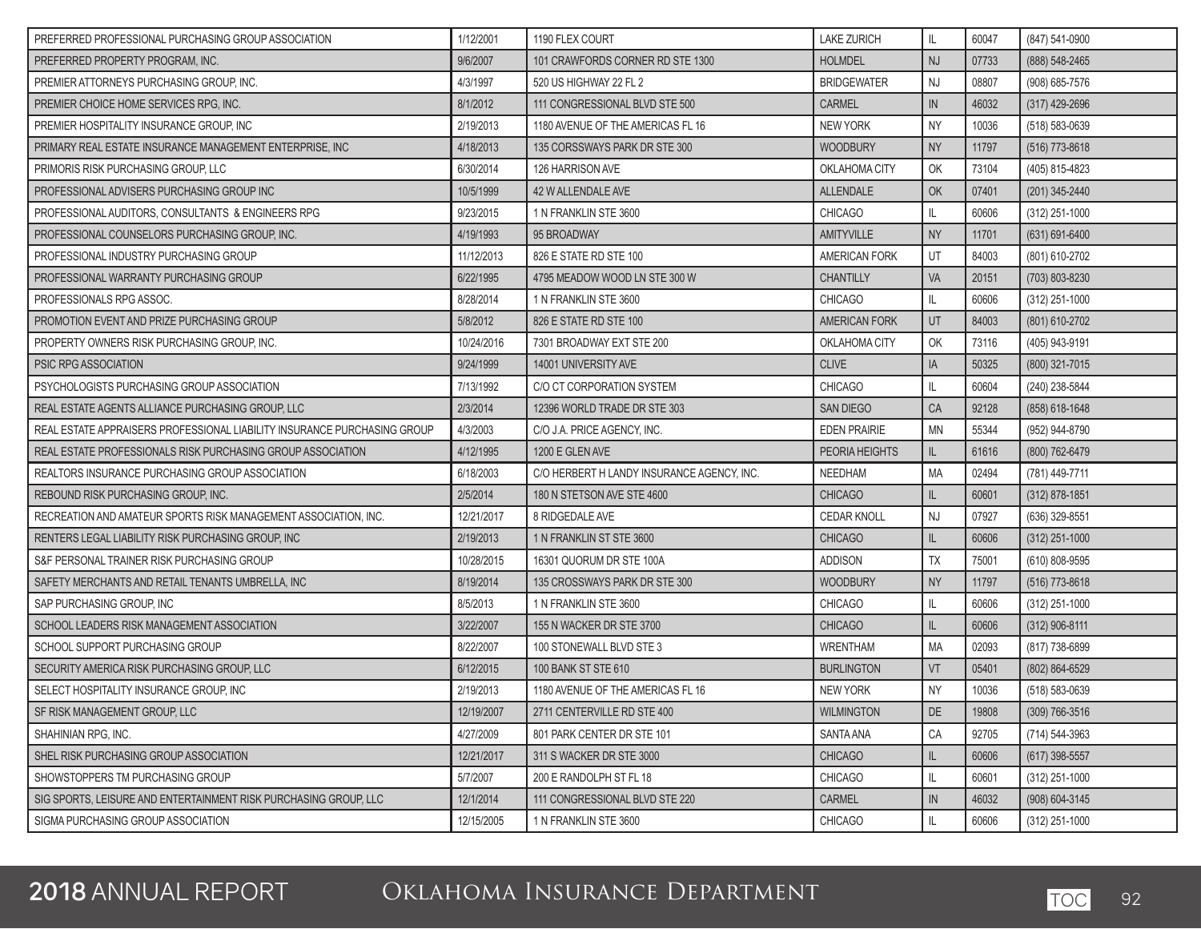| | | | | | | |
|---|---|---|---|---|---|---|
| PREFERRED PROFESSIONAL PURCHASING GROUP ASSOCIATION | 1/12/2001 | 1190 FLEX COURT | LAKE ZURICH | IL | 60047 | (847) 541-0900 |
| PREFERRED PROPERTY PROGRAM, INC. | 9/6/2007 | 101 CRAWFORDS CORNER RD STE 1300 | HOLMDEL | NJ | 07733 | (888) 548-2465 |
| PREMIER ATTORNEYS PURCHASING GROUP, INC. | 4/3/1997 | 520 US HIGHWAY 22 FL 2 | BRIDGEWATER | NJ | 08807 | (908) 685-7576 |
| PREMIER CHOICE HOME SERVICES RPG, INC. | 8/1/2012 | 111 CONGRESSIONAL BLVD STE 500 | CARMEL | IN | 46032 | (317) 429-2696 |
| PREMIER HOSPITALITY INSURANCE GROUP, INC | 2/19/2013 | 1180 AVENUE OF THE AMERICAS FL 16 | NEW YORK | NY | 10036 | (518) 583-0639 |
| PRIMARY REAL ESTATE INSURANCE MANAGEMENT ENTERPRISE, INC | 4/18/2013 | 135 CORSSWAYS PARK DR STE 300 | WOODBURY | NY | 11797 | (516) 773-8618 |
| PRIMORIS RISK PURCHASING GROUP, LLC | 6/30/2014 | 126 HARRISON AVE | OKLAHOMA CITY | OK | 73104 | (405) 815-4823 |
| PROFESSIONAL ADVISERS PURCHASING GROUP INC | 10/5/1999 | 42 W ALLENDALE AVE | ALLENDALE | OK | 07401 | (201) 345-2440 |
| PROFESSIONAL AUDITORS, CONSULTANTS & ENGINEERS RPG | 9/23/2015 | 1 N FRANKLIN STE 3600 | CHICAGO | IL | 60606 | (312) 251-1000 |
| PROFESSIONAL COUNSELORS PURCHASING GROUP, INC. | 4/19/1993 | 95 BROADWAY | AMITYVILLE | NY | 11701 | (631) 691-6400 |
| PROFESSIONAL INDUSTRY PURCHASING GROUP | 11/12/2013 | 826 E STATE RD STE 100 | AMERICAN FORK | UT | 84003 | (801) 610-2702 |
| PROFESSIONAL WARRANTY PURCHASING GROUP | 6/22/1995 | 4795 MEADOW WOOD LN STE 300 W | CHANTILLY | VA | 20151 | (703) 803-8230 |
| PROFESSIONALS RPG ASSOC. | 8/28/2014 | 1 N FRANKLIN STE 3600 | CHICAGO | IL | 60606 | (312) 251-1000 |
| PROMOTION EVENT AND PRIZE PURCHASING GROUP | 5/8/2012 | 826 E STATE RD STE 100 | AMERICAN FORK | UT | 84003 | (801) 610-2702 |
| PROPERTY OWNERS RISK PURCHASING GROUP, INC. | 10/24/2016 | 7301 BROADWAY EXT STE 200 | OKLAHOMA CITY | OK | 73116 | (405) 943-9191 |
| PSIC RPG ASSOCIATION | 9/24/1999 | 14001 UNIVERSITY AVE | CLIVE | IA | 50325 | (800) 321-7015 |
| PSYCHOLOGISTS PURCHASING GROUP ASSOCIATION | 7/13/1992 | C/O CT CORPORATION SYSTEM | CHICAGO | IL | 60604 | (240) 238-5844 |
| REAL ESTATE AGENTS ALLIANCE PURCHASING GROUP, LLC | 2/3/2014 | 12396 WORLD TRADE DR STE 303 | SAN DIEGO | CA | 92128 | (858) 618-1648 |
| REAL ESTATE APPRAISERS PROFESSIONAL LIABILITY INSURANCE PURCHASING GROUP | 4/3/2003 | C/O J.A. PRICE AGENCY, INC. | EDEN PRAIRIE | MN | 55344 | (952) 944-8790 |
| REAL ESTATE PROFESSIONALS RISK PURCHASING GROUP ASSOCIATION | 4/12/1995 | 1200 E GLEN AVE | PEORIA HEIGHTS | IL | 61616 | (800) 762-6479 |
| REALTORS INSURANCE PURCHASING GROUP ASSOCIATION | 6/18/2003 | C/O HERBERT H LANDY INSURANCE AGENCY, INC. | NEEDHAM | MA | 02494 | (781) 449-7711 |
| REBOUND RISK PURCHASING GROUP, INC. | 2/5/2014 | 180 N STETSON AVE STE 4600 | CHICAGO | IL | 60601 | (312) 878-1851 |
| RECREATION AND AMATEUR SPORTS RISK MANAGEMENT ASSOCIATION, INC. | 12/21/2017 | 8 RIDGEDALE AVE | CEDAR KNOLL | NJ | 07927 | (636) 329-8551 |
| RENTERS LEGAL LIABILITY RISK PURCHASING GROUP, INC | 2/19/2013 | 1 N FRANKLIN ST STE 3600 | CHICAGO | IL | 60606 | (312) 251-1000 |
| S&F PERSONAL TRAINER RISK PURCHASING GROUP | 10/28/2015 | 16301 QUORUM DR STE 100A | ADDISON | TX | 75001 | (610) 808-9595 |
| SAFETY MERCHANTS AND RETAIL TENANTS UMBRELLA, INC | 8/19/2014 | 135 CROSSWAYS PARK DR STE 300 | WOODBURY | NY | 11797 | (516) 773-8618 |
| SAP PURCHASING GROUP, INC | 8/5/2013 | 1 N FRANKLIN STE 3600 | CHICAGO | IL | 60606 | (312) 251-1000 |
| SCHOOL LEADERS RISK MANAGEMENT ASSOCIATION | 3/22/2007 | 155 N WACKER DR STE 3700 | CHICAGO | IL | 60606 | (312) 906-8111 |
| SCHOOL SUPPORT PURCHASING GROUP | 8/22/2007 | 100 STONEWALL BLVD STE 3 | WRENTHAM | MA | 02093 | (817) 738-6899 |
| SECURITY AMERICA RISK PURCHASING GROUP, LLC | 6/12/2015 | 100 BANK ST STE 610 | BURLINGTON | VT | 05401 | (802) 864-6529 |
| SELECT HOSPITALITY INSURANCE GROUP, INC | 2/19/2013 | 1180 AVENUE OF THE AMERICAS FL 16 | NEW YORK | NY | 10036 | (518) 583-0639 |
| SF RISK MANAGEMENT GROUP, LLC | 12/19/2007 | 2711 CENTERVILLE RD STE 400 | WILMINGTON | DE | 19808 | (309) 766-3516 |
| SHAHINIAN RPG, INC. | 4/27/2009 | 801 PARK CENTER DR STE 101 | SANTA ANA | CA | 92705 | (714) 544-3963 |
| SHEL RISK PURCHASING GROUP ASSOCIATION | 12/21/2017 | 311 S WACKER DR STE 3000 | CHICAGO | IL | 60606 | (617) 398-5557 |
| SHOWSTOPPERS TM PURCHASING GROUP | 5/7/2007 | 200 E RANDOLPH ST FL 18 | CHICAGO | IL | 60601 | (312) 251-1000 |
| SIG SPORTS, LEISURE AND ENTERTAINMENT RISK PURCHASING GROUP, LLC | 12/1/2014 | 111 CONGRESSIONAL BLVD STE 220 | CARMEL | IN | 46032 | (908) 604-3145 |
| SIGMA PURCHASING GROUP ASSOCIATION | 12/15/2005 | 1 N FRANKLIN STE 3600 | CHICAGO | IL | 60606 | (312) 251-1000 |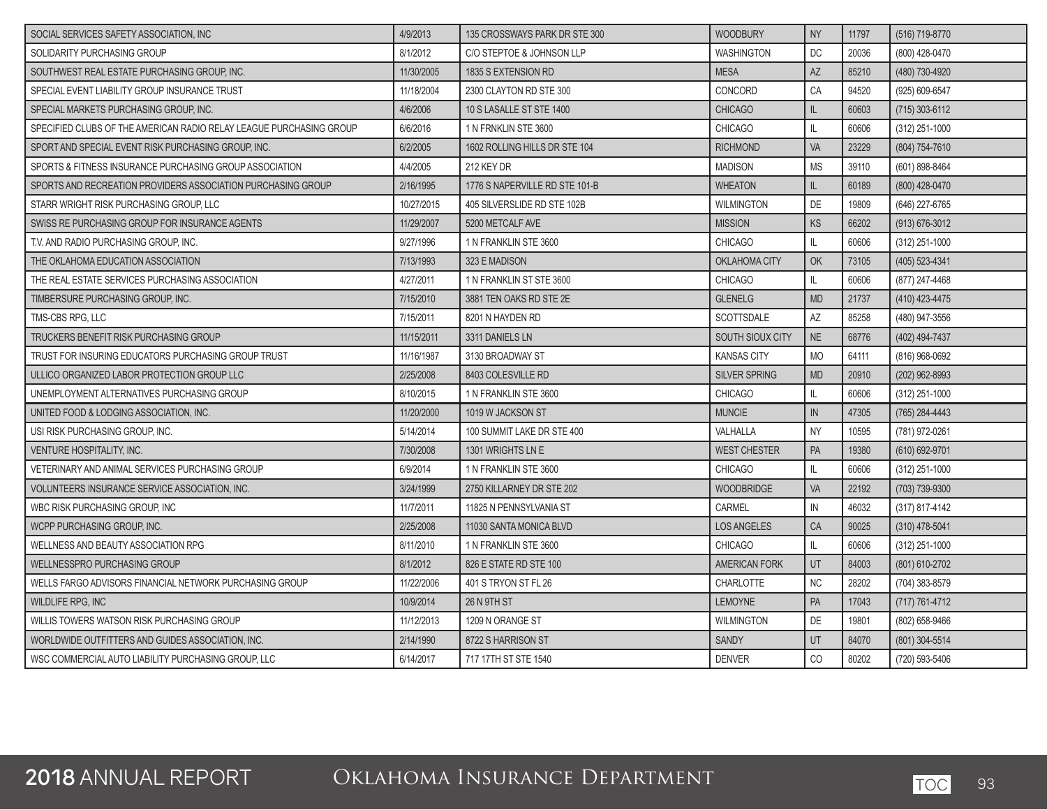| | | | | | | |
|---|---|---|---|---|---|---|
| SOCIAL SERVICES SAFETY ASSOCIATION, INC | 4/9/2013 | 135 CROSSWAYS PARK DR STE 300 | WOODBURY | NY | 11797 | (516) 719-8770 |
| SOLIDARITY PURCHASING GROUP | 8/1/2012 | C/O STEPTOE & JOHNSON LLP | WASHINGTON | DC | 20036 | (800) 428-0470 |
| SOUTHWEST REAL ESTATE PURCHASING GROUP, INC. | 11/30/2005 | 1835 S EXTENSION RD | MESA | AZ | 85210 | (480) 730-4920 |
| SPECIAL EVENT LIABILITY GROUP INSURANCE TRUST | 11/18/2004 | 2300 CLAYTON RD STE 300 | CONCORD | CA | 94520 | (925) 609-6547 |
| SPECIAL MARKETS PURCHASING GROUP, INC. | 4/6/2006 | 10 S LASALLE ST STE 1400 | CHICAGO | IL | 60603 | (715) 303-6112 |
| SPECIFIED CLUBS OF THE AMERICAN RADIO RELAY LEAGUE PURCHASING GROUP | 6/6/2016 | 1 N FRNKLIN STE 3600 | CHICAGO | IL | 60606 | (312) 251-1000 |
| SPORT AND SPECIAL EVENT RISK PURCHASING GROUP, INC. | 6/2/2005 | 1602 ROLLING HILLS DR STE 104 | RICHMOND | VA | 23229 | (804) 754-7610 |
| SPORTS & FITNESS INSURANCE PURCHASING GROUP ASSOCIATION | 4/4/2005 | 212 KEY DR | MADISON | MS | 39110 | (601) 898-8464 |
| SPORTS AND RECREATION PROVIDERS ASSOCIATION PURCHASING GROUP | 2/16/1995 | 1776 S NAPERVILLE RD STE 101-B | WHEATON | IL | 60189 | (800) 428-0470 |
| STARR WRIGHT RISK PURCHASING GROUP, LLC | 10/27/2015 | 405 SILVERSLIDE RD STE 102B | WILMINGTON | DE | 19809 | (646) 227-6765 |
| SWISS RE PURCHASING GROUP FOR INSURANCE AGENTS | 11/29/2007 | 5200 METCALF AVE | MISSION | KS | 66202 | (913) 676-3012 |
| T.V. AND RADIO PURCHASING GROUP, INC. | 9/27/1996 | 1 N FRANKLIN STE 3600 | CHICAGO | IL | 60606 | (312) 251-1000 |
| THE OKLAHOMA EDUCATION ASSOCIATION | 7/13/1993 | 323 E MADISON | OKLAHOMA CITY | OK | 73105 | (405) 523-4341 |
| THE REAL ESTATE SERVICES PURCHASING ASSOCIATION | 4/27/2011 | 1 N FRANKLIN ST STE 3600 | CHICAGO | IL | 60606 | (877) 247-4468 |
| TIMBERSURE PURCHASING GROUP, INC. | 7/15/2010 | 3881 TEN OAKS RD STE 2E | GLENELG | MD | 21737 | (410) 423-4475 |
| TMS-CBS RPG, LLC | 7/15/2011 | 8201 N HAYDEN RD | SCOTTSDALE | AZ | 85258 | (480) 947-3556 |
| TRUCKERS BENEFIT RISK PURCHASING GROUP | 11/15/2011 | 3311 DANIELS LN | SOUTH SIOUX CITY | NE | 68776 | (402) 494-7437 |
| TRUST FOR INSURING EDUCATORS PURCHASING GROUP TRUST | 11/16/1987 | 3130 BROADWAY ST | KANSAS CITY | MO | 64111 | (816) 968-0692 |
| ULLICO ORGANIZED LABOR PROTECTION GROUP LLC | 2/25/2008 | 8403 COLESVILLE RD | SILVER SPRING | MD | 20910 | (202) 962-8993 |
| UNEMPLOYMENT ALTERNATIVES PURCHASING GROUP | 8/10/2015 | 1 N FRANKLIN STE 3600 | CHICAGO | IL | 60606 | (312) 251-1000 |
| UNITED FOOD & LODGING ASSOCIATION, INC. | 11/20/2000 | 1019 W JACKSON ST | MUNCIE | IN | 47305 | (765) 284-4443 |
| USI RISK PURCHASING GROUP, INC. | 5/14/2014 | 100 SUMMIT LAKE DR STE 400 | VALHALLA | NY | 10595 | (781) 972-0261 |
| VENTURE HOSPITALITY, INC. | 7/30/2008 | 1301 WRIGHTS LN E | WEST CHESTER | PA | 19380 | (610) 692-9701 |
| VETERINARY AND ANIMAL SERVICES PURCHASING GROUP | 6/9/2014 | 1 N FRANKLIN STE 3600 | CHICAGO | IL | 60606 | (312) 251-1000 |
| VOLUNTEERS INSURANCE SERVICE ASSOCIATION, INC. | 3/24/1999 | 2750 KILLARNEY DR STE 202 | WOODBRIDGE | VA | 22192 | (703) 739-9300 |
| WBC RISK PURCHASING GROUP, INC | 11/7/2011 | 11825 N PENNSYLVANIA ST | CARMEL | IN | 46032 | (317) 817-4142 |
| WCPP PURCHASING GROUP, INC. | 2/25/2008 | 11030 SANTA MONICA BLVD | LOS ANGELES | CA | 90025 | (310) 478-5041 |
| WELLNESS AND BEAUTY ASSOCIATION RPG | 8/11/2010 | 1 N FRANKLIN STE 3600 | CHICAGO | IL | 60606 | (312) 251-1000 |
| WELLNESSPRO PURCHASING GROUP | 8/1/2012 | 826 E STATE RD STE 100 | AMERICAN FORK | UT | 84003 | (801) 610-2702 |
| WELLS FARGO ADVISORS FINANCIAL NETWORK PURCHASING GROUP | 11/22/2006 | 401 S TRYON ST FL 26 | CHARLOTTE | NC | 28202 | (704) 383-8579 |
| WILDLIFE RPG, INC | 10/9/2014 | 26 N 9TH ST | LEMOYNE | PA | 17043 | (717) 761-4712 |
| WILLIS TOWERS WATSON RISK PURCHASING GROUP | 11/12/2013 | 1209 N ORANGE ST | WILMINGTON | DE | 19801 | (802) 658-9466 |
| WORLDWIDE OUTFITTERS AND GUIDES ASSOCIATION, INC. | 2/14/1990 | 8722 S HARRISON ST | SANDY | UT | 84070 | (801) 304-5514 |
| WSC COMMERCIAL AUTO LIABILITY PURCHASING GROUP, LLC | 6/14/2017 | 717 17TH ST STE 1540 | DENVER | CO | 80202 | (720) 593-5406 |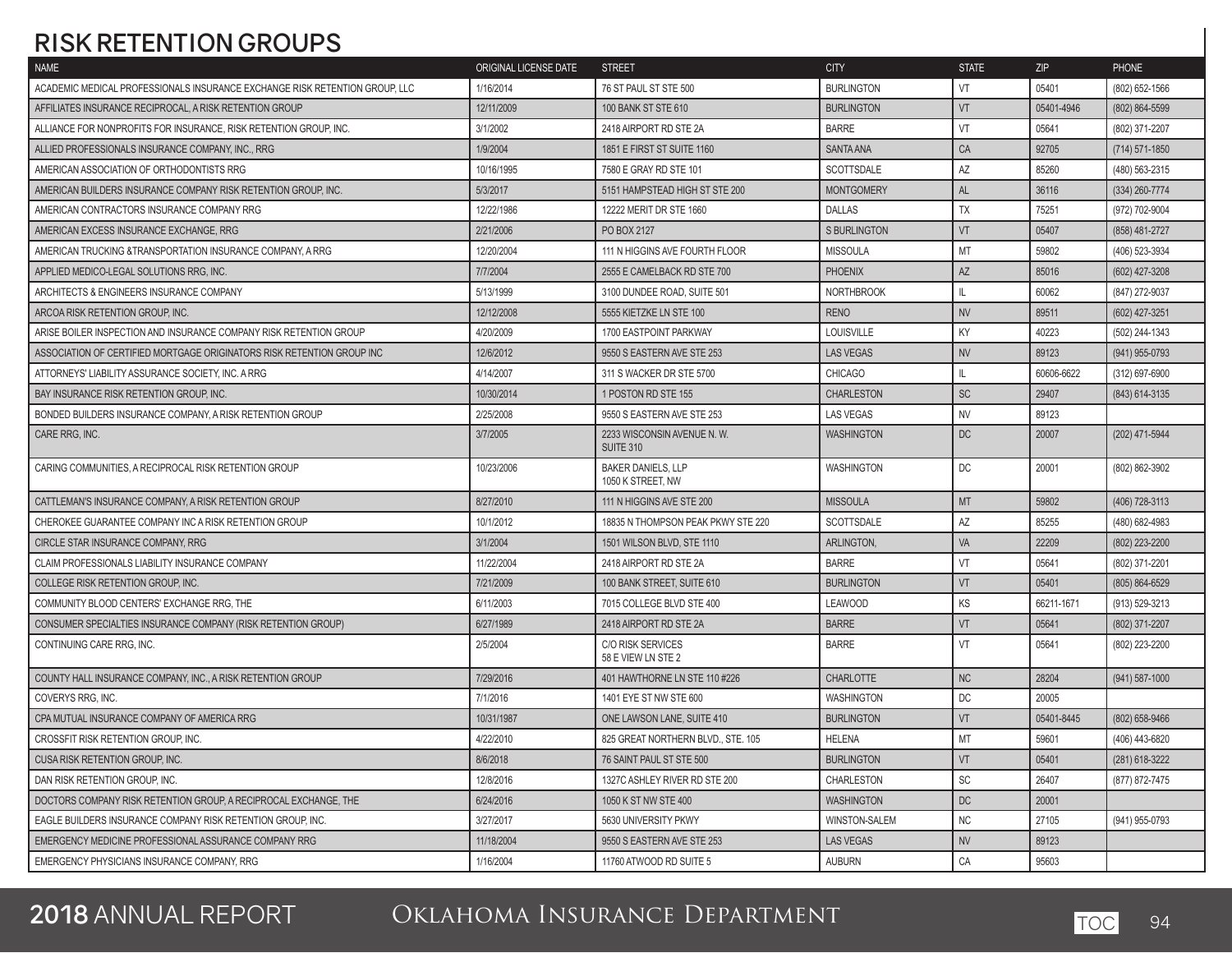## RISK RETENTION GROUPS

| NAME | ORIGINAL LICENSE DATE | STREET | CITY | STATE | ZIP | PHONE |
|---|---|---|---|---|---|---|
| ACADEMIC MEDICAL PROFESSIONALS INSURANCE EXCHANGE RISK RETENTION GROUP, LLC | 1/16/2014 | 76 ST PAUL ST STE 500 | BURLINGTON | VT | 05401 | (802) 652-1566 |
| AFFILIATES INSURANCE RECIPROCAL, A RISK RETENTION GROUP | 12/11/2009 | 100 BANK ST STE 610 | BURLINGTON | VT | 05401-4946 | (802) 864-5599 |
| ALLIANCE FOR NONPROFITS FOR INSURANCE, RISK RETENTION GROUP, INC. | 3/1/2002 | 2418 AIRPORT RD STE 2A | BARRE | VT | 05641 | (802) 371-2207 |
| ALLIED PROFESSIONALS INSURANCE COMPANY, INC., RRG | 1/9/2004 | 1851 E FIRST ST SUITE 1160 | SANTA ANA | CA | 92705 | (714) 571-1850 |
| AMERICAN ASSOCIATION OF ORTHODONTISTS RRG | 10/16/1995 | 7580 E GRAY RD STE 101 | SCOTTSDALE | AZ | 85260 | (480) 563-2315 |
| AMERICAN BUILDERS INSURANCE COMPANY RISK RETENTION GROUP, INC. | 5/3/2017 | 5151 HAMPSTEAD HIGH ST STE 200 | MONTGOMERY | AL | 36116 | (334) 260-7774 |
| AMERICAN CONTRACTORS INSURANCE COMPANY RRG | 12/22/1986 | 12222 MERIT DR STE 1660 | DALLAS | TX | 75251 | (972) 702-9004 |
| AMERICAN EXCESS INSURANCE EXCHANGE, RRG | 2/21/2006 | PO BOX 2127 | S BURLINGTON | VT | 05407 | (858) 481-2727 |
| AMERICAN TRUCKING &TRANSPORTATION INSURANCE COMPANY, A RRG | 12/20/2004 | 111 N HIGGINS AVE FOURTH FLOOR | MISSOULA | MT | 59802 | (406) 523-3934 |
| APPLIED MEDICO-LEGAL SOLUTIONS RRG, INC. | 7/7/2004 | 2555 E CAMELBACK RD STE 700 | PHOENIX | AZ | 85016 | (602) 427-3208 |
| ARCHITECTS & ENGINEERS INSURANCE COMPANY | 5/13/1999 | 3100 DUNDEE ROAD, SUITE 501 | NORTHBROOK | IL | 60062 | (847) 272-9037 |
| ARCOA RISK RETENTION GROUP, INC. | 12/12/2008 | 5555 KIETZKE LN STE 100 | RENO | NV | 89511 | (602) 427-3251 |
| ARISE BOILER INSPECTION AND INSURANCE COMPANY RISK RETENTION GROUP | 4/20/2009 | 1700 EASTPOINT PARKWAY | LOUISVILLE | KY | 40223 | (502) 244-1343 |
| ASSOCIATION OF CERTIFIED MORTGAGE ORIGINATORS RISK RETENTION GROUP INC | 12/6/2012 | 9550 S EASTERN AVE STE 253 | LAS VEGAS | NV | 89123 | (941) 955-0793 |
| ATTORNEYS' LIABILITY ASSURANCE SOCIETY, INC. A RRG | 4/14/2007 | 311 S WACKER DR STE 5700 | CHICAGO | IL | 60606-6622 | (312) 697-6900 |
| BAY INSURANCE RISK RETENTION GROUP, INC. | 10/30/2014 | 1 POSTON RD STE 155 | CHARLESTON | SC | 29407 | (843) 614-3135 |
| BONDED BUILDERS INSURANCE COMPANY, A RISK RETENTION GROUP | 2/25/2008 | 9550 S EASTERN AVE STE 253 | LAS VEGAS | NV | 89123 | |
| CARE RRG, INC. | 3/7/2005 | 2233 WISCONSIN AVENUE N. W. SUITE 310 | WASHINGTON | DC | 20007 | (202) 471-5944 |
| CARING COMMUNITIES, A RECIPROCAL RISK RETENTION GROUP | 10/23/2006 | BAKER DANIELS, LLP 1050 K STREET, NW | WASHINGTON | DC | 20001 | (802) 862-3902 |
| CATTLEMAN'S INSURANCE COMPANY, A RISK RETENTION GROUP | 8/27/2010 | 111 N HIGGINS AVE STE 200 | MISSOULA | MT | 59802 | (406) 728-3113 |
| CHEROKEE GUARANTEE COMPANY INC A RISK RETENTION GROUP | 10/1/2012 | 18835 N THOMPSON PEAK PKWY STE 220 | SCOTTSDALE | AZ | 85255 | (480) 682-4983 |
| CIRCLE STAR INSURANCE COMPANY, RRG | 3/1/2004 | 1501 WILSON BLVD, STE 1110 | ARLINGTON, | VA | 22209 | (802) 223-2200 |
| CLAIM PROFESSIONALS LIABILITY INSURANCE COMPANY | 11/22/2004 | 2418 AIRPORT RD STE 2A | BARRE | VT | 05641 | (802) 371-2201 |
| COLLEGE RISK RETENTION GROUP, INC. | 7/21/2009 | 100 BANK STREET, SUITE 610 | BURLINGTON | VT | 05401 | (805) 864-6529 |
| COMMUNITY BLOOD CENTERS' EXCHANGE RRG, THE | 6/11/2003 | 7015 COLLEGE BLVD STE 400 | LEAWOOD | KS | 66211-1671 | (913) 529-3213 |
| CONSUMER SPECIALTIES INSURANCE COMPANY (RISK RETENTION GROUP) | 6/27/1989 | 2418 AIRPORT RD STE 2A | BARRE | VT | 05641 | (802) 371-2207 |
| CONTINUING CARE RRG, INC. | 2/5/2004 | C/O RISK SERVICES 58 E VIEW LN STE 2 | BARRE | VT | 05641 | (802) 223-2200 |
| COUNTY HALL INSURANCE COMPANY, INC., A RISK RETENTION GROUP | 7/29/2016 | 401 HAWTHORNE LN STE 110 #226 | CHARLOTTE | NC | 28204 | (941) 587-1000 |
| COVERYS RRG, INC. | 7/1/2016 | 1401 EYE ST NW STE 600 | WASHINGTON | DC | 20005 | |
| CPA MUTUAL INSURANCE COMPANY OF AMERICA RRG | 10/31/1987 | ONE LAWSON LANE, SUITE 410 | BURLINGTON | VT | 05401-8445 | (802) 658-9466 |
| CROSSFIT RISK RETENTION GROUP, INC. | 4/22/2010 | 825 GREAT NORTHERN BLVD., STE. 105 | HELENA | MT | 59601 | (406) 443-6820 |
| CUSA RISK RETENTION GROUP, INC. | 8/6/2018 | 76 SAINT PAUL ST STE 500 | BURLINGTON | VT | 05401 | (281) 618-3222 |
| DAN RISK RETENTION GROUP, INC. | 12/8/2016 | 1327C ASHLEY RIVER RD STE 200 | CHARLESTON | SC | 26407 | (877) 872-7475 |
| DOCTORS COMPANY RISK RETENTION GROUP, A RECIPROCAL EXCHANGE, THE | 6/24/2016 | 1050 K ST NW STE 400 | WASHINGTON | DC | 20001 | |
| EAGLE BUILDERS INSURANCE COMPANY RISK RETENTION GROUP, INC. | 3/27/2017 | 5630 UNIVERSITY PKWY | WINSTON-SALEM | NC | 27105 | (941) 955-0793 |
| EMERGENCY MEDICINE PROFESSIONAL ASSURANCE COMPANY RRG | 11/18/2004 | 9550 S EASTERN AVE STE 253 | LAS VEGAS | NV | 89123 | |
| EMERGENCY PHYSICIANS INSURANCE COMPANY, RRG | 1/16/2004 | 11760 ATWOOD RD SUITE 5 | AUBURN | CA | 95603 | |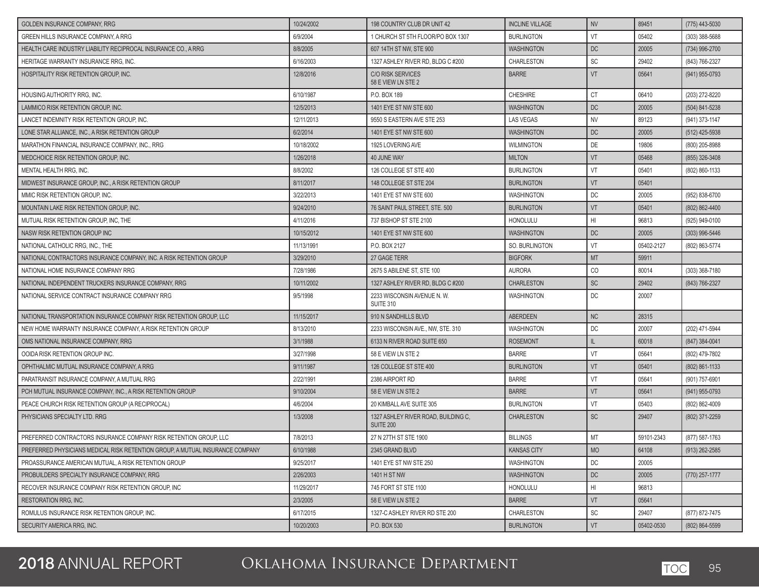| | | | | | | |
|---|---|---|---|---|---|---|
| GOLDEN INSURANCE COMPANY, RRG | 10/24/2002 | 198 COUNTRY CLUB DR UNIT 42 | INCLINE VILLAGE | NV | 89451 | (775) 443-5030 |
| GREEN HILLS INSURANCE COMPANY, A RRG | 6/9/2004 | 1 CHURCH ST 5TH FLOOR/PO BOX 1307 | BURLINGTON | VT | 05402 | (303) 388-5688 |
| HEALTH CARE INDUSTRY LIABILITY RECIPROCAL INSURANCE CO., A RRG | 8/8/2005 | 607 14TH ST NW, STE 900 | WASHINGTON | DC | 20005 | (734) 996-2700 |
| HERITAGE WARRANTY INSURANCE RRG, INC. | 6/16/2003 | 1327 ASHLEY RIVER RD, BLDG C #200 | CHARLESTON | SC | 29402 | (843) 766-2327 |
| HOSPITALITY RISK RETENTION GROUP, INC. | 12/8/2016 | C/O RISK SERVICES 58 E VIEW LN STE 2 | BARRE | VT | 05641 | (941) 955-0793 |
| HOUSING AUTHORITY RRG, INC. | 6/10/1987 | P.O. BOX 189 | CHESHIRE | CT | 06410 | (203) 272-8220 |
| LAMMICO RISK RETENTION GROUP, INC. | 12/5/2013 | 1401 EYE ST NW STE 600 | WASHINGTON | DC | 20005 | (504) 841-5238 |
| LANCET INDEMNITY RISK RETENTION GROUP, INC. | 12/11/2013 | 9550 S EASTERN AVE STE 253 | LAS VEGAS | NV | 89123 | (941) 373-1147 |
| LONE STAR ALLIANCE, INC., A RISK RETENTION GROUP | 6/2/2014 | 1401 EYE ST NW STE 600 | WASHINGTON | DC | 20005 | (512) 425-5938 |
| MARATHON FINANCIAL INSURANCE COMPANY, INC., RRG | 10/18/2002 | 1925 LOVERING AVE | WILMINGTON | DE | 19806 | (800) 205-8988 |
| MEDCHOICE RISK RETENTION GROUP, INC. | 1/26/2018 | 40 JUNE WAY | MILTON | VT | 05468 | (855) 326-3408 |
| MENTAL HEALTH RRG, INC. | 8/8/2002 | 126 COLLEGE ST STE 400 | BURLINGTON | VT | 05401 | (802) 860-1133 |
| MIDWEST INSURANCE GROUP, INC., A RISK RETENTION GROUP | 8/11/2017 | 148 COLLEGE ST STE 204 | BURLINGTON | VT | 05401 | |
| MMIC RISK RETENTION GROUP, INC. | 3/22/2013 | 1401 EYE ST NW STE 600 | WASHINGTON | DC | 20005 | (952) 838-6700 |
| MOUNTAIN LAKE RISK RETENTION GROUP, INC. | 9/24/2010 | 76 SAINT PAUL STREET, STE. 500 | BURLINGTON | VT | 05401 | (802) 862-4400 |
| MUTUAL RISK RETENTION GROUP, INC, THE | 4/11/2016 | 737 BISHOP ST STE 2100 | HONOLULU | HI | 96813 | (925) 949-0100 |
| NASW RISK RETENTION GROUP INC | 10/15/2012 | 1401 EYE ST NW STE 600 | WASHINGTON | DC | 20005 | (303) 996-5446 |
| NATIONAL CATHOLIC RRG, INC., THE | 11/13/1991 | P.O. BOX 2127 | SO. BURLINGTON | VT | 05402-2127 | (802) 863-5774 |
| NATIONAL CONTRACTORS INSURANCE COMPANY, INC. A RISK RETENTION GROUP | 3/29/2010 | 27 GAGE TERR | BIGFORK | MT | 59911 | |
| NATIONAL HOME INSURANCE COMPANY RRG | 7/28/1986 | 2675 S ABILENE ST, STE 100 | AURORA | CO | 80014 | (303) 368-7180 |
| NATIONAL INDEPENDENT TRUCKERS INSURANCE COMPANY, RRG | 10/11/2002 | 1327 ASHLEY RIVER RD, BLDG C #200 | CHARLESTON | SC | 29402 | (843) 766-2327 |
| NATIONAL SERVICE CONTRACT INSURANCE COMPANY RRG | 9/5/1998 | 2233 WISCONSIN AVENUE N. W. SUITE 310 | WASHINGTON | DC | 20007 | |
| NATIONAL TRANSPORTATION INSURANCE COMPANY RISK RETENTION GROUP, LLC | 11/15/2017 | 910 N SANDHILLS BLVD | ABERDEEN | NC | 28315 | |
| NEW HOME WARRANTY INSURANCE COMPANY, A RISK RETENTION GROUP | 8/13/2010 | 2233 WISCONSIN AVE., NW, STE. 310 | WASHINGTON | DC | 20007 | (202) 471-5944 |
| OMS NATIONAL INSURANCE COMPANY, RRG | 3/1/1988 | 6133 N RIVER ROAD SUITE 650 | ROSEMONT | IL | 60018 | (847) 384-0041 |
| OOIDA RISK RETENTION GROUP INC. | 3/27/1998 | 58 E VIEW LN STE 2 | BARRE | VT | 05641 | (802) 479-7802 |
| OPHTHALMIC MUTUAL INSURANCE COMPANY, A RRG | 9/11/1987 | 126 COLLEGE ST STE 400 | BURLINGTON | VT | 05401 | (802) 861-1133 |
| PARATRANSIT INSURANCE COMPANY, A MUTUAL RRG | 2/22/1991 | 2386 AIRPORT RD | BARRE | VT | 05641 | (901) 757-6901 |
| PCH MUTUAL INSURANCE COMPANY, INC., A RISK RETENTION GROUP | 9/10/2004 | 58 E VIEW LN STE 2 | BARRE | VT | 05641 | (941) 955-0793 |
| PEACE CHURCH RISK RETENTION GROUP (A RECIPROCAL) | 4/6/2004 | 20 KIMBALL AVE SUITE 305 | BURLINGTON | VT | 05403 | (802) 862-4009 |
| PHYSICIANS SPECIALTY LTD. RRG | 1/3/2008 | 1327 ASHLEY RIVER ROAD, BUILDING C, SUITE 200 | CHARLESTON | SC | 29407 | (802) 371-2259 |
| PREFERRED CONTRACTORS INSURANCE COMPANY RISK RETENTION GROUP, LLC | 7/8/2013 | 27 N 27TH ST STE 1900 | BILLINGS | MT | 59101-2343 | (877) 587-1763 |
| PREFERRED PHYSICIANS MEDICAL RISK RETENTION GROUP, A MUTUAL INSURANCE COMPANY | 6/10/1988 | 2345 GRAND BLVD | KANSAS CITY | MO | 64108 | (913) 262-2585 |
| PROASSURANCE AMERICAN MUTUAL, A RISK RETENTION GROUP | 9/25/2017 | 1401 EYE ST NW STE 250 | WASHINGTON | DC | 20005 | |
| PROBUILDERS SPECIALTY INSURANCE COMPANY, RRG | 2/26/2003 | 1401 H ST NW | WASHINGTON | DC | 20005 | (770) 257-1777 |
| RECOVER INSURANCE COMPANY RISK RETENTION GROUP, INC | 11/29/2017 | 745 FORT ST STE 1100 | HONOLULU | HI | 96813 | |
| RESTORATION RRG, INC. | 2/3/2005 | 58 E VIEW LN STE 2 | BARRE | VT | 05641 | |
| ROMULUS INSURANCE RISK RETENTION GROUP, INC. | 6/17/2015 | 1327-C ASHLEY RIVER RD STE 200 | CHARLESTON | SC | 29407 | (877) 872-7475 |
| SECURITY AMERICA RRG, INC. | 10/20/2003 | P.O. BOX 530 | BURLINGTON | VT | 05402-0530 | (802) 864-5599 |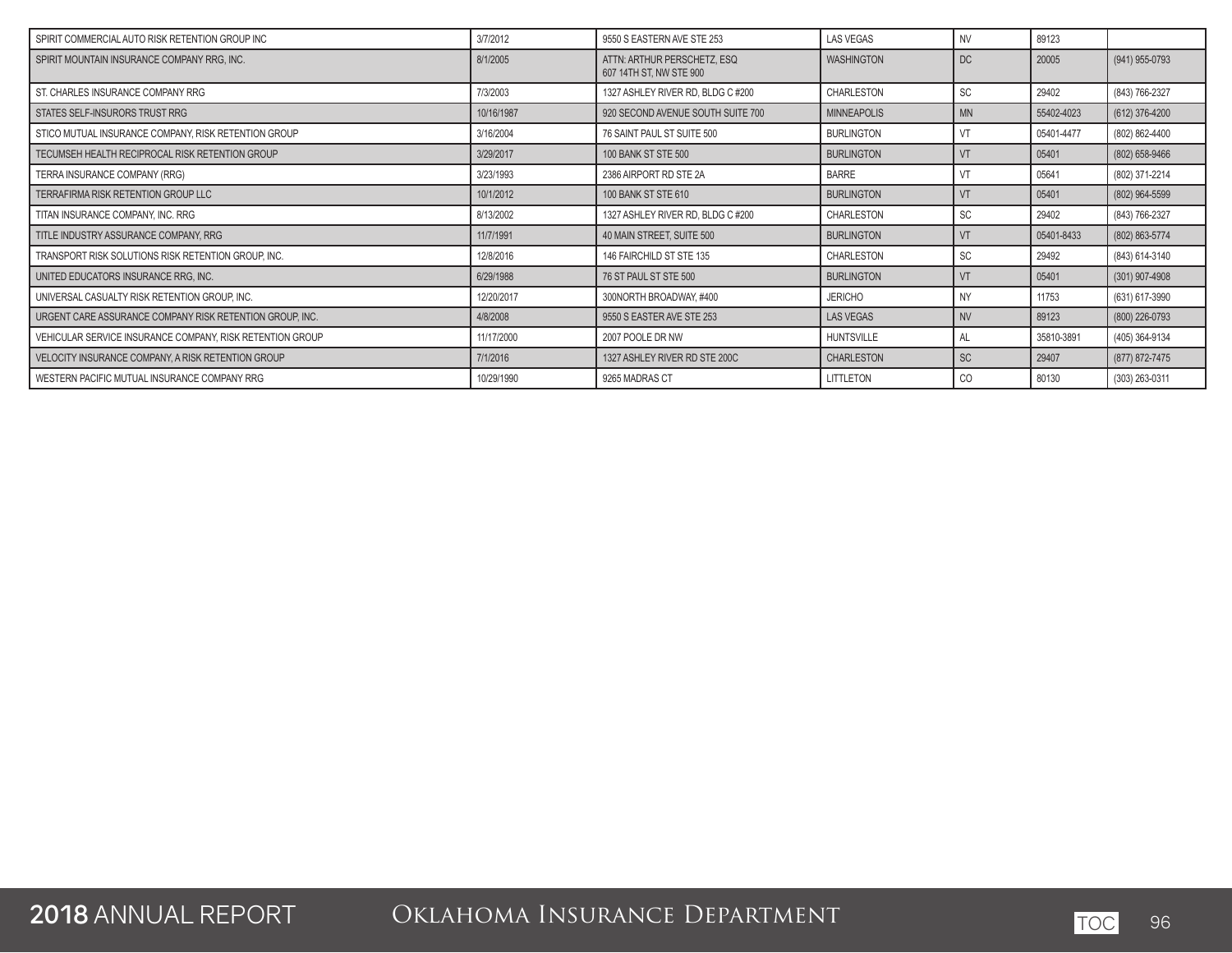| | | | | | | |
|---|---|---|---|---|---|---|
| SPIRIT COMMERCIAL AUTO RISK RETENTION GROUP INC | 3/7/2012 | 9550 S EASTERN AVE STE 253 | LAS VEGAS | NV | 89123 | |
| SPIRIT MOUNTAIN INSURANCE COMPANY RRG, INC. | 8/1/2005 | ATTN: ARTHUR PERSCHETZ, ESQ 607 14TH ST, NW STE 900 | WASHINGTON | DC | 20005 | (941) 955-0793 |
| ST. CHARLES INSURANCE COMPANY RRG | 7/3/2003 | 1327 ASHLEY RIVER RD, BLDG C #200 | CHARLESTON | SC | 29402 | (843) 766-2327 |
| STATES SELF-INSURORS TRUST RRG | 10/16/1987 | 920 SECOND AVENUE SOUTH SUITE 700 | MINNEAPOLIS | MN | 55402-4023 | (612) 376-4200 |
| STICO MUTUAL INSURANCE COMPANY, RISK RETENTION GROUP | 3/16/2004 | 76 SAINT PAUL ST SUITE 500 | BURLINGTON | VT | 05401-4477 | (802) 862-4400 |
| TECUMSEH HEALTH RECIPROCAL RISK RETENTION GROUP | 3/29/2017 | 100 BANK ST STE 500 | BURLINGTON | VT | 05401 | (802) 658-9466 |
| TERRA INSURANCE COMPANY (RRG) | 3/23/1993 | 2386 AIRPORT RD STE 2A | BARRE | VT | 05641 | (802) 371-2214 |
| TERRAFIRMA RISK RETENTION GROUP LLC | 10/1/2012 | 100 BANK ST STE 610 | BURLINGTON | VT | 05401 | (802) 964-5599 |
| TITAN INSURANCE COMPANY, INC. RRG | 8/13/2002 | 1327 ASHLEY RIVER RD, BLDG C #200 | CHARLESTON | SC | 29402 | (843) 766-2327 |
| TITLE INDUSTRY ASSURANCE COMPANY, RRG | 11/7/1991 | 40 MAIN STREET, SUITE 500 | BURLINGTON | VT | 05401-8433 | (802) 863-5774 |
| TRANSPORT RISK SOLUTIONS RISK RETENTION GROUP, INC. | 12/8/2016 | 146 FAIRCHILD ST STE 135 | CHARLESTON | SC | 29492 | (843) 614-3140 |
| UNITED EDUCATORS INSURANCE RRG, INC. | 6/29/1988 | 76 ST PAUL ST STE 500 | BURLINGTON | VT | 05401 | (301) 907-4908 |
| UNIVERSAL CASUALTY RISK RETENTION GROUP, INC. | 12/20/2017 | 300NORTH BROADWAY, #400 | JERICHO | NY | 11753 | (631) 617-3990 |
| URGENT CARE ASSURANCE COMPANY RISK RETENTION GROUP, INC. | 4/8/2008 | 9550 S EASTER AVE STE 253 | LAS VEGAS | NV | 89123 | (800) 226-0793 |
| VEHICULAR SERVICE INSURANCE COMPANY, RISK RETENTION GROUP | 11/17/2000 | 2007 POOLE DR NW | HUNTSVILLE | AL | 35810-3891 | (405) 364-9134 |
| VELOCITY INSURANCE COMPANY, A RISK RETENTION GROUP | 7/1/2016 | 1327 ASHLEY RIVER RD STE 200C | CHARLESTON | SC | 29407 | (877) 872-7475 |
| WESTERN PACIFIC MUTUAL INSURANCE COMPANY RRG | 10/29/1990 | 9265 MADRAS CT | LITTLETON | CO | 80130 | (303) 263-0311 |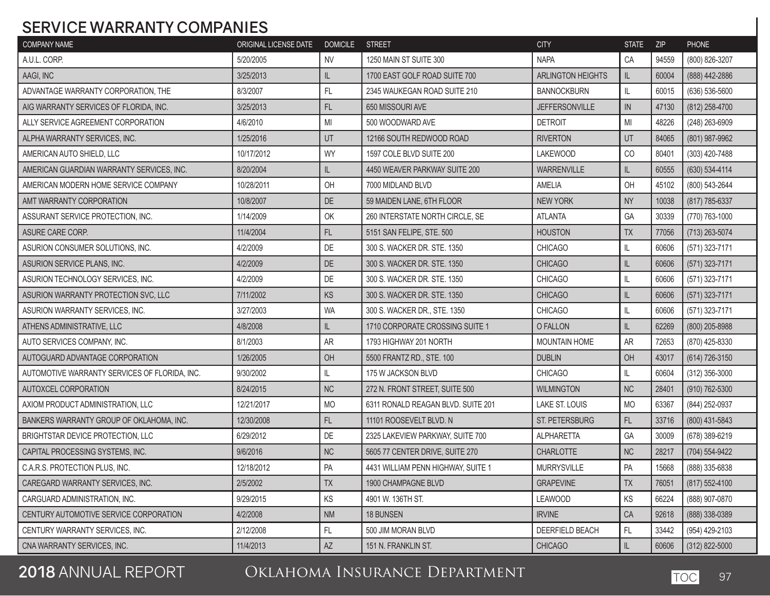## SERVICE WARRANTY COMPANIES

| COMPANY NAME | ORIGINAL LICENSE DATE | DOMICILE | STREET | CITY | STATE | ZIP | PHONE |
|---|---|---|---|---|---|---|---|
| A.U.L. CORP. | 5/20/2005 | NV | 1250 MAIN ST SUITE 300 | NAPA | CA | 94559 | (800) 826-3207 |
| AAGI, INC | 3/25/2013 | IL | 1700 EAST GOLF ROAD SUITE 700 | ARLINGTON HEIGHTS | IL | 60004 | (888) 442-2886 |
| ADVANTAGE WARRANTY CORPORATION, THE | 8/3/2007 | FL | 2345 WAUKEGAN ROAD SUITE 210 | BANNOCKBURN | IL | 60015 | (636) 536-5600 |
| AIG WARRANTY SERVICES OF FLORIDA, INC. | 3/25/2013 | FL | 650 MISSOURI AVE | JEFFERSONVILLE | IN | 47130 | (812) 258-4700 |
| ALLY SERVICE AGREEMENT CORPORATION | 4/6/2010 | MI | 500 WOODWARD AVE | DETROIT | MI | 48226 | (248) 263-6909 |
| ALPHA WARRANTY SERVICES, INC. | 1/25/2016 | UT | 12166 SOUTH REDWOOD ROAD | RIVERTON | UT | 84065 | (801) 987-9962 |
| AMERICAN AUTO SHIELD, LLC | 10/17/2012 | WY | 1597 COLE BLVD SUITE 200 | LAKEWOOD | CO | 80401 | (303) 420-7488 |
| AMERICAN GUARDIAN WARRANTY SERVICES, INC. | 8/20/2004 | IL | 4450 WEAVER PARKWAY SUITE 200 | WARRENVILLE | IL | 60555 | (630) 534-4114 |
| AMERICAN MODERN HOME SERVICE COMPANY | 10/28/2011 | OH | 7000 MIDLAND BLVD | AMELIA | OH | 45102 | (800) 543-2644 |
| AMT WARRANTY CORPORATION | 10/8/2007 | DE | 59 MAIDEN LANE, 6TH FLOOR | NEW YORK | NY | 10038 | (817) 785-6337 |
| ASSURANT SERVICE PROTECTION, INC. | 1/14/2009 | OK | 260 INTERSTATE NORTH CIRCLE, SE | ATLANTA | GA | 30339 | (770) 763-1000 |
| ASURE CARE CORP. | 11/4/2004 | FL | 5151 SAN FELIPE, STE. 500 | HOUSTON | TX | 77056 | (713) 263-5074 |
| ASURION CONSUMER SOLUTIONS, INC. | 4/2/2009 | DE | 300 S. WACKER DR. STE. 1350 | CHICAGO | IL | 60606 | (571) 323-7171 |
| ASURION SERVICE PLANS, INC. | 4/2/2009 | DE | 300 S. WACKER DR. STE. 1350 | CHICAGO | IL | 60606 | (571) 323-7171 |
| ASURION TECHNOLOGY SERVICES, INC. | 4/2/2009 | DE | 300 S. WACKER DR. STE. 1350 | CHICAGO | IL | 60606 | (571) 323-7171 |
| ASURION WARRANTY PROTECTION SVC, LLC | 7/11/2002 | KS | 300 S. WACKER DR. STE. 1350 | CHICAGO | IL | 60606 | (571) 323-7171 |
| ASURION WARRANTY SERVICES, INC. | 3/27/2003 | WA | 300 S. WACKER DR., STE. 1350 | CHICAGO | IL | 60606 | (571) 323-7171 |
| ATHENS ADMINISTRATIVE, LLC | 4/8/2008 | IL | 1710 CORPORATE CROSSING SUITE 1 | O FALLON | IL | 62269 | (800) 205-8988 |
| AUTO SERVICES COMPANY, INC. | 8/1/2003 | AR | 1793 HIGHWAY 201 NORTH | MOUNTAIN HOME | AR | 72653 | (870) 425-8330 |
| AUTOGUARD ADVANTAGE CORPORATION | 1/26/2005 | OH | 5500 FRANTZ RD., STE. 100 | DUBLIN | OH | 43017 | (614) 726-3150 |
| AUTOMOTIVE WARRANTY SERVICES OF FLORIDA, INC. | 9/30/2002 | IL | 175 W JACKSON BLVD | CHICAGO | IL | 60604 | (312) 356-3000 |
| AUTOXCEL CORPORATION | 8/24/2015 | NC | 272 N. FRONT STREET, SUITE 500 | WILMINGTON | NC | 28401 | (910) 762-5300 |
| AXIOM PRODUCT ADMINISTRATION, LLC | 12/21/2017 | MO | 6311 RONALD REAGAN BLVD. SUITE 201 | LAKE ST. LOUIS | MO | 63367 | (844) 252-0937 |
| BANKERS WARRANTY GROUP OF OKLAHOMA, INC. | 12/30/2008 | FL | 11101 ROOSEVELT BLVD. N | ST. PETERSBURG | FL | 33716 | (800) 431-5843 |
| BRIGHTSTAR DEVICE PROTECTION, LLC | 6/29/2012 | DE | 2325 LAKEVIEW PARKWAY, SUITE 700 | ALPHARETTA | GA | 30009 | (678) 389-6219 |
| CAPITAL PROCESSING SYSTEMS, INC. | 9/6/2016 | NC | 5605 77 CENTER DRIVE, SUITE 270 | CHARLOTTE | NC | 28217 | (704) 554-9422 |
| C.A.R.S. PROTECTION PLUS, INC. | 12/18/2012 | PA | 4431 WILLIAM PENN HIGHWAY, SUITE 1 | MURRYSVILLE | PA | 15668 | (888) 335-6838 |
| CAREGARD WARRANTY SERVICES, INC. | 2/5/2002 | TX | 1900 CHAMPAGNE BLVD | GRAPEVINE | TX | 76051 | (817) 552-4100 |
| CARGUARD ADMINISTRATION, INC. | 9/29/2015 | KS | 4901 W. 136TH ST. | LEAWOOD | KS | 66224 | (888) 907-0870 |
| CENTURY AUTOMOTIVE SERVICE CORPORATION | 4/2/2008 | NM | 18 BUNSEN | IRVINE | CA | 92618 | (888) 338-0389 |
| CENTURY WARRANTY SERVICES, INC. | 2/12/2008 | FL | 500 JIM MORAN BLVD | DEERFIELD BEACH | FL | 33442 | (954) 429-2103 |
| CNA WARRANTY SERVICES, INC. | 11/4/2013 | AZ | 151 N. FRANKLIN ST. | CHICAGO | IL | 60606 | (312) 822-5000 |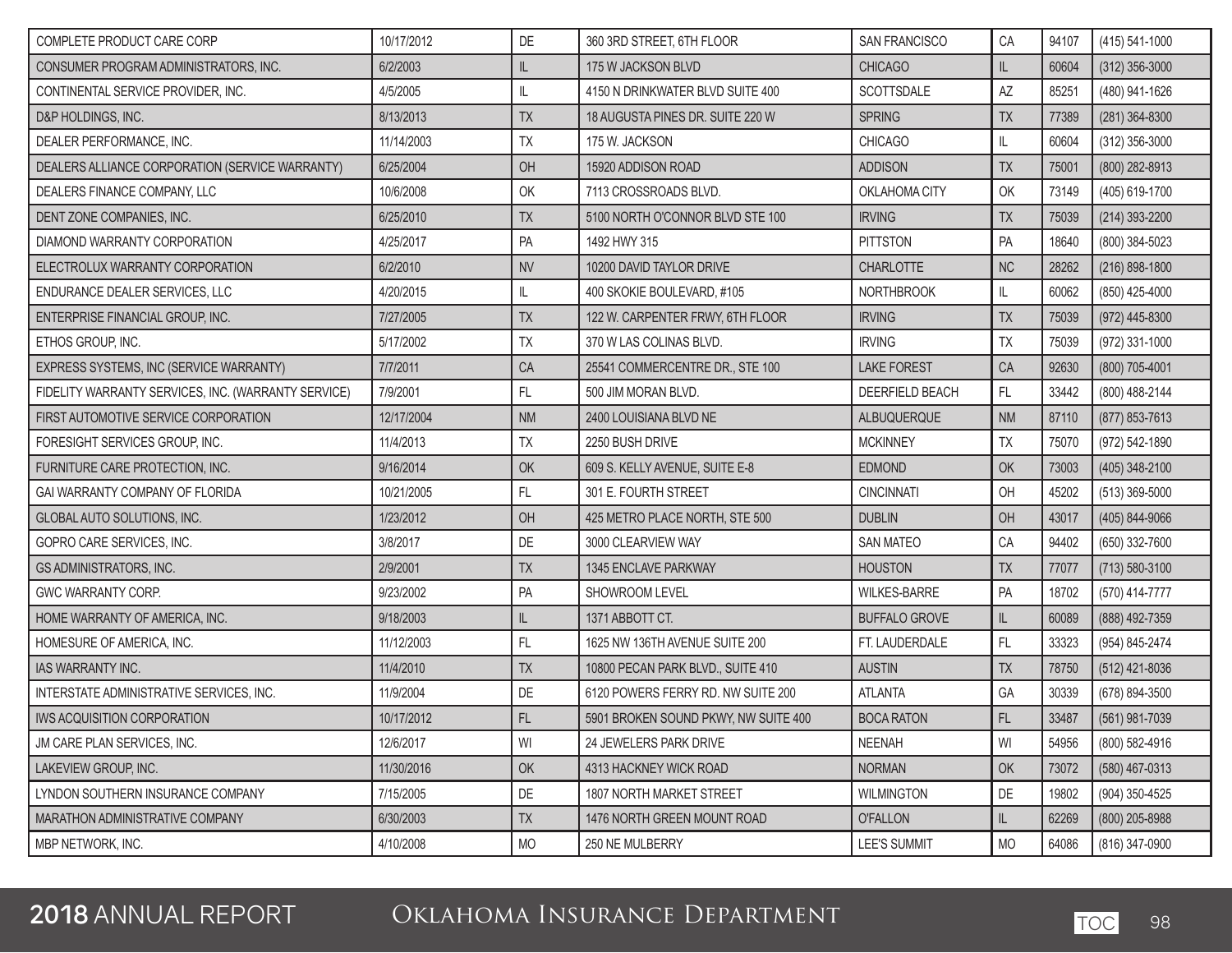| | | | | | | | |
|---|---|---|---|---|---|---|---|
| COMPLETE PRODUCT CARE CORP | 10/17/2012 | DE | 360 3RD STREET, 6TH FLOOR | SAN FRANCISCO | CA | 94107 | (415) 541-1000 |
| CONSUMER PROGRAM ADMINISTRATORS, INC. | 6/2/2003 | IL | 175 W JACKSON BLVD | CHICAGO | IL | 60604 | (312) 356-3000 |
| CONTINENTAL SERVICE PROVIDER, INC. | 4/5/2005 | IL | 4150 N DRINKWATER BLVD SUITE 400 | SCOTTSDALE | AZ | 85251 | (480) 941-1626 |
| D&P HOLDINGS, INC. | 8/13/2013 | TX | 18 AUGUSTA PINES DR. SUITE 220 W | SPRING | TX | 77389 | (281) 364-8300 |
| DEALER PERFORMANCE, INC. | 11/14/2003 | TX | 175 W. JACKSON | CHICAGO | IL | 60604 | (312) 356-3000 |
| DEALERS ALLIANCE CORPORATION (SERVICE WARRANTY) | 6/25/2004 | OH | 15920 ADDISON ROAD | ADDISON | TX | 75001 | (800) 282-8913 |
| DEALERS FINANCE COMPANY, LLC | 10/6/2008 | OK | 7113 CROSSROADS BLVD. | OKLAHOMA CITY | OK | 73149 | (405) 619-1700 |
| DENT ZONE COMPANIES, INC. | 6/25/2010 | TX | 5100 NORTH O'CONNOR BLVD STE 100 | IRVING | TX | 75039 | (214) 393-2200 |
| DIAMOND WARRANTY CORPORATION | 4/25/2017 | PA | 1492 HWY 315 | PITTSTON | PA | 18640 | (800) 384-5023 |
| ELECTROLUX WARRANTY CORPORATION | 6/2/2010 | NV | 10200 DAVID TAYLOR DRIVE | CHARLOTTE | NC | 28262 | (216) 898-1800 |
| ENDURANCE DEALER SERVICES, LLC | 4/20/2015 | IL | 400 SKOKIE BOULEVARD, #105 | NORTHBROOK | IL | 60062 | (850) 425-4000 |
| ENTERPRISE FINANCIAL GROUP, INC. | 7/27/2005 | TX | 122 W. CARPENTER FRWY, 6TH FLOOR | IRVING | TX | 75039 | (972) 445-8300 |
| ETHOS GROUP, INC. | 5/17/2002 | TX | 370 W LAS COLINAS BLVD. | IRVING | TX | 75039 | (972) 331-1000 |
| EXPRESS SYSTEMS, INC (SERVICE WARRANTY) | 7/7/2011 | CA | 25541 COMMERCENTRE DR., STE 100 | LAKE FOREST | CA | 92630 | (800) 705-4001 |
| FIDELITY WARRANTY SERVICES, INC. (WARRANTY SERVICE) | 7/9/2001 | FL | 500 JIM MORAN BLVD. | DEERFIELD BEACH | FL | 33442 | (800) 488-2144 |
| FIRST AUTOMOTIVE SERVICE CORPORATION | 12/17/2004 | NM | 2400 LOUISIANA BLVD NE | ALBUQUERQUE | NM | 87110 | (877) 853-7613 |
| FORESIGHT SERVICES GROUP, INC. | 11/4/2013 | TX | 2250 BUSH DRIVE | MCKINNEY | TX | 75070 | (972) 542-1890 |
| FURNITURE CARE PROTECTION, INC. | 9/16/2014 | OK | 609 S. KELLY AVENUE, SUITE E-8 | EDMOND | OK | 73003 | (405) 348-2100 |
| GAI WARRANTY COMPANY OF FLORIDA | 10/21/2005 | FL | 301 E. FOURTH STREET | CINCINNATI | OH | 45202 | (513) 369-5000 |
| GLOBAL AUTO SOLUTIONS, INC. | 1/23/2012 | OH | 425 METRO PLACE NORTH, STE 500 | DUBLIN | OH | 43017 | (405) 844-9066 |
| GOPRO CARE SERVICES, INC. | 3/8/2017 | DE | 3000 CLEARVIEW WAY | SAN MATEO | CA | 94402 | (650) 332-7600 |
| GS ADMINISTRATORS, INC. | 2/9/2001 | TX | 1345 ENCLAVE PARKWAY | HOUSTON | TX | 77077 | (713) 580-3100 |
| GWC WARRANTY CORP. | 9/23/2002 | PA | SHOWROOM LEVEL | WILKES-BARRE | PA | 18702 | (570) 414-7777 |
| HOME WARRANTY OF AMERICA, INC. | 9/18/2003 | IL | 1371 ABBOTT CT. | BUFFALO GROVE | IL | 60089 | (888) 492-7359 |
| HOMESURE OF AMERICA, INC. | 11/12/2003 | FL | 1625 NW 136TH AVENUE SUITE 200 | FT. LAUDERDALE | FL | 33323 | (954) 845-2474 |
| IAS WARRANTY INC. | 11/4/2010 | TX | 10800 PECAN PARK BLVD., SUITE 410 | AUSTIN | TX | 78750 | (512) 421-8036 |
| INTERSTATE ADMINISTRATIVE SERVICES, INC. | 11/9/2004 | DE | 6120 POWERS FERRY RD. NW SUITE 200 | ATLANTA | GA | 30339 | (678) 894-3500 |
| IWS ACQUISITION CORPORATION | 10/17/2012 | FL | 5901 BROKEN SOUND PKWY, NW SUITE 400 | BOCA RATON | FL | 33487 | (561) 981-7039 |
| JM CARE PLAN SERVICES, INC. | 12/6/2017 | WI | 24 JEWELERS PARK DRIVE | NEENAH | WI | 54956 | (800) 582-4916 |
| LAKEVIEW GROUP, INC. | 11/30/2016 | OK | 4313 HACKNEY WICK ROAD | NORMAN | OK | 73072 | (580) 467-0313 |
| LYNDON SOUTHERN INSURANCE COMPANY | 7/15/2005 | DE | 1807 NORTH MARKET STREET | WILMINGTON | DE | 19802 | (904) 350-4525 |
| MARATHON ADMINISTRATIVE COMPANY | 6/30/2003 | TX | 1476 NORTH GREEN MOUNT ROAD | O'FALLON | IL | 62269 | (800) 205-8988 |
| MBP NETWORK, INC. | 4/10/2008 | MO | 250 NE MULBERRY | LEE'S SUMMIT | MO | 64086 | (816) 347-0900 |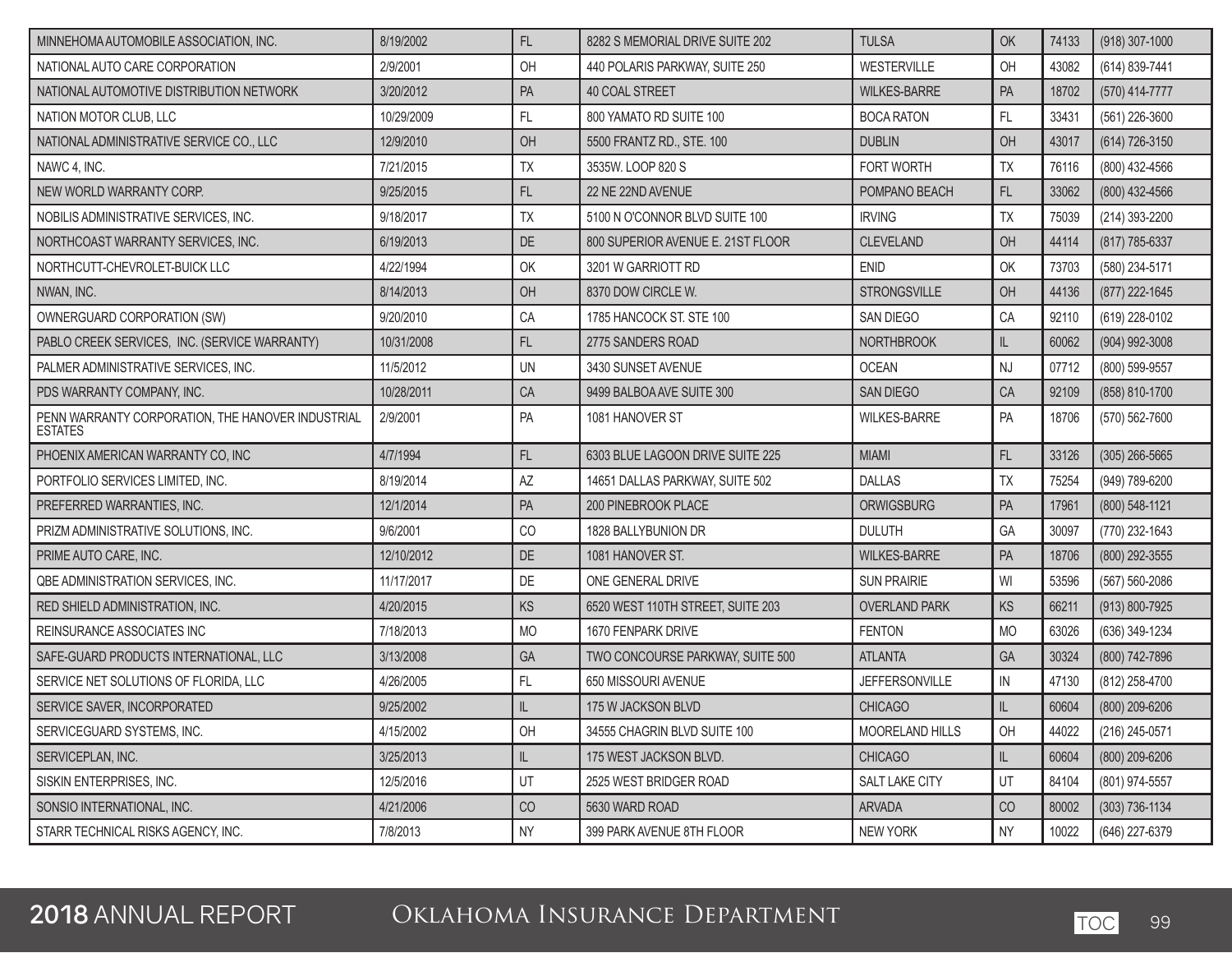| | | | | | | | |
|---|---|---|---|---|---|---|---|
| MINNEHOMA AUTOMOBILE ASSOCIATION, INC. | 8/19/2002 | FL | 8282 S MEMORIAL DRIVE SUITE 202 | TULSA | OK | 74133 | (918) 307-1000 |
| NATIONAL AUTO CARE CORPORATION | 2/9/2001 | OH | 440 POLARIS PARKWAY, SUITE 250 | WESTERVILLE | OH | 43082 | (614) 839-7441 |
| NATIONAL AUTOMOTIVE DISTRIBUTION NETWORK | 3/20/2012 | PA | 40 COAL STREET | WILKES-BARRE | PA | 18702 | (570) 414-7777 |
| NATION MOTOR CLUB, LLC | 10/29/2009 | FL | 800 YAMATO RD SUITE 100 | BOCA RATON | FL | 33431 | (561) 226-3600 |
| NATIONAL ADMINISTRATIVE SERVICE CO., LLC | 12/9/2010 | OH | 5500 FRANTZ RD., STE. 100 | DUBLIN | OH | 43017 | (614) 726-3150 |
| NAWC 4, INC. | 7/21/2015 | TX | 3535W. LOOP 820 S | FORT WORTH | TX | 76116 | (800) 432-4566 |
| NEW WORLD WARRANTY CORP. | 9/25/2015 | FL | 22 NE 22ND AVENUE | POMPANO BEACH | FL | 33062 | (800) 432-4566 |
| NOBILIS ADMINISTRATIVE SERVICES, INC. | 9/18/2017 | TX | 5100 N O'CONNOR BLVD SUITE 100 | IRVING | TX | 75039 | (214) 393-2200 |
| NORTHCOAST WARRANTY SERVICES, INC. | 6/19/2013 | DE | 800 SUPERIOR AVENUE E. 21ST FLOOR | CLEVELAND | OH | 44114 | (817) 785-6337 |
| NORTHCUTT-CHEVROLET-BUICK LLC | 4/22/1994 | OK | 3201 W GARRIOTT RD | ENID | OK | 73703 | (580) 234-5171 |
| NWAN, INC. | 8/14/2013 | OH | 8370 DOW CIRCLE W. | STRONGSVILLE | OH | 44136 | (877) 222-1645 |
| OWNERGUARD CORPORATION (SW) | 9/20/2010 | CA | 1785 HANCOCK ST. STE 100 | SAN DIEGO | CA | 92110 | (619) 228-0102 |
| PABLO CREEK SERVICES, INC. (SERVICE WARRANTY) | 10/31/2008 | FL | 2775 SANDERS ROAD | NORTHBROOK | IL | 60062 | (904) 992-3008 |
| PALMER ADMINISTRATIVE SERVICES, INC. | 11/5/2012 | UN | 3430 SUNSET AVENUE | OCEAN | NJ | 07712 | (800) 599-9557 |
| PDS WARRANTY COMPANY, INC. | 10/28/2011 | CA | 9499 BALBOA AVE SUITE 300 | SAN DIEGO | CA | 92109 | (858) 810-1700 |
| PENN WARRANTY CORPORATION, THE HANOVER INDUSTRIAL ESTATES | 2/9/2001 | PA | 1081 HANOVER ST | WILKES-BARRE | PA | 18706 | (570) 562-7600 |
| PHOENIX AMERICAN WARRANTY CO, INC | 4/7/1994 | FL | 6303 BLUE LAGOON DRIVE SUITE 225 | MIAMI | FL | 33126 | (305) 266-5665 |
| PORTFOLIO SERVICES LIMITED, INC. | 8/19/2014 | AZ | 14651 DALLAS PARKWAY, SUITE 502 | DALLAS | TX | 75254 | (949) 789-6200 |
| PREFERRED WARRANTIES, INC. | 12/1/2014 | PA | 200 PINEBROOK PLACE | ORWIGSBURG | PA | 17961 | (800) 548-1121 |
| PRIZM ADMINISTRATIVE SOLUTIONS, INC. | 9/6/2001 | CO | 1828 BALLYBUNION DR | DULUTH | GA | 30097 | (770) 232-1643 |
| PRIME AUTO CARE, INC. | 12/10/2012 | DE | 1081 HANOVER ST. | WILKES-BARRE | PA | 18706 | (800) 292-3555 |
| QBE ADMINISTRATION SERVICES, INC. | 11/17/2017 | DE | ONE GENERAL DRIVE | SUN PRAIRIE | WI | 53596 | (567) 560-2086 |
| RED SHIELD ADMINISTRATION, INC. | 4/20/2015 | KS | 6520 WEST 110TH STREET, SUITE 203 | OVERLAND PARK | KS | 66211 | (913) 800-7925 |
| REINSURANCE ASSOCIATES INC | 7/18/2013 | MO | 1670 FENPARK DRIVE | FENTON | MO | 63026 | (636) 349-1234 |
| SAFE-GUARD PRODUCTS INTERNATIONAL, LLC | 3/13/2008 | GA | TWO CONCOURSE PARKWAY, SUITE 500 | ATLANTA | GA | 30324 | (800) 742-7896 |
| SERVICE NET SOLUTIONS OF FLORIDA, LLC | 4/26/2005 | FL | 650 MISSOURI AVENUE | JEFFERSONVILLE | IN | 47130 | (812) 258-4700 |
| SERVICE SAVER, INCORPORATED | 9/25/2002 | IL | 175 W JACKSON BLVD | CHICAGO | IL | 60604 | (800) 209-6206 |
| SERVICEGUARD SYSTEMS, INC. | 4/15/2002 | OH | 34555 CHAGRIN BLVD SUITE 100 | MOORELAND HILLS | OH | 44022 | (216) 245-0571 |
| SERVICEPLAN, INC. | 3/25/2013 | IL | 175 WEST JACKSON BLVD. | CHICAGO | IL | 60604 | (800) 209-6206 |
| SISKIN ENTERPRISES, INC. | 12/5/2016 | UT | 2525 WEST BRIDGER ROAD | SALT LAKE CITY | UT | 84104 | (801) 974-5557 |
| SONSIO INTERNATIONAL, INC. | 4/21/2006 | CO | 5630 WARD ROAD | ARVADA | CO | 80002 | (303) 736-1134 |
| STARR TECHNICAL RISKS AGENCY, INC. | 7/8/2013 | NY | 399 PARK AVENUE 8TH FLOOR | NEW YORK | NY | 10022 | (646) 227-6379 |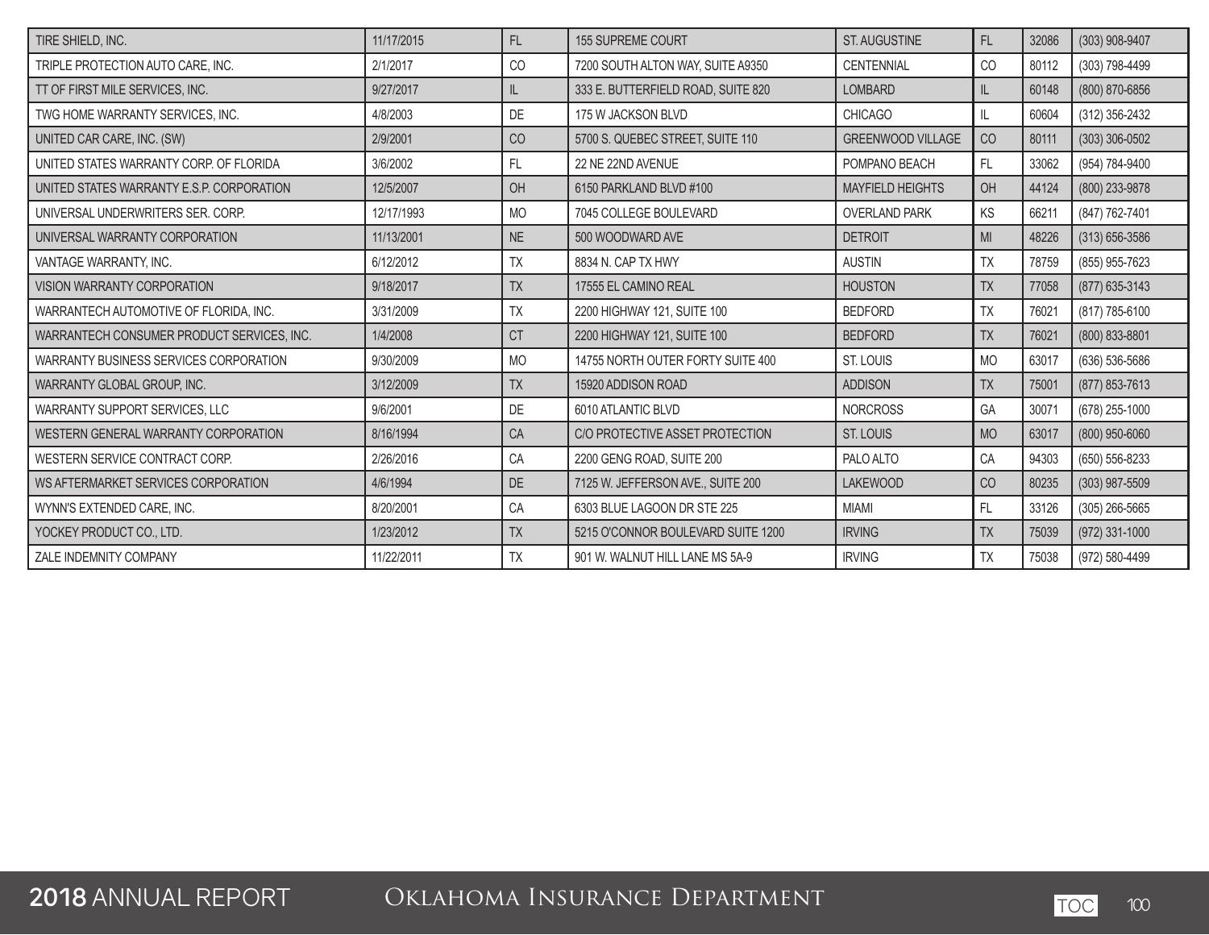| | | | | | | | |
|---|---|---|---|---|---|---|---|
| TIRE SHIELD, INC. | 11/17/2015 | FL | 155 SUPREME COURT | ST. AUGUSTINE | FL | 32086 | (303) 908-9407 |
| TRIPLE PROTECTION AUTO CARE, INC. | 2/1/2017 | CO | 7200 SOUTH ALTON WAY, SUITE A9350 | CENTENNIAL | CO | 80112 | (303) 798-4499 |
| TT OF FIRST MILE SERVICES, INC. | 9/27/2017 | IL | 333 E. BUTTERFIELD ROAD, SUITE 820 | LOMBARD | IL | 60148 | (800) 870-6856 |
| TWG HOME WARRANTY SERVICES, INC. | 4/8/2003 | DE | 175 W JACKSON BLVD | CHICAGO | IL | 60604 | (312) 356-2432 |
| UNITED CAR CARE, INC. (SW) | 2/9/2001 | CO | 5700 S. QUEBEC STREET, SUITE 110 | GREENWOOD VILLAGE | CO | 80111 | (303) 306-0502 |
| UNITED STATES WARRANTY CORP. OF FLORIDA | 3/6/2002 | FL | 22 NE 22ND AVENUE | POMPANO BEACH | FL | 33062 | (954) 784-9400 |
| UNITED STATES WARRANTY E.S.P. CORPORATION | 12/5/2007 | OH | 6150 PARKLAND BLVD #100 | MAYFIELD HEIGHTS | OH | 44124 | (800) 233-9878 |
| UNIVERSAL UNDERWRITERS SER. CORP. | 12/17/1993 | MO | 7045 COLLEGE BOULEVARD | OVERLAND PARK | KS | 66211 | (847) 762-7401 |
| UNIVERSAL WARRANTY CORPORATION | 11/13/2001 | NE | 500 WOODWARD AVE | DETROIT | MI | 48226 | (313) 656-3586 |
| VANTAGE WARRANTY, INC. | 6/12/2012 | TX | 8834 N. CAP TX HWY | AUSTIN | TX | 78759 | (855) 955-7623 |
| VISION WARRANTY CORPORATION | 9/18/2017 | TX | 17555 EL CAMINO REAL | HOUSTON | TX | 77058 | (877) 635-3143 |
| WARRANTECH AUTOMOTIVE OF FLORIDA, INC. | 3/31/2009 | TX | 2200 HIGHWAY 121, SUITE 100 | BEDFORD | TX | 76021 | (817) 785-6100 |
| WARRANTECH CONSUMER PRODUCT SERVICES, INC. | 1/4/2008 | CT | 2200 HIGHWAY 121, SUITE 100 | BEDFORD | TX | 76021 | (800) 833-8801 |
| WARRANTY BUSINESS SERVICES CORPORATION | 9/30/2009 | MO | 14755 NORTH OUTER FORTY SUITE 400 | ST. LOUIS | MO | 63017 | (636) 536-5686 |
| WARRANTY GLOBAL GROUP, INC. | 3/12/2009 | TX | 15920 ADDISON ROAD | ADDISON | TX | 75001 | (877) 853-7613 |
| WARRANTY SUPPORT SERVICES, LLC | 9/6/2001 | DE | 6010 ATLANTIC BLVD | NORCROSS | GA | 30071 | (678) 255-1000 |
| WESTERN GENERAL WARRANTY CORPORATION | 8/16/1994 | CA | C/O PROTECTIVE ASSET PROTECTION | ST. LOUIS | MO | 63017 | (800) 950-6060 |
| WESTERN SERVICE CONTRACT CORP. | 2/26/2016 | CA | 2200 GENG ROAD, SUITE 200 | PALO ALTO | CA | 94303 | (650) 556-8233 |
| WS AFTERMARKET SERVICES CORPORATION | 4/6/1994 | DE | 7125 W. JEFFERSON AVE., SUITE 200 | LAKEWOOD | CO | 80235 | (303) 987-5509 |
| WYNN'S EXTENDED CARE, INC. | 8/20/2001 | CA | 6303 BLUE LAGOON DR STE 225 | MIAMI | FL | 33126 | (305) 266-5665 |
| YOCKEY PRODUCT CO., LTD. | 1/23/2012 | TX | 5215 O'CONNOR BOULEVARD SUITE 1200 | IRVING | TX | 75039 | (972) 331-1000 |
| ZALE INDEMNITY COMPANY | 11/22/2011 | TX | 901 W. WALNUT HILL LANE MS 5A-9 | IRVING | TX | 75038 | (972) 580-4499 |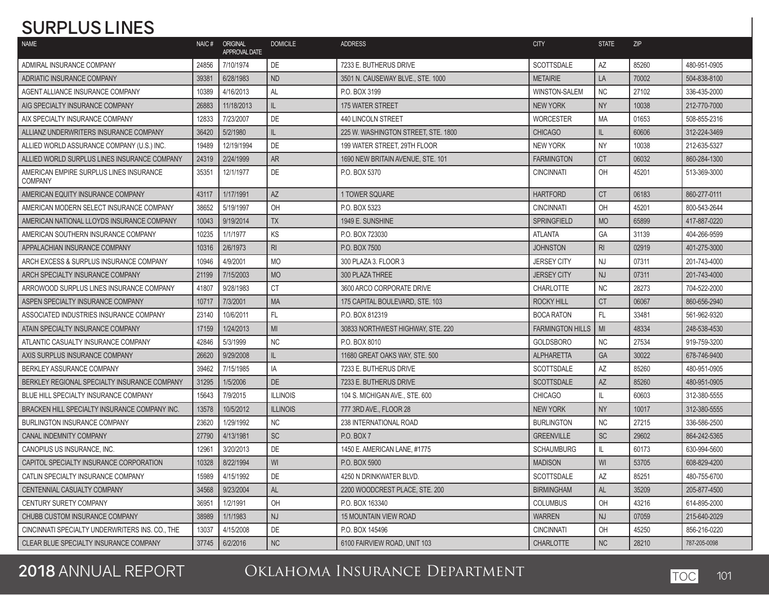# SURPLUS LINES

| NAME | NAIC # | ORIGINAL APPROVAL DATE | DOMICILE | ADDRESS | CITY | STATE | ZIP | |
|---|---|---|---|---|---|---|---|---|
| ADMIRAL INSURANCE COMPANY | 24856 | 7/10/1974 | DE | 7233 E. BUTHERUS DRIVE | SCOTTSDALE | AZ | 85260 | 480-951-0905 |
| ADRIATIC INSURANCE COMPANY | 39381 | 6/28/1983 | ND | 3501 N. CAUSEWAY BLVE., STE. 1000 | METAIRIE | LA | 70002 | 504-838-8100 |
| AGENT ALLIANCE INSURANCE COMPANY | 10389 | 4/16/2013 | AL | P.O. BOX 3199 | WINSTON-SALEM | NC | 27102 | 336-435-2000 |
| AIG SPECIALTY INSURANCE COMPANY | 26883 | 11/18/2013 | IL | 175 WATER STREET | NEW YORK | NY | 10038 | 212-770-7000 |
| AIX SPECIALTY INSURANCE COMPANY | 12833 | 7/23/2007 | DE | 440 LINCOLN STREET | WORCESTER | MA | 01653 | 508-855-2316 |
| ALLIANZ UNDERWRITERS INSURANCE COMPANY | 36420 | 5/2/1980 | IL | 225 W. WASHINGTON STREET, STE. 1800 | CHICAGO | IL | 60606 | 312-224-3469 |
| ALLIED WORLD ASSURANCE COMPANY (U.S.) INC. | 19489 | 12/19/1994 | DE | 199 WATER STREET, 29TH FLOOR | NEW YORK | NY | 10038 | 212-635-5327 |
| ALLIED WORLD SURPLUS LINES INSURANCE COMPANY | 24319 | 2/24/1999 | AR | 1690 NEW BRITAIN AVENUE, STE. 101 | FARMINGTON | CT | 06032 | 860-284-1300 |
| AMERICAN EMPIRE SURPLUS LINES INSURANCE COMPANY | 35351 | 12/1/1977 | DE | P.O. BOX 5370 | CINCINNATI | OH | 45201 | 513-369-3000 |
| AMERICAN EQUITY INSURANCE COMPANY | 43117 | 1/17/1991 | AZ | 1 TOWER SQUARE | HARTFORD | CT | 06183 | 860-277-0111 |
| AMERICAN MODERN SELECT INSURANCE COMPANY | 38652 | 5/19/1997 | OH | P.O. BOX 5323 | CINCINNATI | OH | 45201 | 800-543-2644 |
| AMERICAN NATIONAL LLOYDS INSURANCE COMPANY | 10043 | 9/19/2014 | TX | 1949 E. SUNSHINE | SPRINGFIELD | MO | 65899 | 417-887-0220 |
| AMERICAN SOUTHERN INSURANCE COMPANY | 10235 | 1/1/1977 | KS | P.O. BOX 723030 | ATLANTA | GA | 31139 | 404-266-9599 |
| APPALACHIAN INSURANCE COMPANY | 10316 | 2/6/1973 | RI | P.O. BOX 7500 | JOHNSTON | RI | 02919 | 401-275-3000 |
| ARCH EXCESS & SURPLUS INSURANCE COMPANY | 10946 | 4/9/2001 | MO | 300 PLAZA 3. FLOOR 3 | JERSEY CITY | NJ | 07311 | 201-743-4000 |
| ARCH SPECIALTY INSURANCE COMPANY | 21199 | 7/15/2003 | MO | 300 PLAZA THREE | JERSEY CITY | NJ | 07311 | 201-743-4000 |
| ARROWOOD SURPLUS LINES INSURANCE COMPANY | 41807 | 9/28/1983 | CT | 3600 ARCO CORPORATE DRIVE | CHARLOTTE | NC | 28273 | 704-522-2000 |
| ASPEN SPECIALTY INSURANCE COMPANY | 10717 | 7/3/2001 | MA | 175 CAPITAL BOULEVARD, STE. 103 | ROCKY HILL | CT | 06067 | 860-656-2940 |
| ASSOCIATED INDUSTRIES INSURANCE COMPANY | 23140 | 10/6/2011 | FL | P.O. BOX 812319 | BOCA RATON | FL | 33481 | 561-962-9320 |
| ATAIN SPECIALTY INSURANCE COMPANY | 17159 | 1/24/2013 | MI | 30833 NORTHWEST HIGHWAY, STE. 220 | FARMINGTON HILLS | MI | 48334 | 248-538-4530 |
| ATLANTIC CASUALTY INSURANCE COMPANY | 42846 | 5/3/1999 | NC | P.O. BOX 8010 | GOLDSBORO | NC | 27534 | 919-759-3200 |
| AXIS SURPLUS INSURANCE COMPANY | 26620 | 9/29/2008 | IL | 11680 GREAT OAKS WAY, STE. 500 | ALPHARETTA | GA | 30022 | 678-746-9400 |
| BERKLEY ASSURANCE COMPANY | 39462 | 7/15/1985 | IA | 7233 E. BUTHERUS DRIVE | SCOTTSDALE | AZ | 85260 | 480-951-0905 |
| BERKLEY REGIONAL SPECIALTY INSURANCE COMPANY | 31295 | 1/5/2006 | DE | 7233 E. BUTHERUS DRIVE | SCOTTSDALE | AZ | 85260 | 480-951-0905 |
| BLUE HILL SPECIALTY INSURANCE COMPANY | 15643 | 7/9/2015 | ILLINOIS | 104 S. MICHIGAN AVE., STE. 600 | CHICAGO | IL | 60603 | 312-380-5555 |
| BRACKEN HILL SPECIALTY INSURANCE COMPANY INC. | 13578 | 10/5/2012 | ILLINOIS | 777 3RD AVE., FLOOR 28 | NEW YORK | NY | 10017 | 312-380-5555 |
| BURLINGTON INSURANCE COMPANY | 23620 | 1/29/1992 | NC | 238 INTERNATIONAL ROAD | BURLINGTON | NC | 27215 | 336-586-2500 |
| CANAL INDEMNITY COMPANY | 27790 | 4/13/1981 | SC | P.O. BOX 7 | GREENVILLE | SC | 29602 | 864-242-5365 |
| CANOPIUS US INSURANCE, INC. | 12961 | 3/20/2013 | DE | 1450 E. AMERICAN LANE, #1775 | SCHAUMBURG | IL | 60173 | 630-994-5600 |
| CAPITOL SPECIALTY INSURANCE CORPORATION | 10328 | 8/22/1994 | WI | P.O. BOX 5900 | MADISON | WI | 53705 | 608-829-4200 |
| CATLIN SPECIALTY INSURANCE COMPANY | 15989 | 4/15/1992 | DE | 4250 N DRINKWATER BLVD. | SCOTTSDALE | AZ | 85251 | 480-755-6700 |
| CENTENNIAL CASUALTY COMPANY | 34568 | 9/23/2004 | AL | 2200 WOODCREST PLACE, STE. 200 | BIRMINGHAM | AL | 35209 | 205-877-4500 |
| CENTURY SURETY COMPANY | 36951 | 1/2/1991 | OH | P.O. BOX 163340 | COLUMBUS | OH | 43216 | 614-895-2000 |
| CHUBB CUSTOM INSURANCE COMPANY | 38989 | 1/1/1983 | NJ | 15 MOUNTAIN VIEW ROAD | WARREN | NJ | 07059 | 215-640-2029 |
| CINCINNATI SPECIALTY UNDERWRITERS INS. CO., THE | 13037 | 4/15/2008 | DE | P.O. BOX 145496 | CINCINNATI | OH | 45250 | 856-216-0220 |
| CLEAR BLUE SPECIALTY INSURANCE COMPANY | 37745 | 6/2/2016 | NC | 6100 FAIRVIEW ROAD, UNIT 103 | CHARLOTTE | NC | 28210 | 787-205-0098 |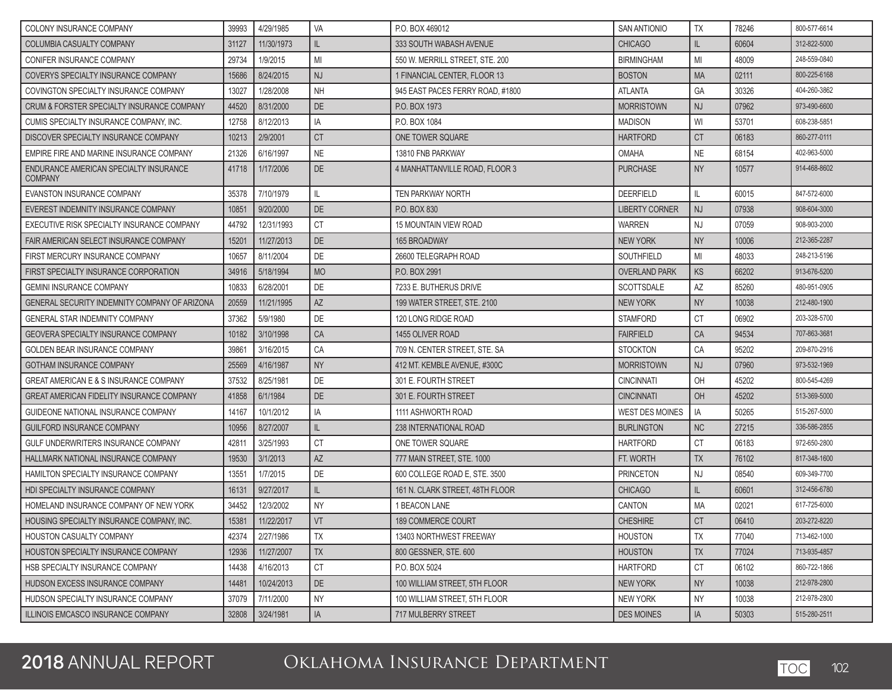| | | | | | | | | |
|---|---|---|---|---|---|---|---|---|
| COLONY INSURANCE COMPANY | 39993 | 4/29/1985 | VA | P.O. BOX 469012 | SAN ANTONIO | TX | 78246 | 800-577-6614 |
| COLUMBIA CASUALTY COMPANY | 31127 | 11/30/1973 | IL | 333 SOUTH WABASH AVENUE | CHICAGO | IL | 60604 | 312-822-5000 |
| CONIFER INSURANCE COMPANY | 29734 | 1/9/2015 | MI | 550 W. MERRILL STREET, STE. 200 | BIRMINGHAM | MI | 48009 | 248-559-0840 |
| COVERYS SPECIALTY INSURANCE COMPANY | 15686 | 8/24/2015 | NJ | 1 FINANCIAL CENTER, FLOOR 13 | BOSTON | MA | 02111 | 800-225-6168 |
| COVINGTON SPECIALTY INSURANCE COMPANY | 13027 | 1/28/2008 | NH | 945 EAST PACES FERRY ROAD, #1800 | ATLANTA | GA | 30326 | 404-260-3862 |
| CRUM & FORSTER SPECIALTY INSURANCE COMPANY | 44520 | 8/31/2000 | DE | P.O. BOX 1973 | MORRISTOWN | NJ | 07962 | 973-490-6600 |
| CUMIS SPECIALTY INSURANCE COMPANY, INC. | 12758 | 8/12/2013 | IA | P.O. BOX 1084 | MADISON | WI | 53701 | 608-238-5851 |
| DISCOVER SPECIALTY INSURANCE COMPANY | 10213 | 2/9/2001 | CT | ONE TOWER SQUARE | HARTFORD | CT | 06183 | 860-277-0111 |
| EMPIRE FIRE AND MARINE INSURANCE COMPANY | 21326 | 6/16/1997 | NE | 13810 FNB PARKWAY | OMAHA | NE | 68154 | 402-963-5000 |
| ENDURANCE AMERICAN SPECIALTY INSURANCE COMPANY | 41718 | 1/17/2006 | DE | 4 MANHATTANVILLE ROAD, FLOOR 3 | PURCHASE | NY | 10577 | 914-468-8602 |
| EVANSTON INSURANCE COMPANY | 35378 | 7/10/1979 | IL | TEN PARKWAY NORTH | DEERFIELD | IL | 60015 | 847-572-6000 |
| EVEREST INDEMNITY INSURANCE COMPANY | 10851 | 9/20/2000 | DE | P.O. BOX 830 | LIBERTY CORNER | NJ | 07938 | 908-604-3000 |
| EXECUTIVE RISK SPECIALTY INSURANCE COMPANY | 44792 | 12/31/1993 | CT | 15 MOUNTAIN VIEW ROAD | WARREN | NJ | 07059 | 908-903-2000 |
| FAIR AMERICAN SELECT INSURANCE COMPANY | 15201 | 11/27/2013 | DE | 165 BROADWAY | NEW YORK | NY | 10006 | 212-365-2287 |
| FIRST MERCURY INSURANCE COMPANY | 10657 | 8/11/2004 | DE | 26600 TELEGRAPH ROAD | SOUTHFIELD | MI | 48033 | 248-213-5196 |
| FIRST SPECIALTY INSURANCE CORPORATION | 34916 | 5/18/1994 | MO | P.O. BOX 2991 | OVERLAND PARK | KS | 66202 | 913-676-5200 |
| GEMINI INSURANCE COMPANY | 10833 | 6/28/2001 | DE | 7233 E. BUTHERUS DRIVE | SCOTTSDALE | AZ | 85260 | 480-951-0905 |
| GENERAL SECURITY INDEMNITY COMPANY OF ARIZONA | 20559 | 11/21/1995 | AZ | 199 WATER STREET, STE. 2100 | NEW YORK | NY | 10038 | 212-480-1900 |
| GENERAL STAR INDEMNITY COMPANY | 37362 | 5/9/1980 | DE | 120 LONG RIDGE ROAD | STAMFORD | CT | 06902 | 203-328-5700 |
| GEOVERA SPECIALTY INSURANCE COMPANY | 10182 | 3/10/1998 | CA | 1455 OLIVER ROAD | FAIRFIELD | CA | 94534 | 707-863-3681 |
| GOLDEN BEAR INSURANCE COMPANY | 39861 | 3/16/2015 | CA | 709 N. CENTER STREET, STE. SA | STOCKTON | CA | 95202 | 209-870-2916 |
| GOTHAM INSURANCE COMPANY | 25569 | 4/16/1987 | NY | 412 MT. KEMBLE AVENUE, #300C | MORRISTOWN | NJ | 07960 | 973-532-1969 |
| GREAT AMERICAN E & S INSURANCE COMPANY | 37532 | 8/25/1981 | DE | 301 E. FOURTH STREET | CINCINNATI | OH | 45202 | 800-545-4269 |
| GREAT AMERICAN FIDELITY INSURANCE COMPANY | 41858 | 6/1/1984 | DE | 301 E. FOURTH STREET | CINCINNATI | OH | 45202 | 513-369-5000 |
| GUIDEONE NATIONAL INSURANCE COMPANY | 14167 | 10/1/2012 | IA | 1111 ASHWORTH ROAD | WEST DES MOINES | IA | 50265 | 515-267-5000 |
| GUILFORD INSURANCE COMPANY | 10956 | 8/27/2007 | IL | 238 INTERNATIONAL ROAD | BURLINGTON | NC | 27215 | 336-586-2855 |
| GULF UNDERWRITERS INSURANCE COMPANY | 42811 | 3/25/1993 | CT | ONE TOWER SQUARE | HARTFORD | CT | 06183 | 972-650-2800 |
| HALLMARK NATIONAL INSURANCE COMPANY | 19530 | 3/1/2013 | AZ | 777 MAIN STREET, STE. 1000 | FT. WORTH | TX | 76102 | 817-348-1600 |
| HAMILTON SPECIALTY INSURANCE COMPANY | 13551 | 1/7/2015 | DE | 600 COLLEGE ROAD E, STE. 3500 | PRINCETON | NJ | 08540 | 609-349-7700 |
| HDI SPECIALTY INSURANCE COMPANY | 16131 | 9/27/2017 | IL | 161 N. CLARK STREET, 48TH FLOOR | CHICAGO | IL | 60601 | 312-456-6780 |
| HOMELAND INSURANCE COMPANY OF NEW YORK | 34452 | 12/3/2002 | NY | 1 BEACON LANE | CANTON | MA | 02021 | 617-725-6000 |
| HOUSING SPECIALTY INSURANCE COMPANY, INC. | 15381 | 11/22/2017 | VT | 189 COMMERCE COURT | CHESHIRE | CT | 06410 | 203-272-8220 |
| HOUSTON CASUALTY COMPANY | 42374 | 2/27/1986 | TX | 13403 NORTHWEST FREEWAY | HOUSTON | TX | 77040 | 713-462-1000 |
| HOUSTON SPECIALTY INSURANCE COMPANY | 12936 | 11/27/2007 | TX | 800 GESSNER, STE. 600 | HOUSTON | TX | 77024 | 713-935-4857 |
| HSB SPECIALTY INSURANCE COMPANY | 14438 | 4/16/2013 | CT | P.O. BOX 5024 | HARTFORD | CT | 06102 | 860-722-1866 |
| HUDSON EXCESS INSURANCE COMPANY | 14481 | 10/24/2013 | DE | 100 WILLIAM STREET, 5TH FLOOR | NEW YORK | NY | 10038 | 212-978-2800 |
| HUDSON SPECIALTY INSURANCE COMPANY | 37079 | 7/11/2000 | NY | 100 WILLIAM STREET, 5TH FLOOR | NEW YORK | NY | 10038 | 212-978-2800 |
| ILLINOIS EMCASCO INSURANCE COMPANY | 32808 | 3/24/1981 | IA | 717 MULBERRY STREET | DES MOINES | IA | 50303 | 515-280-2511 |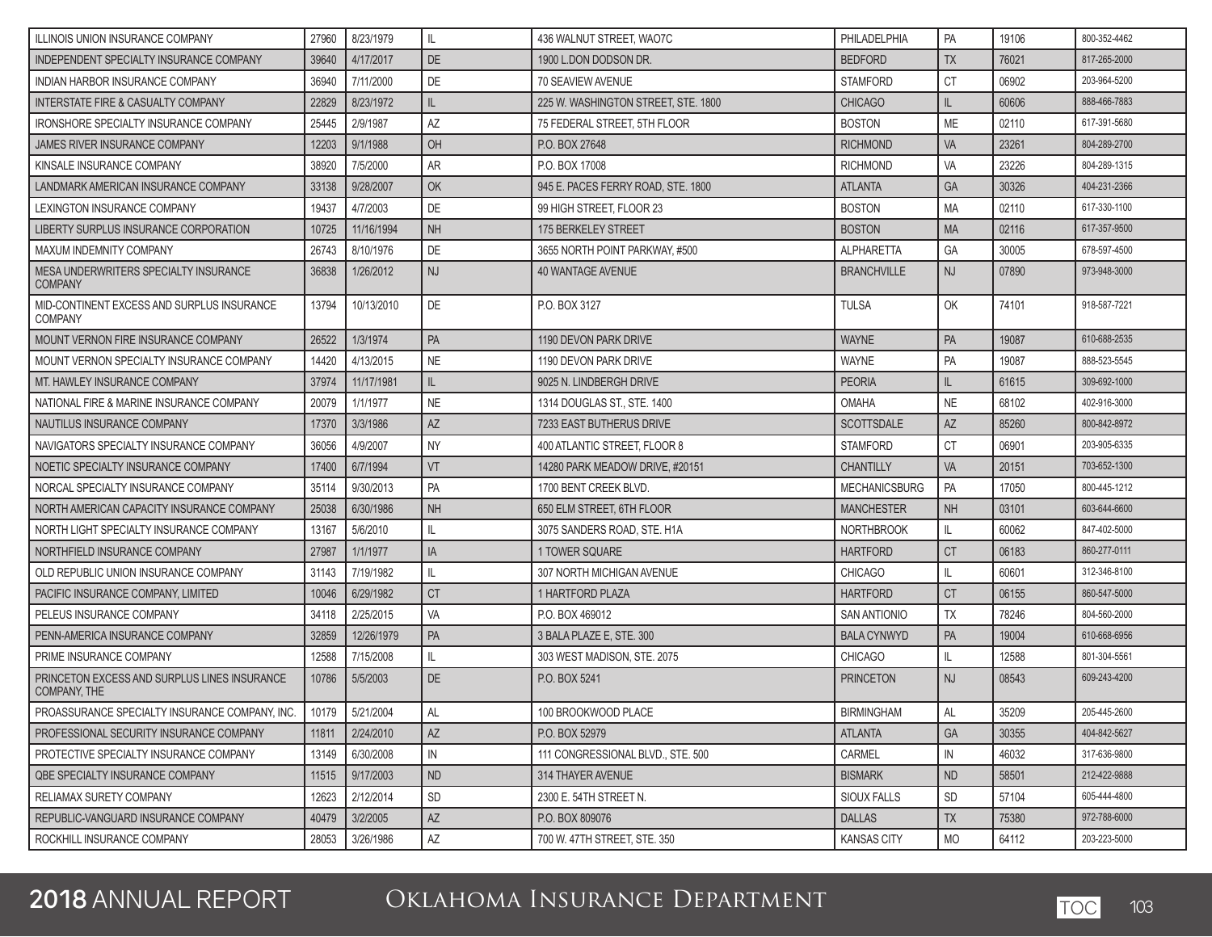| | | | | | | | | |
|---|---|---|---|---|---|---|---|---|
| ILLINOIS UNION INSURANCE COMPANY | 27960 | 8/23/1979 | IL | 436 WALNUT STREET, WAO7C | PHILADELPHIA | PA | 19106 | 800-352-4462 |
| INDEPENDENT SPECIALTY INSURANCE COMPANY | 39640 | 4/17/2017 | DE | 1900 L.DON DODSON DR. | BEDFORD | TX | 76021 | 817-265-2000 |
| INDIAN HARBOR INSURANCE COMPANY | 36940 | 7/11/2000 | DE | 70 SEAVIEW AVENUE | STAMFORD | CT | 06902 | 203-964-5200 |
| INTERSTATE FIRE & CASUALTY COMPANY | 22829 | 8/23/1972 | IL | 225 W. WASHINGTON STREET, STE. 1800 | CHICAGO | IL | 60606 | 888-466-7883 |
| IRONSHORE SPECIALTY INSURANCE COMPANY | 25445 | 2/9/1987 | AZ | 75 FEDERAL STREET, 5TH FLOOR | BOSTON | ME | 02110 | 617-391-5680 |
| JAMES RIVER INSURANCE COMPANY | 12203 | 9/1/1988 | OH | P.O. BOX 27648 | RICHMOND | VA | 23261 | 804-289-2700 |
| KINSALE INSURANCE COMPANY | 38920 | 7/5/2000 | AR | P.O. BOX 17008 | RICHMOND | VA | 23226 | 804-289-1315 |
| LANDMARK AMERICAN INSURANCE COMPANY | 33138 | 9/28/2007 | OK | 945 E. PACES FERRY ROAD, STE. 1800 | ATLANTA | GA | 30326 | 404-231-2366 |
| LEXINGTON INSURANCE COMPANY | 19437 | 4/7/2003 | DE | 99 HIGH STREET, FLOOR 23 | BOSTON | MA | 02110 | 617-330-1100 |
| LIBERTY SURPLUS INSURANCE CORPORATION | 10725 | 11/16/1994 | NH | 175 BERKELEY STREET | BOSTON | MA | 02116 | 617-357-9500 |
| MAXUM INDEMNITY COMPANY | 26743 | 8/10/1976 | DE | 3655 NORTH POINT PARKWAY, #500 | ALPHARETTA | GA | 30005 | 678-597-4500 |
| MESA UNDERWRITERS SPECIALTY INSURANCE COMPANY | 36838 | 1/26/2012 | NJ | 40 WANTAGE AVENUE | BRANCHVILLE | NJ | 07890 | 973-948-3000 |
| MID-CONTINENT EXCESS AND SURPLUS INSURANCE COMPANY | 13794 | 10/13/2010 | DE | P.O. BOX 3127 | TULSA | OK | 74101 | 918-587-7221 |
| MOUNT VERNON FIRE INSURANCE COMPANY | 26522 | 1/3/1974 | PA | 1190 DEVON PARK DRIVE | WAYNE | PA | 19087 | 610-688-2535 |
| MOUNT VERNON SPECIALTY INSURANCE COMPANY | 14420 | 4/13/2015 | NE | 1190 DEVON PARK DRIVE | WAYNE | PA | 19087 | 888-523-5545 |
| MT. HAWLEY INSURANCE COMPANY | 37974 | 11/17/1981 | IL | 9025 N. LINDBERGH DRIVE | PEORIA | IL | 61615 | 309-692-1000 |
| NATIONAL FIRE & MARINE INSURANCE COMPANY | 20079 | 1/1/1977 | NE | 1314 DOUGLAS ST., STE. 1400 | OMAHA | NE | 68102 | 402-916-3000 |
| NAUTILUS INSURANCE COMPANY | 17370 | 3/3/1986 | AZ | 7233 EAST BUTHERUS DRIVE | SCOTTSDALE | AZ | 85260 | 800-842-8972 |
| NAVIGATORS SPECIALTY INSURANCE COMPANY | 36056 | 4/9/2007 | NY | 400 ATLANTIC STREET, FLOOR 8 | STAMFORD | CT | 06901 | 203-905-6335 |
| NOETIC SPECIALTY INSURANCE COMPANY | 17400 | 6/7/1994 | VT | 14280 PARK MEADOW DRIVE, #20151 | CHANTILLY | VA | 20151 | 703-652-1300 |
| NORCAL SPECIALTY INSURANCE COMPANY | 35114 | 9/30/2013 | PA | 1700 BENT CREEK BLVD. | MECHANICSBURG | PA | 17050 | 800-445-1212 |
| NORTH AMERICAN CAPACITY INSURANCE COMPANY | 25038 | 6/30/1986 | NH | 650 ELM STREET, 6TH FLOOR | MANCHESTER | NH | 03101 | 603-644-6600 |
| NORTH LIGHT SPECIALTY INSURANCE COMPANY | 13167 | 5/6/2010 | IL | 3075 SANDERS ROAD, STE. H1A | NORTHBROOK | IL | 60062 | 847-402-5000 |
| NORTHFIELD INSURANCE COMPANY | 27987 | 1/1/1977 | IA | 1 TOWER SQUARE | HARTFORD | CT | 06183 | 860-277-0111 |
| OLD REPUBLIC UNION INSURANCE COMPANY | 31143 | 7/19/1982 | IL | 307 NORTH MICHIGAN AVENUE | CHICAGO | IL | 60601 | 312-346-8100 |
| PACIFIC INSURANCE COMPANY, LIMITED | 10046 | 6/29/1982 | CT | 1 HARTFORD PLAZA | HARTFORD | CT | 06155 | 860-547-5000 |
| PELEUS INSURANCE COMPANY | 34118 | 2/25/2015 | VA | P.O. BOX 469012 | SAN ANTIONIO | TX | 78246 | 804-560-2000 |
| PENN-AMERICA INSURANCE COMPANY | 32859 | 12/26/1979 | PA | 3 BALA PLAZE E, STE. 300 | BALA CYNWYD | PA | 19004 | 610-668-6956 |
| PRIME INSURANCE COMPANY | 12588 | 7/15/2008 | IL | 303 WEST MADISON, STE. 2075 | CHICAGO | IL | 12588 | 801-304-5561 |
| PRINCETON EXCESS AND SURPLUS LINES INSURANCE COMPANY, THE | 10786 | 5/5/2003 | DE | P.O. BOX 5241 | PRINCETON | NJ | 08543 | 609-243-4200 |
| PROASSURANCE SPECIALTY INSURANCE COMPANY, INC. | 10179 | 5/21/2004 | AL | 100 BROOKWOOD PLACE | BIRMINGHAM | AL | 35209 | 205-445-2600 |
| PROFESSIONAL SECURITY INSURANCE COMPANY | 11811 | 2/24/2010 | AZ | P.O. BOX 52979 | ATLANTA | GA | 30355 | 404-842-5627 |
| PROTECTIVE SPECIALTY INSURANCE COMPANY | 13149 | 6/30/2008 | IN | 111 CONGRESSIONAL BLVD., STE. 500 | CARMEL | IN | 46032 | 317-636-9800 |
| QBE SPECIALTY INSURANCE COMPANY | 11515 | 9/17/2003 | ND | 314 THAYER AVENUE | BISMARK | ND | 58501 | 212-422-9888 |
| RELIAMAX SURETY COMPANY | 12623 | 2/12/2014 | SD | 2300 E. 54TH STREET N. | SIOUX FALLS | SD | 57104 | 605-444-4800 |
| REPUBLIC-VANGUARD INSURANCE COMPANY | 40479 | 3/2/2005 | AZ | P.O. BOX 809076 | DALLAS | TX | 75380 | 972-788-6000 |
| ROCKHILL INSURANCE COMPANY | 28053 | 3/26/1986 | AZ | 700 W. 47TH STREET, STE. 350 | KANSAS CITY | MO | 64112 | 203-223-5000 |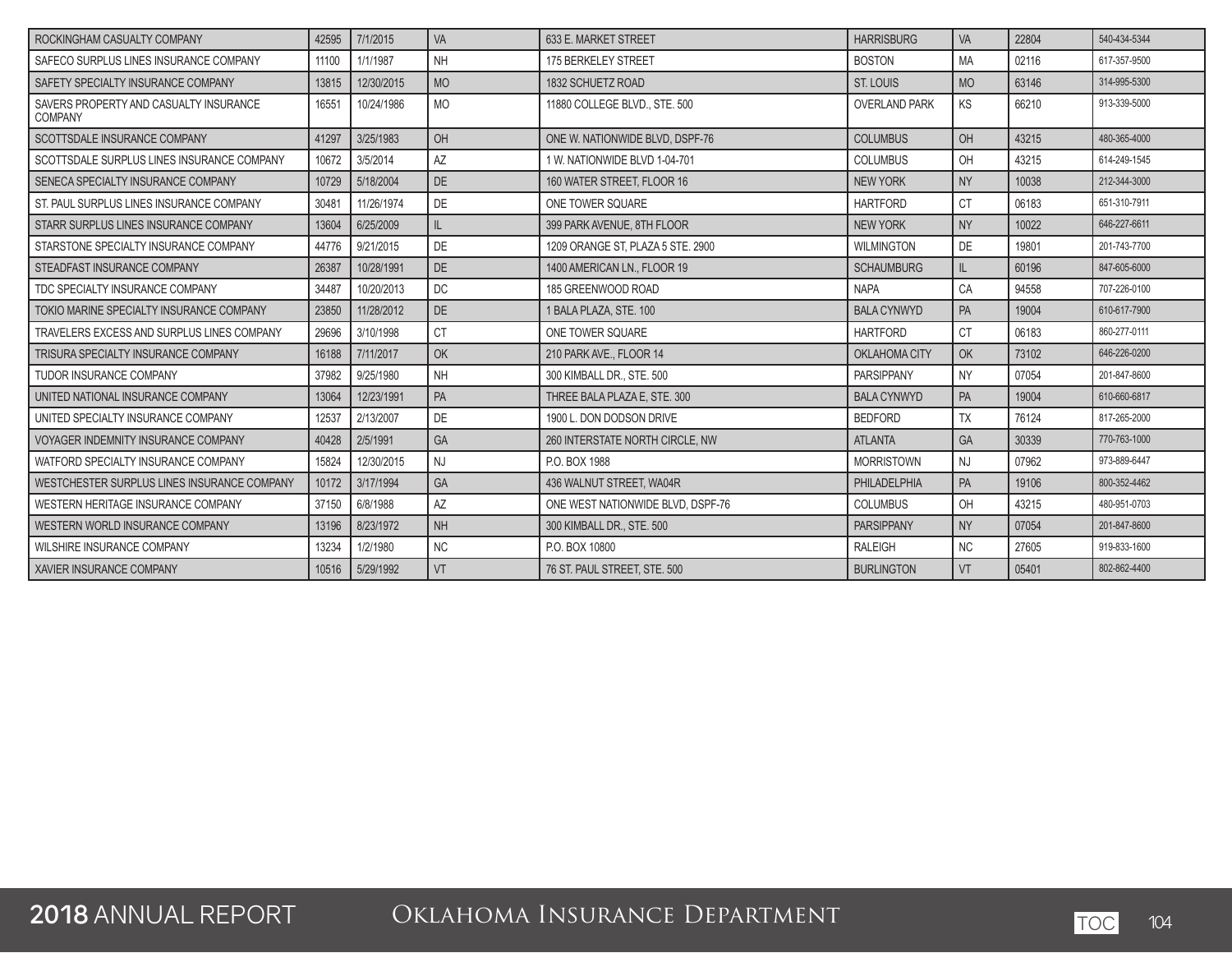| | | | | | | | | |
|---|---|---|---|---|---|---|---|---|
| ROCKINGHAM CASUALTY COMPANY | 42595 | 7/1/2015 | VA | 633 E. MARKET STREET | HARRISBURG | VA | 22804 | 540-434-5344 |
| SAFECO SURPLUS LINES INSURANCE COMPANY | 11100 | 1/1/1987 | NH | 175 BERKELEY STREET | BOSTON | MA | 02116 | 617-357-9500 |
| SAFETY SPECIALTY INSURANCE COMPANY | 13815 | 12/30/2015 | MO | 1832 SCHUETZ ROAD | ST. LOUIS | MO | 63146 | 314-995-5300 |
| SAVERS PROPERTY AND CASUALTY INSURANCE COMPANY | 16551 | 10/24/1986 | MO | 11880 COLLEGE BLVD., STE. 500 | OVERLAND PARK | KS | 66210 | 913-339-5000 |
| SCOTTSDALE INSURANCE COMPANY | 41297 | 3/25/1983 | OH | ONE W. NATIONWIDE BLVD, DSPF-76 | COLUMBUS | OH | 43215 | 480-365-4000 |
| SCOTTSDALE SURPLUS LINES INSURANCE COMPANY | 10672 | 3/5/2014 | AZ | 1 W. NATIONWIDE BLVD 1-04-701 | COLUMBUS | OH | 43215 | 614-249-1545 |
| SENECA SPECIALTY INSURANCE COMPANY | 10729 | 5/18/2004 | DE | 160 WATER STREET, FLOOR 16 | NEW YORK | NY | 10038 | 212-344-3000 |
| ST. PAUL SURPLUS LINES INSURANCE COMPANY | 30481 | 11/26/1974 | DE | ONE TOWER SQUARE | HARTFORD | CT | 06183 | 651-310-7911 |
| STARR SURPLUS LINES INSURANCE COMPANY | 13604 | 6/25/2009 | IL | 399 PARK AVENUE, 8TH FLOOR | NEW YORK | NY | 10022 | 646-227-6611 |
| STARSTONE SPECIALTY INSURANCE COMPANY | 44776 | 9/21/2015 | DE | 1209 ORANGE ST, PLAZA 5 STE. 2900 | WILMINGTON | DE | 19801 | 201-743-7700 |
| STEADFAST INSURANCE COMPANY | 26387 | 10/28/1991 | DE | 1400 AMERICAN LN., FLOOR 19 | SCHAUMBURG | IL | 60196 | 847-605-6000 |
| TDC SPECIALTY INSURANCE COMPANY | 34487 | 10/20/2013 | DC | 185 GREENWOOD ROAD | NAPA | CA | 94558 | 707-226-0100 |
| TOKIO MARINE SPECIALTY INSURANCE COMPANY | 23850 | 11/28/2012 | DE | 1 BALA PLAZA, STE. 100 | BALA CYNWYD | PA | 19004 | 610-617-7900 |
| TRAVELERS EXCESS AND SURPLUS LINES COMPANY | 29696 | 3/10/1998 | CT | ONE TOWER SQUARE | HARTFORD | CT | 06183 | 860-277-0111 |
| TRISURA SPECIALTY INSURANCE COMPANY | 16188 | 7/11/2017 | OK | 210 PARK AVE., FLOOR 14 | OKLAHOMA CITY | OK | 73102 | 646-226-0200 |
| TUDOR INSURANCE COMPANY | 37982 | 9/25/1980 | NH | 300 KIMBALL DR., STE. 500 | PARSIPPANY | NY | 07054 | 201-847-8600 |
| UNITED NATIONAL INSURANCE COMPANY | 13064 | 12/23/1991 | PA | THREE BALA PLAZA E, STE. 300 | BALA CYNWYD | PA | 19004 | 610-660-6817 |
| UNITED SPECIALTY INSURANCE COMPANY | 12537 | 2/13/2007 | DE | 1900 L. DON DODSON DRIVE | BEDFORD | TX | 76124 | 817-265-2000 |
| VOYAGER INDEMNITY INSURANCE COMPANY | 40428 | 2/5/1991 | GA | 260 INTERSTATE NORTH CIRCLE, NW | ATLANTA | GA | 30339 | 770-763-1000 |
| WATFORD SPECIALTY INSURANCE COMPANY | 15824 | 12/30/2015 | NJ | P.O. BOX 1988 | MORRISTOWN | NJ | 07962 | 973-889-6447 |
| WESTCHESTER SURPLUS LINES INSURANCE COMPANY | 10172 | 3/17/1994 | GA | 436 WALNUT STREET, WA04R | PHILADELPHIA | PA | 19106 | 800-352-4462 |
| WESTERN HERITAGE INSURANCE COMPANY | 37150 | 6/8/1988 | AZ | ONE WEST NATIONWIDE BLVD, DSPF-76 | COLUMBUS | OH | 43215 | 480-951-0703 |
| WESTERN WORLD INSURANCE COMPANY | 13196 | 8/23/1972 | NH | 300 KIMBALL DR., STE. 500 | PARSIPPANY | NY | 07054 | 201-847-8600 |
| WILSHIRE INSURANCE COMPANY | 13234 | 1/2/1980 | NC | P.O. BOX 10800 | RALEIGH | NC | 27605 | 919-833-1600 |
| XAVIER INSURANCE COMPANY | 10516 | 5/29/1992 | VT | 76 ST. PAUL STREET, STE. 500 | BURLINGTON | VT | 05401 | 802-862-4400 |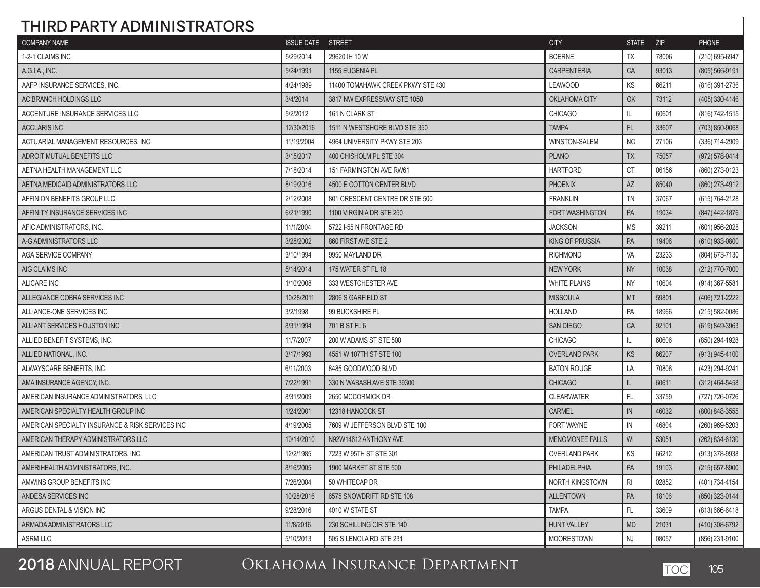# THIRD PARTY ADMINISTRATORS

| COMPANY NAME | ISSUE DATE | STREET | CITY | STATE | ZIP | PHONE |
|---|---|---|---|---|---|---|
| 1-2-1 CLAIMS INC | 5/29/2014 | 29620 IH 10 W | BOERNE | TX | 78006 | (210) 695-6947 |
| A.G.I.A., INC. | 5/24/1991 | 1155 EUGENIA PL | CARPENTERIA | CA | 93013 | (805) 566-9191 |
| AAFP INSURANCE SERVICES, INC. | 4/24/1989 | 11400 TOMAHAWK CREEK PKWY STE 430 | LEAWOOD | KS | 66211 | (816) 391-2736 |
| AC BRANCH HOLDINGS LLC | 3/4/2014 | 3817 NW EXPRESSWAY STE 1050 | OKLAHOMA CITY | OK | 73112 | (405) 330-4146 |
| ACCENTURE INSURANCE SERVICES LLC | 5/2/2012 | 161 N CLARK ST | CHICAGO | IL | 60601 | (816) 742-1515 |
| ACCLARIS INC | 12/30/2016 | 1511 N WESTSHORE BLVD STE 350 | TAMPA | FL | 33607 | (703) 850-9068 |
| ACTUARIAL MANAGEMENT RESOURCES, INC. | 11/19/2004 | 4964 UNIVERSITY PKWY STE 203 | WINSTON-SALEM | NC | 27106 | (336) 714-2909 |
| ADROIT MUTUAL BENEFITS LLC | 3/15/2017 | 400 CHISHOLM PL STE 304 | PLANO | TX | 75057 | (972) 578-0414 |
| AETNA HEALTH MANAGEMENT LLC | 7/18/2014 | 151 FARMINGTON AVE RW61 | HARTFORD | CT | 06156 | (860) 273-0123 |
| AETNA MEDICAID ADMINISTRATORS LLC | 8/19/2016 | 4500 E COTTON CENTER BLVD | PHOENIX | AZ | 85040 | (860) 273-4912 |
| AFFINION BENEFITS GROUP LLC | 2/12/2008 | 801 CRESCENT CENTRE DR STE 500 | FRANKLIN | TN | 37067 | (615) 764-2128 |
| AFFINITY INSURANCE SERVICES INC | 6/21/1990 | 1100 VIRGINIA DR STE 250 | FORT WASHINGTON | PA | 19034 | (847) 442-1876 |
| AFIC ADMINISTRATORS, INC. | 11/1/2004 | 5722 I-55 N FRONTAGE RD | JACKSON | MS | 39211 | (601) 956-2028 |
| A-G ADMINISTRATORS LLC | 3/28/2002 | 860 FIRST AVE STE 2 | KING OF PRUSSIA | PA | 19406 | (610) 933-0800 |
| AGA SERVICE COMPANY | 3/10/1994 | 9950 MAYLAND DR | RICHMOND | VA | 23233 | (804) 673-7130 |
| AIG CLAIMS INC | 5/14/2014 | 175 WATER ST FL 18 | NEW YORK | NY | 10038 | (212) 770-7000 |
| ALICARE INC | 1/10/2008 | 333 WESTCHESTER AVE | WHITE PLAINS | NY | 10604 | (914) 367-5581 |
| ALLEGIANCE COBRA SERVICES INC | 10/28/2011 | 2806 S GARFIELD ST | MISSOULA | MT | 59801 | (406) 721-2222 |
| ALLIANCE-ONE SERVICES INC | 3/2/1998 | 99 BUCKSHIRE PL | HOLLAND | PA | 18966 | (215) 582-0086 |
| ALLIANT SERVICES HOUSTON INC | 8/31/1994 | 701 B ST FL 6 | SAN DIEGO | CA | 92101 | (619) 849-3963 |
| ALLIED BENEFIT SYSTEMS, INC. | 11/7/2007 | 200 W ADAMS ST STE 500 | CHICAGO | IL | 60606 | (850) 294-1928 |
| ALLIED NATIONAL, INC. | 3/17/1993 | 4551 W 107TH ST STE 100 | OVERLAND PARK | KS | 66207 | (913) 945-4100 |
| ALWAYSCARE BENEFITS, INC. | 6/11/2003 | 8485 GOODWOOD BLVD | BATON ROUGE | LA | 70806 | (423) 294-9241 |
| AMA INSURANCE AGENCY, INC. | 7/22/1991 | 330 N WABASH AVE STE 39300 | CHICAGO | IL | 60611 | (312) 464-5458 |
| AMERICAN INSURANCE ADMINISTRATORS, LLC | 8/31/2009 | 2650 MCCORMICK DR | CLEARWATER | FL | 33759 | (727) 726-0726 |
| AMERICAN SPECIALTY HEALTH GROUP INC | 1/24/2001 | 12318 HANCOCK ST | CARMEL | IN | 46032 | (800) 848-3555 |
| AMERICAN SPECIALTY INSURANCE & RISK SERVICES INC | 4/19/2005 | 7609 W JEFFERSON BLVD STE 100 | FORT WAYNE | IN | 46804 | (260) 969-5203 |
| AMERICAN THERAPY ADMINISTRATORS LLC | 10/14/2010 | N92W14612 ANTHONY AVE | MENOMONEE FALLS | WI | 53051 | (262) 834-6130 |
| AMERICAN TRUST ADMINISTRATORS, INC. | 12/2/1985 | 7223 W 95TH ST STE 301 | OVERLAND PARK | KS | 66212 | (913) 378-9938 |
| AMERIHEALTH ADMINISTRATORS, INC. | 8/16/2005 | 1900 MARKET ST STE 500 | PHILADELPHIA | PA | 19103 | (215) 657-8900 |
| AMWINS GROUP BENEFITS INC | 7/26/2004 | 50 WHITECAP DR | NORTH KINGSTOWN | RI | 02852 | (401) 734-4154 |
| ANDESA SERVICES INC | 10/28/2016 | 6575 SNOWDRIFT RD STE 108 | ALLENTOWN | PA | 18106 | (850) 323-0144 |
| ARGUS DENTAL & VISION INC | 9/28/2016 | 4010 W STATE ST | TAMPA | FL | 33609 | (813) 666-6418 |
| ARMADA ADMINISTRATORS LLC | 11/8/2016 | 230 SCHILLING CIR STE 140 | HUNT VALLEY | MD | 21031 | (410) 308-6792 |
| ASRM LLC | 5/10/2013 | 505 S LENOLA RD STE 231 | MOORESTOWN | NJ | 08057 | (856) 231-9100 |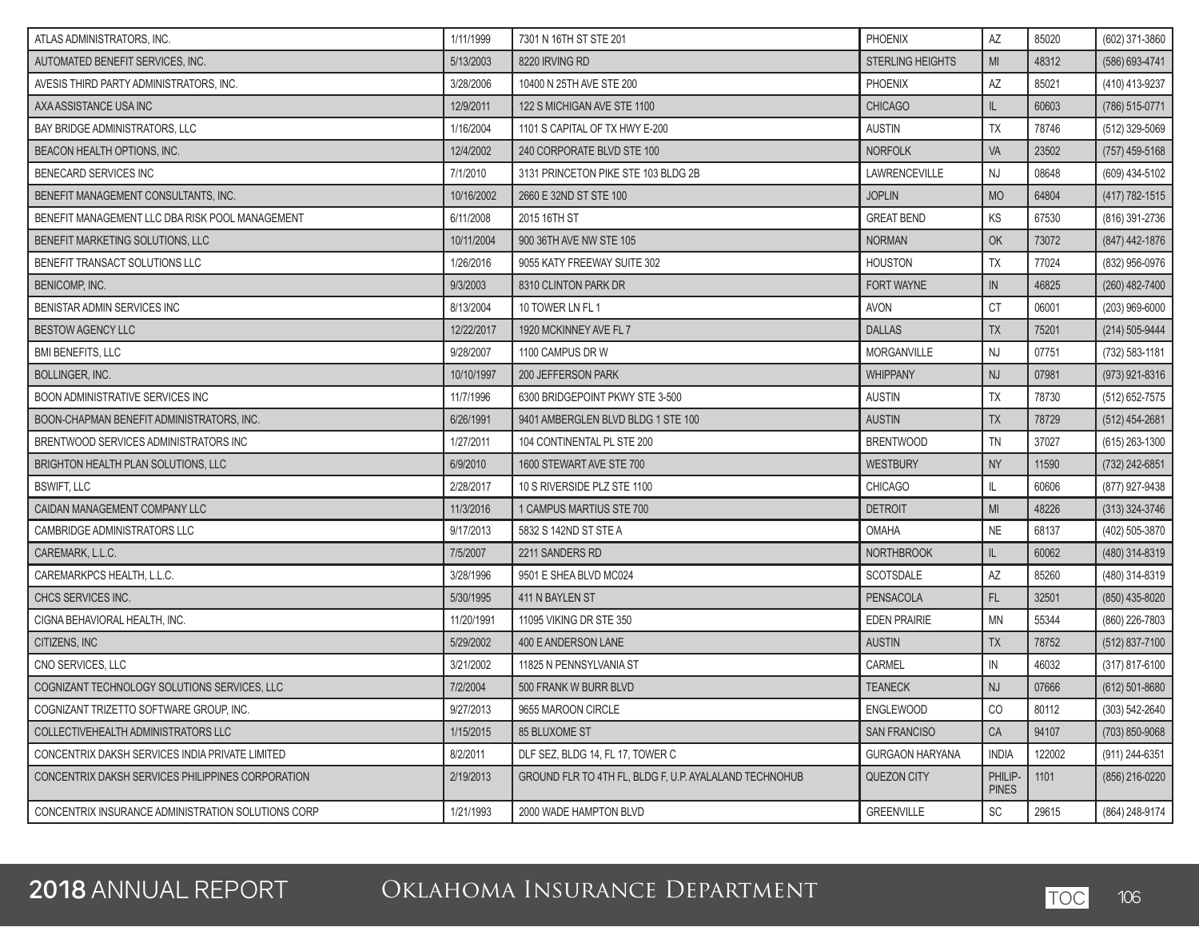| | | | | | | |
|---|---|---|---|---|---|---|
| ATLAS ADMINISTRATORS, INC. | 1/11/1999 | 7301 N 16TH ST STE 201 | PHOENIX | AZ | 85020 | (602) 371-3860 |
| AUTOMATED BENEFIT SERVICES, INC. | 5/13/2003 | 8220 IRVING RD | STERLING HEIGHTS | MI | 48312 | (586) 693-4741 |
| AVESIS THIRD PARTY ADMINISTRATORS, INC. | 3/28/2006 | 10400 N 25TH AVE STE 200 | PHOENIX | AZ | 85021 | (410) 413-9237 |
| AXA ASSISTANCE USA INC | 12/9/2011 | 122 S MICHIGAN AVE STE 1100 | CHICAGO | IL | 60603 | (786) 515-0771 |
| BAY BRIDGE ADMINISTRATORS, LLC | 1/16/2004 | 1101 S CAPITAL OF TX HWY E-200 | AUSTIN | TX | 78746 | (512) 329-5069 |
| BEACON HEALTH OPTIONS, INC. | 12/4/2002 | 240 CORPORATE BLVD STE 100 | NORFOLK | VA | 23502 | (757) 459-5168 |
| BENECARD SERVICES INC | 7/1/2010 | 3131 PRINCETON PIKE STE 103 BLDG 2B | LAWRENCEVILLE | NJ | 08648 | (609) 434-5102 |
| BENEFIT MANAGEMENT CONSULTANTS, INC. | 10/16/2002 | 2660 E 32ND ST STE 100 | JOPLIN | MO | 64804 | (417) 782-1515 |
| BENEFIT MANAGEMENT LLC DBA RISK POOL MANAGEMENT | 6/11/2008 | 2015 16TH ST | GREAT BEND | KS | 67530 | (816) 391-2736 |
| BENEFIT MARKETING SOLUTIONS, LLC | 10/11/2004 | 900 36TH AVE NW STE 105 | NORMAN | OK | 73072 | (847) 442-1876 |
| BENEFIT TRANSACT SOLUTIONS LLC | 1/26/2016 | 9055 KATY FREEWAY SUITE 302 | HOUSTON | TX | 77024 | (832) 956-0976 |
| BENICOMP, INC. | 9/3/2003 | 8310 CLINTON PARK DR | FORT WAYNE | IN | 46825 | (260) 482-7400 |
| BENISTAR ADMIN SERVICES INC | 8/13/2004 | 10 TOWER LN FL 1 | AVON | CT | 06001 | (203) 969-6000 |
| BESTOW AGENCY LLC | 12/22/2017 | 1920 MCKINNEY AVE FL 7 | DALLAS | TX | 75201 | (214) 505-9444 |
| BMI BENEFITS, LLC | 9/28/2007 | 1100 CAMPUS DR W | MORGANVILLE | NJ | 07751 | (732) 583-1181 |
| BOLLINGER, INC. | 10/10/1997 | 200 JEFFERSON PARK | WHIPPANY | NJ | 07981 | (973) 921-8316 |
| BOON ADMINISTRATIVE SERVICES INC | 11/7/1996 | 6300 BRIDGEPOINT PKWY STE 3-500 | AUSTIN | TX | 78730 | (512) 652-7575 |
| BOON-CHAPMAN BENEFIT ADMINISTRATORS, INC. | 6/26/1991 | 9401 AMBERGLEN BLVD BLDG 1 STE 100 | AUSTIN | TX | 78729 | (512) 454-2681 |
| BRENTWOOD SERVICES ADMINISTRATORS INC | 1/27/2011 | 104 CONTINENTAL PL STE 200 | BRENTWOOD | TN | 37027 | (615) 263-1300 |
| BRIGHTON HEALTH PLAN SOLUTIONS, LLC | 6/9/2010 | 1600 STEWART AVE STE 700 | WESTBURY | NY | 11590 | (732) 242-6851 |
| BSWIFT, LLC | 2/28/2017 | 10 S RIVERSIDE PLZ STE 1100 | CHICAGO | IL | 60606 | (877) 927-9438 |
| CAIDAN MANAGEMENT COMPANY LLC | 11/3/2016 | 1 CAMPUS MARTIUS STE 700 | DETROIT | MI | 48226 | (313) 324-3746 |
| CAMBRIDGE ADMINISTRATORS LLC | 9/17/2013 | 5832 S 142ND ST STE A | OMAHA | NE | 68137 | (402) 505-3870 |
| CAREMARK, L.L.C. | 7/5/2007 | 2211 SANDERS RD | NORTHBROOK | IL | 60062 | (480) 314-8319 |
| CAREMARKPCS HEALTH, L.L.C. | 3/28/1996 | 9501 E SHEA BLVD MC024 | SCOTSDALE | AZ | 85260 | (480) 314-8319 |
| CHCS SERVICES INC. | 5/30/1995 | 411 N BAYLEN ST | PENSACOLA | FL | 32501 | (850) 435-8020 |
| CIGNA BEHAVIORAL HEALTH, INC. | 11/20/1991 | 11095 VIKING DR STE 350 | EDEN PRAIRIE | MN | 55344 | (860) 226-7803 |
| CITIZENS, INC | 5/29/2002 | 400 E ANDERSON LANE | AUSTIN | TX | 78752 | (512) 837-7100 |
| CNO SERVICES, LLC | 3/21/2002 | 11825 N PENNSYLVANIA ST | CARMEL | IN | 46032 | (317) 817-6100 |
| COGNIZANT TECHNOLOGY SOLUTIONS SERVICES, LLC | 7/2/2004 | 500 FRANK W BURR BLVD | TEANECK | NJ | 07666 | (612) 501-8680 |
| COGNIZANT TRIZETTO SOFTWARE GROUP, INC. | 9/27/2013 | 9655 MAROON CIRCLE | ENGLEWOOD | CO | 80112 | (303) 542-2640 |
| COLLECTIVEHEALTH ADMINISTRATORS LLC | 1/15/2015 | 85 BLUXOME ST | SAN FRANCISO | CA | 94107 | (703) 850-9068 |
| CONCENTRIX DAKSH SERVICES INDIA PRIVATE LIMITED | 8/2/2011 | DLF SEZ, BLDG 14, FL 17, TOWER C | GURGAON HARYANA | INDIA | 122002 | (911) 244-6351 |
| CONCENTRIX DAKSH SERVICES PHILIPPINES CORPORATION | 2/19/2013 | GROUND FLR TO 4TH FL, BLDG F, U.P. AYALALAND TECHNOHUB | QUEZON CITY | PHILIPPINES | 1101 | (856) 216-0220 |
| CONCENTRIX INSURANCE ADMINISTRATION SOLUTIONS CORP | 1/21/1993 | 2000 WADE HAMPTON BLVD | GREENVILLE | SC | 29615 | (864) 248-9174 |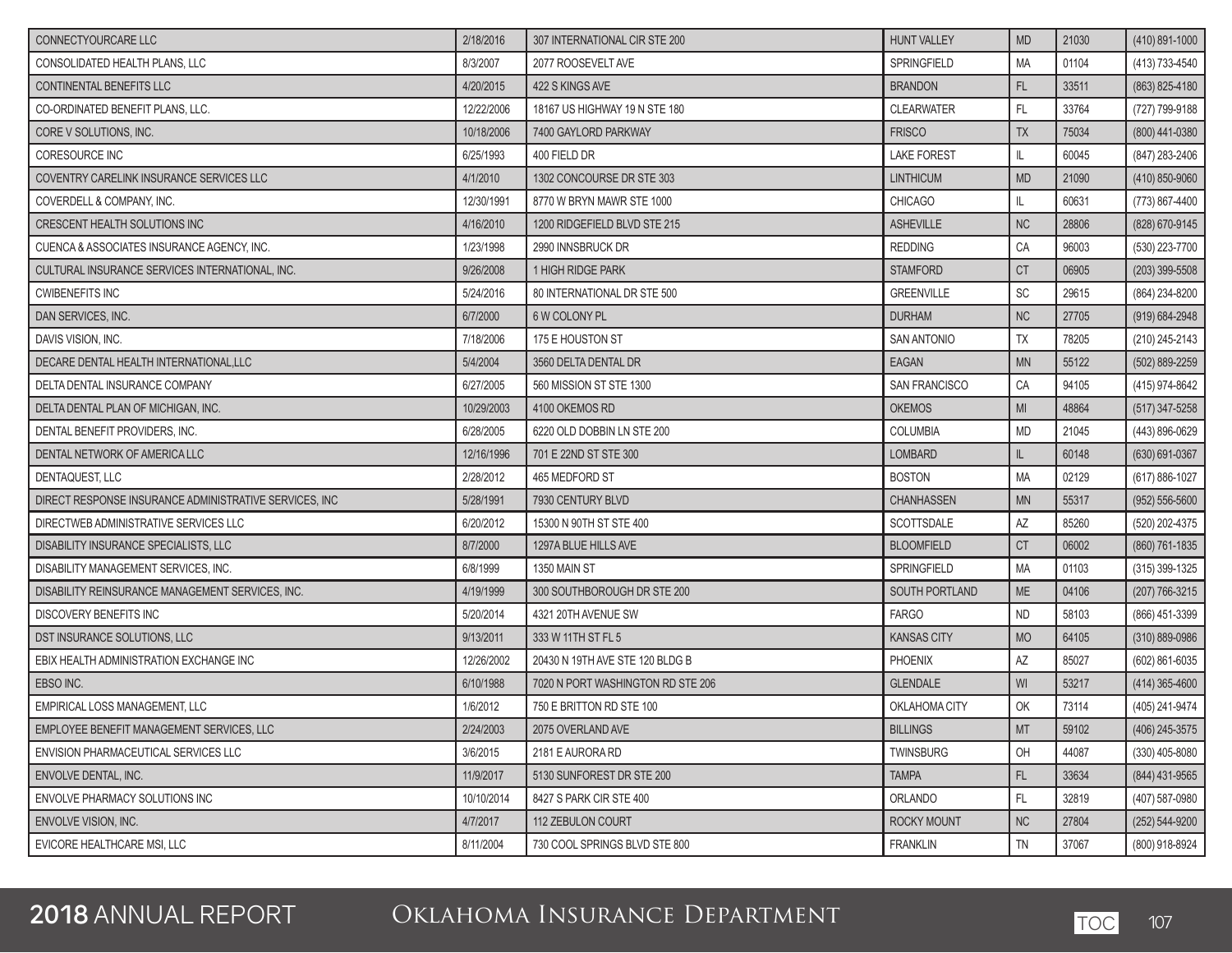| | | | | | | |
|---|---|---|---|---|---|---|
| CONNECTYOURCARE LLC | 2/18/2016 | 307 INTERNATIONAL CIR STE 200 | HUNT VALLEY | MD | 21030 | (410) 891-1000 |
| CONSOLIDATED HEALTH PLANS, LLC | 8/3/2007 | 2077 ROOSEVELT AVE | SPRINGFIELD | MA | 01104 | (413) 733-4540 |
| CONTINENTAL BENEFITS LLC | 4/20/2015 | 422 S KINGS AVE | BRANDON | FL | 33511 | (863) 825-4180 |
| CO-ORDINATED BENEFIT PLANS, LLC. | 12/22/2006 | 18167 US HIGHWAY 19 N STE 180 | CLEARWATER | FL | 33764 | (727) 799-9188 |
| CORE V SOLUTIONS, INC. | 10/18/2006 | 7400 GAYLORD PARKWAY | FRISCO | TX | 75034 | (800) 441-0380 |
| CORESOURCE INC | 6/25/1993 | 400 FIELD DR | LAKE FOREST | IL | 60045 | (847) 283-2406 |
| COVENTRY CARELINK INSURANCE SERVICES LLC | 4/1/2010 | 1302 CONCOURSE DR STE 303 | LINTHICUM | MD | 21090 | (410) 850-9060 |
| COVERDELL & COMPANY, INC. | 12/30/1991 | 8770 W BRYN MAWR STE 1000 | CHICAGO | IL | 60631 | (773) 867-4400 |
| CRESCENT HEALTH SOLUTIONS INC | 4/16/2010 | 1200 RIDGEFIELD BLVD STE 215 | ASHEVILLE | NC | 28806 | (828) 670-9145 |
| CUENCA & ASSOCIATES INSURANCE AGENCY, INC. | 1/23/1998 | 2990 INNSBRUCK DR | REDDING | CA | 96003 | (530) 223-7700 |
| CULTURAL INSURANCE SERVICES INTERNATIONAL, INC. | 9/26/2008 | 1 HIGH RIDGE PARK | STAMFORD | CT | 06905 | (203) 399-5508 |
| CWIBENEFITS INC | 5/24/2016 | 80 INTERNATIONAL DR STE 500 | GREENVILLE | SC | 29615 | (864) 234-8200 |
| DAN SERVICES, INC. | 6/7/2000 | 6 W COLONY PL | DURHAM | NC | 27705 | (919) 684-2948 |
| DAVIS VISION, INC. | 7/18/2006 | 175 E HOUSTON ST | SAN ANTONIO | TX | 78205 | (210) 245-2143 |
| DECARE DENTAL HEALTH INTERNATIONAL,LLC | 5/4/2004 | 3560 DELTA DENTAL DR | EAGAN | MN | 55122 | (502) 889-2259 |
| DELTA DENTAL INSURANCE COMPANY | 6/27/2005 | 560 MISSION ST STE 1300 | SAN FRANCISCO | CA | 94105 | (415) 974-8642 |
| DELTA DENTAL PLAN OF MICHIGAN, INC. | 10/29/2003 | 4100 OKEMOS RD | OKEMOS | MI | 48864 | (517) 347-5258 |
| DENTAL BENEFIT PROVIDERS, INC. | 6/28/2005 | 6220 OLD DOBBIN LN STE 200 | COLUMBIA | MD | 21045 | (443) 896-0629 |
| DENTAL NETWORK OF AMERICA LLC | 12/16/1996 | 701 E 22ND ST STE 300 | LOMBARD | IL | 60148 | (630) 691-0367 |
| DENTAQUEST, LLC | 2/28/2012 | 465 MEDFORD ST | BOSTON | MA | 02129 | (617) 886-1027 |
| DIRECT RESPONSE INSURANCE ADMINISTRATIVE SERVICES, INC | 5/28/1991 | 7930 CENTURY BLVD | CHANHASSEN | MN | 55317 | (952) 556-5600 |
| DIRECTWEB ADMINISTRATIVE SERVICES LLC | 6/20/2012 | 15300 N 90TH ST STE 400 | SCOTTSDALE | AZ | 85260 | (520) 202-4375 |
| DISABILITY INSURANCE SPECIALISTS, LLC | 8/7/2000 | 1297A BLUE HILLS AVE | BLOOMFIELD | CT | 06002 | (860) 761-1835 |
| DISABILITY MANAGEMENT SERVICES, INC. | 6/8/1999 | 1350 MAIN ST | SPRINGFIELD | MA | 01103 | (315) 399-1325 |
| DISABILITY REINSURANCE MANAGEMENT SERVICES, INC. | 4/19/1999 | 300 SOUTHBOROUGH DR STE 200 | SOUTH PORTLAND | ME | 04106 | (207) 766-3215 |
| DISCOVERY BENEFITS INC | 5/20/2014 | 4321 20TH AVENUE SW | FARGO | ND | 58103 | (866) 451-3399 |
| DST INSURANCE SOLUTIONS, LLC | 9/13/2011 | 333 W 11TH ST FL 5 | KANSAS CITY | MO | 64105 | (310) 889-0986 |
| EBIX HEALTH ADMINISTRATION EXCHANGE INC | 12/26/2002 | 20430 N 19TH AVE STE 120 BLDG B | PHOENIX | AZ | 85027 | (602) 861-6035 |
| EBSO INC. | 6/10/1988 | 7020 N PORT WASHINGTON RD STE 206 | GLENDALE | WI | 53217 | (414) 365-4600 |
| EMPIRICAL LOSS MANAGEMENT, LLC | 1/6/2012 | 750 E BRITTON RD STE 100 | OKLAHOMA CITY | OK | 73114 | (405) 241-9474 |
| EMPLOYEE BENEFIT MANAGEMENT SERVICES, LLC | 2/24/2003 | 2075 OVERLAND AVE | BILLINGS | MT | 59102 | (406) 245-3575 |
| ENVISION PHARMACEUTICAL SERVICES LLC | 3/6/2015 | 2181 E AURORA RD | TWINSBURG | OH | 44087 | (330) 405-8080 |
| ENVOLVE DENTAL, INC. | 11/9/2017 | 5130 SUNFOREST DR STE 200 | TAMPA | FL | 33634 | (844) 431-9565 |
| ENVOLVE PHARMACY SOLUTIONS INC | 10/10/2014 | 8427 S PARK CIR STE 400 | ORLANDO | FL | 32819 | (407) 587-0980 |
| ENVOLVE VISION, INC. | 4/7/2017 | 112 ZEBULON COURT | ROCKY MOUNT | NC | 27804 | (252) 544-9200 |
| EVICORE HEALTHCARE MSI, LLC | 8/11/2004 | 730 COOL SPRINGS BLVD STE 800 | FRANKLIN | TN | 37067 | (800) 918-8924 |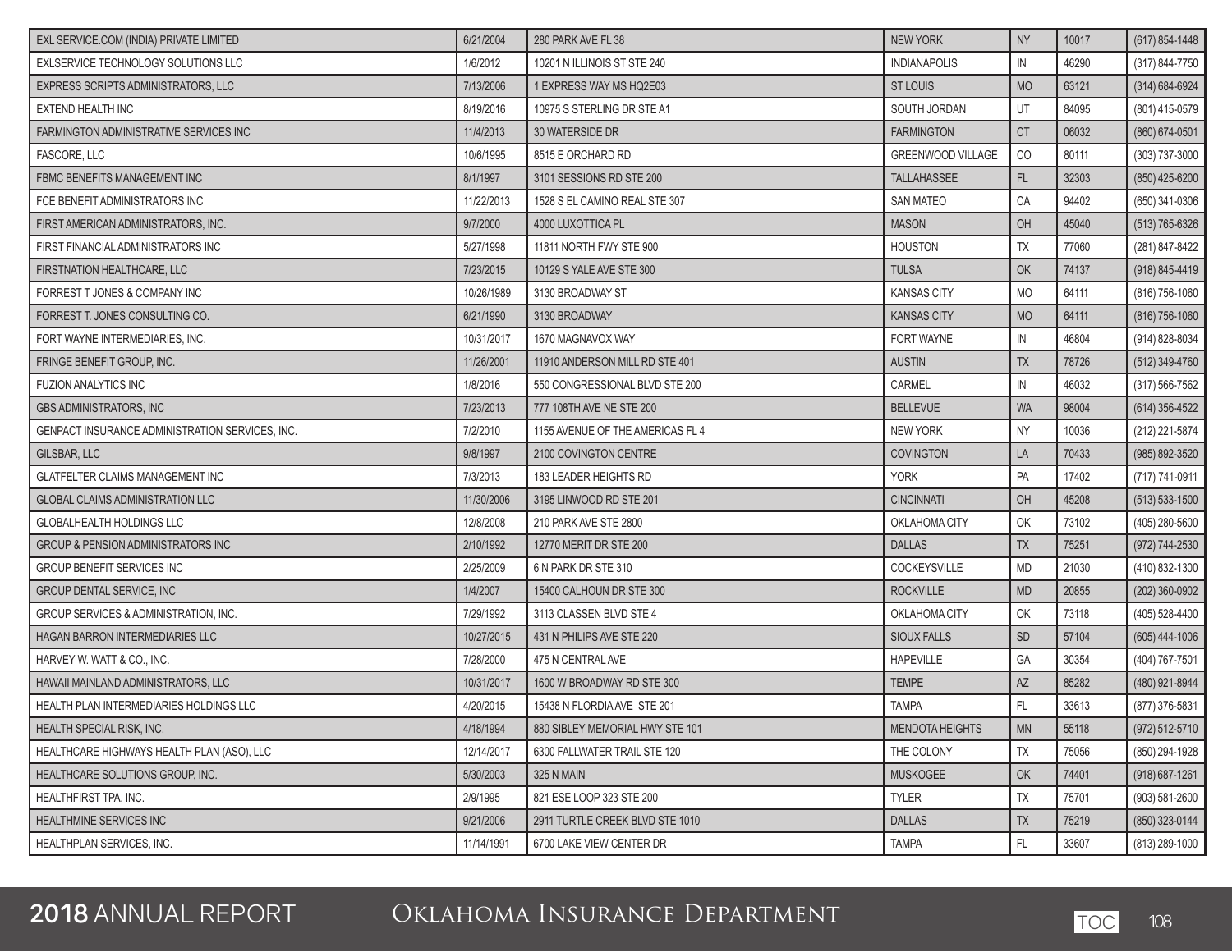| | | | | | | |
|---|---|---|---|---|---|---|
| EXL SERVICE.COM (INDIA) PRIVATE LIMITED | 6/21/2004 | 280 PARK AVE FL 38 | NEW YORK | NY | 10017 | (617) 854-1448 |
| EXLSERVICE TECHNOLOGY SOLUTIONS LLC | 1/6/2012 | 10201 N ILLINOIS ST STE 240 | INDIANAPOLIS | IN | 46290 | (317) 844-7750 |
| EXPRESS SCRIPTS ADMINISTRATORS, LLC | 7/13/2006 | 1 EXPRESS WAY MS HQ2E03 | ST LOUIS | MO | 63121 | (314) 684-6924 |
| EXTEND HEALTH INC | 8/19/2016 | 10975 S STERLING DR STE A1 | SOUTH JORDAN | UT | 84095 | (801) 415-0579 |
| FARMINGTON ADMINISTRATIVE SERVICES INC | 11/4/2013 | 30 WATERSIDE DR | FARMINGTON | CT | 06032 | (860) 674-0501 |
| FASCORE, LLC | 10/6/1995 | 8515 E ORCHARD RD | GREENWOOD VILLAGE | CO | 80111 | (303) 737-3000 |
| FBMC BENEFITS MANAGEMENT INC | 8/1/1997 | 3101 SESSIONS RD STE 200 | TALLAHASSEE | FL | 32303 | (850) 425-6200 |
| FCE BENEFIT ADMINISTRATORS INC | 11/22/2013 | 1528 S EL CAMINO REAL STE 307 | SAN MATEO | CA | 94402 | (650) 341-0306 |
| FIRST AMERICAN ADMINISTRATORS, INC. | 9/7/2000 | 4000 LUXOTTICA PL | MASON | OH | 45040 | (513) 765-6326 |
| FIRST FINANCIAL ADMINISTRATORS INC | 5/27/1998 | 11811 NORTH FWY STE 900 | HOUSTON | TX | 77060 | (281) 847-8422 |
| FIRSTNATION HEALTHCARE, LLC | 7/23/2015 | 10129 S YALE AVE STE 300 | TULSA | OK | 74137 | (918) 845-4419 |
| FORREST T JONES & COMPANY INC | 10/26/1989 | 3130 BROADWAY ST | KANSAS CITY | MO | 64111 | (816) 756-1060 |
| FORREST T. JONES CONSULTING CO. | 6/21/1990 | 3130 BROADWAY | KANSAS CITY | MO | 64111 | (816) 756-1060 |
| FORT WAYNE INTERMEDIARIES, INC. | 10/31/2017 | 1670 MAGNAVOX WAY | FORT WAYNE | IN | 46804 | (914) 828-8034 |
| FRINGE BENEFIT GROUP, INC. | 11/26/2001 | 11910 ANDERSON MILL RD STE 401 | AUSTIN | TX | 78726 | (512) 349-4760 |
| FUZION ANALYTICS INC | 1/8/2016 | 550 CONGRESSIONAL BLVD STE 200 | CARMEL | IN | 46032 | (317) 566-7562 |
| GBS ADMINISTRATORS, INC | 7/23/2013 | 777 108TH AVE NE STE 200 | BELLEVUE | WA | 98004 | (614) 356-4522 |
| GENPACT INSURANCE ADMINISTRATION SERVICES, INC. | 7/2/2010 | 1155 AVENUE OF THE AMERICAS FL 4 | NEW YORK | NY | 10036 | (212) 221-5874 |
| GILSBAR, LLC | 9/8/1997 | 2100 COVINGTON CENTRE | COVINGTON | LA | 70433 | (985) 892-3520 |
| GLATFELTER CLAIMS MANAGEMENT INC | 7/3/2013 | 183 LEADER HEIGHTS RD | YORK | PA | 17402 | (717) 741-0911 |
| GLOBAL CLAIMS ADMINISTRATION LLC | 11/30/2006 | 3195 LINWOOD RD STE 201 | CINCINNATI | OH | 45208 | (513) 533-1500 |
| GLOBALHEALTH HOLDINGS LLC | 12/8/2008 | 210 PARK AVE STE 2800 | OKLAHOMA CITY | OK | 73102 | (405) 280-5600 |
| GROUP & PENSION ADMINISTRATORS INC | 2/10/1992 | 12770 MERIT DR STE 200 | DALLAS | TX | 75251 | (972) 744-2530 |
| GROUP BENEFIT SERVICES INC | 2/25/2009 | 6 N PARK DR STE 310 | COCKEYSVILLE | MD | 21030 | (410) 832-1300 |
| GROUP DENTAL SERVICE, INC | 1/4/2007 | 15400 CALHOUN DR STE 300 | ROCKVILLE | MD | 20855 | (202) 360-0902 |
| GROUP SERVICES & ADMINISTRATION, INC. | 7/29/1992 | 3113 CLASSEN BLVD STE 4 | OKLAHOMA CITY | OK | 73118 | (405) 528-4400 |
| HAGAN BARRON INTERMEDIARIES LLC | 10/27/2015 | 431 N PHILIPS AVE STE 220 | SIOUX FALLS | SD | 57104 | (605) 444-1006 |
| HARVEY W. WATT & CO., INC. | 7/28/2000 | 475 N CENTRAL AVE | HAPEVILLE | GA | 30354 | (404) 767-7501 |
| HAWAII MAINLAND ADMINISTRATORS, LLC | 10/31/2017 | 1600 W BROADWAY RD STE 300 | TEMPE | AZ | 85282 | (480) 921-8944 |
| HEALTH PLAN INTERMEDIARIES HOLDINGS LLC | 4/20/2015 | 15438 N FLORDIA AVE STE 201 | TAMPA | FL | 33613 | (877) 376-5831 |
| HEALTH SPECIAL RISK, INC. | 4/18/1994 | 880 SIBLEY MEMORIAL HWY STE 101 | MENDOTA HEIGHTS | MN | 55118 | (972) 512-5710 |
| HEALTHCARE HIGHWAYS HEALTH PLAN (ASO), LLC | 12/14/2017 | 6300 FALLWATER TRAIL STE 120 | THE COLONY | TX | 75056 | (850) 294-1928 |
| HEALTHCARE SOLUTIONS GROUP, INC. | 5/30/2003 | 325 N MAIN | MUSKOGEE | OK | 74401 | (918) 687-1261 |
| HEALTHFIRST TPA, INC. | 2/9/1995 | 821 ESE LOOP 323 STE 200 | TYLER | TX | 75701 | (903) 581-2600 |
| HEALTHMINE SERVICES INC | 9/21/2006 | 2911 TURTLE CREEK BLVD STE 1010 | DALLAS | TX | 75219 | (850) 323-0144 |
| HEALTHPLAN SERVICES, INC. | 11/14/1991 | 6700 LAKE VIEW CENTER DR | TAMPA | FL | 33607 | (813) 289-1000 |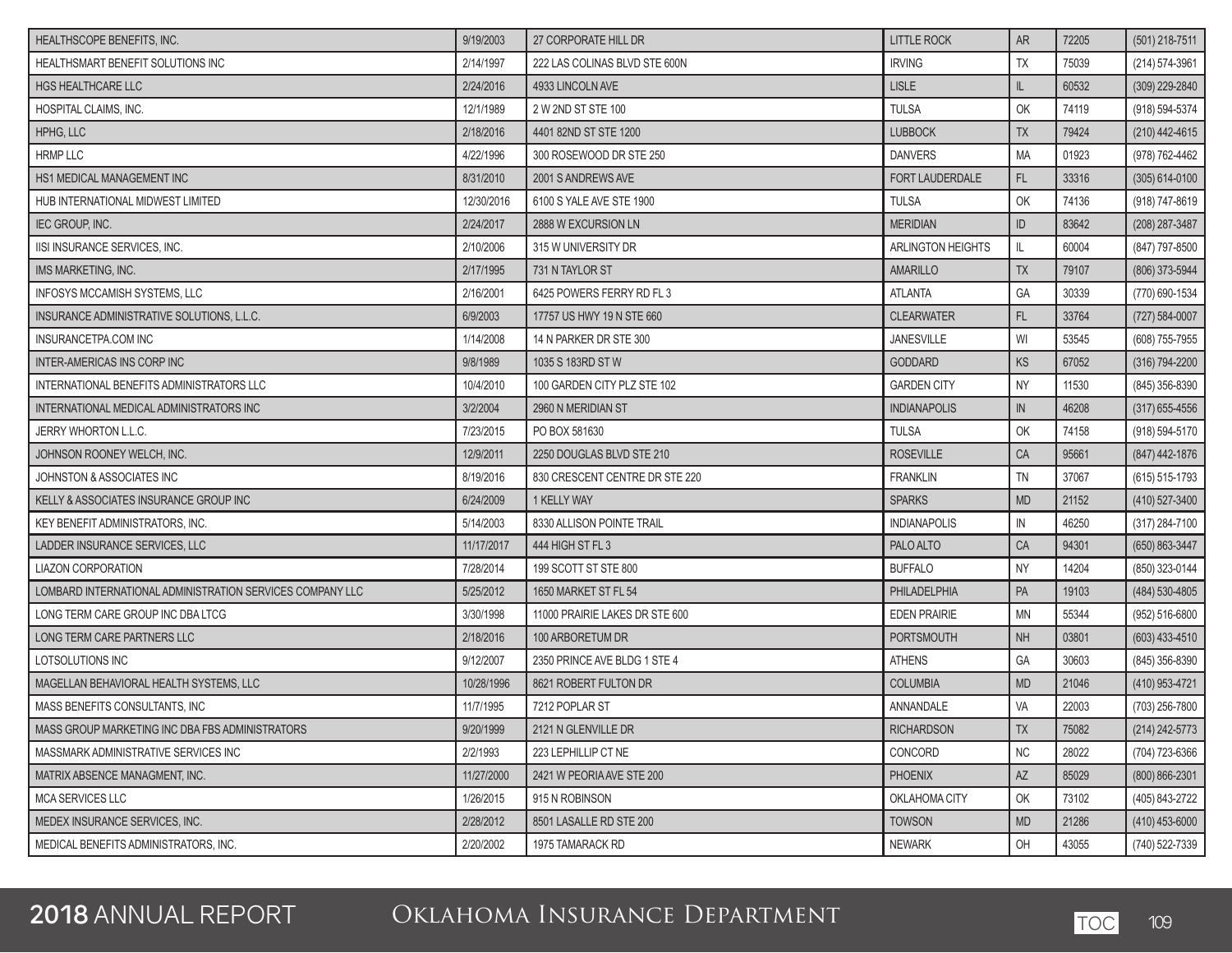| | | | | | | |
|---|---|---|---|---|---|---|
| HEALTHSCOPE BENEFITS, INC. | 9/19/2003 | 27 CORPORATE HILL DR | LITTLE ROCK | AR | 72205 | (501) 218-7511 |
| HEALTHSMART BENEFIT SOLUTIONS INC | 2/14/1997 | 222 LAS COLINAS BLVD STE 600N | IRVING | TX | 75039 | (214) 574-3961 |
| HGS HEALTHCARE LLC | 2/24/2016 | 4933 LINCOLN AVE | LISLE | IL | 60532 | (309) 229-2840 |
| HOSPITAL CLAIMS, INC. | 12/1/1989 | 2 W 2ND ST STE 100 | TULSA | OK | 74119 | (918) 594-5374 |
| HPHG, LLC | 2/18/2016 | 4401 82ND ST STE 1200 | LUBBOCK | TX | 79424 | (210) 442-4615 |
| HRMP LLC | 4/22/1996 | 300 ROSEWOOD DR STE 250 | DANVERS | MA | 01923 | (978) 762-4462 |
| HS1 MEDICAL MANAGEMENT INC | 8/31/2010 | 2001 S ANDREWS AVE | FORT LAUDERDALE | FL | 33316 | (305) 614-0100 |
| HUB INTERNATIONAL MIDWEST LIMITED | 12/30/2016 | 6100 S YALE AVE STE 1900 | TULSA | OK | 74136 | (918) 747-8619 |
| IEC GROUP, INC. | 2/24/2017 | 2888 W EXCURSION LN | MERIDIAN | ID | 83642 | (208) 287-3487 |
| IISI INSURANCE SERVICES, INC. | 2/10/2006 | 315 W UNIVERSITY DR | ARLINGTON HEIGHTS | IL | 60004 | (847) 797-8500 |
| IMS MARKETING, INC. | 2/17/1995 | 731 N TAYLOR ST | AMARILLO | TX | 79107 | (806) 373-5944 |
| INFOSYS MCCAMISH SYSTEMS, LLC | 2/16/2001 | 6425 POWERS FERRY RD FL 3 | ATLANTA | GA | 30339 | (770) 690-1534 |
| INSURANCE ADMINISTRATIVE SOLUTIONS, L.L.C. | 6/9/2003 | 17757 US HWY 19 N STE 660 | CLEARWATER | FL | 33764 | (727) 584-0007 |
| INSURANCETPA.COM INC | 1/14/2008 | 14 N PARKER DR STE 300 | JANESVILLE | WI | 53545 | (608) 755-7955 |
| INTER-AMERICAS INS CORP INC | 9/8/1989 | 1035 S 183RD ST W | GODDARD | KS | 67052 | (316) 794-2200 |
| INTERNATIONAL BENEFITS ADMINISTRATORS LLC | 10/4/2010 | 100 GARDEN CITY PLZ STE 102 | GARDEN CITY | NY | 11530 | (845) 356-8390 |
| INTERNATIONAL MEDICAL ADMINISTRATORS INC | 3/2/2004 | 2960 N MERIDIAN ST | INDIANAPOLIS | IN | 46208 | (317) 655-4556 |
| JERRY WHORTON L.L.C. | 7/23/2015 | PO BOX 581630 | TULSA | OK | 74158 | (918) 594-5170 |
| JOHNSON ROONEY WELCH, INC. | 12/9/2011 | 2250 DOUGLAS BLVD STE 210 | ROSEVILLE | CA | 95661 | (847) 442-1876 |
| JOHNSTON & ASSOCIATES INC | 8/19/2016 | 830 CRESCENT CENTRE DR STE 220 | FRANKLIN | TN | 37067 | (615) 515-1793 |
| KELLY & ASSOCIATES INSURANCE GROUP INC | 6/24/2009 | 1 KELLY WAY | SPARKS | MD | 21152 | (410) 527-3400 |
| KEY BENEFIT ADMINISTRATORS, INC. | 5/14/2003 | 8330 ALLISON POINTE TRAIL | INDIANAPOLIS | IN | 46250 | (317) 284-7100 |
| LADDER INSURANCE SERVICES, LLC | 11/17/2017 | 444 HIGH ST FL 3 | PALO ALTO | CA | 94301 | (650) 863-3447 |
| LIAZON CORPORATION | 7/28/2014 | 199 SCOTT ST STE 800 | BUFFALO | NY | 14204 | (850) 323-0144 |
| LOMBARD INTERNATIONAL ADMINISTRATION SERVICES COMPANY LLC | 5/25/2012 | 1650 MARKET ST FL 54 | PHILADELPHIA | PA | 19103 | (484) 530-4805 |
| LONG TERM CARE GROUP INC DBA LTCG | 3/30/1998 | 11000 PRAIRIE LAKES DR STE 600 | EDEN PRAIRIE | MN | 55344 | (952) 516-6800 |
| LONG TERM CARE PARTNERS LLC | 2/18/2016 | 100 ARBORETUM DR | PORTSMOUTH | NH | 03801 | (603) 433-4510 |
| LOTSOLUTIONS INC | 9/12/2007 | 2350 PRINCE AVE BLDG 1 STE 4 | ATHENS | GA | 30603 | (845) 356-8390 |
| MAGELLAN BEHAVIORAL HEALTH SYSTEMS, LLC | 10/28/1996 | 8621 ROBERT FULTON DR | COLUMBIA | MD | 21046 | (410) 953-4721 |
| MASS BENEFITS CONSULTANTS, INC | 11/7/1995 | 7212 POPLAR ST | ANNANDALE | VA | 22003 | (703) 256-7800 |
| MASS GROUP MARKETING INC DBA FBS ADMINISTRATORS | 9/20/1999 | 2121 N GLENVILLE DR | RICHARDSON | TX | 75082 | (214) 242-5773 |
| MASSMARK ADMINISTRATIVE SERVICES INC | 2/2/1993 | 223 LEPHILLIP CT NE | CONCORD | NC | 28022 | (704) 723-6366 |
| MATRIX ABSENCE MANAGMENT, INC. | 11/27/2000 | 2421 W PEORIA AVE STE 200 | PHOENIX | AZ | 85029 | (800) 866-2301 |
| MCA SERVICES LLC | 1/26/2015 | 915 N ROBINSON | OKLAHOMA CITY | OK | 73102 | (405) 843-2722 |
| MEDEX INSURANCE SERVICES, INC. | 2/28/2012 | 8501 LASALLE RD STE 200 | TOWSON | MD | 21286 | (410) 453-6000 |
| MEDICAL BENEFITS ADMINISTRATORS, INC. | 2/20/2002 | 1975 TAMARACK RD | NEWARK | OH | 43055 | (740) 522-7339 |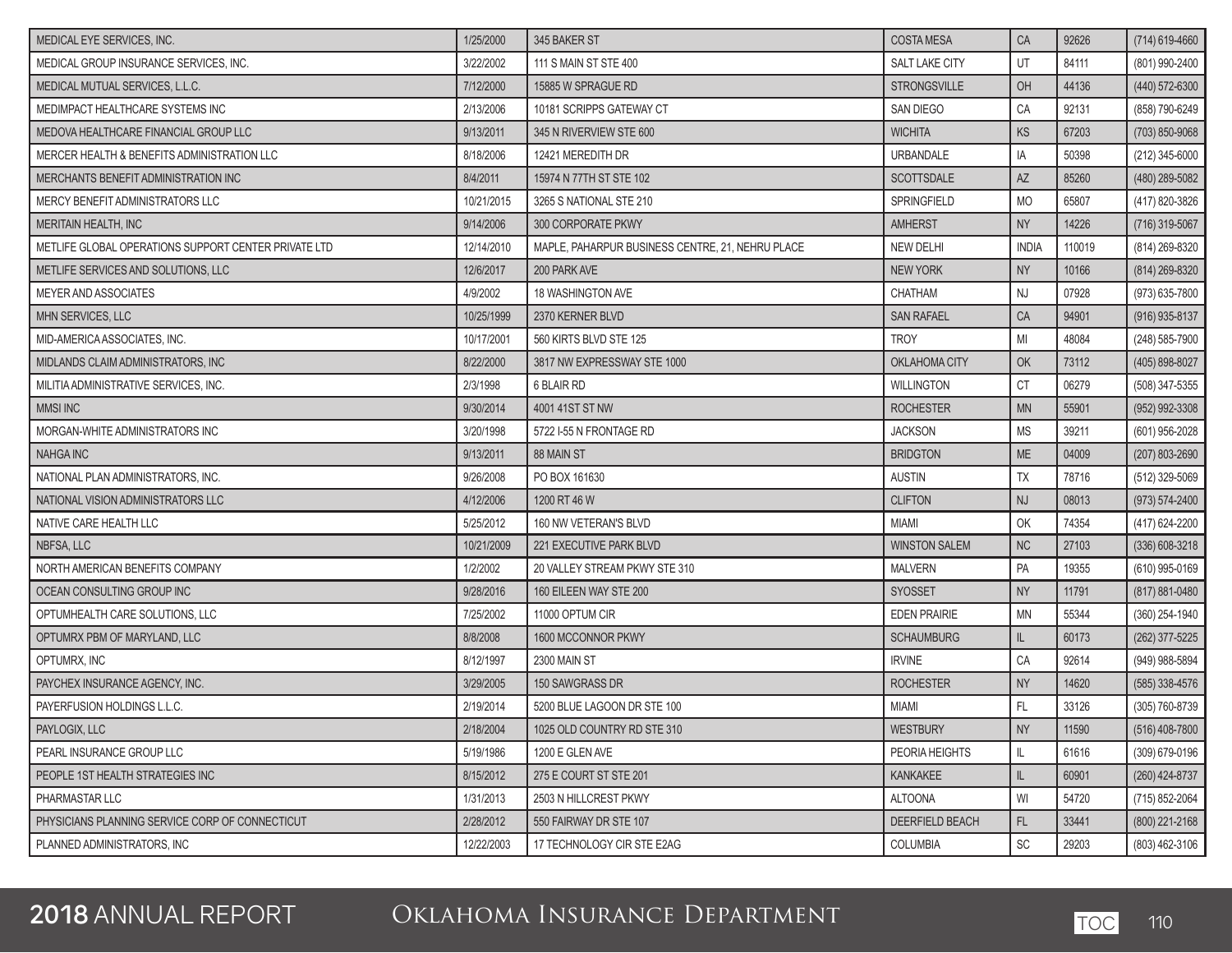| | | | | | | |
|---|---|---|---|---|---|---|
| MEDICAL EYE SERVICES, INC. | 1/25/2000 | 345 BAKER ST | COSTA MESA | CA | 92626 | (714) 619-4660 |
| MEDICAL GROUP INSURANCE SERVICES, INC. | 3/22/2002 | 111 S MAIN ST STE 400 | SALT LAKE CITY | UT | 84111 | (801) 990-2400 |
| MEDICAL MUTUAL SERVICES, L.L.C. | 7/12/2000 | 15885 W SPRAGUE RD | STRONGSVILLE | OH | 44136 | (440) 572-6300 |
| MEDIMPACT HEALTHCARE SYSTEMS INC | 2/13/2006 | 10181 SCRIPPS GATEWAY CT | SAN DIEGO | CA | 92131 | (858) 790-6249 |
| MEDOVA HEALTHCARE FINANCIAL GROUP LLC | 9/13/2011 | 345 N RIVERVIEW STE 600 | WICHITA | KS | 67203 | (703) 850-9068 |
| MERCER HEALTH & BENEFITS ADMINISTRATION LLC | 8/18/2006 | 12421 MEREDITH DR | URBANDALE | IA | 50398 | (212) 345-6000 |
| MERCHANTS BENEFIT ADMINISTRATION INC | 8/4/2011 | 15974 N 77TH ST STE 102 | SCOTTSDALE | AZ | 85260 | (480) 289-5082 |
| MERCY BENEFIT ADMINISTRATORS LLC | 10/21/2015 | 3265 S NATIONAL STE 210 | SPRINGFIELD | MO | 65807 | (417) 820-3826 |
| MERITAIN HEALTH, INC | 9/14/2006 | 300 CORPORATE PKWY | AMHERST | NY | 14226 | (716) 319-5067 |
| METLIFE GLOBAL OPERATIONS SUPPORT CENTER PRIVATE LTD | 12/14/2010 | MAPLE, PAHARPUR BUSINESS CENTRE, 21, NEHRU PLACE | NEW DELHI | INDIA | 110019 | (814) 269-8320 |
| METLIFE SERVICES AND SOLUTIONS, LLC | 12/6/2017 | 200 PARK AVE | NEW YORK | NY | 10166 | (814) 269-8320 |
| MEYER AND ASSOCIATES | 4/9/2002 | 18 WASHINGTON AVE | CHATHAM | NJ | 07928 | (973) 635-7800 |
| MHN SERVICES, LLC | 10/25/1999 | 2370 KERNER BLVD | SAN RAFAEL | CA | 94901 | (916) 935-8137 |
| MID-AMERICA ASSOCIATES, INC. | 10/17/2001 | 560 KIRTS BLVD STE 125 | TROY | MI | 48084 | (248) 585-7900 |
| MIDLANDS CLAIM ADMINISTRATORS, INC | 8/22/2000 | 3817 NW EXPRESSWAY STE 1000 | OKLAHOMA CITY | OK | 73112 | (405) 898-8027 |
| MILITIA ADMINISTRATIVE SERVICES, INC. | 2/3/1998 | 6 BLAIR RD | WILLINGTON | CT | 06279 | (508) 347-5355 |
| MMSI INC | 9/30/2014 | 4001 41ST ST NW | ROCHESTER | MN | 55901 | (952) 992-3308 |
| MORGAN-WHITE ADMINISTRATORS INC | 3/20/1998 | 5722 I-55 N FRONTAGE RD | JACKSON | MS | 39211 | (601) 956-2028 |
| NAHGA INC | 9/13/2011 | 88 MAIN ST | BRIDGTON | ME | 04009 | (207) 803-2690 |
| NATIONAL PLAN ADMINISTRATORS, INC. | 9/26/2008 | PO BOX 161630 | AUSTIN | TX | 78716 | (512) 329-5069 |
| NATIONAL VISION ADMINISTRATORS LLC | 4/12/2006 | 1200 RT 46 W | CLIFTON | NJ | 08013 | (973) 574-2400 |
| NATIVE CARE HEALTH LLC | 5/25/2012 | 160 NW VETERAN'S BLVD | MIAMI | OK | 74354 | (417) 624-2200 |
| NBFSA, LLC | 10/21/2009 | 221 EXECUTIVE PARK BLVD | WINSTON SALEM | NC | 27103 | (336) 608-3218 |
| NORTH AMERICAN BENEFITS COMPANY | 1/2/2002 | 20 VALLEY STREAM PKWY STE 310 | MALVERN | PA | 19355 | (610) 995-0169 |
| OCEAN CONSULTING GROUP INC | 9/28/2016 | 160 EILEEN WAY STE 200 | SYOSSET | NY | 11791 | (817) 881-0480 |
| OPTUMHEALTH CARE SOLUTIONS, LLC | 7/25/2002 | 11000 OPTUM CIR | EDEN PRAIRIE | MN | 55344 | (360) 254-1940 |
| OPTUMRX PBM OF MARYLAND, LLC | 8/8/2008 | 1600 MCCONNOR PKWY | SCHAUMBURG | IL | 60173 | (262) 377-5225 |
| OPTUMRX, INC | 8/12/1997 | 2300 MAIN ST | IRVINE | CA | 92614 | (949) 988-5894 |
| PAYCHEX INSURANCE AGENCY, INC. | 3/29/2005 | 150 SAWGRASS DR | ROCHESTER | NY | 14620 | (585) 338-4576 |
| PAYERFUSION HOLDINGS L.L.C. | 2/19/2014 | 5200 BLUE LAGOON DR STE 100 | MIAMI | FL | 33126 | (305) 760-8739 |
| PAYLOGIX, LLC | 2/18/2004 | 1025 OLD COUNTRY RD STE 310 | WESTBURY | NY | 11590 | (516) 408-7800 |
| PEARL INSURANCE GROUP LLC | 5/19/1986 | 1200 E GLEN AVE | PEORIA HEIGHTS | IL | 61616 | (309) 679-0196 |
| PEOPLE 1ST HEALTH STRATEGIES INC | 8/15/2012 | 275 E COURT ST STE 201 | KANKAKEE | IL | 60901 | (260) 424-8737 |
| PHARMASTAR LLC | 1/31/2013 | 2503 N HILLCREST PKWY | ALTOONA | WI | 54720 | (715) 852-2064 |
| PHYSICIANS PLANNING SERVICE CORP OF CONNECTICUT | 2/28/2012 | 550 FAIRWAY DR STE 107 | DEERFIELD BEACH | FL | 33441 | (800) 221-2168 |
| PLANNED ADMINISTRATORS, INC | 12/22/2003 | 17 TECHNOLOGY CIR STE E2AG | COLUMBIA | SC | 29203 | (803) 462-3106 |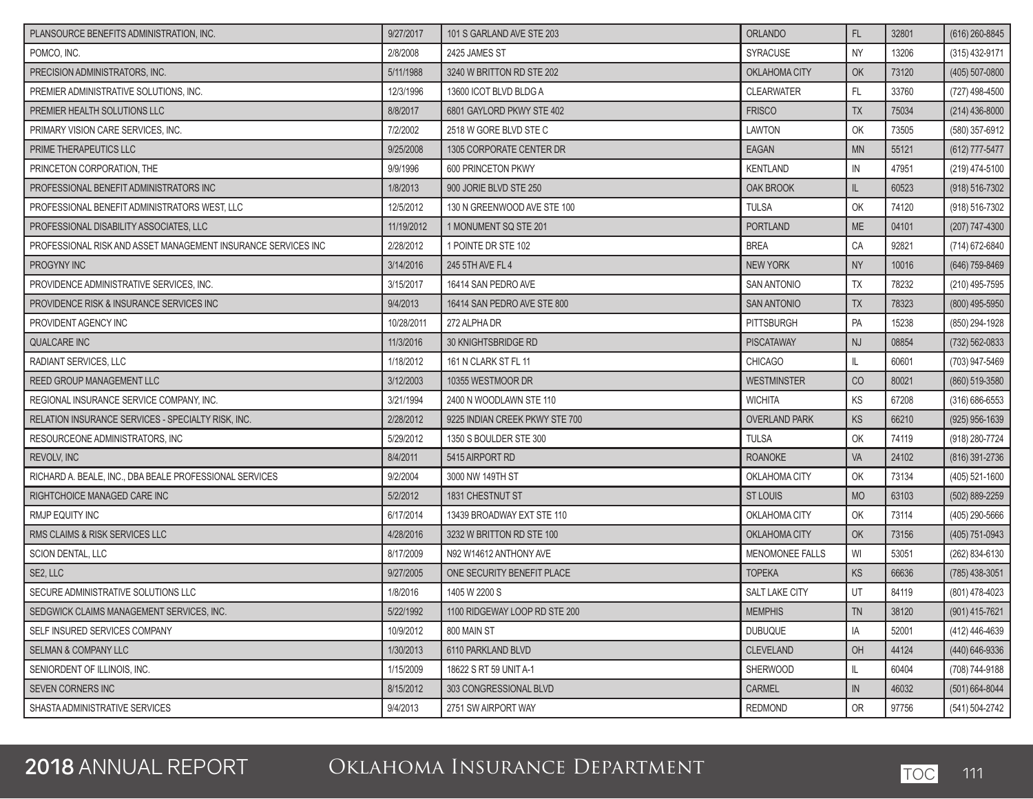| | | | | | | |
|---|---|---|---|---|---|---|
| PLANSOURCE BENEFITS ADMINISTRATION, INC. | 9/27/2017 | 101 S GARLAND AVE STE 203 | ORLANDO | FL | 32801 | (616) 260-8845 |
| POMCO, INC. | 2/8/2008 | 2425 JAMES ST | SYRACUSE | NY | 13206 | (315) 432-9171 |
| PRECISION ADMINISTRATORS, INC. | 5/11/1988 | 3240 W BRITTON RD STE 202 | OKLAHOMA CITY | OK | 73120 | (405) 507-0800 |
| PREMIER ADMINISTRATIVE SOLUTIONS, INC. | 12/3/1996 | 13600 ICOT BLVD BLDG A | CLEARWATER | FL | 33760 | (727) 498-4500 |
| PREMIER HEALTH SOLUTIONS LLC | 8/8/2017 | 6801 GAYLORD PKWY STE 402 | FRISCO | TX | 75034 | (214) 436-8000 |
| PRIMARY VISION CARE SERVICES, INC. | 7/2/2002 | 2518 W GORE BLVD STE C | LAWTON | OK | 73505 | (580) 357-6912 |
| PRIME THERAPEUTICS LLC | 9/25/2008 | 1305 CORPORATE CENTER DR | EAGAN | MN | 55121 | (612) 777-5477 |
| PRINCETON CORPORATION, THE | 9/9/1996 | 600 PRINCETON PKWY | KENTLAND | IN | 47951 | (219) 474-5100 |
| PROFESSIONAL BENEFIT ADMINISTRATORS INC | 1/8/2013 | 900 JORIE BLVD STE 250 | OAK BROOK | IL | 60523 | (918) 516-7302 |
| PROFESSIONAL BENEFIT ADMINISTRATORS WEST, LLC | 12/5/2012 | 130 N GREENWOOD AVE STE 100 | TULSA | OK | 74120 | (918) 516-7302 |
| PROFESSIONAL DISABILITY ASSOCIATES, LLC | 11/19/2012 | 1 MONUMENT SQ STE 201 | PORTLAND | ME | 04101 | (207) 747-4300 |
| PROFESSIONAL RISK AND ASSET MANAGEMENT INSURANCE SERVICES INC | 2/28/2012 | 1 POINTE DR STE 102 | BREA | CA | 92821 | (714) 672-6840 |
| PROGYNY INC | 3/14/2016 | 245 5TH AVE FL 4 | NEW YORK | NY | 10016 | (646) 759-8469 |
| PROVIDENCE ADMINISTRATIVE SERVICES, INC. | 3/15/2017 | 16414 SAN PEDRO AVE | SAN ANTONIO | TX | 78232 | (210) 495-7595 |
| PROVIDENCE RISK & INSURANCE SERVICES INC | 9/4/2013 | 16414 SAN PEDRO AVE STE 800 | SAN ANTONIO | TX | 78323 | (800) 495-5950 |
| PROVIDENT AGENCY INC | 10/28/2011 | 272 ALPHA DR | PITTSBURGH | PA | 15238 | (850) 294-1928 |
| QUALCARE INC | 11/3/2016 | 30 KNIGHTSBRIDGE RD | PISCATAWAY | NJ | 08854 | (732) 562-0833 |
| RADIANT SERVICES, LLC | 1/18/2012 | 161 N CLARK ST FL 11 | CHICAGO | IL | 60601 | (703) 947-5469 |
| REED GROUP MANAGEMENT LLC | 3/12/2003 | 10355 WESTMOOR DR | WESTMINSTER | CO | 80021 | (860) 519-3580 |
| REGIONAL INSURANCE SERVICE COMPANY, INC. | 3/21/1994 | 2400 N WOODLAWN STE 110 | WICHITA | KS | 67208 | (316) 686-6553 |
| RELATION INSURANCE SERVICES - SPECIALTY RISK, INC. | 2/28/2012 | 9225 INDIAN CREEK PKWY STE 700 | OVERLAND PARK | KS | 66210 | (925) 956-1639 |
| RESOURCEONE ADMINISTRATORS, INC | 5/29/2012 | 1350 S BOULDER STE 300 | TULSA | OK | 74119 | (918) 280-7724 |
| REVOLV, INC | 8/4/2011 | 5415 AIRPORT RD | ROANOKE | VA | 24102 | (816) 391-2736 |
| RICHARD A. BEALE, INC., DBA BEALE PROFESSIONAL SERVICES | 9/2/2004 | 3000 NW 149TH ST | OKLAHOMA CITY | OK | 73134 | (405) 521-1600 |
| RIGHTCHOICE MANAGED CARE INC | 5/2/2012 | 1831 CHESTNUT ST | ST LOUIS | MO | 63103 | (502) 889-2259 |
| RMJP EQUITY INC | 6/17/2014 | 13439 BROADWAY EXT STE 110 | OKLAHOMA CITY | OK | 73114 | (405) 290-5666 |
| RMS CLAIMS & RISK SERVICES LLC | 4/28/2016 | 3232 W BRITTON RD STE 100 | OKLAHOMA CITY | OK | 73156 | (405) 751-0943 |
| SCION DENTAL, LLC | 8/17/2009 | N92 W14612 ANTHONY AVE | MENOMONEE FALLS | WI | 53051 | (262) 834-6130 |
| SE2, LLC | 9/27/2005 | ONE SECURITY BENEFIT PLACE | TOPEKA | KS | 66636 | (785) 438-3051 |
| SECURE ADMINISTRATIVE SOLUTIONS LLC | 1/8/2016 | 1405 W 2200 S | SALT LAKE CITY | UT | 84119 | (801) 478-4023 |
| SEDGWICK CLAIMS MANAGEMENT SERVICES, INC. | 5/22/1992 | 1100 RIDGEWAY LOOP RD STE 200 | MEMPHIS | TN | 38120 | (901) 415-7621 |
| SELF INSURED SERVICES COMPANY | 10/9/2012 | 800 MAIN ST | DUBUQUE | IA | 52001 | (412) 446-4639 |
| SELMAN & COMPANY LLC | 1/30/2013 | 6110 PARKLAND BLVD | CLEVELAND | OH | 44124 | (440) 646-9336 |
| SENIORDENT OF ILLINOIS, INC. | 1/15/2009 | 18622 S RT 59 UNIT A-1 | SHERWOOD | IL | 60404 | (708) 744-9188 |
| SEVEN CORNERS INC | 8/15/2012 | 303 CONGRESSIONAL BLVD | CARMEL | IN | 46032 | (501) 664-8044 |
| SHASTA ADMINISTRATIVE SERVICES | 9/4/2013 | 2751 SW AIRPORT WAY | REDMOND | OR | 97756 | (541) 504-2742 |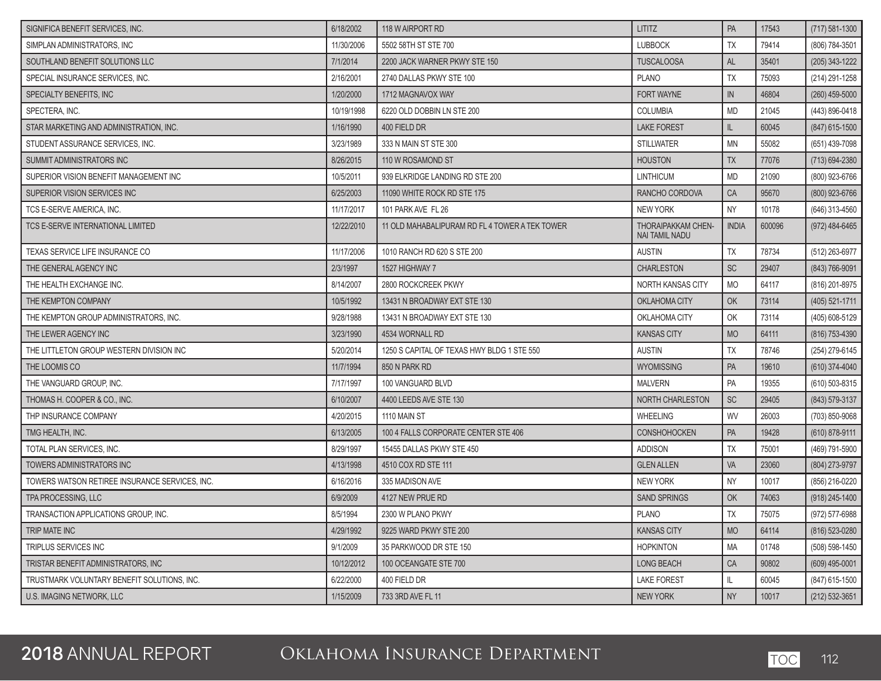| | | | | | | |
|---|---|---|---|---|---|---|
| SIGNIFICA BENEFIT SERVICES, INC. | 6/18/2002 | 118 W AIRPORT RD | LITITZ | PA | 17543 | (717) 581-1300 |
| SIMPLAN ADMINISTRATORS, INC | 11/30/2006 | 5502 58TH ST STE 700 | LUBBOCK | TX | 79414 | (806) 784-3501 |
| SOUTHLAND BENEFIT SOLUTIONS LLC | 7/1/2014 | 2200 JACK WARNER PKWY STE 150 | TUSCALOOSA | AL | 35401 | (205) 343-1222 |
| SPECIAL INSURANCE SERVICES, INC. | 2/16/2001 | 2740 DALLAS PKWY STE 100 | PLANO | TX | 75093 | (214) 291-1258 |
| SPECIALTY BENEFITS, INC | 1/20/2000 | 1712 MAGNAVOX WAY | FORT WAYNE | IN | 46804 | (260) 459-5000 |
| SPECTERA, INC. | 10/19/1998 | 6220 OLD DOBBIN LN STE 200 | COLUMBIA | MD | 21045 | (443) 896-0418 |
| STAR MARKETING AND ADMINISTRATION, INC. | 1/16/1990 | 400 FIELD DR | LAKE FOREST | IL | 60045 | (847) 615-1500 |
| STUDENT ASSURANCE SERVICES, INC. | 3/23/1989 | 333 N MAIN ST STE 300 | STILLWATER | MN | 55082 | (651) 439-7098 |
| SUMMIT ADMINISTRATORS INC | 8/26/2015 | 110 W ROSAMOND ST | HOUSTON | TX | 77076 | (713) 694-2380 |
| SUPERIOR VISION BENEFIT MANAGEMENT INC | 10/5/2011 | 939 ELKRIDGE LANDING RD STE 200 | LINTHICUM | MD | 21090 | (800) 923-6766 |
| SUPERIOR VISION SERVICES INC | 6/25/2003 | 11090 WHITE ROCK RD STE 175 | RANCHO CORDOVA | CA | 95670 | (800) 923-6766 |
| TCS E-SERVE AMERICA, INC. | 11/17/2017 | 101 PARK AVE FL 26 | NEW YORK | NY | 10178 | (646) 313-4560 |
| TCS E-SERVE INTERNATIONAL LIMITED | 12/22/2010 | 11 OLD MAHABALIPURAM RD FL 4 TOWER A TEK TOWER | THORAIPAKKAM CHEN-NAI TAMIL NADU | INDIA | 600096 | (972) 484-6465 |
| TEXAS SERVICE LIFE INSURANCE CO | 11/17/2006 | 1010 RANCH RD 620 S STE 200 | AUSTIN | TX | 78734 | (512) 263-6977 |
| THE GENERAL AGENCY INC | 2/3/1997 | 1527 HIGHWAY 7 | CHARLESTON | SC | 29407 | (843) 766-9091 |
| THE HEALTH EXCHANGE INC. | 8/14/2007 | 2800 ROCKCREEK PKWY | NORTH KANSAS CITY | MO | 64117 | (816) 201-8975 |
| THE KEMPTON COMPANY | 10/5/1992 | 13431 N BROADWAY EXT STE 130 | OKLAHOMA CITY | OK | 73114 | (405) 521-1711 |
| THE KEMPTON GROUP ADMINISTRATORS, INC. | 9/28/1988 | 13431 N BROADWAY EXT STE 130 | OKLAHOMA CITY | OK | 73114 | (405) 608-5129 |
| THE LEWER AGENCY INC | 3/23/1990 | 4534 WORNALL RD | KANSAS CITY | MO | 64111 | (816) 753-4390 |
| THE LITTLETON GROUP WESTERN DIVISION INC | 5/20/2014 | 1250 S CAPITAL OF TEXAS HWY BLDG 1 STE 550 | AUSTIN | TX | 78746 | (254) 279-6145 |
| THE LOOMIS CO | 11/7/1994 | 850 N PARK RD | WYOMISSING | PA | 19610 | (610) 374-4040 |
| THE VANGUARD GROUP, INC. | 7/17/1997 | 100 VANGUARD BLVD | MALVERN | PA | 19355 | (610) 503-8315 |
| THOMAS H. COOPER & CO., INC. | 6/10/2007 | 4400 LEEDS AVE STE 130 | NORTH CHARLESTON | SC | 29405 | (843) 579-3137 |
| THP INSURANCE COMPANY | 4/20/2015 | 1110 MAIN ST | WHEELING | WV | 26003 | (703) 850-9068 |
| TMG HEALTH, INC. | 6/13/2005 | 100 4 FALLS CORPORATE CENTER STE 406 | CONSHOHOCKEN | PA | 19428 | (610) 878-9111 |
| TOTAL PLAN SERVICES, INC. | 8/29/1997 | 15455 DALLAS PKWY STE 450 | ADDISON | TX | 75001 | (469) 791-5900 |
| TOWERS ADMINISTRATORS INC | 4/13/1998 | 4510 COX RD STE 111 | GLEN ALLEN | VA | 23060 | (804) 273-9797 |
| TOWERS WATSON RETIREE INSURANCE SERVICES, INC. | 6/16/2016 | 335 MADISON AVE | NEW YORK | NY | 10017 | (856) 216-0220 |
| TPA PROCESSING, LLC | 6/9/2009 | 4127 NEW PRUE RD | SAND SPRINGS | OK | 74063 | (918) 245-1400 |
| TRANSACTION APPLICATIONS GROUP, INC. | 8/5/1994 | 2300 W PLANO PKWY | PLANO | TX | 75075 | (972) 577-6988 |
| TRIP MATE INC | 4/29/1992 | 9225 WARD PKWY STE 200 | KANSAS CITY | MO | 64114 | (816) 523-0280 |
| TRIPLUS SERVICES INC | 9/1/2009 | 35 PARKWOOD DR STE 150 | HOPKINTON | MA | 01748 | (508) 598-1450 |
| TRISTAR BENEFIT ADMINISTRATORS, INC | 10/12/2012 | 100 OCEANGATE STE 700 | LONG BEACH | CA | 90802 | (609) 495-0001 |
| TRUSTMARK VOLUNTARY BENEFIT SOLUTIONS, INC. | 6/22/2000 | 400 FIELD DR | LAKE FOREST | IL | 60045 | (847) 615-1500 |
| U.S. IMAGING NETWORK, LLC | 1/15/2009 | 733 3RD AVE FL 11 | NEW YORK | NY | 10017 | (212) 532-3651 |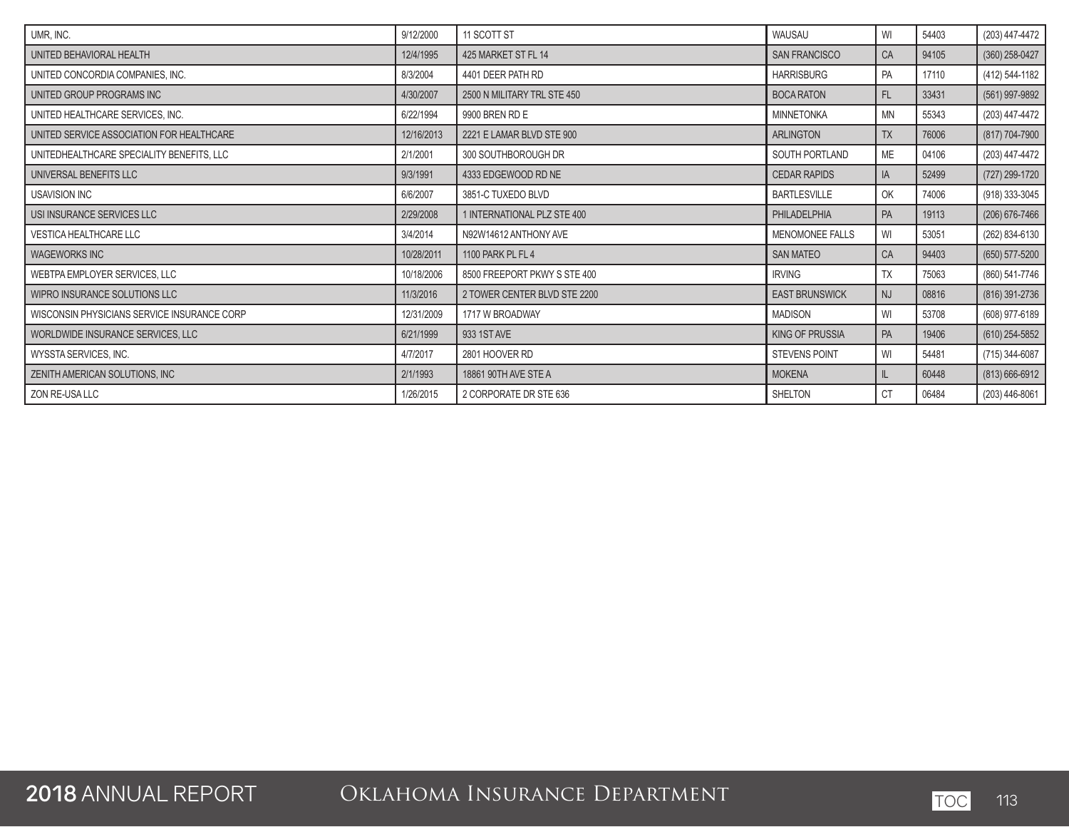| | | | | | | |
|---|---|---|---|---|---|---|
| UMR, INC. | 9/12/2000 | 11 SCOTT ST | WAUSAU | WI | 54403 | (203) 447-4472 |
| UNITED BEHAVIORAL HEALTH | 12/4/1995 | 425 MARKET ST FL 14 | SAN FRANCISCO | CA | 94105 | (360) 258-0427 |
| UNITED CONCORDIA COMPANIES, INC. | 8/3/2004 | 4401 DEER PATH RD | HARRISBURG | PA | 17110 | (412) 544-1182 |
| UNITED GROUP PROGRAMS INC | 4/30/2007 | 2500 N MILITARY TRL STE 450 | BOCA RATON | FL | 33431 | (561) 997-9892 |
| UNITED HEALTHCARE SERVICES, INC. | 6/22/1994 | 9900 BREN RD E | MINNETONKA | MN | 55343 | (203) 447-4472 |
| UNITED SERVICE ASSOCIATION FOR HEALTHCARE | 12/16/2013 | 2221 E LAMAR BLVD STE 900 | ARLINGTON | TX | 76006 | (817) 704-7900 |
| UNITEDHEALTHCARE SPECIALITY BENEFITS, LLC | 2/1/2001 | 300 SOUTHBOROUGH DR | SOUTH PORTLAND | ME | 04106 | (203) 447-4472 |
| UNIVERSAL BENEFITS LLC | 9/3/1991 | 4333 EDGEWOOD RD NE | CEDAR RAPIDS | IA | 52499 | (727) 299-1720 |
| USAVISION INC | 6/6/2007 | 3851-C TUXEDO BLVD | BARTLESVILLE | OK | 74006 | (918) 333-3045 |
| USI INSURANCE SERVICES LLC | 2/29/2008 | 1 INTERNATIONAL PLZ STE 400 | PHILADELPHIA | PA | 19113 | (206) 676-7466 |
| VESTICA HEALTHCARE LLC | 3/4/2014 | N92W14612 ANTHONY AVE | MENOMONEE FALLS | WI | 53051 | (262) 834-6130 |
| WAGEWORKS INC | 10/28/2011 | 1100 PARK PL FL 4 | SAN MATEO | CA | 94403 | (650) 577-5200 |
| WEBTPA EMPLOYER SERVICES, LLC | 10/18/2006 | 8500 FREEPORT PKWY S STE 400 | IRVING | TX | 75063 | (860) 541-7746 |
| WIPRO INSURANCE SOLUTIONS LLC | 11/3/2016 | 2 TOWER CENTER BLVD STE 2200 | EAST BRUNSWICK | NJ | 08816 | (816) 391-2736 |
| WISCONSIN PHYSICIANS SERVICE INSURANCE CORP | 12/31/2009 | 1717 W BROADWAY | MADISON | WI | 53708 | (608) 977-6189 |
| WORLDWIDE INSURANCE SERVICES, LLC | 6/21/1999 | 933 1ST AVE | KING OF PRUSSIA | PA | 19406 | (610) 254-5852 |
| WYSSTA SERVICES, INC. | 4/7/2017 | 2801 HOOVER RD | STEVENS POINT | WI | 54481 | (715) 344-6087 |
| ZENITH AMERICAN SOLUTIONS, INC | 2/1/1993 | 18861 90TH AVE STE A | MOKENA | IL | 60448 | (813) 666-6912 |
| ZON RE-USA LLC | 1/26/2015 | 2 CORPORATE DR STE 636 | SHELTON | CT | 06484 | (203) 446-8061 |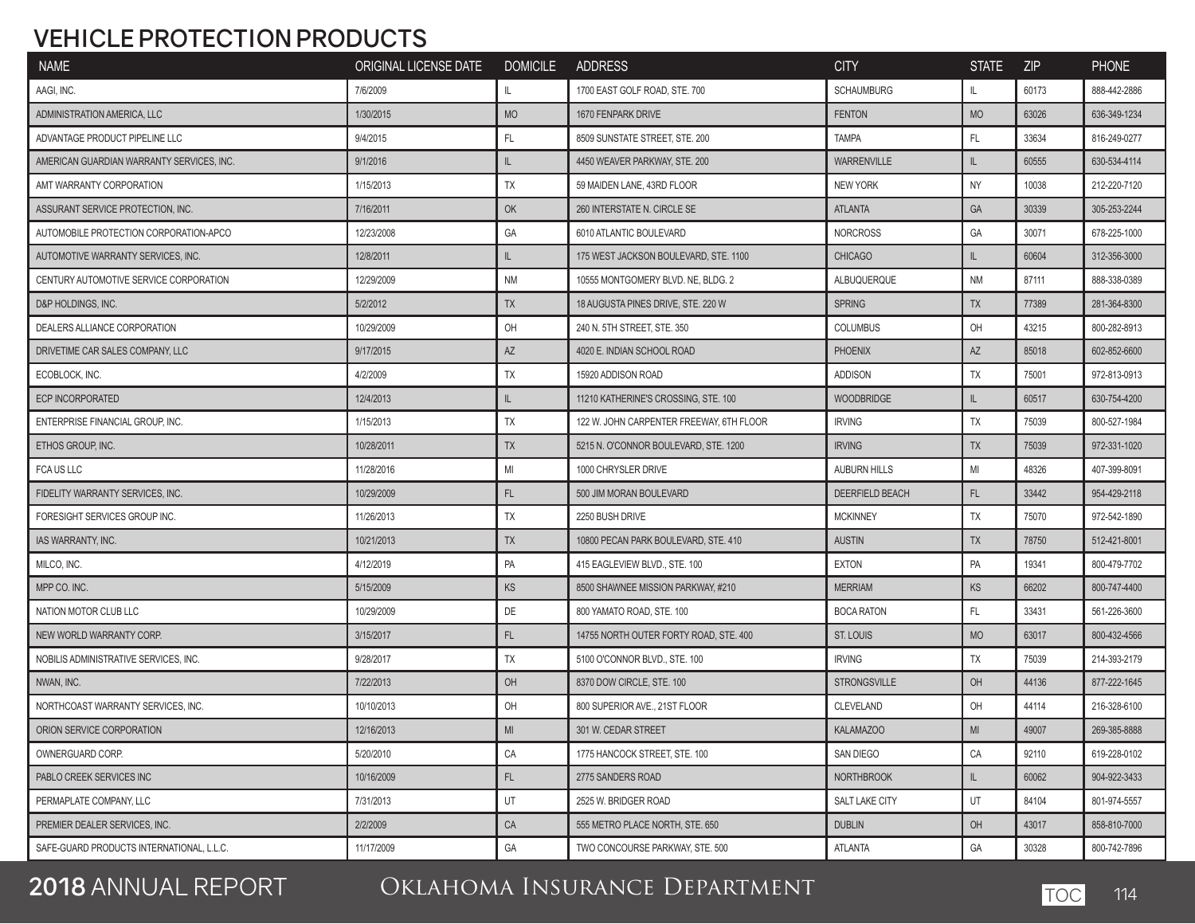## VEHICLE PROTECTION PRODUCTS

| NAME | ORIGINAL LICENSE DATE | DOMICILE | ADDRESS | CITY | STATE | ZIP | PHONE |
|---|---|---|---|---|---|---|---|
| AAGI, INC. | 7/6/2009 | IL | 1700 EAST GOLF ROAD, STE. 700 | SCHAUMBURG | IL | 60173 | 888-442-2886 |
| ADMINISTRATION AMERICA, LLC | 1/30/2015 | MO | 1670 FENPARK DRIVE | FENTON | MO | 63026 | 636-349-1234 |
| ADVANTAGE PRODUCT PIPELINE LLC | 9/4/2015 | FL | 8509 SUNSTATE STREET, STE. 200 | TAMPA | FL | 33634 | 816-249-0277 |
| AMERICAN GUARDIAN WARRANTY SERVICES, INC. | 9/1/2016 | IL | 4450 WEAVER PARKWAY, STE. 200 | WARRENVILLE | IL | 60555 | 630-534-4114 |
| AMT WARRANTY CORPORATION | 1/15/2013 | TX | 59 MAIDEN LANE, 43RD FLOOR | NEW YORK | NY | 10038 | 212-220-7120 |
| ASSURANT SERVICE PROTECTION, INC. | 7/16/2011 | OK | 260 INTERSTATE N. CIRCLE SE | ATLANTA | GA | 30339 | 305-253-2244 |
| AUTOMOBILE PROTECTION CORPORATION-APCO | 12/23/2008 | GA | 6010 ATLANTIC BOULEVARD | NORCROSS | GA | 30071 | 678-225-1000 |
| AUTOMOTIVE WARRANTY SERVICES, INC. | 12/8/2011 | IL | 175 WEST JACKSON BOULEVARD, STE. 1100 | CHICAGO | IL | 60604 | 312-356-3000 |
| CENTURY AUTOMOTIVE SERVICE CORPORATION | 12/29/2009 | NM | 10555 MONTGOMERY BLVD. NE, BLDG. 2 | ALBUQUERQUE | NM | 87111 | 888-338-0389 |
| D&P HOLDINGS, INC. | 5/2/2012 | TX | 18 AUGUSTA PINES DRIVE, STE. 220 W | SPRING | TX | 77389 | 281-364-8300 |
| DEALERS ALLIANCE CORPORATION | 10/29/2009 | OH | 240 N. 5TH STREET, STE. 350 | COLUMBUS | OH | 43215 | 800-282-8913 |
| DRIVETIME CAR SALES COMPANY, LLC | 9/17/2015 | AZ | 4020 E. INDIAN SCHOOL ROAD | PHOENIX | AZ | 85018 | 602-852-6600 |
| ECOBLOCK, INC. | 4/2/2009 | TX | 15920 ADDISON ROAD | ADDISON | TX | 75001 | 972-813-0913 |
| ECP INCORPORATED | 12/4/2013 | IL | 11210 KATHERINE'S CROSSING, STE. 100 | WOODBRIDGE | IL | 60517 | 630-754-4200 |
| ENTERPRISE FINANCIAL GROUP, INC. | 1/15/2013 | TX | 122 W. JOHN CARPENTER FREEWAY, 6TH FLOOR | IRVING | TX | 75039 | 800-527-1984 |
| ETHOS GROUP, INC. | 10/28/2011 | TX | 5215 N. O'CONNOR BOULEVARD, STE. 1200 | IRVING | TX | 75039 | 972-331-1020 |
| FCA US LLC | 11/28/2016 | MI | 1000 CHRYSLER DRIVE | AUBURN HILLS | MI | 48326 | 407-399-8091 |
| FIDELITY WARRANTY SERVICES, INC. | 10/29/2009 | FL | 500 JIM MORAN BOULEVARD | DEERFIELD BEACH | FL | 33442 | 954-429-2118 |
| FORESIGHT SERVICES GROUP INC. | 11/26/2013 | TX | 2250 BUSH DRIVE | MCKINNEY | TX | 75070 | 972-542-1890 |
| IAS WARRANTY, INC. | 10/21/2013 | TX | 10800 PECAN PARK BOULEVARD, STE. 410 | AUSTIN | TX | 78750 | 512-421-8001 |
| MILCO, INC. | 4/12/2019 | PA | 415 EAGLEVIEW BLVD., STE. 100 | EXTON | PA | 19341 | 800-479-7702 |
| MPP CO. INC. | 5/15/2009 | KS | 8500 SHAWNEE MISSION PARKWAY, #210 | MERRIAM | KS | 66202 | 800-747-4400 |
| NATION MOTOR CLUB LLC | 10/29/2009 | DE | 800 YAMATO ROAD, STE. 100 | BOCA RATON | FL | 33431 | 561-226-3600 |
| NEW WORLD WARRANTY CORP. | 3/15/2017 | FL | 14755 NORTH OUTER FORTY ROAD, STE. 400 | ST. LOUIS | MO | 63017 | 800-432-4566 |
| NOBILIS ADMINISTRATIVE SERVICES, INC. | 9/28/2017 | TX | 5100 O'CONNOR BLVD., STE. 100 | IRVING | TX | 75039 | 214-393-2179 |
| NWAN, INC. | 7/22/2013 | OH | 8370 DOW CIRCLE, STE. 100 | STRONGSVILLE | OH | 44136 | 877-222-1645 |
| NORTHCOAST WARRANTY SERVICES, INC. | 10/10/2013 | OH | 800 SUPERIOR AVE., 21ST FLOOR | CLEVELAND | OH | 44114 | 216-328-6100 |
| ORION SERVICE CORPORATION | 12/16/2013 | MI | 301 W. CEDAR STREET | KALAMAZOO | MI | 49007 | 269-385-8888 |
| OWNERGUARD CORP. | 5/20/2010 | CA | 1775 HANCOCK STREET, STE. 100 | SAN DIEGO | CA | 92110 | 619-228-0102 |
| PABLO CREEK SERVICES INC | 10/16/2009 | FL | 2775 SANDERS ROAD | NORTHBROOK | IL | 60062 | 904-922-3433 |
| PERMAPLATE COMPANY, LLC | 7/31/2013 | UT | 2525 W. BRIDGER ROAD | SALT LAKE CITY | UT | 84104 | 801-974-5557 |
| PREMIER DEALER SERVICES, INC. | 2/2/2009 | CA | 555 METRO PLACE NORTH, STE. 650 | DUBLIN | OH | 43017 | 858-810-7000 |
| SAFE-GUARD PRODUCTS INTERNATIONAL, L.L.C. | 11/17/2009 | GA | TWO CONCOURSE PARKWAY, STE. 500 | ATLANTA | GA | 30328 | 800-742-7896 |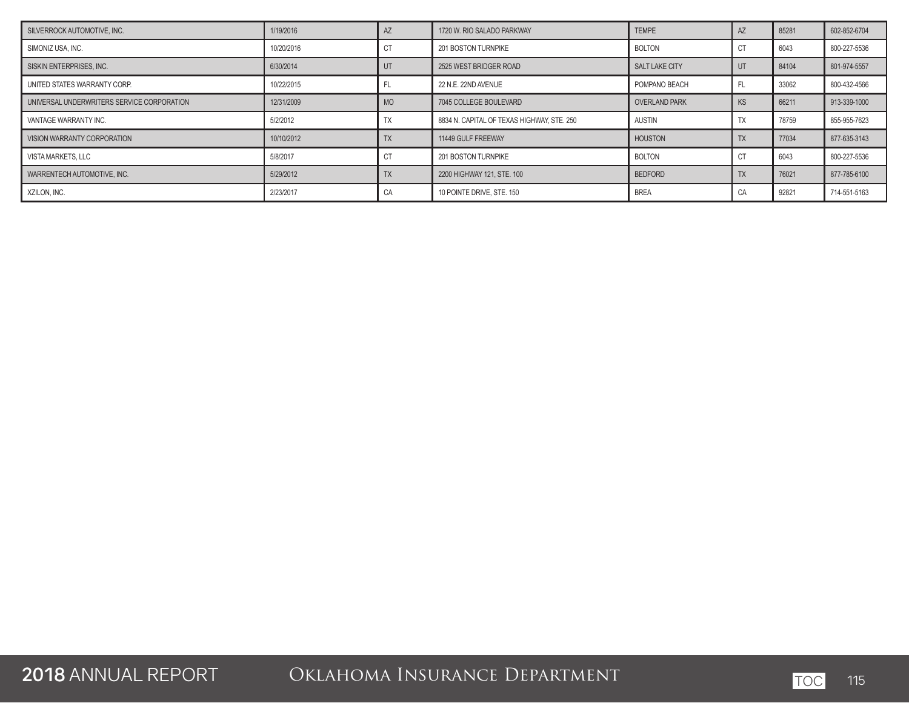| | | | | | | | |
|---|---|---|---|---|---|---|---|
| SILVERROCK AUTOMOTIVE, INC. | 1/19/2016 | AZ | 1720 W. RIO SALADO PARKWAY | TEMPE | AZ | 85281 | 602-852-6704 |
| SIMONIZ USA, INC. | 10/20/2016 | CT | 201 BOSTON TURNPIKE | BOLTON | CT | 6043 | 800-227-5536 |
| SISKIN ENTERPRISES, INC. | 6/30/2014 | UT | 2525 WEST BRIDGER ROAD | SALT LAKE CITY | UT | 84104 | 801-974-5557 |
| UNITED STATES WARRANTY CORP. | 10/22/2015 | FL | 22 N.E. 22ND AVENUE | POMPANO BEACH | FL | 33062 | 800-432-4566 |
| UNIVERSAL UNDERWRITERS SERVICE CORPORATION | 12/31/2009 | MO | 7045 COLLEGE BOULEVARD | OVERLAND PARK | KS | 66211 | 913-339-1000 |
| VANTAGE WARRANTY INC. | 5/2/2012 | TX | 8834 N. CAPITAL OF TEXAS HIGHWAY, STE. 250 | AUSTIN | TX | 78759 | 855-955-7623 |
| VISION WARRANTY CORPORATION | 10/10/2012 | TX | 11449 GULF FREEWAY | HOUSTON | TX | 77034 | 877-635-3143 |
| VISTA MARKETS, LLC | 5/8/2017 | CT | 201 BOSTON TURNPIKE | BOLTON | CT | 6043 | 800-227-5536 |
| WARRENTECH AUTOMOTIVE, INC. | 5/29/2012 | TX | 2200 HIGHWAY 121, STE. 100 | BEDFORD | TX | 76021 | 877-785-6100 |
| XZILON, INC. | 2/23/2017 | CA | 10 POINTE DRIVE, STE. 150 | BREA | CA | 92821 | 714-551-5163 |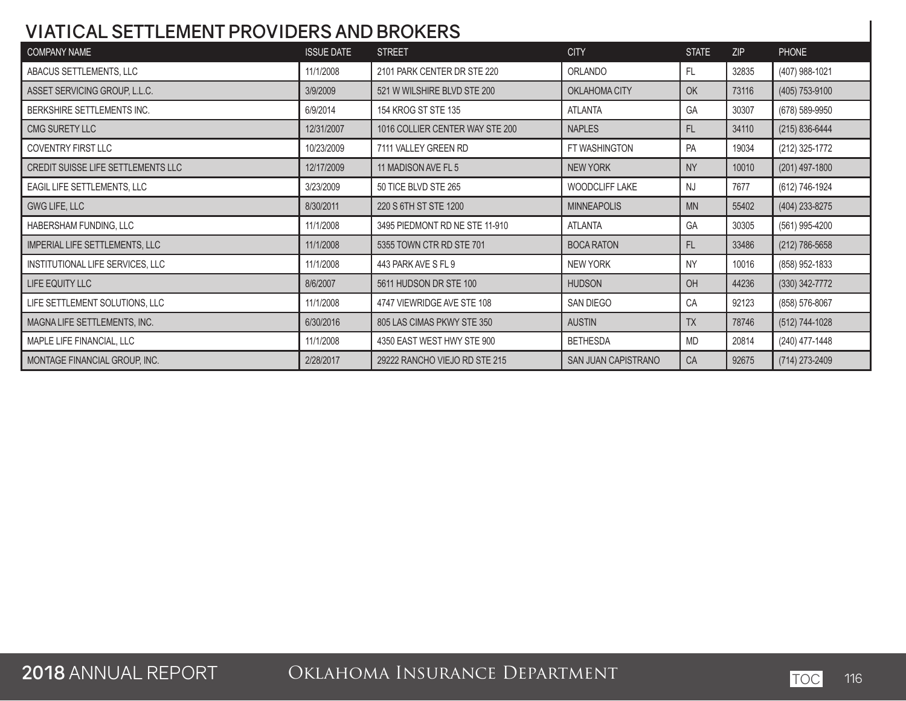## VIATICAL SETTLEMENT PROVIDERS AND BROKERS

| COMPANY NAME | ISSUE DATE | STREET | CITY | STATE | ZIP | PHONE |
|---|---|---|---|---|---|---|
| ABACUS SETTLEMENTS, LLC | 11/1/2008 | 2101 PARK CENTER DR STE 220 | ORLANDO | FL | 32835 | (407) 988-1021 |
| ASSET SERVICING GROUP, L.L.C. | 3/9/2009 | 521 W WILSHIRE BLVD STE 200 | OKLAHOMA CITY | OK | 73116 | (405) 753-9100 |
| BERKSHIRE SETTLEMENTS INC. | 6/9/2014 | 154 KROG ST STE 135 | ATLANTA | GA | 30307 | (678) 589-9950 |
| CMG SURETY LLC | 12/31/2007 | 1016 COLLIER CENTER WAY STE 200 | NAPLES | FL | 34110 | (215) 836-6444 |
| COVENTRY FIRST LLC | 10/23/2009 | 7111 VALLEY GREEN RD | FT WASHINGTON | PA | 19034 | (212) 325-1772 |
| CREDIT SUISSE LIFE SETTLEMENTS LLC | 12/17/2009 | 11 MADISON AVE FL 5 | NEW YORK | NY | 10010 | (201) 497-1800 |
| EAGIL LIFE SETTLEMENTS, LLC | 3/23/2009 | 50 TICE BLVD STE 265 | WOODCLIFF LAKE | NJ | 7677 | (612) 746-1924 |
| GWG LIFE, LLC | 8/30/2011 | 220 S 6TH ST STE 1200 | MINNEAPOLIS | MN | 55402 | (404) 233-8275 |
| HABERSHAM FUNDING, LLC | 11/1/2008 | 3495 PIEDMONT RD NE STE 11-910 | ATLANTA | GA | 30305 | (561) 995-4200 |
| IMPERIAL LIFE SETTLEMENTS, LLC | 11/1/2008 | 5355 TOWN CTR RD STE 701 | BOCA RATON | FL | 33486 | (212) 786-5658 |
| INSTITUTIONAL LIFE SERVICES, LLC | 11/1/2008 | 443 PARK AVE S FL 9 | NEW YORK | NY | 10016 | (858) 952-1833 |
| LIFE EQUITY LLC | 8/6/2007 | 5611 HUDSON DR STE 100 | HUDSON | OH | 44236 | (330) 342-7772 |
| LIFE SETTLEMENT SOLUTIONS, LLC | 11/1/2008 | 4747 VIEWRIDGE AVE STE 108 | SAN DIEGO | CA | 92123 | (858) 576-8067 |
| MAGNA LIFE SETTLEMENTS, INC. | 6/30/2016 | 805 LAS CIMAS PKWY STE 350 | AUSTIN | TX | 78746 | (512) 744-1028 |
| MAPLE LIFE FINANCIAL, LLC | 11/1/2008 | 4350 EAST WEST HWY STE 900 | BETHESDA | MD | 20814 | (240) 477-1448 |
| MONTAGE FINANCIAL GROUP, INC. | 2/28/2017 | 29222 RANCHO VIEJO RD STE 215 | SAN JUAN CAPISTRANO | CA | 92675 | (714) 273-2409 |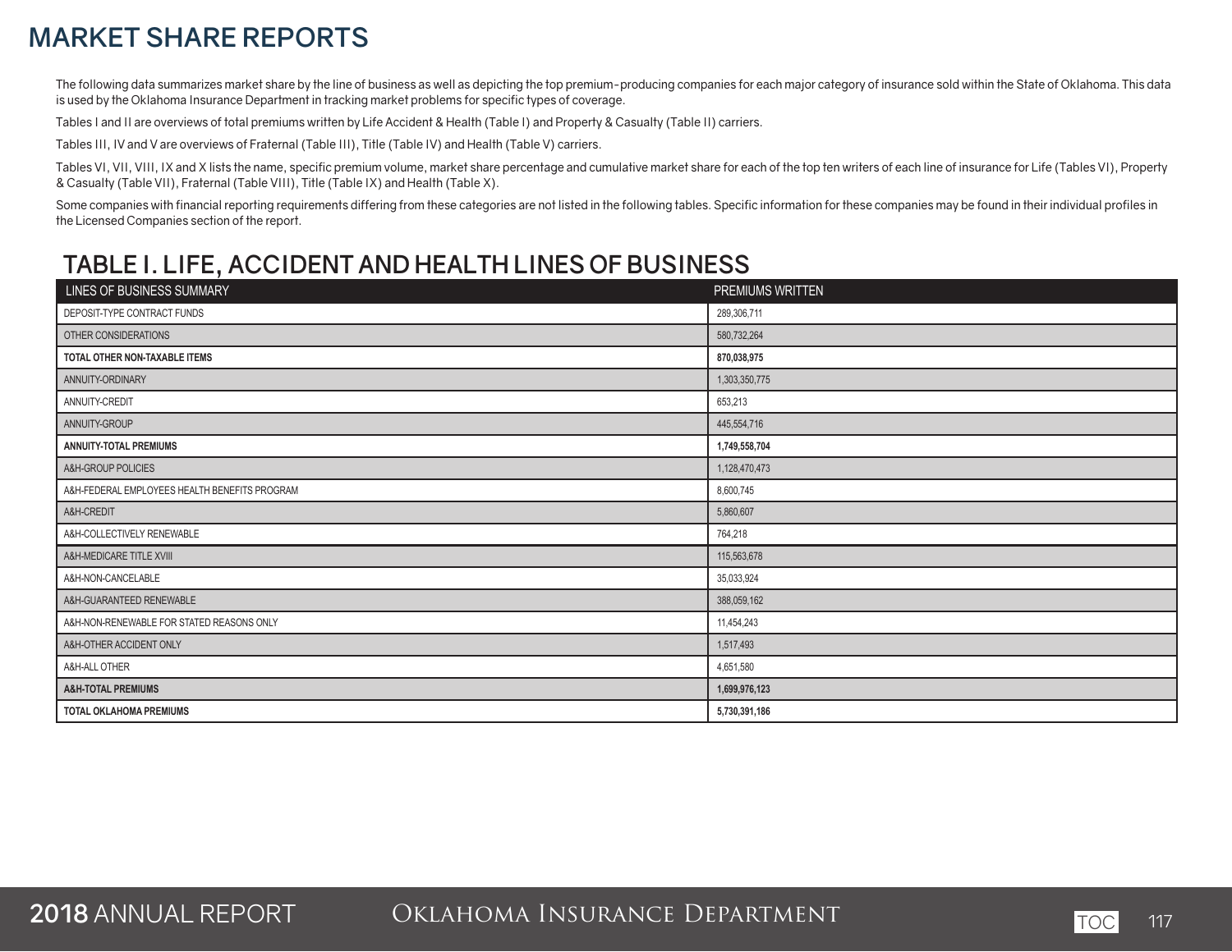# MARKET SHARE REPORTS

The following data summarizes market share by the line of business as well as depicting the top premium-producing companies for each major category of insurance sold within the State of Oklahoma. This data is used by the Oklahoma Insurance Department in tracking market problems for specific types of coverage.

Tables I and II are overviews of total premiums written by Life Accident & Health (Table I) and Property & Casualty (Table II) carriers.

Tables III, IV and V are overviews of Fraternal (Table III), Title (Table IV) and Health (Table V) carriers.

Tables VI, VII, VIII, IX and X lists the name, specific premium volume, market share percentage and cumulative market share for each of the top ten writers of each line of insurance for Life (Tables VI), Property & Casualty (Table VII), Fraternal (Table VIII), Title (Table IX) and Health (Table X).

Some companies with financial reporting requirements differing from these categories are not listed in the following tables. Specific information for these companies may be found in their individual profiles in the Licensed Companies section of the report.

## TABLE I. LIFE, ACCIDENT AND HEALTH LINES OF BUSINESS

| LINES OF BUSINESS SUMMARY | PREMIUMS WRITTEN |
|---|---|
| DEPOSIT-TYPE CONTRACT FUNDS | 289,306,711 |
| OTHER CONSIDERATIONS | 580,732,264 |
| **TOTAL OTHER NON-TAXABLE ITEMS** | **870,038,975** |
| ANNUITY-ORDINARY | 1,303,350,775 |
| ANNUITY-CREDIT | 653,213 |
| ANNUITY-GROUP | 445,554,716 |
| **ANNUITY-TOTAL PREMIUMS** | **1,749,558,704** |
| A&H-GROUP POLICIES | 1,128,470,473 |
| A&H-FEDERAL EMPLOYEES HEALTH BENEFITS PROGRAM | 8,600,745 |
| A&H-CREDIT | 5,860,607 |
| A&H-COLLECTIVELY RENEWABLE | 764,218 |
| A&H-MEDICARE TITLE XVIII | 115,563,678 |
| A&H-NON-CANCELABLE | 35,033,924 |
| A&H-GUARANTEED RENEWABLE | 388,059,162 |
| A&H-NON-RENEWABLE FOR STATED REASONS ONLY | 11,454,243 |
| A&H-OTHER ACCIDENT ONLY | 1,517,493 |
| A&H-ALL OTHER | 4,651,580 |
| **A&H-TOTAL PREMIUMS** | **1,699,976,123** |
| **TOTAL OKLAHOMA PREMIUMS** | **5,730,391,186** |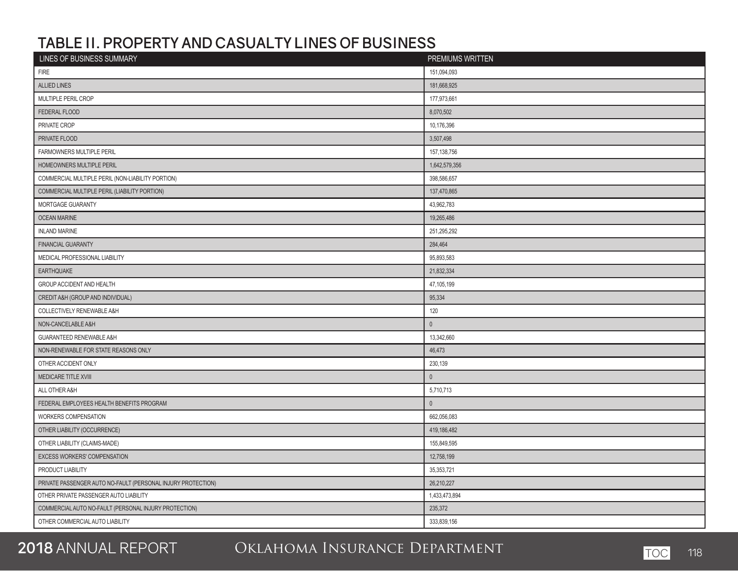## TABLE II. PROPERTY AND CASUALTY LINES OF BUSINESS

| LINES OF BUSINESS SUMMARY | PREMIUMS WRITTEN |
|---|---|
| FIRE | 151,094,093 |
| ALLIED LINES | 181,668,925 |
| MULTIPLE PERIL CROP | 177,973,661 |
| FEDERAL FLOOD | 8,070,502 |
| PRIVATE CROP | 10,176,396 |
| PRIVATE FLOOD | 3,507,498 |
| FARMOWNERS MULTIPLE PERIL | 157,138,756 |
| HOMEOWNERS MULTIPLE PERIL | 1,642,579,356 |
| COMMERCIAL MULTIPLE PERIL (NON-LIABILITY PORTION) | 398,586,657 |
| COMMERCIAL MULTIPLE PERIL (LIABILITY PORTION) | 137,470,865 |
| MORTGAGE GUARANTY | 43,962,783 |
| OCEAN MARINE | 19,265,486 |
| INLAND MARINE | 251,295,292 |
| FINANCIAL GUARANTY | 284,464 |
| MEDICAL PROFESSIONAL LIABILITY | 95,893,583 |
| EARTHQUAKE | 21,832,334 |
| GROUP ACCIDENT AND HEALTH | 47,105,199 |
| CREDIT A&H (GROUP AND INDIVIDUAL) | 95,334 |
| COLLECTIVELY RENEWABLE A&H | 120 |
| NON-CANCELABLE A&H | 0 |
| GUARANTEED RENEWABLE A&H | 13,342,660 |
| NON-RENEWABLE FOR STATE REASONS ONLY | 46,473 |
| OTHER ACCIDENT ONLY | 230,139 |
| MEDICARE TITLE XVIII | 0 |
| ALL OTHER A&H | 5,710,713 |
| FEDERAL EMPLOYEES HEALTH BENEFITS PROGRAM | 0 |
| WORKERS COMPENSATION | 662,056,083 |
| OTHER LIABILITY (OCCURRENCE) | 419,186,482 |
| OTHER LIABILITY (CLAIMS-MADE) | 155,849,595 |
| EXCESS WORKERS' COMPENSATION | 12,758,199 |
| PRODUCT LIABILITY | 35,353,721 |
| PRIVATE PASSENGER AUTO NO-FAULT (PERSONAL INJURY PROTECTION) | 26,210,227 |
| OTHER PRIVATE PASSENGER AUTO LIABILITY | 1,433,473,894 |
| COMMERCIAL AUTO NO-FAULT (PERSONAL INJURY PROTECTION) | 235,372 |
| OTHER COMMERCIAL AUTO LIABILITY | 333,839,156 |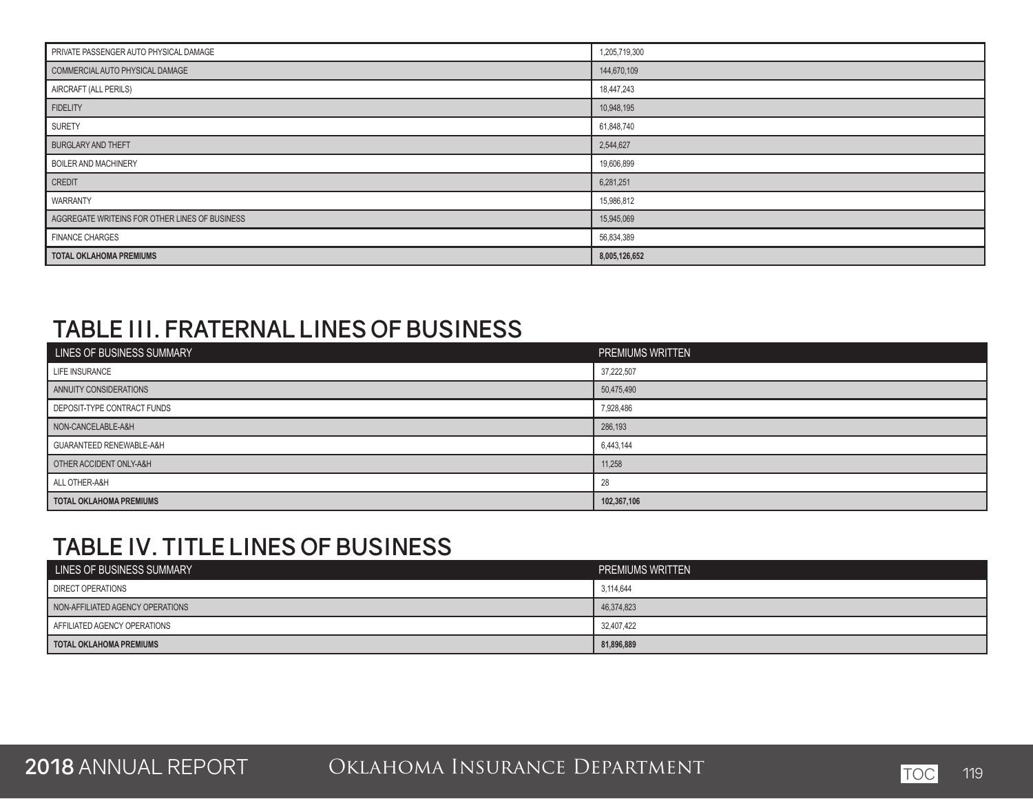| | |
|---|---|
| PRIVATE PASSENGER AUTO PHYSICAL DAMAGE | 1,205,719,300 |
| COMMERCIAL AUTO PHYSICAL DAMAGE | 144,670,109 |
| AIRCRAFT (ALL PERILS) | 18,447,243 |
| FIDELITY | 10,948,195 |
| SURETY | 61,848,740 |
| BURGLARY AND THEFT | 2,544,627 |
| BOILER AND MACHINERY | 19,606,899 |
| CREDIT | 6,281,251 |
| WARRANTY | 15,986,812 |
| AGGREGATE WRITEINS FOR OTHER LINES OF BUSINESS | 15,945,069 |
| FINANCE CHARGES | 56,834,389 |
| **TOTAL OKLAHOMA PREMIUMS** | **8,005,126,652** |

## TABLE III. FRATERNAL LINES OF BUSINESS

| LINES OF BUSINESS SUMMARY | PREMIUMS WRITTEN |
|---|---|
| LIFE INSURANCE | 37,222,507 |
| ANNUITY CONSIDERATIONS | 50,475,490 |
| DEPOSIT-TYPE CONTRACT FUNDS | 7,928,486 |
| NON-CANCELABLE-A&H | 286,193 |
| GUARANTEED RENEWABLE-A&H | 6,443,144 |
| OTHER ACCIDENT ONLY-A&H | 11,258 |
| ALL OTHER-A&H | 28 |
| **TOTAL OKLAHOMA PREMIUMS** | **102,367,106** |

## TABLE IV. TITLE LINES OF BUSINESS

| LINES OF BUSINESS SUMMARY | PREMIUMS WRITTEN |
|---|---|
| DIRECT OPERATIONS | 3,114,644 |
| NON-AFFILIATED AGENCY OPERATIONS | 46,374,823 |
| AFFILIATED AGENCY OPERATIONS | 32,407,422 |
| **TOTAL OKLAHOMA PREMIUMS** | **81,896,889** |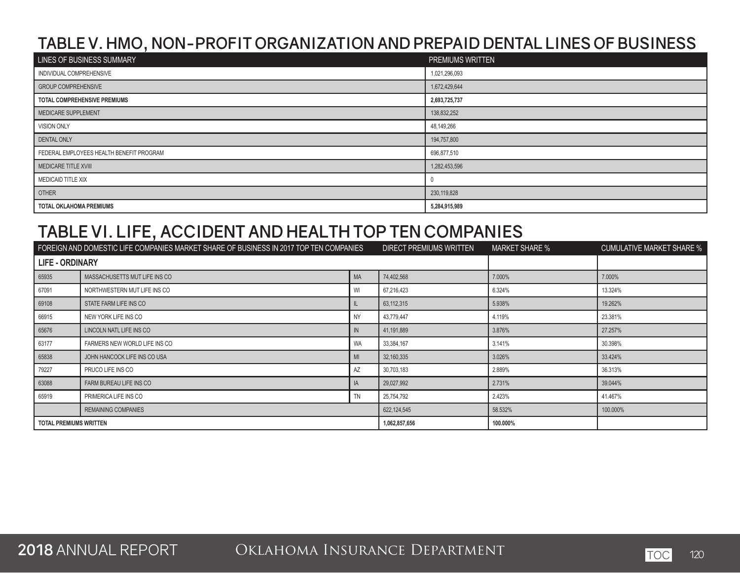# TABLE V. HMO, NON-PROFIT ORGANIZATION AND PREPAID DENTAL LINES OF BUSINESS

| LINES OF BUSINESS SUMMARY | PREMIUMS WRITTEN |
|---|---|
| INDIVIDUAL COMPREHENSIVE | 1,021,296,093 |
| GROUP COMPREHENSIVE | 1,672,429,644 |
| **TOTAL COMPREHENSIVE PREMIUMS** | **2,693,725,737** |
| MEDICARE SUPPLEMENT | 138,832,252 |
| VISION ONLY | 48,149,266 |
| DENTAL ONLY | 194,757,800 |
| FEDERAL EMPLOYEES HEALTH BENEFIT PROGRAM | 696,877,510 |
| MEDICARE TITLE XVIII | 1,282,453,596 |
| MEDICAID TITLE XIX | 0 |
| OTHER | 230,119,828 |
| **TOTAL OKLAHOMA PREMIUMS** | **5,284,915,989** |

# TABLE VI. LIFE, ACCIDENT AND HEALTH TOP TEN COMPANIES

| FOREIGN AND DOMESTIC LIFE COMPANIES MARKET SHARE OF BUSINESS IN 2017 TOP TEN COMPANIES | | | DIRECT PREMIUMS WRITTEN | MARKET SHARE % | CUMULATIVE MARKET SHARE % |
|---|---|---|---|---|---|
| **LIFE - ORDINARY** | | | | | |
| 65935 | MASSACHUSETTS MUT LIFE INS CO | MA | 74,402,568 | 7.000% | 7.000% |
| 67091 | NORTHWESTERN MUT LIFE INS CO | WI | 67,216,423 | 6.324% | 13.324% |
| 69108 | STATE FARM LIFE INS CO | IL | 63,112,315 | 5.938% | 19.262% |
| 66915 | NEW YORK LIFE INS CO | NY | 43,779,447 | 4.119% | 23.381% |
| 65676 | LINCOLN NATL LIFE INS CO | IN | 41,191,889 | 3.876% | 27.257% |
| 63177 | FARMERS NEW WORLD LIFE INS CO | WA | 33,384,167 | 3.141% | 30.398% |
| 65838 | JOHN HANCOCK LIFE INS CO USA | MI | 32,160,335 | 3.026% | 33.424% |
| 79227 | PRUCO LIFE INS CO | AZ | 30,703,183 | 2.889% | 36.313% |
| 63088 | FARM BUREAU LIFE INS CO | IA | 29,027,992 | 2.731% | 39.044% |
| 65919 | PRIMERICA LIFE INS CO | TN | 25,754,792 | 2.423% | 41.467% |
| | REMAINING COMPANIES | | 622,124,545 | 58.532% | 100.000% |
| **TOTAL PREMIUMS WRITTEN** | | | **1,062,857,656** | **100.000%** | |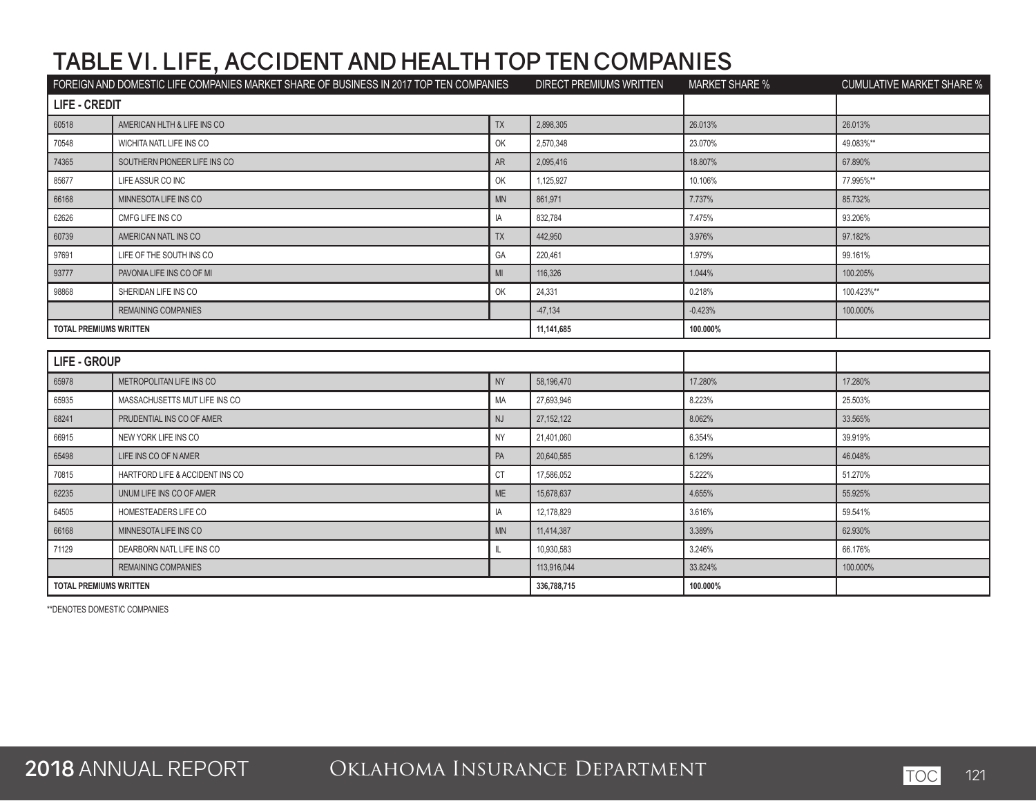# TABLE VI. LIFE, ACCIDENT AND HEALTH TOP TEN COMPANIES

| FOREIGN AND DOMESTIC LIFE COMPANIES MARKET SHARE OF BUSINESS IN 2017 TOP TEN COMPANIES | | | DIRECT PREMIUMS WRITTEN | MARKET SHARE % | CUMULATIVE MARKET SHARE % |
|---|---|---|---|---|---|
| **LIFE - CREDIT** | | | | | |
| 60518 | AMERICAN HLTH & LIFE INS CO | TX | 2,898,305 | 26.013% | 26.013% |
| 70548 | WICHITA NATL LIFE INS CO | OK | 2,570,348 | 23.070% | 49.083%** |
| 74365 | SOUTHERN PIONEER LIFE INS CO | AR | 2,095,416 | 18.807% | 67.890% |
| 85677 | LIFE ASSUR CO INC | OK | 1,125,927 | 10.106% | 77.995%** |
| 66168 | MINNESOTA LIFE INS CO | MN | 861,971 | 7.737% | 85.732% |
| 62626 | CMFG LIFE INS CO | IA | 832,784 | 7.475% | 93.206% |
| 60739 | AMERICAN NATL INS CO | TX | 442,950 | 3.976% | 97.182% |
| 97691 | LIFE OF THE SOUTH INS CO | GA | 220,461 | 1.979% | 99.161% |
| 93777 | PAVONIA LIFE INS CO OF MI | MI | 116,326 | 1.044% | 100.205% |
| 98868 | SHERIDAN LIFE INS CO | OK | 24,331 | 0.218% | 100.423%** |
| | REMAINING COMPANIES | | -47,134 | -0.423% | 100.000% |
| **TOTAL PREMIUMS WRITTEN** | | | **11,141,685** | **100.000%** | |

| **LIFE - GROUP** | | | | | |
|---|---|---|---|---|---|
| 65978 | METROPOLITAN LIFE INS CO | NY | 58,196,470 | 17.280% | 17.280% |
| 65935 | MASSACHUSETTS MUT LIFE INS CO | MA | 27,693,946 | 8.223% | 25.503% |
| 68241 | PRUDENTIAL INS CO OF AMER | NJ | 27,152,122 | 8.062% | 33.565% |
| 66915 | NEW YORK LIFE INS CO | NY | 21,401,060 | 6.354% | 39.919% |
| 65498 | LIFE INS CO OF N AMER | PA | 20,640,585 | 6.129% | 46.048% |
| 70815 | HARTFORD LIFE & ACCIDENT INS CO | CT | 17,586,052 | 5.222% | 51.270% |
| 62235 | UNUM LIFE INS CO OF AMER | ME | 15,678,637 | 4.655% | 55.925% |
| 64505 | HOMESTEADERS LIFE CO | IA | 12,178,829 | 3.616% | 59.541% |
| 66168 | MINNESOTA LIFE INS CO | MN | 11,414,387 | 3.389% | 62.930% |
| 71129 | DEARBORN NATL LIFE INS CO | IL | 10,930,583 | 3.246% | 66.176% |
| | REMAINING COMPANIES | | 113,916,044 | 33.824% | 100.000% |
| **TOTAL PREMIUMS WRITTEN** | | | **336,788,715** | **100.000%** | |

**DENOTES DOMESTIC COMPANIES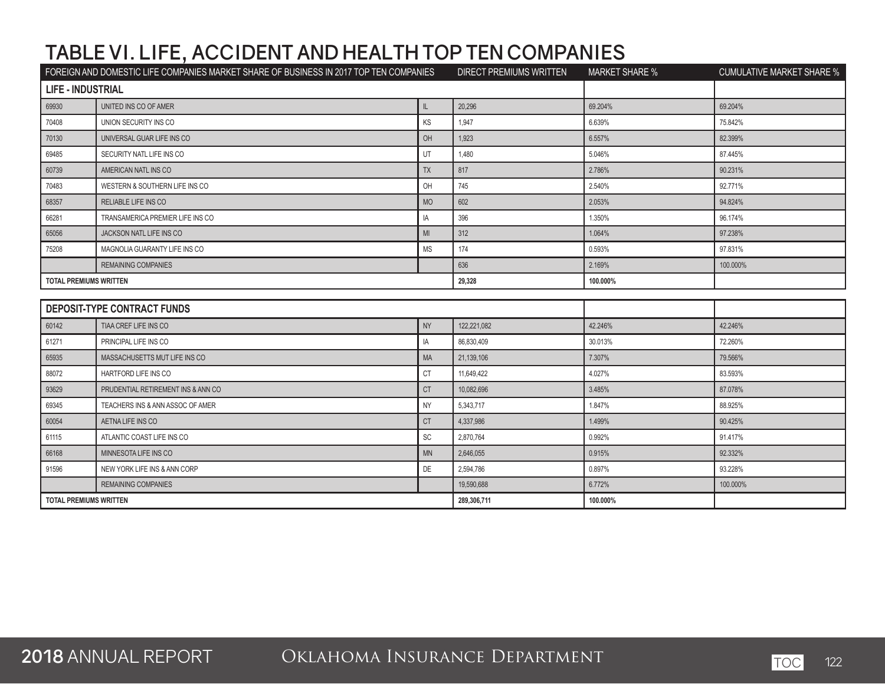# TABLE VI. LIFE, ACCIDENT AND HEALTH TOP TEN COMPANIES

| FOREIGN AND DOMESTIC LIFE COMPANIES MARKET SHARE OF BUSINESS IN 2017 TOP TEN COMPANIES | | | DIRECT PREMIUMS WRITTEN | MARKET SHARE % | CUMULATIVE MARKET SHARE % |
|---|---|---|---|---|---|
| **LIFE - INDUSTRIAL** | | | | | |
| 69930 | UNITED INS CO OF AMER | IL | 20,296 | 69.204% | 69.204% |
| 70408 | UNION SECURITY INS CO | KS | 1,947 | 6.639% | 75.842% |
| 70130 | UNIVERSAL GUAR LIFE INS CO | OH | 1,923 | 6.557% | 82.399% |
| 69485 | SECURITY NATL LIFE INS CO | UT | 1,480 | 5.046% | 87.445% |
| 60739 | AMERICAN NATL INS CO | TX | 817 | 2.786% | 90.231% |
| 70483 | WESTERN & SOUTHERN LIFE INS CO | OH | 745 | 2.540% | 92.771% |
| 68357 | RELIABLE LIFE INS CO | MO | 602 | 2.053% | 94.824% |
| 66281 | TRANSAMERICA PREMIER LIFE INS CO | IA | 396 | 1.350% | 96.174% |
| 65056 | JACKSON NATL LIFE INS CO | MI | 312 | 1.064% | 97.238% |
| 75208 | MAGNOLIA GUARANTY LIFE INS CO | MS | 174 | 0.593% | 97.831% |
| | REMAINING COMPANIES | | 636 | 2.169% | 100.000% |
| **TOTAL PREMIUMS WRITTEN** | | | **29,328** | **100.000%** | |

| **DEPOSIT-TYPE CONTRACT FUNDS** | | | | | |
|---|---|---|---|---|---|
| 60142 | TIAA CREF LIFE INS CO | NY | 122,221,082 | 42.246% | 42.246% |
| 61271 | PRINCIPAL LIFE INS CO | IA | 86,830,409 | 30.013% | 72.260% |
| 65935 | MASSACHUSETTS MUT LIFE INS CO | MA | 21,139,106 | 7.307% | 79.566% |
| 88072 | HARTFORD LIFE INS CO | CT | 11,649,422 | 4.027% | 83.593% |
| 93629 | PRUDENTIAL RETIREMENT INS & ANN CO | CT | 10,082,696 | 3.485% | 87.078% |
| 69345 | TEACHERS INS & ANN ASSOC OF AMER | NY | 5,343,717 | 1.847% | 88.925% |
| 60054 | AETNA LIFE INS CO | CT | 4,337,986 | 1.499% | 90.425% |
| 61115 | ATLANTIC COAST LIFE INS CO | SC | 2,870,764 | 0.992% | 91.417% |
| 66168 | MINNESOTA LIFE INS CO | MN | 2,646,055 | 0.915% | 92.332% |
| 91596 | NEW YORK LIFE INS & ANN CORP | DE | 2,594,786 | 0.897% | 93.228% |
| | REMAINING COMPANIES | | 19,590,688 | 6.772% | 100.000% |
| **TOTAL PREMIUMS WRITTEN** | | | **289,306,711** | **100.000%** | |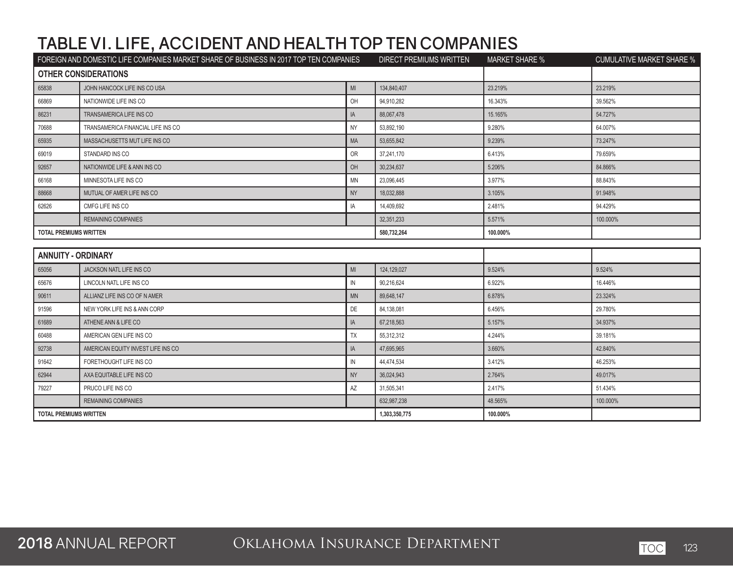# TABLE VI. LIFE, ACCIDENT AND HEALTH TOP TEN COMPANIES

| FOREIGN AND DOMESTIC LIFE COMPANIES MARKET SHARE OF BUSINESS IN 2017 TOP TEN COMPANIES | | | DIRECT PREMIUMS WRITTEN | MARKET SHARE % | CUMULATIVE MARKET SHARE % |
|---|---|---|---|---|---|
| **OTHER CONSIDERATIONS** | | | | | |
| 65838 | JOHN HANCOCK LIFE INS CO USA | MI | 134,840,407 | 23.219% | 23.219% |
| 66869 | NATIONWIDE LIFE INS CO | OH | 94,910,282 | 16.343% | 39.562% |
| 86231 | TRANSAMERICA LIFE INS CO | IA | 88,067,478 | 15.165% | 54.727% |
| 70688 | TRANSAMERICA FINANCIAL LIFE INS CO | NY | 53,892,190 | 9.280% | 64.007% |
| 65935 | MASSACHUSETTS MUT LIFE INS CO | MA | 53,655,842 | 9.239% | 73.247% |
| 69019 | STANDARD INS CO | OR | 37,241,170 | 6.413% | 79.659% |
| 92657 | NATIONWIDE LIFE & ANN INS CO | OH | 30,234,637 | 5.206% | 84.866% |
| 66168 | MINNESOTA LIFE INS CO | MN | 23,096,445 | 3.977% | 88.843% |
| 88668 | MUTUAL OF AMER LIFE INS CO | NY | 18,032,888 | 3.105% | 91.948% |
| 62626 | CMFG LIFE INS CO | IA | 14,409,692 | 2.481% | 94.429% |
| | REMAINING COMPANIES | | 32,351,233 | 5.571% | 100.000% |
| **TOTAL PREMIUMS WRITTEN** | | | **580,732,264** | **100.000%** | |
| **ANNUITY - ORDINARY** | | | | | |
| 65056 | JACKSON NATL LIFE INS CO | MI | 124,129,027 | 9.524% | 9.524% |
| 65676 | LINCOLN NATL LIFE INS CO | IN | 90,216,624 | 6.922% | 16.446% |
| 90611 | ALLIANZ LIFE INS CO OF N AMER | MN | 89,648,147 | 6.878% | 23.324% |
| 91596 | NEW YORK LIFE INS & ANN CORP | DE | 84,138,081 | 6.456% | 29.780% |
| 61689 | ATHENE ANN & LIFE CO | IA | 67,218,563 | 5.157% | 34.937% |
| 60488 | AMERICAN GEN LIFE INS CO | TX | 55,312,312 | 4.244% | 39.181% |
| 92738 | AMERICAN EQUITY INVEST LIFE INS CO | IA | 47,695,965 | 3.660% | 42.840% |
| 91642 | FORETHOUGHT LIFE INS CO | IN | 44,474,534 | 3.412% | 46.253% |
| 62944 | AXA EQUITABLE LIFE INS CO | NY | 36,024,943 | 2.764% | 49.017% |
| 79227 | PRUCO LIFE INS CO | AZ | 31,505,341 | 2.417% | 51.434% |
| | REMAINING COMPANIES | | 632,987,238 | 48.565% | 100.000% |
| **TOTAL PREMIUMS WRITTEN** | | | **1,303,350,775** | **100.000%** | |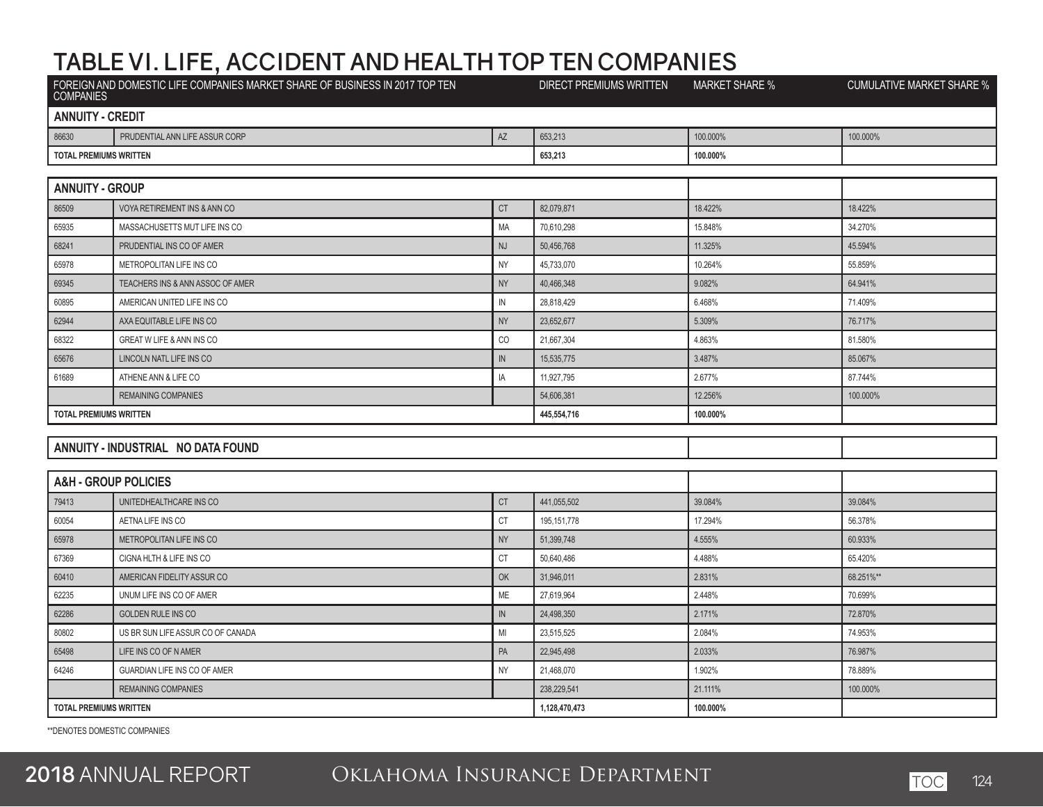# TABLE VI. LIFE, ACCIDENT AND HEALTH TOP TEN COMPANIES

| FOREIGN AND DOMESTIC LIFE COMPANIES MARKET SHARE OF BUSINESS IN 2017 TOP TEN COMPANIES | | | DIRECT PREMIUMS WRITTEN | MARKET SHARE % | CUMULATIVE MARKET SHARE % |
|---|---|---|---|---|---|
| **ANNUITY - CREDIT** | | | | | |
| 86630 | PRUDENTIAL ANN LIFE ASSUR CORP | AZ | 653,213 | 100.000% | 100.000% |
| **TOTAL PREMIUMS WRITTEN** | | | **653,213** | **100.000%** | |

| **ANNUITY - GROUP** | | | | | |
|---|---|---|---|---|---|
| 86509 | VOYA RETIREMENT INS & ANN CO | CT | 82,079,871 | 18.422% | 18.422% |
| 65935 | MASSACHUSETTS MUT LIFE INS CO | MA | 70,610,298 | 15.848% | 34.270% |
| 68241 | PRUDENTIAL INS CO OF AMER | NJ | 50,456,768 | 11.325% | 45.594% |
| 65978 | METROPOLITAN LIFE INS CO | NY | 45,733,070 | 10.264% | 55.859% |
| 69345 | TEACHERS INS & ANN ASSOC OF AMER | NY | 40,466,348 | 9.082% | 64.941% |
| 60895 | AMERICAN UNITED LIFE INS CO | IN | 28,818,429 | 6.468% | 71.409% |
| 62944 | AXA EQUITABLE LIFE INS CO | NY | 23,652,677 | 5.309% | 76.717% |
| 68322 | GREAT W LIFE & ANN INS CO | CO | 21,667,304 | 4.863% | 81.580% |
| 65676 | LINCOLN NATL LIFE INS CO | IN | 15,535,775 | 3.487% | 85.067% |
| 61689 | ATHENE ANN & LIFE CO | IA | 11,927,795 | 2.677% | 87.744% |
| | REMAINING COMPANIES | | 54,606,381 | 12.256% | 100.000% |
| **TOTAL PREMIUMS WRITTEN** | | | **445,554,716** | **100.000%** | |

| **ANNUITY - INDUSTRIAL NO DATA FOUND** | | |
|---|---|---|

| **A&H - GROUP POLICIES** | | | | | |
|---|---|---|---|---|---|
| 79413 | UNITEDHEALTHCARE INS CO | CT | 441,055,502 | 39.084% | 39.084% |
| 60054 | AETNA LIFE INS CO | CT | 195,151,778 | 17.294% | 56.378% |
| 65978 | METROPOLITAN LIFE INS CO | NY | 51,399,748 | 4.555% | 60.933% |
| 67369 | CIGNA HLTH & LIFE INS CO | CT | 50,640,486 | 4.488% | 65.420% |
| 60410 | AMERICAN FIDELITY ASSUR CO | OK | 31,946,011 | 2.831% | 68.251%** |
| 62235 | UNUM LIFE INS CO OF AMER | ME | 27,619,964 | 2.448% | 70.699% |
| 62286 | GOLDEN RULE INS CO | IN | 24,498,350 | 2.171% | 72.870% |
| 80802 | US BR SUN LIFE ASSUR CO OF CANADA | MI | 23,515,525 | 2.084% | 74.953% |
| 65498 | LIFE INS CO OF N AMER | PA | 22,945,498 | 2.033% | 76.987% |
| 64246 | GUARDIAN LIFE INS CO OF AMER | NY | 21,468,070 | 1.902% | 78.889% |
| | REMAINING COMPANIES | | 238,229,541 | 21.111% | 100.000% |
| **TOTAL PREMIUMS WRITTEN** | | | **1,128,470,473** | **100.000%** | |

**DENOTES DOMESTIC COMPANIES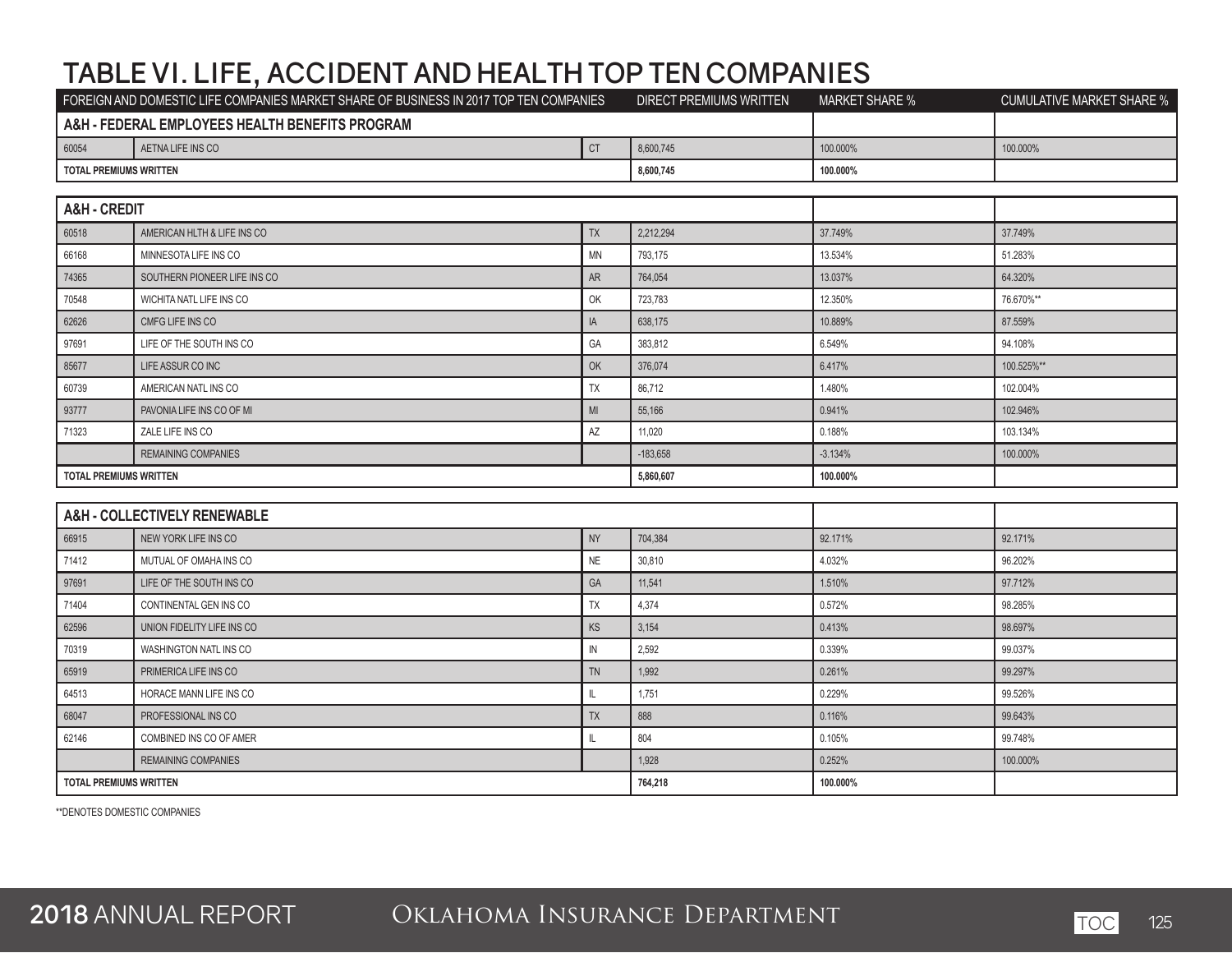# TABLE VI. LIFE, ACCIDENT AND HEALTH TOP TEN COMPANIES

| FOREIGN AND DOMESTIC LIFE COMPANIES MARKET SHARE OF BUSINESS IN 2017 TOP TEN COMPANIES | | | DIRECT PREMIUMS WRITTEN | MARKET SHARE % | CUMULATIVE MARKET SHARE % |
|---|---|---|---|---|---|
| **A&H - FEDERAL EMPLOYEES HEALTH BENEFITS PROGRAM** | | | | | |
| 60054 | AETNA LIFE INS CO | CT | 8,600,745 | 100.000% | 100.000% |
| **TOTAL PREMIUMS WRITTEN** | | | **8,600,745** | **100.000%** | |
| **A&H - CREDIT** | | | | | |
| 60518 | AMERICAN HLTH & LIFE INS CO | TX | 2,212,294 | 37.749% | 37.749% |
| 66168 | MINNESOTA LIFE INS CO | MN | 793,175 | 13.534% | 51.283% |
| 74365 | SOUTHERN PIONEER LIFE INS CO | AR | 764,054 | 13.037% | 64.320% |
| 70548 | WICHITA NATL LIFE INS CO | OK | 723,783 | 12.350% | 76.670%** |
| 62626 | CMFG LIFE INS CO | IA | 638,175 | 10.889% | 87.559% |
| 97691 | LIFE OF THE SOUTH INS CO | GA | 383,812 | 6.549% | 94.108% |
| 85677 | LIFE ASSUR CO INC | OK | 376,074 | 6.417% | 100.525%** |
| 60739 | AMERICAN NATL INS CO | TX | 86,712 | 1.480% | 102.004% |
| 93777 | PAVONIA LIFE INS CO OF MI | MI | 55,166 | 0.941% | 102.946% |
| 71323 | ZALE LIFE INS CO | AZ | 11,020 | 0.188% | 103.134% |
| | REMAINING COMPANIES | | -183,658 | -3.134% | 100.000% |
| **TOTAL PREMIUMS WRITTEN** | | | **5,860,607** | **100.000%** | |
| **A&H - COLLECTIVELY RENEWABLE** | | | | | |
| 66915 | NEW YORK LIFE INS CO | NY | 704,384 | 92.171% | 92.171% |
| 71412 | MUTUAL OF OMAHA INS CO | NE | 30,810 | 4.032% | 96.202% |
| 97691 | LIFE OF THE SOUTH INS CO | GA | 11,541 | 1.510% | 97.712% |
| 71404 | CONTINENTAL GEN INS CO | TX | 4,374 | 0.572% | 98.285% |
| 62596 | UNION FIDELITY LIFE INS CO | KS | 3,154 | 0.413% | 98.697% |
| 70319 | WASHINGTON NATL INS CO | IN | 2,592 | 0.339% | 99.037% |
| 65919 | PRIMERICA LIFE INS CO | TN | 1,992 | 0.261% | 99.297% |
| 64513 | HORACE MANN LIFE INS CO | IL | 1,751 | 0.229% | 99.526% |
| 68047 | PROFESSIONAL INS CO | TX | 888 | 0.116% | 99.643% |
| 62146 | COMBINED INS CO OF AMER | IL | 804 | 0.105% | 99.748% |
| | REMAINING COMPANIES | | 1,928 | 0.252% | 100.000% |
| **TOTAL PREMIUMS WRITTEN** | | | **764,218** | **100.000%** | |

**DENOTES DOMESTIC COMPANIES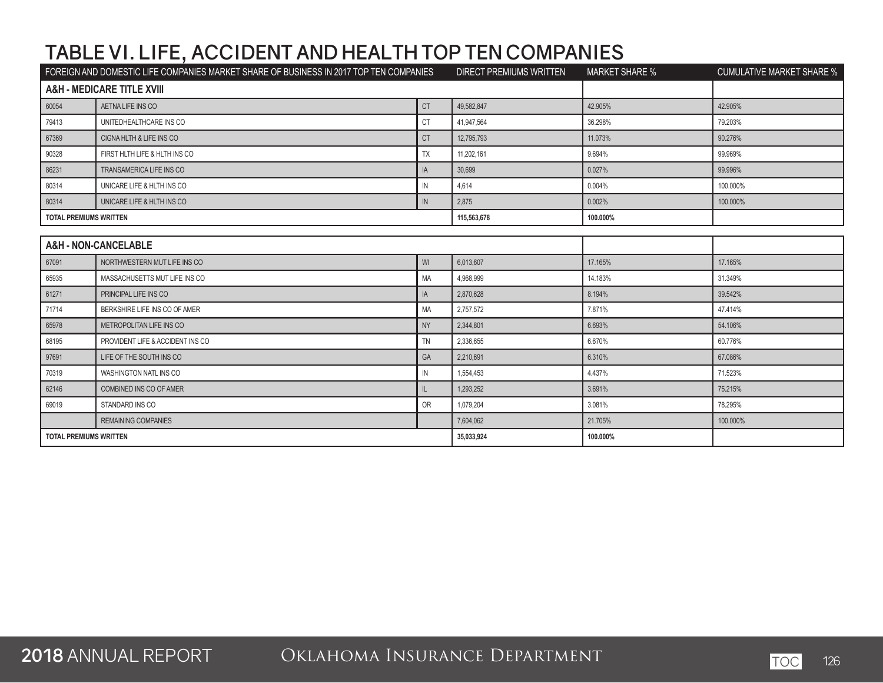# TABLE VI. LIFE, ACCIDENT AND HEALTH TOP TEN COMPANIES

| FOREIGN AND DOMESTIC LIFE COMPANIES MARKET SHARE OF BUSINESS IN 2017 TOP TEN COMPANIES | | | DIRECT PREMIUMS WRITTEN | MARKET SHARE % | CUMULATIVE MARKET SHARE % |
|---|---|---|---|---|---|
| **A&H - MEDICARE TITLE XVIII** | | | | | |
| 60054 | AETNA LIFE INS CO | CT | 49,582,847 | 42.905% | 42.905% |
| 79413 | UNITEDHEALTHCARE INS CO | CT | 41,947,564 | 36.298% | 79.203% |
| 67369 | CIGNA HLTH & LIFE INS CO | CT | 12,795,793 | 11.073% | 90.276% |
| 90328 | FIRST HLTH LIFE & HLTH INS CO | TX | 11,202,161 | 9.694% | 99.969% |
| 86231 | TRANSAMERICA LIFE INS CO | IA | 30,699 | 0.027% | 99.996% |
| 80314 | UNICARE LIFE & HLTH INS CO | IN | 4,614 | 0.004% | 100.000% |
| 80314 | UNICARE LIFE & HLTH INS CO | IN | 2,875 | 0.002% | 100.000% |
| **TOTAL PREMIUMS WRITTEN** | | | **115,563,678** | **100.000%** | |

| **A&H - NON-CANCELABLE** | | | | | |
|---|---|---|---|---|---|
| 67091 | NORTHWESTERN MUT LIFE INS CO | WI | 6,013,607 | 17.165% | 17.165% |
| 65935 | MASSACHUSETTS MUT LIFE INS CO | MA | 4,968,999 | 14.183% | 31.349% |
| 61271 | PRINCIPAL LIFE INS CO | IA | 2,870,628 | 8.194% | 39.542% |
| 71714 | BERKSHIRE LIFE INS CO OF AMER | MA | 2,757,572 | 7.871% | 47.414% |
| 65978 | METROPOLITAN LIFE INS CO | NY | 2,344,801 | 6.693% | 54.106% |
| 68195 | PROVIDENT LIFE & ACCIDENT INS CO | TN | 2,336,655 | 6.670% | 60.776% |
| 97691 | LIFE OF THE SOUTH INS CO | GA | 2,210,691 | 6.310% | 67.086% |
| 70319 | WASHINGTON NATL INS CO | IN | 1,554,453 | 4.437% | 71.523% |
| 62146 | COMBINED INS CO OF AMER | IL | 1,293,252 | 3.691% | 75.215% |
| 69019 | STANDARD INS CO | OR | 1,079,204 | 3.081% | 78.295% |
| | REMAINING COMPANIES | | 7,604,062 | 21.705% | 100.000% |
| **TOTAL PREMIUMS WRITTEN** | | | **35,033,924** | **100.000%** | |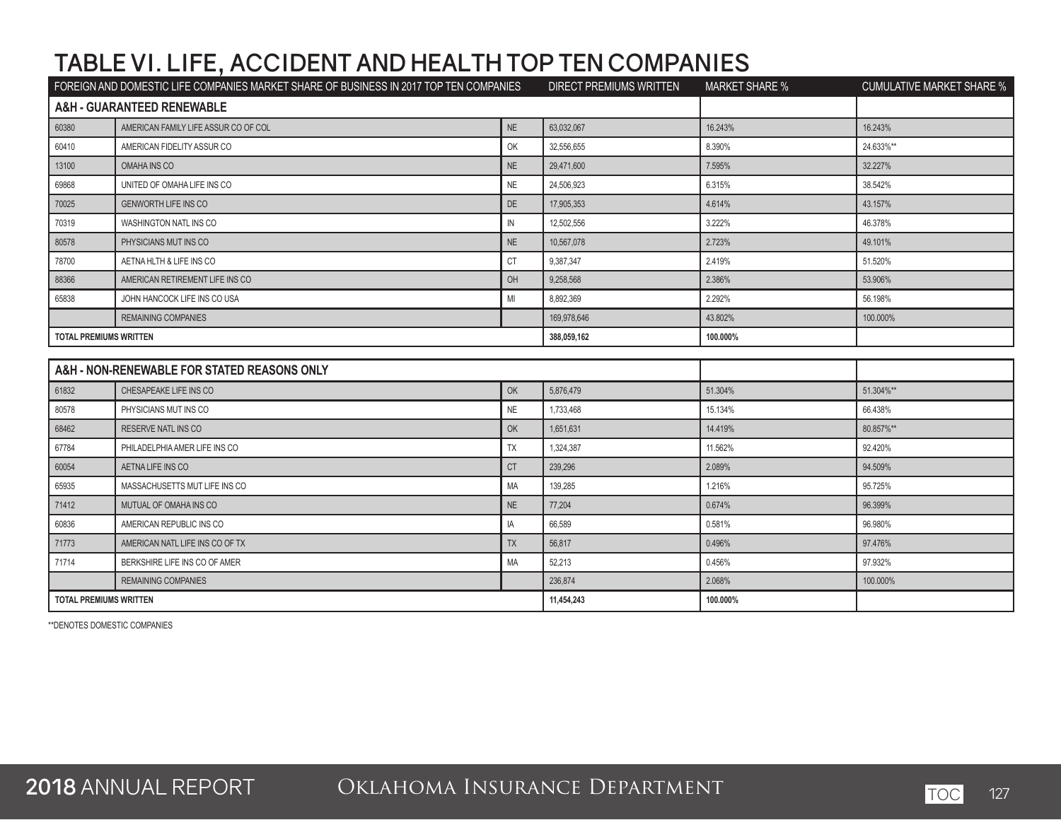# TABLE VI. LIFE, ACCIDENT AND HEALTH TOP TEN COMPANIES

| FOREIGN AND DOMESTIC LIFE COMPANIES MARKET SHARE OF BUSINESS IN 2017 TOP TEN COMPANIES | | | DIRECT PREMIUMS WRITTEN | MARKET SHARE % | CUMULATIVE MARKET SHARE % |
|---|---|---|---|---|---|
| **A&H - GUARANTEED RENEWABLE** | | | | | |
| 60380 | AMERICAN FAMILY LIFE ASSUR CO OF COL | NE | 63,032,067 | 16.243% | 16.243% |
| 60410 | AMERICAN FIDELITY ASSUR CO | OK | 32,556,655 | 8.390% | 24.633%** |
| 13100 | OMAHA INS CO | NE | 29,471,600 | 7.595% | 32.227% |
| 69868 | UNITED OF OMAHA LIFE INS CO | NE | 24,506,923 | 6.315% | 38.542% |
| 70025 | GENWORTH LIFE INS CO | DE | 17,905,353 | 4.614% | 43.157% |
| 70319 | WASHINGTON NATL INS CO | IN | 12,502,556 | 3.222% | 46.378% |
| 80578 | PHYSICIANS MUT INS CO | NE | 10,567,078 | 2.723% | 49.101% |
| 78700 | AETNA HLTH & LIFE INS CO | CT | 9,387,347 | 2.419% | 51.520% |
| 88366 | AMERICAN RETIREMENT LIFE INS CO | OH | 9,258,568 | 2.386% | 53.906% |
| 65838 | JOHN HANCOCK LIFE INS CO USA | MI | 8,892,369 | 2.292% | 56.198% |
| | REMAINING COMPANIES | | 169,978,646 | 43.802% | 100.000% |
| **TOTAL PREMIUMS WRITTEN** | | | **388,059,162** | **100.000%** | |

| **A&H - NON-RENEWABLE FOR STATED REASONS ONLY** | | | | | |
|---|---|---|---|---|---|
| 61832 | CHESAPEAKE LIFE INS CO | OK | 5,876,479 | 51.304% | 51.304%** |
| 80578 | PHYSICIANS MUT INS CO | NE | 1,733,468 | 15.134% | 66.438% |
| 68462 | RESERVE NATL INS CO | OK | 1,651,631 | 14.419% | 80.857%** |
| 67784 | PHILADELPHIA AMER LIFE INS CO | TX | 1,324,387 | 11.562% | 92.420% |
| 60054 | AETNA LIFE INS CO | CT | 239,296 | 2.089% | 94.509% |
| 65935 | MASSACHUSETTS MUT LIFE INS CO | MA | 139,285 | 1.216% | 95.725% |
| 71412 | MUTUAL OF OMAHA INS CO | NE | 77,204 | 0.674% | 96.399% |
| 60836 | AMERICAN REPUBLIC INS CO | IA | 66,589 | 0.581% | 96.980% |
| 71773 | AMERICAN NATL LIFE INS CO OF TX | TX | 56,817 | 0.496% | 97.476% |
| 71714 | BERKSHIRE LIFE INS CO OF AMER | MA | 52,213 | 0.456% | 97.932% |
| | REMAINING COMPANIES | | 236,874 | 2.068% | 100.000% |
| **TOTAL PREMIUMS WRITTEN** | | | **11,454,243** | **100.000%** | |

**DENOTES DOMESTIC COMPANIES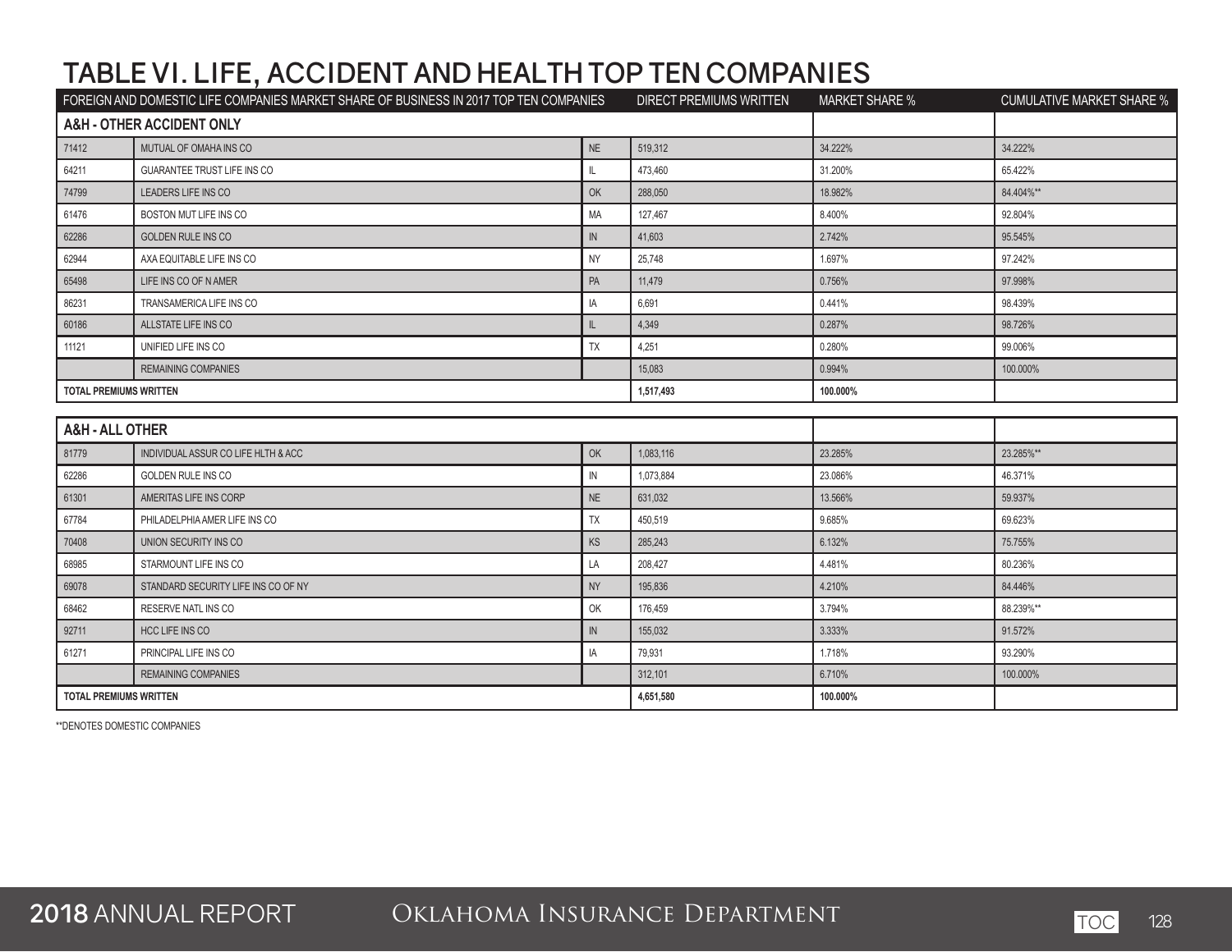# TABLE VI. LIFE, ACCIDENT AND HEALTH TOP TEN COMPANIES

| FOREIGN AND DOMESTIC LIFE COMPANIES MARKET SHARE OF BUSINESS IN 2017 TOP TEN COMPANIES | | | DIRECT PREMIUMS WRITTEN | MARKET SHARE % | CUMULATIVE MARKET SHARE % |
|---|---|---|---|---|---|
| **A&H - OTHER ACCIDENT ONLY** | | | | | |
| 71412 | MUTUAL OF OMAHA INS CO | NE | 519,312 | 34.222% | 34.222% |
| 64211 | GUARANTEE TRUST LIFE INS CO | IL | 473,460 | 31.200% | 65.422% |
| 74799 | LEADERS LIFE INS CO | OK | 288,050 | 18.982% | 84.404%** |
| 61476 | BOSTON MUT LIFE INS CO | MA | 127,467 | 8.400% | 92.804% |
| 62286 | GOLDEN RULE INS CO | IN | 41,603 | 2.742% | 95.545% |
| 62944 | AXA EQUITABLE LIFE INS CO | NY | 25,748 | 1.697% | 97.242% |
| 65498 | LIFE INS CO OF N AMER | PA | 11,479 | 0.756% | 97.998% |
| 86231 | TRANSAMERICA LIFE INS CO | IA | 6,691 | 0.441% | 98.439% |
| 60186 | ALLSTATE LIFE INS CO | IL | 4,349 | 0.287% | 98.726% |
| 11121 | UNIFIED LIFE INS CO | TX | 4,251 | 0.280% | 99.006% |
| | REMAINING COMPANIES | | 15,083 | 0.994% | 100.000% |
| **TOTAL PREMIUMS WRITTEN** | | | **1,517,493** | **100.000%** | |
| **A&H - ALL OTHER** | | | | | |
| 81779 | INDIVIDUAL ASSUR CO LIFE HLTH & ACC | OK | 1,083,116 | 23.285% | 23.285%** |
| 62286 | GOLDEN RULE INS CO | IN | 1,073,884 | 23.086% | 46.371% |
| 61301 | AMERITAS LIFE INS CORP | NE | 631,032 | 13.566% | 59.937% |
| 67784 | PHILADELPHIA AMER LIFE INS CO | TX | 450,519 | 9.685% | 69.623% |
| 70408 | UNION SECURITY INS CO | KS | 285,243 | 6.132% | 75.755% |
| 68985 | STARMOUNT LIFE INS CO | LA | 208,427 | 4.481% | 80.236% |
| 69078 | STANDARD SECURITY LIFE INS CO OF NY | NY | 195,836 | 4.210% | 84.446% |
| 68462 | RESERVE NATL INS CO | OK | 176,459 | 3.794% | 88.239%** |
| 92711 | HCC LIFE INS CO | IN | 155,032 | 3.333% | 91.572% |
| 61271 | PRINCIPAL LIFE INS CO | IA | 79,931 | 1.718% | 93.290% |
| | REMAINING COMPANIES | | 312,101 | 6.710% | 100.000% |
| **TOTAL PREMIUMS WRITTEN** | | | **4,651,580** | **100.000%** | |

**DENOTES DOMESTIC COMPANIES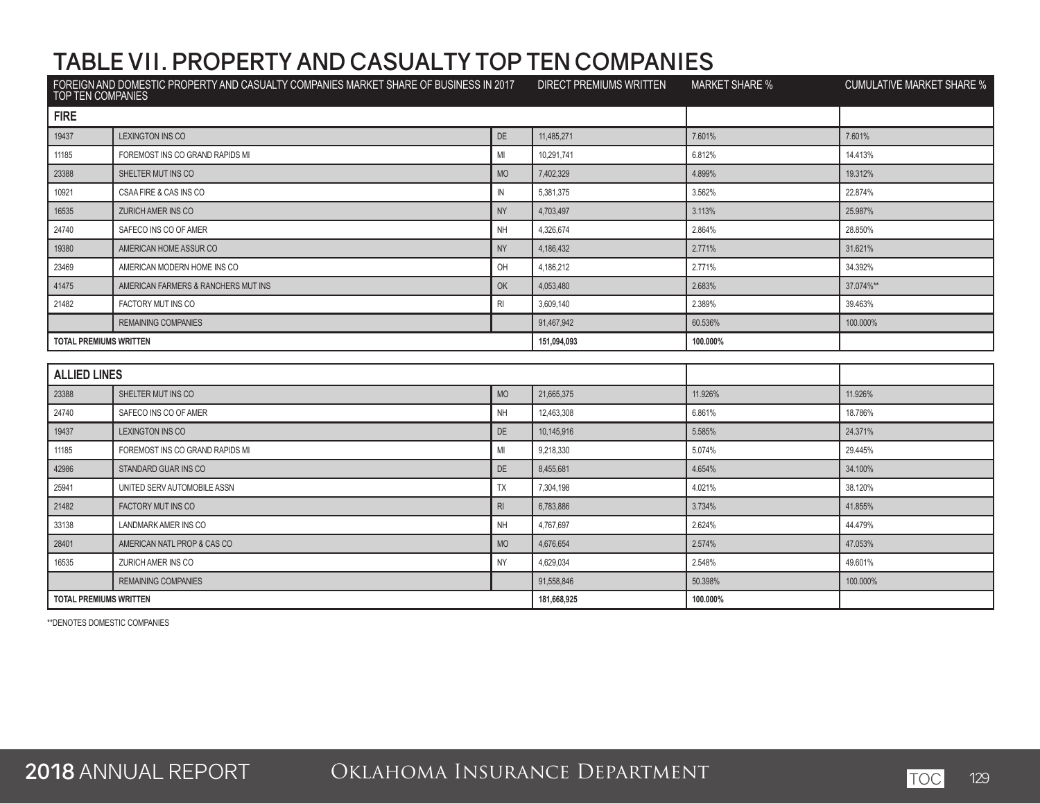# TABLE VII. PROPERTY AND CASUALTY TOP TEN COMPANIES

| FOREIGN AND DOMESTIC PROPERTY AND CASUALTY COMPANIES MARKET SHARE OF BUSINESS IN 2017 TOP TEN COMPANIES | | | DIRECT PREMIUMS WRITTEN | MARKET SHARE % | CUMULATIVE MARKET SHARE % |
|---|---|---|---|---|---|
| **FIRE** | | | | | |
| 19437 | LEXINGTON INS CO | DE | 11,485,271 | 7.601% | 7.601% |
| 11185 | FOREMOST INS CO GRAND RAPIDS MI | MI | 10,291,741 | 6.812% | 14.413% |
| 23388 | SHELTER MUT INS CO | MO | 7,402,329 | 4.899% | 19.312% |
| 10921 | CSAA FIRE & CAS INS CO | IN | 5,381,375 | 3.562% | 22.874% |
| 16535 | ZURICH AMER INS CO | NY | 4,703,497 | 3.113% | 25.987% |
| 24740 | SAFECO INS CO OF AMER | NH | 4,326,674 | 2.864% | 28.850% |
| 19380 | AMERICAN HOME ASSUR CO | NY | 4,186,432 | 2.771% | 31.621% |
| 23469 | AMERICAN MODERN HOME INS CO | OH | 4,186,212 | 2.771% | 34.392% |
| 41475 | AMERICAN FARMERS & RANCHERS MUT INS | OK | 4,053,480 | 2.683% | 37.074%** |
| 21482 | FACTORY MUT INS CO | RI | 3,609,140 | 2.389% | 39.463% |
| | REMAINING COMPANIES | | 91,467,942 | 60.536% | 100.000% |
| **TOTAL PREMIUMS WRITTEN** | | | **151,094,093** | **100.000%** | |
| **ALLIED LINES** | | | | | |
| 23388 | SHELTER MUT INS CO | MO | 21,665,375 | 11.926% | 11.926% |
| 24740 | SAFECO INS CO OF AMER | NH | 12,463,308 | 6.861% | 18.786% |
| 19437 | LEXINGTON INS CO | DE | 10,145,916 | 5.585% | 24.371% |
| 11185 | FOREMOST INS CO GRAND RAPIDS MI | MI | 9,218,330 | 5.074% | 29.445% |
| 42986 | STANDARD GUAR INS CO | DE | 8,455,681 | 4.654% | 34.100% |
| 25941 | UNITED SERV AUTOMOBILE ASSN | TX | 7,304,198 | 4.021% | 38.120% |
| 21482 | FACTORY MUT INS CO | RI | 6,783,886 | 3.734% | 41.855% |
| 33138 | LANDMARK AMER INS CO | NH | 4,767,697 | 2.624% | 44.479% |
| 28401 | AMERICAN NATL PROP & CAS CO | MO | 4,676,654 | 2.574% | 47.053% |
| 16535 | ZURICH AMER INS CO | NY | 4,629,034 | 2.548% | 49.601% |
| | REMAINING COMPANIES | | 91,558,846 | 50.398% | 100.000% |
| **TOTAL PREMIUMS WRITTEN** | | | **181,668,925** | **100.000%** | |

**DENOTES DOMESTIC COMPANIES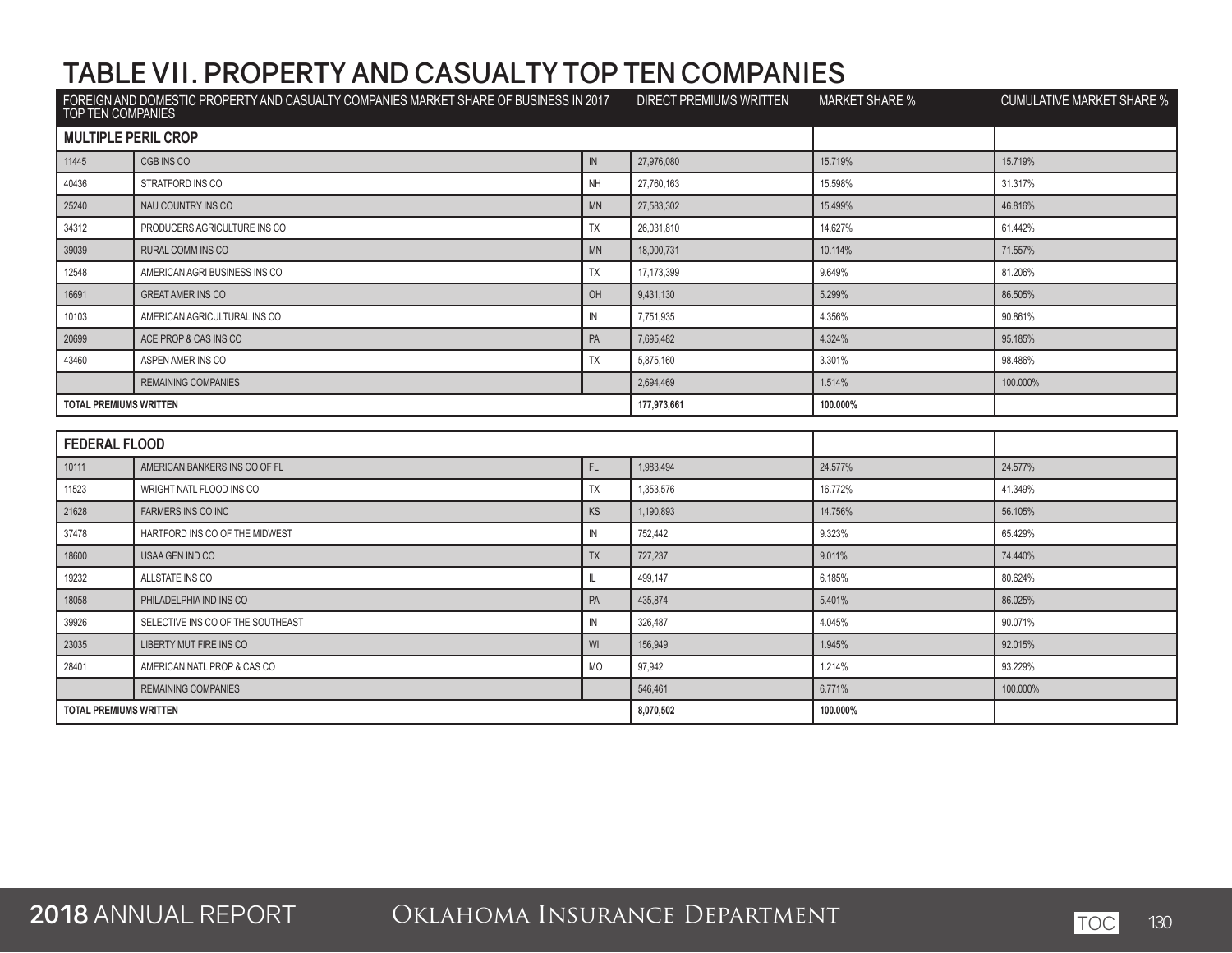# TABLE VII. PROPERTY AND CASUALTY TOP TEN COMPANIES

| FOREIGN AND DOMESTIC PROPERTY AND CASUALTY COMPANIES MARKET SHARE OF BUSINESS IN 2017 TOP TEN COMPANIES | | | DIRECT PREMIUMS WRITTEN | MARKET SHARE % | CUMULATIVE MARKET SHARE % |
|---|---|---|---|---|---|
| **MULTIPLE PERIL CROP** | | | | | |
| 11445 | CGB INS CO | IN | 27,976,080 | 15.719% | 15.719% |
| 40436 | STRATFORD INS CO | NH | 27,760,163 | 15.598% | 31.317% |
| 25240 | NAU COUNTRY INS CO | MN | 27,583,302 | 15.499% | 46.816% |
| 34312 | PRODUCERS AGRICULTURE INS CO | TX | 26,031,810 | 14.627% | 61.442% |
| 39039 | RURAL COMM INS CO | MN | 18,000,731 | 10.114% | 71.557% |
| 12548 | AMERICAN AGRI BUSINESS INS CO | TX | 17,173,399 | 9.649% | 81.206% |
| 16691 | GREAT AMER INS CO | OH | 9,431,130 | 5.299% | 86.505% |
| 10103 | AMERICAN AGRICULTURAL INS CO | IN | 7,751,935 | 4.356% | 90.861% |
| 20699 | ACE PROP & CAS INS CO | PA | 7,695,482 | 4.324% | 95.185% |
| 43460 | ASPEN AMER INS CO | TX | 5,875,160 | 3.301% | 98.486% |
| | REMAINING COMPANIES | | 2,694,469 | 1.514% | 100.000% |
| **TOTAL PREMIUMS WRITTEN** | | | **177,973,661** | **100.000%** | |

| | | | | | |
|---|---|---|---|---|---|
| **FEDERAL FLOOD** | | | | | |
| 10111 | AMERICAN BANKERS INS CO OF FL | FL | 1,983,494 | 24.577% | 24.577% |
| 11523 | WRIGHT NATL FLOOD INS CO | TX | 1,353,576 | 16.772% | 41.349% |
| 21628 | FARMERS INS CO INC | KS | 1,190,893 | 14.756% | 56.105% |
| 37478 | HARTFORD INS CO OF THE MIDWEST | IN | 752,442 | 9.323% | 65.429% |
| 18600 | USAA GEN IND CO | TX | 727,237 | 9.011% | 74.440% |
| 19232 | ALLSTATE INS CO | IL | 499,147 | 6.185% | 80.624% |
| 18058 | PHILADELPHIA IND INS CO | PA | 435,874 | 5.401% | 86.025% |
| 39926 | SELECTIVE INS CO OF THE SOUTHEAST | IN | 326,487 | 4.045% | 90.071% |
| 23035 | LIBERTY MUT FIRE INS CO | WI | 156,949 | 1.945% | 92.015% |
| 28401 | AMERICAN NATL PROP & CAS CO | MO | 97,942 | 1.214% | 93.229% |
| | REMAINING COMPANIES | | 546,461 | 6.771% | 100.000% |
| **TOTAL PREMIUMS WRITTEN** | | | **8,070,502** | **100.000%** | |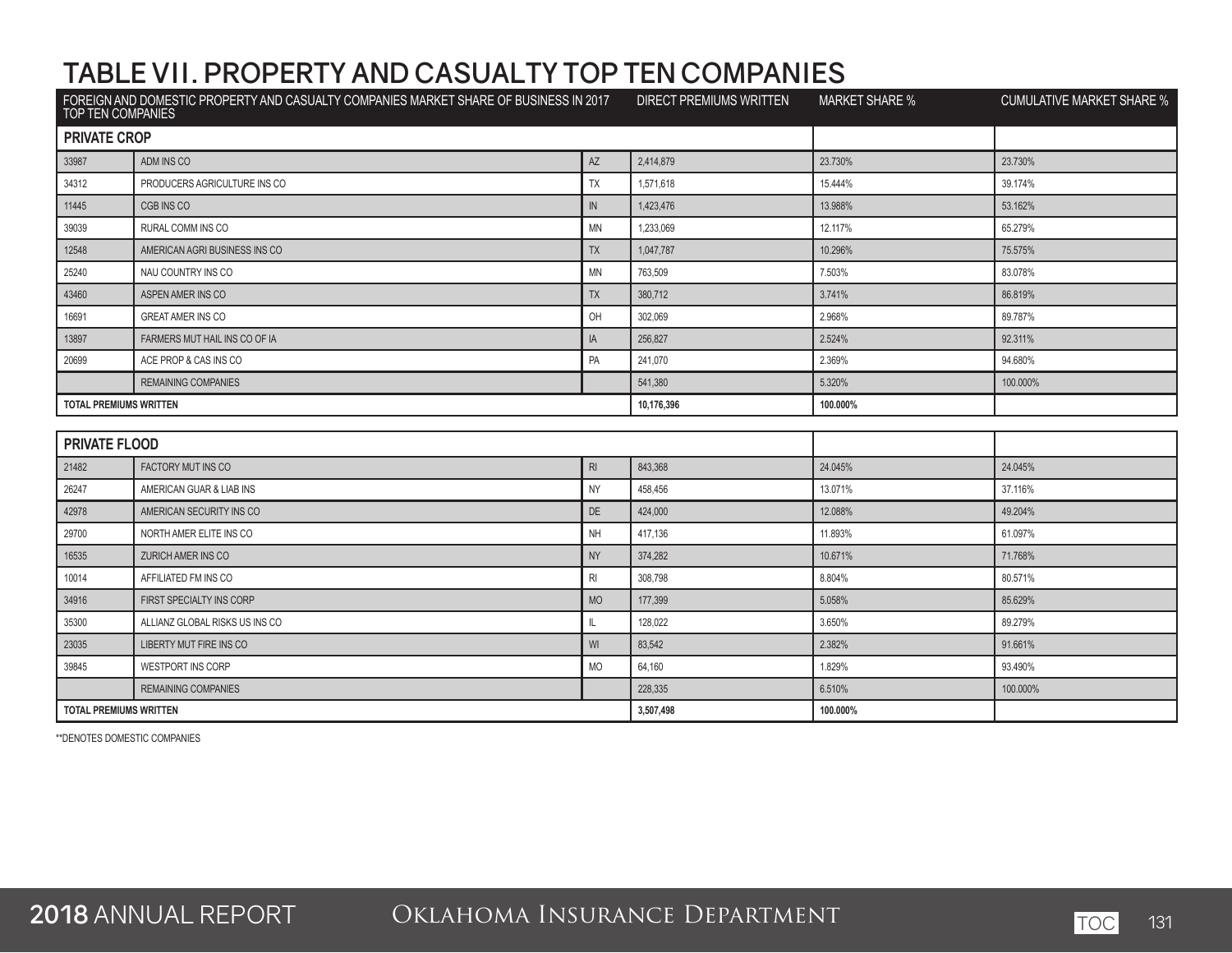# TABLE VII. PROPERTY AND CASUALTY TOP TEN COMPANIES

| FOREIGN AND DOMESTIC PROPERTY AND CASUALTY COMPANIES MARKET SHARE OF BUSINESS IN 2017 TOP TEN COMPANIES | | | DIRECT PREMIUMS WRITTEN | MARKET SHARE % | CUMULATIVE MARKET SHARE % |
|---|---|---|---|---|---|
| **PRIVATE CROP** | | | | | |
| 33987 | ADM INS CO | AZ | 2,414,879 | 23.730% | 23.730% |
| 34312 | PRODUCERS AGRICULTURE INS CO | TX | 1,571,618 | 15.444% | 39.174% |
| 11445 | CGB INS CO | IN | 1,423,476 | 13.988% | 53.162% |
| 39039 | RURAL COMM INS CO | MN | 1,233,069 | 12.117% | 65.279% |
| 12548 | AMERICAN AGRI BUSINESS INS CO | TX | 1,047,787 | 10.296% | 75.575% |
| 25240 | NAU COUNTRY INS CO | MN | 763,509 | 7.503% | 83.078% |
| 43460 | ASPEN AMER INS CO | TX | 380,712 | 3.741% | 86.819% |
| 16691 | GREAT AMER INS CO | OH | 302,069 | 2.968% | 89.787% |
| 13897 | FARMERS MUT HAIL INS CO OF IA | IA | 256,827 | 2.524% | 92.311% |
| 20699 | ACE PROP & CAS INS CO | PA | 241,070 | 2.369% | 94.680% |
| | REMAINING COMPANIES | | 541,380 | 5.320% | 100.000% |
| **TOTAL PREMIUMS WRITTEN** | | | **10,176,396** | **100.000%** | |

| | | | | | |
|---|---|---|---|---|---|
| **PRIVATE FLOOD** | | | | | |
| 21482 | FACTORY MUT INS CO | RI | 843,368 | 24.045% | 24.045% |
| 26247 | AMERICAN GUAR & LIAB INS | NY | 458,456 | 13.071% | 37.116% |
| 42978 | AMERICAN SECURITY INS CO | DE | 424,000 | 12.088% | 49.204% |
| 29700 | NORTH AMER ELITE INS CO | NH | 417,136 | 11.893% | 61.097% |
| 16535 | ZURICH AMER INS CO | NY | 374,282 | 10.671% | 71.768% |
| 10014 | AFFILIATED FM INS CO | RI | 308,798 | 8.804% | 80.571% |
| 34916 | FIRST SPECIALTY INS CORP | MO | 177,399 | 5.058% | 85.629% |
| 35300 | ALLIANZ GLOBAL RISKS US INS CO | IL | 128,022 | 3.650% | 89.279% |
| 23035 | LIBERTY MUT FIRE INS CO | WI | 83,542 | 2.382% | 91.661% |
| 39845 | WESTPORT INS CORP | MO | 64,160 | 1.829% | 93.490% |
| | REMAINING COMPANIES | | 228,335 | 6.510% | 100.000% |
| **TOTAL PREMIUMS WRITTEN** | | | **3,507,498** | **100.000%** | |

**DENOTES DOMESTIC COMPANIES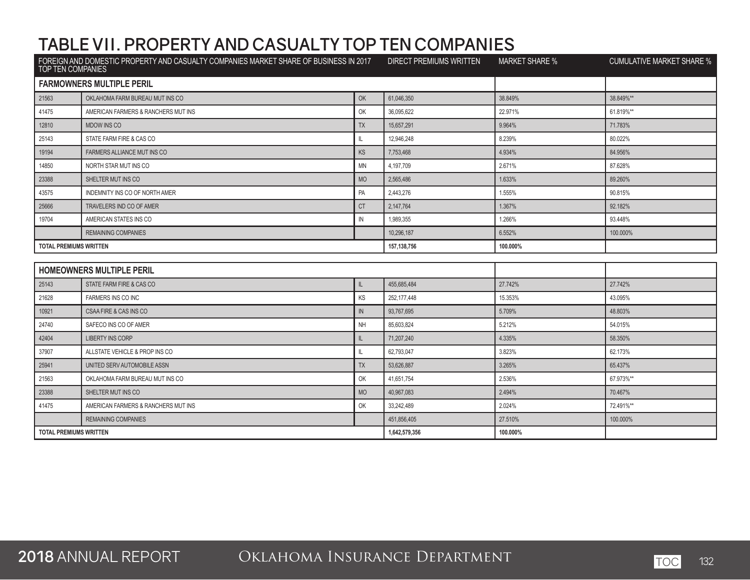# TABLE VII. PROPERTY AND CASUALTY TOP TEN COMPANIES

| FOREIGN AND DOMESTIC PROPERTY AND CASUALTY COMPANIES MARKET SHARE OF BUSINESS IN 2017 TOP TEN COMPANIES | | | DIRECT PREMIUMS WRITTEN | MARKET SHARE % | CUMULATIVE MARKET SHARE % |
|---|---|---|---|---|---|
| **FARMOWNERS MULTIPLE PERIL** | | | | | |
| 21563 | OKLAHOMA FARM BUREAU MUT INS CO | OK | 61,046,350 | 38.849% | 38.849%** |
| 41475 | AMERICAN FARMERS & RANCHERS MUT INS | OK | 36,095,622 | 22.971% | 61.819%** |
| 12810 | MDOW INS CO | TX | 15,657,291 | 9.964% | 71.783% |
| 25143 | STATE FARM FIRE & CAS CO | IL | 12,946,248 | 8.239% | 80.022% |
| 19194 | FARMERS ALLIANCE MUT INS CO | KS | 7,753,468 | 4.934% | 84.956% |
| 14850 | NORTH STAR MUT INS CO | MN | 4,197,709 | 2.671% | 87.628% |
| 23388 | SHELTER MUT INS CO | MO | 2,565,486 | 1.633% | 89.260% |
| 43575 | INDEMNITY INS CO OF NORTH AMER | PA | 2,443,276 | 1.555% | 90.815% |
| 25666 | TRAVELERS IND CO OF AMER | CT | 2,147,764 | 1.367% | 92.182% |
| 19704 | AMERICAN STATES INS CO | IN | 1,989,355 | 1.266% | 93.448% |
| | REMAINING COMPANIES | | 10,296,187 | 6.552% | 100.000% |
| **TOTAL PREMIUMS WRITTEN** | | | **157,138,756** | **100.000%** | |

| | | | | | |
|---|---|---|---|---|---|
| **HOMEOWNERS MULTIPLE PERIL** | | | | | |
| 25143 | STATE FARM FIRE & CAS CO | IL | 455,685,484 | 27.742% | 27.742% |
| 21628 | FARMERS INS CO INC | KS | 252,177,448 | 15.353% | 43.095% |
| 10921 | CSAA FIRE & CAS INS CO | IN | 93,767,695 | 5.709% | 48.803% |
| 24740 | SAFECO INS CO OF AMER | NH | 85,603,824 | 5.212% | 54.015% |
| 42404 | LIBERTY INS CORP | IL | 71,207,240 | 4.335% | 58.350% |
| 37907 | ALLSTATE VEHICLE & PROP INS CO | IL | 62,793,047 | 3.823% | 62.173% |
| 25941 | UNITED SERV AUTOMOBILE ASSN | TX | 53,626,887 | 3.265% | 65.437% |
| 21563 | OKLAHOMA FARM BUREAU MUT INS CO | OK | 41,651,754 | 2.536% | 67.973%** |
| 23388 | SHELTER MUT INS CO | MO | 40,967,083 | 2.494% | 70.467% |
| 41475 | AMERICAN FARMERS & RANCHERS MUT INS | OK | 33,242,489 | 2.024% | 72.491%** |
| | REMAINING COMPANIES | | 451,856,405 | 27.510% | 100.000% |
| **TOTAL PREMIUMS WRITTEN** | | | **1,642,579,356** | **100.000%** | |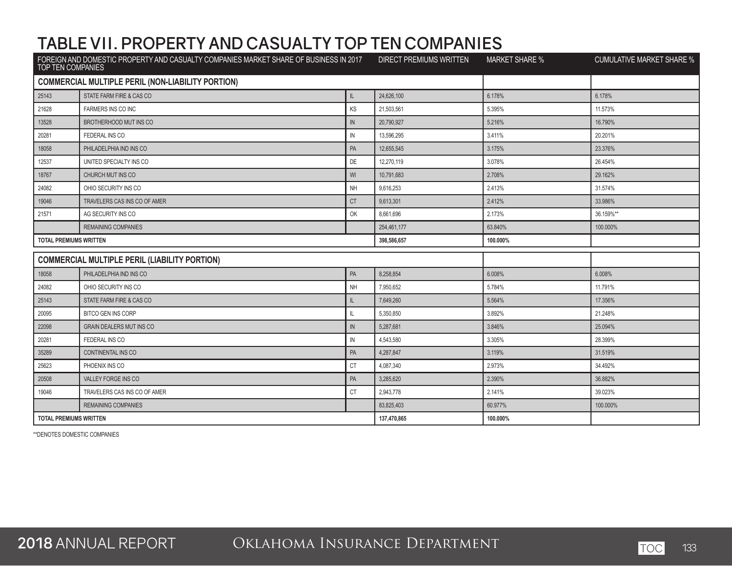# TABLE VII. PROPERTY AND CASUALTY TOP TEN COMPANIES

| FOREIGN AND DOMESTIC PROPERTY AND CASUALTY COMPANIES MARKET SHARE OF BUSINESS IN 2017 TOP TEN COMPANIES | | | DIRECT PREMIUMS WRITTEN | MARKET SHARE % | CUMULATIVE MARKET SHARE % |
|---|---|---|---|---|---|
| **COMMERCIAL MULTIPLE PERIL (NON-LIABILITY PORTION)** | | | | | |
| 25143 | STATE FARM FIRE & CAS CO | IL | 24,626,100 | 6.178% | 6.178% |
| 21628 | FARMERS INS CO INC | KS | 21,503,561 | 5.395% | 11.573% |
| 13528 | BROTHERHOOD MUT INS CO | IN | 20,790,927 | 5.216% | 16.790% |
| 20281 | FEDERAL INS CO | IN | 13,596,295 | 3.411% | 20.201% |
| 18058 | PHILADELPHIA IND INS CO | PA | 12,655,545 | 3.175% | 23.376% |
| 12537 | UNITED SPECIALTY INS CO | DE | 12,270,119 | 3.078% | 26.454% |
| 18767 | CHURCH MUT INS CO | WI | 10,791,683 | 2.708% | 29.162% |
| 24082 | OHIO SECURITY INS CO | NH | 9,616,253 | 2.413% | 31.574% |
| 19046 | TRAVELERS CAS INS CO OF AMER | CT | 9,613,301 | 2.412% | 33.986% |
| 21571 | AG SECURITY INS CO | OK | 8,661,696 | 2.173% | 36.159%** |
| | REMAINING COMPANIES | | 254,461,177 | 63.840% | 100.000% |
| **TOTAL PREMIUMS WRITTEN** | | | **398,586,657** | **100.000%** | |
| **COMMERCIAL MULTIPLE PERIL (LIABILITY PORTION)** | | | | | |
| 18058 | PHILADELPHIA IND INS CO | PA | 8,258,854 | 6.008% | 6.008% |
| 24082 | OHIO SECURITY INS CO | NH | 7,950,652 | 5.784% | 11.791% |
| 25143 | STATE FARM FIRE & CAS CO | IL | 7,649,260 | 5.564% | 17.356% |
| 20095 | BITCO GEN INS CORP | IL | 5,350,850 | 3.892% | 21.248% |
| 22098 | GRAIN DEALERS MUT INS CO | IN | 5,287,681 | 3.846% | 25.094% |
| 20281 | FEDERAL INS CO | IN | 4,543,580 | 3.305% | 28.399% |
| 35289 | CONTINENTAL INS CO | PA | 4,287,847 | 3.119% | 31.519% |
| 25623 | PHOENIX INS CO | CT | 4,087,340 | 2.973% | 34.492% |
| 20508 | VALLEY FORGE INS CO | PA | 3,285,620 | 2.390% | 36.882% |
| 19046 | TRAVELERS CAS INS CO OF AMER | CT | 2,943,778 | 2.141% | 39.023% |
| | REMAINING COMPANIES | | 83,825,403 | 60.977% | 100.000% |
| **TOTAL PREMIUMS WRITTEN** | | | **137,470,865** | **100.000%** | |

**DENOTES DOMESTIC COMPANIES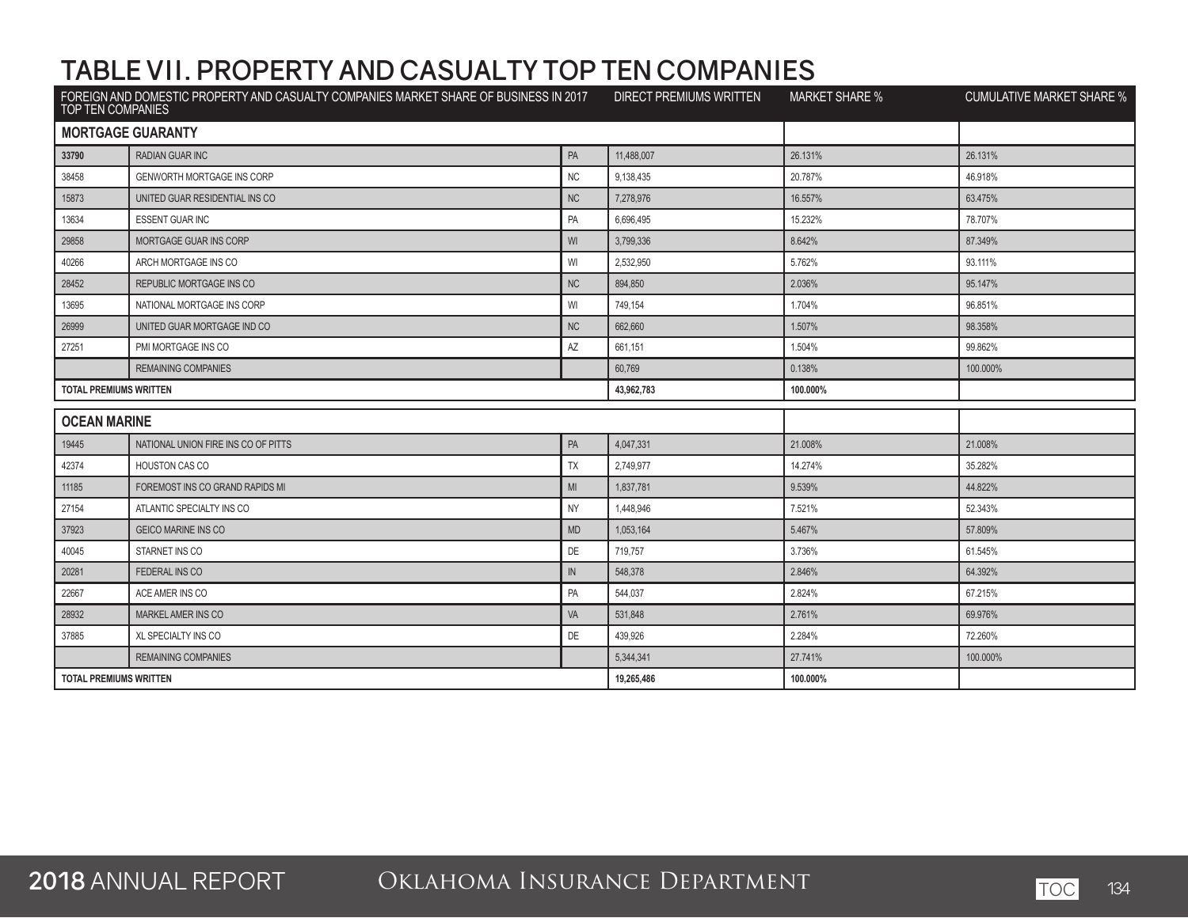# TABLE VII. PROPERTY AND CASUALTY TOP TEN COMPANIES

| FOREIGN AND DOMESTIC PROPERTY AND CASUALTY COMPANIES MARKET SHARE OF BUSINESS IN 2017 TOP TEN COMPANIES | | | DIRECT PREMIUMS WRITTEN | MARKET SHARE % | CUMULATIVE MARKET SHARE % |
|---|---|---|---|---|---|
| **MORTGAGE GUARANTY** | | | | | |
| 33790 | RADIAN GUAR INC | PA | 11,488,007 | 26.131% | 26.131% |
| 38458 | GENWORTH MORTGAGE INS CORP | NC | 9,138,435 | 20.787% | 46.918% |
| 15873 | UNITED GUAR RESIDENTIAL INS CO | NC | 7,278,976 | 16.557% | 63.475% |
| 13634 | ESSENT GUAR INC | PA | 6,696,495 | 15.232% | 78.707% |
| 29858 | MORTGAGE GUAR INS CORP | WI | 3,799,336 | 8.642% | 87.349% |
| 40266 | ARCH MORTGAGE INS CO | WI | 2,532,950 | 5.762% | 93.111% |
| 28452 | REPUBLIC MORTGAGE INS CO | NC | 894,850 | 2.036% | 95.147% |
| 13695 | NATIONAL MORTGAGE INS CORP | WI | 749,154 | 1.704% | 96.851% |
| 26999 | UNITED GUAR MORTGAGE IND CO | NC | 662,660 | 1.507% | 98.358% |
| 27251 | PMI MORTGAGE INS CO | AZ | 661,151 | 1.504% | 99.862% |
| | REMAINING COMPANIES | | 60,769 | 0.138% | 100.000% |
| **TOTAL PREMIUMS WRITTEN** | | | **43,962,783** | **100.000%** | |
| **OCEAN MARINE** | | | | | |
| 19445 | NATIONAL UNION FIRE INS CO OF PITTS | PA | 4,047,331 | 21.008% | 21.008% |
| 42374 | HOUSTON CAS CO | TX | 2,749,977 | 14.274% | 35.282% |
| 11185 | FOREMOST INS CO GRAND RAPIDS MI | MI | 1,837,781 | 9.539% | 44.822% |
| 27154 | ATLANTIC SPECIALTY INS CO | NY | 1,448,946 | 7.521% | 52.343% |
| 37923 | GEICO MARINE INS CO | MD | 1,053,164 | 5.467% | 57.809% |
| 40045 | STARNET INS CO | DE | 719,757 | 3.736% | 61.545% |
| 20281 | FEDERAL INS CO | IN | 548,378 | 2.846% | 64.392% |
| 22667 | ACE AMER INS CO | PA | 544,037 | 2.824% | 67.215% |
| 28932 | MARKEL AMER INS CO | VA | 531,848 | 2.761% | 69.976% |
| 37885 | XL SPECIALTY INS CO | DE | 439,926 | 2.284% | 72.260% |
| | REMAINING COMPANIES | | 5,344,341 | 27.741% | 100.000% |
| **TOTAL PREMIUMS WRITTEN** | | | **19,265,486** | **100.000%** | |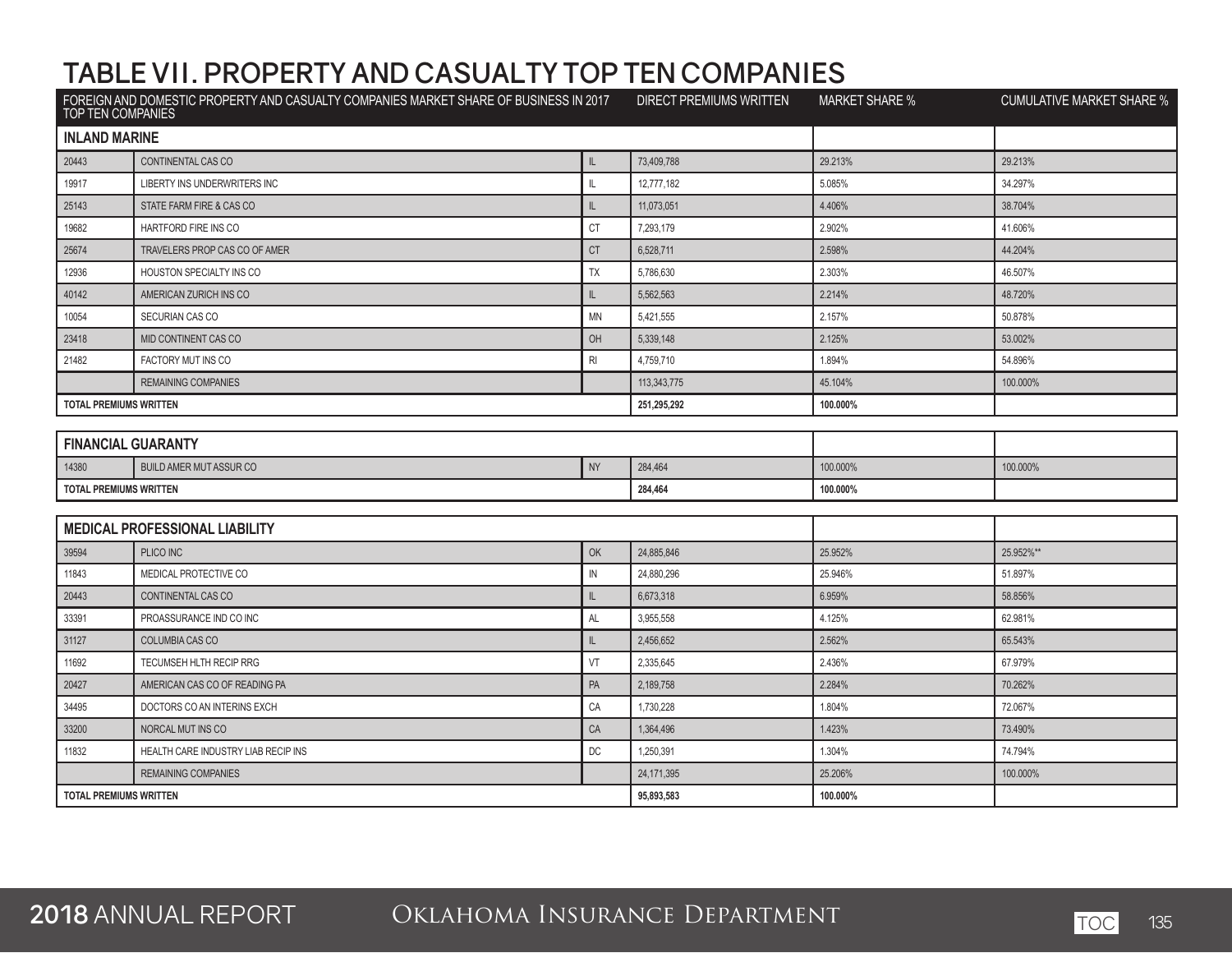# TABLE VII. PROPERTY AND CASUALTY TOP TEN COMPANIES

| FOREIGN AND DOMESTIC PROPERTY AND CASUALTY COMPANIES MARKET SHARE OF BUSINESS IN 2017 TOP TEN COMPANIES | | | DIRECT PREMIUMS WRITTEN | MARKET SHARE % | CUMULATIVE MARKET SHARE % |
|---|---|---|---|---|---|
| **INLAND MARINE** | | | | | |
| 20443 | CONTINENTAL CAS CO | IL | 73,409,788 | 29.213% | 29.213% |
| 19917 | LIBERTY INS UNDERWRITERS INC | IL | 12,777,182 | 5.085% | 34.297% |
| 25143 | STATE FARM FIRE & CAS CO | IL | 11,073,051 | 4.406% | 38.704% |
| 19682 | HARTFORD FIRE INS CO | CT | 7,293,179 | 2.902% | 41.606% |
| 25674 | TRAVELERS PROP CAS CO OF AMER | CT | 6,528,711 | 2.598% | 44.204% |
| 12936 | HOUSTON SPECIALTY INS CO | TX | 5,786,630 | 2.303% | 46.507% |
| 40142 | AMERICAN ZURICH INS CO | IL | 5,562,563 | 2.214% | 48.720% |
| 10054 | SECURIAN CAS CO | MN | 5,421,555 | 2.157% | 50.878% |
| 23418 | MID CONTINENT CAS CO | OH | 5,339,148 | 2.125% | 53.002% |
| 21482 | FACTORY MUT INS CO | RI | 4,759,710 | 1.894% | 54.896% |
| | REMAINING COMPANIES | | 113,343,775 | 45.104% | 100.000% |
| **TOTAL PREMIUMS WRITTEN** | | | **251,295,292** | **100.000%** | |
| **FINANCIAL GUARANTY** | | | | | |
| 14380 | BUILD AMER MUT ASSUR CO | NY | 284,464 | 100.000% | 100.000% |
| **TOTAL PREMIUMS WRITTEN** | | | **284,464** | **100.000%** | |
| **MEDICAL PROFESSIONAL LIABILITY** | | | | | |
| 39594 | PLICO INC | OK | 24,885,846 | 25.952% | 25.952%** |
| 11843 | MEDICAL PROTECTIVE CO | IN | 24,880,296 | 25.946% | 51.897% |
| 20443 | CONTINENTAL CAS CO | IL | 6,673,318 | 6.959% | 58.856% |
| 33391 | PROASSURANCE IND CO INC | AL | 3,955,558 | 4.125% | 62.981% |
| 31127 | COLUMBIA CAS CO | IL | 2,456,652 | 2.562% | 65.543% |
| 11692 | TECUMSEH HLTH RECIP RRG | VT | 2,335,645 | 2.436% | 67.979% |
| 20427 | AMERICAN CAS CO OF READING PA | PA | 2,189,758 | 2.284% | 70.262% |
| 34495 | DOCTORS CO AN INTERINS EXCH | CA | 1,730,228 | 1.804% | 72.067% |
| 33200 | NORCAL MUT INS CO | CA | 1,364,496 | 1.423% | 73.490% |
| 11832 | HEALTH CARE INDUSTRY LIAB RECIP INS | DC | 1,250,391 | 1.304% | 74.794% |
| | REMAINING COMPANIES | | 24,171,395 | 25.206% | 100.000% |
| **TOTAL PREMIUMS WRITTEN** | | | **95,893,583** | **100.000%** | |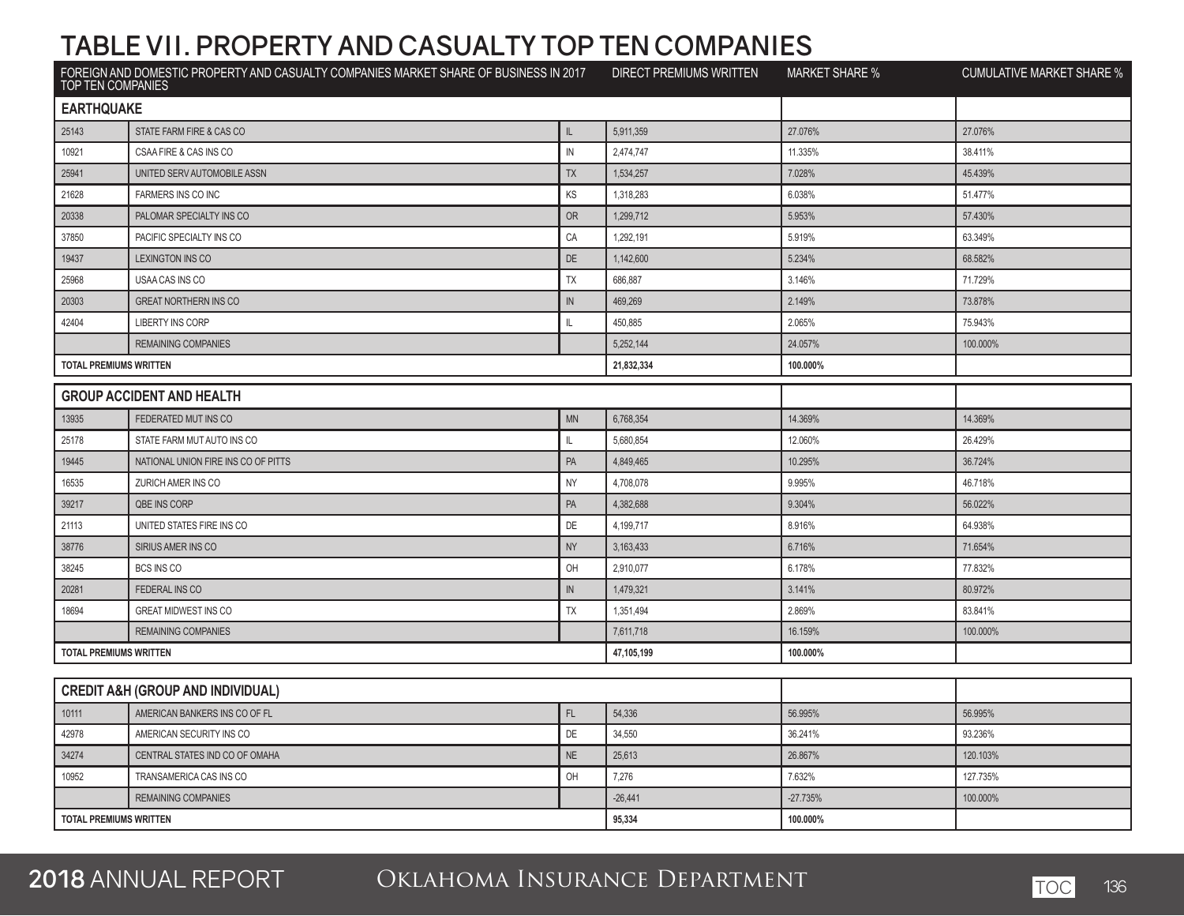# TABLE VII. PROPERTY AND CASUALTY TOP TEN COMPANIES

| FOREIGN AND DOMESTIC PROPERTY AND CASUALTY COMPANIES MARKET SHARE OF BUSINESS IN 2017 TOP TEN COMPANIES | | | DIRECT PREMIUMS WRITTEN | MARKET SHARE % | CUMULATIVE MARKET SHARE % |
|---|---|---|---|---|---|
| **EARTHQUAKE** | | | | | |
| 25143 | STATE FARM FIRE & CAS CO | IL | 5,911,359 | 27.076% | 27.076% |
| 10921 | CSAA FIRE & CAS INS CO | IN | 2,474,747 | 11.335% | 38.411% |
| 25941 | UNITED SERV AUTOMOBILE ASSN | TX | 1,534,257 | 7.028% | 45.439% |
| 21628 | FARMERS INS CO INC | KS | 1,318,283 | 6.038% | 51.477% |
| 20338 | PALOMAR SPECIALTY INS CO | OR | 1,299,712 | 5.953% | 57.430% |
| 37850 | PACIFIC SPECIALTY INS CO | CA | 1,292,191 | 5.919% | 63.349% |
| 19437 | LEXINGTON INS CO | DE | 1,142,600 | 5.234% | 68.582% |
| 25968 | USAA CAS INS CO | TX | 686,887 | 3.146% | 71.729% |
| 20303 | GREAT NORTHERN INS CO | IN | 469,269 | 2.149% | 73.878% |
| 42404 | LIBERTY INS CORP | IL | 450,885 | 2.065% | 75.943% |
| | REMAINING COMPANIES | | 5,252,144 | 24.057% | 100.000% |
| **TOTAL PREMIUMS WRITTEN** | | | **21,832,334** | **100.000%** | |

| **GROUP ACCIDENT AND HEALTH** | | | | | |
|---|---|---|---|---|---|
| 13935 | FEDERATED MUT INS CO | MN | 6,768,354 | 14.369% | 14.369% |
| 25178 | STATE FARM MUT AUTO INS CO | IL | 5,680,854 | 12.060% | 26.429% |
| 19445 | NATIONAL UNION FIRE INS CO OF PITTS | PA | 4,849,465 | 10.295% | 36.724% |
| 16535 | ZURICH AMER INS CO | NY | 4,708,078 | 9.995% | 46.718% |
| 39217 | QBE INS CORP | PA | 4,382,688 | 9.304% | 56.022% |
| 21113 | UNITED STATES FIRE INS CO | DE | 4,199,717 | 8.916% | 64.938% |
| 38776 | SIRIUS AMER INS CO | NY | 3,163,433 | 6.716% | 71.654% |
| 38245 | BCS INS CO | OH | 2,910,077 | 6.178% | 77.832% |
| 20281 | FEDERAL INS CO | IN | 1,479,321 | 3.141% | 80.972% |
| 18694 | GREAT MIDWEST INS CO | TX | 1,351,494 | 2.869% | 83.841% |
| | REMAINING COMPANIES | | 7,611,718 | 16.159% | 100.000% |
| **TOTAL PREMIUMS WRITTEN** | | | **47,105,199** | **100.000%** | |

| **CREDIT A&H (GROUP AND INDIVIDUAL)** | | | | | |
|---|---|---|---|---|---|
| 10111 | AMERICAN BANKERS INS CO OF FL | FL | 54,336 | 56.995% | 56.995% |
| 42978 | AMERICAN SECURITY INS CO | DE | 34,550 | 36.241% | 93.236% |
| 34274 | CENTRAL STATES IND CO OF OMAHA | NE | 25,613 | 26.867% | 120.103% |
| 10952 | TRANSAMERICA CAS INS CO | OH | 7,276 | 7.632% | 127.735% |
| | REMAINING COMPANIES | | -26,441 | -27.735% | 100.000% |
| **TOTAL PREMIUMS WRITTEN** | | | **95,334** | **100.000%** | |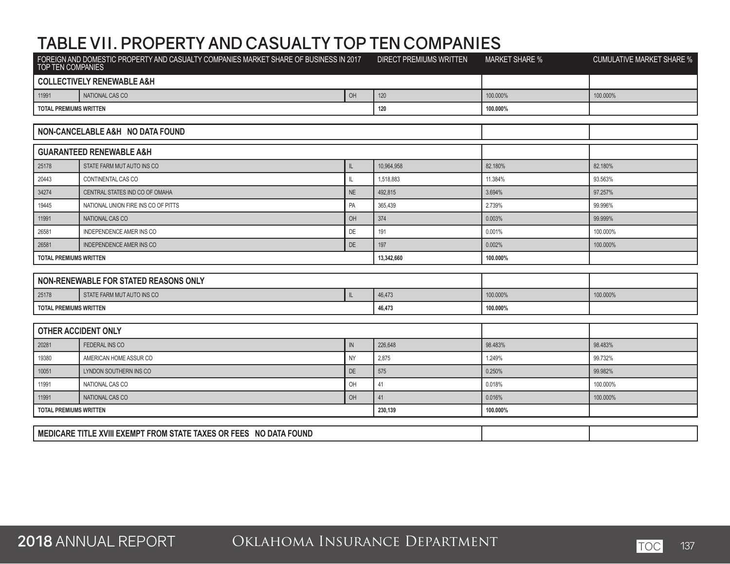# TABLE VII. PROPERTY AND CASUALTY TOP TEN COMPANIES

| FOREIGN AND DOMESTIC PROPERTY AND CASUALTY COMPANIES MARKET SHARE OF BUSINESS IN 2017 TOP TEN COMPANIES | | | DIRECT PREMIUMS WRITTEN | MARKET SHARE % | CUMULATIVE MARKET SHARE % |
|---|---|---|---|---|---|
| **COLLECTIVELY RENEWABLE A&H** | | | | | |
| 11991 | NATIONAL CAS CO | OH | 120 | 100.000% | 100.000% |
| **TOTAL PREMIUMS WRITTEN** | | | **120** | **100.000%** | |
| **NON-CANCELABLE A&H NO DATA FOUND** | | | | | |
| **GUARANTEED RENEWABLE A&H** | | | | | |
| 25178 | STATE FARM MUT AUTO INS CO | IL | 10,964,958 | 82.180% | 82.180% |
| 20443 | CONTINENTAL CAS CO | IL | 1,518,883 | 11.384% | 93.563% |
| 34274 | CENTRAL STATES IND CO OF OMAHA | NE | 492,815 | 3.694% | 97.257% |
| 19445 | NATIONAL UNION FIRE INS CO OF PITTS | PA | 365,439 | 2.739% | 99.996% |
| 11991 | NATIONAL CAS CO | OH | 374 | 0.003% | 99.999% |
| 26581 | INDEPENDENCE AMER INS CO | DE | 191 | 0.001% | 100.000% |
| 26581 | INDEPENDENCE AMER INS CO | DE | 197 | 0.002% | 100.000% |
| **TOTAL PREMIUMS WRITTEN** | | | **13,342,660** | **100.000%** | |
| **NON-RENEWABLE FOR STATED REASONS ONLY** | | | | | |
| 25178 | STATE FARM MUT AUTO INS CO | IL | 46,473 | 100.000% | 100.000% |
| **TOTAL PREMIUMS WRITTEN** | | | **46,473** | **100.000%** | |
| **OTHER ACCIDENT ONLY** | | | | | |
| 20281 | FEDERAL INS CO | IN | 226,648 | 98.483% | 98.483% |
| 19380 | AMERICAN HOME ASSUR CO | NY | 2,875 | 1.249% | 99.732% |
| 10051 | LYNDON SOUTHERN INS CO | DE | 575 | 0.250% | 99.982% |
| 11991 | NATIONAL CAS CO | OH | 41 | 0.018% | 100.000% |
| 11991 | NATIONAL CAS CO | OH | 41 | 0.016% | 100.000% |
| **TOTAL PREMIUMS WRITTEN** | | | **230,139** | **100.000%** | |
| **MEDICARE TITLE XVIII EXEMPT FROM STATE TAXES OR FEES NO DATA FOUND** | | | | | |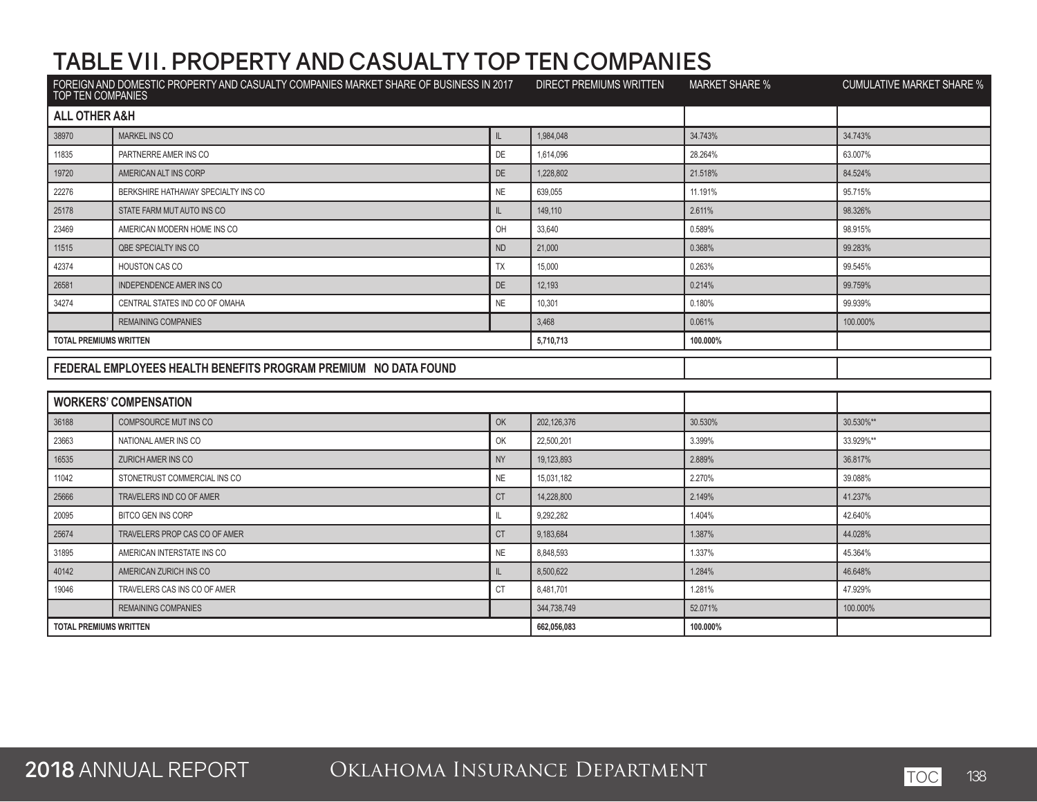# TABLE VII. PROPERTY AND CASUALTY TOP TEN COMPANIES

| FOREIGN AND DOMESTIC PROPERTY AND CASUALTY COMPANIES MARKET SHARE OF BUSINESS IN 2017 TOP TEN COMPANIES | | | DIRECT PREMIUMS WRITTEN | MARKET SHARE % | CUMULATIVE MARKET SHARE % |
|---|---|---|---|---|---|
| **ALL OTHER A&H** | | | | | |
| 38970 | MARKEL INS CO | IL | 1,984,048 | 34.743% | 34.743% |
| 11835 | PARTNERRE AMER INS CO | DE | 1,614,096 | 28.264% | 63.007% |
| 19720 | AMERICAN ALT INS CORP | DE | 1,228,802 | 21.518% | 84.524% |
| 22276 | BERKSHIRE HATHAWAY SPECIALTY INS CO | NE | 639,055 | 11.191% | 95.715% |
| 25178 | STATE FARM MUT AUTO INS CO | IL | 149,110 | 2.611% | 98.326% |
| 23469 | AMERICAN MODERN HOME INS CO | OH | 33,640 | 0.589% | 98.915% |
| 11515 | QBE SPECIALTY INS CO | ND | 21,000 | 0.368% | 99.283% |
| 42374 | HOUSTON CAS CO | TX | 15,000 | 0.263% | 99.545% |
| 26581 | INDEPENDENCE AMER INS CO | DE | 12,193 | 0.214% | 99.759% |
| 34274 | CENTRAL STATES IND CO OF OMAHA | NE | 10,301 | 0.180% | 99.939% |
| | REMAINING COMPANIES | | 3,468 | 0.061% | 100.000% |
| **TOTAL PREMIUMS WRITTEN** | | | **5,710,713** | **100.000%** | |
| **FEDERAL EMPLOYEES HEALTH BENEFITS PROGRAM PREMIUM NO DATA FOUND** | | | | | |
| **WORKERS' COMPENSATION** | | | | | |
| 36188 | COMPSOURCE MUT INS CO | OK | 202,126,376 | 30.530% | 30.530%** |
| 23663 | NATIONAL AMER INS CO | OK | 22,500,201 | 3.399% | 33.929%** |
| 16535 | ZURICH AMER INS CO | NY | 19,123,893 | 2.889% | 36.817% |
| 11042 | STONETRUST COMMERCIAL INS CO | NE | 15,031,182 | 2.270% | 39.088% |
| 25666 | TRAVELERS IND CO OF AMER | CT | 14,228,800 | 2.149% | 41.237% |
| 20095 | BITCO GEN INS CORP | IL | 9,292,282 | 1.404% | 42.640% |
| 25674 | TRAVELERS PROP CAS CO OF AMER | CT | 9,183,684 | 1.387% | 44.028% |
| 31895 | AMERICAN INTERSTATE INS CO | NE | 8,848,593 | 1.337% | 45.364% |
| 40142 | AMERICAN ZURICH INS CO | IL | 8,500,622 | 1.284% | 46.648% |
| 19046 | TRAVELERS CAS INS CO OF AMER | CT | 8,481,701 | 1.281% | 47.929% |
| | REMAINING COMPANIES | | 344,738,749 | 52.071% | 100.000% |
| **TOTAL PREMIUMS WRITTEN** | | | **662,056,083** | **100.000%** | |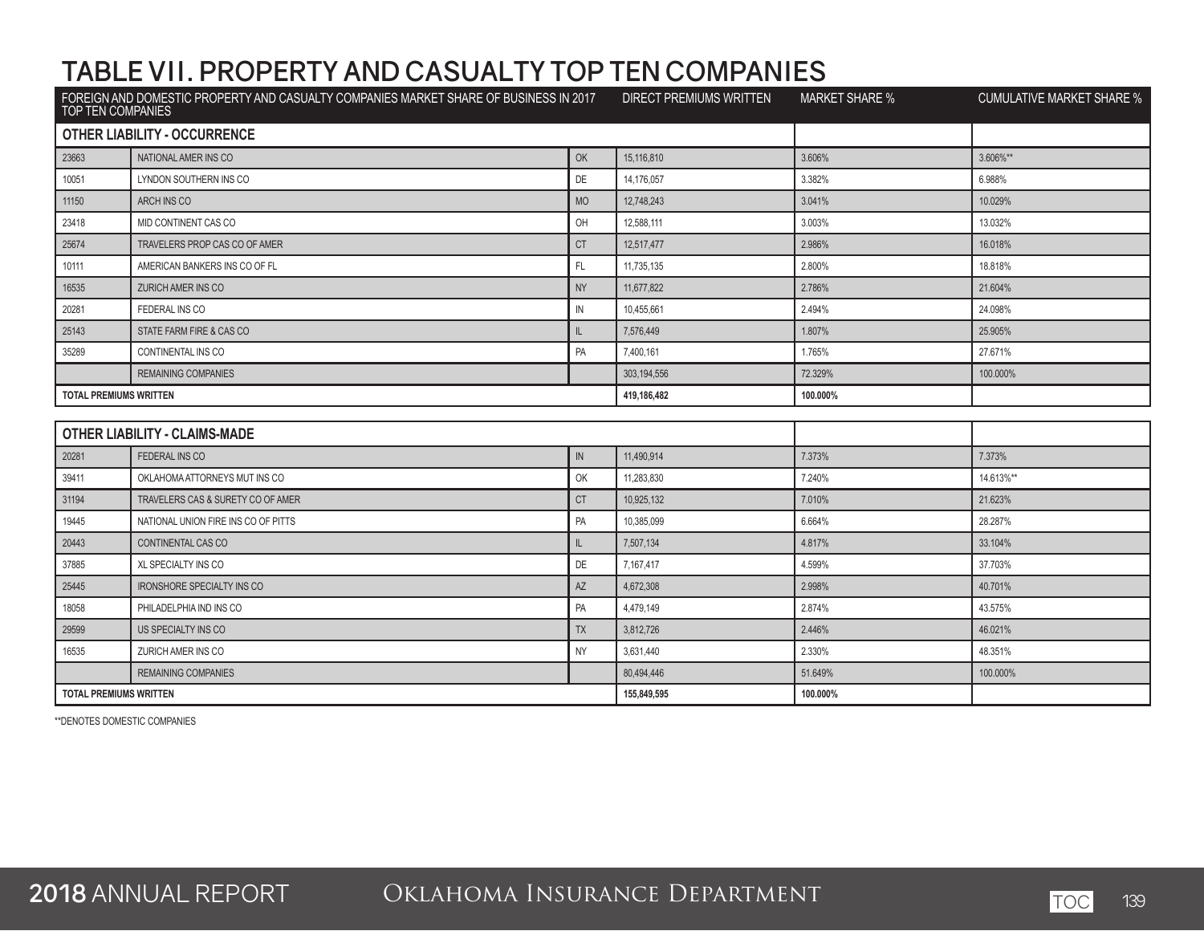# TABLE VII. PROPERTY AND CASUALTY TOP TEN COMPANIES

| FOREIGN AND DOMESTIC PROPERTY AND CASUALTY COMPANIES MARKET SHARE OF BUSINESS IN 2017 TOP TEN COMPANIES | | | DIRECT PREMIUMS WRITTEN | MARKET SHARE % | CUMULATIVE MARKET SHARE % |
|---|---|---|---|---|---|
| **OTHER LIABILITY - OCCURRENCE** | | | | | |
| 23663 | NATIONAL AMER INS CO | OK | 15,116,810 | 3.606% | 3.606%** |
| 10051 | LYNDON SOUTHERN INS CO | DE | 14,176,057 | 3.382% | 6.988% |
| 11150 | ARCH INS CO | MO | 12,748,243 | 3.041% | 10.029% |
| 23418 | MID CONTINENT CAS CO | OH | 12,588,111 | 3.003% | 13.032% |
| 25674 | TRAVELERS PROP CAS CO OF AMER | CT | 12,517,477 | 2.986% | 16.018% |
| 10111 | AMERICAN BANKERS INS CO OF FL | FL | 11,735,135 | 2.800% | 18.818% |
| 16535 | ZURICH AMER INS CO | NY | 11,677,822 | 2.786% | 21.604% |
| 20281 | FEDERAL INS CO | IN | 10,455,661 | 2.494% | 24.098% |
| 25143 | STATE FARM FIRE & CAS CO | IL | 7,576,449 | 1.807% | 25.905% |
| 35289 | CONTINENTAL INS CO | PA | 7,400,161 | 1.765% | 27.671% |
| | REMAINING COMPANIES | | 303,194,556 | 72.329% | 100.000% |
| **TOTAL PREMIUMS WRITTEN** | | | **419,186,482** | **100.000%** | |

| | | | | | |
|---|---|---|---|---|---|
| **OTHER LIABILITY - CLAIMS-MADE** | | | | | |
| 20281 | FEDERAL INS CO | IN | 11,490,914 | 7.373% | 7.373% |
| 39411 | OKLAHOMA ATTORNEYS MUT INS CO | OK | 11,283,830 | 7.240% | 14.613%** |
| 31194 | TRAVELERS CAS & SURETY CO OF AMER | CT | 10,925,132 | 7.010% | 21.623% |
| 19445 | NATIONAL UNION FIRE INS CO OF PITTS | PA | 10,385,099 | 6.664% | 28.287% |
| 20443 | CONTINENTAL CAS CO | IL | 7,507,134 | 4.817% | 33.104% |
| 37885 | XL SPECIALTY INS CO | DE | 7,167,417 | 4.599% | 37.703% |
| 25445 | IRONSHORE SPECIALTY INS CO | AZ | 4,672,308 | 2.998% | 40.701% |
| 18058 | PHILADELPHIA IND INS CO | PA | 4,479,149 | 2.874% | 43.575% |
| 29599 | US SPECIALTY INS CO | TX | 3,812,726 | 2.446% | 46.021% |
| 16535 | ZURICH AMER INS CO | NY | 3,631,440 | 2.330% | 48.351% |
| | REMAINING COMPANIES | | 80,494,446 | 51.649% | 100.000% |
| **TOTAL PREMIUMS WRITTEN** | | | **155,849,595** | **100.000%** | |

**DENOTES DOMESTIC COMPANIES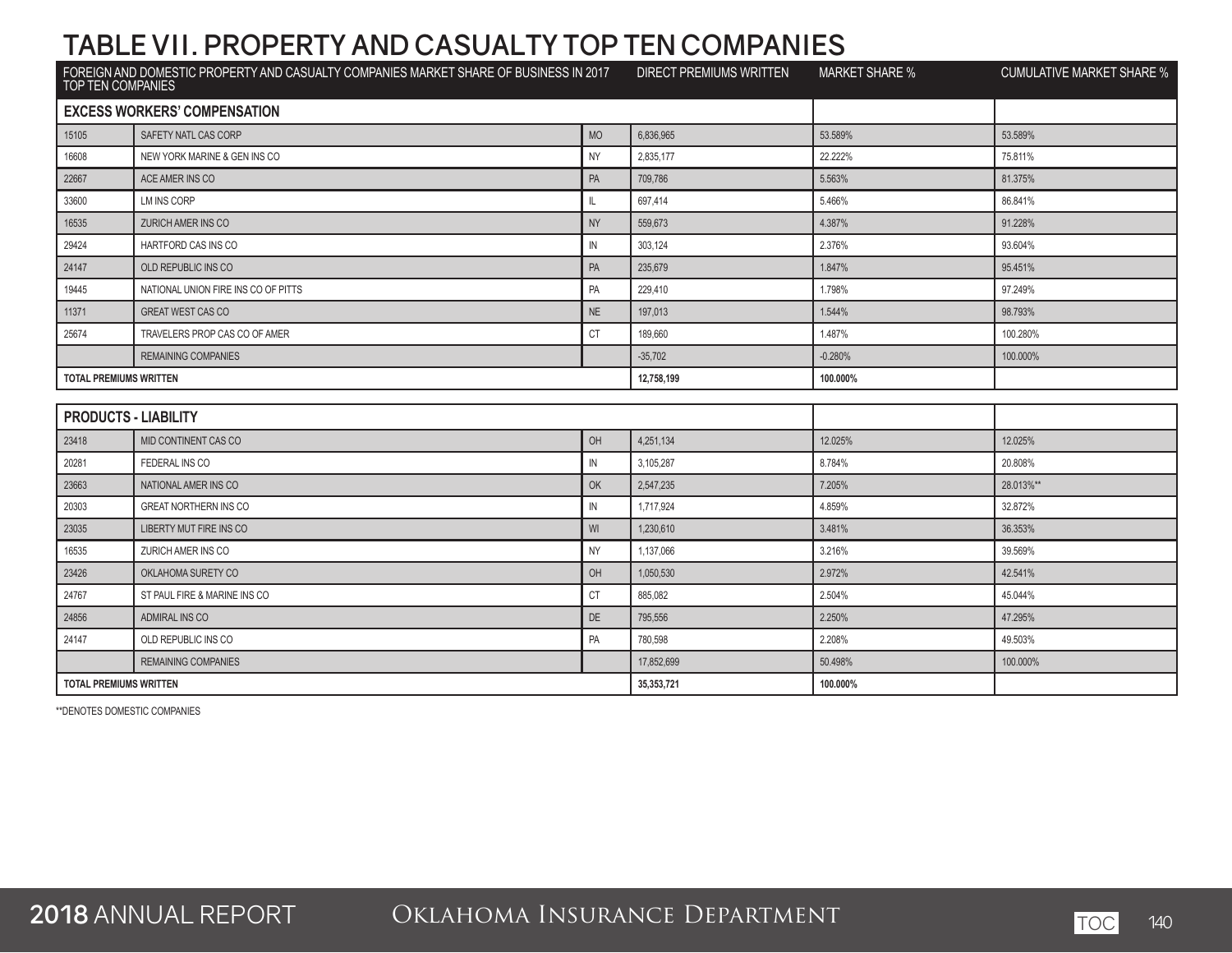# TABLE VII. PROPERTY AND CASUALTY TOP TEN COMPANIES

| FOREIGN AND DOMESTIC PROPERTY AND CASUALTY COMPANIES MARKET SHARE OF BUSINESS IN 2017 TOP TEN COMPANIES | | | DIRECT PREMIUMS WRITTEN | MARKET SHARE % | CUMULATIVE MARKET SHARE % |
|---|---|---|---|---|---|
| **EXCESS WORKERS' COMPENSATION** | | | | | |
| 15105 | SAFETY NATL CAS CORP | MO | 6,836,965 | 53.589% | 53.589% |
| 16608 | NEW YORK MARINE & GEN INS CO | NY | 2,835,177 | 22.222% | 75.811% |
| 22667 | ACE AMER INS CO | PA | 709,786 | 5.563% | 81.375% |
| 33600 | LM INS CORP | IL | 697,414 | 5.466% | 86.841% |
| 16535 | ZURICH AMER INS CO | NY | 559,673 | 4.387% | 91.228% |
| 29424 | HARTFORD CAS INS CO | IN | 303,124 | 2.376% | 93.604% |
| 24147 | OLD REPUBLIC INS CO | PA | 235,679 | 1.847% | 95.451% |
| 19445 | NATIONAL UNION FIRE INS CO OF PITTS | PA | 229,410 | 1.798% | 97.249% |
| 11371 | GREAT WEST CAS CO | NE | 197,013 | 1.544% | 98.793% |
| 25674 | TRAVELERS PROP CAS CO OF AMER | CT | 189,660 | 1.487% | 100.280% |
| | REMAINING COMPANIES | | -35,702 | -0.280% | 100.000% |
| **TOTAL PREMIUMS WRITTEN** | | | **12,758,199** | **100.000%** | |

| **PRODUCTS - LIABILITY** | | | | | |
|---|---|---|---|---|---|
| 23418 | MID CONTINENT CAS CO | OH | 4,251,134 | 12.025% | 12.025% |
| 20281 | FEDERAL INS CO | IN | 3,105,287 | 8.784% | 20.808% |
| 23663 | NATIONAL AMER INS CO | OK | 2,547,235 | 7.205% | 28.013%** |
| 20303 | GREAT NORTHERN INS CO | IN | 1,717,924 | 4.859% | 32.872% |
| 23035 | LIBERTY MUT FIRE INS CO | WI | 1,230,610 | 3.481% | 36.353% |
| 16535 | ZURICH AMER INS CO | NY | 1,137,066 | 3.216% | 39.569% |
| 23426 | OKLAHOMA SURETY CO | OH | 1,050,530 | 2.972% | 42.541% |
| 24767 | ST PAUL FIRE & MARINE INS CO | CT | 885,082 | 2.504% | 45.044% |
| 24856 | ADMIRAL INS CO | DE | 795,556 | 2.250% | 47.295% |
| 24147 | OLD REPUBLIC INS CO | PA | 780,598 | 2.208% | 49.503% |
| | REMAINING COMPANIES | | 17,852,699 | 50.498% | 100.000% |
| **TOTAL PREMIUMS WRITTEN** | | | **35,353,721** | **100.000%** | |

**DENOTES DOMESTIC COMPANIES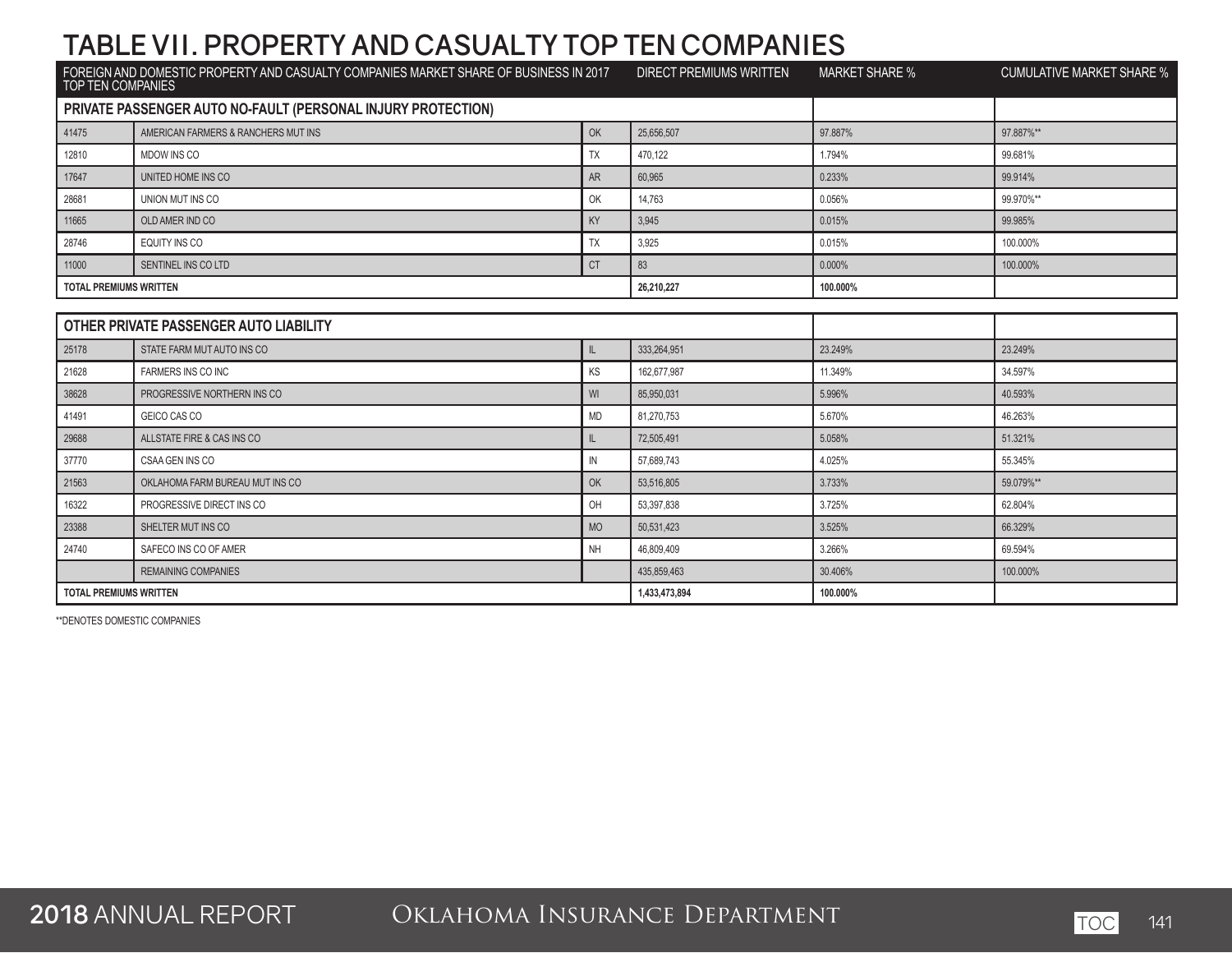# TABLE VII. PROPERTY AND CASUALTY TOP TEN COMPANIES

| FOREIGN AND DOMESTIC PROPERTY AND CASUALTY COMPANIES MARKET SHARE OF BUSINESS IN 2017 TOP TEN COMPANIES | | | DIRECT PREMIUMS WRITTEN | MARKET SHARE % | CUMULATIVE MARKET SHARE % |
|---|---|---|---|---|---|
| **PRIVATE PASSENGER AUTO NO-FAULT (PERSONAL INJURY PROTECTION)** | | | | | |
| 41475 | AMERICAN FARMERS & RANCHERS MUT INS | OK | 25,656,507 | 97.887% | 97.887%** |
| 12810 | MDOW INS CO | TX | 470,122 | 1.794% | 99.681% |
| 17647 | UNITED HOME INS CO | AR | 60,965 | 0.233% | 99.914% |
| 28681 | UNION MUT INS CO | OK | 14,763 | 0.056% | 99.970%** |
| 11665 | OLD AMER IND CO | KY | 3,945 | 0.015% | 99.985% |
| 28746 | EQUITY INS CO | TX | 3,925 | 0.015% | 100.000% |
| 11000 | SENTINEL INS CO LTD | CT | 83 | 0.000% | 100.000% |
| **TOTAL PREMIUMS WRITTEN** | | | **26,210,227** | **100.000%** | |

| **OTHER PRIVATE PASSENGER AUTO LIABILITY** | | | | | |
|---|---|---|---|---|---|
| 25178 | STATE FARM MUT AUTO INS CO | IL | 333,264,951 | 23.249% | 23.249% |
| 21628 | FARMERS INS CO INC | KS | 162,677,987 | 11.349% | 34.597% |
| 38628 | PROGRESSIVE NORTHERN INS CO | WI | 85,950,031 | 5.996% | 40.593% |
| 41491 | GEICO CAS CO | MD | 81,270,753 | 5.670% | 46.263% |
| 29688 | ALLSTATE FIRE & CAS INS CO | IL | 72,505,491 | 5.058% | 51.321% |
| 37770 | CSAA GEN INS CO | IN | 57,689,743 | 4.025% | 55.345% |
| 21563 | OKLAHOMA FARM BUREAU MUT INS CO | OK | 53,516,805 | 3.733% | 59.079%** |
| 16322 | PROGRESSIVE DIRECT INS CO | OH | 53,397,838 | 3.725% | 62.804% |
| 23388 | SHELTER MUT INS CO | MO | 50,531,423 | 3.525% | 66.329% |
| 24740 | SAFECO INS CO OF AMER | NH | 46,809,409 | 3.266% | 69.594% |
| | REMAINING COMPANIES | | 435,859,463 | 30.406% | 100.000% |
| **TOTAL PREMIUMS WRITTEN** | | | **1,433,473,894** | **100.000%** | |

**DENOTES DOMESTIC COMPANIES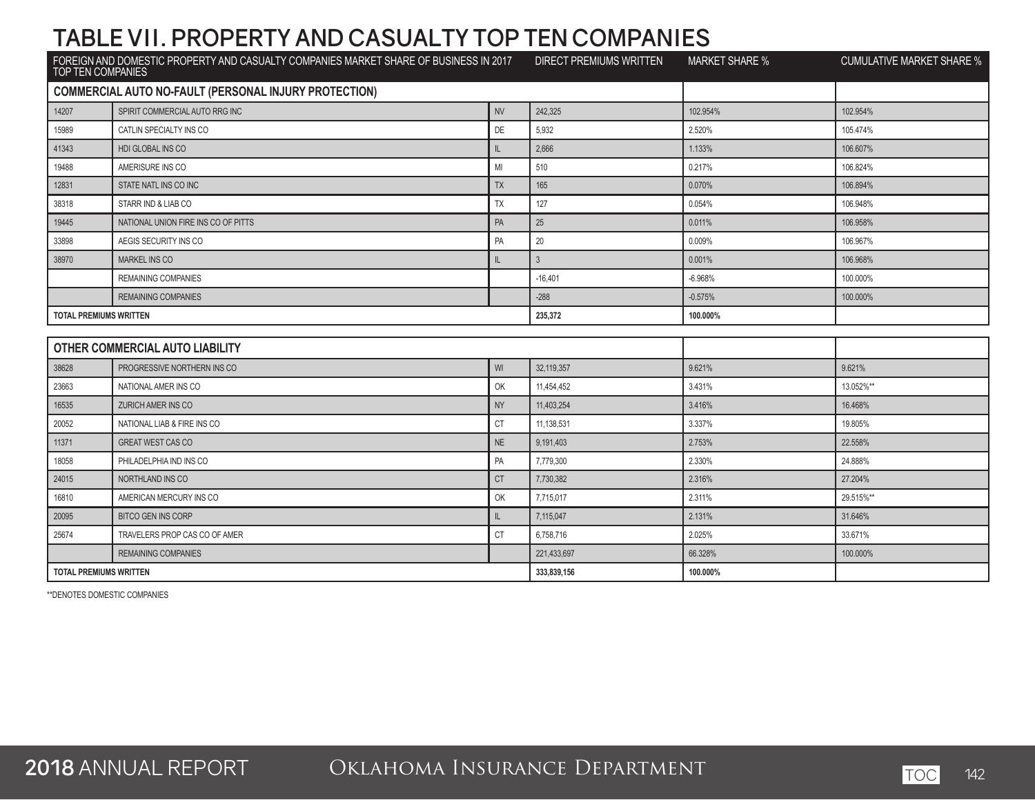# TABLE VII. PROPERTY AND CASUALTY TOP TEN COMPANIES

| FOREIGN AND DOMESTIC PROPERTY AND CASUALTY COMPANIES MARKET SHARE OF BUSINESS IN 2017 TOP TEN COMPANIES | | | DIRECT PREMIUMS WRITTEN | MARKET SHARE % | CUMULATIVE MARKET SHARE % |
|---|---|---|---|---|---|
| **COMMERCIAL AUTO NO-FAULT (PERSONAL INJURY PROTECTION)** | | | | | |
| 14207 | SPIRIT COMMERCIAL AUTO RRG INC | NV | 242,325 | 102.954% | 102.954% |
| 15989 | CATLIN SPECIALTY INS CO | DE | 5,932 | 2.520% | 105.474% |
| 41343 | HDI GLOBAL INS CO | IL | 2,666 | 1.133% | 106.607% |
| 19488 | AMERISURE INS CO | MI | 510 | 0.217% | 106.824% |
| 12831 | STATE NATL INS CO INC | TX | 165 | 0.070% | 106.894% |
| 38318 | STARR IND & LIAB CO | TX | 127 | 0.054% | 106.948% |
| 19445 | NATIONAL UNION FIRE INS CO OF PITTS | PA | 25 | 0.011% | 106.958% |
| 33898 | AEGIS SECURITY INS CO | PA | 20 | 0.009% | 106.967% |
| 38970 | MARKEL INS CO | IL | 3 | 0.001% | 106.968% |
| | REMAINING COMPANIES | | -16,401 | -6.968% | 100.000% |
| | REMAINING COMPANIES | | -288 | -0.575% | 100.000% |
| **TOTAL PREMIUMS WRITTEN** | | | **235,372** | **100.000%** | |

| FOREIGN AND DOMESTIC PROPERTY AND CASUALTY COMPANIES MARKET SHARE OF BUSINESS IN 2017 TOP TEN COMPANIES | | | DIRECT PREMIUMS WRITTEN | MARKET SHARE % | CUMULATIVE MARKET SHARE % |
|---|---|---|---|---|---|
| **OTHER COMMERCIAL AUTO LIABILITY** | | | | | |
| 38628 | PROGRESSIVE NORTHERN INS CO | WI | 32,119,357 | 9.621% | 9.621% |
| 23663 | NATIONAL AMER INS CO | OK | 11,454,452 | 3.431% | 13.052%** |
| 16535 | ZURICH AMER INS CO | NY | 11,403,254 | 3.416% | 16.468% |
| 20052 | NATIONAL LIAB & FIRE INS CO | CT | 11,138,531 | 3.337% | 19.805% |
| 11371 | GREAT WEST CAS CO | NE | 9,191,403 | 2.753% | 22.558% |
| 18058 | PHILADELPHIA IND INS CO | PA | 7,779,300 | 2.330% | 24.888% |
| 24015 | NORTHLAND INS CO | CT | 7,730,382 | 2.316% | 27.204% |
| 16810 | AMERICAN MERCURY INS CO | OK | 7,715,017 | 2.311% | 29.515%** |
| 20095 | BITCO GEN INS CORP | IL | 7,115,047 | 2.131% | 31.646% |
| 25674 | TRAVELERS PROP CAS CO OF AMER | CT | 6,758,716 | 2.025% | 33.671% |
| | REMAINING COMPANIES | | 221,433,697 | 66.328% | 100.000% |
| **TOTAL PREMIUMS WRITTEN** | | | **333,839,156** | **100.000%** | |

**DENOTES DOMESTIC COMPANIES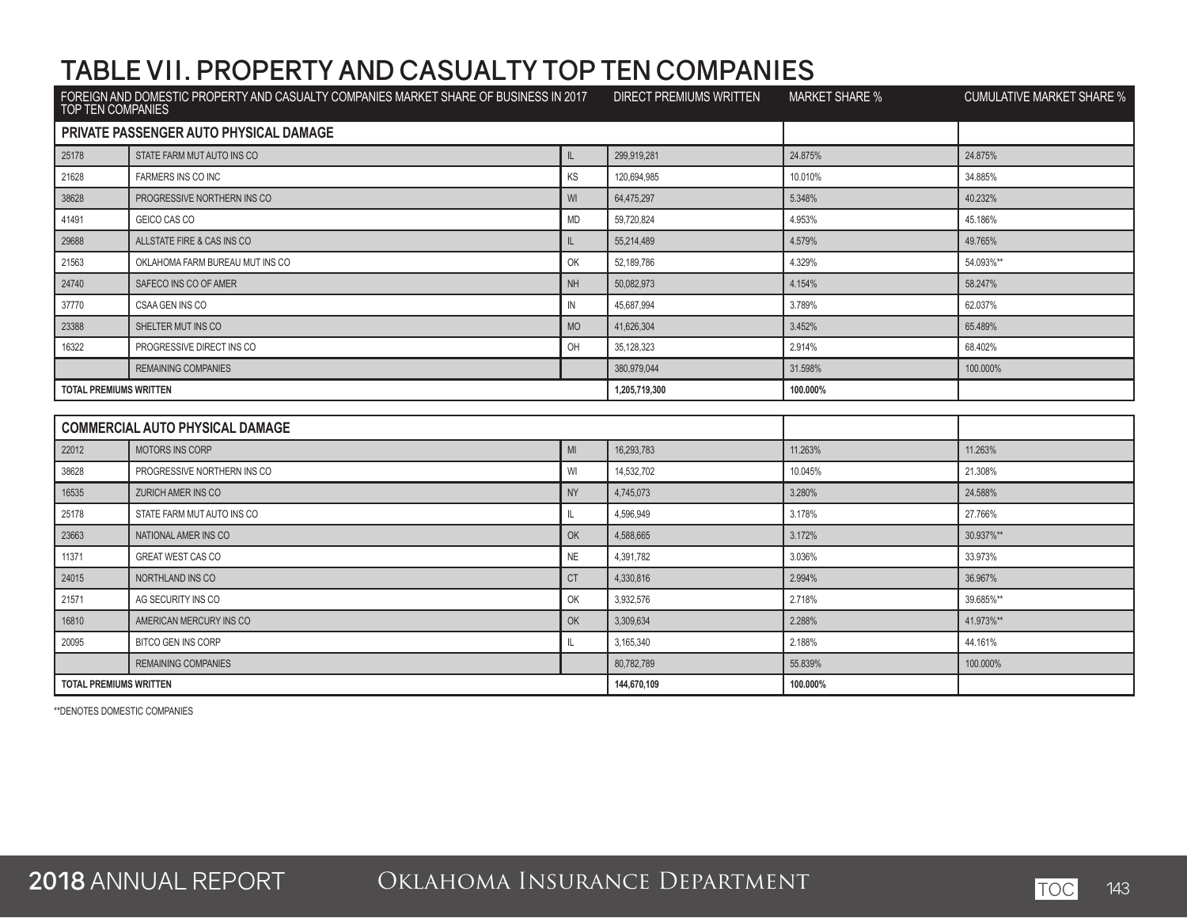# TABLE VII. PROPERTY AND CASUALTY TOP TEN COMPANIES

| FOREIGN AND DOMESTIC PROPERTY AND CASUALTY COMPANIES MARKET SHARE OF BUSINESS IN 2017 TOP TEN COMPANIES | | | DIRECT PREMIUMS WRITTEN | MARKET SHARE % | CUMULATIVE MARKET SHARE % |
|---|---|---|---|---|---|
| **PRIVATE PASSENGER AUTO PHYSICAL DAMAGE** | | | | | |
| 25178 | STATE FARM MUT AUTO INS CO | IL | 299,919,281 | 24.875% | 24.875% |
| 21628 | FARMERS INS CO INC | KS | 120,694,985 | 10.010% | 34.885% |
| 38628 | PROGRESSIVE NORTHERN INS CO | WI | 64,475,297 | 5.348% | 40.232% |
| 41491 | GEICO CAS CO | MD | 59,720,824 | 4.953% | 45.186% |
| 29688 | ALLSTATE FIRE & CAS INS CO | IL | 55,214,489 | 4.579% | 49.765% |
| 21563 | OKLAHOMA FARM BUREAU MUT INS CO | OK | 52,189,786 | 4.329% | 54.093%** |
| 24740 | SAFECO INS CO OF AMER | NH | 50,082,973 | 4.154% | 58.247% |
| 37770 | CSAA GEN INS CO | IN | 45,687,994 | 3.789% | 62.037% |
| 23388 | SHELTER MUT INS CO | MO | 41,626,304 | 3.452% | 65.489% |
| 16322 | PROGRESSIVE DIRECT INS CO | OH | 35,128,323 | 2.914% | 68.402% |
| | REMAINING COMPANIES | | 380,979,044 | 31.598% | 100.000% |
| **TOTAL PREMIUMS WRITTEN** | | | **1,205,719,300** | **100.000%** | |

| **COMMERCIAL AUTO PHYSICAL DAMAGE** | | | | | |
|---|---|---|---|---|---|
| 22012 | MOTORS INS CORP | MI | 16,293,783 | 11.263% | 11.263% |
| 38628 | PROGRESSIVE NORTHERN INS CO | WI | 14,532,702 | 10.045% | 21.308% |
| 16535 | ZURICH AMER INS CO | NY | 4,745,073 | 3.280% | 24.588% |
| 25178 | STATE FARM MUT AUTO INS CO | IL | 4,596,949 | 3.178% | 27.766% |
| 23663 | NATIONAL AMER INS CO | OK | 4,588,665 | 3.172% | 30.937%** |
| 11371 | GREAT WEST CAS CO | NE | 4,391,782 | 3.036% | 33.973% |
| 24015 | NORTHLAND INS CO | CT | 4,330,816 | 2.994% | 36.967% |
| 21571 | AG SECURITY INS CO | OK | 3,932,576 | 2.718% | 39.685%** |
| 16810 | AMERICAN MERCURY INS CO | OK | 3,309,634 | 2.288% | 41.973%** |
| 20095 | BITCO GEN INS CORP | IL | 3,165,340 | 2.188% | 44.161% |
| | REMAINING COMPANIES | | 80,782,789 | 55.839% | 100.000% |
| **TOTAL PREMIUMS WRITTEN** | | | **144,670,109** | **100.000%** | |

**DENOTES DOMESTIC COMPANIES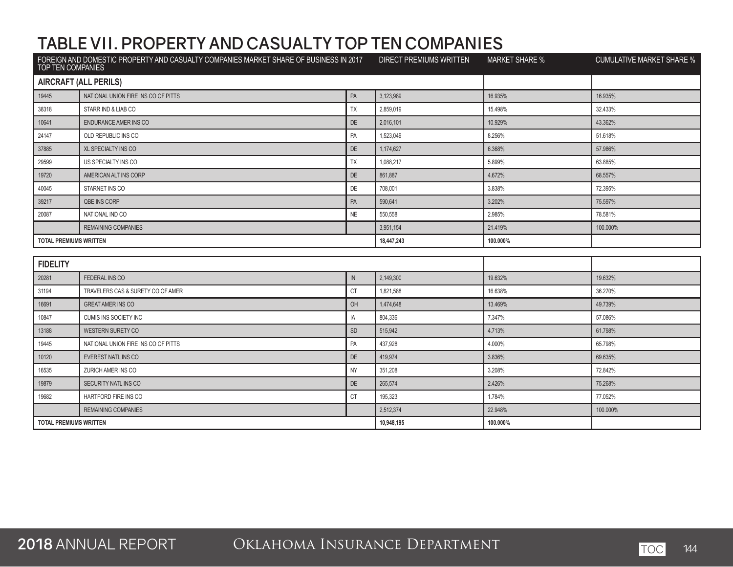# TABLE VII. PROPERTY AND CASUALTY TOP TEN COMPANIES

| FOREIGN AND DOMESTIC PROPERTY AND CASUALTY COMPANIES MARKET SHARE OF BUSINESS IN 2017 TOP TEN COMPANIES | | | DIRECT PREMIUMS WRITTEN | MARKET SHARE % | CUMULATIVE MARKET SHARE % |
|---|---|---|---|---|---|
| **AIRCRAFT (ALL PERILS)** | | | | | |
| 19445 | NATIONAL UNION FIRE INS CO OF PITTS | PA | 3,123,989 | 16.935% | 16.935% |
| 38318 | STARR IND & LIAB CO | TX | 2,859,019 | 15.498% | 32.433% |
| 10641 | ENDURANCE AMER INS CO | DE | 2,016,101 | 10.929% | 43.362% |
| 24147 | OLD REPUBLIC INS CO | PA | 1,523,049 | 8.256% | 51.618% |
| 37885 | XL SPECIALTY INS CO | DE | 1,174,627 | 6.368% | 57.986% |
| 29599 | US SPECIALTY INS CO | TX | 1,088,217 | 5.899% | 63.885% |
| 19720 | AMERICAN ALT INS CORP | DE | 861,887 | 4.672% | 68.557% |
| 40045 | STARNET INS CO | DE | 708,001 | 3.838% | 72.395% |
| 39217 | QBE INS CORP | PA | 590,641 | 3.202% | 75.597% |
| 20087 | NATIONAL IND CO | NE | 550,558 | 2.985% | 78.581% |
| | REMAINING COMPANIES | | 3,951,154 | 21.419% | 100.000% |
| **TOTAL PREMIUMS WRITTEN** | | | **18,447,243** | **100.000%** | |

| **FIDELITY** | | | | | |
|---|---|---|---|---|---|
| 20281 | FEDERAL INS CO | IN | 2,149,300 | 19.632% | 19.632% |
| 31194 | TRAVELERS CAS & SURETY CO OF AMER | CT | 1,821,588 | 16.638% | 36.270% |
| 16691 | GREAT AMER INS CO | OH | 1,474,648 | 13.469% | 49.739% |
| 10847 | CUMIS INS SOCIETY INC | IA | 804,336 | 7.347% | 57.086% |
| 13188 | WESTERN SURETY CO | SD | 515,942 | 4.713% | 61.798% |
| 19445 | NATIONAL UNION FIRE INS CO OF PITTS | PA | 437,928 | 4.000% | 65.798% |
| 10120 | EVEREST NATL INS CO | DE | 419,974 | 3.836% | 69.635% |
| 16535 | ZURICH AMER INS CO | NY | 351,208 | 3.208% | 72.842% |
| 19879 | SECURITY NATL INS CO | DE | 265,574 | 2.426% | 75.268% |
| 19682 | HARTFORD FIRE INS CO | CT | 195,323 | 1.784% | 77.052% |
| | REMAINING COMPANIES | | 2,512,374 | 22.948% | 100.000% |
| **TOTAL PREMIUMS WRITTEN** | | | **10,948,195** | **100.000%** | |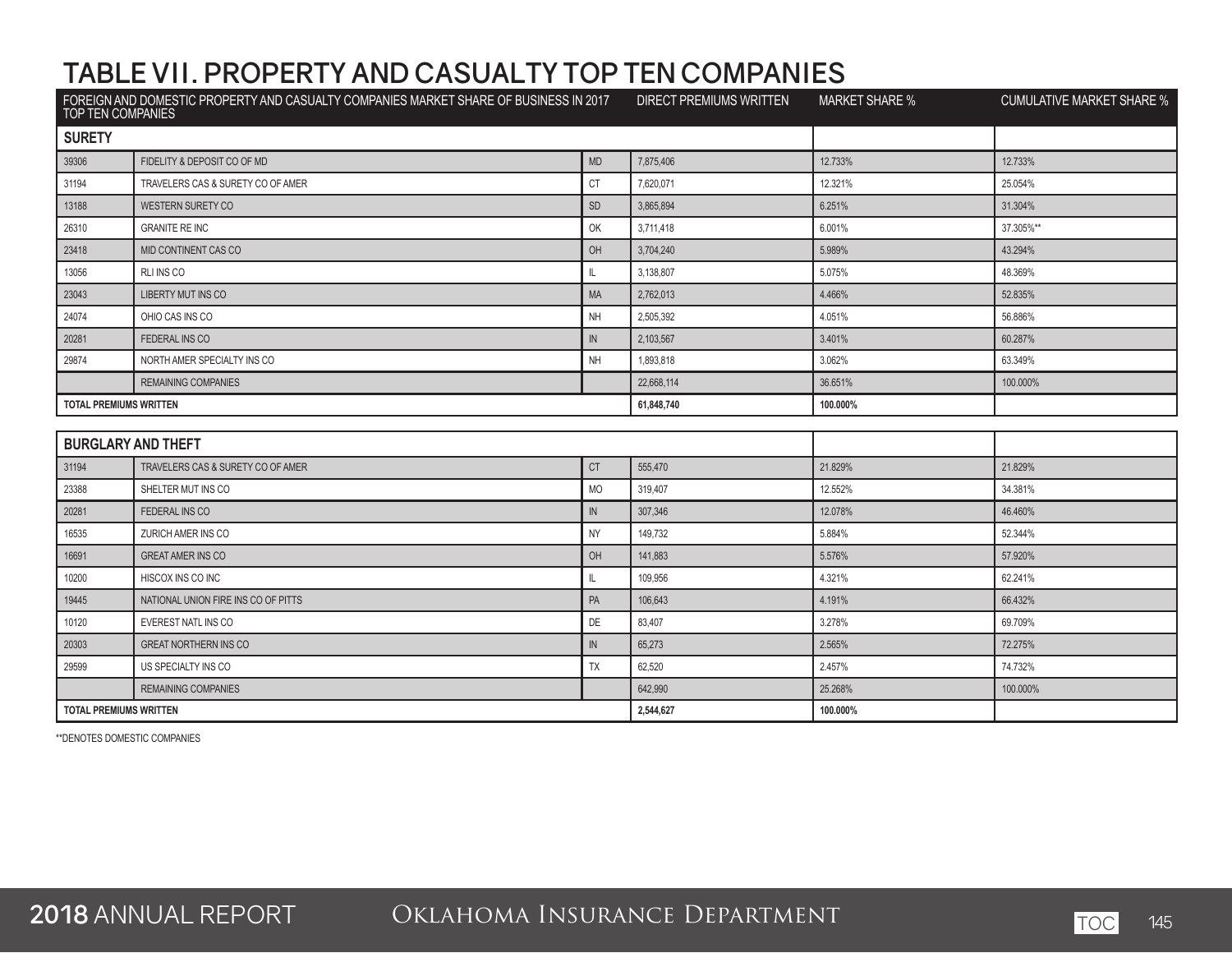# TABLE VII. PROPERTY AND CASUALTY TOP TEN COMPANIES

| FOREIGN AND DOMESTIC PROPERTY AND CASUALTY COMPANIES MARKET SHARE OF BUSINESS IN 2017 TOP TEN COMPANIES | | | DIRECT PREMIUMS WRITTEN | MARKET SHARE % | CUMULATIVE MARKET SHARE % |
|---|---|---|---|---|---|
| **SURETY** | | | | | |
| 39306 | FIDELITY & DEPOSIT CO OF MD | MD | 7,875,406 | 12.733% | 12.733% |
| 31194 | TRAVELERS CAS & SURETY CO OF AMER | CT | 7,620,071 | 12.321% | 25.054% |
| 13188 | WESTERN SURETY CO | SD | 3,865,894 | 6.251% | 31.304% |
| 26310 | GRANITE RE INC | OK | 3,711,418 | 6.001% | 37.305%** |
| 23418 | MID CONTINENT CAS CO | OH | 3,704,240 | 5.989% | 43.294% |
| 13056 | RLI INS CO | IL | 3,138,807 | 5.075% | 48.369% |
| 23043 | LIBERTY MUT INS CO | MA | 2,762,013 | 4.466% | 52.835% |
| 24074 | OHIO CAS INS CO | NH | 2,505,392 | 4.051% | 56.886% |
| 20281 | FEDERAL INS CO | IN | 2,103,567 | 3.401% | 60.287% |
| 29874 | NORTH AMER SPECIALTY INS CO | NH | 1,893,818 | 3.062% | 63.349% |
| | REMAINING COMPANIES | | 22,668,114 | 36.651% | 100.000% |
| **TOTAL PREMIUMS WRITTEN** | | | **61,848,740** | **100.000%** | |

| | | | | | |
|---|---|---|---|---|---|
| **BURGLARY AND THEFT** | | | | | |
| 31194 | TRAVELERS CAS & SURETY CO OF AMER | CT | 555,470 | 21.829% | 21.829% |
| 23388 | SHELTER MUT INS CO | MO | 319,407 | 12.552% | 34.381% |
| 20281 | FEDERAL INS CO | IN | 307,346 | 12.078% | 46.460% |
| 16535 | ZURICH AMER INS CO | NY | 149,732 | 5.884% | 52.344% |
| 16691 | GREAT AMER INS CO | OH | 141,883 | 5.576% | 57.920% |
| 10200 | HISCOX INS CO INC | IL | 109,956 | 4.321% | 62.241% |
| 19445 | NATIONAL UNION FIRE INS CO OF PITTS | PA | 106,643 | 4.191% | 66.432% |
| 10120 | EVEREST NATL INS CO | DE | 83,407 | 3.278% | 69.709% |
| 20303 | GREAT NORTHERN INS CO | IN | 65,273 | 2.565% | 72.275% |
| 29599 | US SPECIALTY INS CO | TX | 62,520 | 2.457% | 74.732% |
| | REMAINING COMPANIES | | 642,990 | 25.268% | 100.000% |
| **TOTAL PREMIUMS WRITTEN** | | | **2,544,627** | **100.000%** | |

**DENOTES DOMESTIC COMPANIES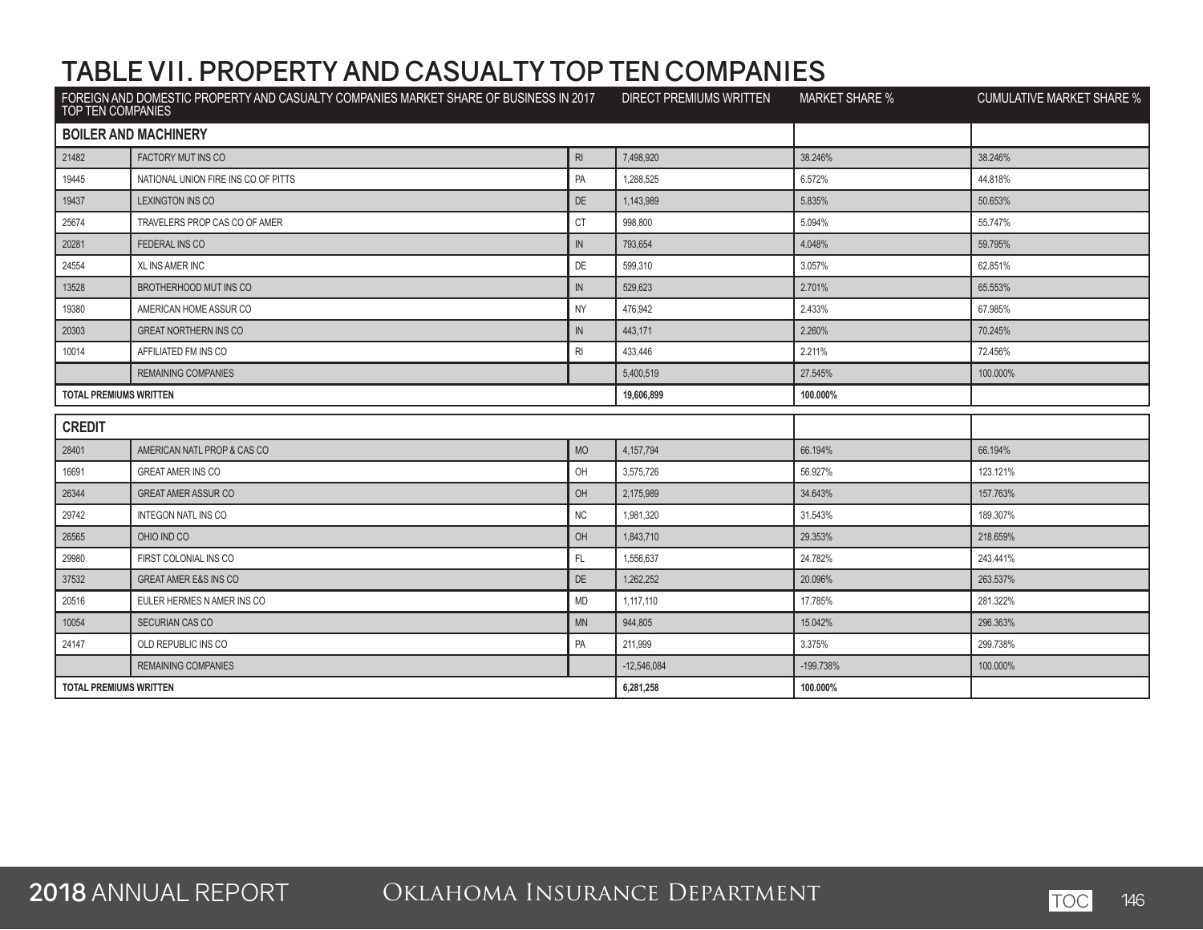# TABLE VII. PROPERTY AND CASUALTY TOP TEN COMPANIES

| FOREIGN AND DOMESTIC PROPERTY AND CASUALTY COMPANIES MARKET SHARE OF BUSINESS IN 2017 TOP TEN COMPANIES | | | DIRECT PREMIUMS WRITTEN | MARKET SHARE % | CUMULATIVE MARKET SHARE % |
|---|---|---|---|---|---|
| **BOILER AND MACHINERY** | | | | | |
| 21482 | FACTORY MUT INS CO | RI | 7,498,920 | 38.246% | 38.246% |
| 19445 | NATIONAL UNION FIRE INS CO OF PITTS | PA | 1,288,525 | 6.572% | 44.818% |
| 19437 | LEXINGTON INS CO | DE | 1,143,989 | 5.835% | 50.653% |
| 25674 | TRAVELERS PROP CAS CO OF AMER | CT | 998,800 | 5.094% | 55.747% |
| 20281 | FEDERAL INS CO | IN | 793,654 | 4.048% | 59.795% |
| 24554 | XL INS AMER INC | DE | 599,310 | 3.057% | 62.851% |
| 13528 | BROTHERHOOD MUT INS CO | IN | 529,623 | 2.701% | 65.553% |
| 19380 | AMERICAN HOME ASSUR CO | NY | 476,942 | 2.433% | 67.985% |
| 20303 | GREAT NORTHERN INS CO | IN | 443,171 | 2.260% | 70.245% |
| 10014 | AFFILIATED FM INS CO | RI | 433,446 | 2.211% | 72.456% |
| | REMAINING COMPANIES | | 5,400,519 | 27.545% | 100.000% |
| **TOTAL PREMIUMS WRITTEN** | | | **19,606,899** | **100.000%** | |
| **CREDIT** | | | | | |
| 28401 | AMERICAN NATL PROP & CAS CO | MO | 4,157,794 | 66.194% | 66.194% |
| 16691 | GREAT AMER INS CO | OH | 3,575,726 | 56.927% | 123.121% |
| 26344 | GREAT AMER ASSUR CO | OH | 2,175,989 | 34.643% | 157.763% |
| 29742 | INTEGON NATL INS CO | NC | 1,981,320 | 31.543% | 189.307% |
| 26565 | OHIO IND CO | OH | 1,843,710 | 29.353% | 218.659% |
| 29980 | FIRST COLONIAL INS CO | FL | 1,556,637 | 24.782% | 243.441% |
| 37532 | GREAT AMER E&S INS CO | DE | 1,262,252 | 20.096% | 263.537% |
| 20516 | EULER HERMES N AMER INS CO | MD | 1,117,110 | 17.785% | 281.322% |
| 10054 | SECURIAN CAS CO | MN | 944,805 | 15.042% | 296.363% |
| 24147 | OLD REPUBLIC INS CO | PA | 211,999 | 3.375% | 299.738% |
| | REMAINING COMPANIES | | -12,546,084 | -199.738% | 100.000% |
| **TOTAL PREMIUMS WRITTEN** | | | **6,281,258** | **100.000%** | |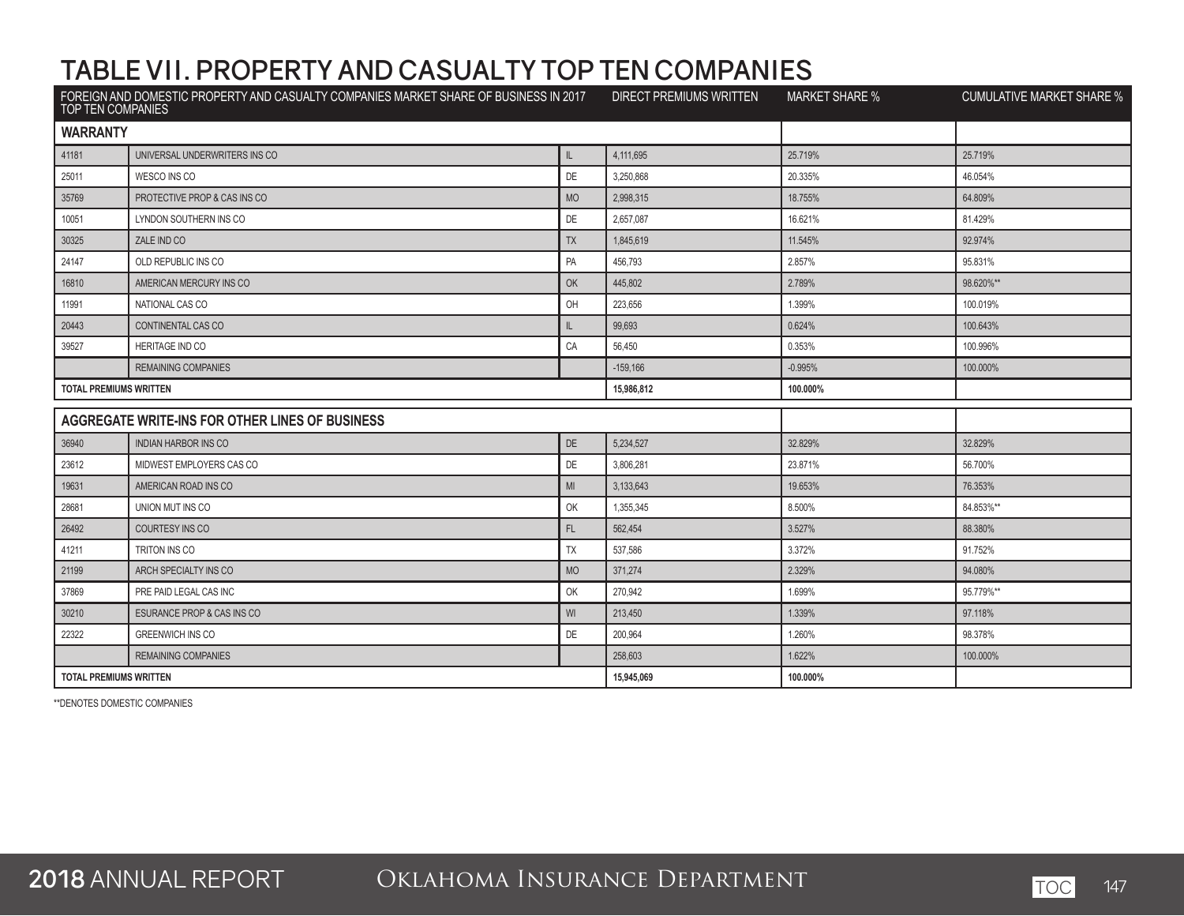# TABLE VII. PROPERTY AND CASUALTY TOP TEN COMPANIES

| FOREIGN AND DOMESTIC PROPERTY AND CASUALTY COMPANIES MARKET SHARE OF BUSINESS IN 2017 TOP TEN COMPANIES | | | DIRECT PREMIUMS WRITTEN | MARKET SHARE % | CUMULATIVE MARKET SHARE % |
|---|---|---|---|---|---|
| **WARRANTY** | | | | | |
| 41181 | UNIVERSAL UNDERWRITERS INS CO | IL | 4,111,695 | 25.719% | 25.719% |
| 25011 | WESCO INS CO | DE | 3,250,868 | 20.335% | 46.054% |
| 35769 | PROTECTIVE PROP & CAS INS CO | MO | 2,998,315 | 18.755% | 64.809% |
| 10051 | LYNDON SOUTHERN INS CO | DE | 2,657,087 | 16.621% | 81.429% |
| 30325 | ZALE IND CO | TX | 1,845,619 | 11.545% | 92.974% |
| 24147 | OLD REPUBLIC INS CO | PA | 456,793 | 2.857% | 95.831% |
| 16810 | AMERICAN MERCURY INS CO | OK | 445,802 | 2.789% | 98.620%** |
| 11991 | NATIONAL CAS CO | OH | 223,656 | 1.399% | 100.019% |
| 20443 | CONTINENTAL CAS CO | IL | 99,693 | 0.624% | 100.643% |
| 39527 | HERITAGE IND CO | CA | 56,450 | 0.353% | 100.996% |
| | REMAINING COMPANIES | | -159,166 | -0.995% | 100.000% |
| **TOTAL PREMIUMS WRITTEN** | | | **15,986,812** | **100.000%** | |
| **AGGREGATE WRITE-INS FOR OTHER LINES OF BUSINESS** | | | | | |
| 36940 | INDIAN HARBOR INS CO | DE | 5,234,527 | 32.829% | 32.829% |
| 23612 | MIDWEST EMPLOYERS CAS CO | DE | 3,806,281 | 23.871% | 56.700% |
| 19631 | AMERICAN ROAD INS CO | MI | 3,133,643 | 19.653% | 76.353% |
| 28681 | UNION MUT INS CO | OK | 1,355,345 | 8.500% | 84.853%** |
| 26492 | COURTESY INS CO | FL | 562,454 | 3.527% | 88.380% |
| 41211 | TRITON INS CO | TX | 537,586 | 3.372% | 91.752% |
| 21199 | ARCH SPECIALTY INS CO | MO | 371,274 | 2.329% | 94.080% |
| 37869 | PRE PAID LEGAL CAS INC | OK | 270,942 | 1.699% | 95.779%** |
| 30210 | ESURANCE PROP & CAS INS CO | WI | 213,450 | 1.339% | 97.118% |
| 22322 | GREENWICH INS CO | DE | 200,964 | 1.260% | 98.378% |
| | REMAINING COMPANIES | | 258,603 | 1.622% | 100.000% |
| **TOTAL PREMIUMS WRITTEN** | | | **15,945,069** | **100.000%** | |

**DENOTES DOMESTIC COMPANIES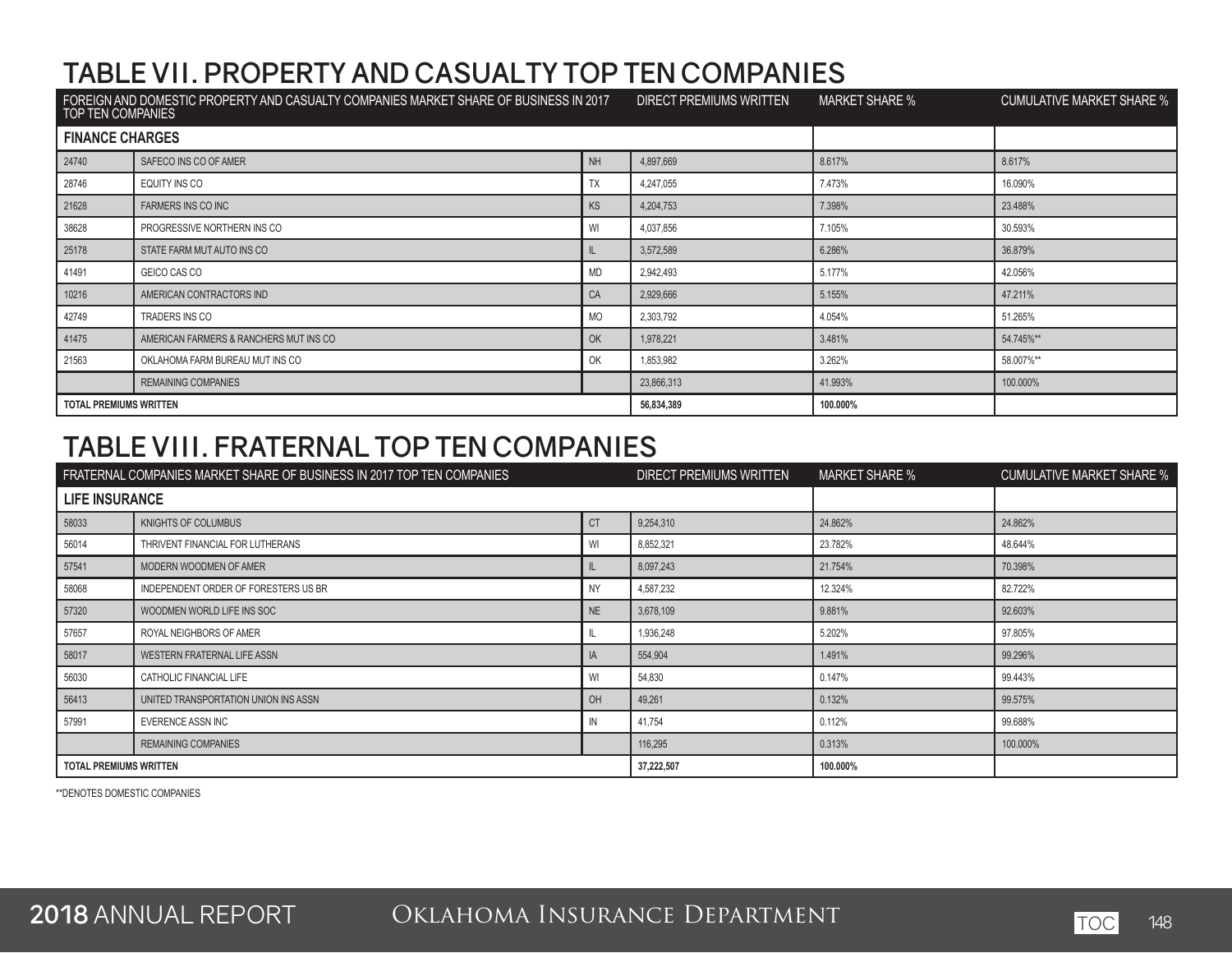# TABLE VII. PROPERTY AND CASUALTY TOP TEN COMPANIES

| FOREIGN AND DOMESTIC PROPERTY AND CASUALTY COMPANIES MARKET SHARE OF BUSINESS IN 2017 TOP TEN COMPANIES | | | DIRECT PREMIUMS WRITTEN | MARKET SHARE % | CUMULATIVE MARKET SHARE % |
|---|---|---|---|---|---|
| **FINANCE CHARGES** | | | | | |
| 24740 | SAFECO INS CO OF AMER | NH | 4,897,669 | 8.617% | 8.617% |
| 28746 | EQUITY INS CO | TX | 4,247,055 | 7.473% | 16.090% |
| 21628 | FARMERS INS CO INC | KS | 4,204,753 | 7.398% | 23.488% |
| 38628 | PROGRESSIVE NORTHERN INS CO | WI | 4,037,856 | 7.105% | 30.593% |
| 25178 | STATE FARM MUT AUTO INS CO | IL | 3,572,589 | 6.286% | 36.879% |
| 41491 | GEICO CAS CO | MD | 2,942,493 | 5.177% | 42.056% |
| 10216 | AMERICAN CONTRACTORS IND | CA | 2,929,666 | 5.155% | 47.211% |
| 42749 | TRADERS INS CO | MO | 2,303,792 | 4.054% | 51.265% |
| 41475 | AMERICAN FARMERS & RANCHERS MUT INS CO | OK | 1,978,221 | 3.481% | 54.745%** |
| 21563 | OKLAHOMA FARM BUREAU MUT INS CO | OK | 1,853,982 | 3.262% | 58.007%** |
| | REMAINING COMPANIES | | 23,866,313 | 41.993% | 100.000% |
| **TOTAL PREMIUMS WRITTEN** | | | **56,834,389** | **100.000%** | |

# TABLE VIII. FRATERNAL TOP TEN COMPANIES

| FRATERNAL COMPANIES MARKET SHARE OF BUSINESS IN 2017 TOP TEN COMPANIES | | | DIRECT PREMIUMS WRITTEN | MARKET SHARE % | CUMULATIVE MARKET SHARE % |
|---|---|---|---|---|---|
| **LIFE INSURANCE** | | | | | |
| 58033 | KNIGHTS OF COLUMBUS | CT | 9,254,310 | 24.862% | 24.862% |
| 56014 | THRIVENT FINANCIAL FOR LUTHERANS | WI | 8,852,321 | 23.782% | 48.644% |
| 57541 | MODERN WOODMEN OF AMER | IL | 8,097,243 | 21.754% | 70.398% |
| 58068 | INDEPENDENT ORDER OF FORESTERS US BR | NY | 4,587,232 | 12.324% | 82.722% |
| 57320 | WOODMEN WORLD LIFE INS SOC | NE | 3,678,109 | 9.881% | 92.603% |
| 57657 | ROYAL NEIGHBORS OF AMER | IL | 1,936,248 | 5.202% | 97.805% |
| 58017 | WESTERN FRATERNAL LIFE ASSN | IA | 554,904 | 1.491% | 99.296% |
| 56030 | CATHOLIC FINANCIAL LIFE | WI | 54,830 | 0.147% | 99.443% |
| 56413 | UNITED TRANSPORTATION UNION INS ASSN | OH | 49,261 | 0.132% | 99.575% |
| 57991 | EVERENCE ASSN INC | IN | 41,754 | 0.112% | 99.688% |
| | REMAINING COMPANIES | | 116,295 | 0.313% | 100.000% |
| **TOTAL PREMIUMS WRITTEN** | | | **37,222,507** | **100.000%** | |

**DENOTES DOMESTIC COMPANIES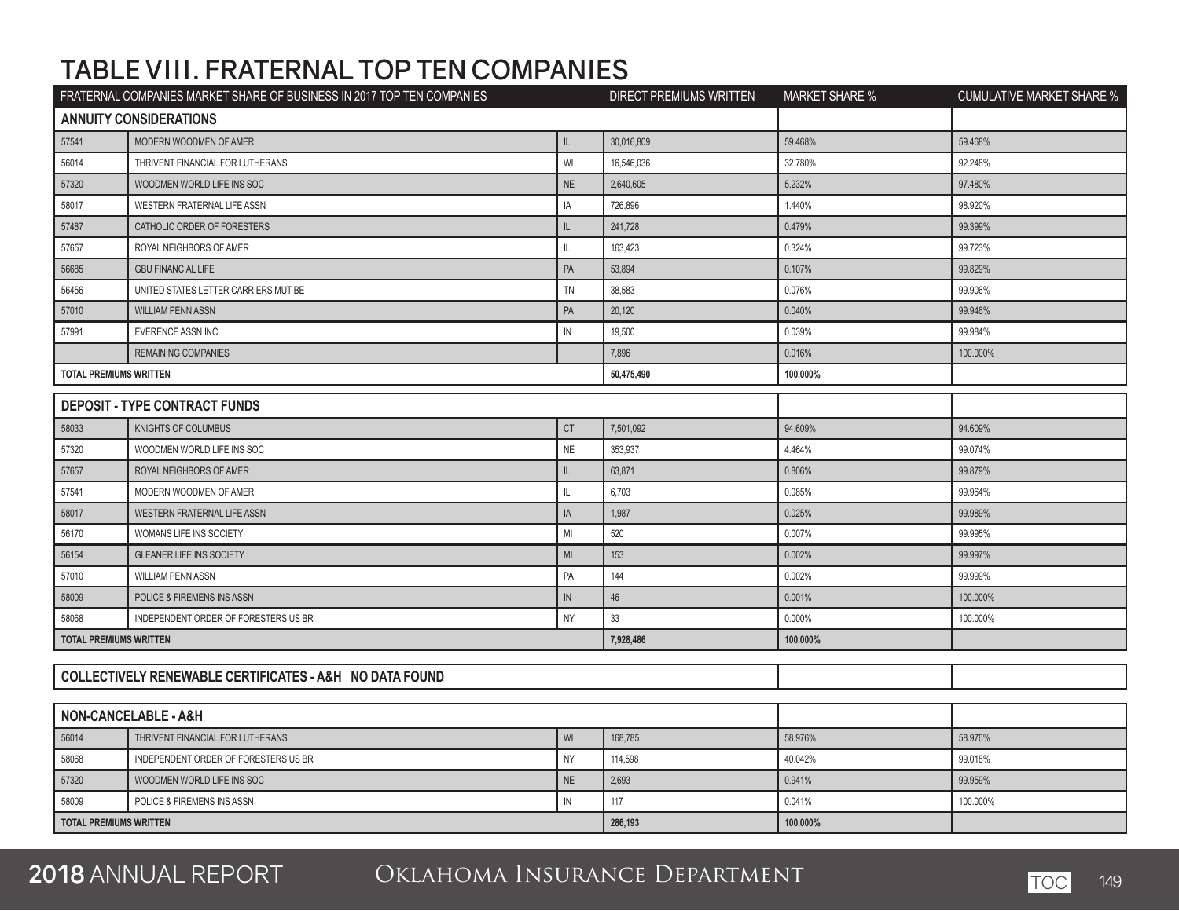# TABLE VIII. FRATERNAL TOP TEN COMPANIES

| FRATERNAL COMPANIES MARKET SHARE OF BUSINESS IN 2017 TOP TEN COMPANIES | | | DIRECT PREMIUMS WRITTEN | MARKET SHARE % | CUMULATIVE MARKET SHARE % |
|---|---|---|---|---|---|
| **ANNUITY CONSIDERATIONS** | | | | | |
| 57541 | MODERN WOODMEN OF AMER | IL | 30,016,809 | 59.468% | 59.468% |
| 56014 | THRIVENT FINANCIAL FOR LUTHERANS | WI | 16,546,036 | 32.780% | 92.248% |
| 57320 | WOODMEN WORLD LIFE INS SOC | NE | 2,640,605 | 5.232% | 97.480% |
| 58017 | WESTERN FRATERNAL LIFE ASSN | IA | 726,896 | 1.440% | 98.920% |
| 57487 | CATHOLIC ORDER OF FORESTERS | IL | 241,728 | 0.479% | 99.399% |
| 57657 | ROYAL NEIGHBORS OF AMER | IL | 163,423 | 0.324% | 99.723% |
| 56685 | GBU FINANCIAL LIFE | PA | 53,894 | 0.107% | 99.829% |
| 56456 | UNITED STATES LETTER CARRIERS MUT BE | TN | 38,583 | 0.076% | 99.906% |
| 57010 | WILLIAM PENN ASSN | PA | 20,120 | 0.040% | 99.946% |
| 57991 | EVERENCE ASSN INC | IN | 19,500 | 0.039% | 99.984% |
| | REMAINING COMPANIES | | 7,896 | 0.016% | 100.000% |
| **TOTAL PREMIUMS WRITTEN** | | | **50,475,490** | **100.000%** | |
| **DEPOSIT - TYPE CONTRACT FUNDS** | | | | | |
| 58033 | KNIGHTS OF COLUMBUS | CT | 7,501,092 | 94.609% | 94.609% |
| 57320 | WOODMEN WORLD LIFE INS SOC | NE | 353,937 | 4.464% | 99.074% |
| 57657 | ROYAL NEIGHBORS OF AMER | IL | 63,871 | 0.806% | 99.879% |
| 57541 | MODERN WOODMEN OF AMER | IL | 6,703 | 0.085% | 99.964% |
| 58017 | WESTERN FRATERNAL LIFE ASSN | IA | 1,987 | 0.025% | 99.989% |
| 56170 | WOMANS LIFE INS SOCIETY | MI | 520 | 0.007% | 99.995% |
| 56154 | GLEANER LIFE INS SOCIETY | MI | 153 | 0.002% | 99.997% |
| 57010 | WILLIAM PENN ASSN | PA | 144 | 0.002% | 99.999% |
| 58009 | POLICE & FIREMENS INS ASSN | IN | 46 | 0.001% | 100.000% |
| 58068 | INDEPENDENT ORDER OF FORESTERS US BR | NY | 33 | 0.000% | 100.000% |
| **TOTAL PREMIUMS WRITTEN** | | | **7,928,486** | **100.000%** | |
| **COLLECTIVELY RENEWABLE CERTIFICATES - A&H NO DATA FOUND** | | | | | |
| **NON-CANCELABLE - A&H** | | | | | |
| 56014 | THRIVENT FINANCIAL FOR LUTHERANS | WI | 168,785 | 58.976% | 58.976% |
| 58068 | INDEPENDENT ORDER OF FORESTERS US BR | NY | 114,598 | 40.042% | 99.018% |
| 57320 | WOODMEN WORLD LIFE INS SOC | NE | 2,693 | 0.941% | 99.959% |
| 58009 | POLICE & FIREMENS INS ASSN | IN | 117 | 0.041% | 100.000% |
| **TOTAL PREMIUMS WRITTEN** | | | **286,193** | **100.000%** | |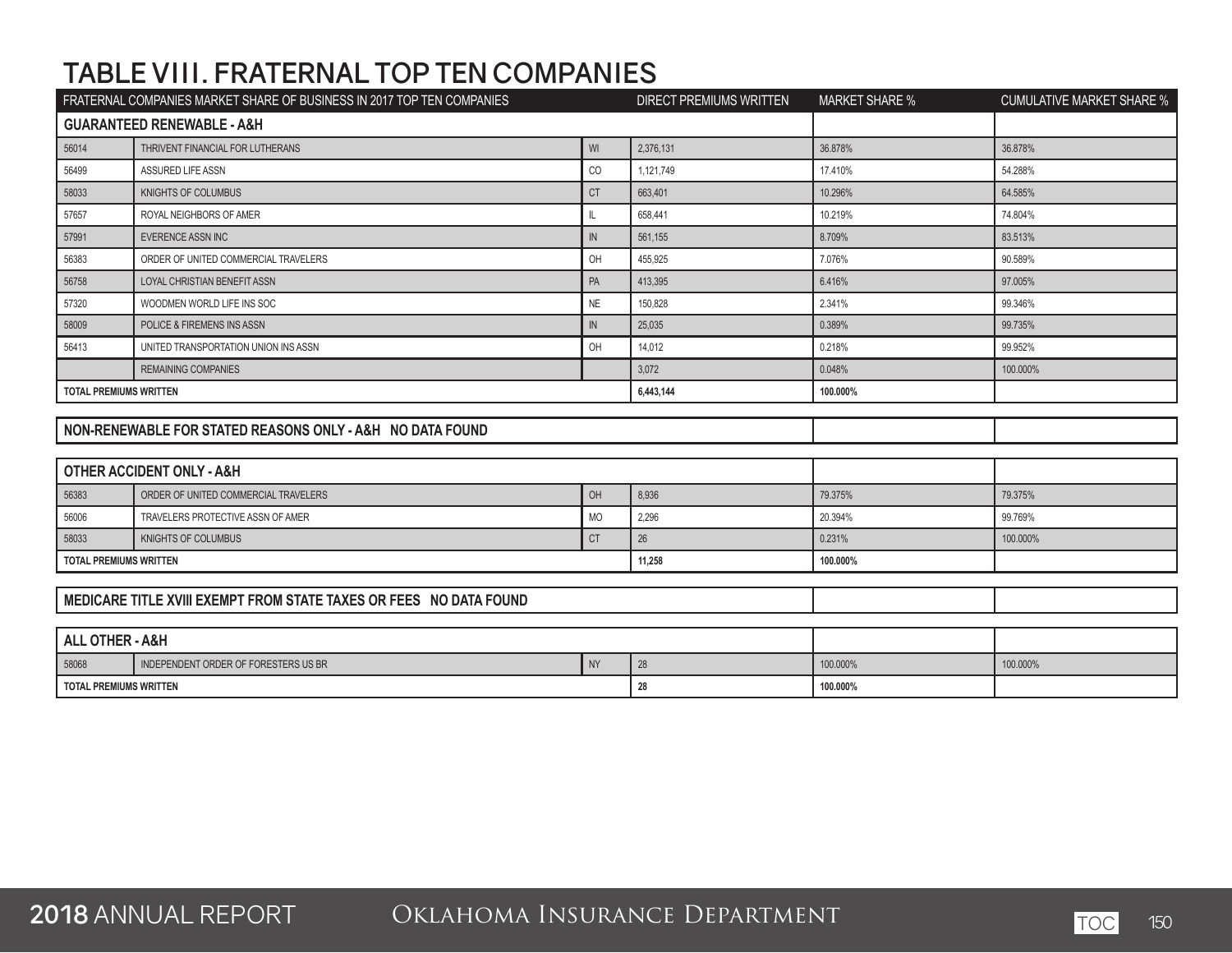# TABLE VIII. FRATERNAL TOP TEN COMPANIES

| FRATERNAL COMPANIES MARKET SHARE OF BUSINESS IN 2017 TOP TEN COMPANIES | | | DIRECT PREMIUMS WRITTEN | MARKET SHARE % | CUMULATIVE MARKET SHARE % |
|---|---|---|---|---|---|
| **GUARANTEED RENEWABLE - A&H** | | | | | |
| 56014 | THRIVENT FINANCIAL FOR LUTHERANS | WI | 2,376,131 | 36.878% | 36.878% |
| 56499 | ASSURED LIFE ASSN | CO | 1,121,749 | 17.410% | 54.288% |
| 58033 | KNIGHTS OF COLUMBUS | CT | 663,401 | 10.296% | 64.585% |
| 57657 | ROYAL NEIGHBORS OF AMER | IL | 658,441 | 10.219% | 74.804% |
| 57991 | EVERENCE ASSN INC | IN | 561,155 | 8.709% | 83.513% |
| 56383 | ORDER OF UNITED COMMERCIAL TRAVELERS | OH | 455,925 | 7.076% | 90.589% |
| 56758 | LOYAL CHRISTIAN BENEFIT ASSN | PA | 413,395 | 6.416% | 97.005% |
| 57320 | WOODMEN WORLD LIFE INS SOC | NE | 150,828 | 2.341% | 99.346% |
| 58009 | POLICE & FIREMENS INS ASSN | IN | 25,035 | 0.389% | 99.735% |
| 56413 | UNITED TRANSPORTATION UNION INS ASSN | OH | 14,012 | 0.218% | 99.952% |
| | REMAINING COMPANIES | | 3,072 | 0.048% | 100.000% |
| **TOTAL PREMIUMS WRITTEN** | | | **6,443,144** | **100.000%** | |

| NON-RENEWABLE FOR STATED REASONS ONLY - A&H NO DATA FOUND | | | | | |
|---|---|---|---|---|---|

| **OTHER ACCIDENT ONLY - A&H** | | | | | |
|---|---|---|---|---|---|
| 56383 | ORDER OF UNITED COMMERCIAL TRAVELERS | OH | 8,936 | 79.375% | 79.375% |
| 56006 | TRAVELERS PROTECTIVE ASSN OF AMER | MO | 2,296 | 20.394% | 99.769% |
| 58033 | KNIGHTS OF COLUMBUS | CT | 26 | 0.231% | 100.000% |
| **TOTAL PREMIUMS WRITTEN** | | | **11,258** | **100.000%** | |

| MEDICARE TITLE XVIII EXEMPT FROM STATE TAXES OR FEES NO DATA FOUND | | | | | |
|---|---|---|---|---|---|

| **ALL OTHER - A&H** | | | | | |
|---|---|---|---|---|---|
| 58068 | INDEPENDENT ORDER OF FORESTERS US BR | NY | 28 | 100.000% | 100.000% |
| **TOTAL PREMIUMS WRITTEN** | | | **28** | **100.000%** | |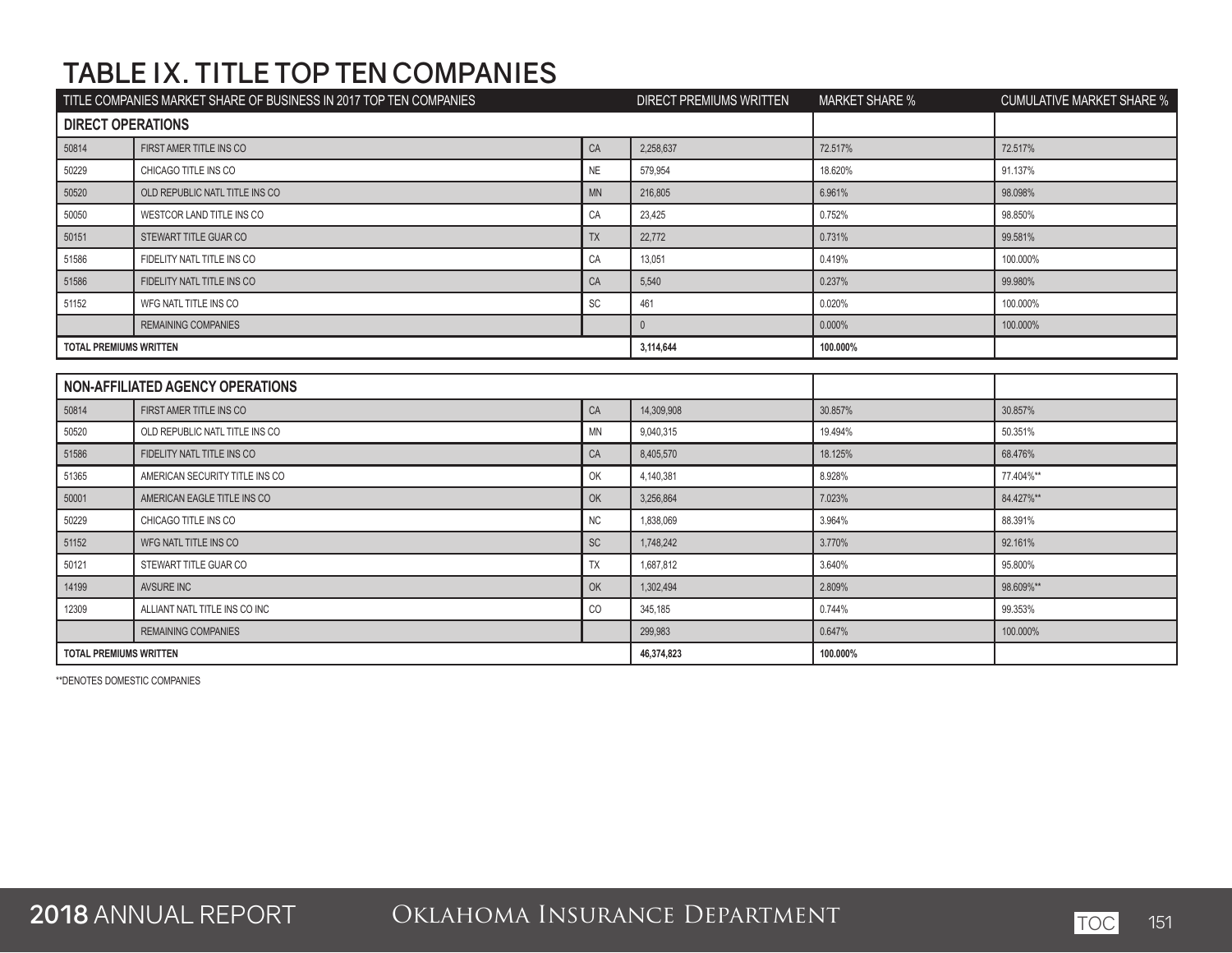# TABLE IX. TITLE TOP TEN COMPANIES

| TITLE COMPANIES MARKET SHARE OF BUSINESS IN 2017 TOP TEN COMPANIES | | | DIRECT PREMIUMS WRITTEN | MARKET SHARE % | CUMULATIVE MARKET SHARE % |
|---|---|---|---|---|---|
| **DIRECT OPERATIONS** | | | | | |
| 50814 | FIRST AMER TITLE INS CO | CA | 2,258,637 | 72.517% | 72.517% |
| 50229 | CHICAGO TITLE INS CO | NE | 579,954 | 18.620% | 91.137% |
| 50520 | OLD REPUBLIC NATL TITLE INS CO | MN | 216,805 | 6.961% | 98.098% |
| 50050 | WESTCOR LAND TITLE INS CO | CA | 23,425 | 0.752% | 98.850% |
| 50151 | STEWART TITLE GUAR CO | TX | 22,772 | 0.731% | 99.581% |
| 51586 | FIDELITY NATL TITLE INS CO | CA | 13,051 | 0.419% | 100.000% |
| 51586 | FIDELITY NATL TITLE INS CO | CA | 5,540 | 0.237% | 99.980% |
| 51152 | WFG NATL TITLE INS CO | SC | 461 | 0.020% | 100.000% |
| | REMAINING COMPANIES | | 0 | 0.000% | 100.000% |
| **TOTAL PREMIUMS WRITTEN** | | | **3,114,644** | **100.000%** | |
| **NON-AFFILIATED AGENCY OPERATIONS** | | | | | |
| 50814 | FIRST AMER TITLE INS CO | CA | 14,309,908 | 30.857% | 30.857% |
| 50520 | OLD REPUBLIC NATL TITLE INS CO | MN | 9,040,315 | 19.494% | 50.351% |
| 51586 | FIDELITY NATL TITLE INS CO | CA | 8,405,570 | 18.125% | 68.476% |
| 51365 | AMERICAN SECURITY TITLE INS CO | OK | 4,140,381 | 8.928% | 77.404%** |
| 50001 | AMERICAN EAGLE TITLE INS CO | OK | 3,256,864 | 7.023% | 84.427%** |
| 50229 | CHICAGO TITLE INS CO | NC | 1,838,069 | 3.964% | 88.391% |
| 51152 | WFG NATL TITLE INS CO | SC | 1,748,242 | 3.770% | 92.161% |
| 50121 | STEWART TITLE GUAR CO | TX | 1,687,812 | 3.640% | 95.800% |
| 14199 | AVSURE INC | OK | 1,302,494 | 2.809% | 98.609%** |
| 12309 | ALLIANT NATL TITLE INS CO INC | CO | 345,185 | 0.744% | 99.353% |
| | REMAINING COMPANIES | | 299,983 | 0.647% | 100.000% |
| **TOTAL PREMIUMS WRITTEN** | | | **46,374,823** | **100.000%** | |

**DENOTES DOMESTIC COMPANIES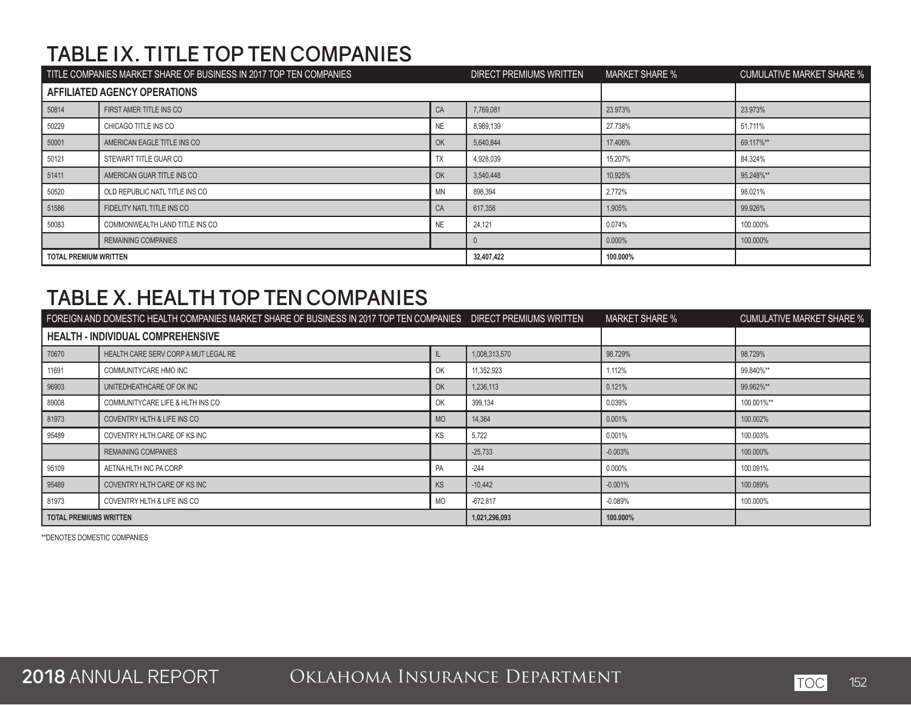# TABLE IX. TITLE TOP TEN COMPANIES

| TITLE COMPANIES MARKET SHARE OF BUSINESS IN 2017 TOP TEN COMPANIES | | | DIRECT PREMIUMS WRITTEN | MARKET SHARE % | CUMULATIVE MARKET SHARE % |
|---|---|---|---|---|---|
| **AFFILIATED AGENCY OPERATIONS** | | | | | |
| 50814 | FIRST AMER TITLE INS CO | CA | 7,769,081 | 23.973% | 23.973% |
| 50229 | CHICAGO TITLE INS CO | NE | 8,989,139 | 27.738% | 51.711% |
| 50001 | AMERICAN EAGLE TITLE INS CO | OK | 5,640,844 | 17.406% | 69.117%** |
| 50121 | STEWART TITLE GUAR CO | TX | 4,928,039 | 15.207% | 84.324% |
| 51411 | AMERICAN GUAR TITLE INS CO | OK | 3,540,448 | 10.925% | 95.248%** |
| 50520 | OLD REPUBLIC NATL TITLE INS CO | MN | 898,394 | 2.772% | 98.021% |
| 51586 | FIDELITY NATL TITLE INS CO | CA | 617,356 | 1.905% | 99.926% |
| 50083 | COMMONWEALTH LAND TITLE INS CO | NE | 24,121 | 0.074% | 100.000% |
| | REMAINING COMPANIES | | 0 | 0.000% | 100.000% |
| **TOTAL PREMIUM WRITTEN** | | | **32,407,422** | **100.000%** | |

# TABLE X. HEALTH TOP TEN COMPANIES

| FOREIGN AND DOMESTIC HEALTH COMPANIES MARKET SHARE OF BUSINESS IN 2017 TOP TEN COMPANIES | | | DIRECT PREMIUMS WRITTEN | MARKET SHARE % | CUMULATIVE MARKET SHARE % |
|---|---|---|---|---|---|
| **HEALTH - INDIVIDUAL COMPREHENSIVE** | | | | | |
| 70670 | HEALTH CARE SERV CORP A MUT LEGAL RE | IL | 1,008,313,570 | 98.729% | 98.729% |
| 11691 | COMMUNITYCARE HMO INC | OK | 11,352,923 | 1.112% | 99.840%** |
| 96903 | UNITEDHEATHCARE OF OK INC | OK | 1,236,113 | 0.121% | 99.962%** |
| 89008 | COMMUNITYCARE LIFE & HLTH INS CO | OK | 399,134 | 0.039% | 100.001%** |
| 81973 | COVENTRY HLTH & LIFE INS CO | MO | 14,364 | 0.001% | 100.002% |
| 95489 | COVENTRY HLTH CARE OF KS INC | KS | 5,722 | 0.001% | 100.003% |
| | REMAINING COMPANIES | | -25,733 | -0.003% | 100.000% |
| 95109 | AETNA HLTH INC PA CORP | PA | -244 | 0.000% | 100.091% |
| 95489 | COVENTRY HLTH CARE OF KS INC | KS | -10,442 | -0.001% | 100.089% |
| 81973 | COVENTRY HLTH & LIFE INS CO | MO | -672,817 | -0.089% | 100.000% |
| **TOTAL PREMIUMS WRITTEN** | | | **1,021,296,093** | **100.000%** | |

**DENOTES DOMESTIC COMPANIES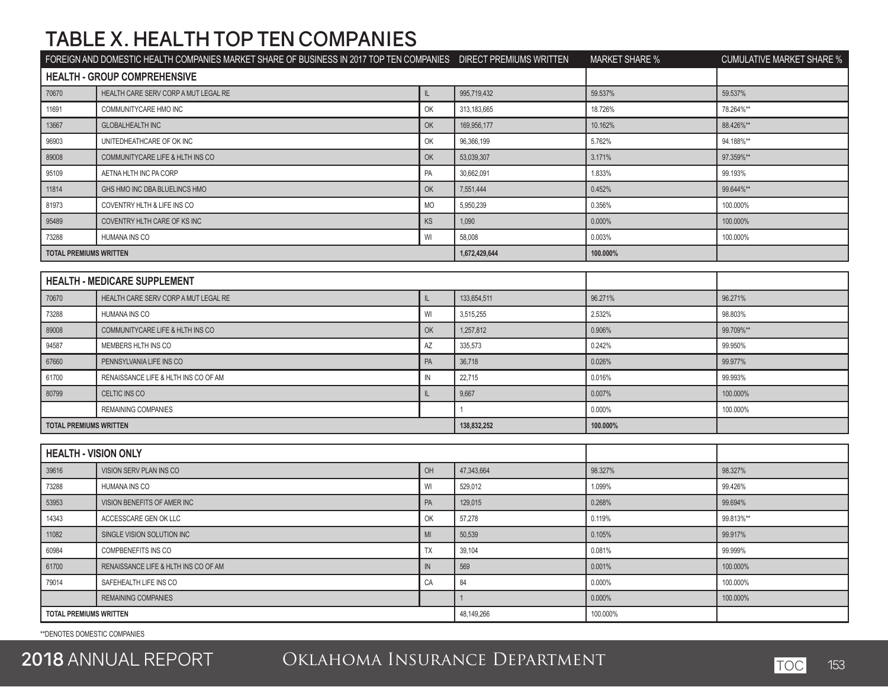# TABLE X. HEALTH TOP TEN COMPANIES

| FOREIGN AND DOMESTIC HEALTH COMPANIES MARKET SHARE OF BUSINESS IN 2017 TOP TEN COMPANIES | | | DIRECT PREMIUMS WRITTEN | MARKET SHARE % | CUMULATIVE MARKET SHARE % |
|---|---|---|---|---|---|
| **HEALTH - GROUP COMPREHENSIVE** | | | | | |
| 70670 | HEALTH CARE SERV CORP A MUT LEGAL RE | IL | 995,719,432 | 59.537% | 59.537% |
| 11691 | COMMUNITYCARE HMO INC | OK | 313,183,665 | 18.726% | 78.264%** |
| 13667 | GLOBALHEALTH INC | OK | 169,956,177 | 10.162% | 88.426%** |
| 96903 | UNITEDHEATHCARE OF OK INC | OK | 96,366,199 | 5.762% | 94.188%** |
| 89008 | COMMUNITYCARE LIFE & HLTH INS CO | OK | 53,039,307 | 3.171% | 97.359%** |
| 95109 | AETNA HLTH INC PA CORP | PA | 30,662,091 | 1.833% | 99.193% |
| 11814 | GHS HMO INC DBA BLUELINCS HMO | OK | 7,551,444 | 0.452% | 99.644%** |
| 81973 | COVENTRY HLTH & LIFE INS CO | MO | 5,950,239 | 0.356% | 100.000% |
| 95489 | COVENTRY HLTH CARE OF KS INC | KS | 1,090 | 0.000% | 100.000% |
| 73288 | HUMANA INS CO | WI | 58,008 | 0.003% | 100.000% |
| **TOTAL PREMIUMS WRITTEN** | | | **1,672,429,644** | **100.000%** | |
| **HEALTH - MEDICARE SUPPLEMENT** | | | | | |
| 70670 | HEALTH CARE SERV CORP A MUT LEGAL RE | IL | 133,654,511 | 96.271% | 96.271% |
| 73288 | HUMANA INS CO | WI | 3,515,255 | 2.532% | 98.803% |
| 89008 | COMMUNITYCARE LIFE & HLTH INS CO | OK | 1,257,812 | 0.906% | 99.709%** |
| 94587 | MEMBERS HLTH INS CO | AZ | 335,573 | 0.242% | 99.950% |
| 67660 | PENNSYLVANIA LIFE INS CO | PA | 36,718 | 0.026% | 99.977% |
| 61700 | RENAISSANCE LIFE & HLTH INS CO OF AM | IN | 22,715 | 0.016% | 99.993% |
| 80799 | CELTIC INS CO | IL | 9,667 | 0.007% | 100.000% |
| | REMAINING COMPANIES | | 1 | 0.000% | 100.000% |
| **TOTAL PREMIUMS WRITTEN** | | | **138,832,252** | **100.000%** | |
| **HEALTH - VISION ONLY** | | | | | |
| 39616 | VISION SERV PLAN INS CO | OH | 47,343,664 | 98.327% | 98.327% |
| 73288 | HUMANA INS CO | WI | 529,012 | 1.099% | 99.426% |
| 53953 | VISION BENEFITS OF AMER INC | PA | 129,015 | 0.268% | 99.694% |
| 14343 | ACCESSCARE GEN OK LLC | OK | 57,278 | 0.119% | 99.813%** |
| 11082 | SINGLE VISION SOLUTION INC | MI | 50,539 | 0.105% | 99.917% |
| 60984 | COMPBENEFITS INS CO | TX | 39,104 | 0.081% | 99.999% |
| 61700 | RENAISSANCE LIFE & HLTH INS CO OF AM | IN | 569 | 0.001% | 100.000% |
| 79014 | SAFEHEALTH LIFE INS CO | CA | 84 | 0.000% | 100.000% |
| | REMAINING COMPANIES | | 1 | 0.000% | 100.000% |
| **TOTAL PREMIUMS WRITTEN** | | | 48,149,266 | 100.000% | |

**DENOTES DOMESTIC COMPANIES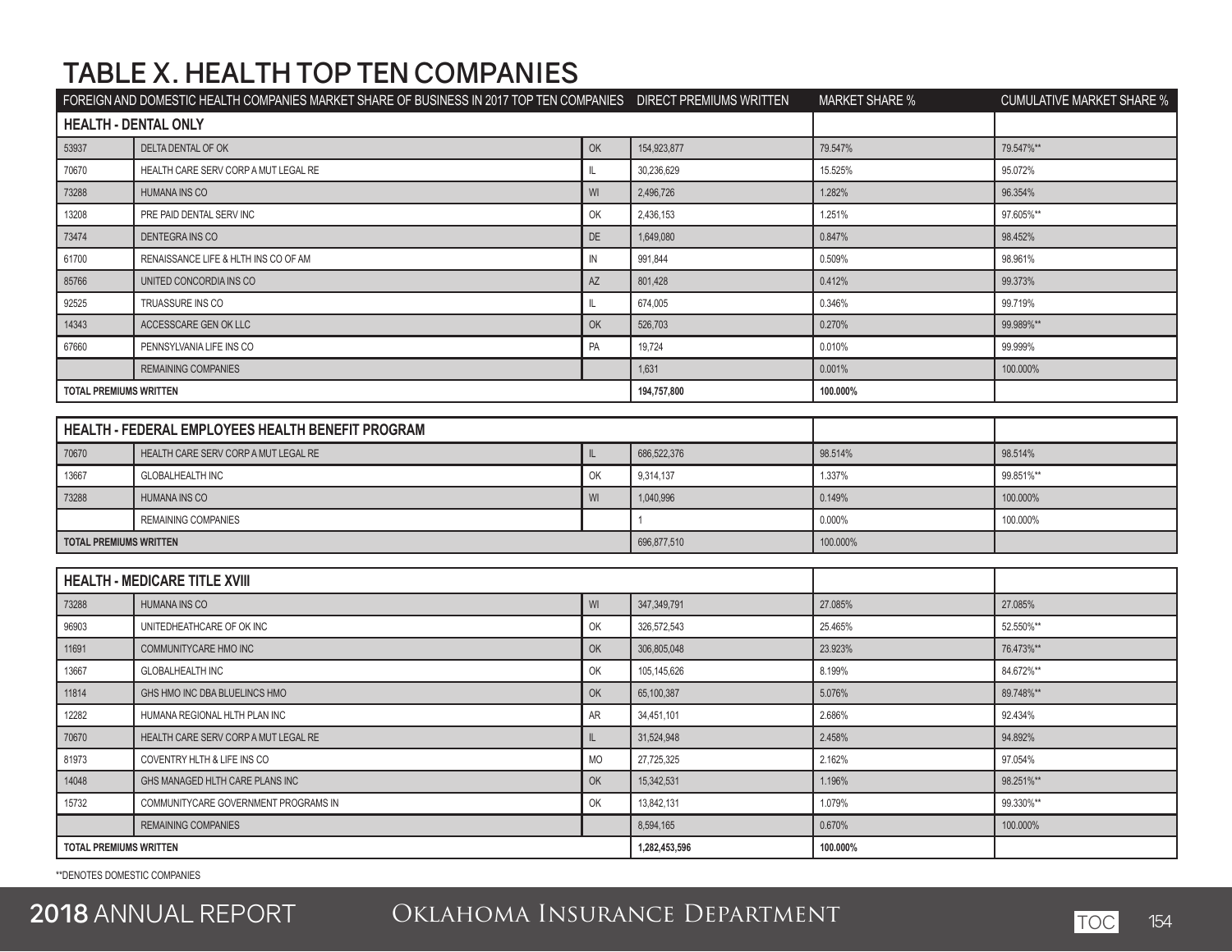# TABLE X. HEALTH TOP TEN COMPANIES

| FOREIGN AND DOMESTIC HEALTH COMPANIES MARKET SHARE OF BUSINESS IN 2017 TOP TEN COMPANIES | | | DIRECT PREMIUMS WRITTEN | MARKET SHARE % | CUMULATIVE MARKET SHARE % |
|---|---|---|---|---|---|
| **HEALTH - DENTAL ONLY** | | | | | |
| 53937 | DELTA DENTAL OF OK | OK | 154,923,877 | 79.547% | 79.547%** |
| 70670 | HEALTH CARE SERV CORP A MUT LEGAL RE | IL | 30,236,629 | 15.525% | 95.072% |
| 73288 | HUMANA INS CO | WI | 2,496,726 | 1.282% | 96.354% |
| 13208 | PRE PAID DENTAL SERV INC | OK | 2,436,153 | 1.251% | 97.605%** |
| 73474 | DENTEGRA INS CO | DE | 1,649,080 | 0.847% | 98.452% |
| 61700 | RENAISSANCE LIFE & HLTH INS CO OF AM | IN | 991,844 | 0.509% | 98.961% |
| 85766 | UNITED CONCORDIA INS CO | AZ | 801,428 | 0.412% | 99.373% |
| 92525 | TRUASSURE INS CO | IL | 674,005 | 0.346% | 99.719% |
| 14343 | ACCESSCARE GEN OK LLC | OK | 526,703 | 0.270% | 99.989%** |
| 67660 | PENNSYLVANIA LIFE INS CO | PA | 19,724 | 0.010% | 99.999% |
| | REMAINING COMPANIES | | 1,631 | 0.001% | 100.000% |
| **TOTAL PREMIUMS WRITTEN** | | | **194,757,800** | **100.000%** | |

| **HEALTH - FEDERAL EMPLOYEES HEALTH BENEFIT PROGRAM** | | | | | |
|---|---|---|---|---|---|
| 70670 | HEALTH CARE SERV CORP A MUT LEGAL RE | IL | 686,522,376 | 98.514% | 98.514% |
| 13667 | GLOBALHEALTH INC | OK | 9,314,137 | 1.337% | 99.851%** |
| 73288 | HUMANA INS CO | WI | 1,040,996 | 0.149% | 100.000% |
| | REMAINING COMPANIES | | 1 | 0.000% | 100.000% |
| **TOTAL PREMIUMS WRITTEN** | | | 696,877,510 | 100.000% | |

| **HEALTH - MEDICARE TITLE XVIII** | | | | | |
|---|---|---|---|---|---|
| 73288 | HUMANA INS CO | WI | 347,349,791 | 27.085% | 27.085% |
| 96903 | UNITEDHEATHCARE OF OK INC | OK | 326,572,543 | 25.465% | 52.550%** |
| 11691 | COMMUNITYCARE HMO INC | OK | 306,805,048 | 23.923% | 76.473%** |
| 13667 | GLOBALHEALTH INC | OK | 105,145,626 | 8.199% | 84.672%** |
| 11814 | GHS HMO INC DBA BLUELINCS HMO | OK | 65,100,387 | 5.076% | 89.748%** |
| 12282 | HUMANA REGIONAL HLTH PLAN INC | AR | 34,451,101 | 2.686% | 92.434% |
| 70670 | HEALTH CARE SERV CORP A MUT LEGAL RE | IL | 31,524,948 | 2.458% | 94.892% |
| 81973 | COVENTRY HLTH & LIFE INS CO | MO | 27,725,325 | 2.162% | 97.054% |
| 14048 | GHS MANAGED HLTH CARE PLANS INC | OK | 15,342,531 | 1.196% | 98.251%** |
| 15732 | COMMUNITYCARE GOVERNMENT PROGRAMS IN | OK | 13,842,131 | 1.079% | 99.330%** |
| | REMAINING COMPANIES | | 8,594,165 | 0.670% | 100.000% |
| **TOTAL PREMIUMS WRITTEN** | | | **1,282,453,596** | **100.000%** | |

**DENOTES DOMESTIC COMPANIES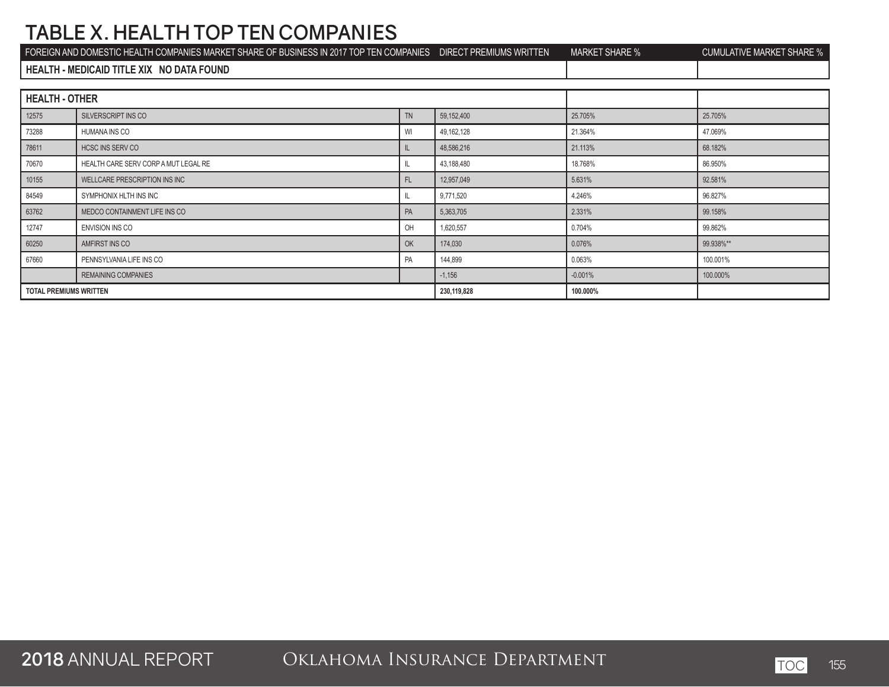# TABLE X. HEALTH TOP TEN COMPANIES

| FOREIGN AND DOMESTIC HEALTH COMPANIES MARKET SHARE OF BUSINESS IN 2017 TOP TEN COMPANIES | | | DIRECT PREMIUMS WRITTEN | MARKET SHARE % | CUMULATIVE MARKET SHARE % |
|---|---|---|---|---|---|
| **HEALTH - MEDICAID TITLE XIX NO DATA FOUND** | | | | | |
| **HEALTH - OTHER** | | | | | |
| 12575 | SILVERSCRIPT INS CO | TN | 59,152,400 | 25.705% | 25.705% |
| 73288 | HUMANA INS CO | WI | 49,162,128 | 21.364% | 47.069% |
| 78611 | HCSC INS SERV CO | IL | 48,586,216 | 21.113% | 68.182% |
| 70670 | HEALTH CARE SERV CORP A MUT LEGAL RE | IL | 43,188,480 | 18.768% | 86.950% |
| 10155 | WELLCARE PRESCRIPTION INS INC | FL | 12,957,049 | 5.631% | 92.581% |
| 84549 | SYMPHONIX HLTH INS INC | IL | 9,771,520 | 4.246% | 96.827% |
| 63762 | MEDCO CONTAINMENT LIFE INS CO | PA | 5,363,705 | 2.331% | 99.158% |
| 12747 | ENVISION INS CO | OH | 1,620,557 | 0.704% | 99.862% |
| 60250 | AMFIRST INS CO | OK | 174,030 | 0.076% | 99.938%** |
| 67660 | PENNSYLVANIA LIFE INS CO | PA | 144,899 | 0.063% | 100.001% |
| | REMAINING COMPANIES | | -1,156 | -0.001% | 100.000% |
| **TOTAL PREMIUMS WRITTEN** | | | **230,119,828** | **100.000%** | |